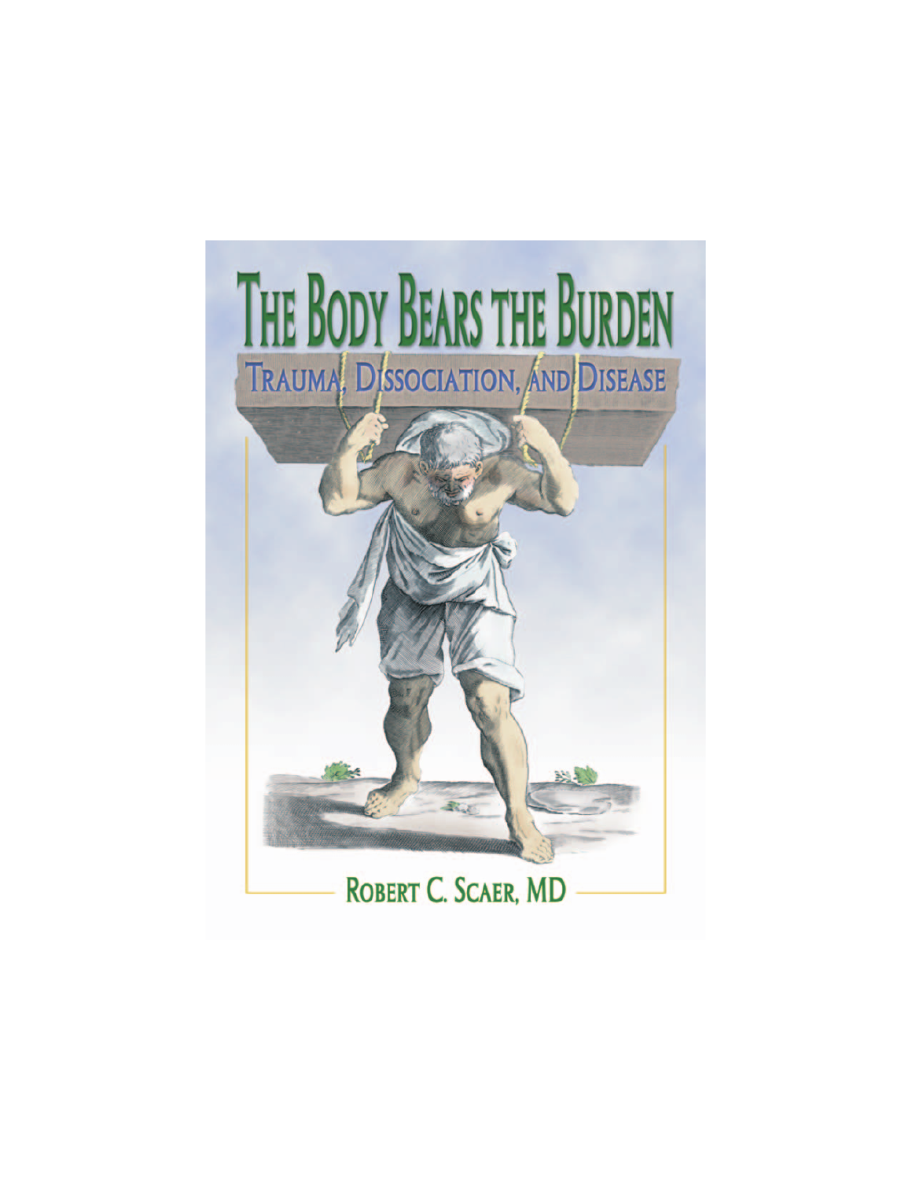# The Body Bears the Burden

## Trauma, Dissociation, and Disease

Robert C. Scaer, MD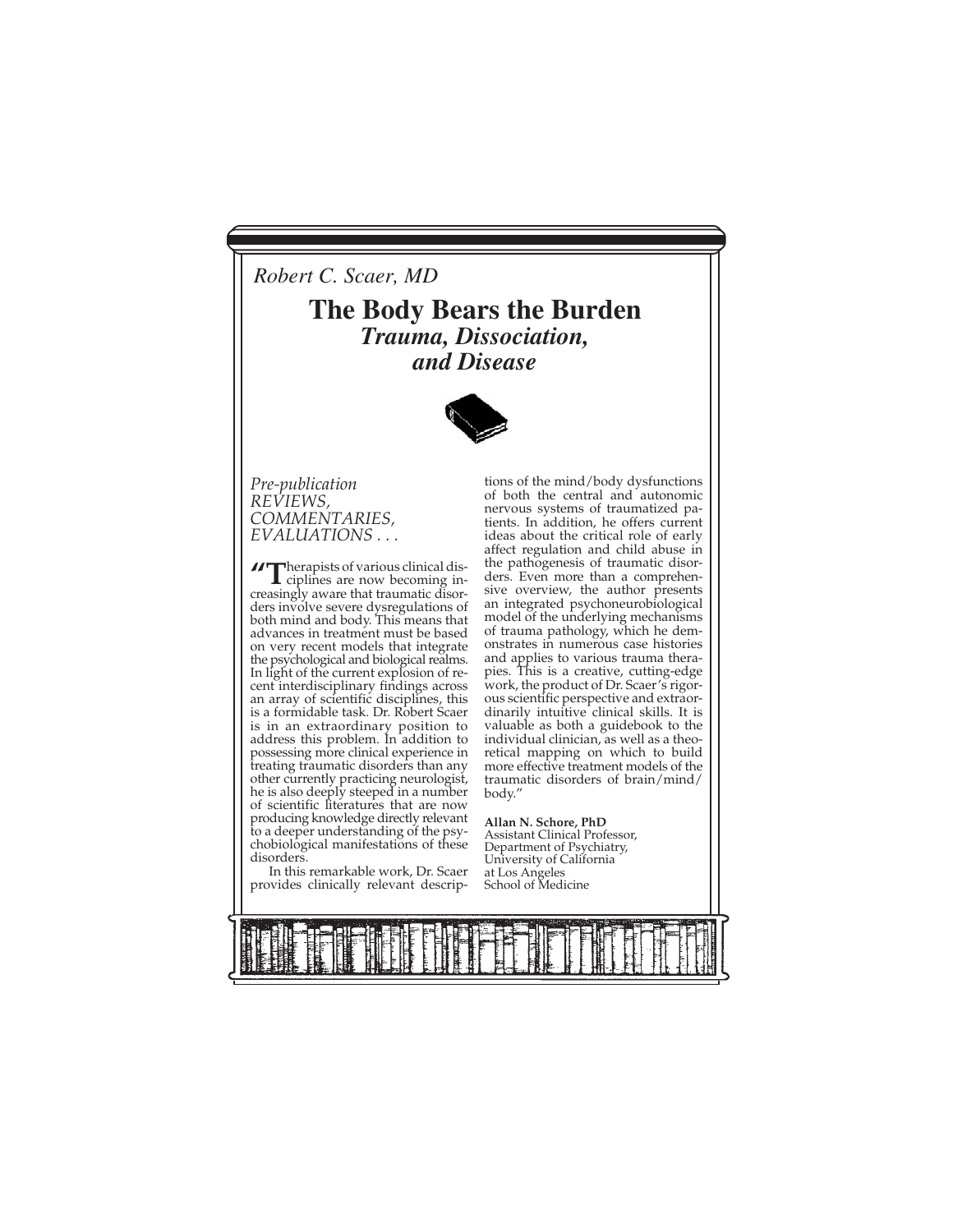*Robert C. Scaer, MD*

# The Body Bears the Burden

## *Trauma, Dissociation, and Disease*

*Pre-publication REVIEWS, COMMENTARIES, EVALUATIONS . . .*

"Therapists of various clinical disciplines are now becoming increasingly aware that traumatic disorders involve severe dysregulations of both mind and body. This means that advances in treatment must be based on very recent models that integrate the psychological and biological realms. In light of the current explosion of recent interdisciplinary findings across an array of scientific disciplines, this is a formidable task. Dr. Robert Scaer is in an extraordinary position to address this problem. In addition to possessing more clinical experience in treating traumatic disorders than any other currently practicing neurologist, he is also deeply steeped in a number of scientific literatures that are now producing knowledge directly relevant to a deeper understanding of the psychobiological manifestations of these disorders.

In this remarkable work, Dr. Scaer provides clinically relevant descriptions of the mind/body dysfunctions of both the central and autonomic nervous systems of traumatized patients. In addition, he offers current ideas about the critical role of early affect regulation and child abuse in the pathogenesis of traumatic disorders. Even more than a comprehensive overview, the author presents an integrated psychoneurobiological model of the underlying mechanisms of trauma pathology, which he demonstrates in numerous case histories and applies to various trauma therapies. This is a creative, cutting-edge work, the product of Dr. Scaer's rigorous scientific perspective and extraordinarily intuitive clinical skills. It is valuable as both a guidebook to the individual clinician, as well as a theoretical mapping on which to build more effective treatment models of the traumatic disorders of brain/mind/body."

**Allan N. Schore, PhD**
Assistant Clinical Professor,
Department of Psychiatry,
University of California
at Los Angeles
School of Medicine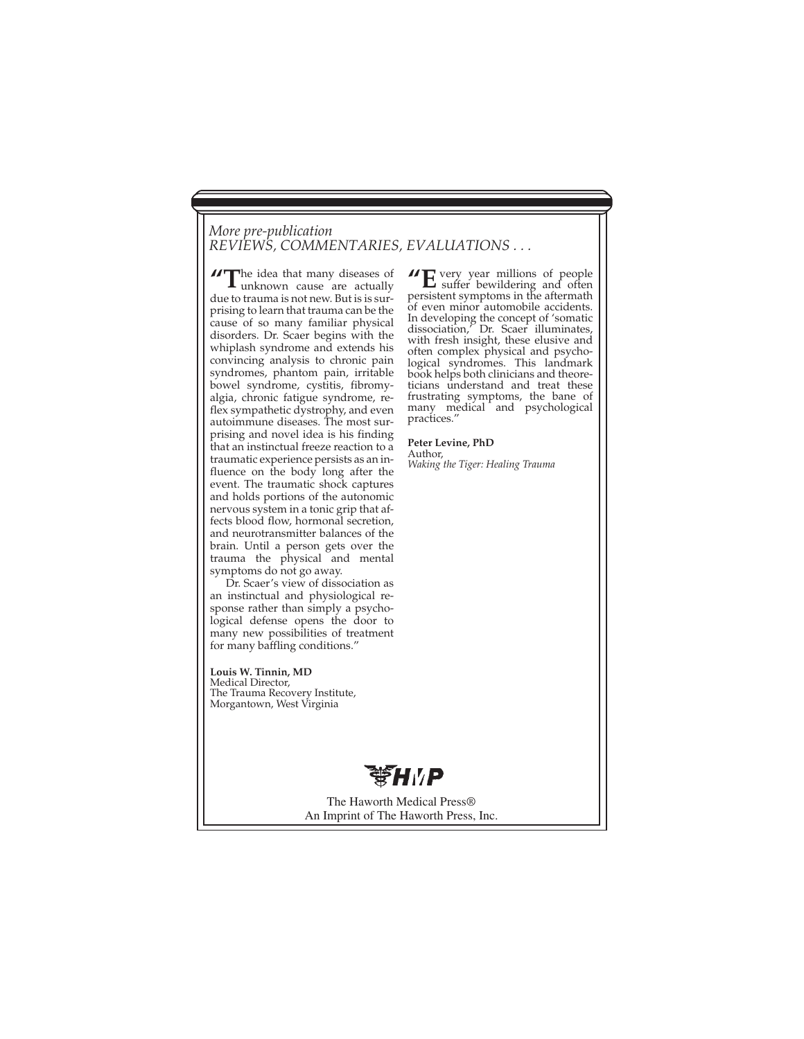*More pre-publication*
*REVIEWS, COMMENTARIES, EVALUATIONS . . .*

"The idea that many diseases of unknown cause are actually due to trauma is not new. But is is surprising to learn that trauma can be the cause of so many familiar physical disorders. Dr. Scaer begins with the whiplash syndrome and extends his convincing analysis to chronic pain syndromes, phantom pain, irritable bowel syndrome, cystitis, fibromyalgia, chronic fatigue syndrome, reflex sympathetic dystrophy, and even autoimmune diseases. The most surprising and novel idea is his finding that an instinctual freeze reaction to a traumatic experience persists as an influence on the body long after the event. The traumatic shock captures and holds portions of the autonomic nervous system in a tonic grip that affects blood flow, hormonal secretion, and neurotransmitter balances of the brain. Until a person gets over the trauma the physical and mental symptoms do not go away.

Dr. Scaer's view of dissociation as an instinctual and physiological response rather than simply a psychological defense opens the door to many new possibilities of treatment for many baffling conditions."

**Louis W. Tinnin, MD**
Medical Director,
The Trauma Recovery Institute,
Morgantown, West Virginia

"Every year millions of people suffer bewildering and often persistent symptoms in the aftermath of even minor automobile accidents. In developing the concept of 'somatic dissociation,' Dr. Scaer illuminates, with fresh insight, these elusive and often complex physical and psychological syndromes. This landmark book helps both clinicians and theoreticians understand and treat these frustrating symptoms, the bane of many medical and psychological practices."

**Peter Levine, PhD**
Author,
*Waking the Tiger: Healing Trauma*

HMP

The Haworth Medical Press®
An Imprint of The Haworth Press, Inc.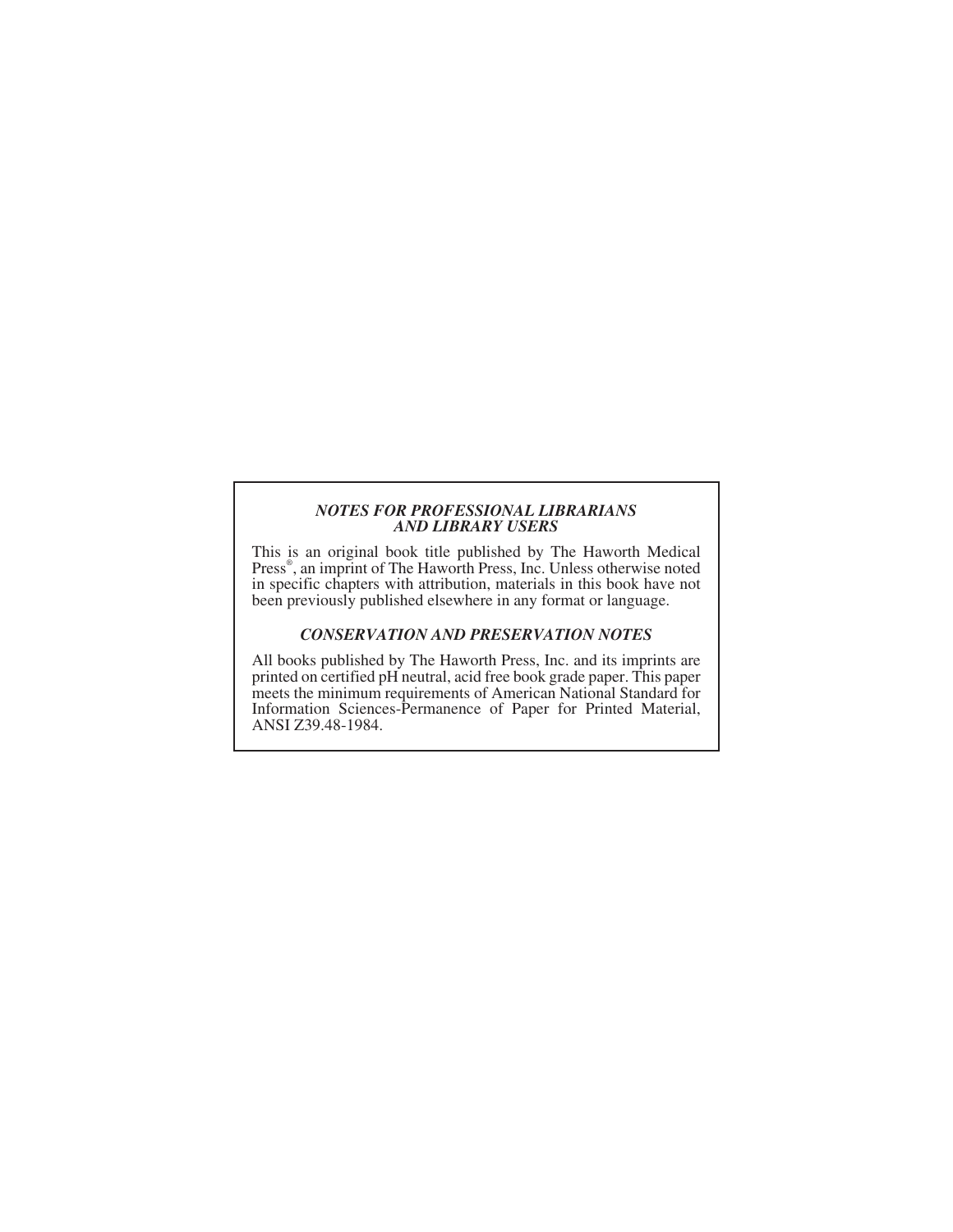### *NOTES FOR PROFESSIONAL LIBRARIANS AND LIBRARY USERS*

This is an original book title published by The Haworth Medical Press®, an imprint of The Haworth Press, Inc. Unless otherwise noted in specific chapters with attribution, materials in this book have not been previously published elsewhere in any format or language.

### *CONSERVATION AND PRESERVATION NOTES*

All books published by The Haworth Press, Inc. and its imprints are printed on certified pH neutral, acid free book grade paper. This paper meets the minimum requirements of American National Standard for Information Sciences-Permanence of Paper for Printed Material, ANSI Z39.48-1984.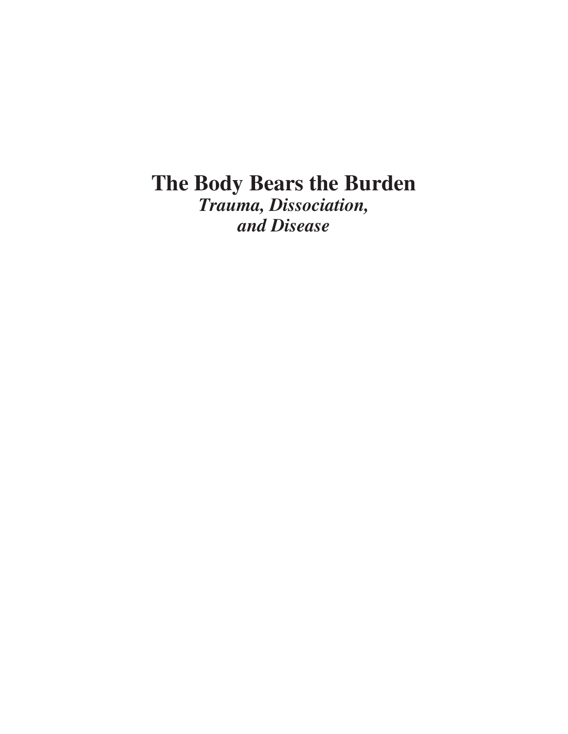# The Body Bears the Burden

*Trauma, Dissociation, and Disease*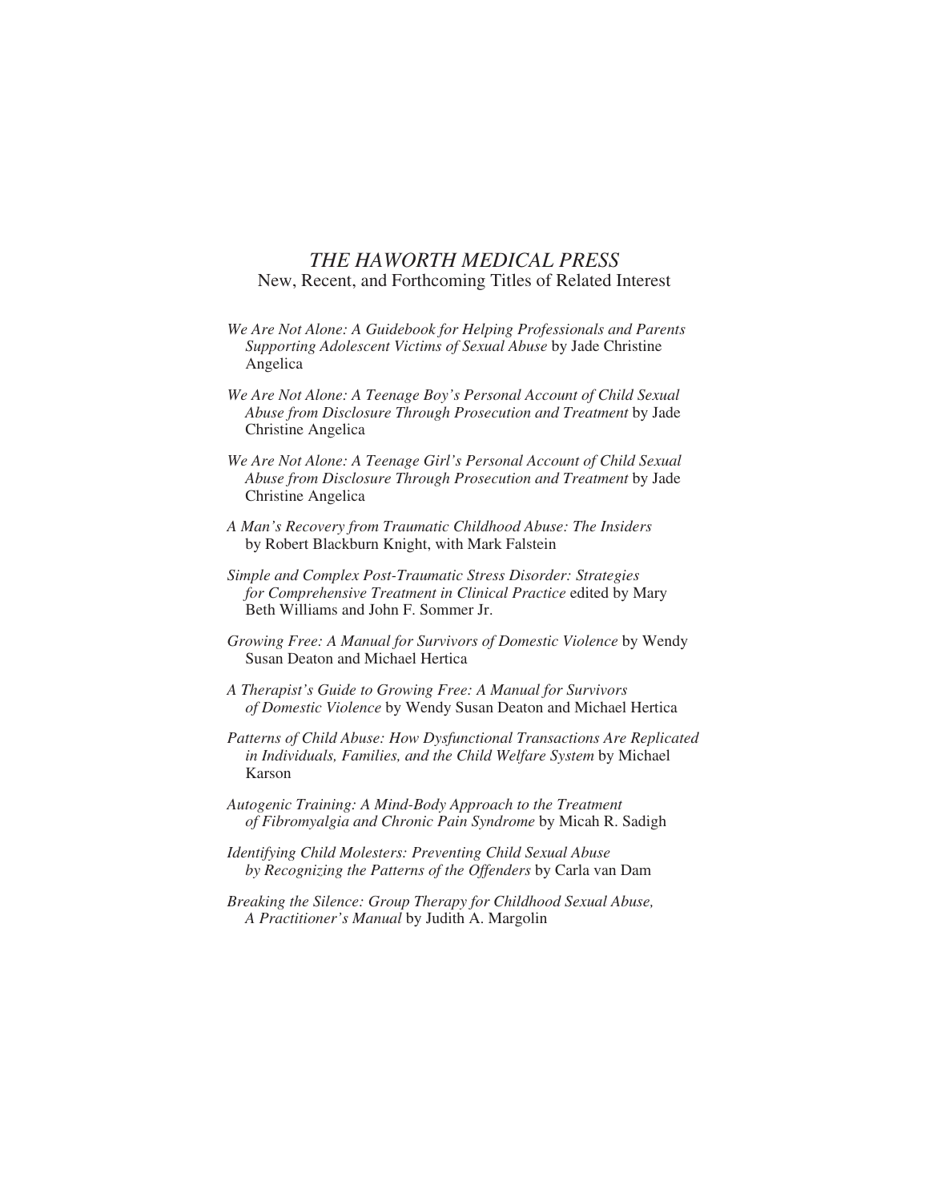# *THE HAWORTH MEDICAL PRESS*

New, Recent, and Forthcoming Titles of Related Interest

*We Are Not Alone: A Guidebook for Helping Professionals and Parents Supporting Adolescent Victims of Sexual Abuse* by Jade Christine Angelica

*We Are Not Alone: A Teenage Boy's Personal Account of Child Sexual Abuse from Disclosure Through Prosecution and Treatment* by Jade Christine Angelica

*We Are Not Alone: A Teenage Girl's Personal Account of Child Sexual Abuse from Disclosure Through Prosecution and Treatment* by Jade Christine Angelica

*A Man's Recovery from Traumatic Childhood Abuse: The Insiders* by Robert Blackburn Knight, with Mark Falstein

*Simple and Complex Post-Traumatic Stress Disorder: Strategies for Comprehensive Treatment in Clinical Practice* edited by Mary Beth Williams and John F. Sommer Jr.

*Growing Free: A Manual for Survivors of Domestic Violence* by Wendy Susan Deaton and Michael Hertica

*A Therapist's Guide to Growing Free: A Manual for Survivors of Domestic Violence* by Wendy Susan Deaton and Michael Hertica

*Patterns of Child Abuse: How Dysfunctional Transactions Are Replicated in Individuals, Families, and the Child Welfare System* by Michael Karson

*Autogenic Training: A Mind-Body Approach to the Treatment of Fibromyalgia and Chronic Pain Syndrome* by Micah R. Sadigh

*Identifying Child Molesters: Preventing Child Sexual Abuse by Recognizing the Patterns of the Offenders* by Carla van Dam

*Breaking the Silence: Group Therapy for Childhood Sexual Abuse, A Practitioner's Manual* by Judith A. Margolin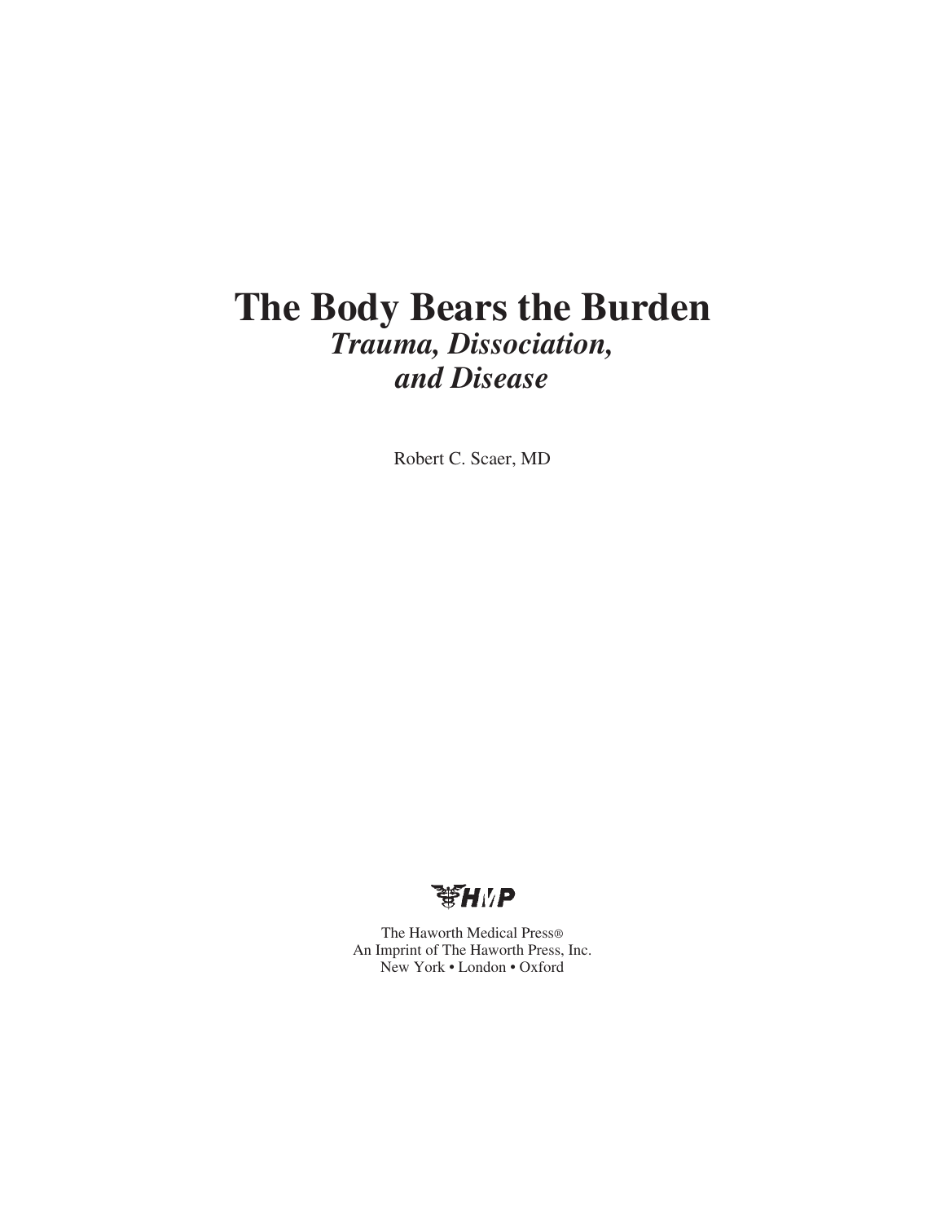# The Body Bears the Burden

## *Trauma, Dissociation, and Disease*

Robert C. Scaer, MD

HMP

The Haworth Medical Press®
An Imprint of The Haworth Press, Inc.
New York • London • Oxford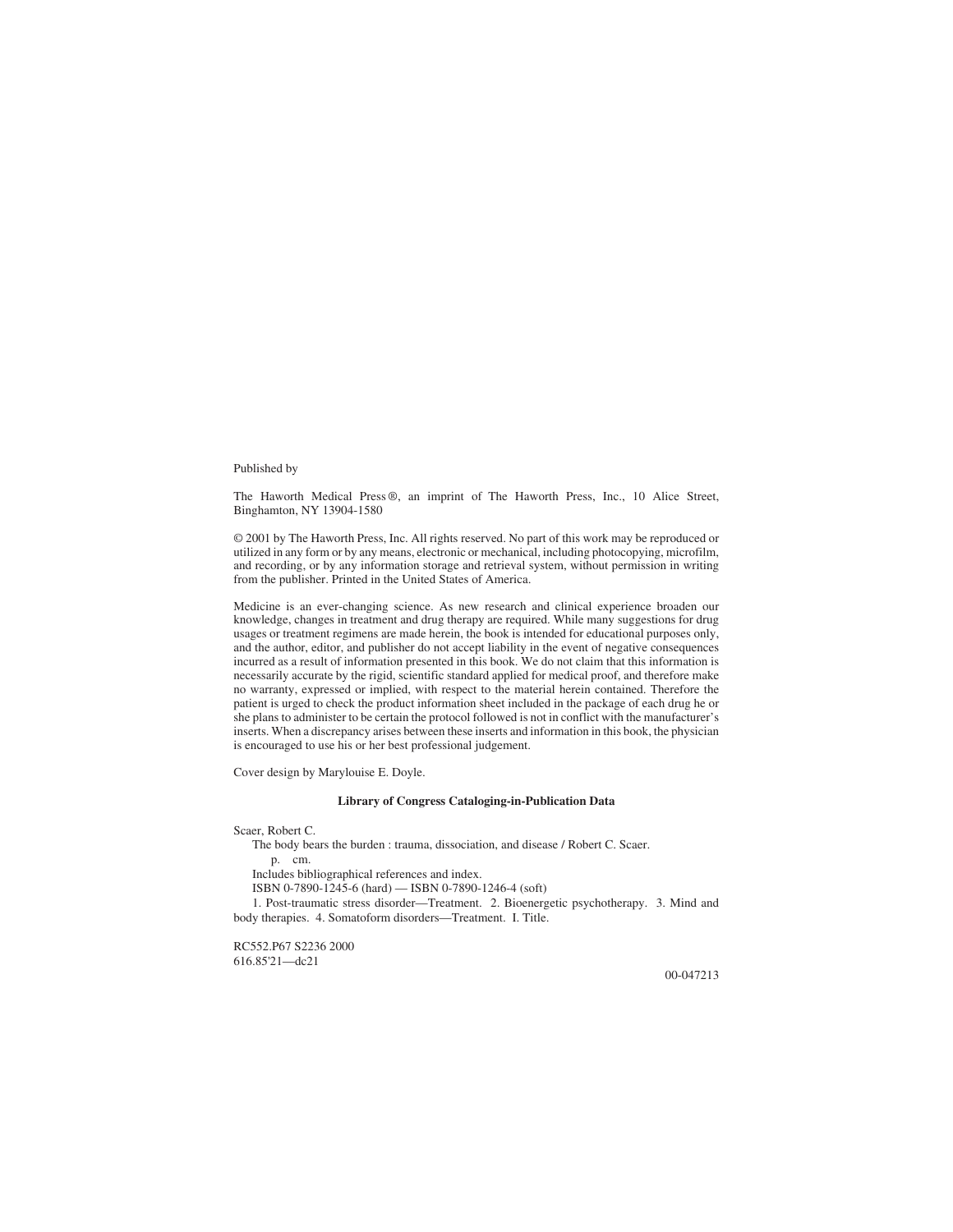Published by

The Haworth Medical Press®, an imprint of The Haworth Press, Inc., 10 Alice Street, Binghamton, NY 13904-1580

© 2001 by The Haworth Press, Inc. All rights reserved. No part of this work may be reproduced or utilized in any form or by any means, electronic or mechanical, including photocopying, microfilm, and recording, or by any information storage and retrieval system, without permission in writing from the publisher. Printed in the United States of America.

Medicine is an ever-changing science. As new research and clinical experience broaden our knowledge, changes in treatment and drug therapy are required. While many suggestions for drug usages or treatment regimens are made herein, the book is intended for educational purposes only, and the author, editor, and publisher do not accept liability in the event of negative consequences incurred as a result of information presented in this book. We do not claim that this information is necessarily accurate by the rigid, scientific standard applied for medical proof, and therefore make no warranty, expressed or implied, with respect to the material herein contained. Therefore the patient is urged to check the product information sheet included in the package of each drug he or she plans to administer to be certain the protocol followed is not in conflict with the manufacturer's inserts. When a discrepancy arises between these inserts and information in this book, the physician is encouraged to use his or her best professional judgement.

Cover design by Marylouise E. Doyle.

**Library of Congress Cataloging-in-Publication Data**

Scaer, Robert C.

The body bears the burden : trauma, dissociation, and disease / Robert C. Scaer.

p. cm.

Includes bibliographical references and index.

ISBN 0-7890-1245-6 (hard) — ISBN 0-7890-1246-4 (soft)

1. Post-traumatic stress disorder—Treatment. 2. Bioenergetic psychotherapy. 3. Mind and body therapies. 4. Somatoform disorders—Treatment. I. Title.

RC552.P67 S2236 2000
616.85'21—dc21

00-047213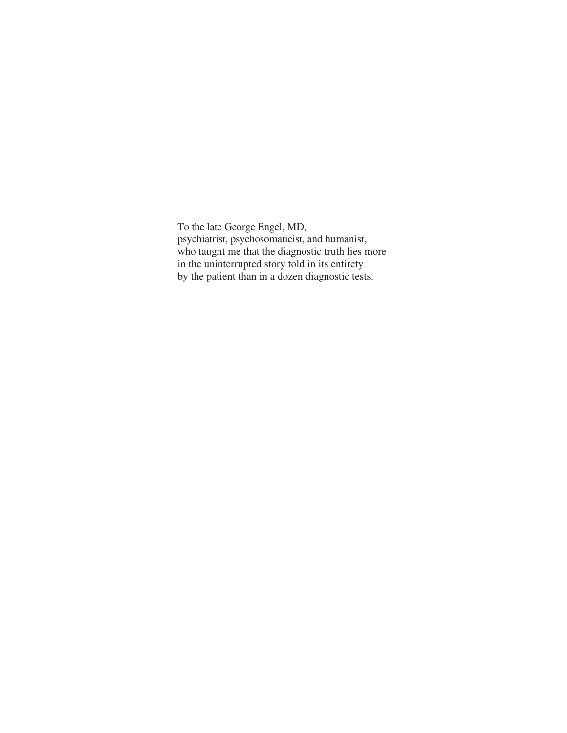To the late George Engel, MD,
psychiatrist, psychosomaticist, and humanist,
who taught me that the diagnostic truth lies more
in the uninterrupted story told in its entirety
by the patient than in a dozen diagnostic tests.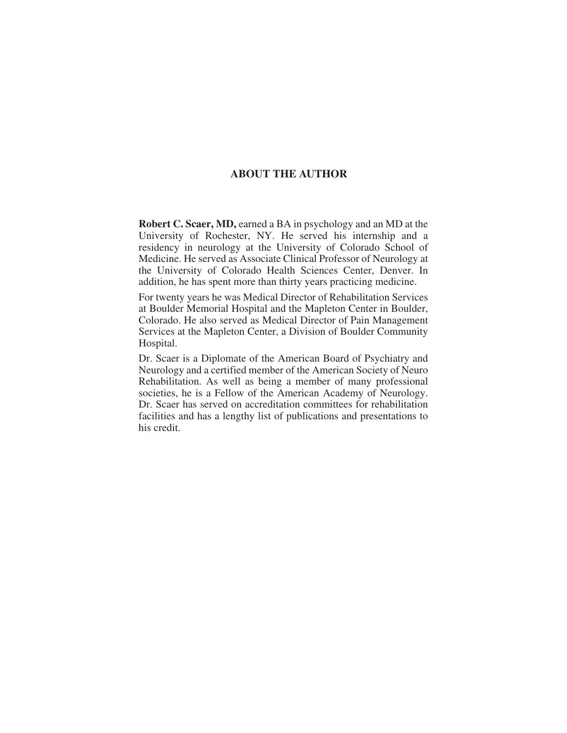## ABOUT THE AUTHOR

**Robert C. Scaer, MD,** earned a BA in psychology and an MD at the University of Rochester, NY. He served his internship and a residency in neurology at the University of Colorado School of Medicine. He served as Associate Clinical Professor of Neurology at the University of Colorado Health Sciences Center, Denver. In addition, he has spent more than thirty years practicing medicine.

For twenty years he was Medical Director of Rehabilitation Services at Boulder Memorial Hospital and the Mapleton Center in Boulder, Colorado. He also served as Medical Director of Pain Management Services at the Mapleton Center, a Division of Boulder Community Hospital.

Dr. Scaer is a Diplomate of the American Board of Psychiatry and Neurology and a certified member of the American Society of Neuro Rehabilitation. As well as being a member of many professional societies, he is a Fellow of the American Academy of Neurology. Dr. Scaer has served on accreditation committees for rehabilitation facilities and has a lengthy list of publications and presentations to his credit.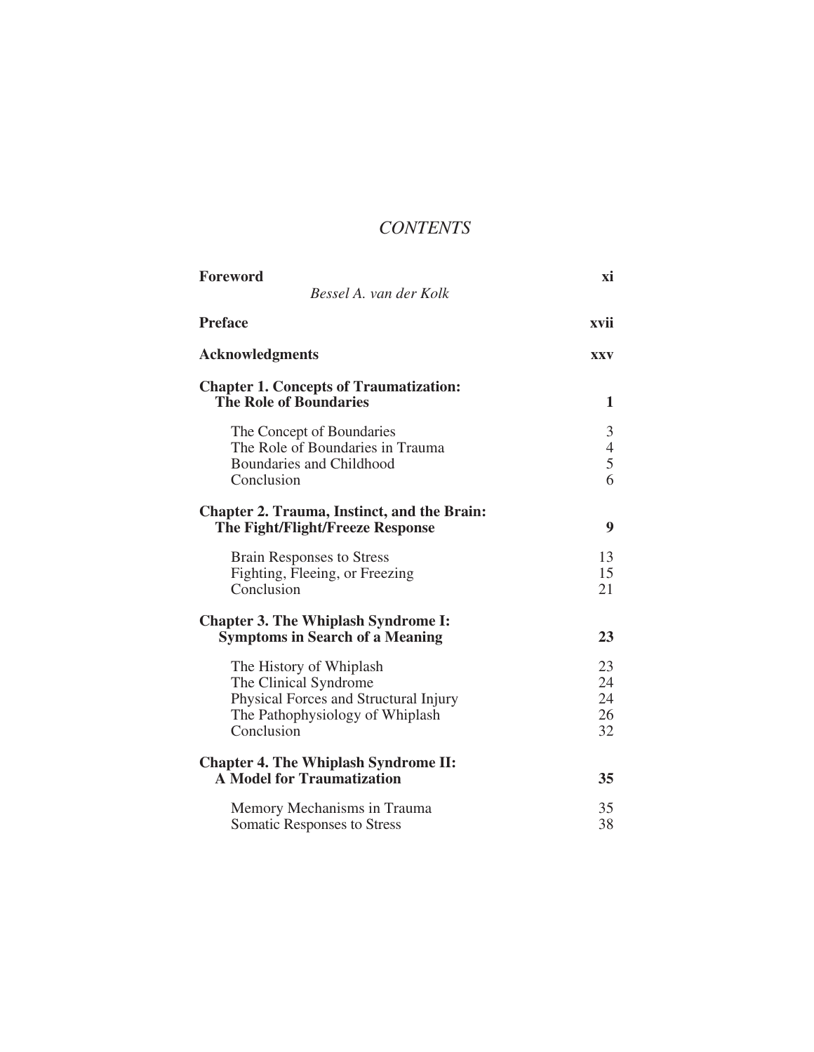# *CONTENTS*

| | |
|---|---|
| **Foreword** | **xi** |
| *Bessel A. van der Kolk* | |
| **Preface** | **xvii** |
| **Acknowledgments** | **xxv** |
| **Chapter 1. Concepts of Traumatization: The Role of Boundaries** | **1** |
| The Concept of Boundaries | 3 |
| The Role of Boundaries in Trauma | 4 |
| Boundaries and Childhood | 5 |
| Conclusion | 6 |
| **Chapter 2. Trauma, Instinct, and the Brain: The Fight/Flight/Freeze Response** | **9** |
| Brain Responses to Stress | 13 |
| Fighting, Fleeing, or Freezing | 15 |
| Conclusion | 21 |
| **Chapter 3. The Whiplash Syndrome I: Symptoms in Search of a Meaning** | **23** |
| The History of Whiplash | 23 |
| The Clinical Syndrome | 24 |
| Physical Forces and Structural Injury | 24 |
| The Pathophysiology of Whiplash | 26 |
| Conclusion | 32 |
| **Chapter 4. The Whiplash Syndrome II: A Model for Traumatization** | **35** |
| Memory Mechanisms in Trauma | 35 |
| Somatic Responses to Stress | 38 |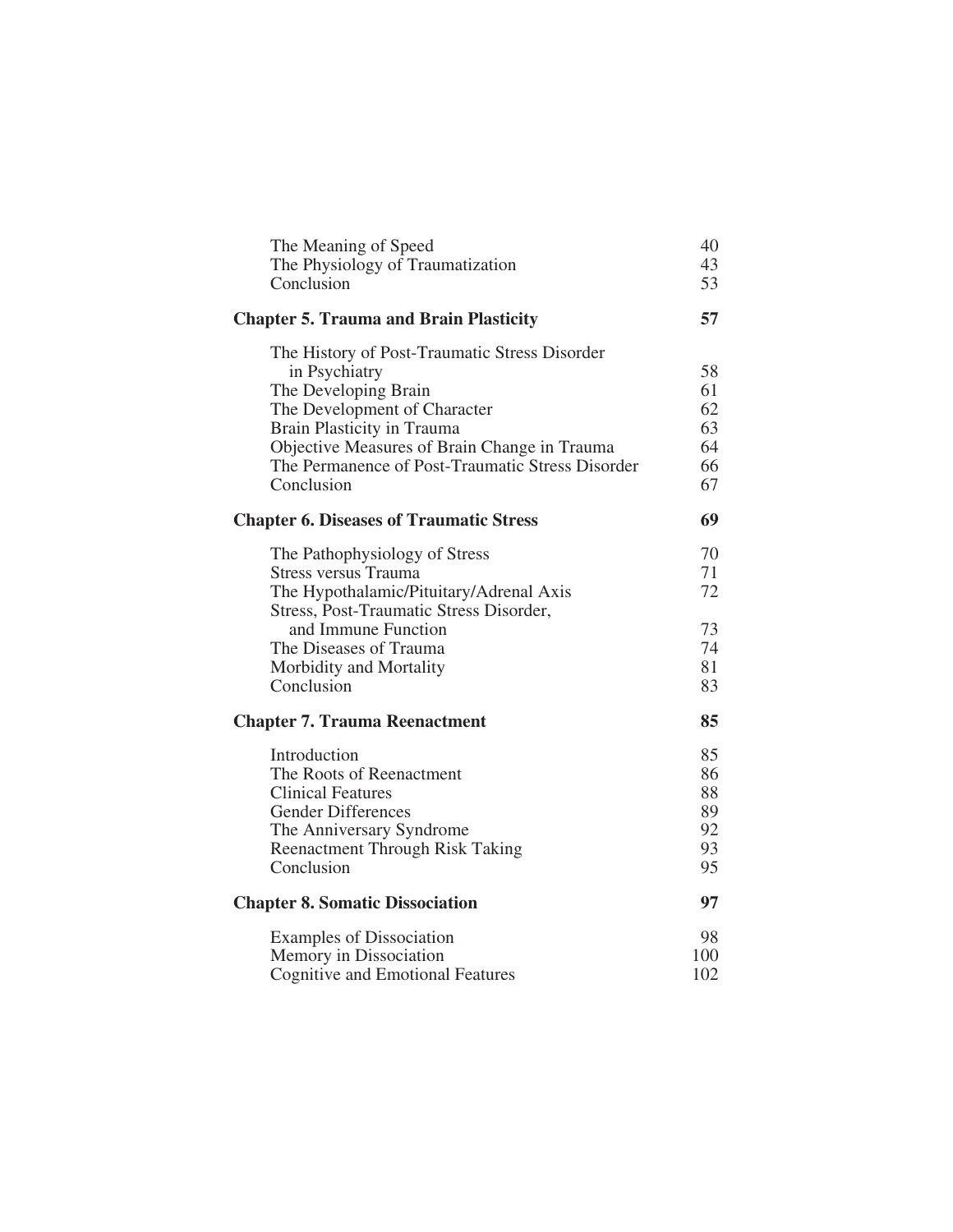The Meaning of Speed 40
The Physiology of Traumatization 43
Conclusion 53

**Chapter 5. Trauma and Brain Plasticity 57**

The History of Post-Traumatic Stress Disorder in Psychiatry 58
The Developing Brain 61
The Development of Character 62
Brain Plasticity in Trauma 63
Objective Measures of Brain Change in Trauma 64
The Permanence of Post-Traumatic Stress Disorder 66
Conclusion 67

**Chapter 6. Diseases of Traumatic Stress 69**

The Pathophysiology of Stress 70
Stress versus Trauma 71
The Hypothalamic/Pituitary/Adrenal Axis 72
Stress, Post-Traumatic Stress Disorder, and Immune Function 73
The Diseases of Trauma 74
Morbidity and Mortality 81
Conclusion 83

**Chapter 7. Trauma Reenactment 85**

Introduction 85
The Roots of Reenactment 86
Clinical Features 88
Gender Differences 89
The Anniversary Syndrome 92
Reenactment Through Risk Taking 93
Conclusion 95

**Chapter 8. Somatic Dissociation 97**

Examples of Dissociation 98
Memory in Dissociation 100
Cognitive and Emotional Features 102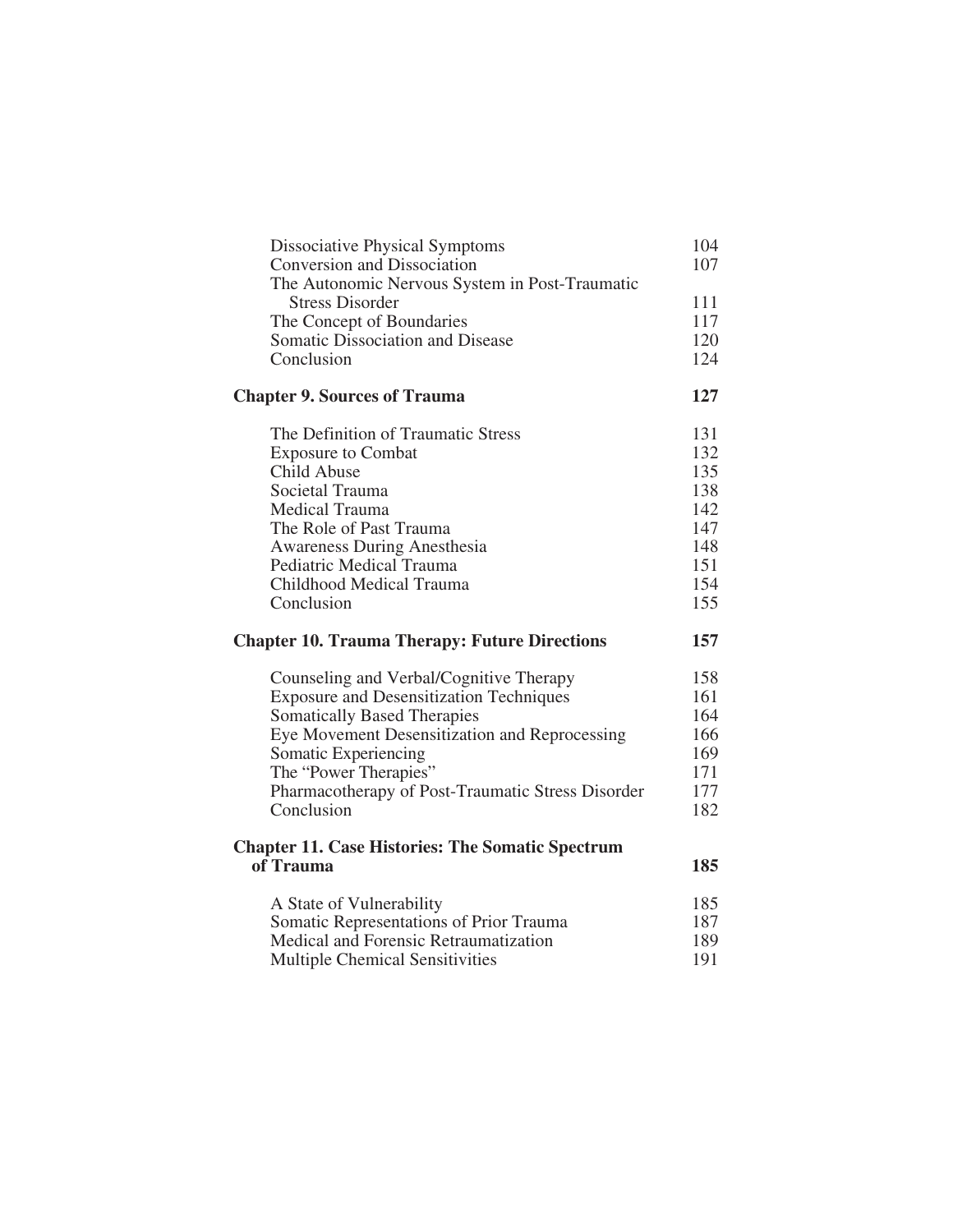Dissociative Physical Symptoms 104
Conversion and Dissociation 107
The Autonomic Nervous System in Post-Traumatic Stress Disorder 111
The Concept of Boundaries 117
Somatic Dissociation and Disease 120
Conclusion 124

**Chapter 9. Sources of Trauma 127**

The Definition of Traumatic Stress 131
Exposure to Combat 132
Child Abuse 135
Societal Trauma 138
Medical Trauma 142
The Role of Past Trauma 147
Awareness During Anesthesia 148
Pediatric Medical Trauma 151
Childhood Medical Trauma 154
Conclusion 155

**Chapter 10. Trauma Therapy: Future Directions 157**

Counseling and Verbal/Cognitive Therapy 158
Exposure and Desensitization Techniques 161
Somatically Based Therapies 164
Eye Movement Desensitization and Reprocessing 166
Somatic Experiencing 169
The "Power Therapies" 171
Pharmacotherapy of Post-Traumatic Stress Disorder 177
Conclusion 182

**Chapter 11. Case Histories: The Somatic Spectrum of Trauma 185**

A State of Vulnerability 185
Somatic Representations of Prior Trauma 187
Medical and Forensic Retraumatization 189
Multiple Chemical Sensitivities 191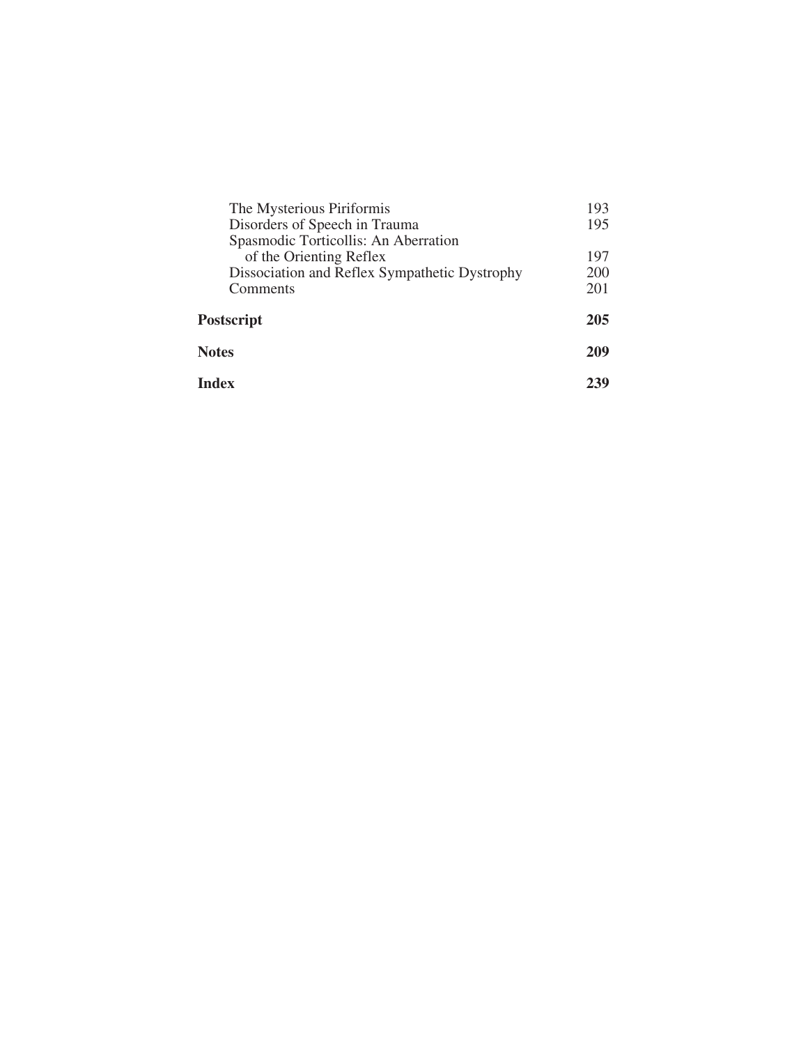| | |
|---|---|
| The Mysterious Piriformis | 193 |
| Disorders of Speech in Trauma | 195 |
| Spasmodic Torticollis: An Aberration of the Orienting Reflex | 197 |
| Dissociation and Reflex Sympathetic Dystrophy | 200 |
| Comments | 201 |
| **Postscript** | **205** |
| **Notes** | **209** |
| **Index** | **239** |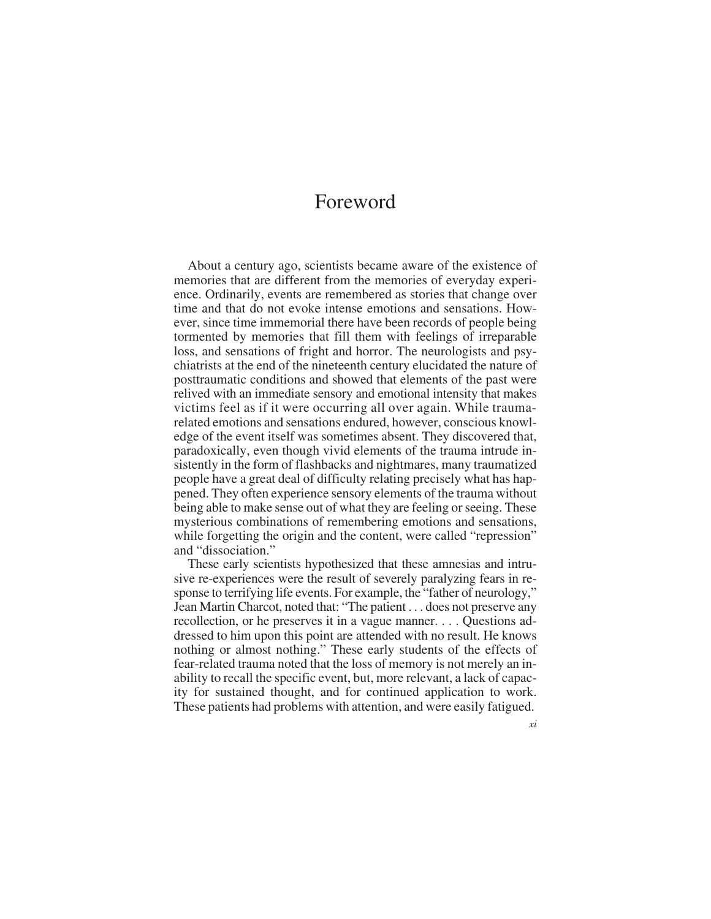# Foreword

About a century ago, scientists became aware of the existence of memories that are different from the memories of everyday experience. Ordinarily, events are remembered as stories that change over time and that do not evoke intense emotions and sensations. However, since time immemorial there have been records of people being tormented by memories that fill them with feelings of irreparable loss, and sensations of fright and horror. The neurologists and psychiatrists at the end of the nineteenth century elucidated the nature of posttraumatic conditions and showed that elements of the past were relived with an immediate sensory and emotional intensity that makes victims feel as if it were occurring all over again. While trauma-related emotions and sensations endured, however, conscious knowledge of the event itself was sometimes absent. They discovered that, paradoxically, even though vivid elements of the trauma intrude insistently in the form of flashbacks and nightmares, many traumatized people have a great deal of difficulty relating precisely what has happened. They often experience sensory elements of the trauma without being able to make sense out of what they are feeling or seeing. These mysterious combinations of remembering emotions and sensations, while forgetting the origin and the content, were called "repression" and "dissociation."

These early scientists hypothesized that these amnesias and intrusive re-experiences were the result of severely paralyzing fears in response to terrifying life events. For example, the "father of neurology," Jean Martin Charcot, noted that: "The patient . . . does not preserve any recollection, or he preserves it in a vague manner. . . . Questions addressed to him upon this point are attended with no result. He knows nothing or almost nothing." These early students of the effects of fear-related trauma noted that the loss of memory is not merely an inability to recall the specific event, but, more relevant, a lack of capacity for sustained thought, and for continued application to work. These patients had problems with attention, and were easily fatigued.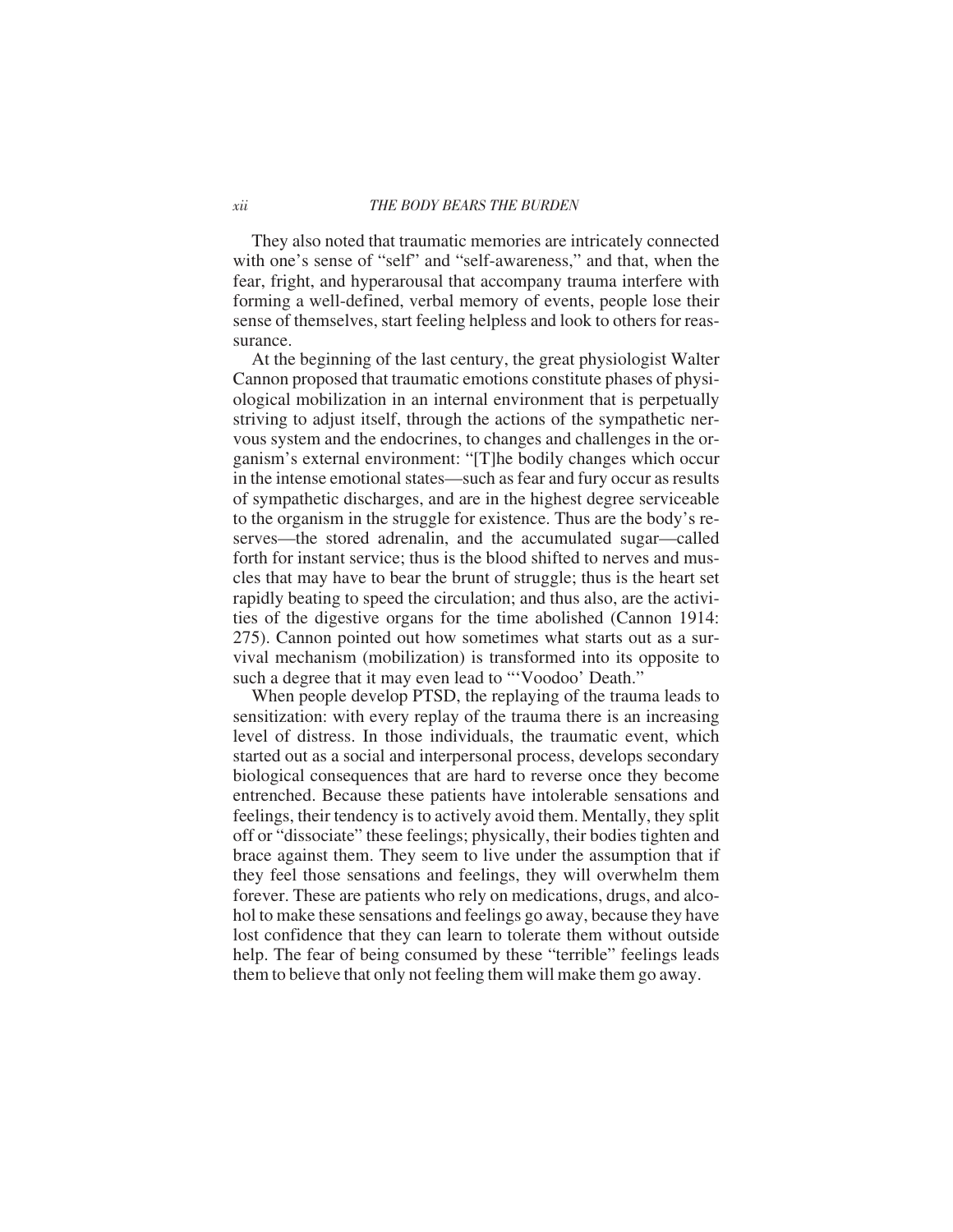They also noted that traumatic memories are intricately connected with one's sense of "self" and "self-awareness," and that, when the fear, fright, and hyperarousal that accompany trauma interfere with forming a well-defined, verbal memory of events, people lose their sense of themselves, start feeling helpless and look to others for reassurance.

At the beginning of the last century, the great physiologist Walter Cannon proposed that traumatic emotions constitute phases of physiological mobilization in an internal environment that is perpetually striving to adjust itself, through the actions of the sympathetic nervous system and the endocrines, to changes and challenges in the organism's external environment: "[T]he bodily changes which occur in the intense emotional states—such as fear and fury occur as results of sympathetic discharges, and are in the highest degree serviceable to the organism in the struggle for existence. Thus are the body's reserves—the stored adrenalin, and the accumulated sugar—called forth for instant service; thus is the blood shifted to nerves and muscles that may have to bear the brunt of struggle; thus is the heart set rapidly beating to speed the circulation; and thus also, are the activities of the digestive organs for the time abolished (Cannon 1914: 275). Cannon pointed out how sometimes what starts out as a survival mechanism (mobilization) is transformed into its opposite to such a degree that it may even lead to "'Voodoo' Death."

When people develop PTSD, the replaying of the trauma leads to sensitization: with every replay of the trauma there is an increasing level of distress. In those individuals, the traumatic event, which started out as a social and interpersonal process, develops secondary biological consequences that are hard to reverse once they become entrenched. Because these patients have intolerable sensations and feelings, their tendency is to actively avoid them. Mentally, they split off or "dissociate" these feelings; physically, their bodies tighten and brace against them. They seem to live under the assumption that if they feel those sensations and feelings, they will overwhelm them forever. These are patients who rely on medications, drugs, and alcohol to make these sensations and feelings go away, because they have lost confidence that they can learn to tolerate them without outside help. The fear of being consumed by these "terrible" feelings leads them to believe that only not feeling them will make them go away.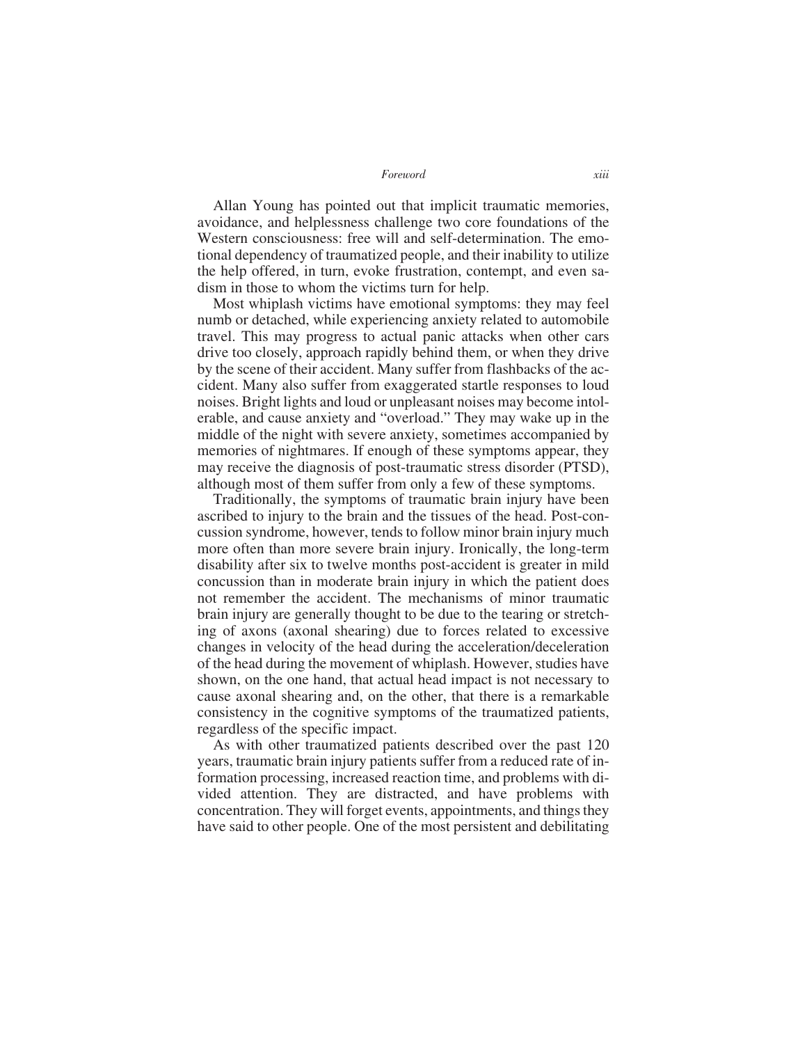Allan Young has pointed out that implicit traumatic memories, avoidance, and helplessness challenge two core foundations of the Western consciousness: free will and self-determination. The emotional dependency of traumatized people, and their inability to utilize the help offered, in turn, evoke frustration, contempt, and even sadism in those to whom the victims turn for help.

Most whiplash victims have emotional symptoms: they may feel numb or detached, while experiencing anxiety related to automobile travel. This may progress to actual panic attacks when other cars drive too closely, approach rapidly behind them, or when they drive by the scene of their accident. Many suffer from flashbacks of the accident. Many also suffer from exaggerated startle responses to loud noises. Bright lights and loud or unpleasant noises may become intolerable, and cause anxiety and "overload." They may wake up in the middle of the night with severe anxiety, sometimes accompanied by memories of nightmares. If enough of these symptoms appear, they may receive the diagnosis of post-traumatic stress disorder (PTSD), although most of them suffer from only a few of these symptoms.

Traditionally, the symptoms of traumatic brain injury have been ascribed to injury to the brain and the tissues of the head. Post-concussion syndrome, however, tends to follow minor brain injury much more often than more severe brain injury. Ironically, the long-term disability after six to twelve months post-accident is greater in mild concussion than in moderate brain injury in which the patient does not remember the accident. The mechanisms of minor traumatic brain injury are generally thought to be due to the tearing or stretching of axons (axonal shearing) due to forces related to excessive changes in velocity of the head during the acceleration/deceleration of the head during the movement of whiplash. However, studies have shown, on the one hand, that actual head impact is not necessary to cause axonal shearing and, on the other, that there is a remarkable consistency in the cognitive symptoms of the traumatized patients, regardless of the specific impact.

As with other traumatized patients described over the past 120 years, traumatic brain injury patients suffer from a reduced rate of information processing, increased reaction time, and problems with divided attention. They are distracted, and have problems with concentration. They will forget events, appointments, and things they have said to other people. One of the most persistent and debilitating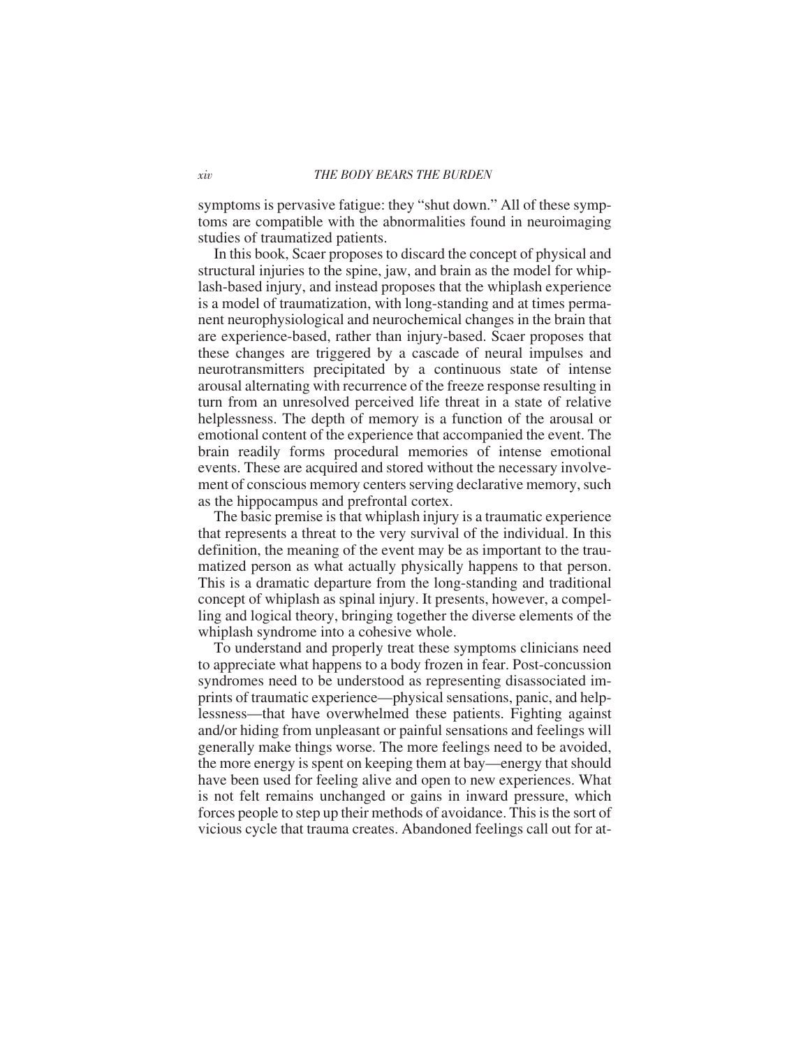symptoms is pervasive fatigue: they "shut down." All of these symptoms are compatible with the abnormalities found in neuroimaging studies of traumatized patients.

In this book, Scaer proposes to discard the concept of physical and structural injuries to the spine, jaw, and brain as the model for whiplash-based injury, and instead proposes that the whiplash experience is a model of traumatization, with long-standing and at times permanent neurophysiological and neurochemical changes in the brain that are experience-based, rather than injury-based. Scaer proposes that these changes are triggered by a cascade of neural impulses and neurotransmitters precipitated by a continuous state of intense arousal alternating with recurrence of the freeze response resulting in turn from an unresolved perceived life threat in a state of relative helplessness. The depth of memory is a function of the arousal or emotional content of the experience that accompanied the event. The brain readily forms procedural memories of intense emotional events. These are acquired and stored without the necessary involvement of conscious memory centers serving declarative memory, such as the hippocampus and prefrontal cortex.

The basic premise is that whiplash injury is a traumatic experience that represents a threat to the very survival of the individual. In this definition, the meaning of the event may be as important to the traumatized person as what actually physically happens to that person. This is a dramatic departure from the long-standing and traditional concept of whiplash as spinal injury. It presents, however, a compelling and logical theory, bringing together the diverse elements of the whiplash syndrome into a cohesive whole.

To understand and properly treat these symptoms clinicians need to appreciate what happens to a body frozen in fear. Post-concussion syndromes need to be understood as representing disassociated imprints of traumatic experience—physical sensations, panic, and helplessness—that have overwhelmed these patients. Fighting against and/or hiding from unpleasant or painful sensations and feelings will generally make things worse. The more feelings need to be avoided, the more energy is spent on keeping them at bay—energy that should have been used for feeling alive and open to new experiences. What is not felt remains unchanged or gains in inward pressure, which forces people to step up their methods of avoidance. This is the sort of vicious cycle that trauma creates. Abandoned feelings call out for at-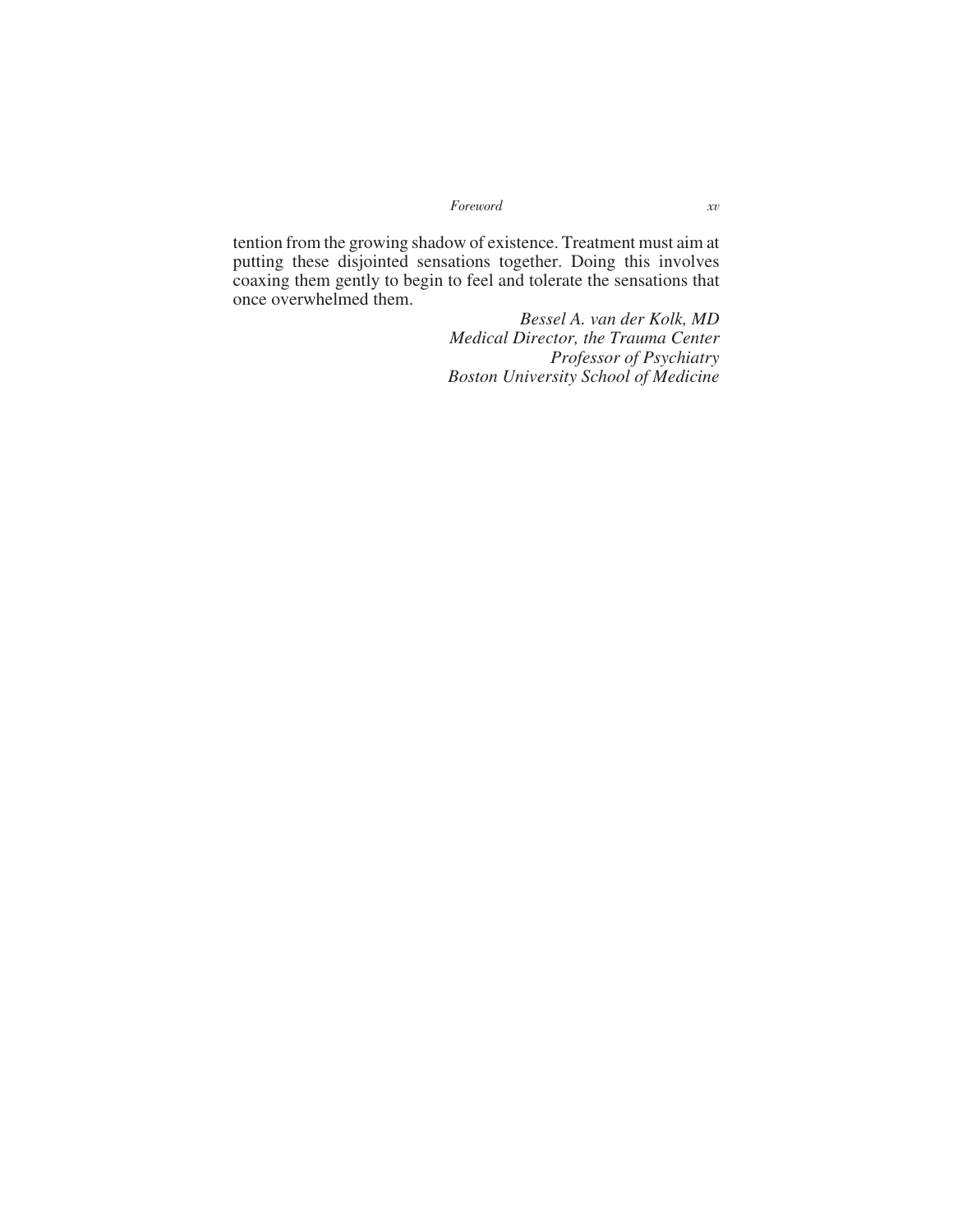tention from the growing shadow of existence. Treatment must aim at putting these disjointed sensations together. Doing this involves coaxing them gently to begin to feel and tolerate the sensations that once overwhelmed them.

*Bessel A. van der Kolk, MD*
*Medical Director, the Trauma Center*
*Professor of Psychiatry*
*Boston University School of Medicine*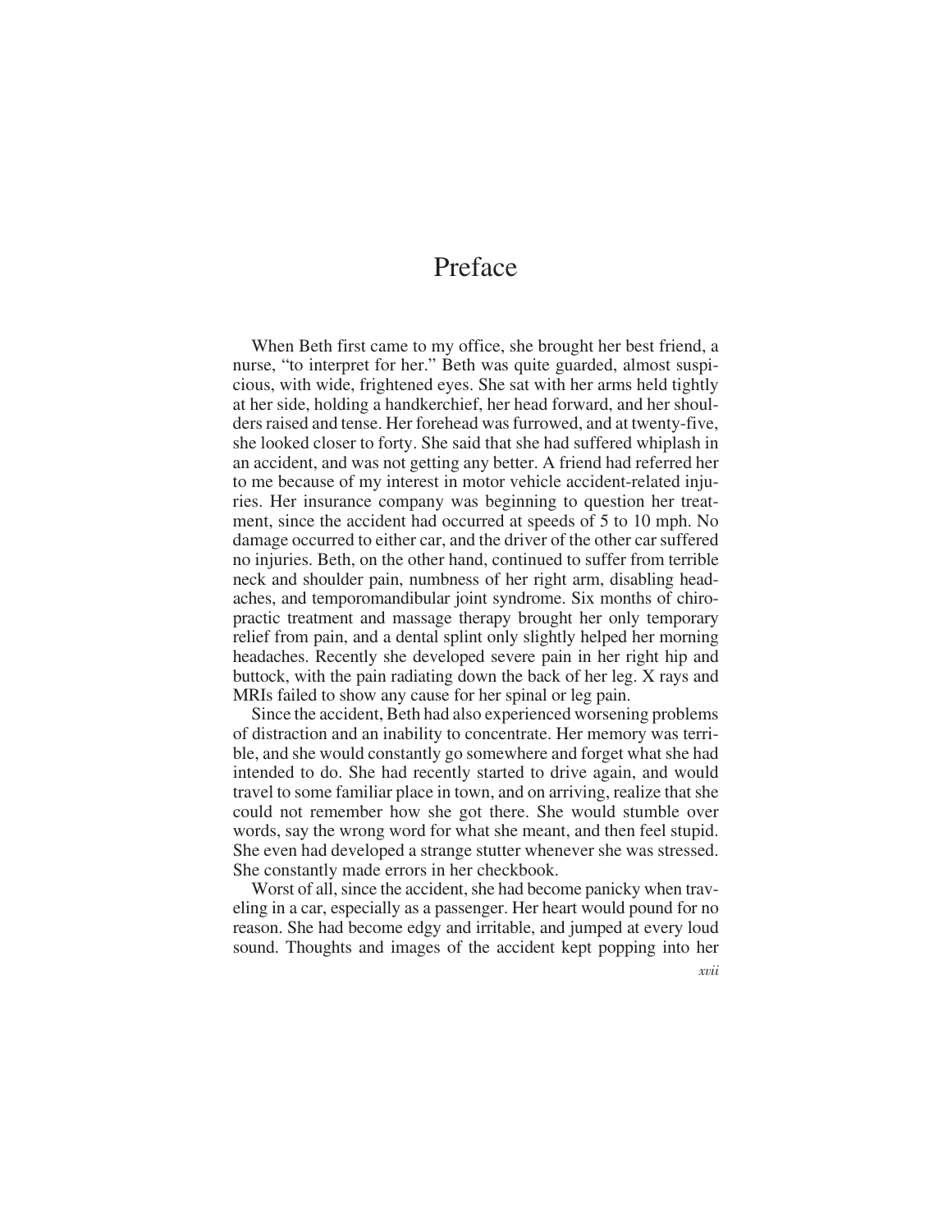# Preface

When Beth first came to my office, she brought her best friend, a nurse, "to interpret for her." Beth was quite guarded, almost suspicious, with wide, frightened eyes. She sat with her arms held tightly at her side, holding a handkerchief, her head forward, and her shoulders raised and tense. Her forehead was furrowed, and at twenty-five, she looked closer to forty. She said that she had suffered whiplash in an accident, and was not getting any better. A friend had referred her to me because of my interest in motor vehicle accident-related injuries. Her insurance company was beginning to question her treatment, since the accident had occurred at speeds of 5 to 10 mph. No damage occurred to either car, and the driver of the other car suffered no injuries. Beth, on the other hand, continued to suffer from terrible neck and shoulder pain, numbness of her right arm, disabling headaches, and temporomandibular joint syndrome. Six months of chiropractic treatment and massage therapy brought her only temporary relief from pain, and a dental splint only slightly helped her morning headaches. Recently she developed severe pain in her right hip and buttock, with the pain radiating down the back of her leg. X rays and MRIs failed to show any cause for her spinal or leg pain.

Since the accident, Beth had also experienced worsening problems of distraction and an inability to concentrate. Her memory was terrible, and she would constantly go somewhere and forget what she had intended to do. She had recently started to drive again, and would travel to some familiar place in town, and on arriving, realize that she could not remember how she got there. She would stumble over words, say the wrong word for what she meant, and then feel stupid. She even had developed a strange stutter whenever she was stressed. She constantly made errors in her checkbook.

Worst of all, since the accident, she had become panicky when traveling in a car, especially as a passenger. Her heart would pound for no reason. She had become edgy and irritable, and jumped at every loud sound. Thoughts and images of the accident kept popping into her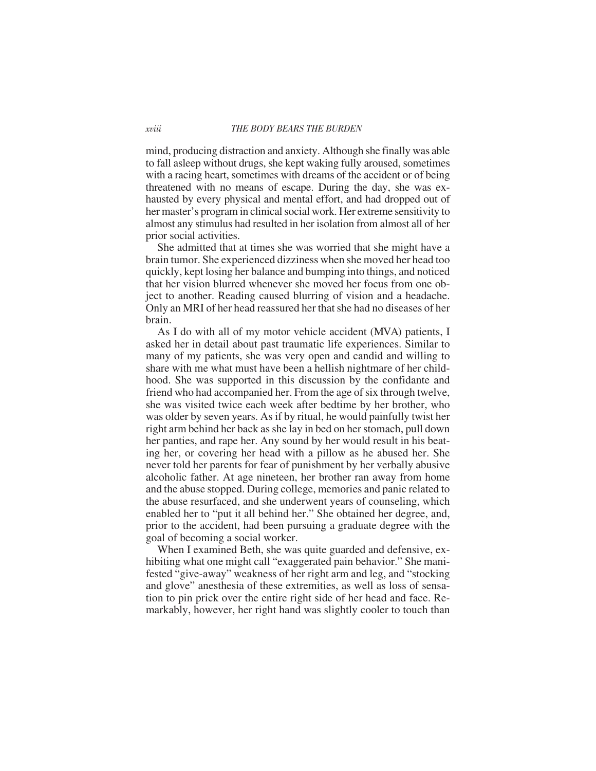mind, producing distraction and anxiety. Although she finally was able to fall asleep without drugs, she kept waking fully aroused, sometimes with a racing heart, sometimes with dreams of the accident or of being threatened with no means of escape. During the day, she was exhausted by every physical and mental effort, and had dropped out of her master's program in clinical social work. Her extreme sensitivity to almost any stimulus had resulted in her isolation from almost all of her prior social activities.

She admitted that at times she was worried that she might have a brain tumor. She experienced dizziness when she moved her head too quickly, kept losing her balance and bumping into things, and noticed that her vision blurred whenever she moved her focus from one object to another. Reading caused blurring of vision and a headache. Only an MRI of her head reassured her that she had no diseases of her brain.

As I do with all of my motor vehicle accident (MVA) patients, I asked her in detail about past traumatic life experiences. Similar to many of my patients, she was very open and candid and willing to share with me what must have been a hellish nightmare of her childhood. She was supported in this discussion by the confidante and friend who had accompanied her. From the age of six through twelve, she was visited twice each week after bedtime by her brother, who was older by seven years. As if by ritual, he would painfully twist her right arm behind her back as she lay in bed on her stomach, pull down her panties, and rape her. Any sound by her would result in his beating her, or covering her head with a pillow as he abused her. She never told her parents for fear of punishment by her verbally abusive alcoholic father. At age nineteen, her brother ran away from home and the abuse stopped. During college, memories and panic related to the abuse resurfaced, and she underwent years of counseling, which enabled her to "put it all behind her." She obtained her degree, and, prior to the accident, had been pursuing a graduate degree with the goal of becoming a social worker.

When I examined Beth, she was quite guarded and defensive, exhibiting what one might call "exaggerated pain behavior." She manifested "give-away" weakness of her right arm and leg, and "stocking and glove" anesthesia of these extremities, as well as loss of sensation to pin prick over the entire right side of her head and face. Remarkably, however, her right hand was slightly cooler to touch than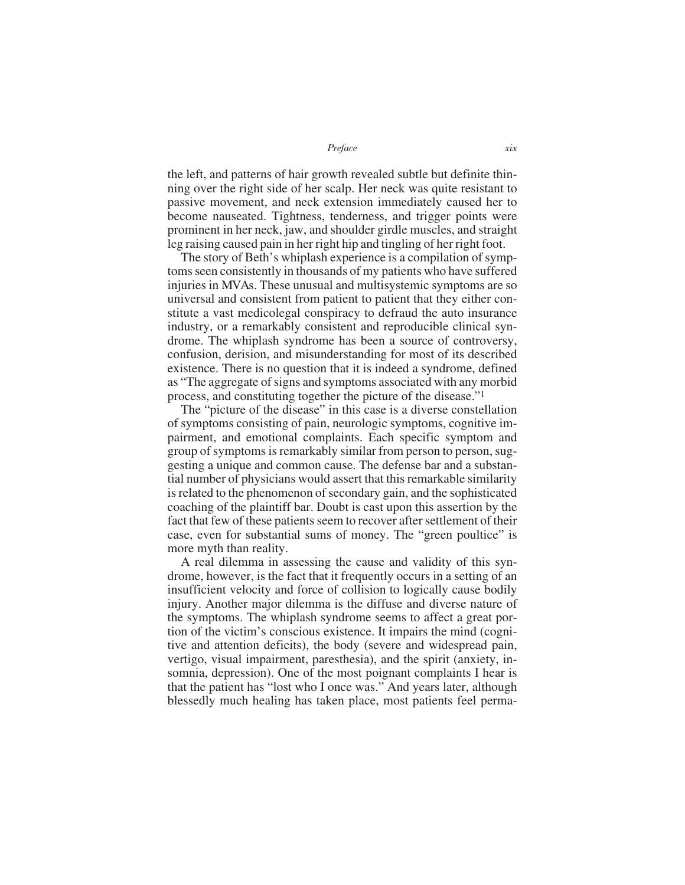the left, and patterns of hair growth revealed subtle but definite thinning over the right side of her scalp. Her neck was quite resistant to passive movement, and neck extension immediately caused her to become nauseated. Tightness, tenderness, and trigger points were prominent in her neck, jaw, and shoulder girdle muscles, and straight leg raising caused pain in her right hip and tingling of her right foot.

The story of Beth's whiplash experience is a compilation of symptoms seen consistently in thousands of my patients who have suffered injuries in MVAs. These unusual and multisystemic symptoms are so universal and consistent from patient to patient that they either constitute a vast medicolegal conspiracy to defraud the auto insurance industry, or a remarkably consistent and reproducible clinical syndrome. The whiplash syndrome has been a source of controversy, confusion, derision, and misunderstanding for most of its described existence. There is no question that it is indeed a syndrome, defined as "The aggregate of signs and symptoms associated with any morbid process, and constituting together the picture of the disease."[1]

The "picture of the disease" in this case is a diverse constellation of symptoms consisting of pain, neurologic symptoms, cognitive impairment, and emotional complaints. Each specific symptom and group of symptoms is remarkably similar from person to person, suggesting a unique and common cause. The defense bar and a substantial number of physicians would assert that this remarkable similarity is related to the phenomenon of secondary gain, and the sophisticated coaching of the plaintiff bar. Doubt is cast upon this assertion by the fact that few of these patients seem to recover after settlement of their case, even for substantial sums of money. The "green poultice" is more myth than reality.

A real dilemma in assessing the cause and validity of this syndrome, however, is the fact that it frequently occurs in a setting of an insufficient velocity and force of collision to logically cause bodily injury. Another major dilemma is the diffuse and diverse nature of the symptoms. The whiplash syndrome seems to affect a great portion of the victim's conscious existence. It impairs the mind (cognitive and attention deficits), the body (severe and widespread pain, vertigo, visual impairment, paresthesia), and the spirit (anxiety, insomnia, depression). One of the most poignant complaints I hear is that the patient has "lost who I once was." And years later, although blessedly much healing has taken place, most patients feel perma-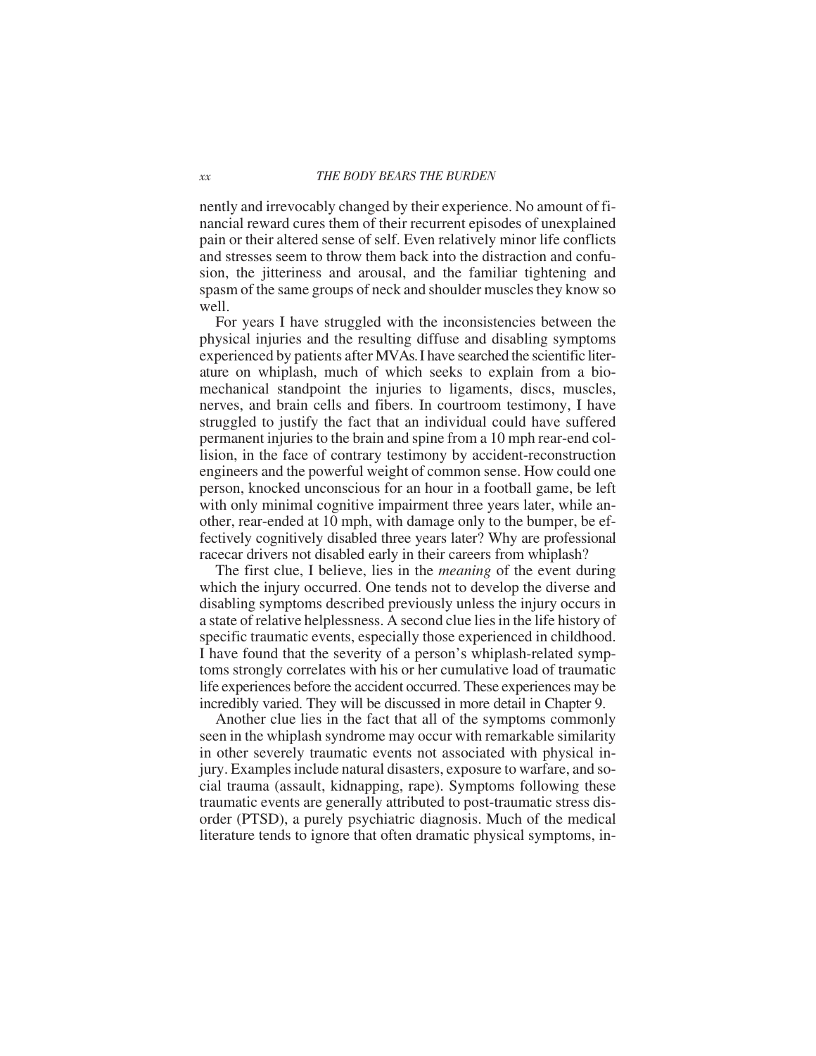nently and irrevocably changed by their experience. No amount of financial reward cures them of their recurrent episodes of unexplained pain or their altered sense of self. Even relatively minor life conflicts and stresses seem to throw them back into the distraction and confusion, the jitteriness and arousal, and the familiar tightening and spasm of the same groups of neck and shoulder muscles they know so well.

For years I have struggled with the inconsistencies between the physical injuries and the resulting diffuse and disabling symptoms experienced by patients after MVAs. I have searched the scientific literature on whiplash, much of which seeks to explain from a biomechanical standpoint the injuries to ligaments, discs, muscles, nerves, and brain cells and fibers. In courtroom testimony, I have struggled to justify the fact that an individual could have suffered permanent injuries to the brain and spine from a 10 mph rear-end collision, in the face of contrary testimony by accident-reconstruction engineers and the powerful weight of common sense. How could one person, knocked unconscious for an hour in a football game, be left with only minimal cognitive impairment three years later, while another, rear-ended at 10 mph, with damage only to the bumper, be effectively cognitively disabled three years later? Why are professional racecar drivers not disabled early in their careers from whiplash?

The first clue, I believe, lies in the *meaning* of the event during which the injury occurred. One tends not to develop the diverse and disabling symptoms described previously unless the injury occurs in a state of relative helplessness. A second clue lies in the life history of specific traumatic events, especially those experienced in childhood. I have found that the severity of a person's whiplash-related symptoms strongly correlates with his or her cumulative load of traumatic life experiences before the accident occurred. These experiences may be incredibly varied. They will be discussed in more detail in Chapter 9.

Another clue lies in the fact that all of the symptoms commonly seen in the whiplash syndrome may occur with remarkable similarity in other severely traumatic events not associated with physical injury. Examples include natural disasters, exposure to warfare, and social trauma (assault, kidnapping, rape). Symptoms following these traumatic events are generally attributed to post-traumatic stress disorder (PTSD), a purely psychiatric diagnosis. Much of the medical literature tends to ignore that often dramatic physical symptoms, in-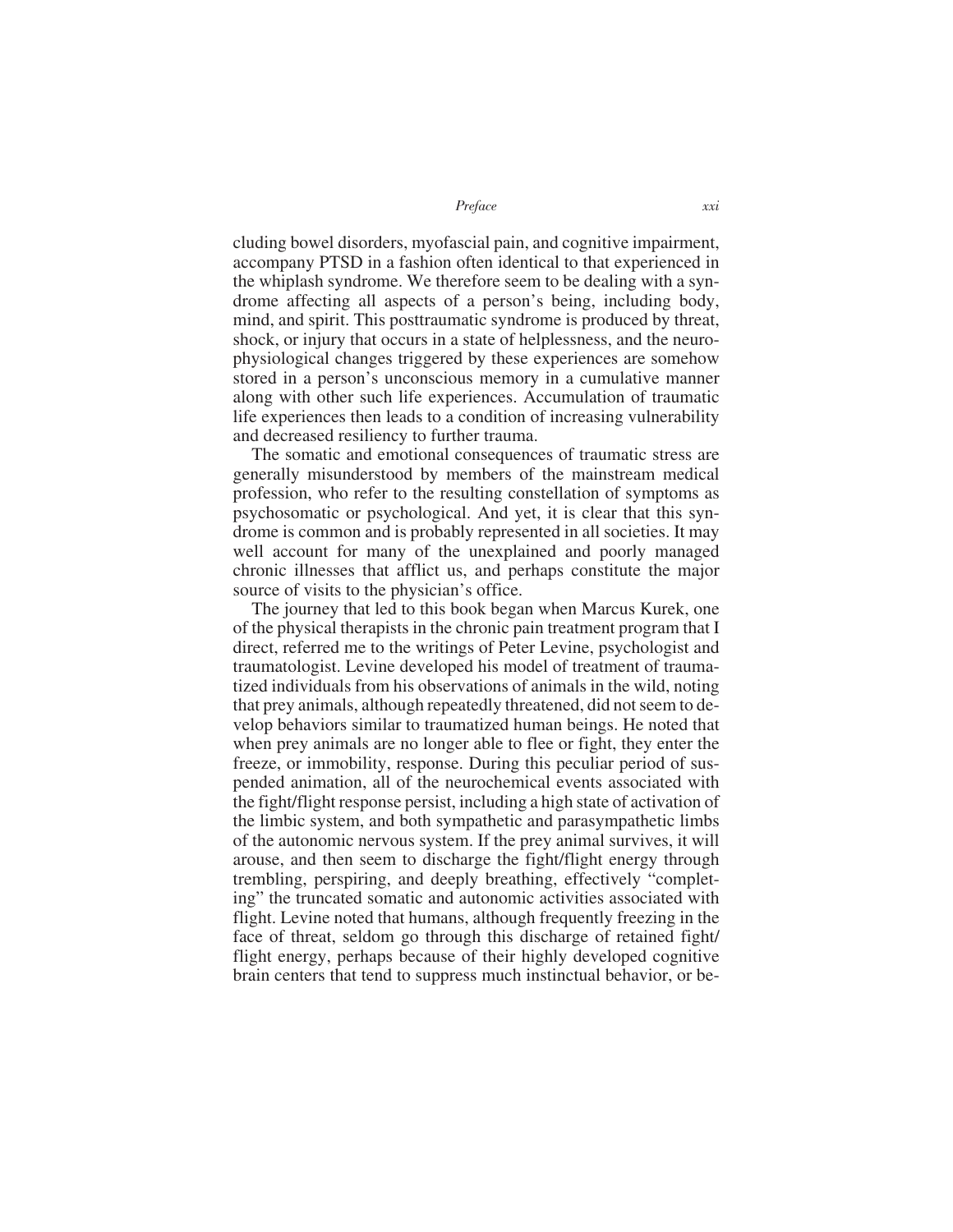cluding bowel disorders, myofascial pain, and cognitive impairment, accompany PTSD in a fashion often identical to that experienced in the whiplash syndrome. We therefore seem to be dealing with a syndrome affecting all aspects of a person's being, including body, mind, and spirit. This posttraumatic syndrome is produced by threat, shock, or injury that occurs in a state of helplessness, and the neurophysiological changes triggered by these experiences are somehow stored in a person's unconscious memory in a cumulative manner along with other such life experiences. Accumulation of traumatic life experiences then leads to a condition of increasing vulnerability and decreased resiliency to further trauma.

The somatic and emotional consequences of traumatic stress are generally misunderstood by members of the mainstream medical profession, who refer to the resulting constellation of symptoms as psychosomatic or psychological. And yet, it is clear that this syndrome is common and is probably represented in all societies. It may well account for many of the unexplained and poorly managed chronic illnesses that afflict us, and perhaps constitute the major source of visits to the physician's office.

The journey that led to this book began when Marcus Kurek, one of the physical therapists in the chronic pain treatment program that I direct, referred me to the writings of Peter Levine, psychologist and traumatologist. Levine developed his model of treatment of traumatized individuals from his observations of animals in the wild, noting that prey animals, although repeatedly threatened, did not seem to develop behaviors similar to traumatized human beings. He noted that when prey animals are no longer able to flee or fight, they enter the freeze, or immobility, response. During this peculiar period of suspended animation, all of the neurochemical events associated with the fight/flight response persist, including a high state of activation of the limbic system, and both sympathetic and parasympathetic limbs of the autonomic nervous system. If the prey animal survives, it will arouse, and then seem to discharge the fight/flight energy through trembling, perspiring, and deeply breathing, effectively "completing" the truncated somatic and autonomic activities associated with flight. Levine noted that humans, although frequently freezing in the face of threat, seldom go through this discharge of retained fight/flight energy, perhaps because of their highly developed cognitive brain centers that tend to suppress much instinctual behavior, or be-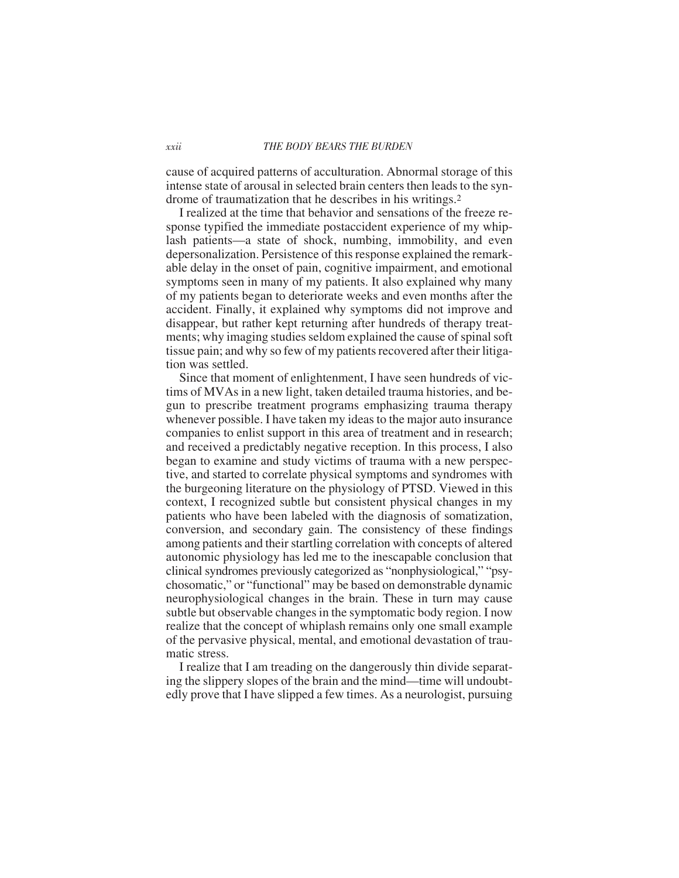cause of acquired patterns of acculturation. Abnormal storage of this intense state of arousal in selected brain centers then leads to the syndrome of traumatization that he describes in his writings.[2]

I realized at the time that behavior and sensations of the freeze response typified the immediate postaccident experience of my whiplash patients—a state of shock, numbing, immobility, and even depersonalization. Persistence of this response explained the remarkable delay in the onset of pain, cognitive impairment, and emotional symptoms seen in many of my patients. It also explained why many of my patients began to deteriorate weeks and even months after the accident. Finally, it explained why symptoms did not improve and disappear, but rather kept returning after hundreds of therapy treatments; why imaging studies seldom explained the cause of spinal soft tissue pain; and why so few of my patients recovered after their litigation was settled.

Since that moment of enlightenment, I have seen hundreds of victims of MVAs in a new light, taken detailed trauma histories, and begun to prescribe treatment programs emphasizing trauma therapy whenever possible. I have taken my ideas to the major auto insurance companies to enlist support in this area of treatment and in research; and received a predictably negative reception. In this process, I also began to examine and study victims of trauma with a new perspective, and started to correlate physical symptoms and syndromes with the burgeoning literature on the physiology of PTSD. Viewed in this context, I recognized subtle but consistent physical changes in my patients who have been labeled with the diagnosis of somatization, conversion, and secondary gain. The consistency of these findings among patients and their startling correlation with concepts of altered autonomic physiology has led me to the inescapable conclusion that clinical syndromes previously categorized as "nonphysiological," "psychosomatic," or "functional" may be based on demonstrable dynamic neurophysiological changes in the brain. These in turn may cause subtle but observable changes in the symptomatic body region. I now realize that the concept of whiplash remains only one small example of the pervasive physical, mental, and emotional devastation of traumatic stress.

I realize that I am treading on the dangerously thin divide separating the slippery slopes of the brain and the mind—time will undoubtedly prove that I have slipped a few times. As a neurologist, pursuing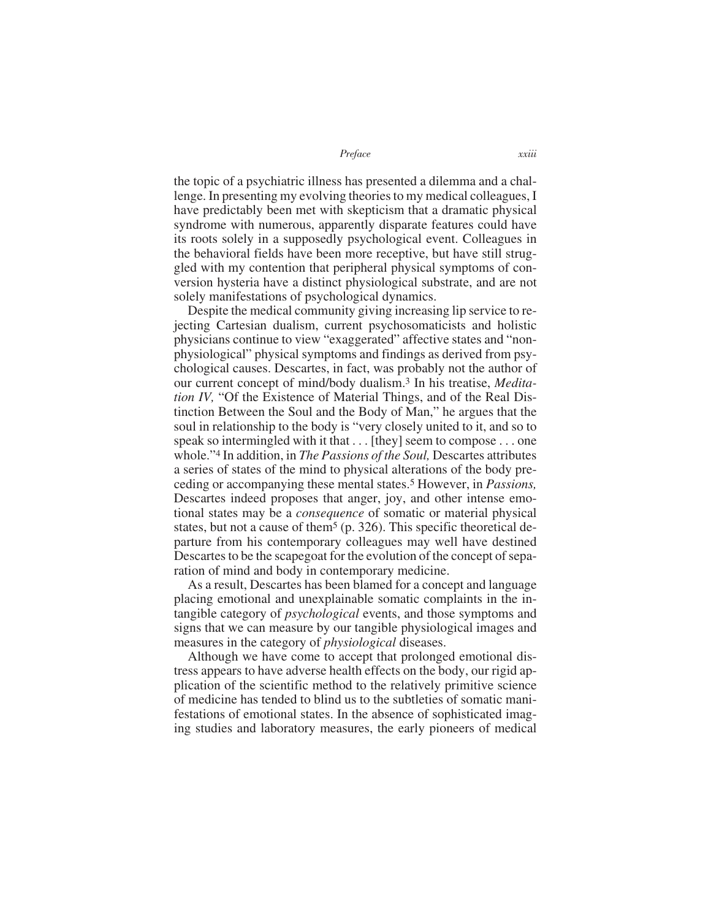the topic of a psychiatric illness has presented a dilemma and a challenge. In presenting my evolving theories to my medical colleagues, I have predictably been met with skepticism that a dramatic physical syndrome with numerous, apparently disparate features could have its roots solely in a supposedly psychological event. Colleagues in the behavioral fields have been more receptive, but have still struggled with my contention that peripheral physical symptoms of conversion hysteria have a distinct physiological substrate, and are not solely manifestations of psychological dynamics.

Despite the medical community giving increasing lip service to rejecting Cartesian dualism, current psychosomaticists and holistic physicians continue to view "exaggerated" affective states and "nonphysiological" physical symptoms and findings as derived from psychological causes. Descartes, in fact, was probably not the author of our current concept of mind/body dualism.[3] In his treatise, *Meditation IV,* "Of the Existence of Material Things, and of the Real Distinction Between the Soul and the Body of Man," he argues that the soul in relationship to the body is "very closely united to it, and so to speak so intermingled with it that . . . [they] seem to compose . . . one whole."[4] In addition, in *The Passions of the Soul,* Descartes attributes a series of states of the mind to physical alterations of the body preceding or accompanying these mental states.[5] However, in *Passions,* Descartes indeed proposes that anger, joy, and other intense emotional states may be a *consequence* of somatic or material physical states, but not a cause of them[5] (p. 326). This specific theoretical departure from his contemporary colleagues may well have destined Descartes to be the scapegoat for the evolution of the concept of separation of mind and body in contemporary medicine.

As a result, Descartes has been blamed for a concept and language placing emotional and unexplainable somatic complaints in the intangible category of *psychological* events, and those symptoms and signs that we can measure by our tangible physiological images and measures in the category of *physiological* diseases.

Although we have come to accept that prolonged emotional distress appears to have adverse health effects on the body, our rigid application of the scientific method to the relatively primitive science of medicine has tended to blind us to the subtleties of somatic manifestations of emotional states. In the absence of sophisticated imaging studies and laboratory measures, the early pioneers of medical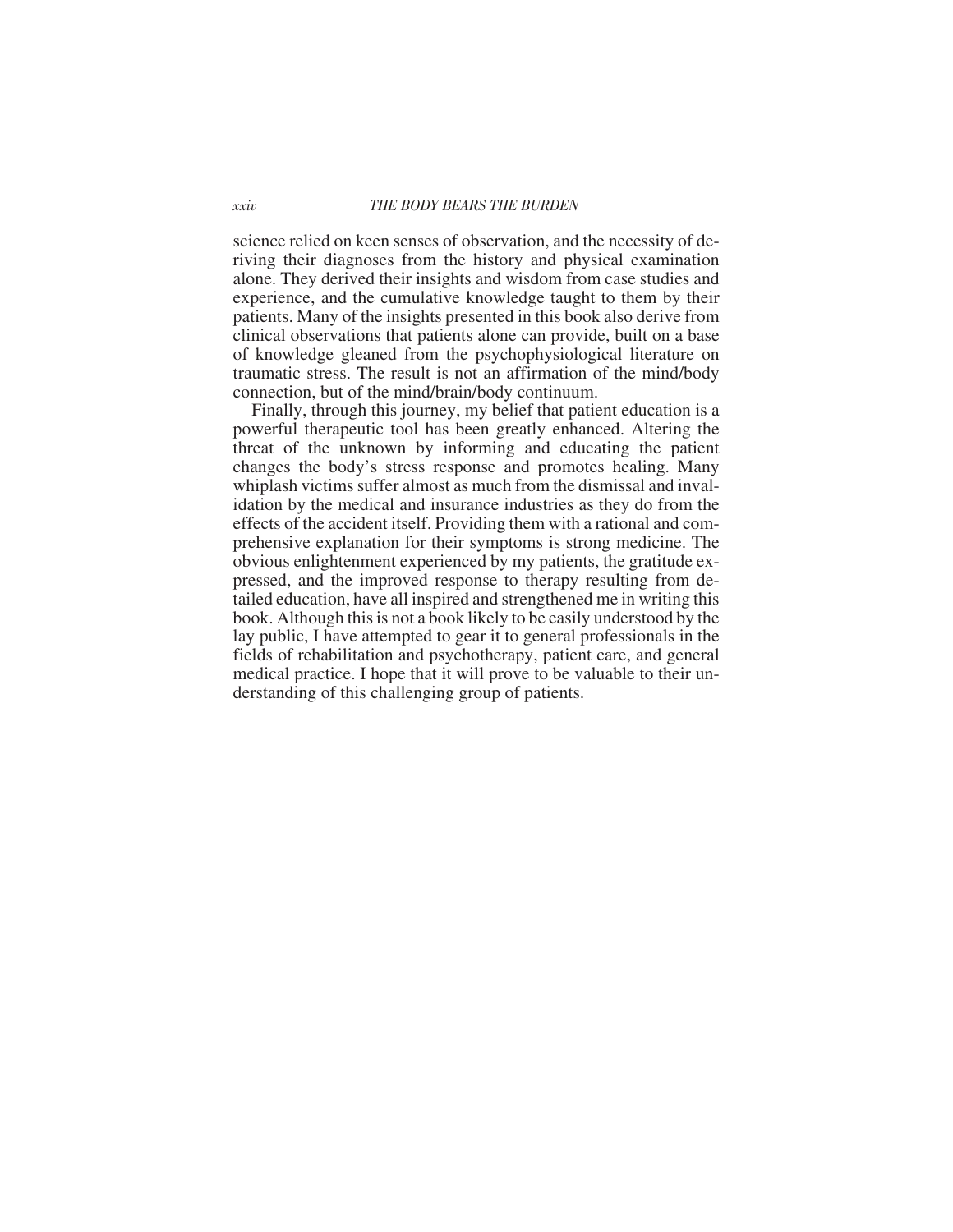science relied on keen senses of observation, and the necessity of deriving their diagnoses from the history and physical examination alone. They derived their insights and wisdom from case studies and experience, and the cumulative knowledge taught to them by their patients. Many of the insights presented in this book also derive from clinical observations that patients alone can provide, built on a base of knowledge gleaned from the psychophysiological literature on traumatic stress. The result is not an affirmation of the mind/body connection, but of the mind/brain/body continuum.

Finally, through this journey, my belief that patient education is a powerful therapeutic tool has been greatly enhanced. Altering the threat of the unknown by informing and educating the patient changes the body's stress response and promotes healing. Many whiplash victims suffer almost as much from the dismissal and invalidation by the medical and insurance industries as they do from the effects of the accident itself. Providing them with a rational and comprehensive explanation for their symptoms is strong medicine. The obvious enlightenment experienced by my patients, the gratitude expressed, and the improved response to therapy resulting from detailed education, have all inspired and strengthened me in writing this book. Although this is not a book likely to be easily understood by the lay public, I have attempted to gear it to general professionals in the fields of rehabilitation and psychotherapy, patient care, and general medical practice. I hope that it will prove to be valuable to their understanding of this challenging group of patients.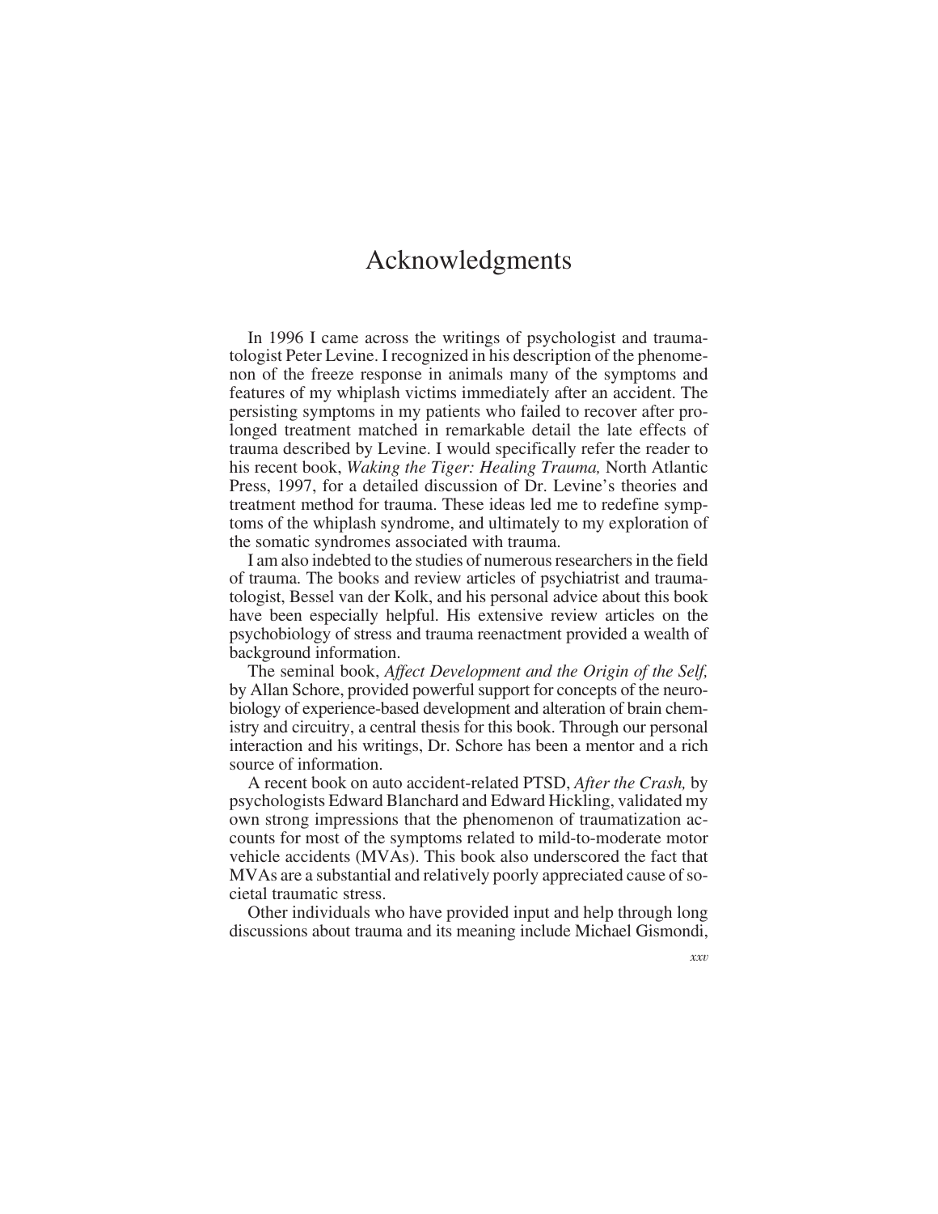# Acknowledgments

In 1996 I came across the writings of psychologist and traumatologist Peter Levine. I recognized in his description of the phenomenon of the freeze response in animals many of the symptoms and features of my whiplash victims immediately after an accident. The persisting symptoms in my patients who failed to recover after prolonged treatment matched in remarkable detail the late effects of trauma described by Levine. I would specifically refer the reader to his recent book, *Waking the Tiger: Healing Trauma,* North Atlantic Press, 1997, for a detailed discussion of Dr. Levine's theories and treatment method for trauma. These ideas led me to redefine symptoms of the whiplash syndrome, and ultimately to my exploration of the somatic syndromes associated with trauma.

I am also indebted to the studies of numerous researchers in the field of trauma. The books and review articles of psychiatrist and traumatologist, Bessel van der Kolk, and his personal advice about this book have been especially helpful. His extensive review articles on the psychobiology of stress and trauma reenactment provided a wealth of background information.

The seminal book, *Affect Development and the Origin of the Self,* by Allan Schore, provided powerful support for concepts of the neurobiology of experience-based development and alteration of brain chemistry and circuitry, a central thesis for this book. Through our personal interaction and his writings, Dr. Schore has been a mentor and a rich source of information.

A recent book on auto accident-related PTSD, *After the Crash,* by psychologists Edward Blanchard and Edward Hickling, validated my own strong impressions that the phenomenon of traumatization accounts for most of the symptoms related to mild-to-moderate motor vehicle accidents (MVAs). This book also underscored the fact that MVAs are a substantial and relatively poorly appreciated cause of societal traumatic stress.

Other individuals who have provided input and help through long discussions about trauma and its meaning include Michael Gismondi,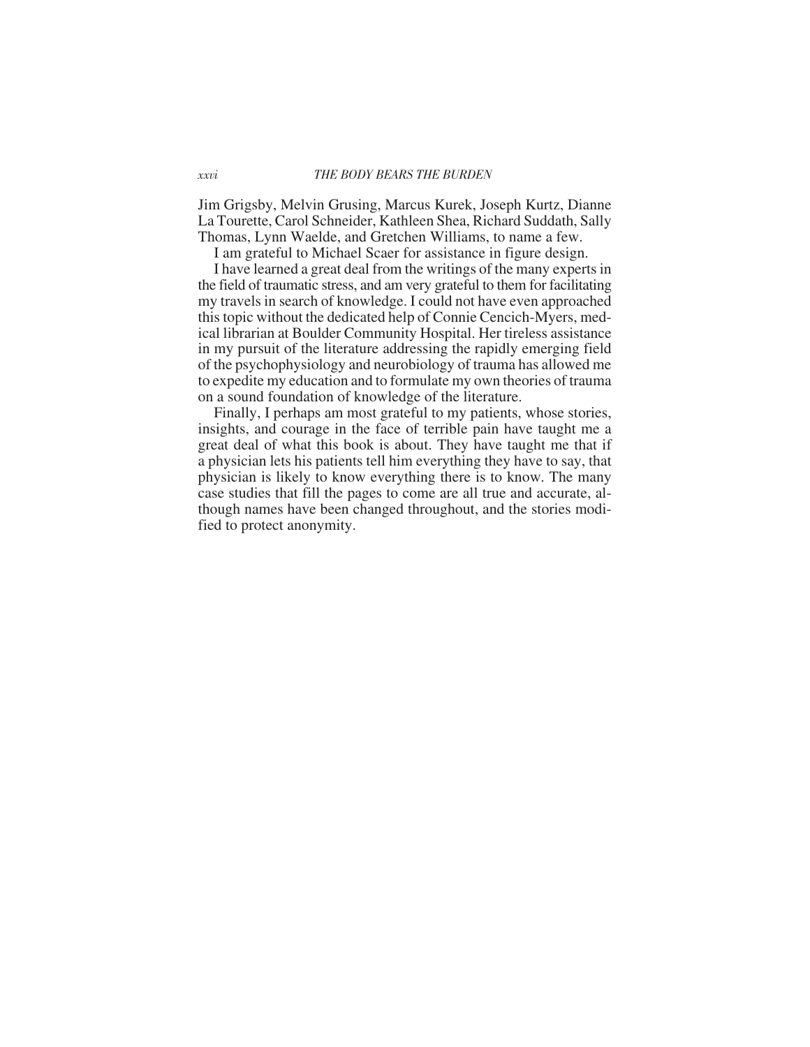Jim Grigsby, Melvin Grusing, Marcus Kurek, Joseph Kurtz, Dianne La Tourette, Carol Schneider, Kathleen Shea, Richard Suddath, Sally Thomas, Lynn Waelde, and Gretchen Williams, to name a few.

I am grateful to Michael Scaer for assistance in figure design.

I have learned a great deal from the writings of the many experts in the field of traumatic stress, and am very grateful to them for facilitating my travels in search of knowledge. I could not have even approached this topic without the dedicated help of Connie Cencich-Myers, medical librarian at Boulder Community Hospital. Her tireless assistance in my pursuit of the literature addressing the rapidly emerging field of the psychophysiology and neurobiology of trauma has allowed me to expedite my education and to formulate my own theories of trauma on a sound foundation of knowledge of the literature.

Finally, I perhaps am most grateful to my patients, whose stories, insights, and courage in the face of terrible pain have taught me a great deal of what this book is about. They have taught me that if a physician lets his patients tell him everything they have to say, that physician is likely to know everything there is to know. The many case studies that fill the pages to come are all true and accurate, although names have been changed throughout, and the stories modified to protect anonymity.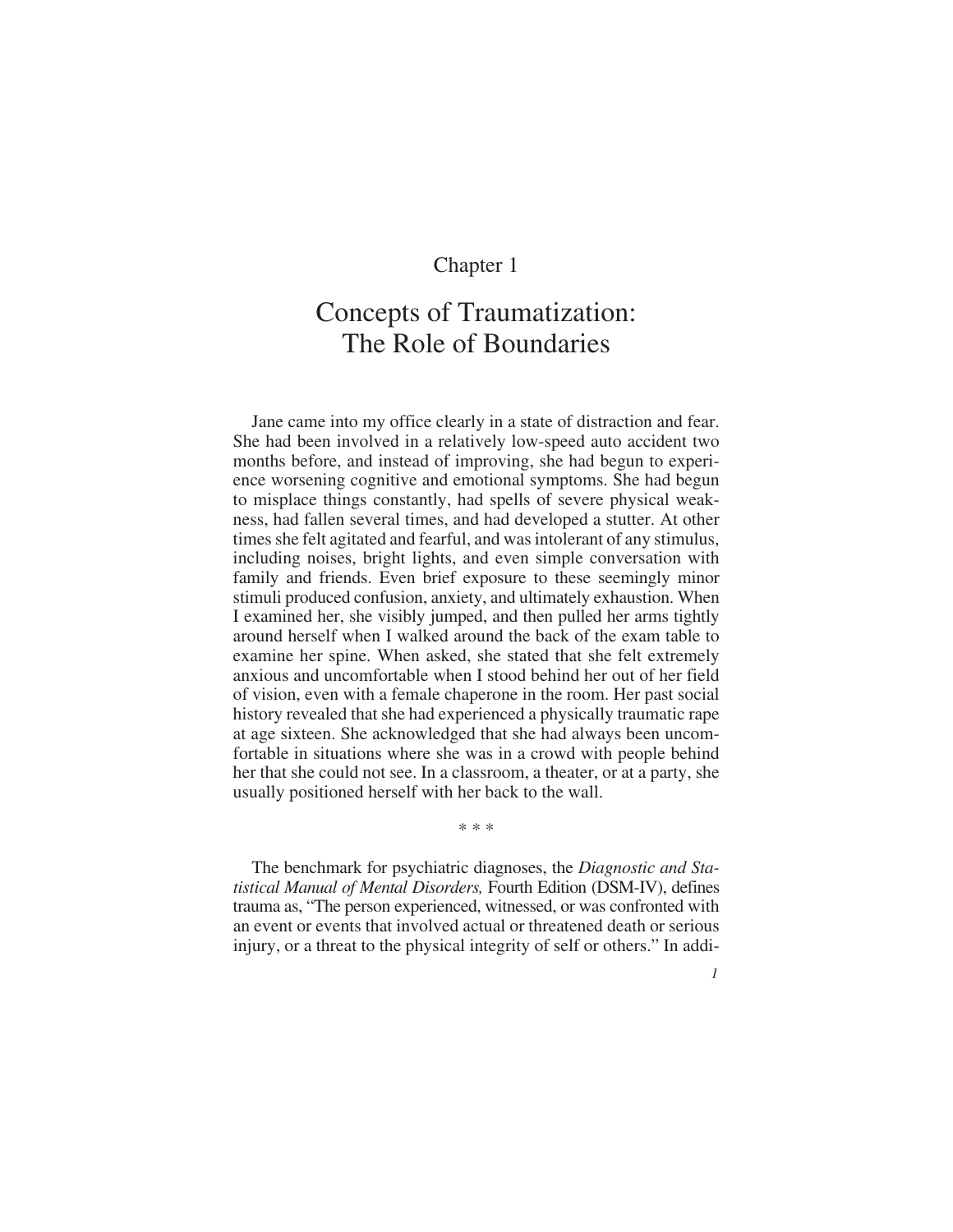# Chapter 1

# Concepts of Traumatization: The Role of Boundaries

Jane came into my office clearly in a state of distraction and fear. She had been involved in a relatively low-speed auto accident two months before, and instead of improving, she had begun to experience worsening cognitive and emotional symptoms. She had begun to misplace things constantly, had spells of severe physical weakness, had fallen several times, and had developed a stutter. At other times she felt agitated and fearful, and was intolerant of any stimulus, including noises, bright lights, and even simple conversation with family and friends. Even brief exposure to these seemingly minor stimuli produced confusion, anxiety, and ultimately exhaustion. When I examined her, she visibly jumped, and then pulled her arms tightly around herself when I walked around the back of the exam table to examine her spine. When asked, she stated that she felt extremely anxious and uncomfortable when I stood behind her out of her field of vision, even with a female chaperone in the room. Her past social history revealed that she had experienced a physically traumatic rape at age sixteen. She acknowledged that she had always been uncomfortable in situations where she was in a crowd with people behind her that she could not see. In a classroom, a theater, or at a party, she usually positioned herself with her back to the wall.

\* \* \*

The benchmark for psychiatric diagnoses, the *Diagnostic and Statistical Manual of Mental Disorders,* Fourth Edition (DSM-IV), defines trauma as, "The person experienced, witnessed, or was confronted with an event or events that involved actual or threatened death or serious injury, or a threat to the physical integrity of self or others." In addi-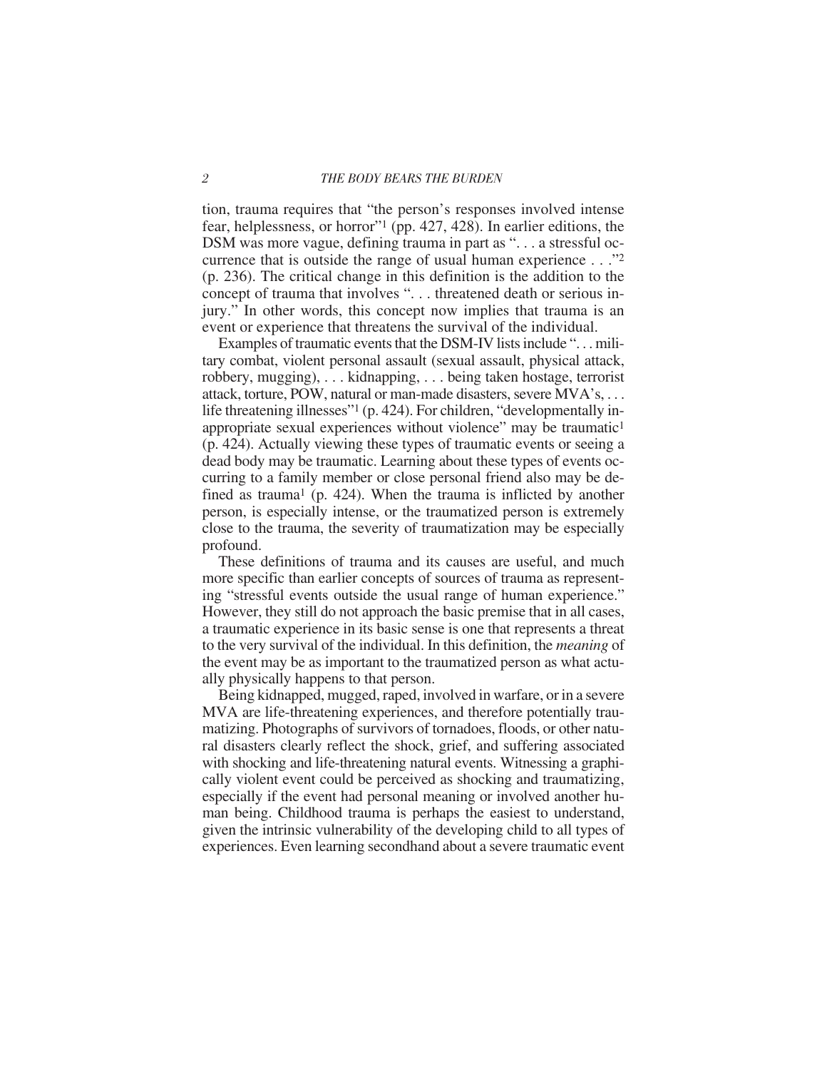tion, trauma requires that "the person's responses involved intense fear, helplessness, or horror"[1] (pp. 427, 428). In earlier editions, the DSM was more vague, defining trauma in part as ". . . a stressful occurrence that is outside the range of usual human experience . . ."[2] (p. 236). The critical change in this definition is the addition to the concept of trauma that involves ". . . threatened death or serious injury." In other words, this concept now implies that trauma is an event or experience that threatens the survival of the individual.

Examples of traumatic events that the DSM-IV lists include ". . . military combat, violent personal assault (sexual assault, physical attack, robbery, mugging), . . . kidnapping, . . . being taken hostage, terrorist attack, torture, POW, natural or man-made disasters, severe MVA's, . . . life threatening illnesses"[1] (p. 424). For children, "developmentally inappropriate sexual experiences without violence" may be traumatic[1] (p. 424). Actually viewing these types of traumatic events or seeing a dead body may be traumatic. Learning about these types of events occurring to a family member or close personal friend also may be defined as trauma[1] (p. 424). When the trauma is inflicted by another person, is especially intense, or the traumatized person is extremely close to the trauma, the severity of traumatization may be especially profound.

These definitions of trauma and its causes are useful, and much more specific than earlier concepts of sources of trauma as representing "stressful events outside the usual range of human experience." However, they still do not approach the basic premise that in all cases, a traumatic experience in its basic sense is one that represents a threat to the very survival of the individual. In this definition, the *meaning* of the event may be as important to the traumatized person as what actually physically happens to that person.

Being kidnapped, mugged, raped, involved in warfare, or in a severe MVA are life-threatening experiences, and therefore potentially traumatizing. Photographs of survivors of tornadoes, floods, or other natural disasters clearly reflect the shock, grief, and suffering associated with shocking and life-threatening natural events. Witnessing a graphically violent event could be perceived as shocking and traumatizing, especially if the event had personal meaning or involved another human being. Childhood trauma is perhaps the easiest to understand, given the intrinsic vulnerability of the developing child to all types of experiences. Even learning secondhand about a severe traumatic event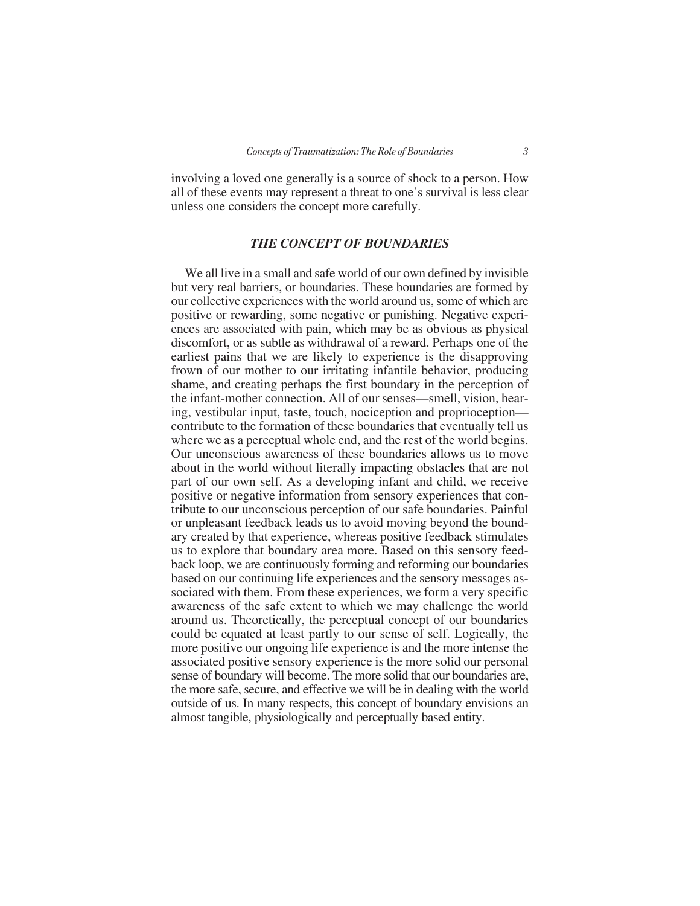involving a loved one generally is a source of shock to a person. How all of these events may represent a threat to one's survival is less clear unless one considers the concept more carefully.

## *THE CONCEPT OF BOUNDARIES*

We all live in a small and safe world of our own defined by invisible but very real barriers, or boundaries. These boundaries are formed by our collective experiences with the world around us, some of which are positive or rewarding, some negative or punishing. Negative experiences are associated with pain, which may be as obvious as physical discomfort, or as subtle as withdrawal of a reward. Perhaps one of the earliest pains that we are likely to experience is the disapproving frown of our mother to our irritating infantile behavior, producing shame, and creating perhaps the first boundary in the perception of the infant-mother connection. All of our senses—smell, vision, hearing, vestibular input, taste, touch, nociception and proprioception—contribute to the formation of these boundaries that eventually tell us where we as a perceptual whole end, and the rest of the world begins. Our unconscious awareness of these boundaries allows us to move about in the world without literally impacting obstacles that are not part of our own self. As a developing infant and child, we receive positive or negative information from sensory experiences that contribute to our unconscious perception of our safe boundaries. Painful or unpleasant feedback leads us to avoid moving beyond the boundary created by that experience, whereas positive feedback stimulates us to explore that boundary area more. Based on this sensory feedback loop, we are continuously forming and reforming our boundaries based on our continuing life experiences and the sensory messages associated with them. From these experiences, we form a very specific awareness of the safe extent to which we may challenge the world around us. Theoretically, the perceptual concept of our boundaries could be equated at least partly to our sense of self. Logically, the more positive our ongoing life experience is and the more intense the associated positive sensory experience is the more solid our personal sense of boundary will become. The more solid that our boundaries are, the more safe, secure, and effective we will be in dealing with the world outside of us. In many respects, this concept of boundary envisions an almost tangible, physiologically and perceptually based entity.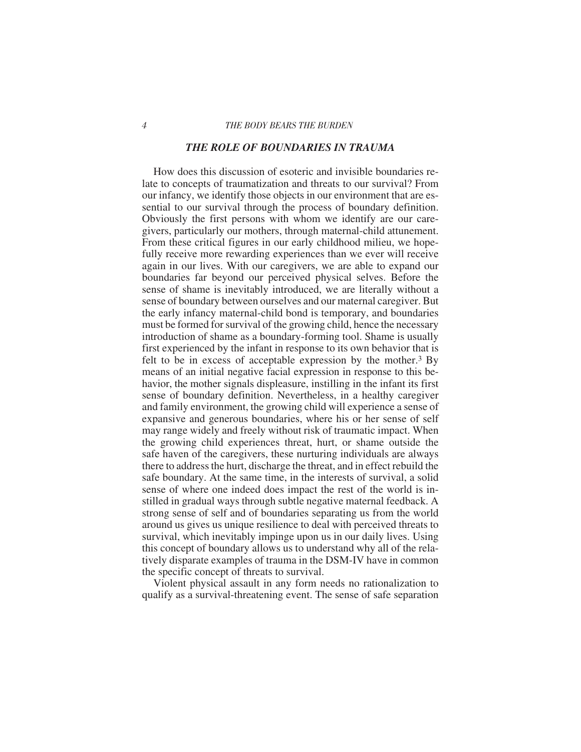## *THE ROLE OF BOUNDARIES IN TRAUMA*

How does this discussion of esoteric and invisible boundaries relate to concepts of traumatization and threats to our survival? From our infancy, we identify those objects in our environment that are essential to our survival through the process of boundary definition. Obviously the first persons with whom we identify are our caregivers, particularly our mothers, through maternal-child attunement. From these critical figures in our early childhood milieu, we hopefully receive more rewarding experiences than we ever will receive again in our lives. With our caregivers, we are able to expand our boundaries far beyond our perceived physical selves. Before the sense of shame is inevitably introduced, we are literally without a sense of boundary between ourselves and our maternal caregiver. But the early infancy maternal-child bond is temporary, and boundaries must be formed for survival of the growing child, hence the necessary introduction of shame as a boundary-forming tool. Shame is usually first experienced by the infant in response to its own behavior that is felt to be in excess of acceptable expression by the mother.[3] By means of an initial negative facial expression in response to this behavior, the mother signals displeasure, instilling in the infant its first sense of boundary definition. Nevertheless, in a healthy caregiver and family environment, the growing child will experience a sense of expansive and generous boundaries, where his or her sense of self may range widely and freely without risk of traumatic impact. When the growing child experiences threat, hurt, or shame outside the safe haven of the caregivers, these nurturing individuals are always there to address the hurt, discharge the threat, and in effect rebuild the safe boundary. At the same time, in the interests of survival, a solid sense of where one indeed does impact the rest of the world is instilled in gradual ways through subtle negative maternal feedback. A strong sense of self and of boundaries separating us from the world around us gives us unique resilience to deal with perceived threats to survival, which inevitably impinge upon us in our daily lives. Using this concept of boundary allows us to understand why all of the relatively disparate examples of trauma in the DSM-IV have in common the specific concept of threats to survival.

Violent physical assault in any form needs no rationalization to qualify as a survival-threatening event. The sense of safe separation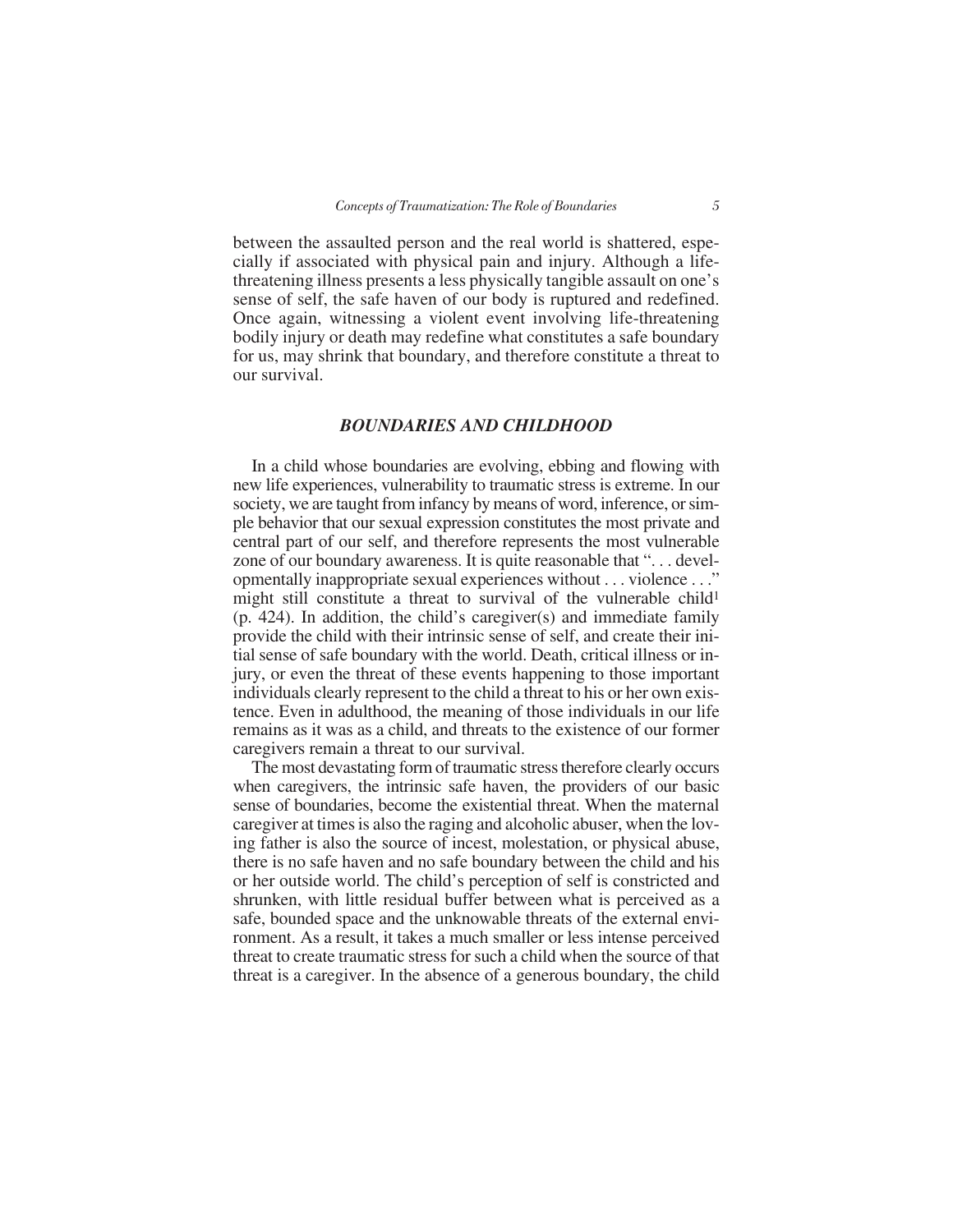between the assaulted person and the real world is shattered, especially if associated with physical pain and injury. Although a life-threatening illness presents a less physically tangible assault on one's sense of self, the safe haven of our body is ruptured and redefined. Once again, witnessing a violent event involving life-threatening bodily injury or death may redefine what constitutes a safe boundary for us, may shrink that boundary, and therefore constitute a threat to our survival.

## *BOUNDARIES AND CHILDHOOD*

In a child whose boundaries are evolving, ebbing and flowing with new life experiences, vulnerability to traumatic stress is extreme. In our society, we are taught from infancy by means of word, inference, or simple behavior that our sexual expression constitutes the most private and central part of our self, and therefore represents the most vulnerable zone of our boundary awareness. It is quite reasonable that ". . . developmentally inappropriate sexual experiences without . . . violence . . ." might still constitute a threat to survival of the vulnerable child[1] (p. 424). In addition, the child's caregiver(s) and immediate family provide the child with their intrinsic sense of self, and create their initial sense of safe boundary with the world. Death, critical illness or injury, or even the threat of these events happening to those important individuals clearly represent to the child a threat to his or her own existence. Even in adulthood, the meaning of those individuals in our life remains as it was as a child, and threats to the existence of our former caregivers remain a threat to our survival.

The most devastating form of traumatic stress therefore clearly occurs when caregivers, the intrinsic safe haven, the providers of our basic sense of boundaries, become the existential threat. When the maternal caregiver at times is also the raging and alcoholic abuser, when the loving father is also the source of incest, molestation, or physical abuse, there is no safe haven and no safe boundary between the child and his or her outside world. The child's perception of self is constricted and shrunken, with little residual buffer between what is perceived as a safe, bounded space and the unknowable threats of the external environment. As a result, it takes a much smaller or less intense perceived threat to create traumatic stress for such a child when the source of that threat is a caregiver. In the absence of a generous boundary, the child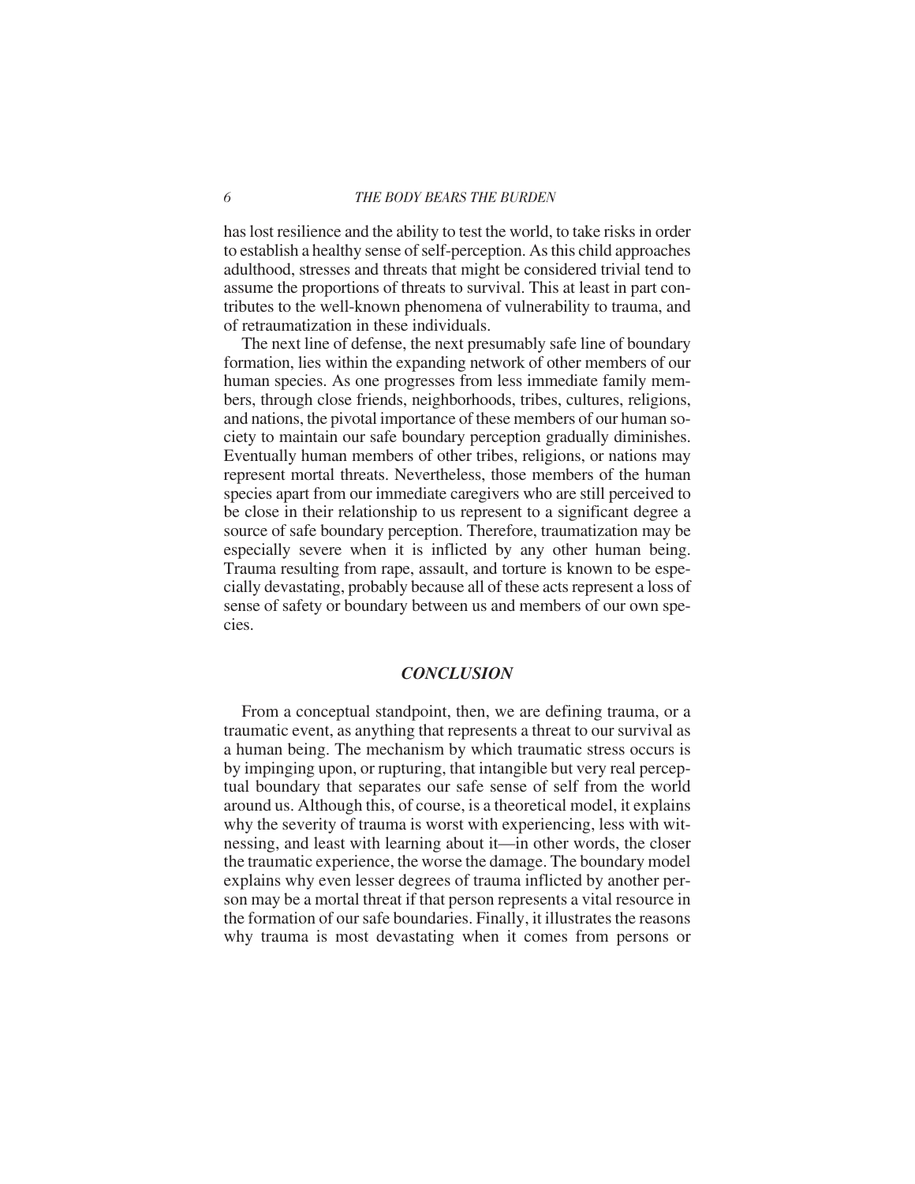has lost resilience and the ability to test the world, to take risks in order to establish a healthy sense of self-perception. As this child approaches adulthood, stresses and threats that might be considered trivial tend to assume the proportions of threats to survival. This at least in part contributes to the well-known phenomena of vulnerability to trauma, and of retraumatization in these individuals.

The next line of defense, the next presumably safe line of boundary formation, lies within the expanding network of other members of our human species. As one progresses from less immediate family members, through close friends, neighborhoods, tribes, cultures, religions, and nations, the pivotal importance of these members of our human society to maintain our safe boundary perception gradually diminishes. Eventually human members of other tribes, religions, or nations may represent mortal threats. Nevertheless, those members of the human species apart from our immediate caregivers who are still perceived to be close in their relationship to us represent to a significant degree a source of safe boundary perception. Therefore, traumatization may be especially severe when it is inflicted by any other human being. Trauma resulting from rape, assault, and torture is known to be especially devastating, probably because all of these acts represent a loss of sense of safety or boundary between us and members of our own species.

## CONCLUSION

From a conceptual standpoint, then, we are defining trauma, or a traumatic event, as anything that represents a threat to our survival as a human being. The mechanism by which traumatic stress occurs is by impinging upon, or rupturing, that intangible but very real perceptual boundary that separates our safe sense of self from the world around us. Although this, of course, is a theoretical model, it explains why the severity of trauma is worst with experiencing, less with witnessing, and least with learning about it—in other words, the closer the traumatic experience, the worse the damage. The boundary model explains why even lesser degrees of trauma inflicted by another person may be a mortal threat if that person represents a vital resource in the formation of our safe boundaries. Finally, it illustrates the reasons why trauma is most devastating when it comes from persons or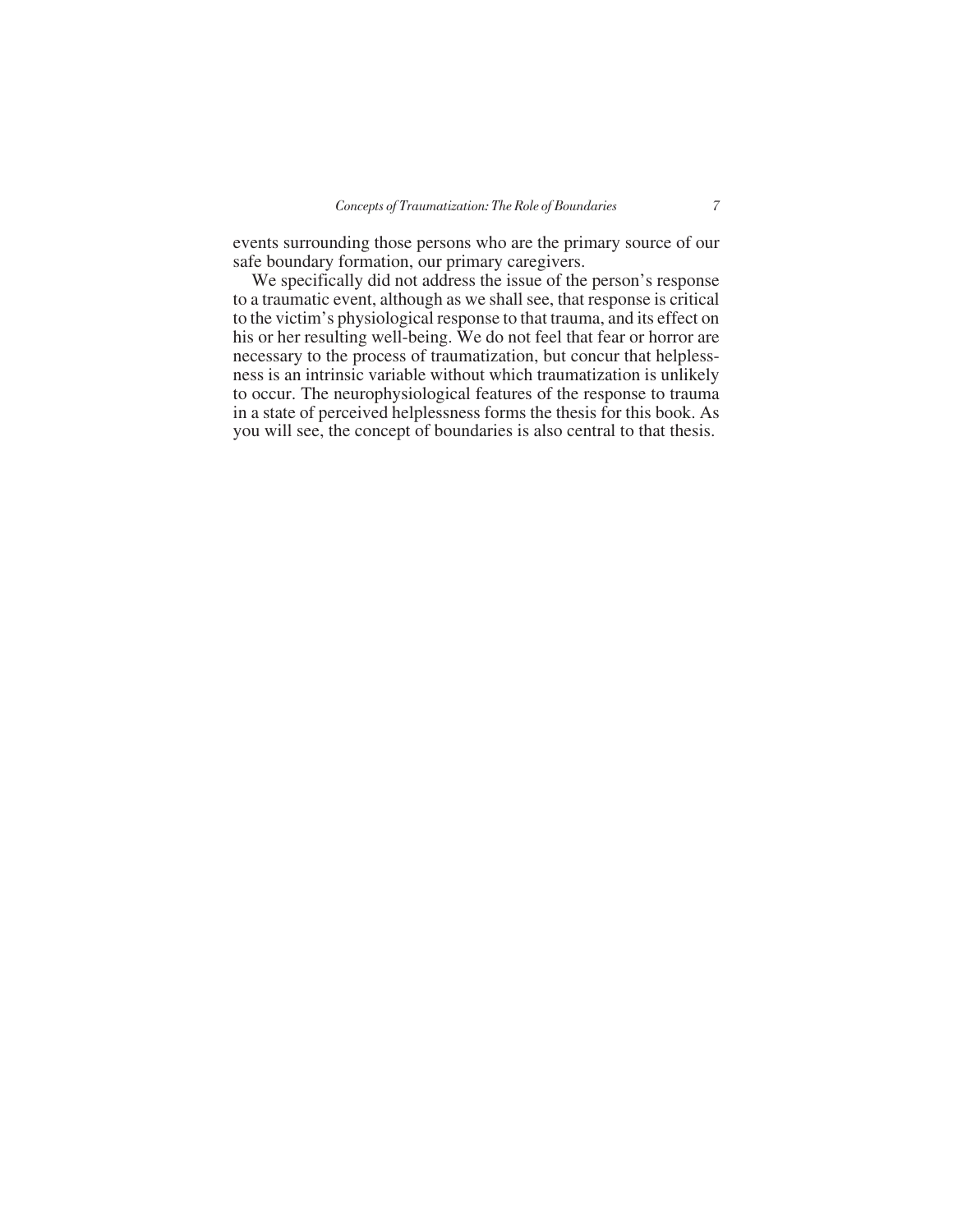events surrounding those persons who are the primary source of our safe boundary formation, our primary caregivers.

We specifically did not address the issue of the person's response to a traumatic event, although as we shall see, that response is critical to the victim's physiological response to that trauma, and its effect on his or her resulting well-being. We do not feel that fear or horror are necessary to the process of traumatization, but concur that helplessness is an intrinsic variable without which traumatization is unlikely to occur. The neurophysiological features of the response to trauma in a state of perceived helplessness forms the thesis for this book. As you will see, the concept of boundaries is also central to that thesis.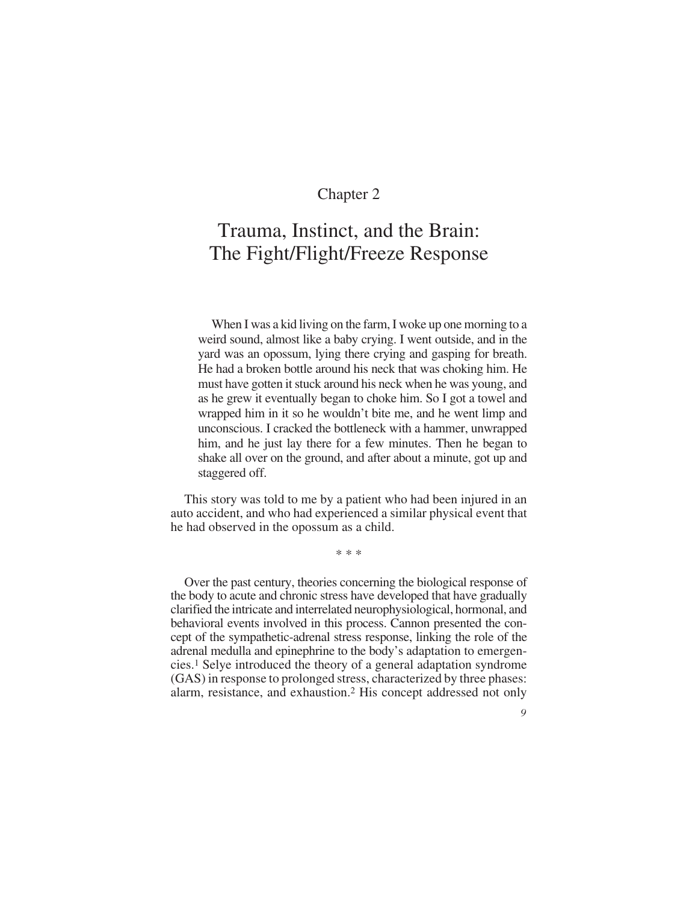Chapter 2

# Trauma, Instinct, and the Brain: The Fight/Flight/Freeze Response

> When I was a kid living on the farm, I woke up one morning to a weird sound, almost like a baby crying. I went outside, and in the yard was an opossum, lying there crying and gasping for breath. He had a broken bottle around his neck that was choking him. He must have gotten it stuck around his neck when he was young, and as he grew it eventually began to choke him. So I got a towel and wrapped him in it so he wouldn't bite me, and he went limp and unconscious. I cracked the bottleneck with a hammer, unwrapped him, and he just lay there for a few minutes. Then he began to shake all over on the ground, and after about a minute, got up and staggered off.

This story was told to me by a patient who had been injured in an auto accident, and who had experienced a similar physical event that he had observed in the opossum as a child.

\* \* \*

Over the past century, theories concerning the biological response of the body to acute and chronic stress have developed that have gradually clarified the intricate and interrelated neurophysiological, hormonal, and behavioral events involved in this process. Cannon presented the concept of the sympathetic-adrenal stress response, linking the role of the adrenal medulla and epinephrine to the body's adaptation to emergencies.[1] Selye introduced the theory of a general adaptation syndrome (GAS) in response to prolonged stress, characterized by three phases: alarm, resistance, and exhaustion.[2] His concept addressed not only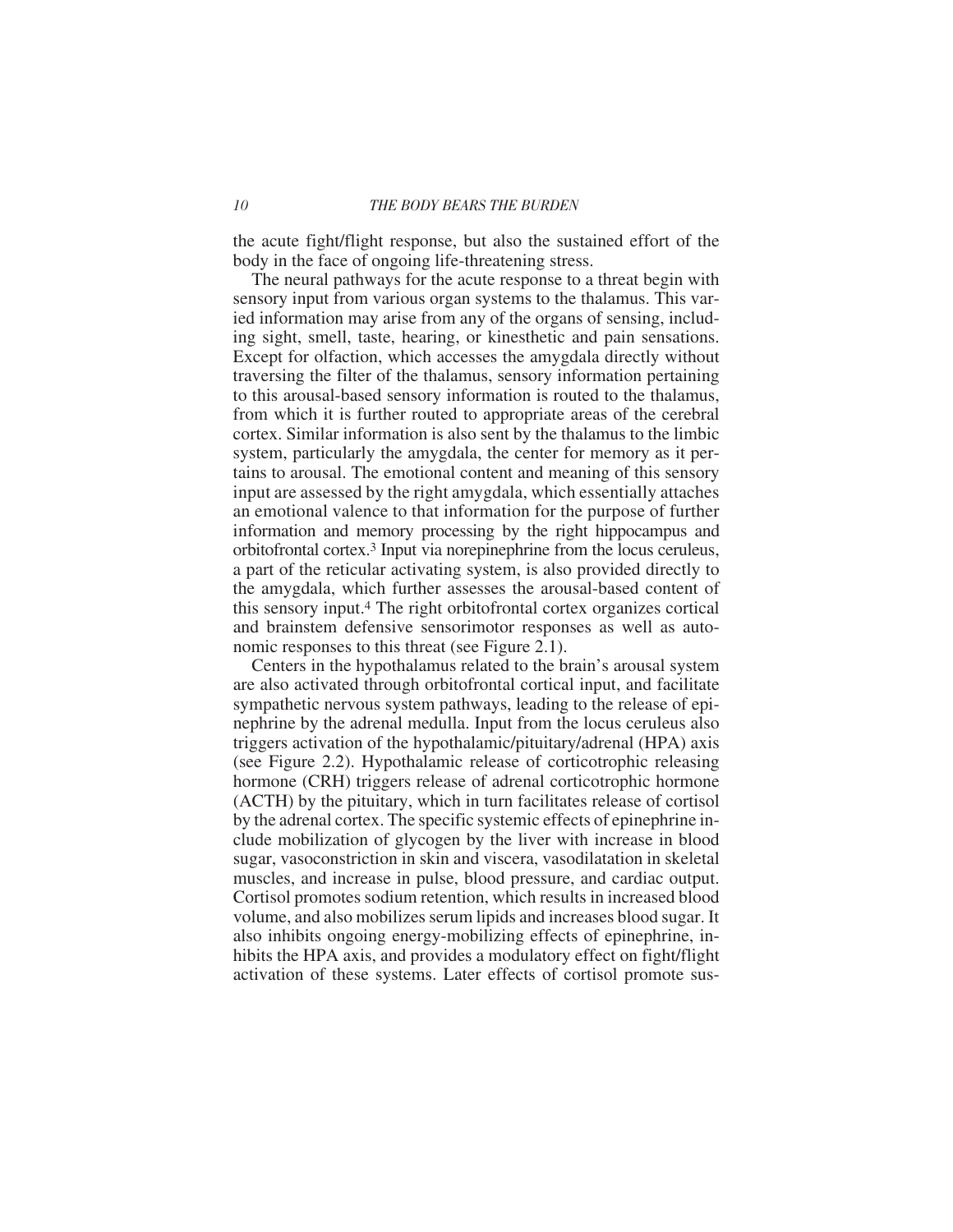the acute fight/flight response, but also the sustained effort of the body in the face of ongoing life-threatening stress.

The neural pathways for the acute response to a threat begin with sensory input from various organ systems to the thalamus. This varied information may arise from any of the organs of sensing, including sight, smell, taste, hearing, or kinesthetic and pain sensations. Except for olfaction, which accesses the amygdala directly without traversing the filter of the thalamus, sensory information pertaining to this arousal-based sensory information is routed to the thalamus, from which it is further routed to appropriate areas of the cerebral cortex. Similar information is also sent by the thalamus to the limbic system, particularly the amygdala, the center for memory as it pertains to arousal. The emotional content and meaning of this sensory input are assessed by the right amygdala, which essentially attaches an emotional valence to that information for the purpose of further information and memory processing by the right hippocampus and orbitofrontal cortex.[3] Input via norepinephrine from the locus ceruleus, a part of the reticular activating system, is also provided directly to the amygdala, which further assesses the arousal-based content of this sensory input.[4] The right orbitofrontal cortex organizes cortical and brainstem defensive sensorimotor responses as well as autonomic responses to this threat (see Figure 2.1).

Centers in the hypothalamus related to the brain's arousal system are also activated through orbitofrontal cortical input, and facilitate sympathetic nervous system pathways, leading to the release of epinephrine by the adrenal medulla. Input from the locus ceruleus also triggers activation of the hypothalamic/pituitary/adrenal (HPA) axis (see Figure 2.2). Hypothalamic release of corticotrophic releasing hormone (CRH) triggers release of adrenal corticotrophic hormone (ACTH) by the pituitary, which in turn facilitates release of cortisol by the adrenal cortex. The specific systemic effects of epinephrine include mobilization of glycogen by the liver with increase in blood sugar, vasoconstriction in skin and viscera, vasodilatation in skeletal muscles, and increase in pulse, blood pressure, and cardiac output. Cortisol promotes sodium retention, which results in increased blood volume, and also mobilizes serum lipids and increases blood sugar. It also inhibits ongoing energy-mobilizing effects of epinephrine, inhibits the HPA axis, and provides a modulatory effect on fight/flight activation of these systems. Later effects of cortisol promote sus-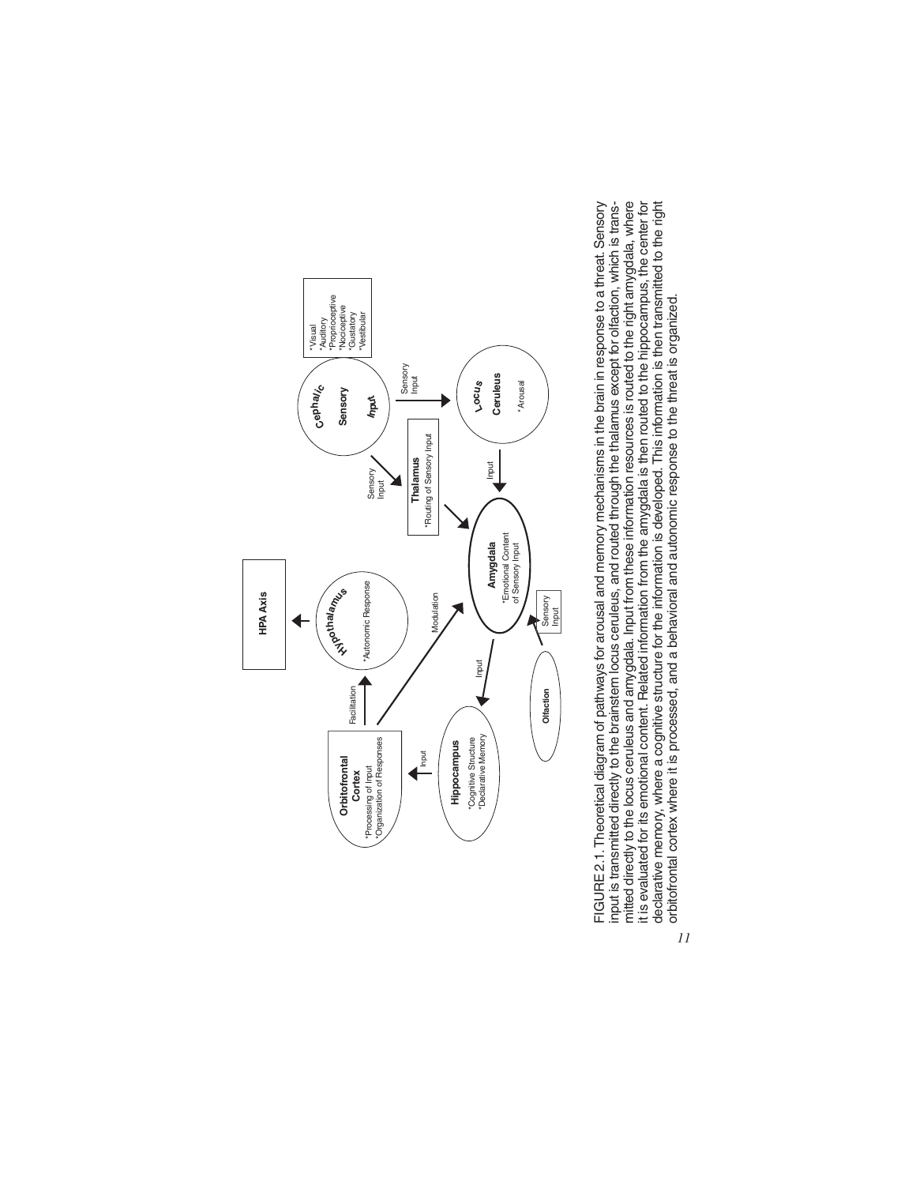HPA Axis

Hypothalamus
*Autonomic Response

Orbitofrontal Cortex
*Processing of Input
*Organization of Responses

Facilitation

Modulation

Input

Hippocampus
*Cognitive Structure
*Declarative Memory

Input

Amygdala
*Emotional Content of Sensory Input

Sensory Input

Olfaction

Thalamus
*Routing of Sensory Input

Sensory Input

Cephalic Sensory Input

*Visual
*Auditory
*Proprioceptive
*Nociceptive
*Gustatory
*Vestibular

Sensory Input

Input

Locus Ceruleus
*Arousal

FIGURE 2.1. Theoretical diagram of pathways for arousal and memory mechanisms in the brain in response to a threat. Sensory input is transmitted directly to the brainstem locus ceruleus, and routed through the thalamus except for olfaction, which is transmitted directly to the locus ceruleus and amygdala. Input from these information resources is routed to the right amygdala, where it is evaluated for its emotional content. Related information from the amygdala is then routed to the hippocampus, the center for declarative memory, where a cognitive structure for the information is developed. This information is then transmitted to the right orbitofrontal cortex where it is processed, and a behavioral and autonomic response to the threat is organized.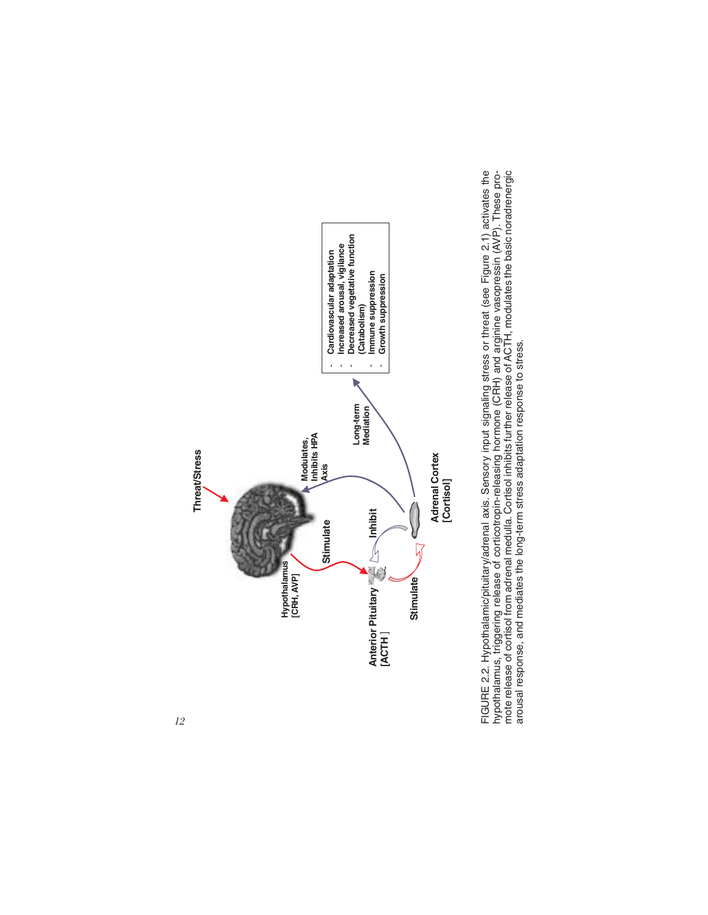Threat/Stress

Hypothalamus
[CRH, AVP]

Stimulate

Modulates, Inhibits HPA Axis

Anterior Pituitary
[ACTH]

Inhibit

Stimulate

Long-term Mediation

Adrenal Cortex
[Cortisol]

- Cardiovascular adaptation
- Increased arousal, vigilance
- Decreased vegetative function (Catabolism)
- Immune suppression
- Growth suppression

FIGURE 2.2. Hypothalamic/pituitary/adrenal axis. Sensory input signaling stress or threat (see Figure 2.1) activates the hypothalamus, triggering release of corticotropin-releasing hormone (CRH) and arginine vasopressin (AVP). These promote release of cortisol from adrenal medulla. Cortisol inhibits further release of ACTH, modulates the basic noradrenergic arousal response, and mediates the long-term stress adaptation response to stress.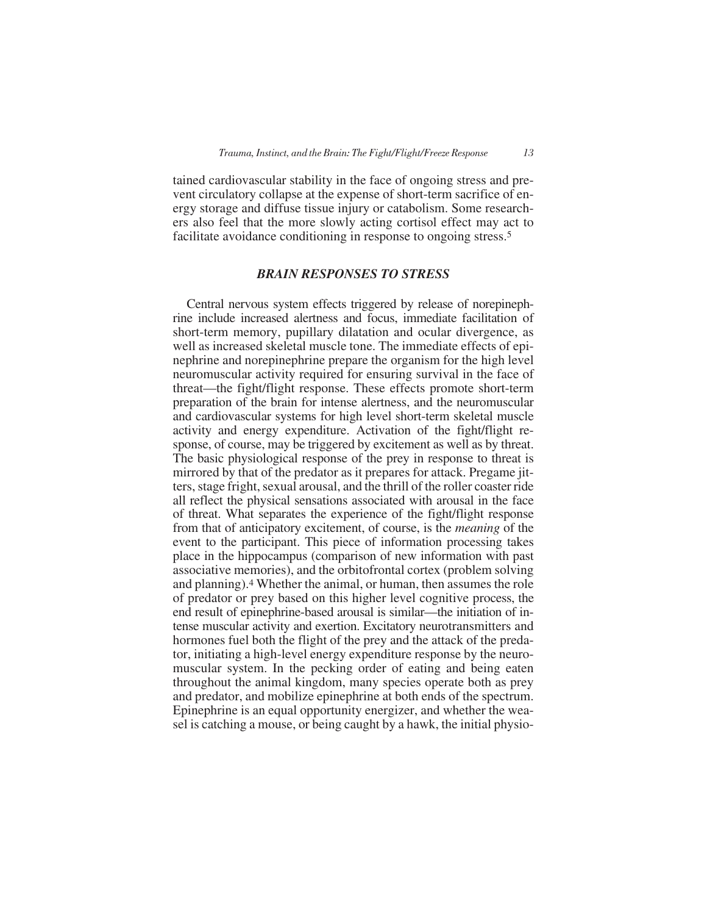tained cardiovascular stability in the face of ongoing stress and prevent circulatory collapse at the expense of short-term sacrifice of energy storage and diffuse tissue injury or catabolism. Some researchers also feel that the more slowly acting cortisol effect may act to facilitate avoidance conditioning in response to ongoing stress.[5]

### *BRAIN RESPONSES TO STRESS*

Central nervous system effects triggered by release of norepinephrine include increased alertness and focus, immediate facilitation of short-term memory, pupillary dilatation and ocular divergence, as well as increased skeletal muscle tone. The immediate effects of epinephrine and norepinephrine prepare the organism for the high level neuromuscular activity required for ensuring survival in the face of threat—the fight/flight response. These effects promote short-term preparation of the brain for intense alertness, and the neuromuscular and cardiovascular systems for high level short-term skeletal muscle activity and energy expenditure. Activation of the fight/flight response, of course, may be triggered by excitement as well as by threat. The basic physiological response of the prey in response to threat is mirrored by that of the predator as it prepares for attack. Pregame jitters, stage fright, sexual arousal, and the thrill of the roller coaster ride all reflect the physical sensations associated with arousal in the face of threat. What separates the experience of the fight/flight response from that of anticipatory excitement, of course, is the *meaning* of the event to the participant. This piece of information processing takes place in the hippocampus (comparison of new information with past associative memories), and the orbitofrontal cortex (problem solving and planning).[4] Whether the animal, or human, then assumes the role of predator or prey based on this higher level cognitive process, the end result of epinephrine-based arousal is similar—the initiation of intense muscular activity and exertion. Excitatory neurotransmitters and hormones fuel both the flight of the prey and the attack of the predator, initiating a high-level energy expenditure response by the neuromuscular system. In the pecking order of eating and being eaten throughout the animal kingdom, many species operate both as prey and predator, and mobilize epinephrine at both ends of the spectrum. Epinephrine is an equal opportunity energizer, and whether the weasel is catching a mouse, or being caught by a hawk, the initial physio-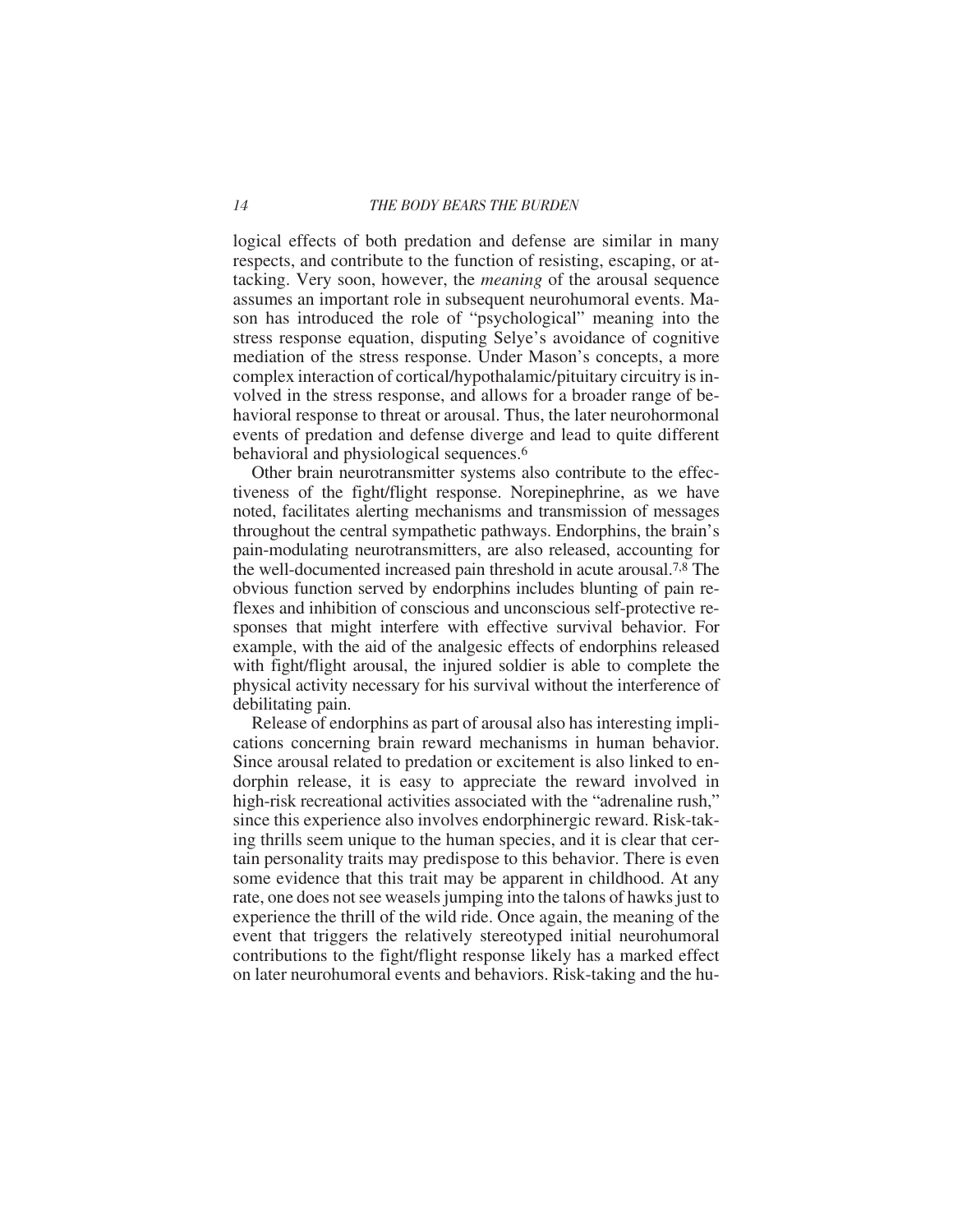logical effects of both predation and defense are similar in many respects, and contribute to the function of resisting, escaping, or attacking. Very soon, however, the *meaning* of the arousal sequence assumes an important role in subsequent neurohumoral events. Mason has introduced the role of "psychological" meaning into the stress response equation, disputing Selye's avoidance of cognitive mediation of the stress response. Under Mason's concepts, a more complex interaction of cortical/hypothalamic/pituitary circuitry is involved in the stress response, and allows for a broader range of behavioral response to threat or arousal. Thus, the later neurohormonal events of predation and defense diverge and lead to quite different behavioral and physiological sequences.[6]

Other brain neurotransmitter systems also contribute to the effectiveness of the fight/flight response. Norepinephrine, as we have noted, facilitates alerting mechanisms and transmission of messages throughout the central sympathetic pathways. Endorphins, the brain's pain-modulating neurotransmitters, are also released, accounting for the well-documented increased pain threshold in acute arousal.[7,8] The obvious function served by endorphins includes blunting of pain reflexes and inhibition of conscious and unconscious self-protective responses that might interfere with effective survival behavior. For example, with the aid of the analgesic effects of endorphins released with fight/flight arousal, the injured soldier is able to complete the physical activity necessary for his survival without the interference of debilitating pain.

Release of endorphins as part of arousal also has interesting implications concerning brain reward mechanisms in human behavior. Since arousal related to predation or excitement is also linked to endorphin release, it is easy to appreciate the reward involved in high-risk recreational activities associated with the "adrenaline rush," since this experience also involves endorphinergic reward. Risk-taking thrills seem unique to the human species, and it is clear that certain personality traits may predispose to this behavior. There is even some evidence that this trait may be apparent in childhood. At any rate, one does not see weasels jumping into the talons of hawks just to experience the thrill of the wild ride. Once again, the meaning of the event that triggers the relatively stereotyped initial neurohumoral contributions to the fight/flight response likely has a marked effect on later neurohumoral events and behaviors. Risk-taking and the hu-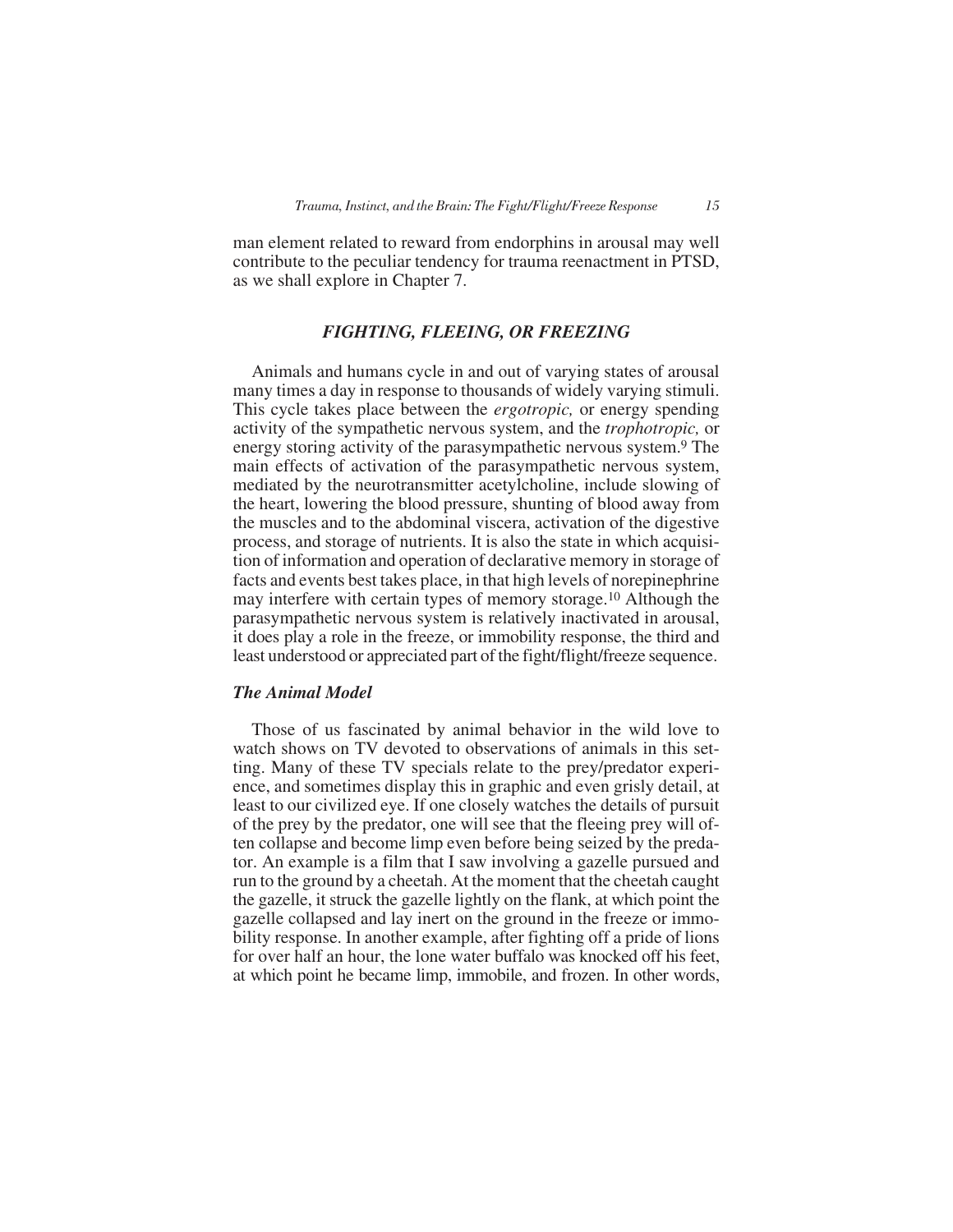man element related to reward from endorphins in arousal may well contribute to the peculiar tendency for trauma reenactment in PTSD, as we shall explore in Chapter 7.

## *FIGHTING, FLEEING, OR FREEZING*

Animals and humans cycle in and out of varying states of arousal many times a day in response to thousands of widely varying stimuli. This cycle takes place between the *ergotropic,* or energy spending activity of the sympathetic nervous system, and the *trophotropic,* or energy storing activity of the parasympathetic nervous system.[9] The main effects of activation of the parasympathetic nervous system, mediated by the neurotransmitter acetylcholine, include slowing of the heart, lowering the blood pressure, shunting of blood away from the muscles and to the abdominal viscera, activation of the digestive process, and storage of nutrients. It is also the state in which acquisition of information and operation of declarative memory in storage of facts and events best takes place, in that high levels of norepinephrine may interfere with certain types of memory storage.[10] Although the parasympathetic nervous system is relatively inactivated in arousal, it does play a role in the freeze, or immobility response, the third and least understood or appreciated part of the fight/flight/freeze sequence.

### *The Animal Model*

Those of us fascinated by animal behavior in the wild love to watch shows on TV devoted to observations of animals in this setting. Many of these TV specials relate to the prey/predator experience, and sometimes display this in graphic and even grisly detail, at least to our civilized eye. If one closely watches the details of pursuit of the prey by the predator, one will see that the fleeing prey will often collapse and become limp even before being seized by the predator. An example is a film that I saw involving a gazelle pursued and run to the ground by a cheetah. At the moment that the cheetah caught the gazelle, it struck the gazelle lightly on the flank, at which point the gazelle collapsed and lay inert on the ground in the freeze or immobility response. In another example, after fighting off a pride of lions for over half an hour, the lone water buffalo was knocked off his feet, at which point he became limp, immobile, and frozen. In other words,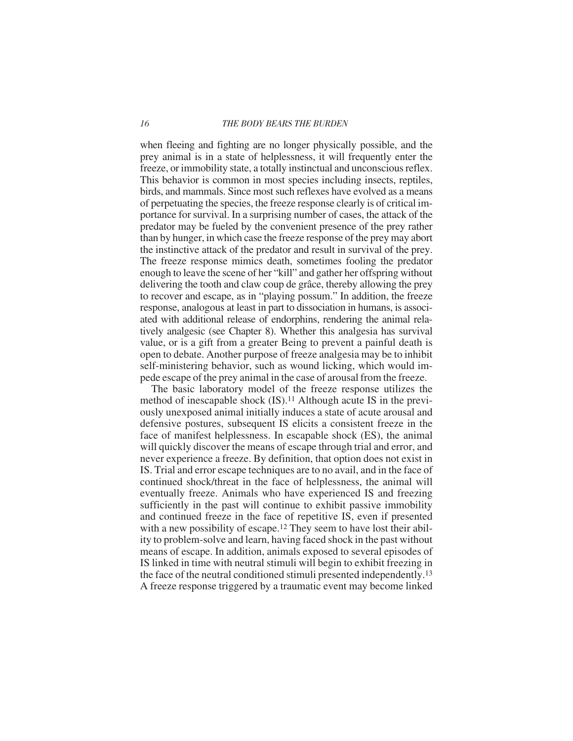when fleeing and fighting are no longer physically possible, and the prey animal is in a state of helplessness, it will frequently enter the freeze, or immobility state, a totally instinctual and unconscious reflex. This behavior is common in most species including insects, reptiles, birds, and mammals. Since most such reflexes have evolved as a means of perpetuating the species, the freeze response clearly is of critical importance for survival. In a surprising number of cases, the attack of the predator may be fueled by the convenient presence of the prey rather than by hunger, in which case the freeze response of the prey may abort the instinctive attack of the predator and result in survival of the prey. The freeze response mimics death, sometimes fooling the predator enough to leave the scene of her "kill" and gather her offspring without delivering the tooth and claw coup de grâce, thereby allowing the prey to recover and escape, as in "playing possum." In addition, the freeze response, analogous at least in part to dissociation in humans, is associated with additional release of endorphins, rendering the animal relatively analgesic (see Chapter 8). Whether this analgesia has survival value, or is a gift from a greater Being to prevent a painful death is open to debate. Another purpose of freeze analgesia may be to inhibit self-ministering behavior, such as wound licking, which would impede escape of the prey animal in the case of arousal from the freeze.

The basic laboratory model of the freeze response utilizes the method of inescapable shock (IS).[11] Although acute IS in the previously unexposed animal initially induces a state of acute arousal and defensive postures, subsequent IS elicits a consistent freeze in the face of manifest helplessness. In escapable shock (ES), the animal will quickly discover the means of escape through trial and error, and never experience a freeze. By definition, that option does not exist in IS. Trial and error escape techniques are to no avail, and in the face of continued shock/threat in the face of helplessness, the animal will eventually freeze. Animals who have experienced IS and freezing sufficiently in the past will continue to exhibit passive immobility and continued freeze in the face of repetitive IS, even if presented with a new possibility of escape.[12] They seem to have lost their ability to problem-solve and learn, having faced shock in the past without means of escape. In addition, animals exposed to several episodes of IS linked in time with neutral stimuli will begin to exhibit freezing in the face of the neutral conditioned stimuli presented independently.[13] A freeze response triggered by a traumatic event may become linked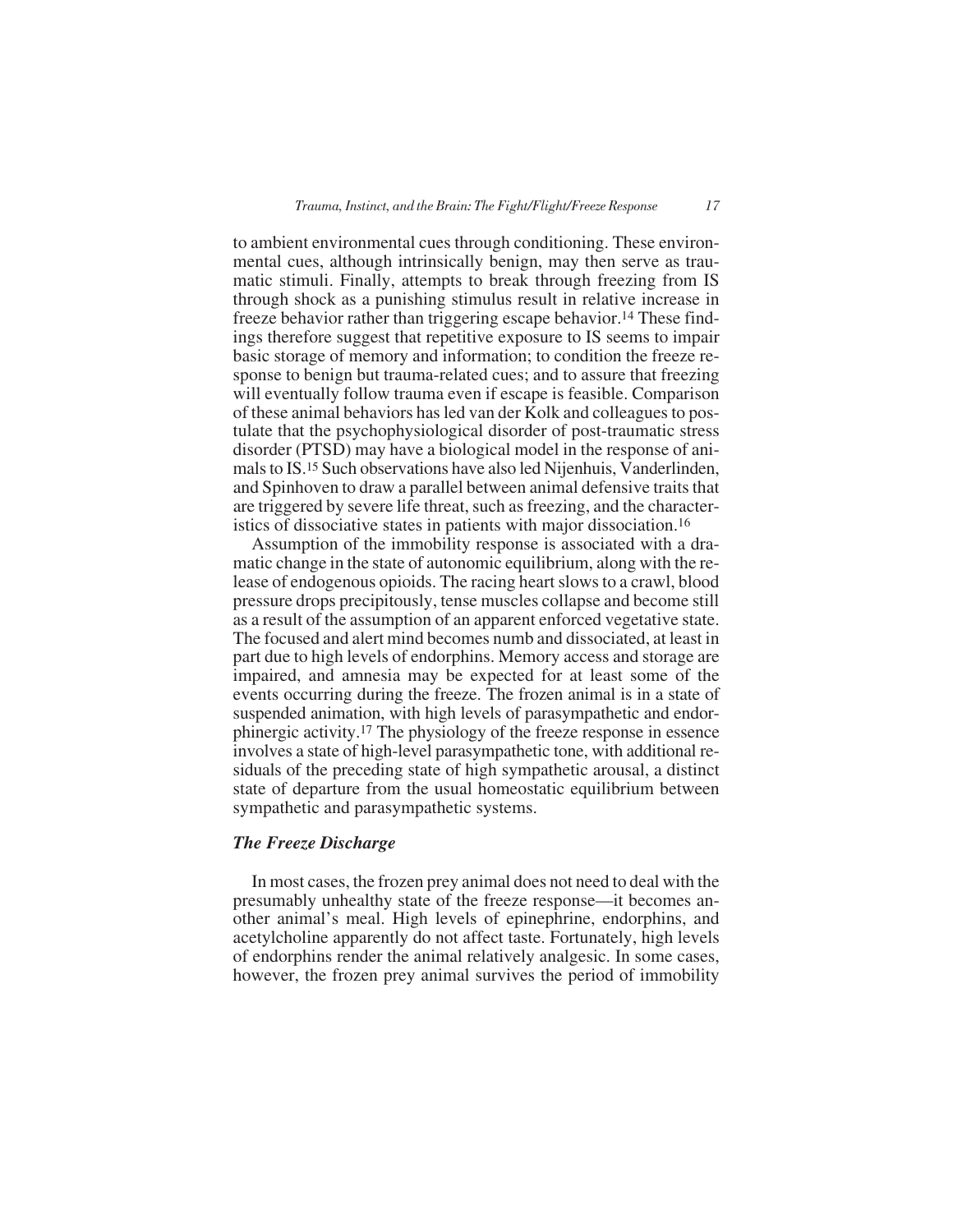to ambient environmental cues through conditioning. These environmental cues, although intrinsically benign, may then serve as traumatic stimuli. Finally, attempts to break through freezing from IS through shock as a punishing stimulus result in relative increase in freeze behavior rather than triggering escape behavior.[14] These findings therefore suggest that repetitive exposure to IS seems to impair basic storage of memory and information; to condition the freeze response to benign but trauma-related cues; and to assure that freezing will eventually follow trauma even if escape is feasible. Comparison of these animal behaviors has led van der Kolk and colleagues to postulate that the psychophysiological disorder of post-traumatic stress disorder (PTSD) may have a biological model in the response of animals to IS.[15] Such observations have also led Nijenhuis, Vanderlinden, and Spinhoven to draw a parallel between animal defensive traits that are triggered by severe life threat, such as freezing, and the characteristics of dissociative states in patients with major dissociation.[16]

Assumption of the immobility response is associated with a dramatic change in the state of autonomic equilibrium, along with the release of endogenous opioids. The racing heart slows to a crawl, blood pressure drops precipitously, tense muscles collapse and become still as a result of the assumption of an apparent enforced vegetative state. The focused and alert mind becomes numb and dissociated, at least in part due to high levels of endorphins. Memory access and storage are impaired, and amnesia may be expected for at least some of the events occurring during the freeze. The frozen animal is in a state of suspended animation, with high levels of parasympathetic and endorphinergic activity.[17] The physiology of the freeze response in essence involves a state of high-level parasympathetic tone, with additional residuals of the preceding state of high sympathetic arousal, a distinct state of departure from the usual homeostatic equilibrium between sympathetic and parasympathetic systems.

### *The Freeze Discharge*

In most cases, the frozen prey animal does not need to deal with the presumably unhealthy state of the freeze response—it becomes another animal's meal. High levels of epinephrine, endorphins, and acetylcholine apparently do not affect taste. Fortunately, high levels of endorphins render the animal relatively analgesic. In some cases, however, the frozen prey animal survives the period of immobility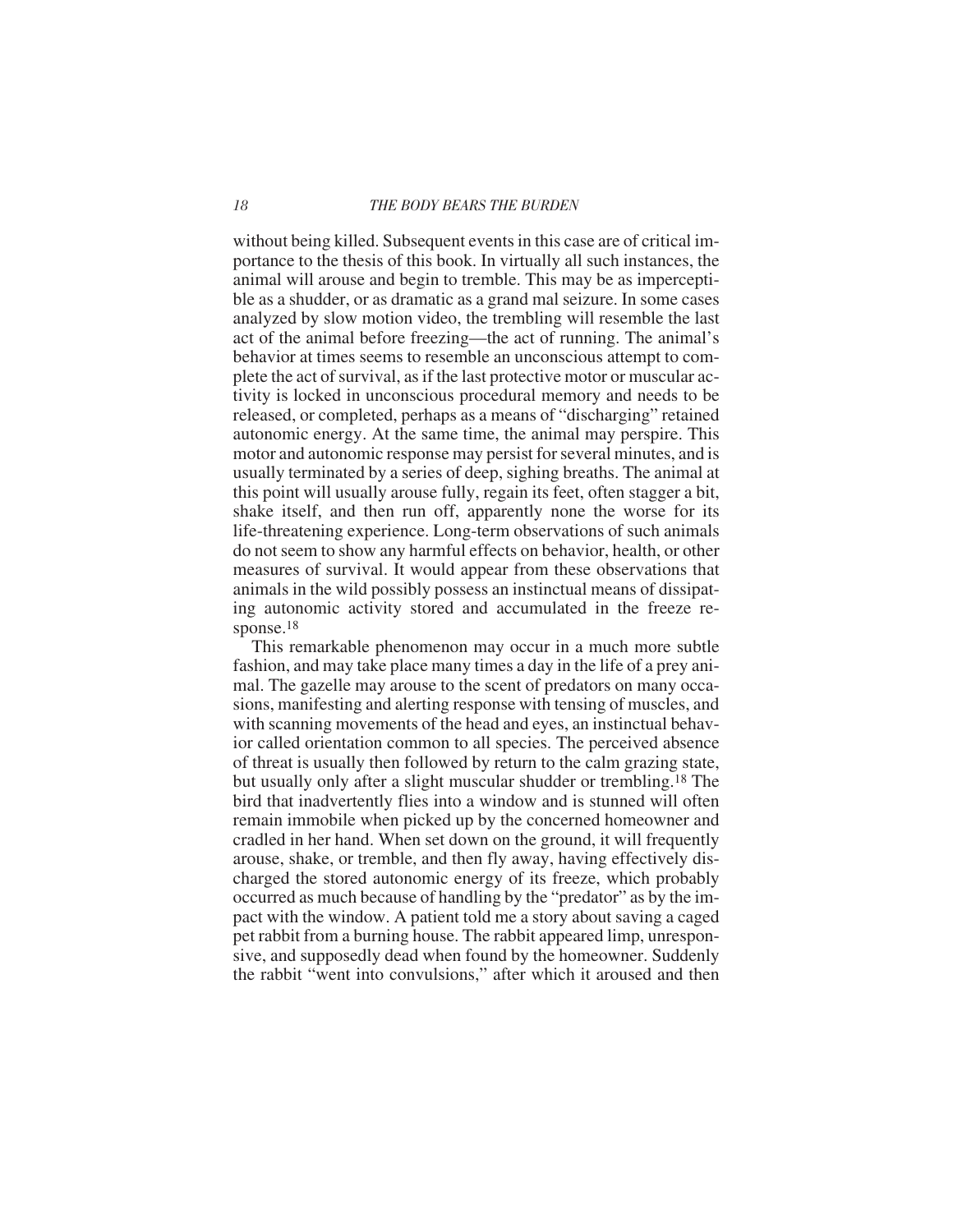without being killed. Subsequent events in this case are of critical importance to the thesis of this book. In virtually all such instances, the animal will arouse and begin to tremble. This may be as imperceptible as a shudder, or as dramatic as a grand mal seizure. In some cases analyzed by slow motion video, the trembling will resemble the last act of the animal before freezing—the act of running. The animal's behavior at times seems to resemble an unconscious attempt to complete the act of survival, as if the last protective motor or muscular activity is locked in unconscious procedural memory and needs to be released, or completed, perhaps as a means of "discharging" retained autonomic energy. At the same time, the animal may perspire. This motor and autonomic response may persist for several minutes, and is usually terminated by a series of deep, sighing breaths. The animal at this point will usually arouse fully, regain its feet, often stagger a bit, shake itself, and then run off, apparently none the worse for its life-threatening experience. Long-term observations of such animals do not seem to show any harmful effects on behavior, health, or other measures of survival. It would appear from these observations that animals in the wild possibly possess an instinctual means of dissipating autonomic activity stored and accumulated in the freeze response.[18]

This remarkable phenomenon may occur in a much more subtle fashion, and may take place many times a day in the life of a prey animal. The gazelle may arouse to the scent of predators on many occasions, manifesting and alerting response with tensing of muscles, and with scanning movements of the head and eyes, an instinctual behavior called orientation common to all species. The perceived absence of threat is usually then followed by return to the calm grazing state, but usually only after a slight muscular shudder or trembling.[18] The bird that inadvertently flies into a window and is stunned will often remain immobile when picked up by the concerned homeowner and cradled in her hand. When set down on the ground, it will frequently arouse, shake, or tremble, and then fly away, having effectively discharged the stored autonomic energy of its freeze, which probably occurred as much because of handling by the "predator" as by the impact with the window. A patient told me a story about saving a caged pet rabbit from a burning house. The rabbit appeared limp, unresponsive, and supposedly dead when found by the homeowner. Suddenly the rabbit "went into convulsions," after which it aroused and then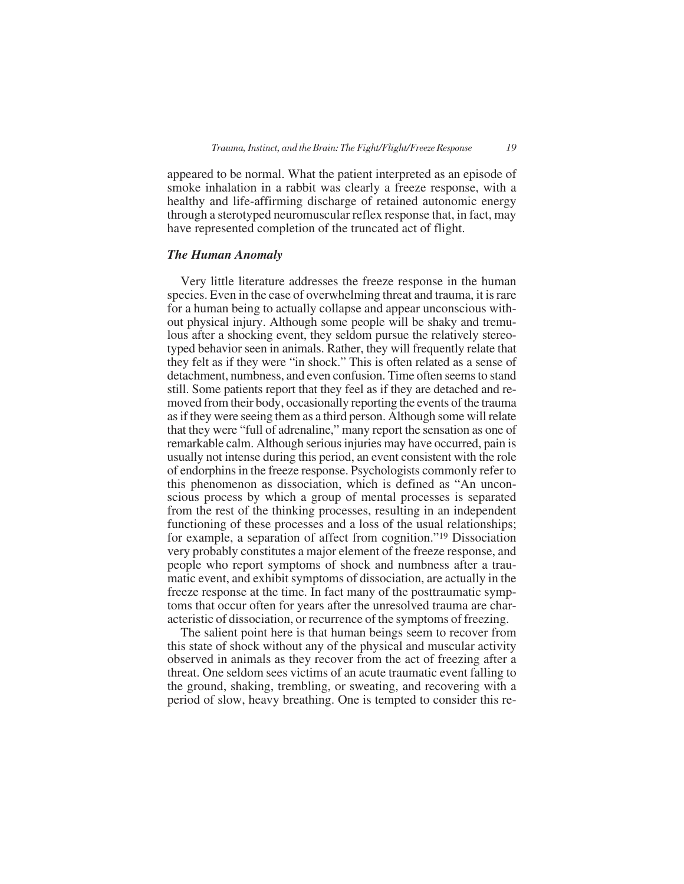appeared to be normal. What the patient interpreted as an episode of smoke inhalation in a rabbit was clearly a freeze response, with a healthy and life-affirming discharge of retained autonomic energy through a sterotyped neuromuscular reflex response that, in fact, may have represented completion of the truncated act of flight.

### *The Human Anomaly*

Very little literature addresses the freeze response in the human species. Even in the case of overwhelming threat and trauma, it is rare for a human being to actually collapse and appear unconscious without physical injury. Although some people will be shaky and tremulous after a shocking event, they seldom pursue the relatively stereotyped behavior seen in animals. Rather, they will frequently relate that they felt as if they were "in shock." This is often related as a sense of detachment, numbness, and even confusion. Time often seems to stand still. Some patients report that they feel as if they are detached and removed from their body, occasionally reporting the events of the trauma as if they were seeing them as a third person. Although some will relate that they were "full of adrenaline," many report the sensation as one of remarkable calm. Although serious injuries may have occurred, pain is usually not intense during this period, an event consistent with the role of endorphins in the freeze response. Psychologists commonly refer to this phenomenon as dissociation, which is defined as "An unconscious process by which a group of mental processes is separated from the rest of the thinking processes, resulting in an independent functioning of these processes and a loss of the usual relationships; for example, a separation of affect from cognition."[19] Dissociation very probably constitutes a major element of the freeze response, and people who report symptoms of shock and numbness after a traumatic event, and exhibit symptoms of dissociation, are actually in the freeze response at the time. In fact many of the posttraumatic symptoms that occur often for years after the unresolved trauma are characteristic of dissociation, or recurrence of the symptoms of freezing.

The salient point here is that human beings seem to recover from this state of shock without any of the physical and muscular activity observed in animals as they recover from the act of freezing after a threat. One seldom sees victims of an acute traumatic event falling to the ground, shaking, trembling, or sweating, and recovering with a period of slow, heavy breathing. One is tempted to consider this re-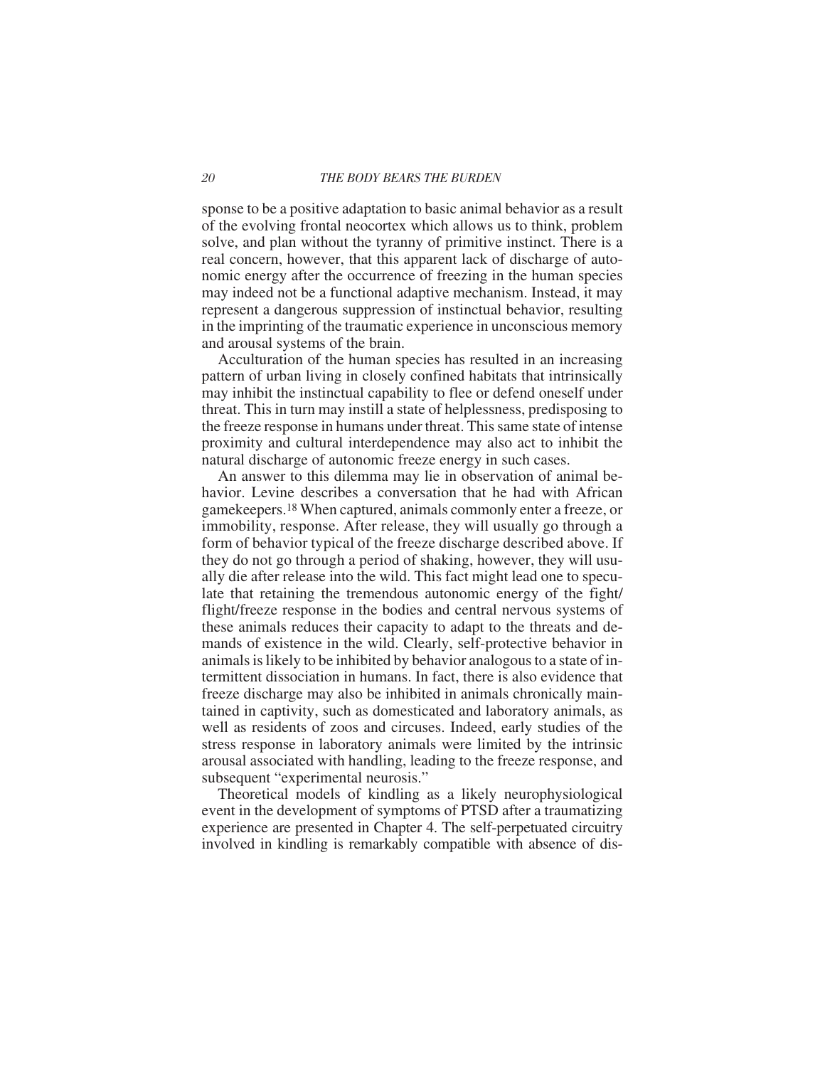sponse to be a positive adaptation to basic animal behavior as a result of the evolving frontal neocortex which allows us to think, problem solve, and plan without the tyranny of primitive instinct. There is a real concern, however, that this apparent lack of discharge of autonomic energy after the occurrence of freezing in the human species may indeed not be a functional adaptive mechanism. Instead, it may represent a dangerous suppression of instinctual behavior, resulting in the imprinting of the traumatic experience in unconscious memory and arousal systems of the brain.

Acculturation of the human species has resulted in an increasing pattern of urban living in closely confined habitats that intrinsically may inhibit the instinctual capability to flee or defend oneself under threat. This in turn may instill a state of helplessness, predisposing to the freeze response in humans under threat. This same state of intense proximity and cultural interdependence may also act to inhibit the natural discharge of autonomic freeze energy in such cases.

An answer to this dilemma may lie in observation of animal behavior. Levine describes a conversation that he had with African gamekeepers.[18] When captured, animals commonly enter a freeze, or immobility, response. After release, they will usually go through a form of behavior typical of the freeze discharge described above. If they do not go through a period of shaking, however, they will usually die after release into the wild. This fact might lead one to speculate that retaining the tremendous autonomic energy of the fight/flight/freeze response in the bodies and central nervous systems of these animals reduces their capacity to adapt to the threats and demands of existence in the wild. Clearly, self-protective behavior in animals is likely to be inhibited by behavior analogous to a state of intermittent dissociation in humans. In fact, there is also evidence that freeze discharge may also be inhibited in animals chronically maintained in captivity, such as domesticated and laboratory animals, as well as residents of zoos and circuses. Indeed, early studies of the stress response in laboratory animals were limited by the intrinsic arousal associated with handling, leading to the freeze response, and subsequent "experimental neurosis."

Theoretical models of kindling as a likely neurophysiological event in the development of symptoms of PTSD after a traumatizing experience are presented in Chapter 4. The self-perpetuated circuitry involved in kindling is remarkably compatible with absence of dis-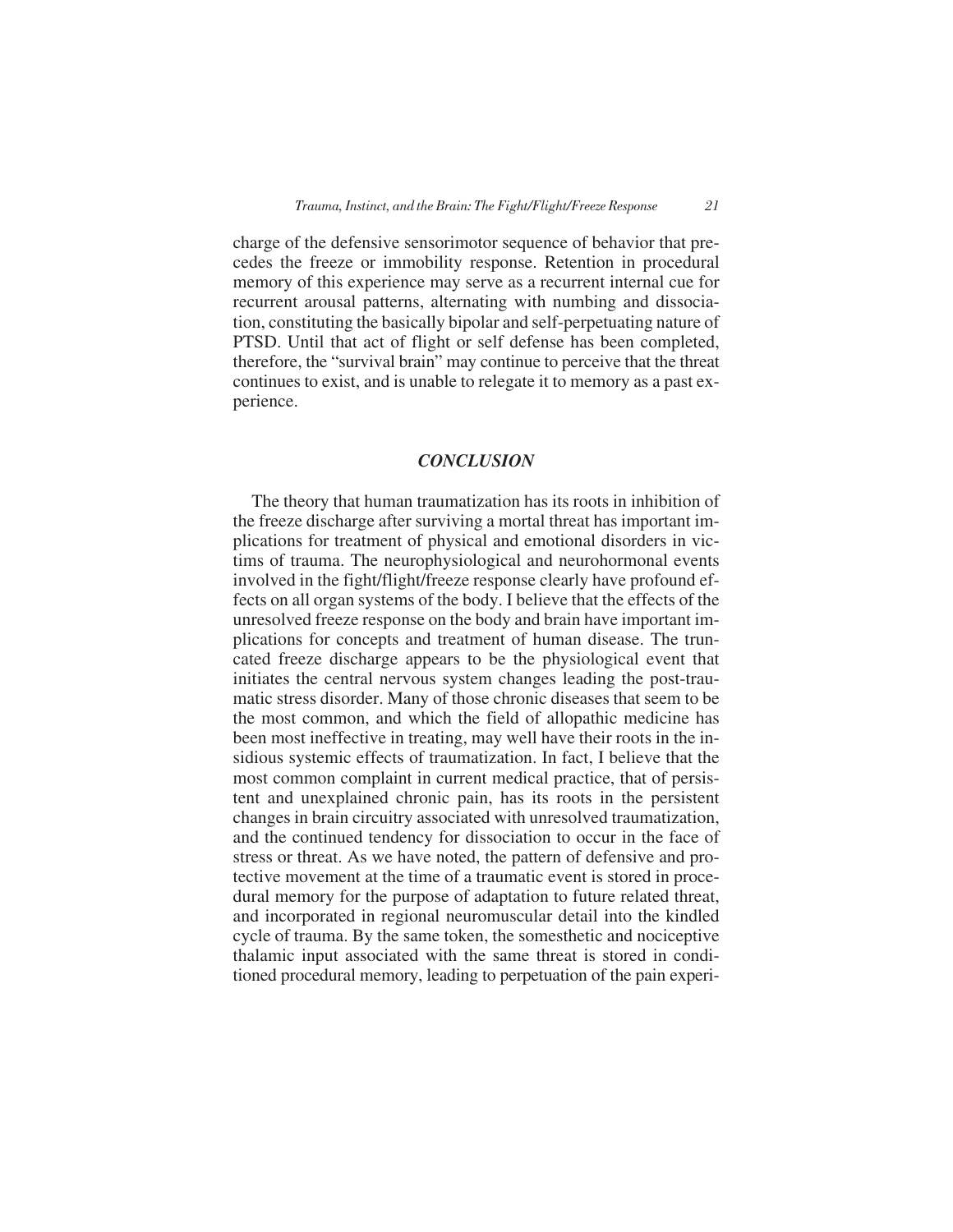charge of the defensive sensorimotor sequence of behavior that precedes the freeze or immobility response. Retention in procedural memory of this experience may serve as a recurrent internal cue for recurrent arousal patterns, alternating with numbing and dissociation, constituting the basically bipolar and self-perpetuating nature of PTSD. Until that act of flight or self defense has been completed, therefore, the "survival brain" may continue to perceive that the threat continues to exist, and is unable to relegate it to memory as a past experience.

## *CONCLUSION*

The theory that human traumatization has its roots in inhibition of the freeze discharge after surviving a mortal threat has important implications for treatment of physical and emotional disorders in victims of trauma. The neurophysiological and neurohormonal events involved in the fight/flight/freeze response clearly have profound effects on all organ systems of the body. I believe that the effects of the unresolved freeze response on the body and brain have important implications for concepts and treatment of human disease. The truncated freeze discharge appears to be the physiological event that initiates the central nervous system changes leading the post-traumatic stress disorder. Many of those chronic diseases that seem to be the most common, and which the field of allopathic medicine has been most ineffective in treating, may well have their roots in the insidious systemic effects of traumatization. In fact, I believe that the most common complaint in current medical practice, that of persistent and unexplained chronic pain, has its roots in the persistent changes in brain circuitry associated with unresolved traumatization, and the continued tendency for dissociation to occur in the face of stress or threat. As we have noted, the pattern of defensive and protective movement at the time of a traumatic event is stored in procedural memory for the purpose of adaptation to future related threat, and incorporated in regional neuromuscular detail into the kindled cycle of trauma. By the same token, the somesthetic and nociceptive thalamic input associated with the same threat is stored in conditioned procedural memory, leading to perpetuation of the pain experi-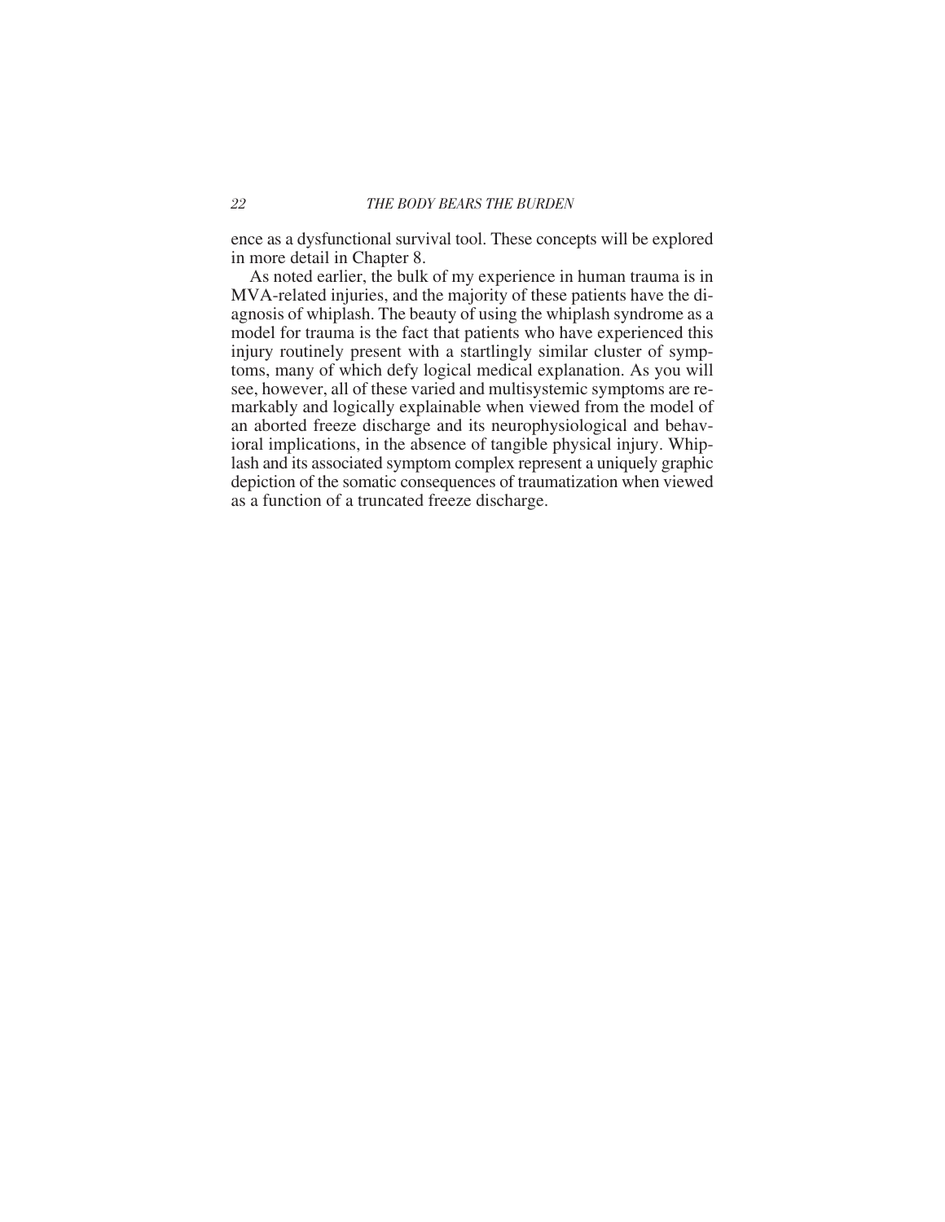ence as a dysfunctional survival tool. These concepts will be explored in more detail in Chapter 8.

As noted earlier, the bulk of my experience in human trauma is in MVA-related injuries, and the majority of these patients have the diagnosis of whiplash. The beauty of using the whiplash syndrome as a model for trauma is the fact that patients who have experienced this injury routinely present with a startlingly similar cluster of symptoms, many of which defy logical medical explanation. As you will see, however, all of these varied and multisystemic symptoms are remarkably and logically explainable when viewed from the model of an aborted freeze discharge and its neurophysiological and behavioral implications, in the absence of tangible physical injury. Whiplash and its associated symptom complex represent a uniquely graphic depiction of the somatic consequences of traumatization when viewed as a function of a truncated freeze discharge.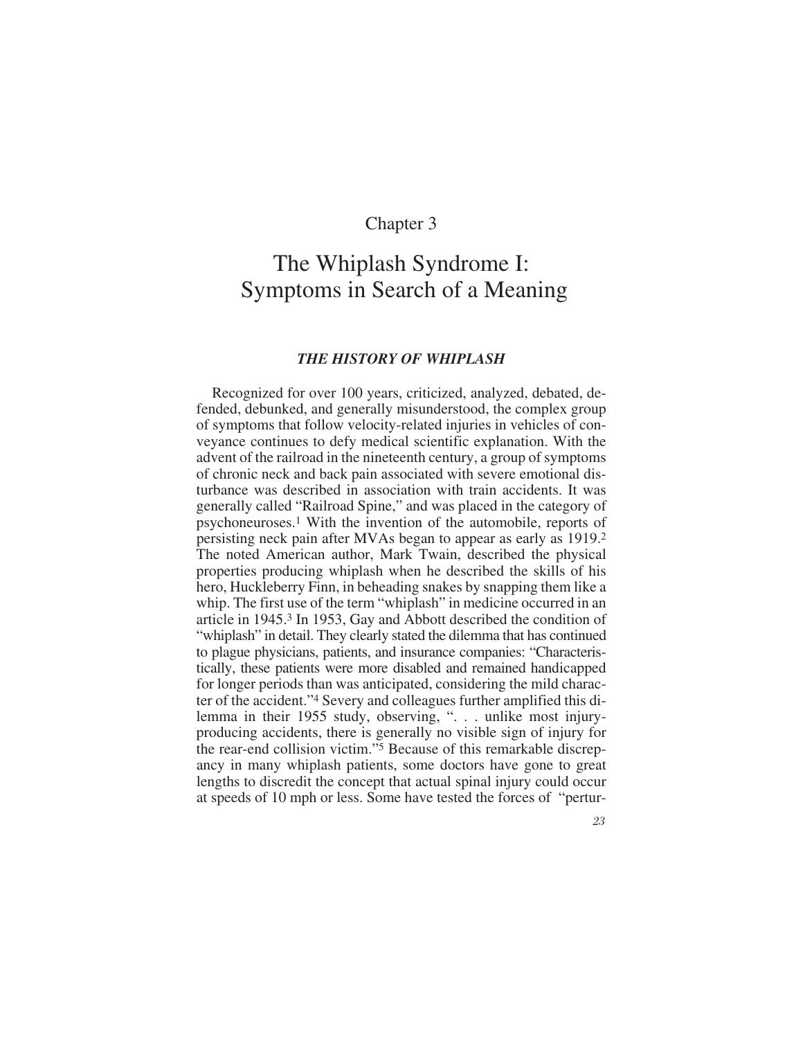Chapter 3

# The Whiplash Syndrome I: Symptoms in Search of a Meaning

## *THE HISTORY OF WHIPLASH*

Recognized for over 100 years, criticized, analyzed, debated, defended, debunked, and generally misunderstood, the complex group of symptoms that follow velocity-related injuries in vehicles of conveyance continues to defy medical scientific explanation. With the advent of the railroad in the nineteenth century, a group of symptoms of chronic neck and back pain associated with severe emotional disturbance was described in association with train accidents. It was generally called "Railroad Spine," and was placed in the category of psychoneuroses.[1] With the invention of the automobile, reports of persisting neck pain after MVAs began to appear as early as 1919.[2] The noted American author, Mark Twain, described the physical properties producing whiplash when he described the skills of his hero, Huckleberry Finn, in beheading snakes by snapping them like a whip. The first use of the term "whiplash" in medicine occurred in an article in 1945.[3] In 1953, Gay and Abbott described the condition of "whiplash" in detail. They clearly stated the dilemma that has continued to plague physicians, patients, and insurance companies: "Characteristically, these patients were more disabled and remained handicapped for longer periods than was anticipated, considering the mild character of the accident."[4] Severy and colleagues further amplified this dilemma in their 1955 study, observing, ". . . unlike most injury-producing accidents, there is generally no visible sign of injury for the rear-end collision victim."[5] Because of this remarkable discrepancy in many whiplash patients, some doctors have gone to great lengths to discredit the concept that actual spinal injury could occur at speeds of 10 mph or less. Some have tested the forces of "pertur-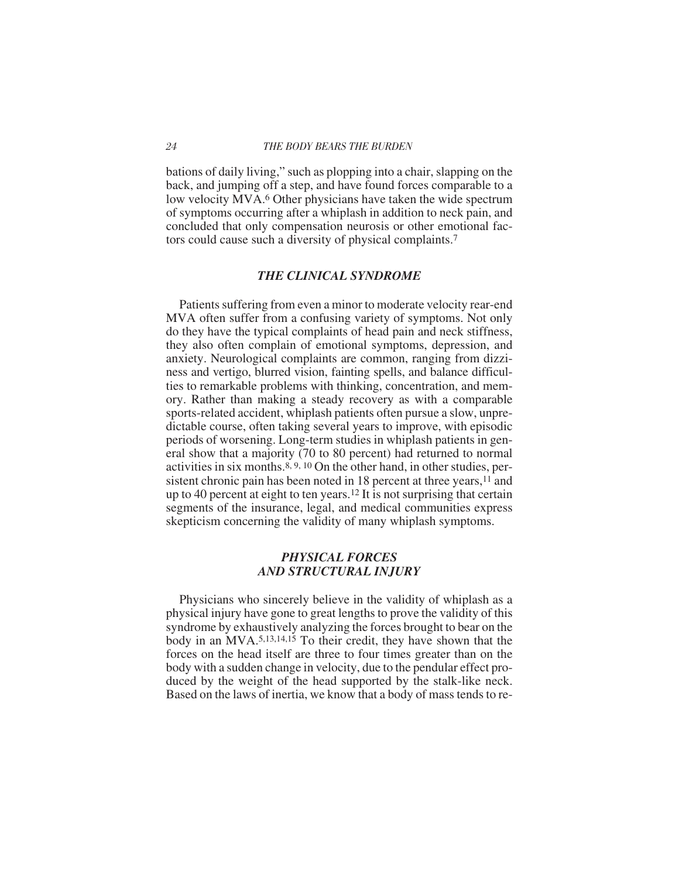bations of daily living," such as plopping into a chair, slapping on the back, and jumping off a step, and have found forces comparable to a low velocity MVA.[6] Other physicians have taken the wide spectrum of symptoms occurring after a whiplash in addition to neck pain, and concluded that only compensation neurosis or other emotional factors could cause such a diversity of physical complaints.[7]

## *THE CLINICAL SYNDROME*

Patients suffering from even a minor to moderate velocity rear-end MVA often suffer from a confusing variety of symptoms. Not only do they have the typical complaints of head pain and neck stiffness, they also often complain of emotional symptoms, depression, and anxiety. Neurological complaints are common, ranging from dizziness and vertigo, blurred vision, fainting spells, and balance difficulties to remarkable problems with thinking, concentration, and memory. Rather than making a steady recovery as with a comparable sports-related accident, whiplash patients often pursue a slow, unpredictable course, often taking several years to improve, with episodic periods of worsening. Long-term studies in whiplash patients in general show that a majority (70 to 80 percent) had returned to normal activities in six months.[8, 9, 10] On the other hand, in other studies, persistent chronic pain has been noted in 18 percent at three years,[11] and up to 40 percent at eight to ten years.[12] It is not surprising that certain segments of the insurance, legal, and medical communities express skepticism concerning the validity of many whiplash symptoms.

## *PHYSICAL FORCES AND STRUCTURAL INJURY*

Physicians who sincerely believe in the validity of whiplash as a physical injury have gone to great lengths to prove the validity of this syndrome by exhaustively analyzing the forces brought to bear on the body in an MVA.[5,13,14,15] To their credit, they have shown that the forces on the head itself are three to four times greater than on the body with a sudden change in velocity, due to the pendular effect produced by the weight of the head supported by the stalk-like neck. Based on the laws of inertia, we know that a body of mass tends to re-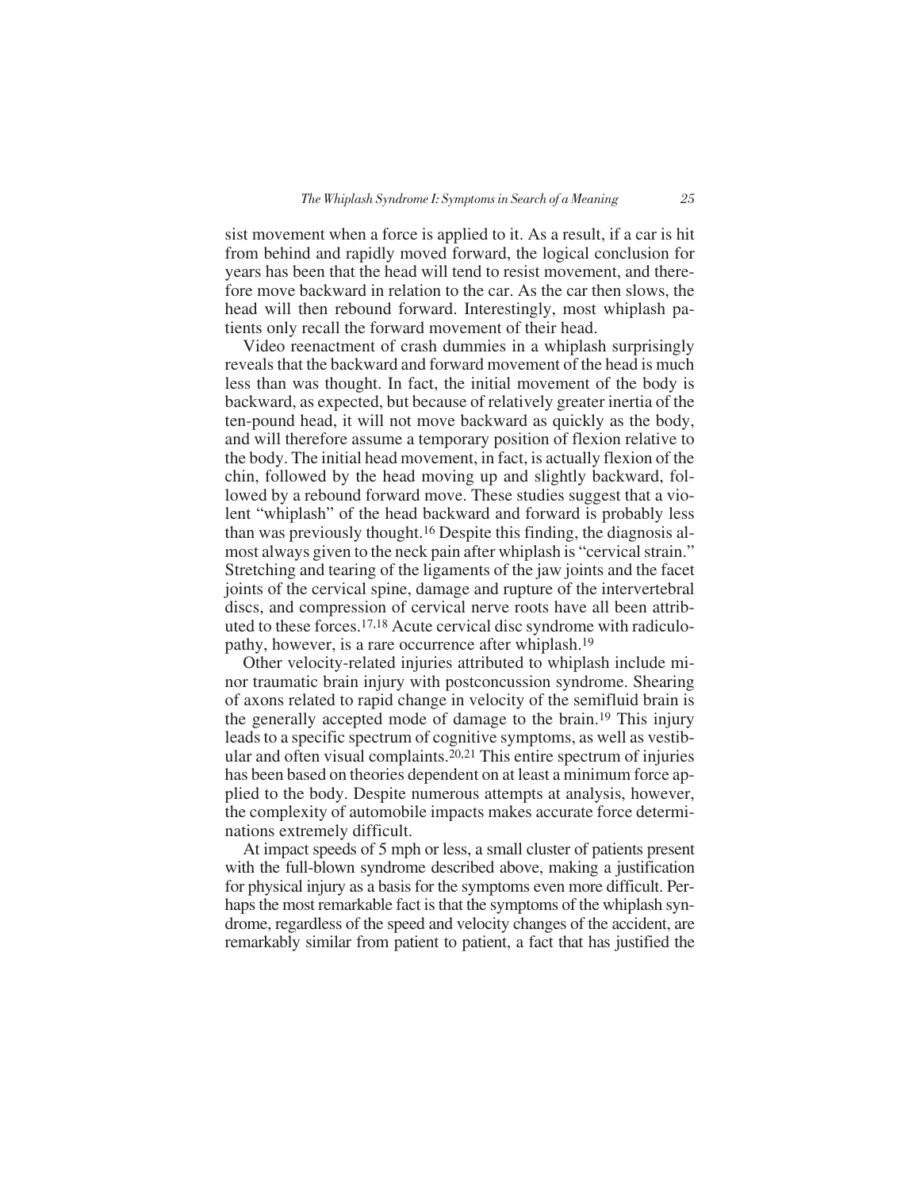sist movement when a force is applied to it. As a result, if a car is hit from behind and rapidly moved forward, the logical conclusion for years has been that the head will tend to resist movement, and therefore move backward in relation to the car. As the car then slows, the head will then rebound forward. Interestingly, most whiplash patients only recall the forward movement of their head.

Video reenactment of crash dummies in a whiplash surprisingly reveals that the backward and forward movement of the head is much less than was thought. In fact, the initial movement of the body is backward, as expected, but because of relatively greater inertia of the ten-pound head, it will not move backward as quickly as the body, and will therefore assume a temporary position of flexion relative to the body. The initial head movement, in fact, is actually flexion of the chin, followed by the head moving up and slightly backward, followed by a rebound forward move. These studies suggest that a violent "whiplash" of the head backward and forward is probably less than was previously thought.[16] Despite this finding, the diagnosis almost always given to the neck pain after whiplash is "cervical strain." Stretching and tearing of the ligaments of the jaw joints and the facet joints of the cervical spine, damage and rupture of the intervertebral discs, and compression of cervical nerve roots have all been attributed to these forces.[17,18] Acute cervical disc syndrome with radiculopathy, however, is a rare occurrence after whiplash.[19]

Other velocity-related injuries attributed to whiplash include minor traumatic brain injury with postconcussion syndrome. Shearing of axons related to rapid change in velocity of the semifluid brain is the generally accepted mode of damage to the brain.[19] This injury leads to a specific spectrum of cognitive symptoms, as well as vestibular and often visual complaints.[20,21] This entire spectrum of injuries has been based on theories dependent on at least a minimum force applied to the body. Despite numerous attempts at analysis, however, the complexity of automobile impacts makes accurate force determinations extremely difficult.

At impact speeds of 5 mph or less, a small cluster of patients present with the full-blown syndrome described above, making a justification for physical injury as a basis for the symptoms even more difficult. Perhaps the most remarkable fact is that the symptoms of the whiplash syndrome, regardless of the speed and velocity changes of the accident, are remarkably similar from patient to patient, a fact that has justified the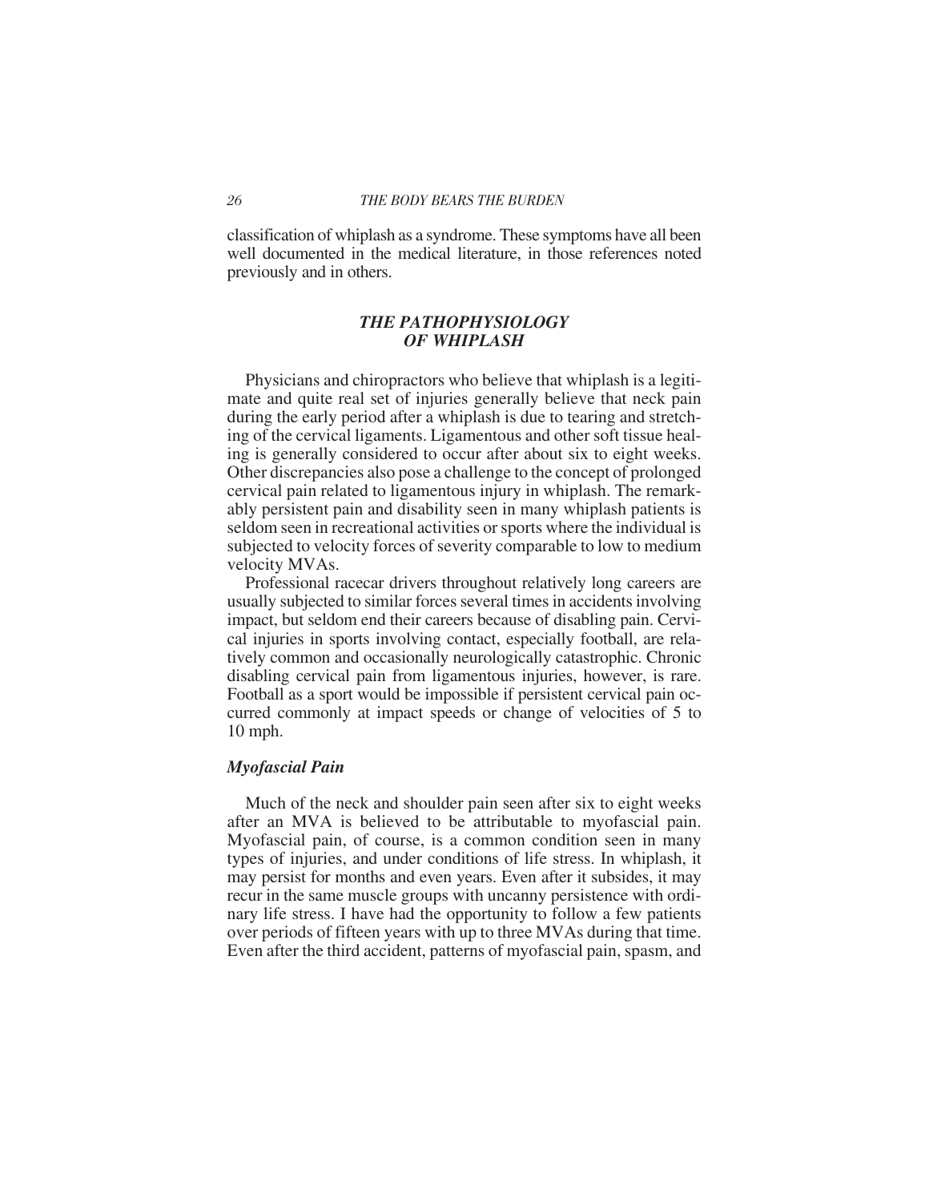classification of whiplash as a syndrome. These symptoms have all been well documented in the medical literature, in those references noted previously and in others.

## *THE PATHOPHYSIOLOGY OF WHIPLASH*

Physicians and chiropractors who believe that whiplash is a legitimate and quite real set of injuries generally believe that neck pain during the early period after a whiplash is due to tearing and stretching of the cervical ligaments. Ligamentous and other soft tissue healing is generally considered to occur after about six to eight weeks. Other discrepancies also pose a challenge to the concept of prolonged cervical pain related to ligamentous injury in whiplash. The remarkably persistent pain and disability seen in many whiplash patients is seldom seen in recreational activities or sports where the individual is subjected to velocity forces of severity comparable to low to medium velocity MVAs.

Professional racecar drivers throughout relatively long careers are usually subjected to similar forces several times in accidents involving impact, but seldom end their careers because of disabling pain. Cervical injuries in sports involving contact, especially football, are relatively common and occasionally neurologically catastrophic. Chronic disabling cervical pain from ligamentous injuries, however, is rare. Football as a sport would be impossible if persistent cervical pain occurred commonly at impact speeds or change of velocities of 5 to 10 mph.

### *Myofascial Pain*

Much of the neck and shoulder pain seen after six to eight weeks after an MVA is believed to be attributable to myofascial pain. Myofascial pain, of course, is a common condition seen in many types of injuries, and under conditions of life stress. In whiplash, it may persist for months and even years. Even after it subsides, it may recur in the same muscle groups with uncanny persistence with ordinary life stress. I have had the opportunity to follow a few patients over periods of fifteen years with up to three MVAs during that time. Even after the third accident, patterns of myofascial pain, spasm, and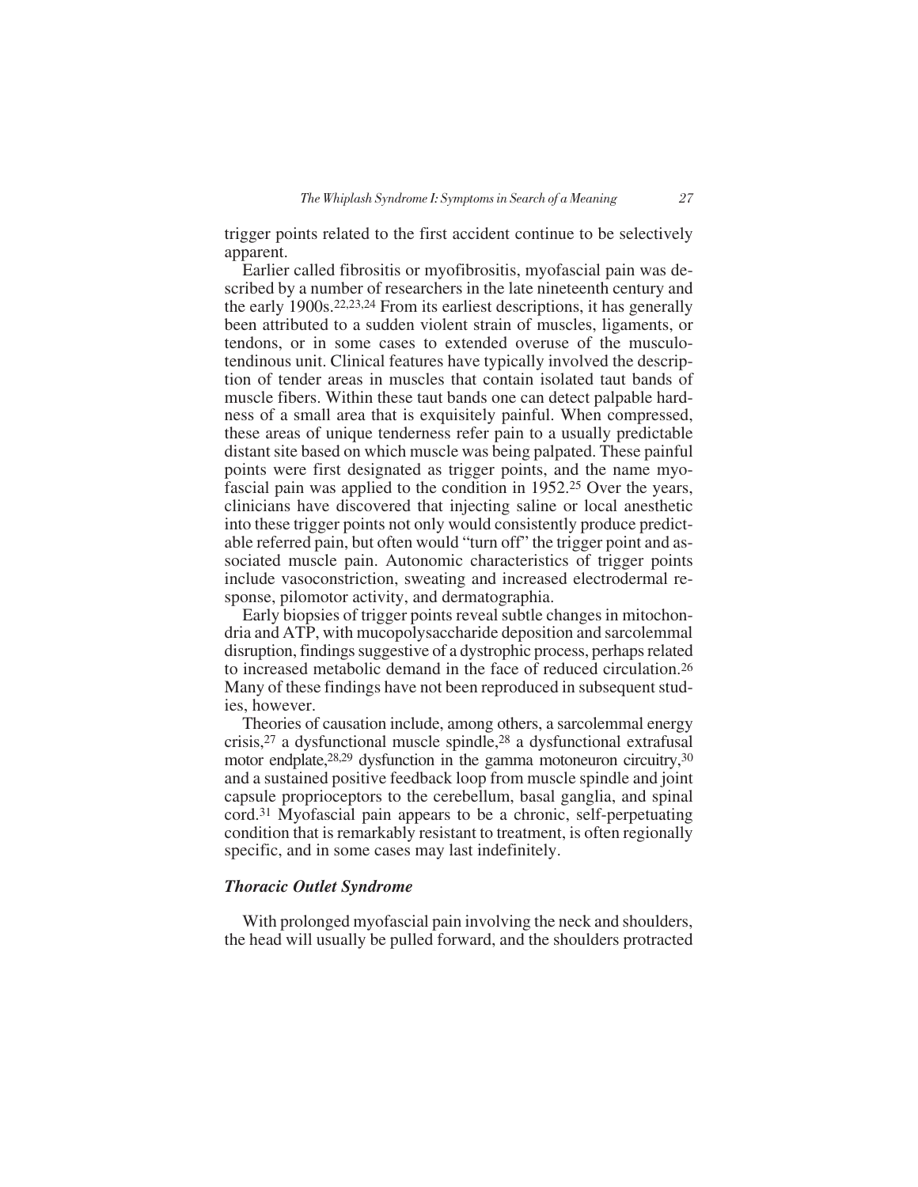trigger points related to the first accident continue to be selectively apparent.

Earlier called fibrositis or myofibrositis, myofascial pain was described by a number of researchers in the late nineteenth century and the early 1900s.[22,23,24] From its earliest descriptions, it has generally been attributed to a sudden violent strain of muscles, ligaments, or tendons, or in some cases to extended overuse of the musculotendinous unit. Clinical features have typically involved the description of tender areas in muscles that contain isolated taut bands of muscle fibers. Within these taut bands one can detect palpable hardness of a small area that is exquisitely painful. When compressed, these areas of unique tenderness refer pain to a usually predictable distant site based on which muscle was being palpated. These painful points were first designated as trigger points, and the name myofascial pain was applied to the condition in 1952.[25] Over the years, clinicians have discovered that injecting saline or local anesthetic into these trigger points not only would consistently produce predictable referred pain, but often would "turn off" the trigger point and associated muscle pain. Autonomic characteristics of trigger points include vasoconstriction, sweating and increased electrodermal response, pilomotor activity, and dermatographia.

Early biopsies of trigger points reveal subtle changes in mitochondria and ATP, with mucopolysaccharide deposition and sarcolemmal disruption, findings suggestive of a dystrophic process, perhaps related to increased metabolic demand in the face of reduced circulation.[26] Many of these findings have not been reproduced in subsequent studies, however.

Theories of causation include, among others, a sarcolemmal energy crisis,[27] a dysfunctional muscle spindle,[28] a dysfunctional extrafusal motor endplate,[28,29] dysfunction in the gamma motoneuron circuitry,[30] and a sustained positive feedback loop from muscle spindle and joint capsule proprioceptors to the cerebellum, basal ganglia, and spinal cord.[31] Myofascial pain appears to be a chronic, self-perpetuating condition that is remarkably resistant to treatment, is often regionally specific, and in some cases may last indefinitely.

### *Thoracic Outlet Syndrome*

With prolonged myofascial pain involving the neck and shoulders, the head will usually be pulled forward, and the shoulders protracted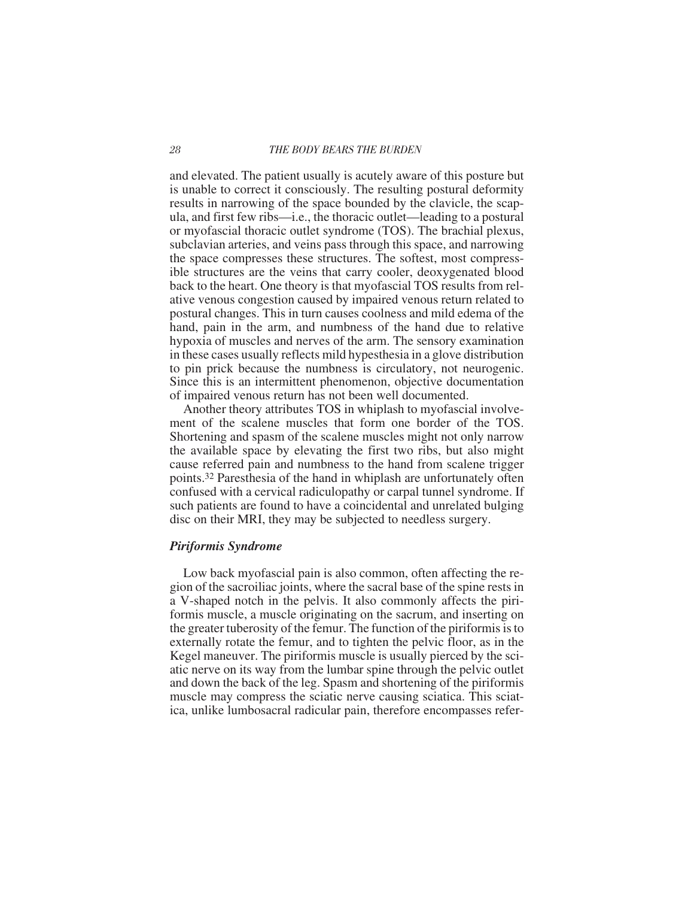and elevated. The patient usually is acutely aware of this posture but is unable to correct it consciously. The resulting postural deformity results in narrowing of the space bounded by the clavicle, the scapula, and first few ribs—i.e., the thoracic outlet—leading to a postural or myofascial thoracic outlet syndrome (TOS). The brachial plexus, subclavian arteries, and veins pass through this space, and narrowing the space compresses these structures. The softest, most compressible structures are the veins that carry cooler, deoxygenated blood back to the heart. One theory is that myofascial TOS results from relative venous congestion caused by impaired venous return related to postural changes. This in turn causes coolness and mild edema of the hand, pain in the arm, and numbness of the hand due to relative hypoxia of muscles and nerves of the arm. The sensory examination in these cases usually reflects mild hypesthesia in a glove distribution to pin prick because the numbness is circulatory, not neurogenic. Since this is an intermittent phenomenon, objective documentation of impaired venous return has not been well documented.

Another theory attributes TOS in whiplash to myofascial involvement of the scalene muscles that form one border of the TOS. Shortening and spasm of the scalene muscles might not only narrow the available space by elevating the first two ribs, but also might cause referred pain and numbness to the hand from scalene trigger points.[32] Paresthesia of the hand in whiplash are unfortunately often confused with a cervical radiculopathy or carpal tunnel syndrome. If such patients are found to have a coincidental and unrelated bulging disc on their MRI, they may be subjected to needless surgery.

### *Piriformis Syndrome*

Low back myofascial pain is also common, often affecting the region of the sacroiliac joints, where the sacral base of the spine rests in a V-shaped notch in the pelvis. It also commonly affects the piriformis muscle, a muscle originating on the sacrum, and inserting on the greater tuberosity of the femur. The function of the piriformis is to externally rotate the femur, and to tighten the pelvic floor, as in the Kegel maneuver. The piriformis muscle is usually pierced by the sciatic nerve on its way from the lumbar spine through the pelvic outlet and down the back of the leg. Spasm and shortening of the piriformis muscle may compress the sciatic nerve causing sciatica. This sciatica, unlike lumbosacral radicular pain, therefore encompasses refer-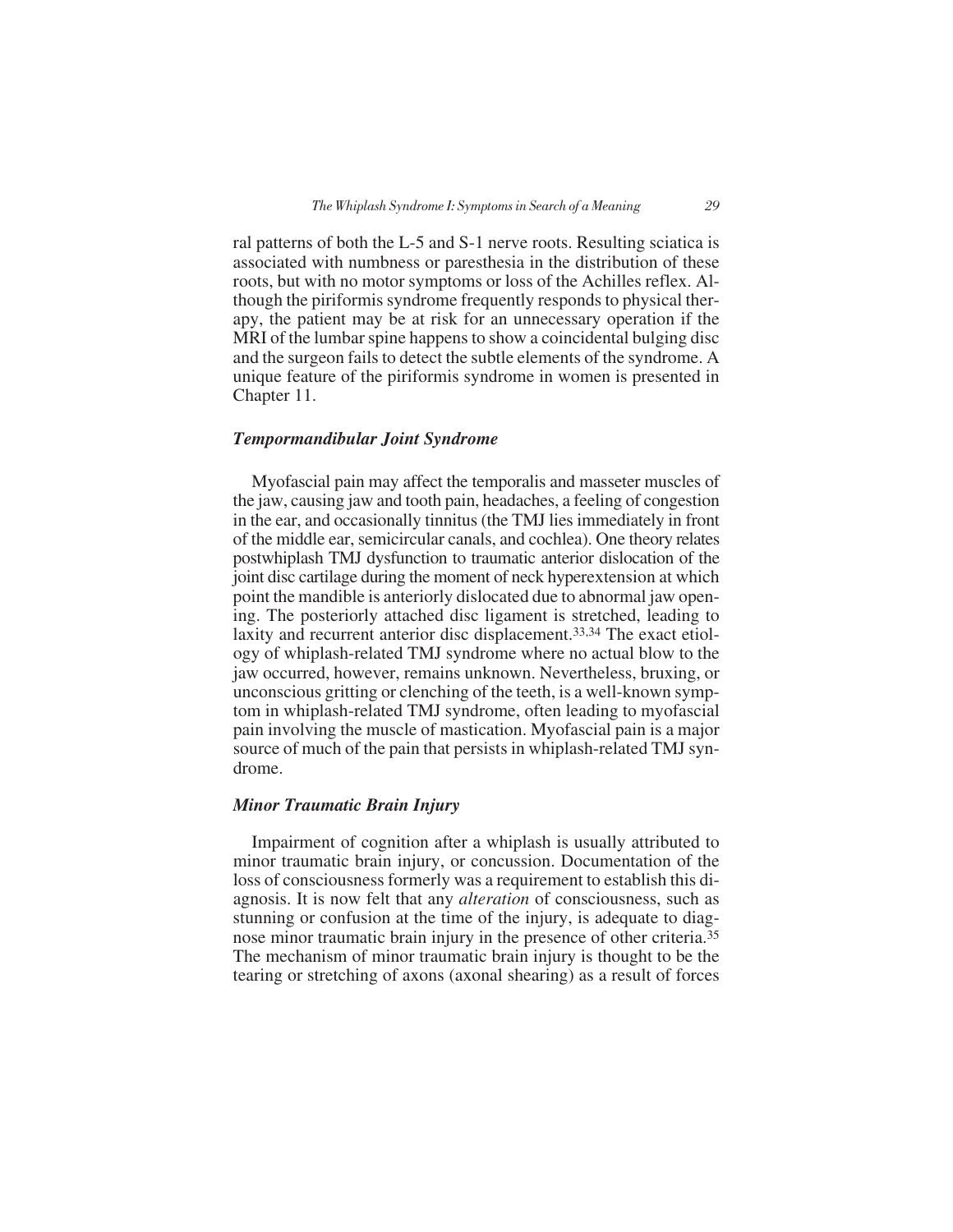ral patterns of both the L-5 and S-1 nerve roots. Resulting sciatica is associated with numbness or paresthesia in the distribution of these roots, but with no motor symptoms or loss of the Achilles reflex. Although the piriformis syndrome frequently responds to physical therapy, the patient may be at risk for an unnecessary operation if the MRI of the lumbar spine happens to show a coincidental bulging disc and the surgeon fails to detect the subtle elements of the syndrome. A unique feature of the piriformis syndrome in women is presented in Chapter 11.

### *Tempormandibular Joint Syndrome*

Myofascial pain may affect the temporalis and masseter muscles of the jaw, causing jaw and tooth pain, headaches, a feeling of congestion in the ear, and occasionally tinnitus (the TMJ lies immediately in front of the middle ear, semicircular canals, and cochlea). One theory relates postwhiplash TMJ dysfunction to traumatic anterior dislocation of the joint disc cartilage during the moment of neck hyperextension at which point the mandible is anteriorly dislocated due to abnormal jaw opening. The posteriorly attached disc ligament is stretched, leading to laxity and recurrent anterior disc displacement.[33,34] The exact etiology of whiplash-related TMJ syndrome where no actual blow to the jaw occurred, however, remains unknown. Nevertheless, bruxing, or unconscious gritting or clenching of the teeth, is a well-known symptom in whiplash-related TMJ syndrome, often leading to myofascial pain involving the muscle of mastication. Myofascial pain is a major source of much of the pain that persists in whiplash-related TMJ syndrome.

### *Minor Traumatic Brain Injury*

Impairment of cognition after a whiplash is usually attributed to minor traumatic brain injury, or concussion. Documentation of the loss of consciousness formerly was a requirement to establish this diagnosis. It is now felt that any *alteration* of consciousness, such as stunning or confusion at the time of the injury, is adequate to diagnose minor traumatic brain injury in the presence of other criteria.[35] The mechanism of minor traumatic brain injury is thought to be the tearing or stretching of axons (axonal shearing) as a result of forces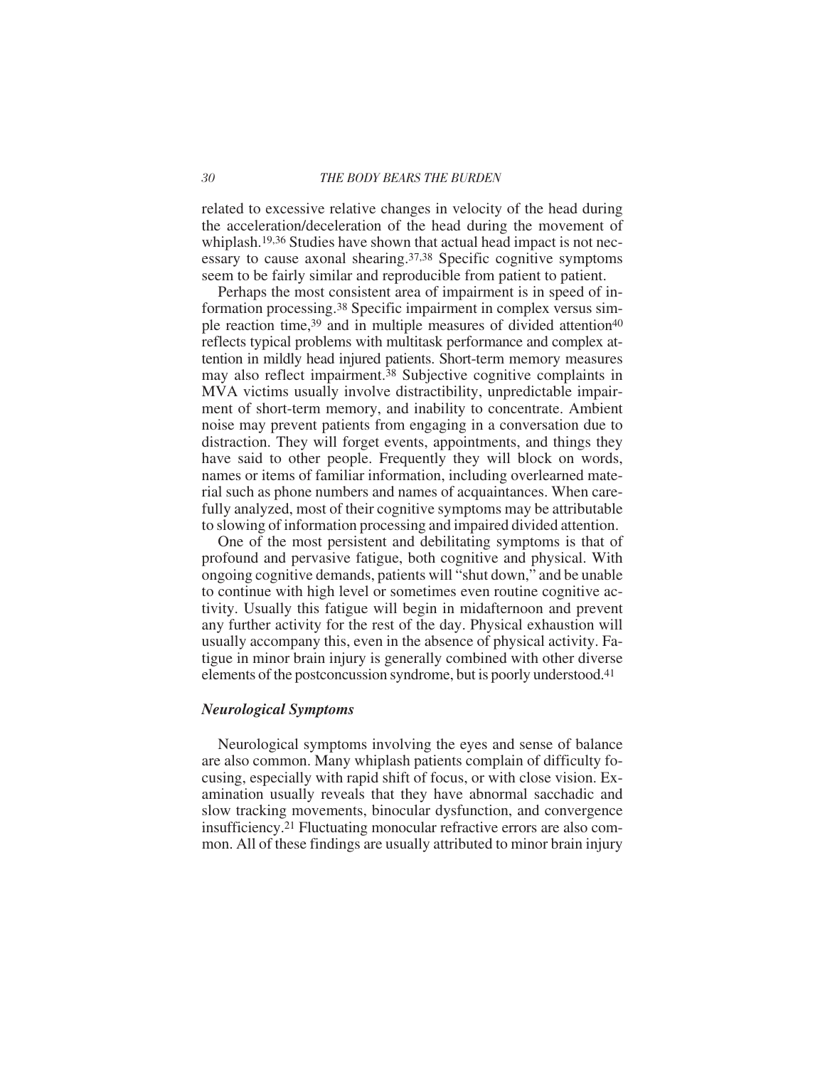related to excessive relative changes in velocity of the head during the acceleration/deceleration of the head during the movement of whiplash.[19,36] Studies have shown that actual head impact is not necessary to cause axonal shearing.[37,38] Specific cognitive symptoms seem to be fairly similar and reproducible from patient to patient.

Perhaps the most consistent area of impairment is in speed of information processing.[38] Specific impairment in complex versus simple reaction time,[39] and in multiple measures of divided attention[40] reflects typical problems with multitask performance and complex attention in mildly head injured patients. Short-term memory measures may also reflect impairment.[38] Subjective cognitive complaints in MVA victims usually involve distractibility, unpredictable impairment of short-term memory, and inability to concentrate. Ambient noise may prevent patients from engaging in a conversation due to distraction. They will forget events, appointments, and things they have said to other people. Frequently they will block on words, names or items of familiar information, including overlearned material such as phone numbers and names of acquaintances. When carefully analyzed, most of their cognitive symptoms may be attributable to slowing of information processing and impaired divided attention.

One of the most persistent and debilitating symptoms is that of profound and pervasive fatigue, both cognitive and physical. With ongoing cognitive demands, patients will "shut down," and be unable to continue with high level or sometimes even routine cognitive activity. Usually this fatigue will begin in midafternoon and prevent any further activity for the rest of the day. Physical exhaustion will usually accompany this, even in the absence of physical activity. Fatigue in minor brain injury is generally combined with other diverse elements of the postconcussion syndrome, but is poorly understood.[41]

### *Neurological Symptoms*

Neurological symptoms involving the eyes and sense of balance are also common. Many whiplash patients complain of difficulty focusing, especially with rapid shift of focus, or with close vision. Examination usually reveals that they have abnormal sacchadic and slow tracking movements, binocular dysfunction, and convergence insufficiency.[21] Fluctuating monocular refractive errors are also common. All of these findings are usually attributed to minor brain injury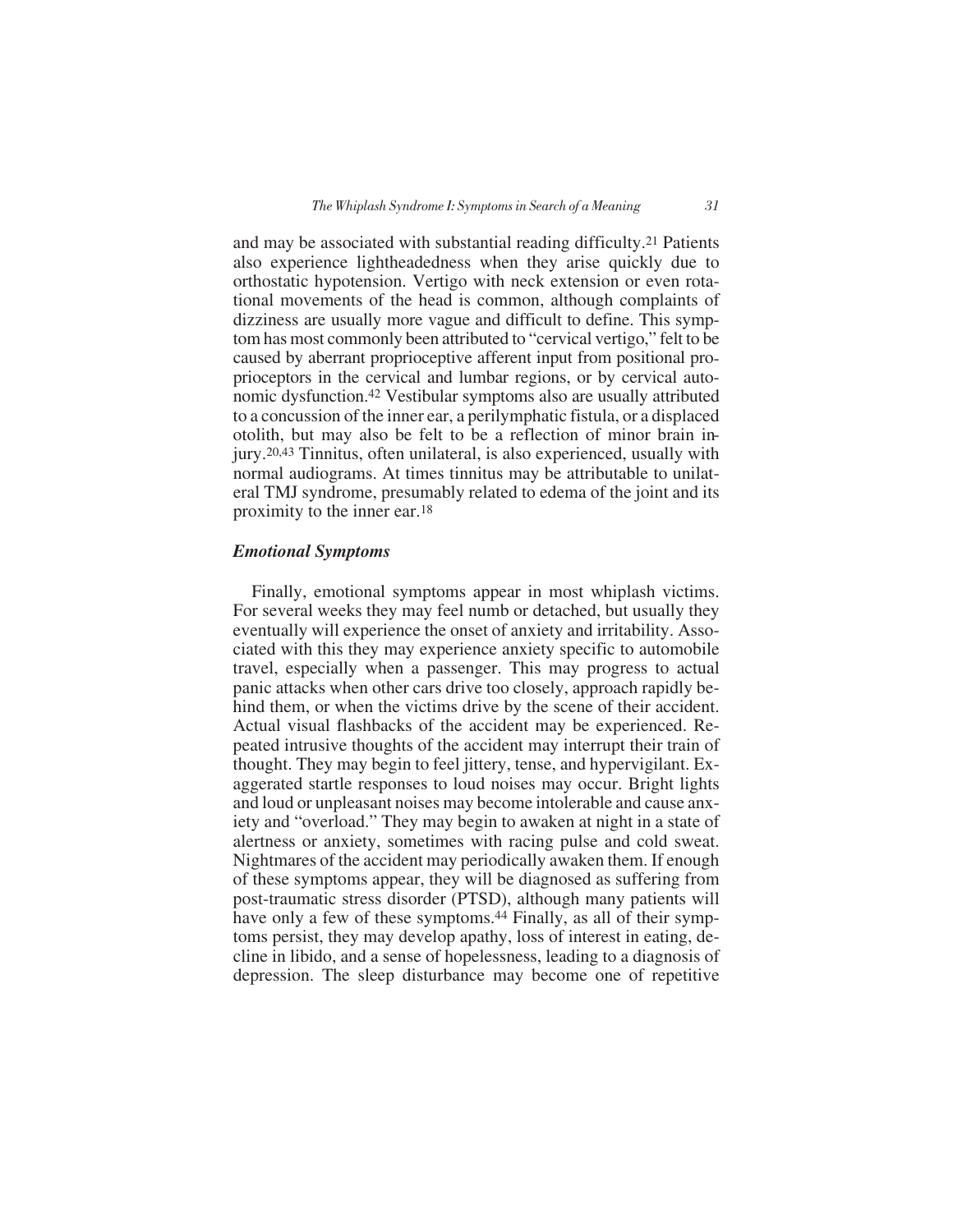and may be associated with substantial reading difficulty.[21] Patients also experience lightheadedness when they arise quickly due to orthostatic hypotension. Vertigo with neck extension or even rotational movements of the head is common, although complaints of dizziness are usually more vague and difficult to define. This symptom has most commonly been attributed to "cervical vertigo," felt to be caused by aberrant proprioceptive afferent input from positional proprioceptors in the cervical and lumbar regions, or by cervical autonomic dysfunction.[42] Vestibular symptoms also are usually attributed to a concussion of the inner ear, a perilymphatic fistula, or a displaced otolith, but may also be felt to be a reflection of minor brain injury.[20,43] Tinnitus, often unilateral, is also experienced, usually with normal audiograms. At times tinnitus may be attributable to unilateral TMJ syndrome, presumably related to edema of the joint and its proximity to the inner ear.[18]

### *Emotional Symptoms*

Finally, emotional symptoms appear in most whiplash victims. For several weeks they may feel numb or detached, but usually they eventually will experience the onset of anxiety and irritability. Associated with this they may experience anxiety specific to automobile travel, especially when a passenger. This may progress to actual panic attacks when other cars drive too closely, approach rapidly behind them, or when the victims drive by the scene of their accident. Actual visual flashbacks of the accident may be experienced. Repeated intrusive thoughts of the accident may interrupt their train of thought. They may begin to feel jittery, tense, and hypervigilant. Exaggerated startle responses to loud noises may occur. Bright lights and loud or unpleasant noises may become intolerable and cause anxiety and "overload." They may begin to awaken at night in a state of alertness or anxiety, sometimes with racing pulse and cold sweat. Nightmares of the accident may periodically awaken them. If enough of these symptoms appear, they will be diagnosed as suffering from post-traumatic stress disorder (PTSD), although many patients will have only a few of these symptoms.[44] Finally, as all of their symptoms persist, they may develop apathy, loss of interest in eating, decline in libido, and a sense of hopelessness, leading to a diagnosis of depression. The sleep disturbance may become one of repetitive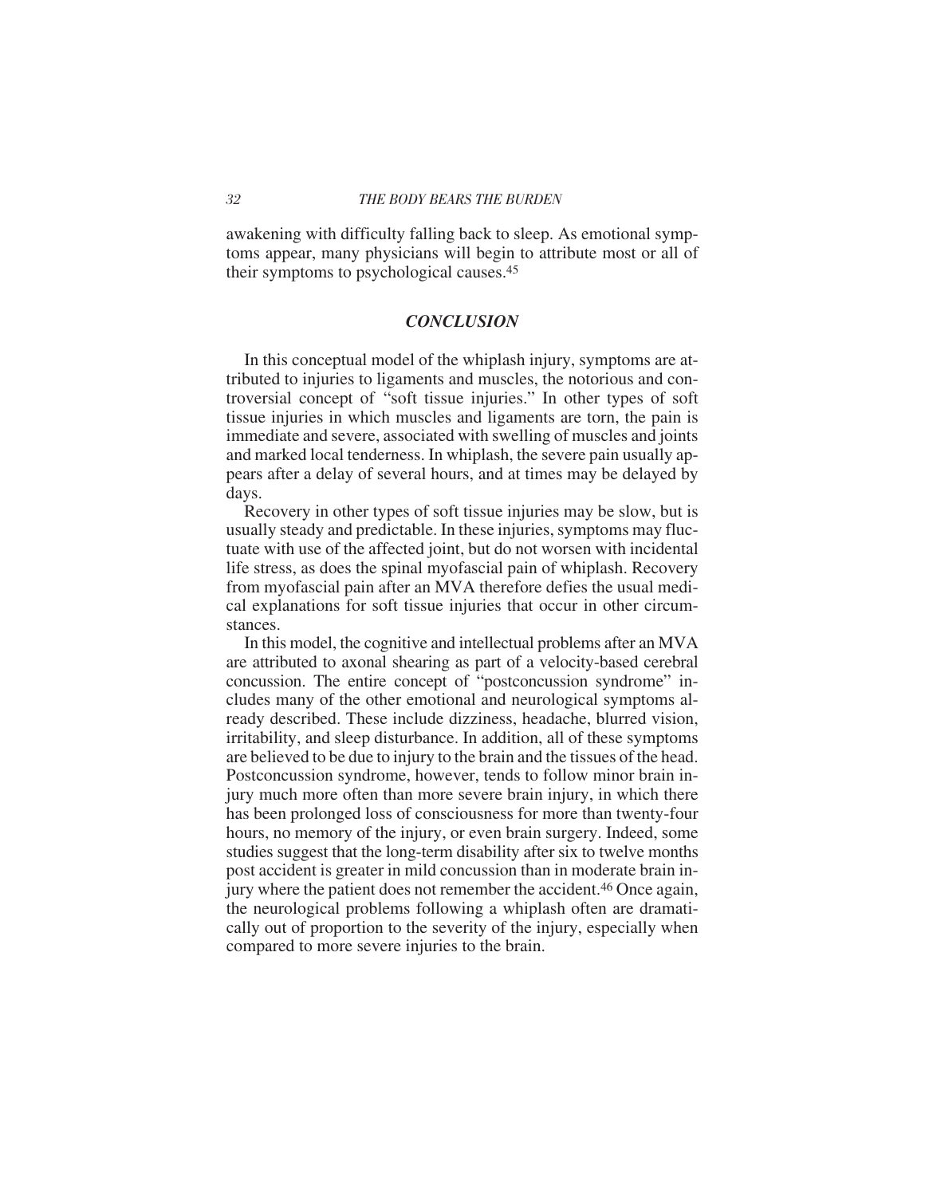awakening with difficulty falling back to sleep. As emotional symptoms appear, many physicians will begin to attribute most or all of their symptoms to psychological causes.[45]

## *CONCLUSION*

In this conceptual model of the whiplash injury, symptoms are attributed to injuries to ligaments and muscles, the notorious and controversial concept of "soft tissue injuries." In other types of soft tissue injuries in which muscles and ligaments are torn, the pain is immediate and severe, associated with swelling of muscles and joints and marked local tenderness. In whiplash, the severe pain usually appears after a delay of several hours, and at times may be delayed by days.

Recovery in other types of soft tissue injuries may be slow, but is usually steady and predictable. In these injuries, symptoms may fluctuate with use of the affected joint, but do not worsen with incidental life stress, as does the spinal myofascial pain of whiplash. Recovery from myofascial pain after an MVA therefore defies the usual medical explanations for soft tissue injuries that occur in other circumstances.

In this model, the cognitive and intellectual problems after an MVA are attributed to axonal shearing as part of a velocity-based cerebral concussion. The entire concept of "postconcussion syndrome" includes many of the other emotional and neurological symptoms already described. These include dizziness, headache, blurred vision, irritability, and sleep disturbance. In addition, all of these symptoms are believed to be due to injury to the brain and the tissues of the head. Postconcussion syndrome, however, tends to follow minor brain injury much more often than more severe brain injury, in which there has been prolonged loss of consciousness for more than twenty-four hours, no memory of the injury, or even brain surgery. Indeed, some studies suggest that the long-term disability after six to twelve months post accident is greater in mild concussion than in moderate brain injury where the patient does not remember the accident.[46] Once again, the neurological problems following a whiplash often are dramatically out of proportion to the severity of the injury, especially when compared to more severe injuries to the brain.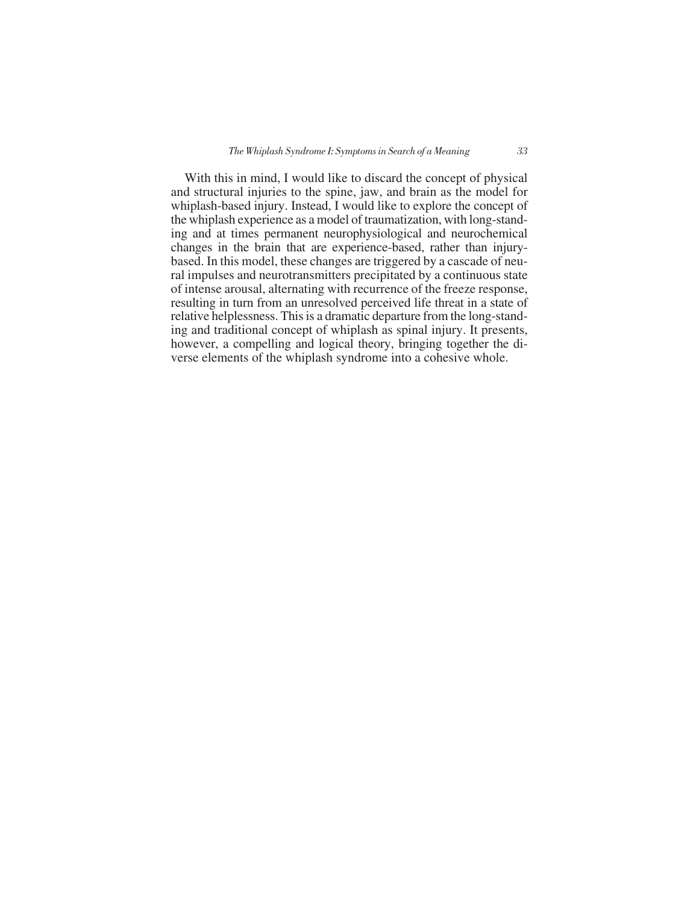With this in mind, I would like to discard the concept of physical and structural injuries to the spine, jaw, and brain as the model for whiplash-based injury. Instead, I would like to explore the concept of the whiplash experience as a model of traumatization, with long-standing and at times permanent neurophysiological and neurochemical changes in the brain that are experience-based, rather than injury-based. In this model, these changes are triggered by a cascade of neural impulses and neurotransmitters precipitated by a continuous state of intense arousal, alternating with recurrence of the freeze response, resulting in turn from an unresolved perceived life threat in a state of relative helplessness. This is a dramatic departure from the long-standing and traditional concept of whiplash as spinal injury. It presents, however, a compelling and logical theory, bringing together the diverse elements of the whiplash syndrome into a cohesive whole.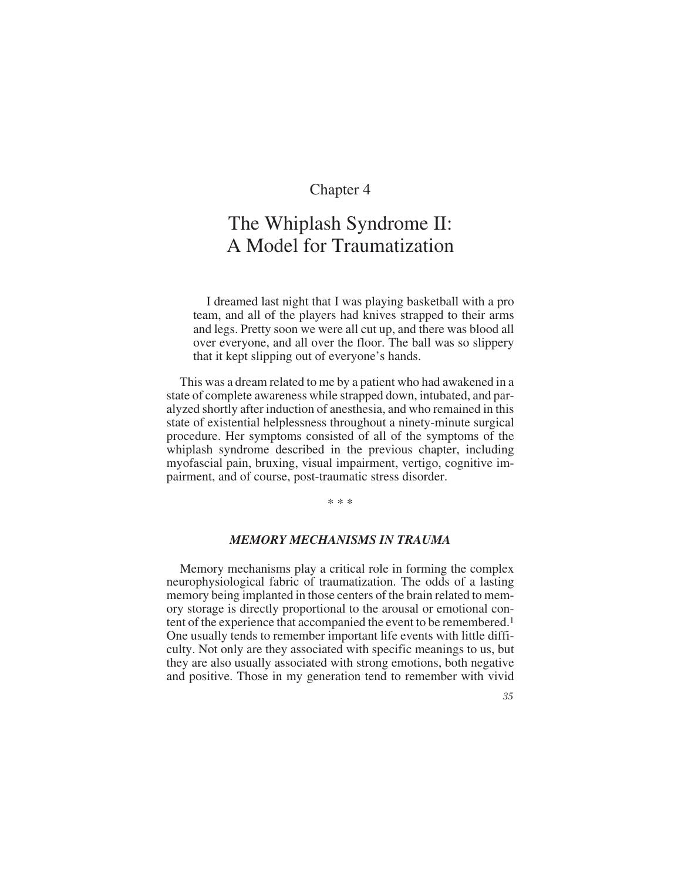# Chapter 4

# The Whiplash Syndrome II: A Model for Traumatization

> I dreamed last night that I was playing basketball with a pro team, and all of the players had knives strapped to their arms and legs. Pretty soon we were all cut up, and there was blood all over everyone, and all over the floor. The ball was so slippery that it kept slipping out of everyone's hands.

This was a dream related to me by a patient who had awakened in a state of complete awareness while strapped down, intubated, and paralyzed shortly after induction of anesthesia, and who remained in this state of existential helplessness throughout a ninety-minute surgical procedure. Her symptoms consisted of all of the symptoms of the whiplash syndrome described in the previous chapter, including myofascial pain, bruxing, visual impairment, vertigo, cognitive impairment, and of course, post-traumatic stress disorder.

\* \* \*

### *MEMORY MECHANISMS IN TRAUMA*

Memory mechanisms play a critical role in forming the complex neurophysiological fabric of traumatization. The odds of a lasting memory being implanted in those centers of the brain related to memory storage is directly proportional to the arousal or emotional content of the experience that accompanied the event to be remembered.[1] One usually tends to remember important life events with little difficulty. Not only are they associated with specific meanings to us, but they are also usually associated with strong emotions, both negative and positive. Those in my generation tend to remember with vivid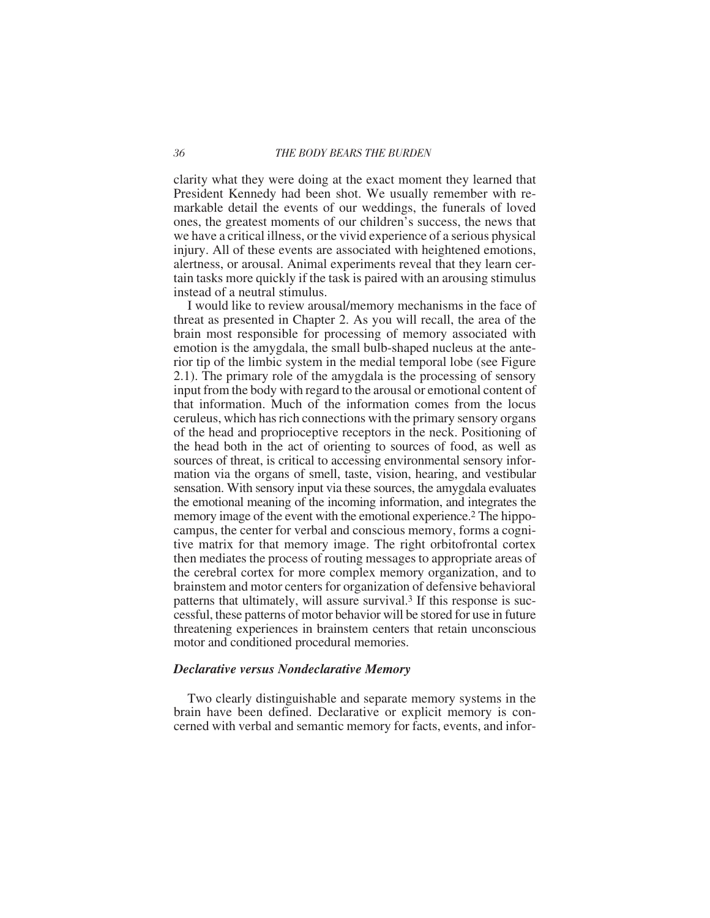clarity what they were doing at the exact moment they learned that President Kennedy had been shot. We usually remember with remarkable detail the events of our weddings, the funerals of loved ones, the greatest moments of our children's success, the news that we have a critical illness, or the vivid experience of a serious physical injury. All of these events are associated with heightened emotions, alertness, or arousal. Animal experiments reveal that they learn certain tasks more quickly if the task is paired with an arousing stimulus instead of a neutral stimulus.

I would like to review arousal/memory mechanisms in the face of threat as presented in Chapter 2. As you will recall, the area of the brain most responsible for processing of memory associated with emotion is the amygdala, the small bulb-shaped nucleus at the anterior tip of the limbic system in the medial temporal lobe (see Figure 2.1). The primary role of the amygdala is the processing of sensory input from the body with regard to the arousal or emotional content of that information. Much of the information comes from the locus ceruleus, which has rich connections with the primary sensory organs of the head and proprioceptive receptors in the neck. Positioning of the head both in the act of orienting to sources of food, as well as sources of threat, is critical to accessing environmental sensory information via the organs of smell, taste, vision, hearing, and vestibular sensation. With sensory input via these sources, the amygdala evaluates the emotional meaning of the incoming information, and integrates the memory image of the event with the emotional experience.[2] The hippocampus, the center for verbal and conscious memory, forms a cognitive matrix for that memory image. The right orbitofrontal cortex then mediates the process of routing messages to appropriate areas of the cerebral cortex for more complex memory organization, and to brainstem and motor centers for organization of defensive behavioral patterns that ultimately, will assure survival.[3] If this response is successful, these patterns of motor behavior will be stored for use in future threatening experiences in brainstem centers that retain unconscious motor and conditioned procedural memories.

### *Declarative versus Nondeclarative Memory*

Two clearly distinguishable and separate memory systems in the brain have been defined. Declarative or explicit memory is concerned with verbal and semantic memory for facts, events, and infor-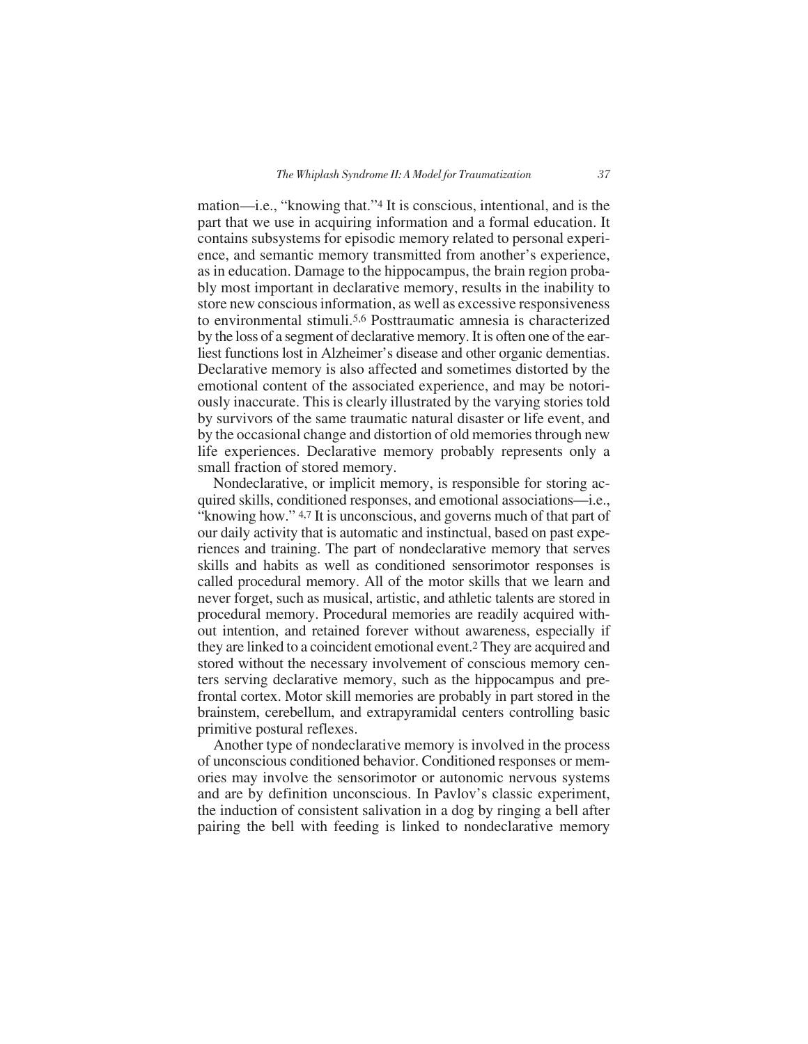mation—i.e., "knowing that."[4] It is conscious, intentional, and is the part that we use in acquiring information and a formal education. It contains subsystems for episodic memory related to personal experience, and semantic memory transmitted from another's experience, as in education. Damage to the hippocampus, the brain region probably most important in declarative memory, results in the inability to store new conscious information, as well as excessive responsiveness to environmental stimuli.[5,6] Posttraumatic amnesia is characterized by the loss of a segment of declarative memory. It is often one of the earliest functions lost in Alzheimer's disease and other organic dementias. Declarative memory is also affected and sometimes distorted by the emotional content of the associated experience, and may be notoriously inaccurate. This is clearly illustrated by the varying stories told by survivors of the same traumatic natural disaster or life event, and by the occasional change and distortion of old memories through new life experiences. Declarative memory probably represents only a small fraction of stored memory.

Nondeclarative, or implicit memory, is responsible for storing acquired skills, conditioned responses, and emotional associations—i.e., "knowing how."[4,7] It is unconscious, and governs much of that part of our daily activity that is automatic and instinctual, based on past experiences and training. The part of nondeclarative memory that serves skills and habits as well as conditioned sensorimotor responses is called procedural memory. All of the motor skills that we learn and never forget, such as musical, artistic, and athletic talents are stored in procedural memory. Procedural memories are readily acquired without intention, and retained forever without awareness, especially if they are linked to a coincident emotional event.[2] They are acquired and stored without the necessary involvement of conscious memory centers serving declarative memory, such as the hippocampus and prefrontal cortex. Motor skill memories are probably in part stored in the brainstem, cerebellum, and extrapyramidal centers controlling basic primitive postural reflexes.

Another type of nondeclarative memory is involved in the process of unconscious conditioned behavior. Conditioned responses or memories may involve the sensorimotor or autonomic nervous systems and are by definition unconscious. In Pavlov's classic experiment, the induction of consistent salivation in a dog by ringing a bell after pairing the bell with feeding is linked to nondeclarative memory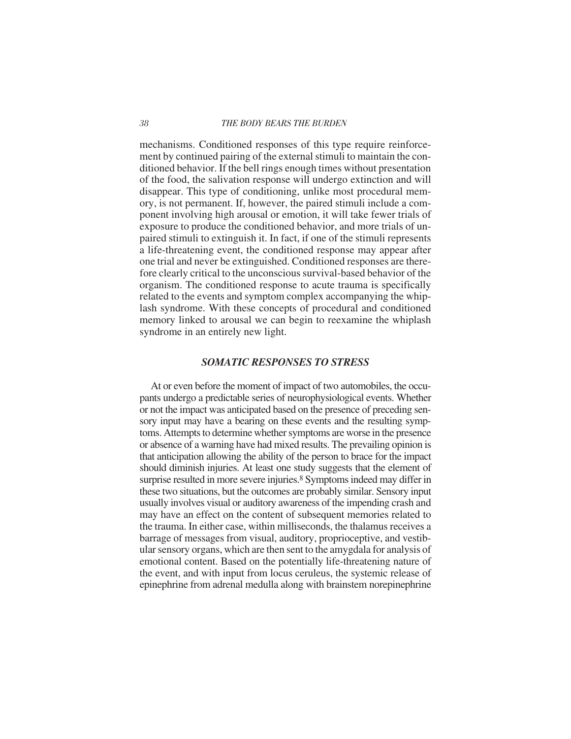mechanisms. Conditioned responses of this type require reinforcement by continued pairing of the external stimuli to maintain the conditioned behavior. If the bell rings enough times without presentation of the food, the salivation response will undergo extinction and will disappear. This type of conditioning, unlike most procedural memory, is not permanent. If, however, the paired stimuli include a component involving high arousal or emotion, it will take fewer trials of exposure to produce the conditioned behavior, and more trials of unpaired stimuli to extinguish it. In fact, if one of the stimuli represents a life-threatening event, the conditioned response may appear after one trial and never be extinguished. Conditioned responses are therefore clearly critical to the unconscious survival-based behavior of the organism. The conditioned response to acute trauma is specifically related to the events and symptom complex accompanying the whiplash syndrome. With these concepts of procedural and conditioned memory linked to arousal we can begin to reexamine the whiplash syndrome in an entirely new light.

## *SOMATIC RESPONSES TO STRESS*

At or even before the moment of impact of two automobiles, the occupants undergo a predictable series of neurophysiological events. Whether or not the impact was anticipated based on the presence of preceding sensory input may have a bearing on these events and the resulting symptoms. Attempts to determine whether symptoms are worse in the presence or absence of a warning have had mixed results. The prevailing opinion is that anticipation allowing the ability of the person to brace for the impact should diminish injuries. At least one study suggests that the element of surprise resulted in more severe injuries.[8] Symptoms indeed may differ in these two situations, but the outcomes are probably similar. Sensory input usually involves visual or auditory awareness of the impending crash and may have an effect on the content of subsequent memories related to the trauma. In either case, within milliseconds, the thalamus receives a barrage of messages from visual, auditory, proprioceptive, and vestibular sensory organs, which are then sent to the amygdala for analysis of emotional content. Based on the potentially life-threatening nature of the event, and with input from locus ceruleus, the systemic release of epinephrine from adrenal medulla along with brainstem norepinephrine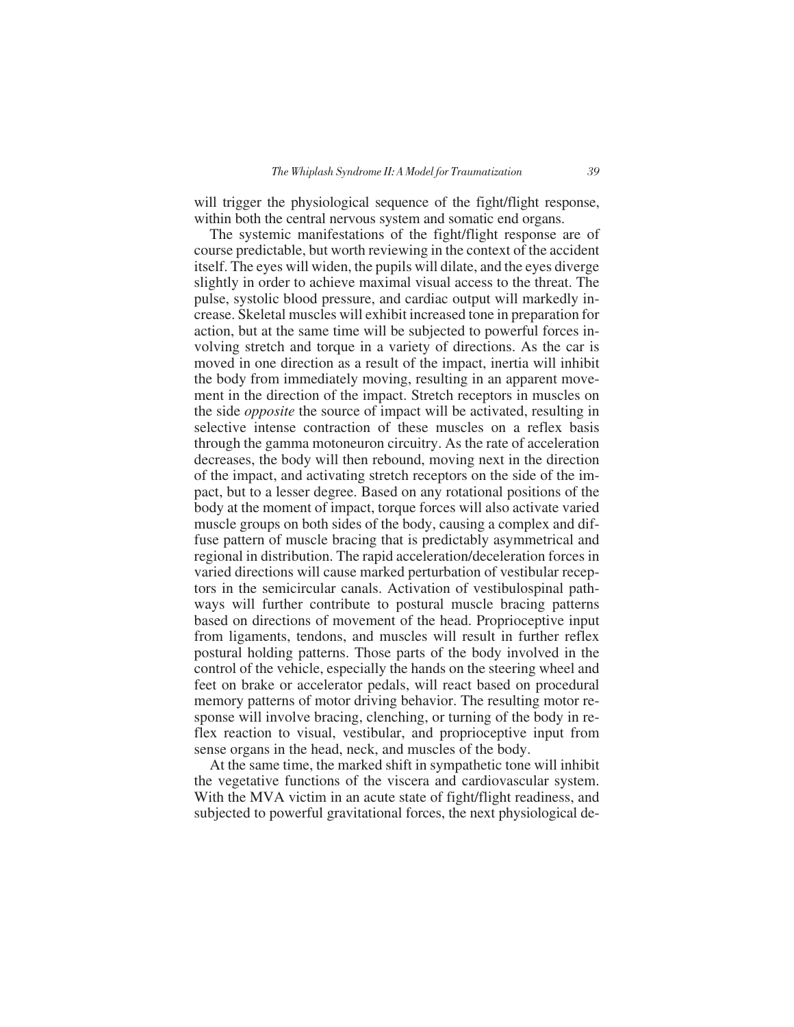will trigger the physiological sequence of the fight/flight response, within both the central nervous system and somatic end organs.

The systemic manifestations of the fight/flight response are of course predictable, but worth reviewing in the context of the accident itself. The eyes will widen, the pupils will dilate, and the eyes diverge slightly in order to achieve maximal visual access to the threat. The pulse, systolic blood pressure, and cardiac output will markedly increase. Skeletal muscles will exhibit increased tone in preparation for action, but at the same time will be subjected to powerful forces involving stretch and torque in a variety of directions. As the car is moved in one direction as a result of the impact, inertia will inhibit the body from immediately moving, resulting in an apparent movement in the direction of the impact. Stretch receptors in muscles on the side *opposite* the source of impact will be activated, resulting in selective intense contraction of these muscles on a reflex basis through the gamma motoneuron circuitry. As the rate of acceleration decreases, the body will then rebound, moving next in the direction of the impact, and activating stretch receptors on the side of the impact, but to a lesser degree. Based on any rotational positions of the body at the moment of impact, torque forces will also activate varied muscle groups on both sides of the body, causing a complex and diffuse pattern of muscle bracing that is predictably asymmetrical and regional in distribution. The rapid acceleration/deceleration forces in varied directions will cause marked perturbation of vestibular receptors in the semicircular canals. Activation of vestibulospinal pathways will further contribute to postural muscle bracing patterns based on directions of movement of the head. Proprioceptive input from ligaments, tendons, and muscles will result in further reflex postural holding patterns. Those parts of the body involved in the control of the vehicle, especially the hands on the steering wheel and feet on brake or accelerator pedals, will react based on procedural memory patterns of motor driving behavior. The resulting motor response will involve bracing, clenching, or turning of the body in reflex reaction to visual, vestibular, and proprioceptive input from sense organs in the head, neck, and muscles of the body.

At the same time, the marked shift in sympathetic tone will inhibit the vegetative functions of the viscera and cardiovascular system. With the MVA victim in an acute state of fight/flight readiness, and subjected to powerful gravitational forces, the next physiological de-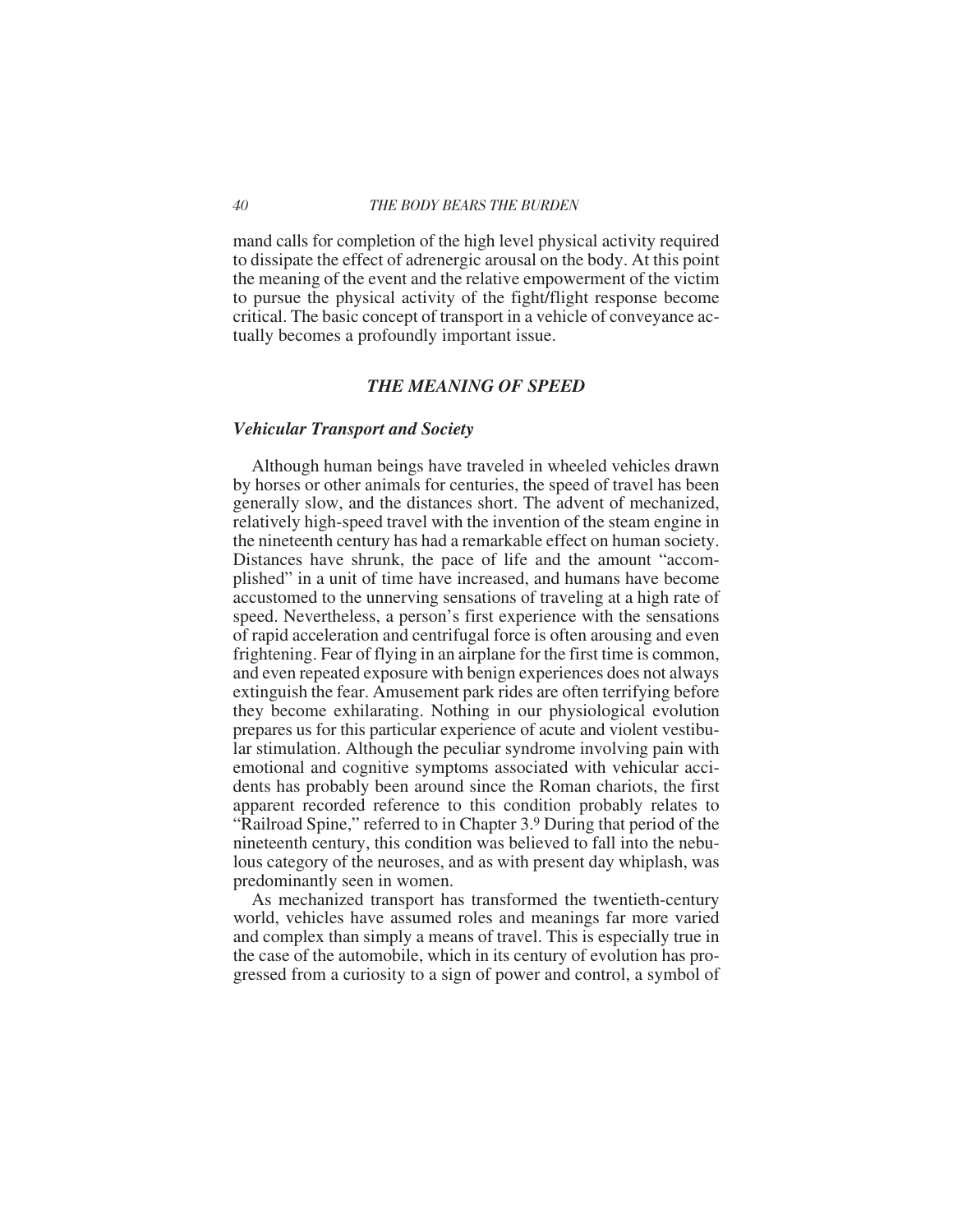mand calls for completion of the high level physical activity required to dissipate the effect of adrenergic arousal on the body. At this point the meaning of the event and the relative empowerment of the victim to pursue the physical activity of the fight/flight response become critical. The basic concept of transport in a vehicle of conveyance actually becomes a profoundly important issue.

## *THE MEANING OF SPEED*

### *Vehicular Transport and Society*

Although human beings have traveled in wheeled vehicles drawn by horses or other animals for centuries, the speed of travel has been generally slow, and the distances short. The advent of mechanized, relatively high-speed travel with the invention of the steam engine in the nineteenth century has had a remarkable effect on human society. Distances have shrunk, the pace of life and the amount "accomplished" in a unit of time have increased, and humans have become accustomed to the unnerving sensations of traveling at a high rate of speed. Nevertheless, a person's first experience with the sensations of rapid acceleration and centrifugal force is often arousing and even frightening. Fear of flying in an airplane for the first time is common, and even repeated exposure with benign experiences does not always extinguish the fear. Amusement park rides are often terrifying before they become exhilarating. Nothing in our physiological evolution prepares us for this particular experience of acute and violent vestibular stimulation. Although the peculiar syndrome involving pain with emotional and cognitive symptoms associated with vehicular accidents has probably been around since the Roman chariots, the first apparent recorded reference to this condition probably relates to "Railroad Spine," referred to in Chapter 3.[9] During that period of the nineteenth century, this condition was believed to fall into the nebulous category of the neuroses, and as with present day whiplash, was predominantly seen in women.

As mechanized transport has transformed the twentieth-century world, vehicles have assumed roles and meanings far more varied and complex than simply a means of travel. This is especially true in the case of the automobile, which in its century of evolution has progressed from a curiosity to a sign of power and control, a symbol of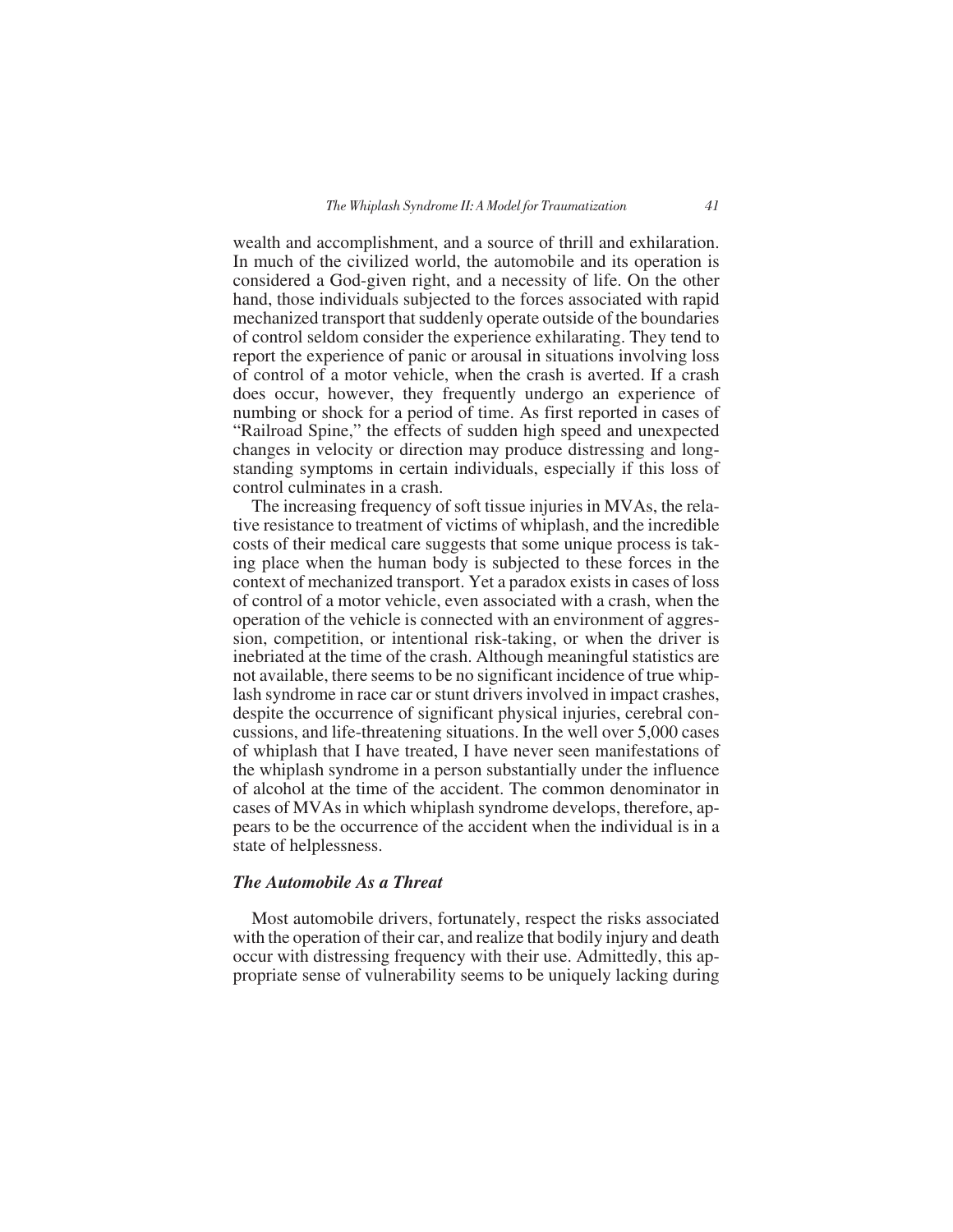wealth and accomplishment, and a source of thrill and exhilaration. In much of the civilized world, the automobile and its operation is considered a God-given right, and a necessity of life. On the other hand, those individuals subjected to the forces associated with rapid mechanized transport that suddenly operate outside of the boundaries of control seldom consider the experience exhilarating. They tend to report the experience of panic or arousal in situations involving loss of control of a motor vehicle, when the crash is averted. If a crash does occur, however, they frequently undergo an experience of numbing or shock for a period of time. As first reported in cases of "Railroad Spine," the effects of sudden high speed and unexpected changes in velocity or direction may produce distressing and long-standing symptoms in certain individuals, especially if this loss of control culminates in a crash.

The increasing frequency of soft tissue injuries in MVAs, the relative resistance to treatment of victims of whiplash, and the incredible costs of their medical care suggests that some unique process is taking place when the human body is subjected to these forces in the context of mechanized transport. Yet a paradox exists in cases of loss of control of a motor vehicle, even associated with a crash, when the operation of the vehicle is connected with an environment of aggression, competition, or intentional risk-taking, or when the driver is inebriated at the time of the crash. Although meaningful statistics are not available, there seems to be no significant incidence of true whiplash syndrome in race car or stunt drivers involved in impact crashes, despite the occurrence of significant physical injuries, cerebral concussions, and life-threatening situations. In the well over 5,000 cases of whiplash that I have treated, I have never seen manifestations of the whiplash syndrome in a person substantially under the influence of alcohol at the time of the accident. The common denominator in cases of MVAs in which whiplash syndrome develops, therefore, appears to be the occurrence of the accident when the individual is in a state of helplessness.

### *The Automobile As a Threat*

Most automobile drivers, fortunately, respect the risks associated with the operation of their car, and realize that bodily injury and death occur with distressing frequency with their use. Admittedly, this appropriate sense of vulnerability seems to be uniquely lacking during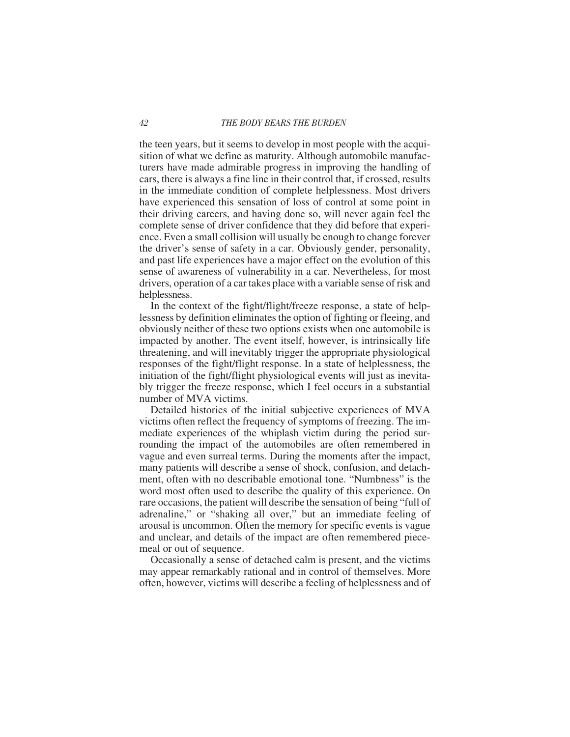the teen years, but it seems to develop in most people with the acquisition of what we define as maturity. Although automobile manufacturers have made admirable progress in improving the handling of cars, there is always a fine line in their control that, if crossed, results in the immediate condition of complete helplessness. Most drivers have experienced this sensation of loss of control at some point in their driving careers, and having done so, will never again feel the complete sense of driver confidence that they did before that experience. Even a small collision will usually be enough to change forever the driver's sense of safety in a car. Obviously gender, personality, and past life experiences have a major effect on the evolution of this sense of awareness of vulnerability in a car. Nevertheless, for most drivers, operation of a car takes place with a variable sense of risk and helplessness.

In the context of the fight/flight/freeze response, a state of helplessness by definition eliminates the option of fighting or fleeing, and obviously neither of these two options exists when one automobile is impacted by another. The event itself, however, is intrinsically life threatening, and will inevitably trigger the appropriate physiological responses of the fight/flight response. In a state of helplessness, the initiation of the fight/flight physiological events will just as inevitably trigger the freeze response, which I feel occurs in a substantial number of MVA victims.

Detailed histories of the initial subjective experiences of MVA victims often reflect the frequency of symptoms of freezing. The immediate experiences of the whiplash victim during the period surrounding the impact of the automobiles are often remembered in vague and even surreal terms. During the moments after the impact, many patients will describe a sense of shock, confusion, and detachment, often with no describable emotional tone. "Numbness" is the word most often used to describe the quality of this experience. On rare occasions, the patient will describe the sensation of being "full of adrenaline," or "shaking all over," but an immediate feeling of arousal is uncommon. Often the memory for specific events is vague and unclear, and details of the impact are often remembered piecemeal or out of sequence.

Occasionally a sense of detached calm is present, and the victims may appear remarkably rational and in control of themselves. More often, however, victims will describe a feeling of helplessness and of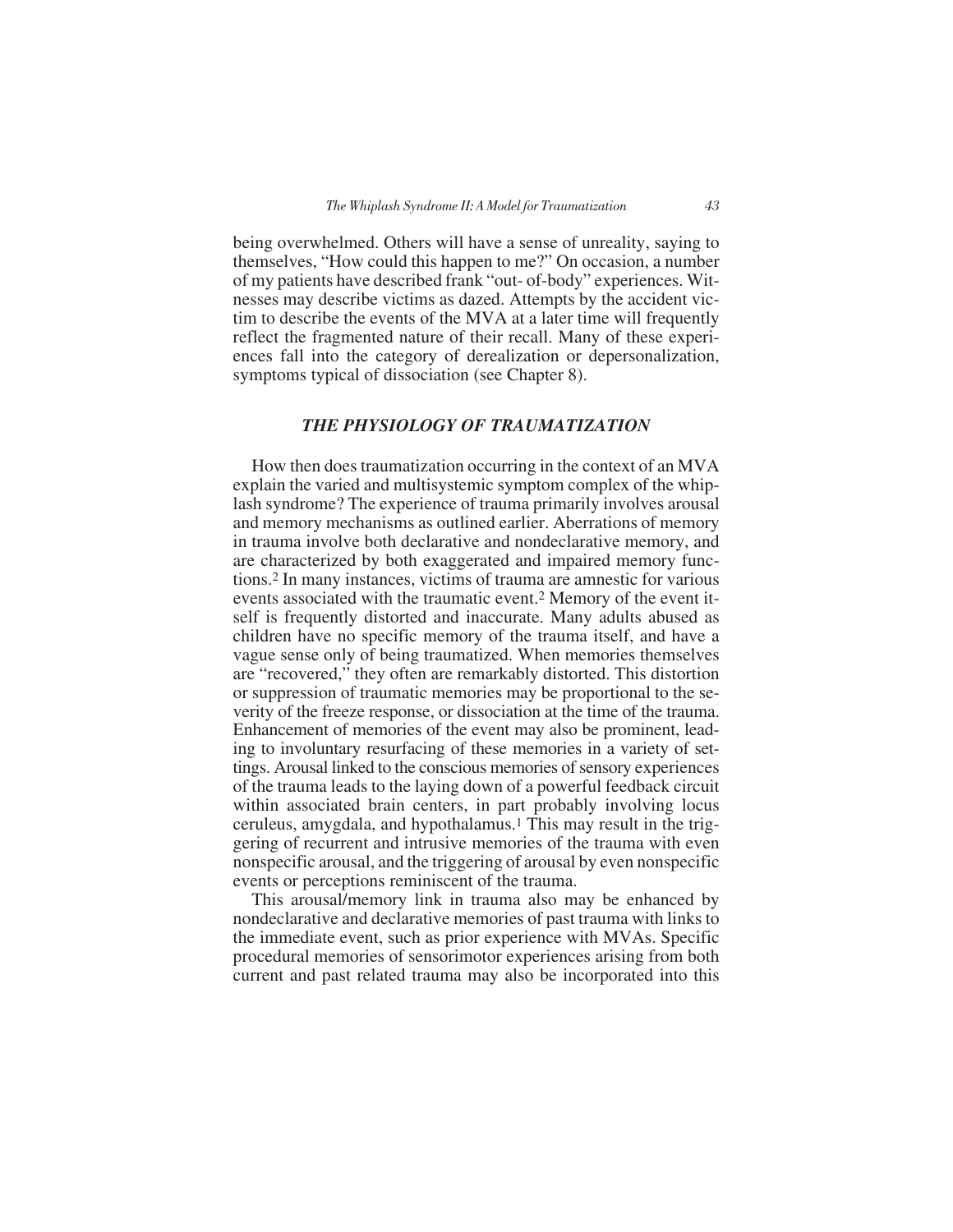being overwhelmed. Others will have a sense of unreality, saying to themselves, "How could this happen to me?" On occasion, a number of my patients have described frank "out- of-body" experiences. Witnesses may describe victims as dazed. Attempts by the accident victim to describe the events of the MVA at a later time will frequently reflect the fragmented nature of their recall. Many of these experiences fall into the category of derealization or depersonalization, symptoms typical of dissociation (see Chapter 8).

## *THE PHYSIOLOGY OF TRAUMATIZATION*

How then does traumatization occurring in the context of an MVA explain the varied and multisystemic symptom complex of the whiplash syndrome? The experience of trauma primarily involves arousal and memory mechanisms as outlined earlier. Aberrations of memory in trauma involve both declarative and nondeclarative memory, and are characterized by both exaggerated and impaired memory functions.[2] In many instances, victims of trauma are amnestic for various events associated with the traumatic event.[2] Memory of the event itself is frequently distorted and inaccurate. Many adults abused as children have no specific memory of the trauma itself, and have a vague sense only of being traumatized. When memories themselves are "recovered," they often are remarkably distorted. This distortion or suppression of traumatic memories may be proportional to the severity of the freeze response, or dissociation at the time of the trauma. Enhancement of memories of the event may also be prominent, leading to involuntary resurfacing of these memories in a variety of settings. Arousal linked to the conscious memories of sensory experiences of the trauma leads to the laying down of a powerful feedback circuit within associated brain centers, in part probably involving locus ceruleus, amygdala, and hypothalamus.[1] This may result in the triggering of recurrent and intrusive memories of the trauma with even nonspecific arousal, and the triggering of arousal by even nonspecific events or perceptions reminiscent of the trauma.

This arousal/memory link in trauma also may be enhanced by nondeclarative and declarative memories of past trauma with links to the immediate event, such as prior experience with MVAs. Specific procedural memories of sensorimotor experiences arising from both current and past related trauma may also be incorporated into this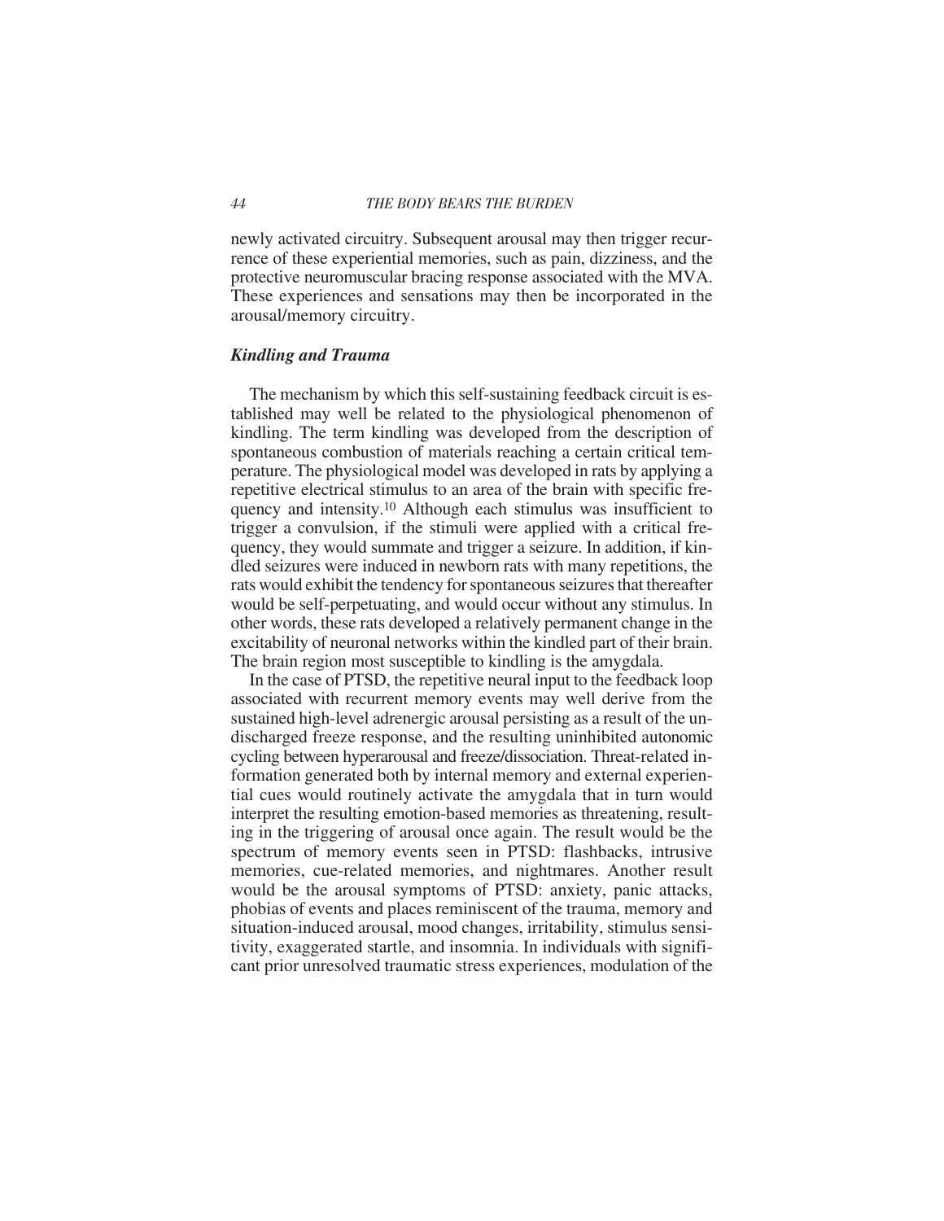newly activated circuitry. Subsequent arousal may then trigger recurrence of these experiential memories, such as pain, dizziness, and the protective neuromuscular bracing response associated with the MVA. These experiences and sensations may then be incorporated in the arousal/memory circuitry.

### *Kindling and Trauma*

The mechanism by which this self-sustaining feedback circuit is established may well be related to the physiological phenomenon of kindling. The term kindling was developed from the description of spontaneous combustion of materials reaching a certain critical temperature. The physiological model was developed in rats by applying a repetitive electrical stimulus to an area of the brain with specific frequency and intensity.[10] Although each stimulus was insufficient to trigger a convulsion, if the stimuli were applied with a critical frequency, they would summate and trigger a seizure. In addition, if kindled seizures were induced in newborn rats with many repetitions, the rats would exhibit the tendency for spontaneous seizures that thereafter would be self-perpetuating, and would occur without any stimulus. In other words, these rats developed a relatively permanent change in the excitability of neuronal networks within the kindled part of their brain. The brain region most susceptible to kindling is the amygdala.

In the case of PTSD, the repetitive neural input to the feedback loop associated with recurrent memory events may well derive from the sustained high-level adrenergic arousal persisting as a result of the undischarged freeze response, and the resulting uninhibited autonomic cycling between hyperarousal and freeze/dissociation. Threat-related information generated both by internal memory and external experiential cues would routinely activate the amygdala that in turn would interpret the resulting emotion-based memories as threatening, resulting in the triggering of arousal once again. The result would be the spectrum of memory events seen in PTSD: flashbacks, intrusive memories, cue-related memories, and nightmares. Another result would be the arousal symptoms of PTSD: anxiety, panic attacks, phobias of events and places reminiscent of the trauma, memory and situation-induced arousal, mood changes, irritability, stimulus sensitivity, exaggerated startle, and insomnia. In individuals with significant prior unresolved traumatic stress experiences, modulation of the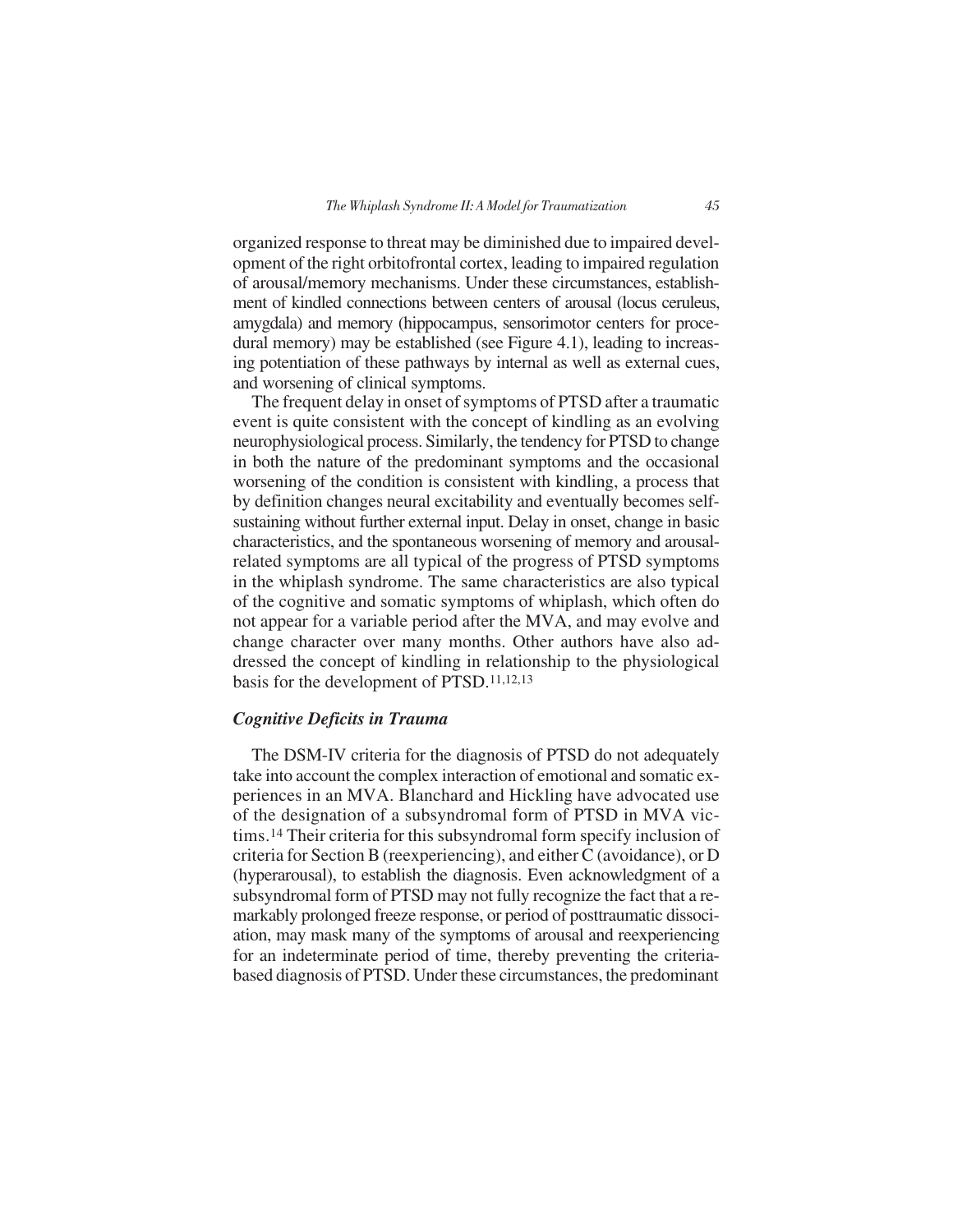organized response to threat may be diminished due to impaired development of the right orbitofrontal cortex, leading to impaired regulation of arousal/memory mechanisms. Under these circumstances, establishment of kindled connections between centers of arousal (locus ceruleus, amygdala) and memory (hippocampus, sensorimotor centers for procedural memory) may be established (see Figure 4.1), leading to increasing potentiation of these pathways by internal as well as external cues, and worsening of clinical symptoms.

The frequent delay in onset of symptoms of PTSD after a traumatic event is quite consistent with the concept of kindling as an evolving neurophysiological process. Similarly, the tendency for PTSD to change in both the nature of the predominant symptoms and the occasional worsening of the condition is consistent with kindling, a process that by definition changes neural excitability and eventually becomes self-sustaining without further external input. Delay in onset, change in basic characteristics, and the spontaneous worsening of memory and arousal-related symptoms are all typical of the progress of PTSD symptoms in the whiplash syndrome. The same characteristics are also typical of the cognitive and somatic symptoms of whiplash, which often do not appear for a variable period after the MVA, and may evolve and change character over many months. Other authors have also addressed the concept of kindling in relationship to the physiological basis for the development of PTSD.[11,12,13]

### *Cognitive Deficits in Trauma*

The DSM-IV criteria for the diagnosis of PTSD do not adequately take into account the complex interaction of emotional and somatic experiences in an MVA. Blanchard and Hickling have advocated use of the designation of a subsyndromal form of PTSD in MVA victims.[14] Their criteria for this subsyndromal form specify inclusion of criteria for Section B (reexperiencing), and either C (avoidance), or D (hyperarousal), to establish the diagnosis. Even acknowledgment of a subsyndromal form of PTSD may not fully recognize the fact that a remarkably prolonged freeze response, or period of posttraumatic dissociation, may mask many of the symptoms of arousal and reexperiencing for an indeterminate period of time, thereby preventing the criteria-based diagnosis of PTSD. Under these circumstances, the predominant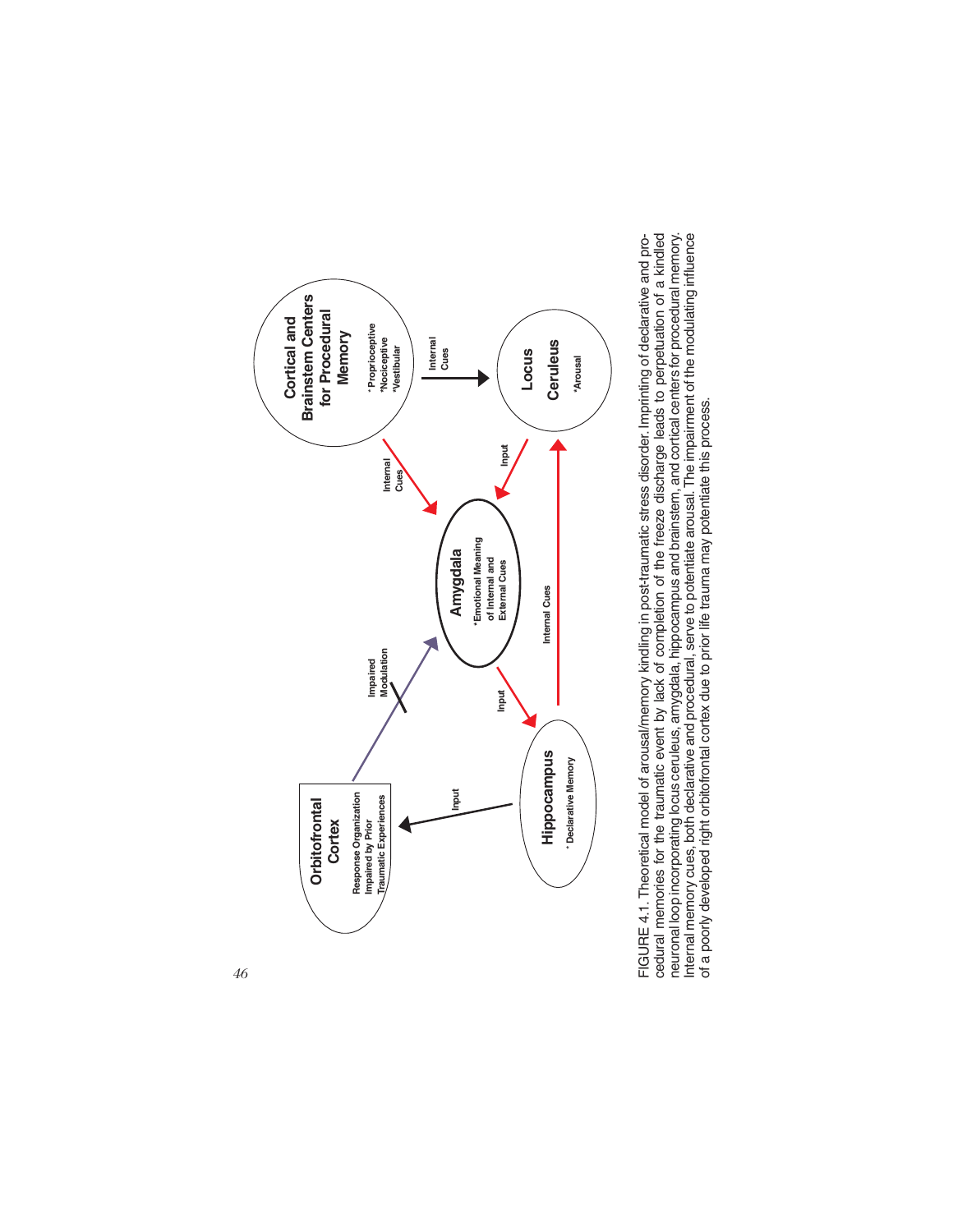FIGURE 4.1. Theoretical model of arousal/memory kindling in post-traumatic stress disorder. Imprinting of declarative and procedural memories for the traumatic event by lack of completion of the freeze discharge leads to perpetuation of a kindled neuronal loop incorporating locus ceruleus, amygdala, hippocampus and brainstem, and cortical centers for procedural memory. Internal memory cues, both declarative and procedural, serve to potentiate arousal. The impairment of the modulating influence of a poorly developed right orbitofrontal cortex due to prior life trauma may potentiate this process.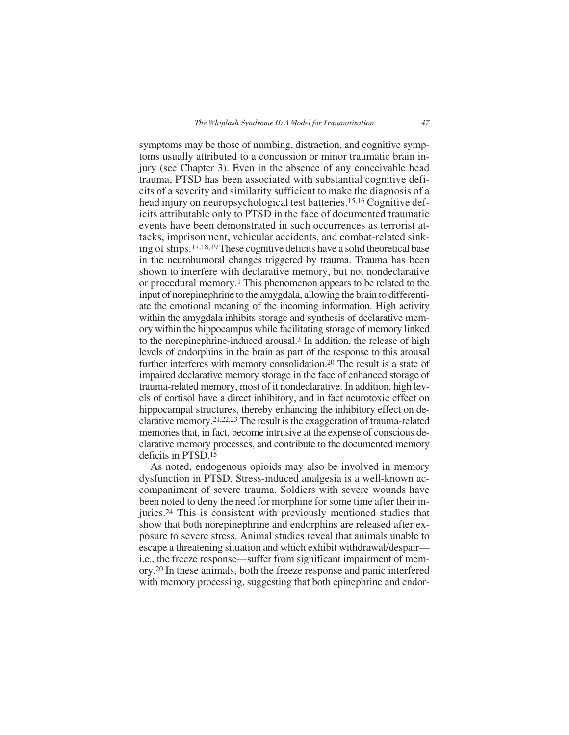symptoms may be those of numbing, distraction, and cognitive symptoms usually attributed to a concussion or minor traumatic brain injury (see Chapter 3). Even in the absence of any conceivable head trauma, PTSD has been associated with substantial cognitive deficits of a severity and similarity sufficient to make the diagnosis of a head injury on neuropsychological test batteries.[15,16] Cognitive deficits attributable only to PTSD in the face of documented traumatic events have been demonstrated in such occurrences as terrorist attacks, imprisonment, vehicular accidents, and combat-related sinking of ships.[17,18,19] These cognitive deficits have a solid theoretical base in the neurohumoral changes triggered by trauma. Trauma has been shown to interfere with declarative memory, but not nondeclarative or procedural memory.[1] This phenomenon appears to be related to the input of norepinephrine to the amygdala, allowing the brain to differentiate the emotional meaning of the incoming information. High activity within the amygdala inhibits storage and synthesis of declarative memory within the hippocampus while facilitating storage of memory linked to the norepinephrine-induced arousal.[3] In addition, the release of high levels of endorphins in the brain as part of the response to this arousal further interferes with memory consolidation.[20] The result is a state of impaired declarative memory storage in the face of enhanced storage of trauma-related memory, most of it nondeclarative. In addition, high levels of cortisol have a direct inhibitory, and in fact neurotoxic effect on hippocampal structures, thereby enhancing the inhibitory effect on declarative memory.[21,22,23] The result is the exaggeration of trauma-related memories that, in fact, become intrusive at the expense of conscious declarative memory processes, and contribute to the documented memory deficits in PTSD.[15]

As noted, endogenous opioids may also be involved in memory dysfunction in PTSD. Stress-induced analgesia is a well-known accompaniment of severe trauma. Soldiers with severe wounds have been noted to deny the need for morphine for some time after their injuries.[24] This is consistent with previously mentioned studies that show that both norepinephrine and endorphins are released after exposure to severe stress. Animal studies reveal that animals unable to escape a threatening situation and which exhibit withdrawal/despair—i.e., the freeze response—suffer from significant impairment of memory.[20] In these animals, both the freeze response and panic interfered with memory processing, suggesting that both epinephrine and endor-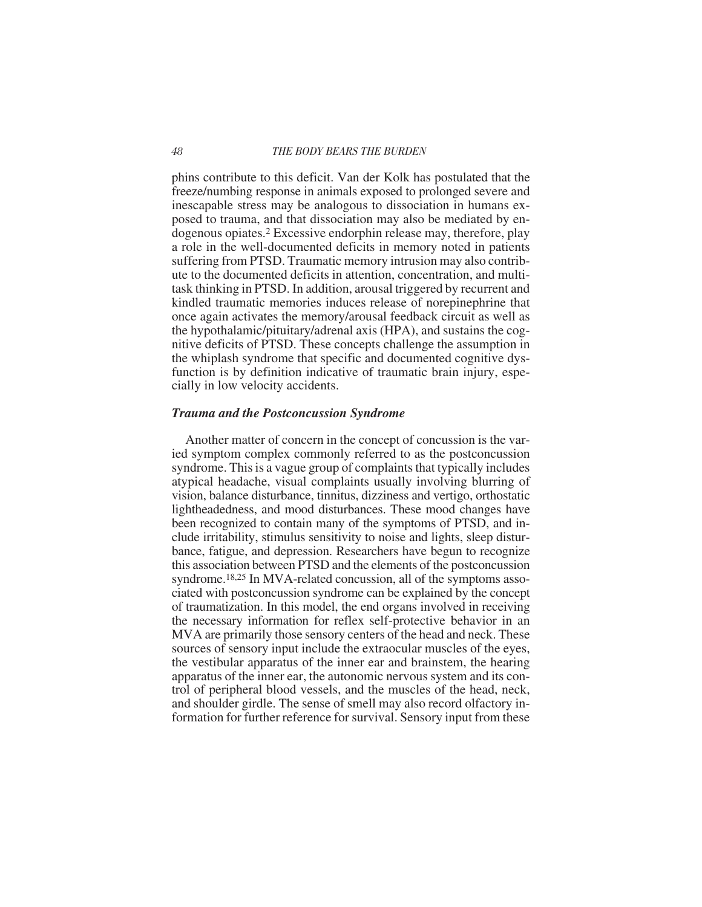phins contribute to this deficit. Van der Kolk has postulated that the freeze/numbing response in animals exposed to prolonged severe and inescapable stress may be analogous to dissociation in humans exposed to trauma, and that dissociation may also be mediated by endogenous opiates.[2] Excessive endorphin release may, therefore, play a role in the well-documented deficits in memory noted in patients suffering from PTSD. Traumatic memory intrusion may also contribute to the documented deficits in attention, concentration, and multitask thinking in PTSD. In addition, arousal triggered by recurrent and kindled traumatic memories induces release of norepinephrine that once again activates the memory/arousal feedback circuit as well as the hypothalamic/pituitary/adrenal axis (HPA), and sustains the cognitive deficits of PTSD. These concepts challenge the assumption in the whiplash syndrome that specific and documented cognitive dysfunction is by definition indicative of traumatic brain injury, especially in low velocity accidents.

### *Trauma and the Postconcussion Syndrome*

Another matter of concern in the concept of concussion is the varied symptom complex commonly referred to as the postconcussion syndrome. This is a vague group of complaints that typically includes atypical headache, visual complaints usually involving blurring of vision, balance disturbance, tinnitus, dizziness and vertigo, orthostatic lightheadedness, and mood disturbances. These mood changes have been recognized to contain many of the symptoms of PTSD, and include irritability, stimulus sensitivity to noise and lights, sleep disturbance, fatigue, and depression. Researchers have begun to recognize this association between PTSD and the elements of the postconcussion syndrome.[18,25] In MVA-related concussion, all of the symptoms associated with postconcussion syndrome can be explained by the concept of traumatization. In this model, the end organs involved in receiving the necessary information for reflex self-protective behavior in an MVA are primarily those sensory centers of the head and neck. These sources of sensory input include the extraocular muscles of the eyes, the vestibular apparatus of the inner ear and brainstem, the hearing apparatus of the inner ear, the autonomic nervous system and its control of peripheral blood vessels, and the muscles of the head, neck, and shoulder girdle. The sense of smell may also record olfactory information for further reference for survival. Sensory input from these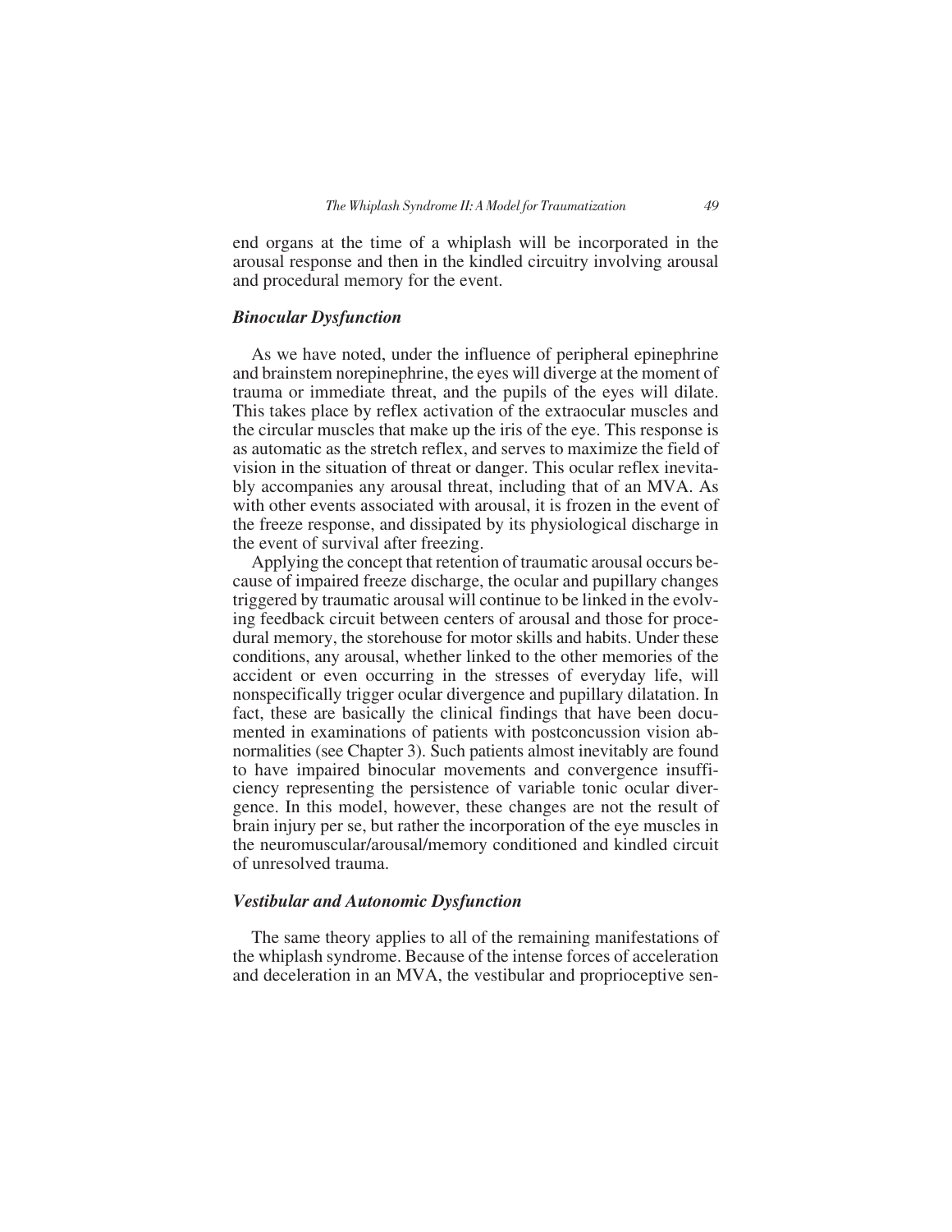end organs at the time of a whiplash will be incorporated in the arousal response and then in the kindled circuitry involving arousal and procedural memory for the event.

### *Binocular Dysfunction*

As we have noted, under the influence of peripheral epinephrine and brainstem norepinephrine, the eyes will diverge at the moment of trauma or immediate threat, and the pupils of the eyes will dilate. This takes place by reflex activation of the extraocular muscles and the circular muscles that make up the iris of the eye. This response is as automatic as the stretch reflex, and serves to maximize the field of vision in the situation of threat or danger. This ocular reflex inevitably accompanies any arousal threat, including that of an MVA. As with other events associated with arousal, it is frozen in the event of the freeze response, and dissipated by its physiological discharge in the event of survival after freezing.

Applying the concept that retention of traumatic arousal occurs because of impaired freeze discharge, the ocular and pupillary changes triggered by traumatic arousal will continue to be linked in the evolving feedback circuit between centers of arousal and those for procedural memory, the storehouse for motor skills and habits. Under these conditions, any arousal, whether linked to the other memories of the accident or even occurring in the stresses of everyday life, will nonspecifically trigger ocular divergence and pupillary dilatation. In fact, these are basically the clinical findings that have been documented in examinations of patients with postconcussion vision abnormalities (see Chapter 3). Such patients almost inevitably are found to have impaired binocular movements and convergence insufficiency representing the persistence of variable tonic ocular divergence. In this model, however, these changes are not the result of brain injury per se, but rather the incorporation of the eye muscles in the neuromuscular/arousal/memory conditioned and kindled circuit of unresolved trauma.

### *Vestibular and Autonomic Dysfunction*

The same theory applies to all of the remaining manifestations of the whiplash syndrome. Because of the intense forces of acceleration and deceleration in an MVA, the vestibular and proprioceptive sen-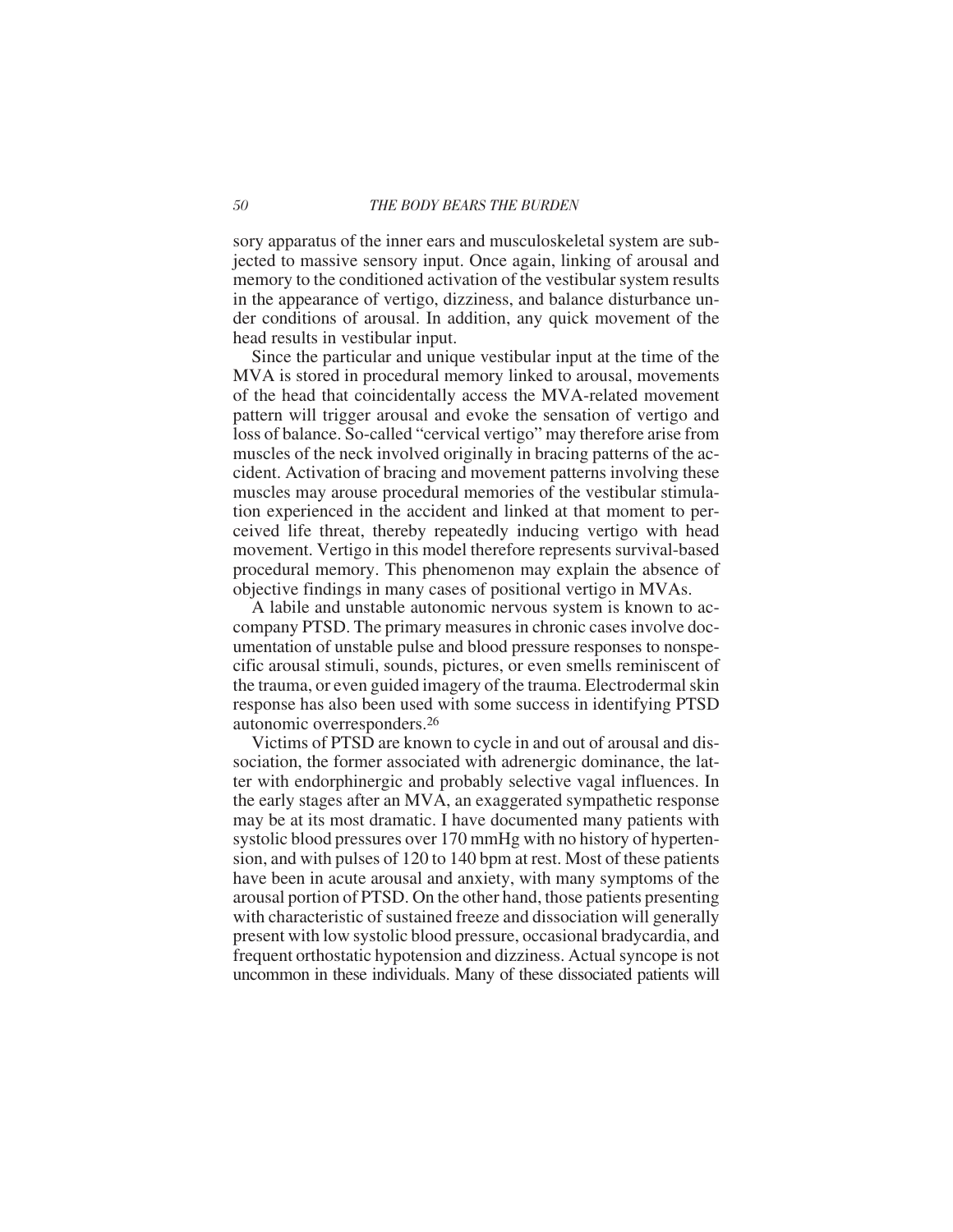sory apparatus of the inner ears and musculoskeletal system are subjected to massive sensory input. Once again, linking of arousal and memory to the conditioned activation of the vestibular system results in the appearance of vertigo, dizziness, and balance disturbance under conditions of arousal. In addition, any quick movement of the head results in vestibular input.

Since the particular and unique vestibular input at the time of the MVA is stored in procedural memory linked to arousal, movements of the head that coincidentally access the MVA-related movement pattern will trigger arousal and evoke the sensation of vertigo and loss of balance. So-called "cervical vertigo" may therefore arise from muscles of the neck involved originally in bracing patterns of the accident. Activation of bracing and movement patterns involving these muscles may arouse procedural memories of the vestibular stimulation experienced in the accident and linked at that moment to perceived life threat, thereby repeatedly inducing vertigo with head movement. Vertigo in this model therefore represents survival-based procedural memory. This phenomenon may explain the absence of objective findings in many cases of positional vertigo in MVAs.

A labile and unstable autonomic nervous system is known to accompany PTSD. The primary measures in chronic cases involve documentation of unstable pulse and blood pressure responses to nonspecific arousal stimuli, sounds, pictures, or even smells reminiscent of the trauma, or even guided imagery of the trauma. Electrodermal skin response has also been used with some success in identifying PTSD autonomic overresponders.[26]

Victims of PTSD are known to cycle in and out of arousal and dissociation, the former associated with adrenergic dominance, the latter with endorphinergic and probably selective vagal influences. In the early stages after an MVA, an exaggerated sympathetic response may be at its most dramatic. I have documented many patients with systolic blood pressures over 170 mmHg with no history of hypertension, and with pulses of 120 to 140 bpm at rest. Most of these patients have been in acute arousal and anxiety, with many symptoms of the arousal portion of PTSD. On the other hand, those patients presenting with characteristic of sustained freeze and dissociation will generally present with low systolic blood pressure, occasional bradycardia, and frequent orthostatic hypotension and dizziness. Actual syncope is not uncommon in these individuals. Many of these dissociated patients will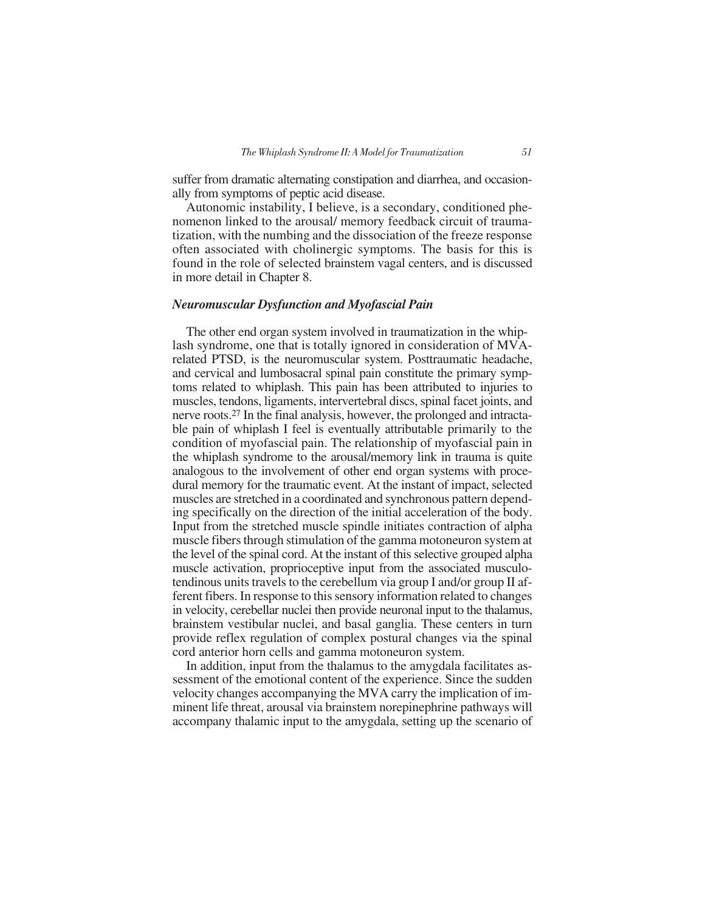suffer from dramatic alternating constipation and diarrhea, and occasionally from symptoms of peptic acid disease.

Autonomic instability, I believe, is a secondary, conditioned phenomenon linked to the arousal/ memory feedback circuit of traumatization, with the numbing and the dissociation of the freeze response often associated with cholinergic symptoms. The basis for this is found in the role of selected brainstem vagal centers, and is discussed in more detail in Chapter 8.

### *Neuromuscular Dysfunction and Myofascial Pain*

The other end organ system involved in traumatization in the whiplash syndrome, one that is totally ignored in consideration of MVA-related PTSD, is the neuromuscular system. Posttraumatic headache, and cervical and lumbosacral spinal pain constitute the primary symptoms related to whiplash. This pain has been attributed to injuries to muscles, tendons, ligaments, intervertebral discs, spinal facet joints, and nerve roots.[27] In the final analysis, however, the prolonged and intractable pain of whiplash I feel is eventually attributable primarily to the condition of myofascial pain. The relationship of myofascial pain in the whiplash syndrome to the arousal/memory link in trauma is quite analogous to the involvement of other end organ systems with procedural memory for the traumatic event. At the instant of impact, selected muscles are stretched in a coordinated and synchronous pattern depending specifically on the direction of the initial acceleration of the body. Input from the stretched muscle spindle initiates contraction of alpha muscle fibers through stimulation of the gamma motoneuron system at the level of the spinal cord. At the instant of this selective grouped alpha muscle activation, proprioceptive input from the associated musculotendinous units travels to the cerebellum via group I and/or group II afferent fibers. In response to this sensory information related to changes in velocity, cerebellar nuclei then provide neuronal input to the thalamus, brainstem vestibular nuclei, and basal ganglia. These centers in turn provide reflex regulation of complex postural changes via the spinal cord anterior horn cells and gamma motoneuron system.

In addition, input from the thalamus to the amygdala facilitates assessment of the emotional content of the experience. Since the sudden velocity changes accompanying the MVA carry the implication of imminent life threat, arousal via brainstem norepinephrine pathways will accompany thalamic input to the amygdala, setting up the scenario of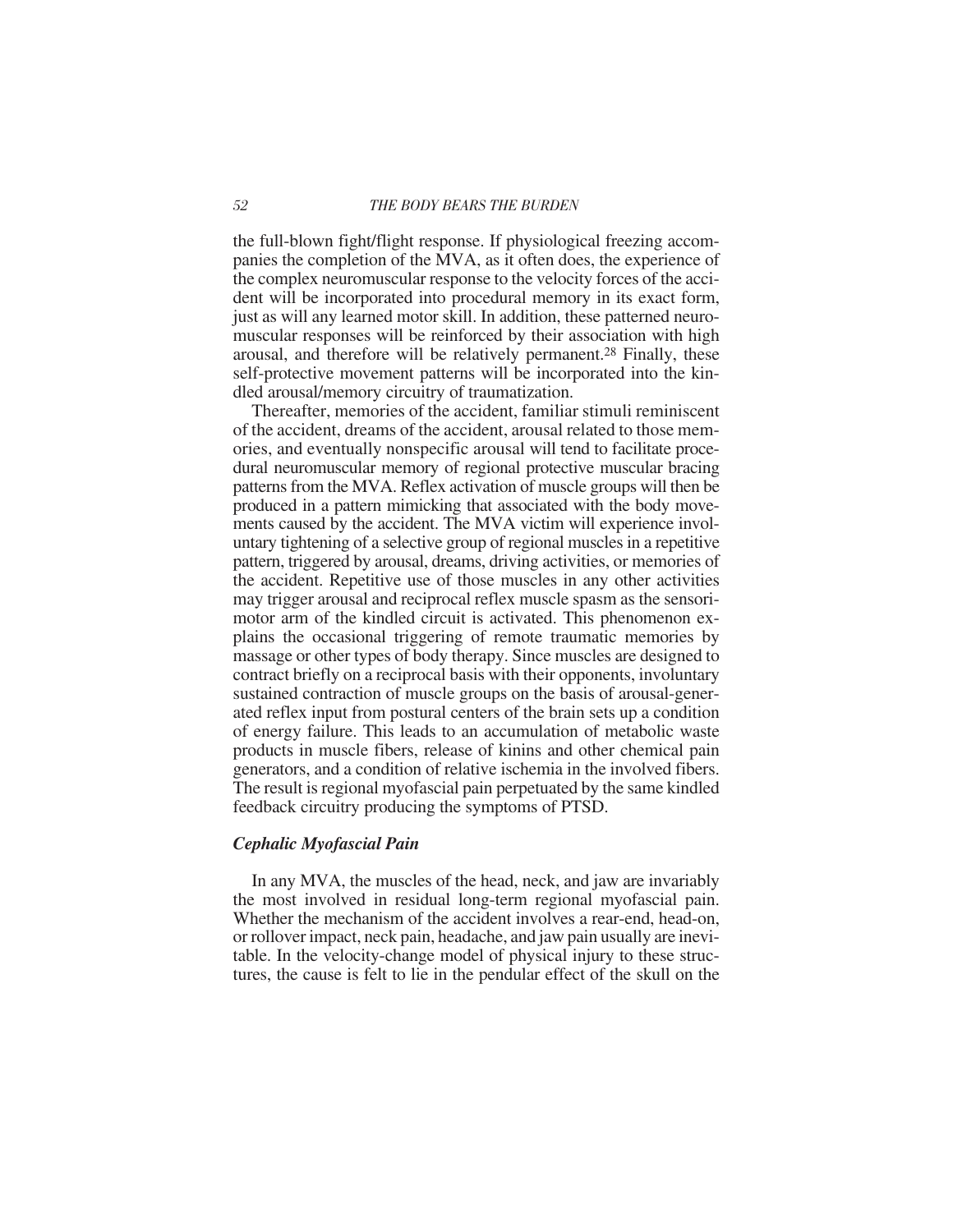the full-blown fight/flight response. If physiological freezing accompanies the completion of the MVA, as it often does, the experience of the complex neuromuscular response to the velocity forces of the accident will be incorporated into procedural memory in its exact form, just as will any learned motor skill. In addition, these patterned neuromuscular responses will be reinforced by their association with high arousal, and therefore will be relatively permanent.[28] Finally, these self-protective movement patterns will be incorporated into the kindled arousal/memory circuitry of traumatization.

Thereafter, memories of the accident, familiar stimuli reminiscent of the accident, dreams of the accident, arousal related to those memories, and eventually nonspecific arousal will tend to facilitate procedural neuromuscular memory of regional protective muscular bracing patterns from the MVA. Reflex activation of muscle groups will then be produced in a pattern mimicking that associated with the body movements caused by the accident. The MVA victim will experience involuntary tightening of a selective group of regional muscles in a repetitive pattern, triggered by arousal, dreams, driving activities, or memories of the accident. Repetitive use of those muscles in any other activities may trigger arousal and reciprocal reflex muscle spasm as the sensorimotor arm of the kindled circuit is activated. This phenomenon explains the occasional triggering of remote traumatic memories by massage or other types of body therapy. Since muscles are designed to contract briefly on a reciprocal basis with their opponents, involuntary sustained contraction of muscle groups on the basis of arousal-generated reflex input from postural centers of the brain sets up a condition of energy failure. This leads to an accumulation of metabolic waste products in muscle fibers, release of kinins and other chemical pain generators, and a condition of relative ischemia in the involved fibers. The result is regional myofascial pain perpetuated by the same kindled feedback circuitry producing the symptoms of PTSD.

### *Cephalic Myofascial Pain*

In any MVA, the muscles of the head, neck, and jaw are invariably the most involved in residual long-term regional myofascial pain. Whether the mechanism of the accident involves a rear-end, head-on, or rollover impact, neck pain, headache, and jaw pain usually are inevitable. In the velocity-change model of physical injury to these structures, the cause is felt to lie in the pendular effect of the skull on the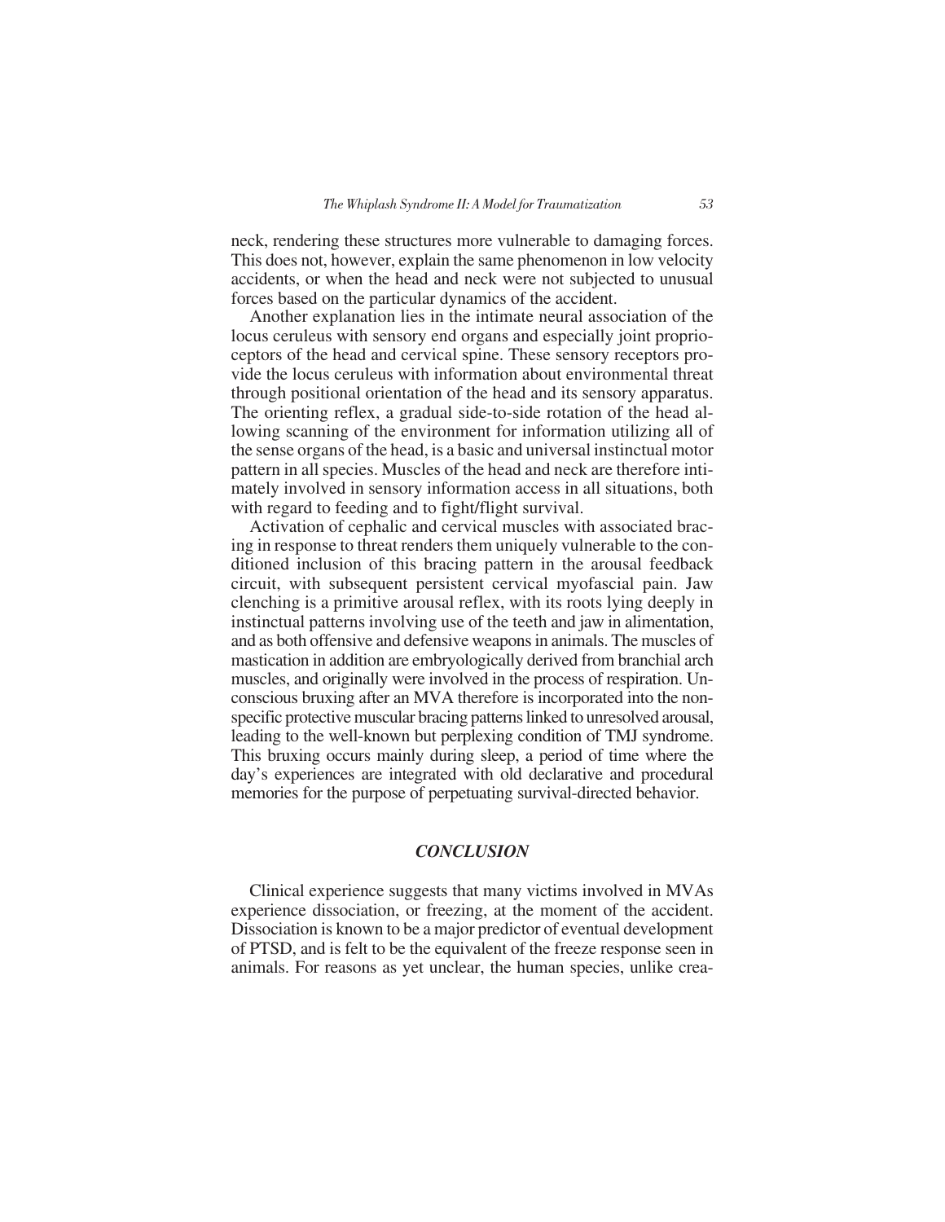neck, rendering these structures more vulnerable to damaging forces. This does not, however, explain the same phenomenon in low velocity accidents, or when the head and neck were not subjected to unusual forces based on the particular dynamics of the accident.

Another explanation lies in the intimate neural association of the locus ceruleus with sensory end organs and especially joint proprioceptors of the head and cervical spine. These sensory receptors provide the locus ceruleus with information about environmental threat through positional orientation of the head and its sensory apparatus. The orienting reflex, a gradual side-to-side rotation of the head allowing scanning of the environment for information utilizing all of the sense organs of the head, is a basic and universal instinctual motor pattern in all species. Muscles of the head and neck are therefore intimately involved in sensory information access in all situations, both with regard to feeding and to fight/flight survival.

Activation of cephalic and cervical muscles with associated bracing in response to threat renders them uniquely vulnerable to the conditioned inclusion of this bracing pattern in the arousal feedback circuit, with subsequent persistent cervical myofascial pain. Jaw clenching is a primitive arousal reflex, with its roots lying deeply in instinctual patterns involving use of the teeth and jaw in alimentation, and as both offensive and defensive weapons in animals. The muscles of mastication in addition are embryologically derived from branchial arch muscles, and originally were involved in the process of respiration. Unconscious bruxing after an MVA therefore is incorporated into the nonspecific protective muscular bracing patterns linked to unresolved arousal, leading to the well-known but perplexing condition of TMJ syndrome. This bruxing occurs mainly during sleep, a period of time where the day's experiences are integrated with old declarative and procedural memories for the purpose of perpetuating survival-directed behavior.

## *CONCLUSION*

Clinical experience suggests that many victims involved in MVAs experience dissociation, or freezing, at the moment of the accident. Dissociation is known to be a major predictor of eventual development of PTSD, and is felt to be the equivalent of the freeze response seen in animals. For reasons as yet unclear, the human species, unlike crea-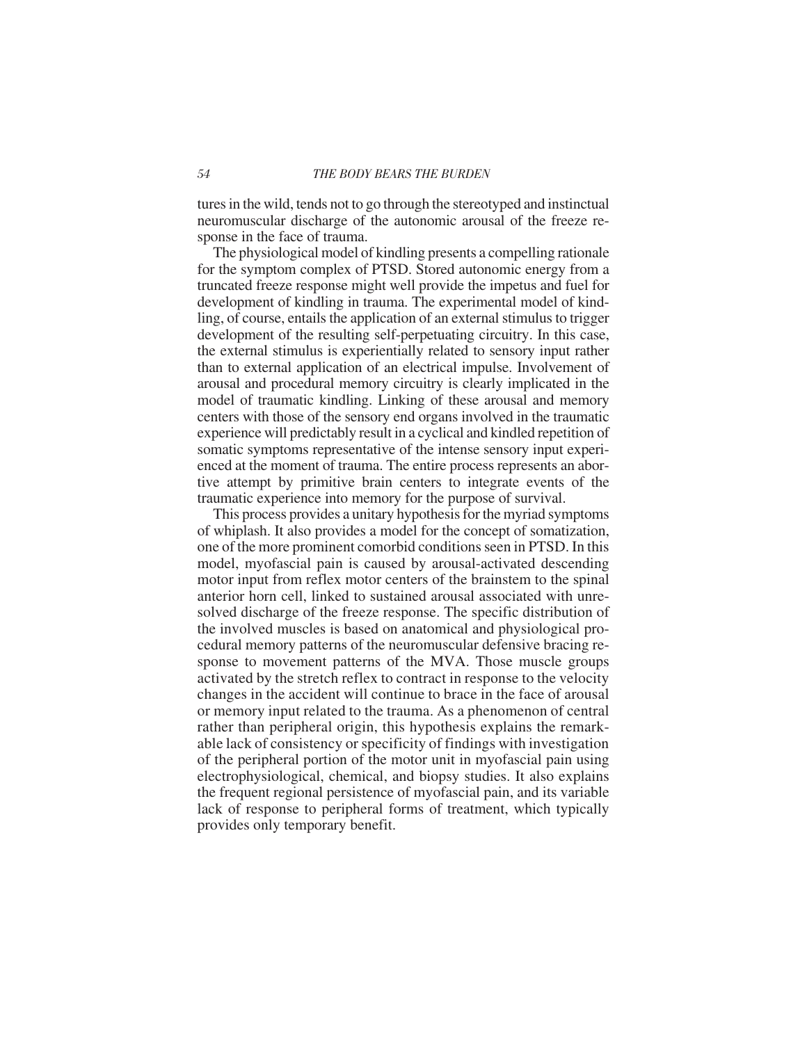tures in the wild, tends not to go through the stereotyped and instinctual neuromuscular discharge of the autonomic arousal of the freeze response in the face of trauma.

The physiological model of kindling presents a compelling rationale for the symptom complex of PTSD. Stored autonomic energy from a truncated freeze response might well provide the impetus and fuel for development of kindling in trauma. The experimental model of kindling, of course, entails the application of an external stimulus to trigger development of the resulting self-perpetuating circuitry. In this case, the external stimulus is experientially related to sensory input rather than to external application of an electrical impulse. Involvement of arousal and procedural memory circuitry is clearly implicated in the model of traumatic kindling. Linking of these arousal and memory centers with those of the sensory end organs involved in the traumatic experience will predictably result in a cyclical and kindled repetition of somatic symptoms representative of the intense sensory input experienced at the moment of trauma. The entire process represents an abortive attempt by primitive brain centers to integrate events of the traumatic experience into memory for the purpose of survival.

This process provides a unitary hypothesis for the myriad symptoms of whiplash. It also provides a model for the concept of somatization, one of the more prominent comorbid conditions seen in PTSD. In this model, myofascial pain is caused by arousal-activated descending motor input from reflex motor centers of the brainstem to the spinal anterior horn cell, linked to sustained arousal associated with unresolved discharge of the freeze response. The specific distribution of the involved muscles is based on anatomical and physiological procedural memory patterns of the neuromuscular defensive bracing response to movement patterns of the MVA. Those muscle groups activated by the stretch reflex to contract in response to the velocity changes in the accident will continue to brace in the face of arousal or memory input related to the trauma. As a phenomenon of central rather than peripheral origin, this hypothesis explains the remarkable lack of consistency or specificity of findings with investigation of the peripheral portion of the motor unit in myofascial pain using electrophysiological, chemical, and biopsy studies. It also explains the frequent regional persistence of myofascial pain, and its variable lack of response to peripheral forms of treatment, which typically provides only temporary benefit.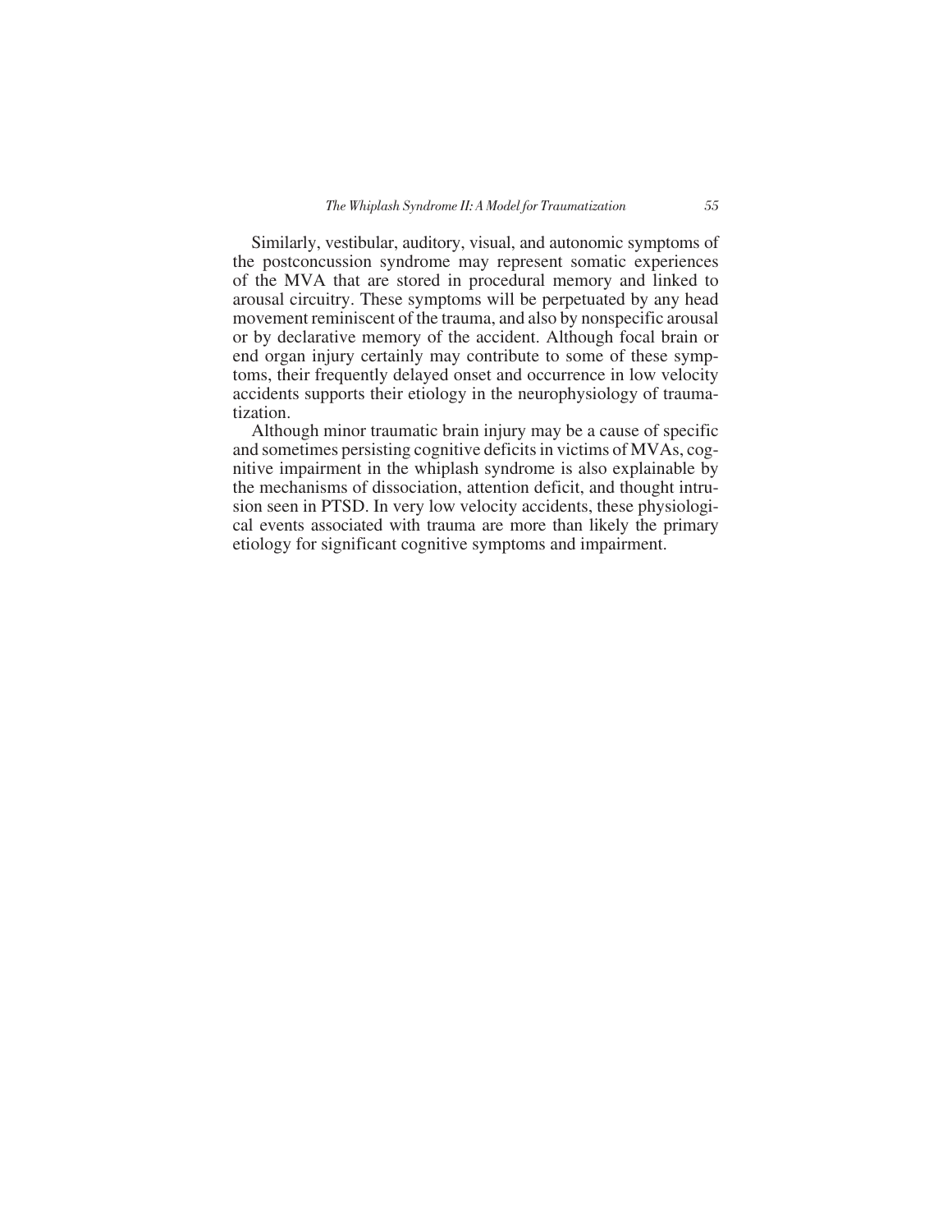Similarly, vestibular, auditory, visual, and autonomic symptoms of the postconcussion syndrome may represent somatic experiences of the MVA that are stored in procedural memory and linked to arousal circuitry. These symptoms will be perpetuated by any head movement reminiscent of the trauma, and also by nonspecific arousal or by declarative memory of the accident. Although focal brain or end organ injury certainly may contribute to some of these symptoms, their frequently delayed onset and occurrence in low velocity accidents supports their etiology in the neurophysiology of traumatization.

Although minor traumatic brain injury may be a cause of specific and sometimes persisting cognitive deficits in victims of MVAs, cognitive impairment in the whiplash syndrome is also explainable by the mechanisms of dissociation, attention deficit, and thought intrusion seen in PTSD. In very low velocity accidents, these physiological events associated with trauma are more than likely the primary etiology for significant cognitive symptoms and impairment.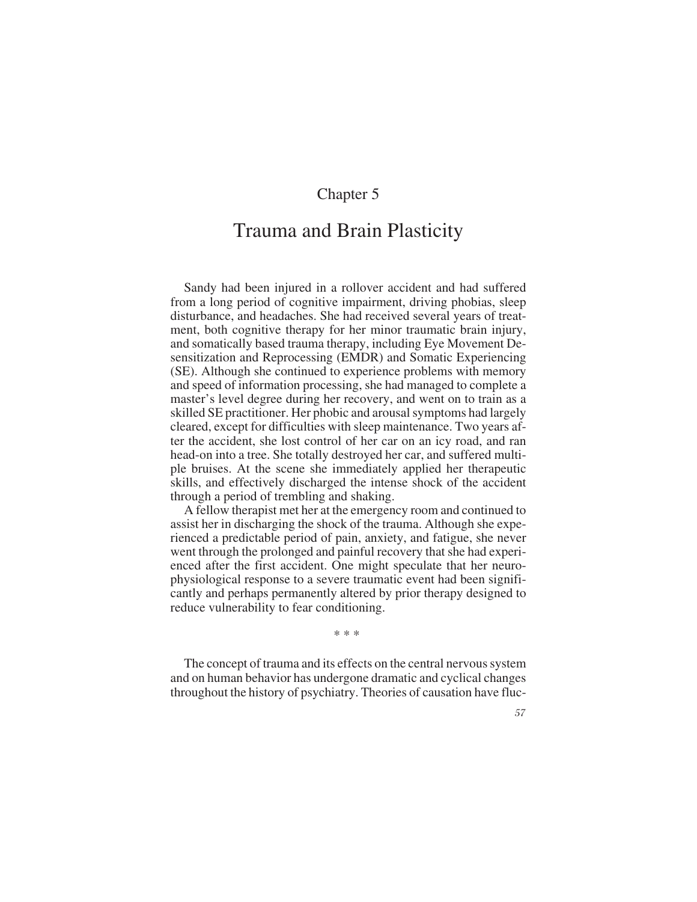# Chapter 5

# Trauma and Brain Plasticity

Sandy had been injured in a rollover accident and had suffered from a long period of cognitive impairment, driving phobias, sleep disturbance, and headaches. She had received several years of treatment, both cognitive therapy for her minor traumatic brain injury, and somatically based trauma therapy, including Eye Movement Desensitization and Reprocessing (EMDR) and Somatic Experiencing (SE). Although she continued to experience problems with memory and speed of information processing, she had managed to complete a master's level degree during her recovery, and went on to train as a skilled SE practitioner. Her phobic and arousal symptoms had largely cleared, except for difficulties with sleep maintenance. Two years after the accident, she lost control of her car on an icy road, and ran head-on into a tree. She totally destroyed her car, and suffered multiple bruises. At the scene she immediately applied her therapeutic skills, and effectively discharged the intense shock of the accident through a period of trembling and shaking.

A fellow therapist met her at the emergency room and continued to assist her in discharging the shock of the trauma. Although she experienced a predictable period of pain, anxiety, and fatigue, she never went through the prolonged and painful recovery that she had experienced after the first accident. One might speculate that her neurophysiological response to a severe traumatic event had been significantly and perhaps permanently altered by prior therapy designed to reduce vulnerability to fear conditioning.

\* \* \*

The concept of trauma and its effects on the central nervous system and on human behavior has undergone dramatic and cyclical changes throughout the history of psychiatry. Theories of causation have fluc-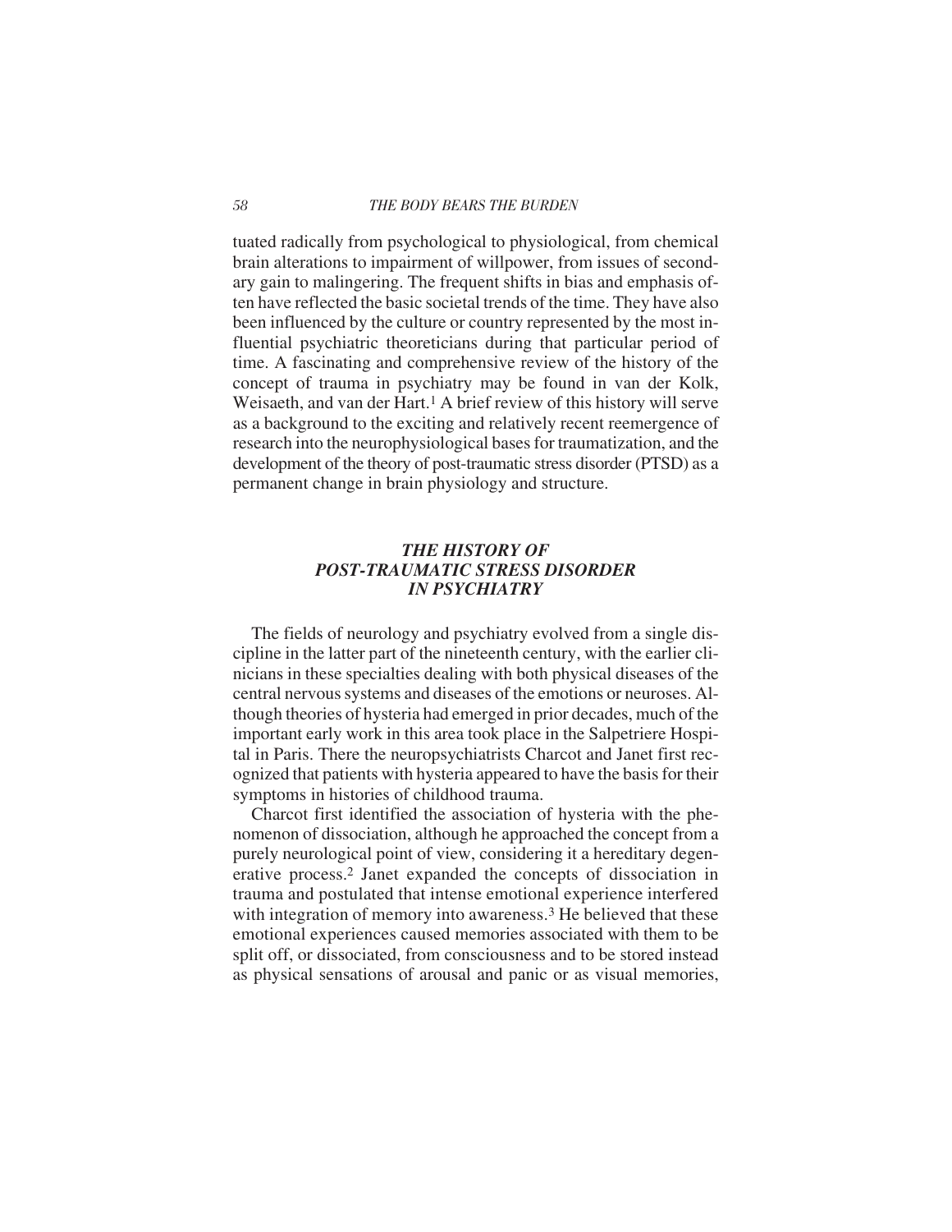tuated radically from psychological to physiological, from chemical brain alterations to impairment of willpower, from issues of secondary gain to malingering. The frequent shifts in bias and emphasis often have reflected the basic societal trends of the time. They have also been influenced by the culture or country represented by the most influential psychiatric theoreticians during that particular period of time. A fascinating and comprehensive review of the history of the concept of trauma in psychiatry may be found in van der Kolk, Weisaeth, and van der Hart.[1] A brief review of this history will serve as a background to the exciting and relatively recent reemergence of research into the neurophysiological bases for traumatization, and the development of the theory of post-traumatic stress disorder (PTSD) as a permanent change in brain physiology and structure.

## *THE HISTORY OF POST-TRAUMATIC STRESS DISORDER IN PSYCHIATRY*

The fields of neurology and psychiatry evolved from a single discipline in the latter part of the nineteenth century, with the earlier clinicians in these specialties dealing with both physical diseases of the central nervous systems and diseases of the emotions or neuroses. Although theories of hysteria had emerged in prior decades, much of the important early work in this area took place in the Salpetriere Hospital in Paris. There the neuropsychiatrists Charcot and Janet first recognized that patients with hysteria appeared to have the basis for their symptoms in histories of childhood trauma.

Charcot first identified the association of hysteria with the phenomenon of dissociation, although he approached the concept from a purely neurological point of view, considering it a hereditary degenerative process.[2] Janet expanded the concepts of dissociation in trauma and postulated that intense emotional experience interfered with integration of memory into awareness.[3] He believed that these emotional experiences caused memories associated with them to be split off, or dissociated, from consciousness and to be stored instead as physical sensations of arousal and panic or as visual memories,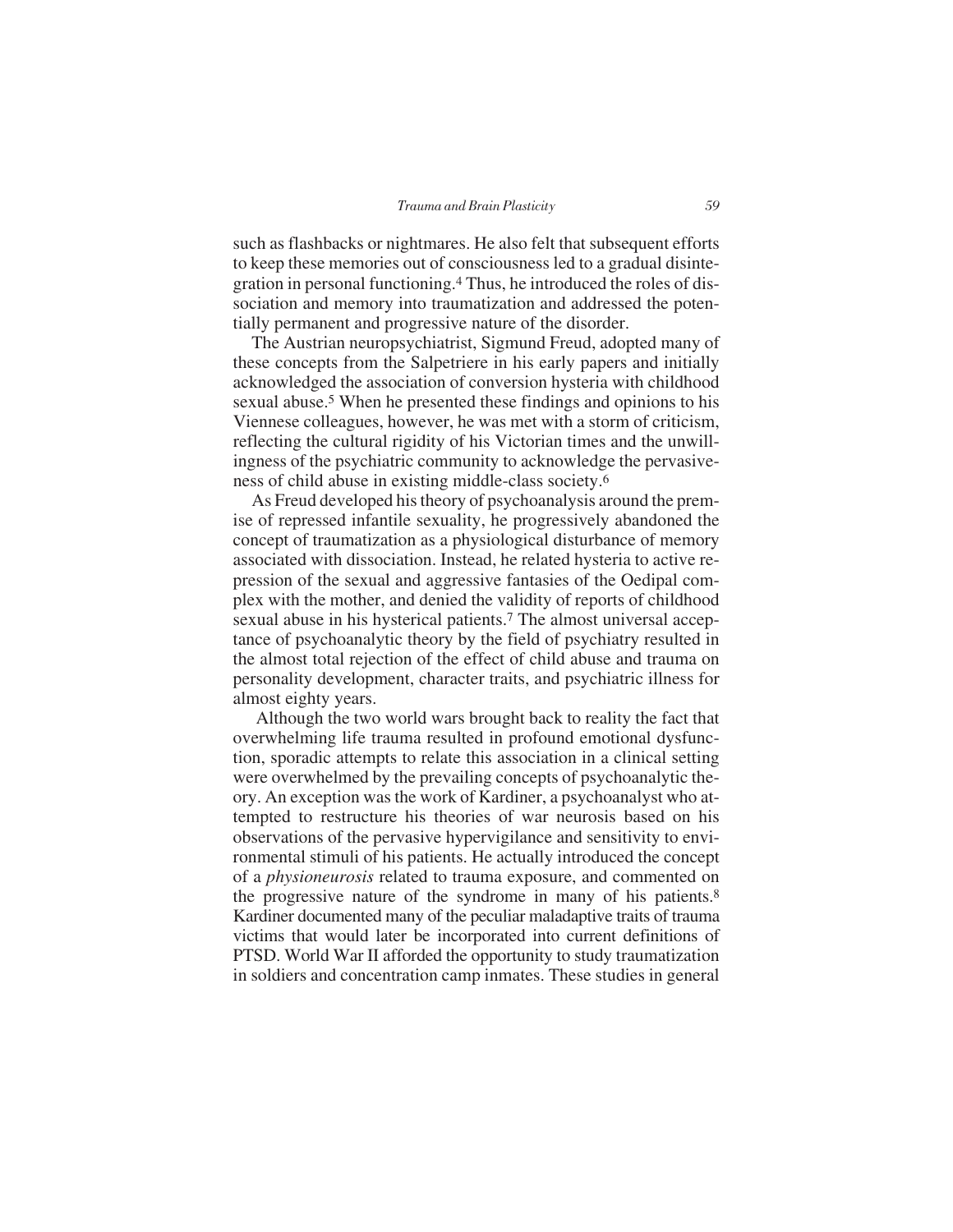such as flashbacks or nightmares. He also felt that subsequent efforts to keep these memories out of consciousness led to a gradual disintegration in personal functioning.[4] Thus, he introduced the roles of dissociation and memory into traumatization and addressed the potentially permanent and progressive nature of the disorder.

The Austrian neuropsychiatrist, Sigmund Freud, adopted many of these concepts from the Salpetriere in his early papers and initially acknowledged the association of conversion hysteria with childhood sexual abuse.[5] When he presented these findings and opinions to his Viennese colleagues, however, he was met with a storm of criticism, reflecting the cultural rigidity of his Victorian times and the unwillingness of the psychiatric community to acknowledge the pervasiveness of child abuse in existing middle-class society.[6]

As Freud developed his theory of psychoanalysis around the premise of repressed infantile sexuality, he progressively abandoned the concept of traumatization as a physiological disturbance of memory associated with dissociation. Instead, he related hysteria to active repression of the sexual and aggressive fantasies of the Oedipal complex with the mother, and denied the validity of reports of childhood sexual abuse in his hysterical patients.[7] The almost universal acceptance of psychoanalytic theory by the field of psychiatry resulted in the almost total rejection of the effect of child abuse and trauma on personality development, character traits, and psychiatric illness for almost eighty years.

Although the two world wars brought back to reality the fact that overwhelming life trauma resulted in profound emotional dysfunction, sporadic attempts to relate this association in a clinical setting were overwhelmed by the prevailing concepts of psychoanalytic theory. An exception was the work of Kardiner, a psychoanalyst who attempted to restructure his theories of war neurosis based on his observations of the pervasive hypervigilance and sensitivity to environmental stimuli of his patients. He actually introduced the concept of a *physioneurosis* related to trauma exposure, and commented on the progressive nature of the syndrome in many of his patients.[8] Kardiner documented many of the peculiar maladaptive traits of trauma victims that would later be incorporated into current definitions of PTSD. World War II afforded the opportunity to study traumatization in soldiers and concentration camp inmates. These studies in general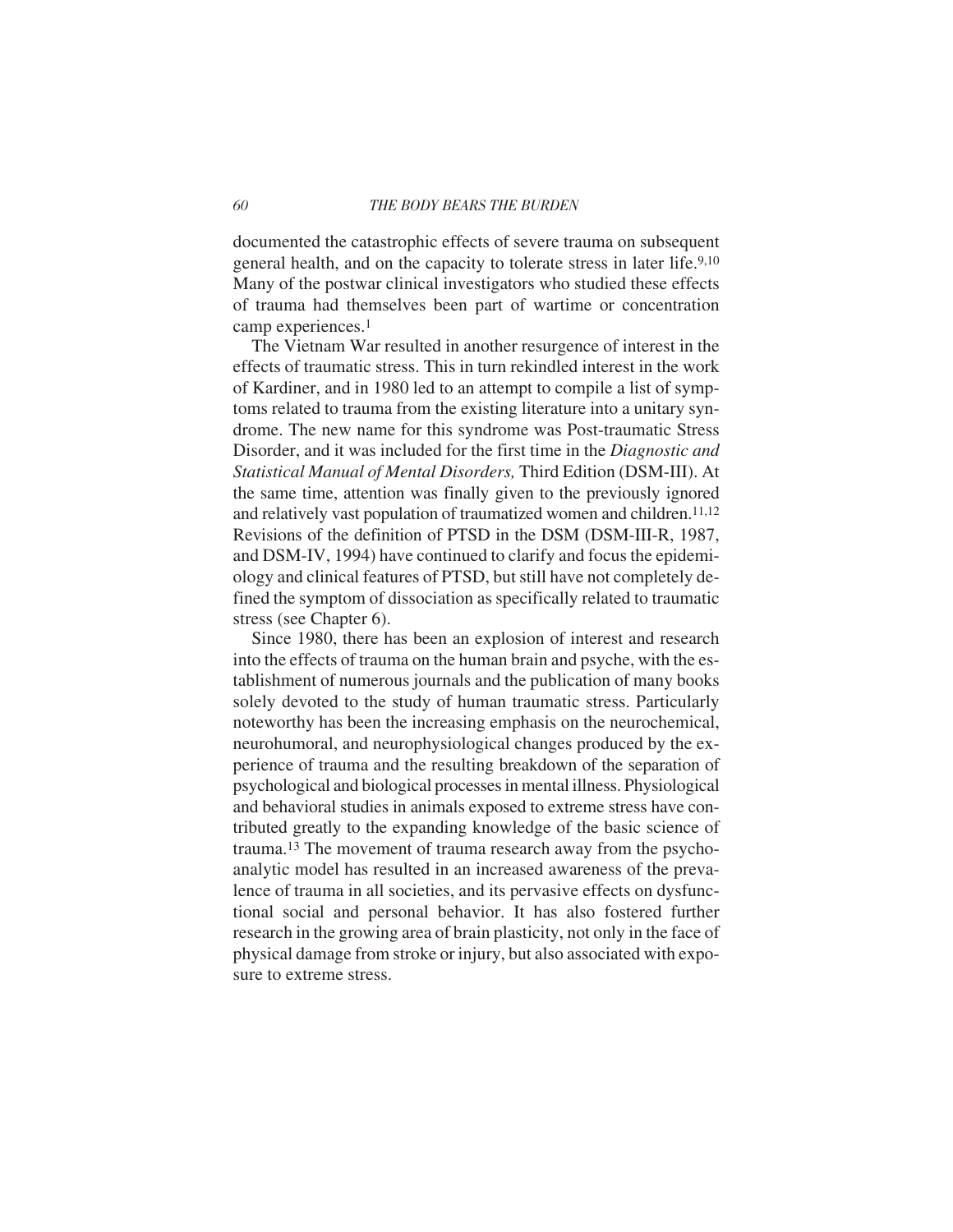documented the catastrophic effects of severe trauma on subsequent general health, and on the capacity to tolerate stress in later life.[9,10] Many of the postwar clinical investigators who studied these effects of trauma had themselves been part of wartime or concentration camp experiences.[1]

The Vietnam War resulted in another resurgence of interest in the effects of traumatic stress. This in turn rekindled interest in the work of Kardiner, and in 1980 led to an attempt to compile a list of symptoms related to trauma from the existing literature into a unitary syndrome. The new name for this syndrome was Post-traumatic Stress Disorder, and it was included for the first time in the *Diagnostic and Statistical Manual of Mental Disorders,* Third Edition (DSM-III). At the same time, attention was finally given to the previously ignored and relatively vast population of traumatized women and children.[11,12] Revisions of the definition of PTSD in the DSM (DSM-III-R, 1987, and DSM-IV, 1994) have continued to clarify and focus the epidemiology and clinical features of PTSD, but still have not completely defined the symptom of dissociation as specifically related to traumatic stress (see Chapter 6).

Since 1980, there has been an explosion of interest and research into the effects of trauma on the human brain and psyche, with the establishment of numerous journals and the publication of many books solely devoted to the study of human traumatic stress. Particularly noteworthy has been the increasing emphasis on the neurochemical, neurohumoral, and neurophysiological changes produced by the experience of trauma and the resulting breakdown of the separation of psychological and biological processes in mental illness. Physiological and behavioral studies in animals exposed to extreme stress have contributed greatly to the expanding knowledge of the basic science of trauma.[13] The movement of trauma research away from the psychoanalytic model has resulted in an increased awareness of the prevalence of trauma in all societies, and its pervasive effects on dysfunctional social and personal behavior. It has also fostered further research in the growing area of brain plasticity, not only in the face of physical damage from stroke or injury, but also associated with exposure to extreme stress.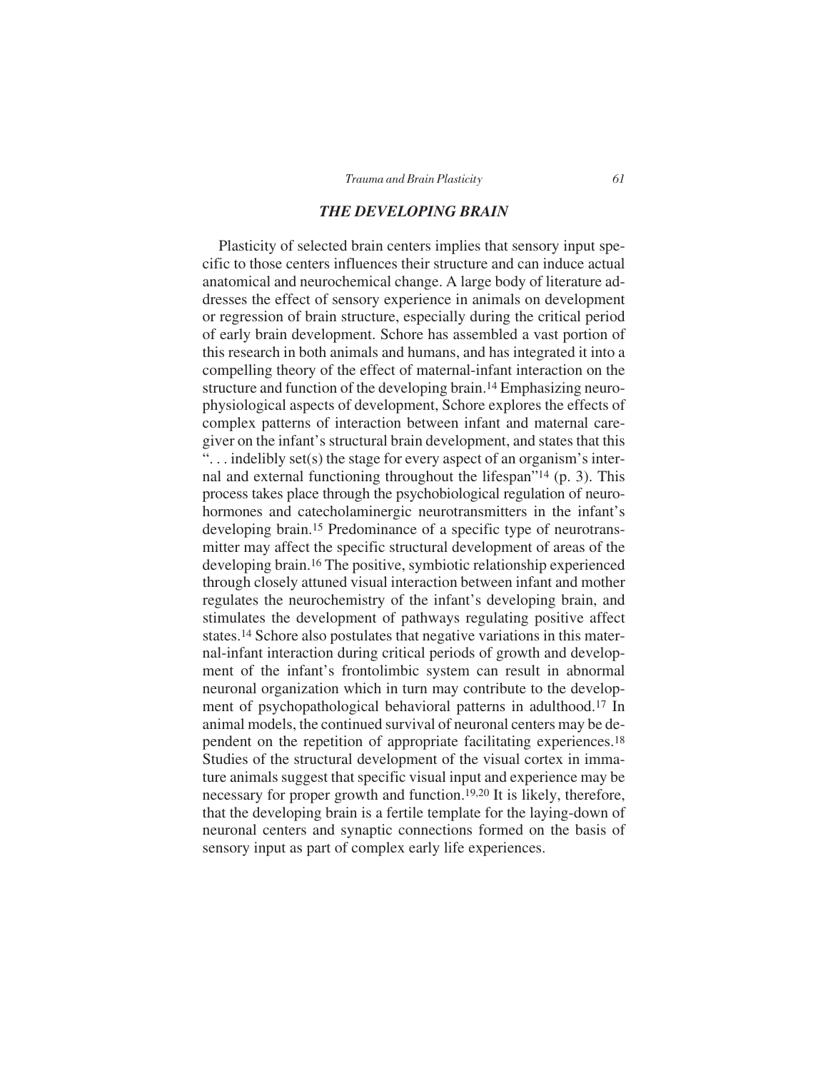## *THE DEVELOPING BRAIN*

Plasticity of selected brain centers implies that sensory input specific to those centers influences their structure and can induce actual anatomical and neurochemical change. A large body of literature addresses the effect of sensory experience in animals on development or regression of brain structure, especially during the critical period of early brain development. Schore has assembled a vast portion of this research in both animals and humans, and has integrated it into a compelling theory of the effect of maternal-infant interaction on the structure and function of the developing brain.[14] Emphasizing neurophysiological aspects of development, Schore explores the effects of complex patterns of interaction between infant and maternal caregiver on the infant's structural brain development, and states that this ". . . indelibly set(s) the stage for every aspect of an organism's internal and external functioning throughout the lifespan"[14] (p. 3). This process takes place through the psychobiological regulation of neurohormones and catecholaminergic neurotransmitters in the infant's developing brain.[15] Predominance of a specific type of neurotransmitter may affect the specific structural development of areas of the developing brain.[16] The positive, symbiotic relationship experienced through closely attuned visual interaction between infant and mother regulates the neurochemistry of the infant's developing brain, and stimulates the development of pathways regulating positive affect states.[14] Schore also postulates that negative variations in this maternal-infant interaction during critical periods of growth and development of the infant's frontolimbic system can result in abnormal neuronal organization which in turn may contribute to the development of psychopathological behavioral patterns in adulthood.[17] In animal models, the continued survival of neuronal centers may be dependent on the repetition of appropriate facilitating experiences.[18] Studies of the structural development of the visual cortex in immature animals suggest that specific visual input and experience may be necessary for proper growth and function.[19,20] It is likely, therefore, that the developing brain is a fertile template for the laying-down of neuronal centers and synaptic connections formed on the basis of sensory input as part of complex early life experiences.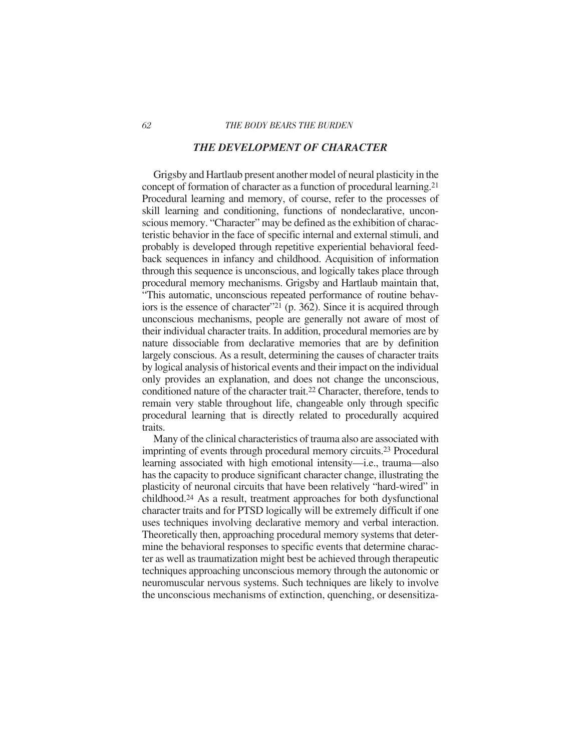## *THE DEVELOPMENT OF CHARACTER*

Grigsby and Hartlaub present another model of neural plasticity in the concept of formation of character as a function of procedural learning.[21] Procedural learning and memory, of course, refer to the processes of skill learning and conditioning, functions of nondeclarative, unconscious memory. "Character" may be defined as the exhibition of characteristic behavior in the face of specific internal and external stimuli, and probably is developed through repetitive experiential behavioral feedback sequences in infancy and childhood. Acquisition of information through this sequence is unconscious, and logically takes place through procedural memory mechanisms. Grigsby and Hartlaub maintain that, "This automatic, unconscious repeated performance of routine behaviors is the essence of character"[21] (p. 362). Since it is acquired through unconscious mechanisms, people are generally not aware of most of their individual character traits. In addition, procedural memories are by nature dissociable from declarative memories that are by definition largely conscious. As a result, determining the causes of character traits by logical analysis of historical events and their impact on the individual only provides an explanation, and does not change the unconscious, conditioned nature of the character trait.[22] Character, therefore, tends to remain very stable throughout life, changeable only through specific procedural learning that is directly related to procedurally acquired traits.

Many of the clinical characteristics of trauma also are associated with imprinting of events through procedural memory circuits.[23] Procedural learning associated with high emotional intensity—i.e., trauma—also has the capacity to produce significant character change, illustrating the plasticity of neuronal circuits that have been relatively "hard-wired" in childhood.[24] As a result, treatment approaches for both dysfunctional character traits and for PTSD logically will be extremely difficult if one uses techniques involving declarative memory and verbal interaction. Theoretically then, approaching procedural memory systems that determine the behavioral responses to specific events that determine character as well as traumatization might best be achieved through therapeutic techniques approaching unconscious memory through the autonomic or neuromuscular nervous systems. Such techniques are likely to involve the unconscious mechanisms of extinction, quenching, or desensitiza-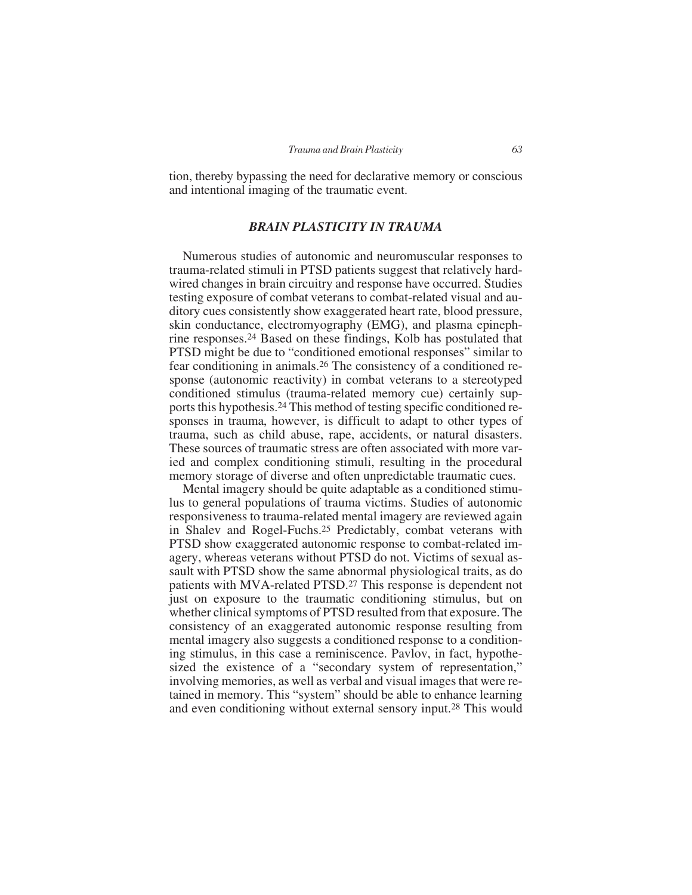tion, thereby bypassing the need for declarative memory or conscious and intentional imaging of the traumatic event.

## *BRAIN PLASTICITY IN TRAUMA*

Numerous studies of autonomic and neuromuscular responses to trauma-related stimuli in PTSD patients suggest that relatively hardwired changes in brain circuitry and response have occurred. Studies testing exposure of combat veterans to combat-related visual and auditory cues consistently show exaggerated heart rate, blood pressure, skin conductance, electromyography (EMG), and plasma epinephrine responses.[24] Based on these findings, Kolb has postulated that PTSD might be due to "conditioned emotional responses" similar to fear conditioning in animals.[26] The consistency of a conditioned response (autonomic reactivity) in combat veterans to a stereotyped conditioned stimulus (trauma-related memory cue) certainly supports this hypothesis.[24] This method of testing specific conditioned responses in trauma, however, is difficult to adapt to other types of trauma, such as child abuse, rape, accidents, or natural disasters. These sources of traumatic stress are often associated with more varied and complex conditioning stimuli, resulting in the procedural memory storage of diverse and often unpredictable traumatic cues.

Mental imagery should be quite adaptable as a conditioned stimulus to general populations of trauma victims. Studies of autonomic responsiveness to trauma-related mental imagery are reviewed again in Shalev and Rogel-Fuchs.[25] Predictably, combat veterans with PTSD show exaggerated autonomic response to combat-related imagery, whereas veterans without PTSD do not. Victims of sexual assault with PTSD show the same abnormal physiological traits, as do patients with MVA-related PTSD.[27] This response is dependent not just on exposure to the traumatic conditioning stimulus, but on whether clinical symptoms of PTSD resulted from that exposure. The consistency of an exaggerated autonomic response resulting from mental imagery also suggests a conditioned response to a conditioning stimulus, in this case a reminiscence. Pavlov, in fact, hypothesized the existence of a "secondary system of representation," involving memories, as well as verbal and visual images that were retained in memory. This "system" should be able to enhance learning and even conditioning without external sensory input.[28] This would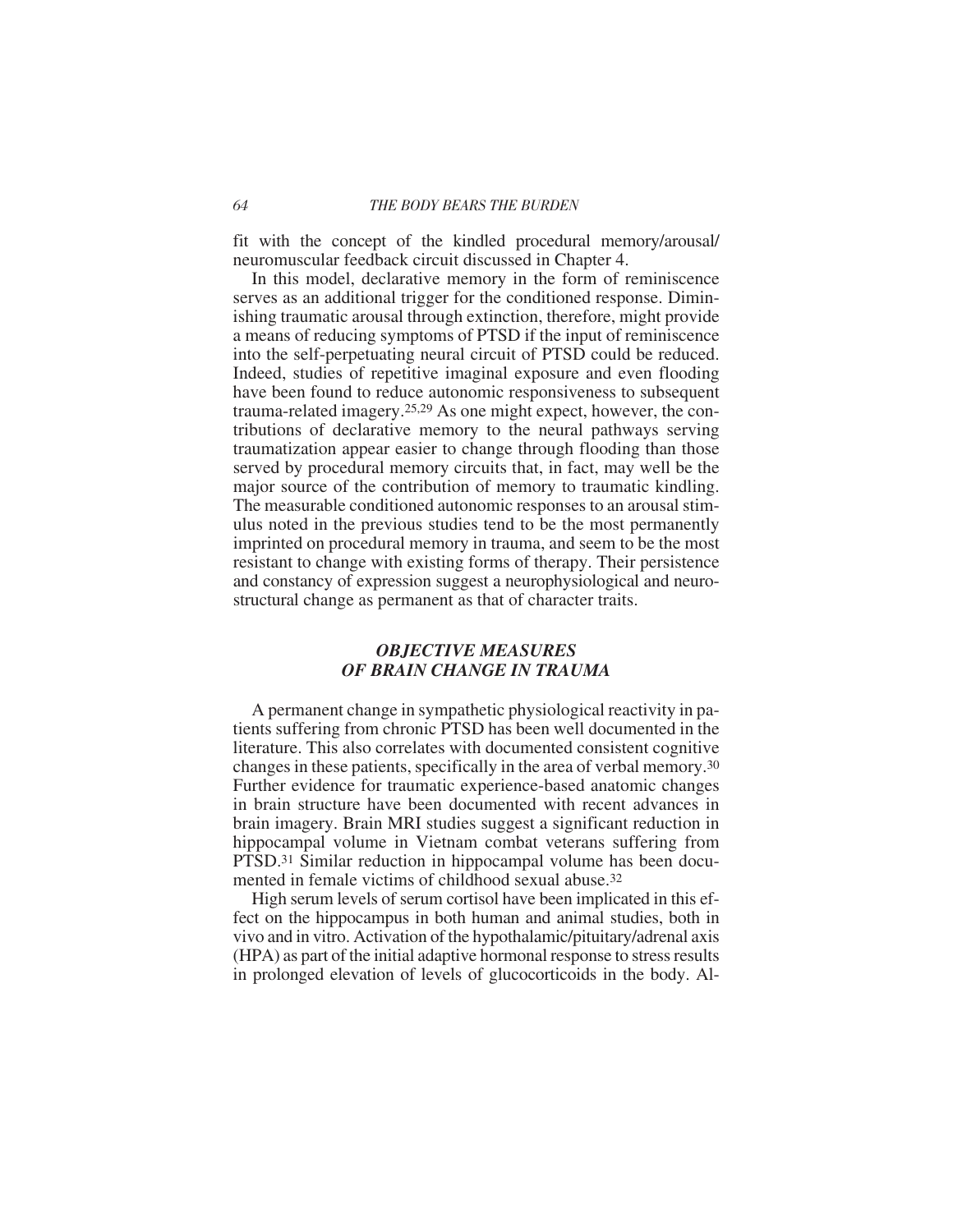fit with the concept of the kindled procedural memory/arousal/ neuromuscular feedback circuit discussed in Chapter 4.

In this model, declarative memory in the form of reminiscence serves as an additional trigger for the conditioned response. Diminishing traumatic arousal through extinction, therefore, might provide a means of reducing symptoms of PTSD if the input of reminiscence into the self-perpetuating neural circuit of PTSD could be reduced. Indeed, studies of repetitive imaginal exposure and even flooding have been found to reduce autonomic responsiveness to subsequent trauma-related imagery.[25,29] As one might expect, however, the contributions of declarative memory to the neural pathways serving traumatization appear easier to change through flooding than those served by procedural memory circuits that, in fact, may well be the major source of the contribution of memory to traumatic kindling. The measurable conditioned autonomic responses to an arousal stimulus noted in the previous studies tend to be the most permanently imprinted on procedural memory in trauma, and seem to be the most resistant to change with existing forms of therapy. Their persistence and constancy of expression suggest a neurophysiological and neurostructural change as permanent as that of character traits.

## *OBJECTIVE MEASURES OF BRAIN CHANGE IN TRAUMA*

A permanent change in sympathetic physiological reactivity in patients suffering from chronic PTSD has been well documented in the literature. This also correlates with documented consistent cognitive changes in these patients, specifically in the area of verbal memory.[30] Further evidence for traumatic experience-based anatomic changes in brain structure have been documented with recent advances in brain imagery. Brain MRI studies suggest a significant reduction in hippocampal volume in Vietnam combat veterans suffering from PTSD.[31] Similar reduction in hippocampal volume has been documented in female victims of childhood sexual abuse.[32]

High serum levels of serum cortisol have been implicated in this effect on the hippocampus in both human and animal studies, both in vivo and in vitro. Activation of the hypothalamic/pituitary/adrenal axis (HPA) as part of the initial adaptive hormonal response to stress results in prolonged elevation of levels of glucocorticoids in the body. Al-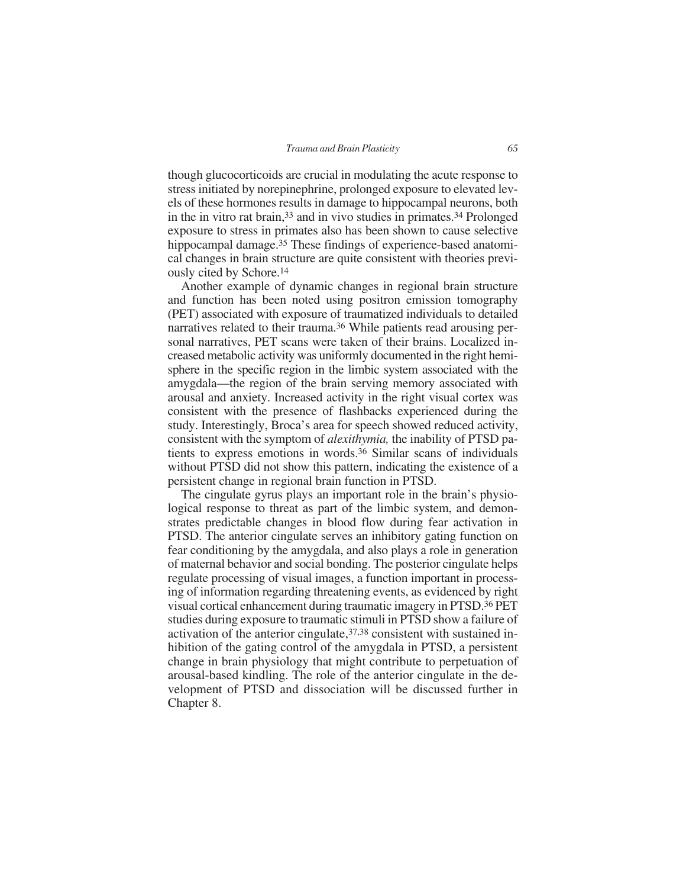though glucocorticoids are crucial in modulating the acute response to stress initiated by norepinephrine, prolonged exposure to elevated levels of these hormones results in damage to hippocampal neurons, both in the in vitro rat brain,[33] and in vivo studies in primates.[34] Prolonged exposure to stress in primates also has been shown to cause selective hippocampal damage.[35] These findings of experience-based anatomical changes in brain structure are quite consistent with theories previously cited by Schore.[14]

Another example of dynamic changes in regional brain structure and function has been noted using positron emission tomography (PET) associated with exposure of traumatized individuals to detailed narratives related to their trauma.[36] While patients read arousing personal narratives, PET scans were taken of their brains. Localized increased metabolic activity was uniformly documented in the right hemisphere in the specific region in the limbic system associated with the amygdala—the region of the brain serving memory associated with arousal and anxiety. Increased activity in the right visual cortex was consistent with the presence of flashbacks experienced during the study. Interestingly, Broca's area for speech showed reduced activity, consistent with the symptom of *alexithymia,* the inability of PTSD patients to express emotions in words.[36] Similar scans of individuals without PTSD did not show this pattern, indicating the existence of a persistent change in regional brain function in PTSD.

The cingulate gyrus plays an important role in the brain's physiological response to threat as part of the limbic system, and demonstrates predictable changes in blood flow during fear activation in PTSD. The anterior cingulate serves an inhibitory gating function on fear conditioning by the amygdala, and also plays a role in generation of maternal behavior and social bonding. The posterior cingulate helps regulate processing of visual images, a function important in processing of information regarding threatening events, as evidenced by right visual cortical enhancement during traumatic imagery in PTSD.[36] PET studies during exposure to traumatic stimuli in PTSD show a failure of activation of the anterior cingulate,[37,38] consistent with sustained inhibition of the gating control of the amygdala in PTSD, a persistent change in brain physiology that might contribute to perpetuation of arousal-based kindling. The role of the anterior cingulate in the development of PTSD and dissociation will be discussed further in Chapter 8.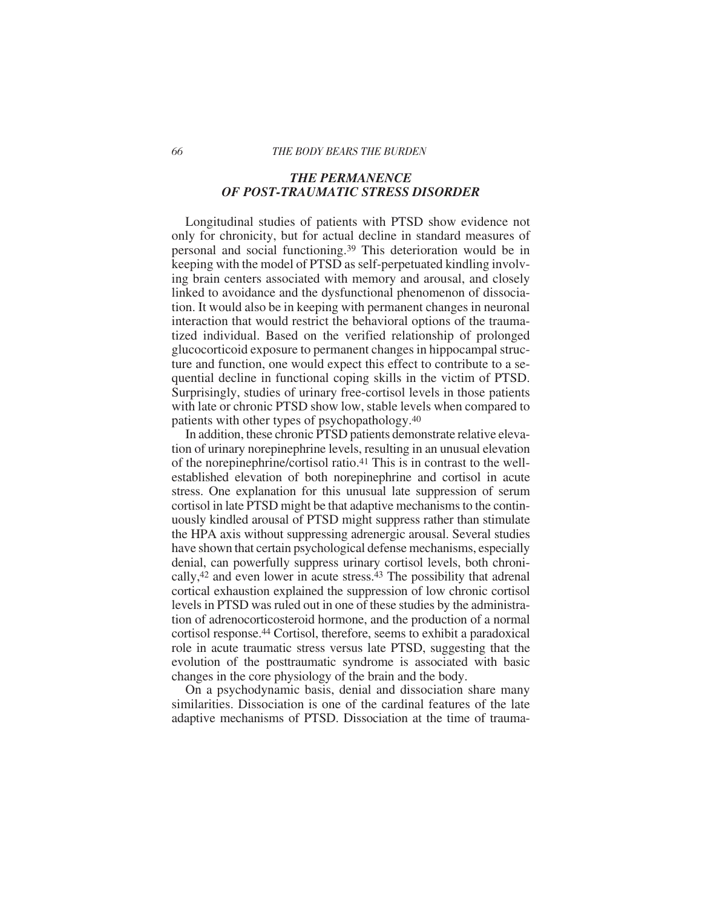## *THE PERMANENCE OF POST-TRAUMATIC STRESS DISORDER*

Longitudinal studies of patients with PTSD show evidence not only for chronicity, but for actual decline in standard measures of personal and social functioning.[39] This deterioration would be in keeping with the model of PTSD as self-perpetuated kindling involving brain centers associated with memory and arousal, and closely linked to avoidance and the dysfunctional phenomenon of dissociation. It would also be in keeping with permanent changes in neuronal interaction that would restrict the behavioral options of the traumatized individual. Based on the verified relationship of prolonged glucocorticoid exposure to permanent changes in hippocampal structure and function, one would expect this effect to contribute to a sequential decline in functional coping skills in the victim of PTSD. Surprisingly, studies of urinary free-cortisol levels in those patients with late or chronic PTSD show low, stable levels when compared to patients with other types of psychopathology.[40]

In addition, these chronic PTSD patients demonstrate relative elevation of urinary norepinephrine levels, resulting in an unusual elevation of the norepinephrine/cortisol ratio.[41] This is in contrast to the well-established elevation of both norepinephrine and cortisol in acute stress. One explanation for this unusual late suppression of serum cortisol in late PTSD might be that adaptive mechanisms to the continuously kindled arousal of PTSD might suppress rather than stimulate the HPA axis without suppressing adrenergic arousal. Several studies have shown that certain psychological defense mechanisms, especially denial, can powerfully suppress urinary cortisol levels, both chronically,[42] and even lower in acute stress.[43] The possibility that adrenal cortical exhaustion explained the suppression of low chronic cortisol levels in PTSD was ruled out in one of these studies by the administration of adrenocorticosteroid hormone, and the production of a normal cortisol response.[44] Cortisol, therefore, seems to exhibit a paradoxical role in acute traumatic stress versus late PTSD, suggesting that the evolution of the posttraumatic syndrome is associated with basic changes in the core physiology of the brain and the body.

On a psychodynamic basis, denial and dissociation share many similarities. Dissociation is one of the cardinal features of the late adaptive mechanisms of PTSD. Dissociation at the time of trauma-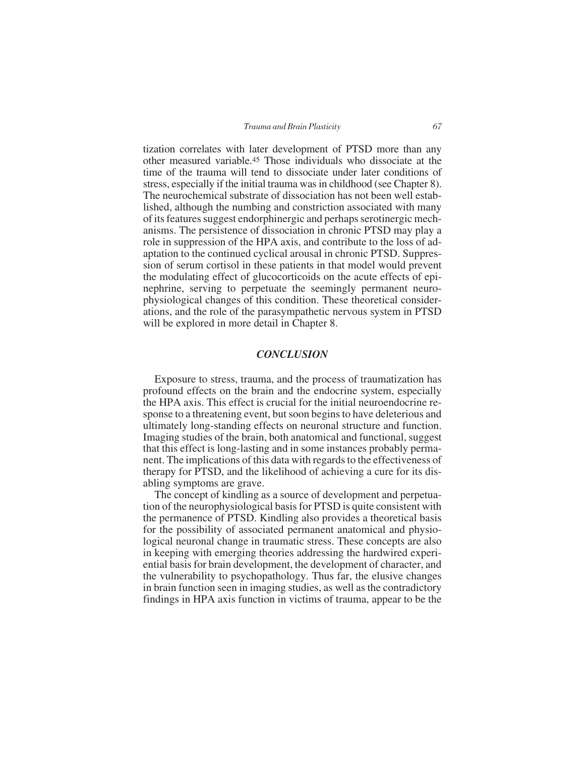tization correlates with later development of PTSD more than any other measured variable.[45] Those individuals who dissociate at the time of the trauma will tend to dissociate under later conditions of stress, especially if the initial trauma was in childhood (see Chapter 8). The neurochemical substrate of dissociation has not been well established, although the numbing and constriction associated with many of its features suggest endorphinergic and perhaps serotinergic mechanisms. The persistence of dissociation in chronic PTSD may play a role in suppression of the HPA axis, and contribute to the loss of adaptation to the continued cyclical arousal in chronic PTSD. Suppression of serum cortisol in these patients in that model would prevent the modulating effect of glucocorticoids on the acute effects of epinephrine, serving to perpetuate the seemingly permanent neurophysiological changes of this condition. These theoretical considerations, and the role of the parasympathetic nervous system in PTSD will be explored in more detail in Chapter 8.

## *CONCLUSION*

Exposure to stress, trauma, and the process of traumatization has profound effects on the brain and the endocrine system, especially the HPA axis. This effect is crucial for the initial neuroendocrine response to a threatening event, but soon begins to have deleterious and ultimately long-standing effects on neuronal structure and function. Imaging studies of the brain, both anatomical and functional, suggest that this effect is long-lasting and in some instances probably permanent. The implications of this data with regards to the effectiveness of therapy for PTSD, and the likelihood of achieving a cure for its disabling symptoms are grave.

The concept of kindling as a source of development and perpetuation of the neurophysiological basis for PTSD is quite consistent with the permanence of PTSD. Kindling also provides a theoretical basis for the possibility of associated permanent anatomical and physiological neuronal change in traumatic stress. These concepts are also in keeping with emerging theories addressing the hardwired experiential basis for brain development, the development of character, and the vulnerability to psychopathology. Thus far, the elusive changes in brain function seen in imaging studies, as well as the contradictory findings in HPA axis function in victims of trauma, appear to be the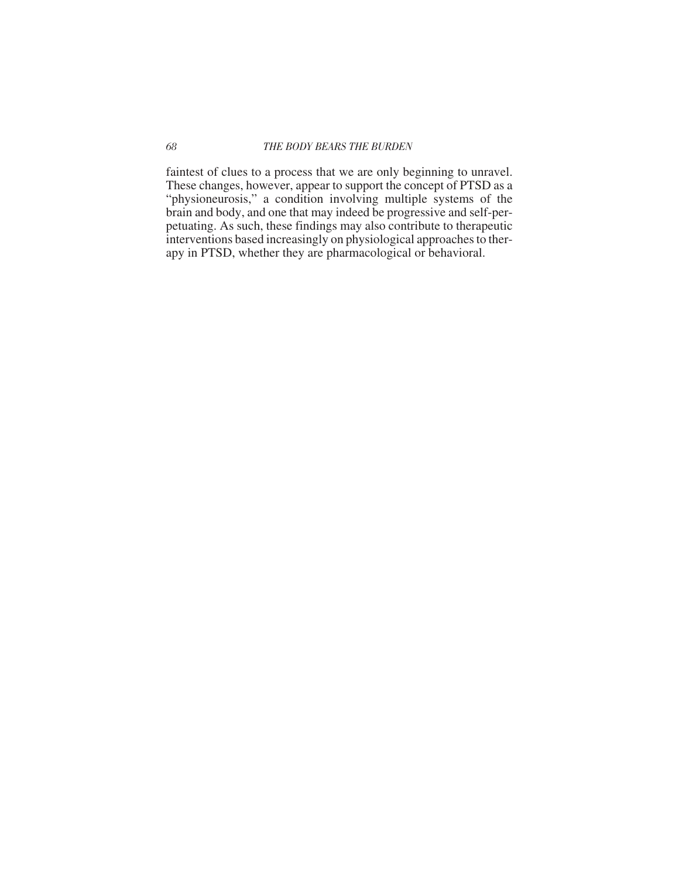faintest of clues to a process that we are only beginning to unravel. These changes, however, appear to support the concept of PTSD as a "physioneurosis," a condition involving multiple systems of the brain and body, and one that may indeed be progressive and self-perpetuating. As such, these findings may also contribute to therapeutic interventions based increasingly on physiological approaches to therapy in PTSD, whether they are pharmacological or behavioral.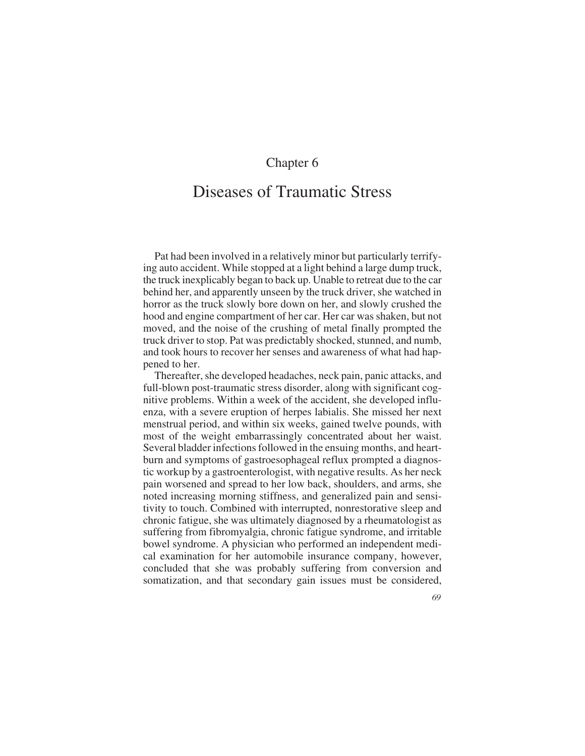# Chapter 6

## Diseases of Traumatic Stress

Pat had been involved in a relatively minor but particularly terrifying auto accident. While stopped at a light behind a large dump truck, the truck inexplicably began to back up. Unable to retreat due to the car behind her, and apparently unseen by the truck driver, she watched in horror as the truck slowly bore down on her, and slowly crushed the hood and engine compartment of her car. Her car was shaken, but not moved, and the noise of the crushing of metal finally prompted the truck driver to stop. Pat was predictably shocked, stunned, and numb, and took hours to recover her senses and awareness of what had happened to her.

Thereafter, she developed headaches, neck pain, panic attacks, and full-blown post-traumatic stress disorder, along with significant cognitive problems. Within a week of the accident, she developed influenza, with a severe eruption of herpes labialis. She missed her next menstrual period, and within six weeks, gained twelve pounds, with most of the weight embarrassingly concentrated about her waist. Several bladder infections followed in the ensuing months, and heartburn and symptoms of gastroesophageal reflux prompted a diagnostic workup by a gastroenterologist, with negative results. As her neck pain worsened and spread to her low back, shoulders, and arms, she noted increasing morning stiffness, and generalized pain and sensitivity to touch. Combined with interrupted, nonrestorative sleep and chronic fatigue, she was ultimately diagnosed by a rheumatologist as suffering from fibromyalgia, chronic fatigue syndrome, and irritable bowel syndrome. A physician who performed an independent medical examination for her automobile insurance company, however, concluded that she was probably suffering from conversion and somatization, and that secondary gain issues must be considered,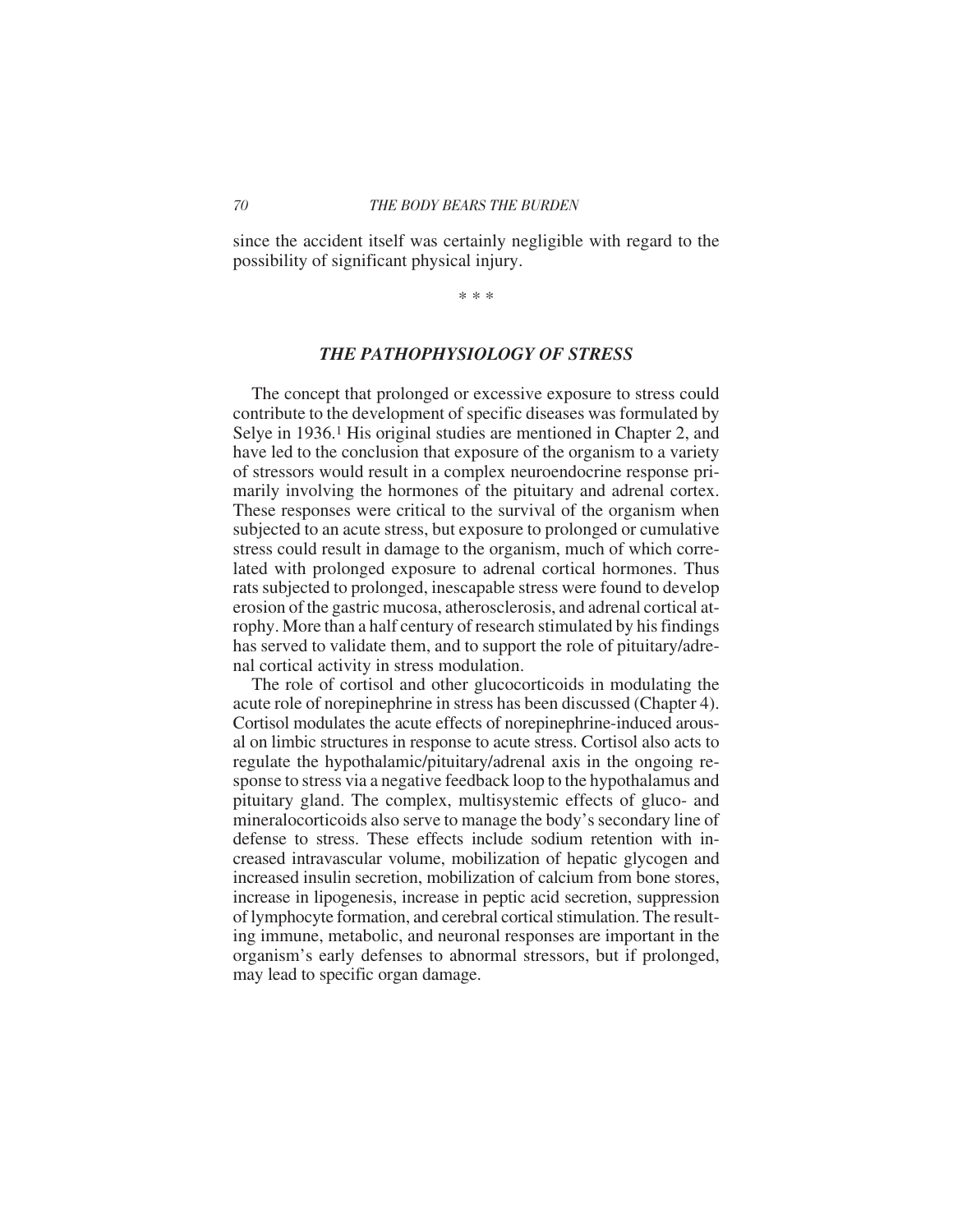since the accident itself was certainly negligible with regard to the possibility of significant physical injury.

\* \* \*

## *THE PATHOPHYSIOLOGY OF STRESS*

The concept that prolonged or excessive exposure to stress could contribute to the development of specific diseases was formulated by Selye in 1936.[1] His original studies are mentioned in Chapter 2, and have led to the conclusion that exposure of the organism to a variety of stressors would result in a complex neuroendocrine response primarily involving the hormones of the pituitary and adrenal cortex. These responses were critical to the survival of the organism when subjected to an acute stress, but exposure to prolonged or cumulative stress could result in damage to the organism, much of which correlated with prolonged exposure to adrenal cortical hormones. Thus rats subjected to prolonged, inescapable stress were found to develop erosion of the gastric mucosa, atherosclerosis, and adrenal cortical atrophy. More than a half century of research stimulated by his findings has served to validate them, and to support the role of pituitary/adrenal cortical activity in stress modulation.

The role of cortisol and other glucocorticoids in modulating the acute role of norepinephrine in stress has been discussed (Chapter 4). Cortisol modulates the acute effects of norepinephrine-induced arousal on limbic structures in response to acute stress. Cortisol also acts to regulate the hypothalamic/pituitary/adrenal axis in the ongoing response to stress via a negative feedback loop to the hypothalamus and pituitary gland. The complex, multisystemic effects of gluco- and mineralocorticoids also serve to manage the body's secondary line of defense to stress. These effects include sodium retention with increased intravascular volume, mobilization of hepatic glycogen and increased insulin secretion, mobilization of calcium from bone stores, increase in lipogenesis, increase in peptic acid secretion, suppression of lymphocyte formation, and cerebral cortical stimulation. The resulting immune, metabolic, and neuronal responses are important in the organism's early defenses to abnormal stressors, but if prolonged, may lead to specific organ damage.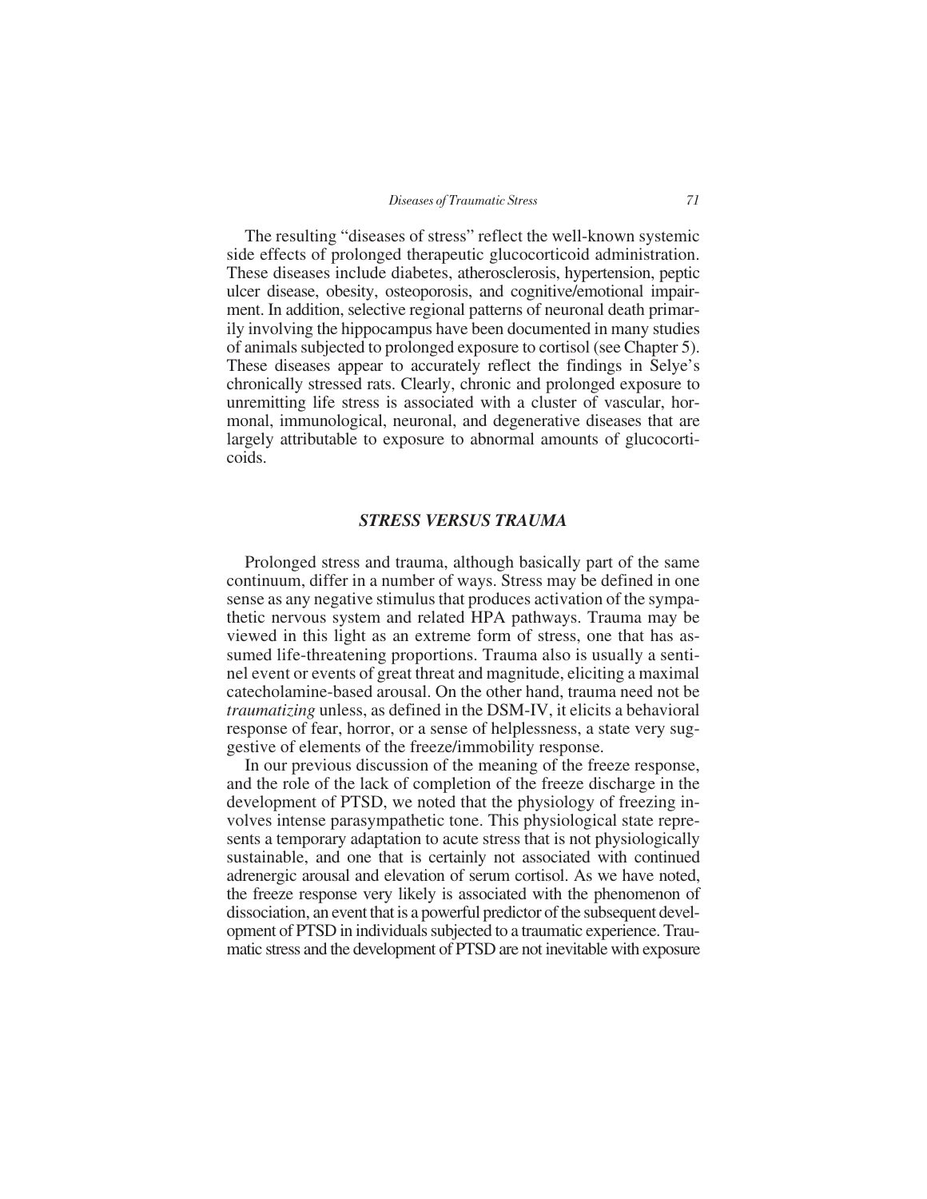The resulting "diseases of stress" reflect the well-known systemic side effects of prolonged therapeutic glucocorticoid administration. These diseases include diabetes, atherosclerosis, hypertension, peptic ulcer disease, obesity, osteoporosis, and cognitive/emotional impairment. In addition, selective regional patterns of neuronal death primarily involving the hippocampus have been documented in many studies of animals subjected to prolonged exposure to cortisol (see Chapter 5). These diseases appear to accurately reflect the findings in Selye's chronically stressed rats. Clearly, chronic and prolonged exposure to unremitting life stress is associated with a cluster of vascular, hormonal, immunological, neuronal, and degenerative diseases that are largely attributable to exposure to abnormal amounts of glucocorticoids.

## *STRESS VERSUS TRAUMA*

Prolonged stress and trauma, although basically part of the same continuum, differ in a number of ways. Stress may be defined in one sense as any negative stimulus that produces activation of the sympathetic nervous system and related HPA pathways. Trauma may be viewed in this light as an extreme form of stress, one that has assumed life-threatening proportions. Trauma also is usually a sentinel event or events of great threat and magnitude, eliciting a maximal catecholamine-based arousal. On the other hand, trauma need not be *traumatizing* unless, as defined in the DSM-IV, it elicits a behavioral response of fear, horror, or a sense of helplessness, a state very suggestive of elements of the freeze/immobility response.

In our previous discussion of the meaning of the freeze response, and the role of the lack of completion of the freeze discharge in the development of PTSD, we noted that the physiology of freezing involves intense parasympathetic tone. This physiological state represents a temporary adaptation to acute stress that is not physiologically sustainable, and one that is certainly not associated with continued adrenergic arousal and elevation of serum cortisol. As we have noted, the freeze response very likely is associated with the phenomenon of dissociation, an event that is a powerful predictor of the subsequent development of PTSD in individuals subjected to a traumatic experience. Traumatic stress and the development of PTSD are not inevitable with exposure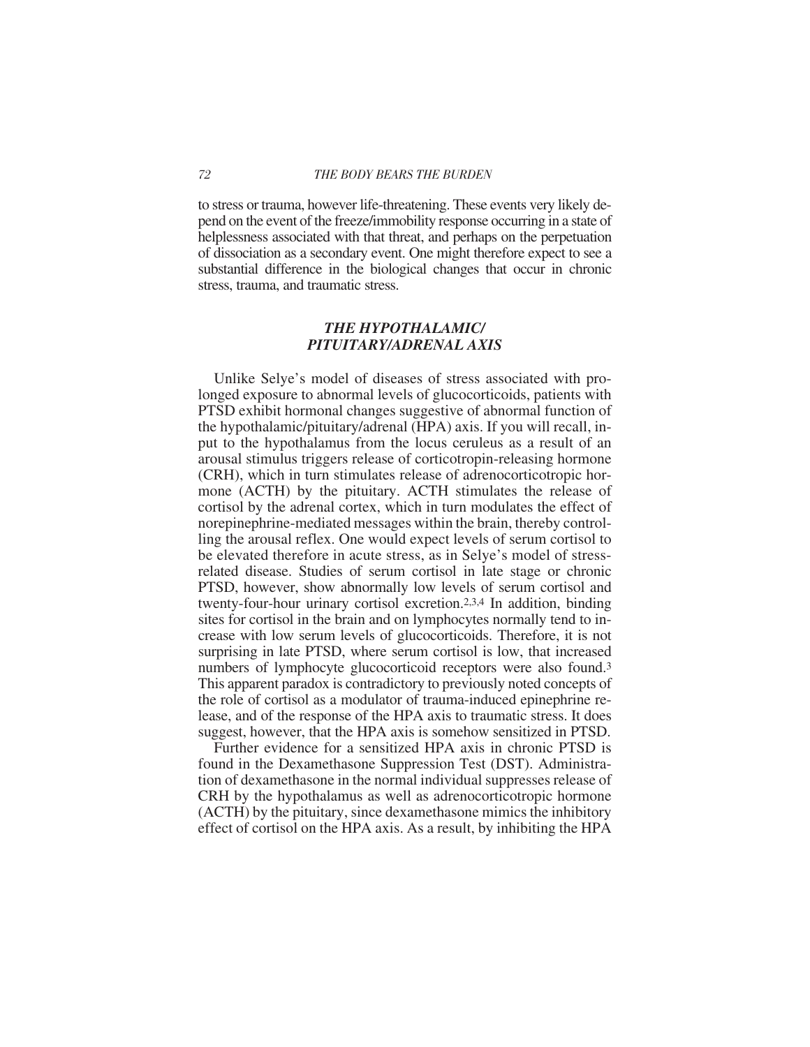to stress or trauma, however life-threatening. These events very likely depend on the event of the freeze/immobility response occurring in a state of helplessness associated with that threat, and perhaps on the perpetuation of dissociation as a secondary event. One might therefore expect to see a substantial difference in the biological changes that occur in chronic stress, trauma, and traumatic stress.

## *THE HYPOTHALAMIC/ PITUITARY/ADRENAL AXIS*

Unlike Selye's model of diseases of stress associated with prolonged exposure to abnormal levels of glucocorticoids, patients with PTSD exhibit hormonal changes suggestive of abnormal function of the hypothalamic/pituitary/adrenal (HPA) axis. If you will recall, input to the hypothalamus from the locus ceruleus as a result of an arousal stimulus triggers release of corticotropin-releasing hormone (CRH), which in turn stimulates release of adrenocorticotropic hormone (ACTH) by the pituitary. ACTH stimulates the release of cortisol by the adrenal cortex, which in turn modulates the effect of norepinephrine-mediated messages within the brain, thereby controlling the arousal reflex. One would expect levels of serum cortisol to be elevated therefore in acute stress, as in Selye's model of stress-related disease. Studies of serum cortisol in late stage or chronic PTSD, however, show abnormally low levels of serum cortisol and twenty-four-hour urinary cortisol excretion.[2,3,4] In addition, binding sites for cortisol in the brain and on lymphocytes normally tend to increase with low serum levels of glucocorticoids. Therefore, it is not surprising in late PTSD, where serum cortisol is low, that increased numbers of lymphocyte glucocorticoid receptors were also found.[3] This apparent paradox is contradictory to previously noted concepts of the role of cortisol as a modulator of trauma-induced epinephrine release, and of the response of the HPA axis to traumatic stress. It does suggest, however, that the HPA axis is somehow sensitized in PTSD.

Further evidence for a sensitized HPA axis in chronic PTSD is found in the Dexamethasone Suppression Test (DST). Administration of dexamethasone in the normal individual suppresses release of CRH by the hypothalamus as well as adrenocorticotropic hormone (ACTH) by the pituitary, since dexamethasone mimics the inhibitory effect of cortisol on the HPA axis. As a result, by inhibiting the HPA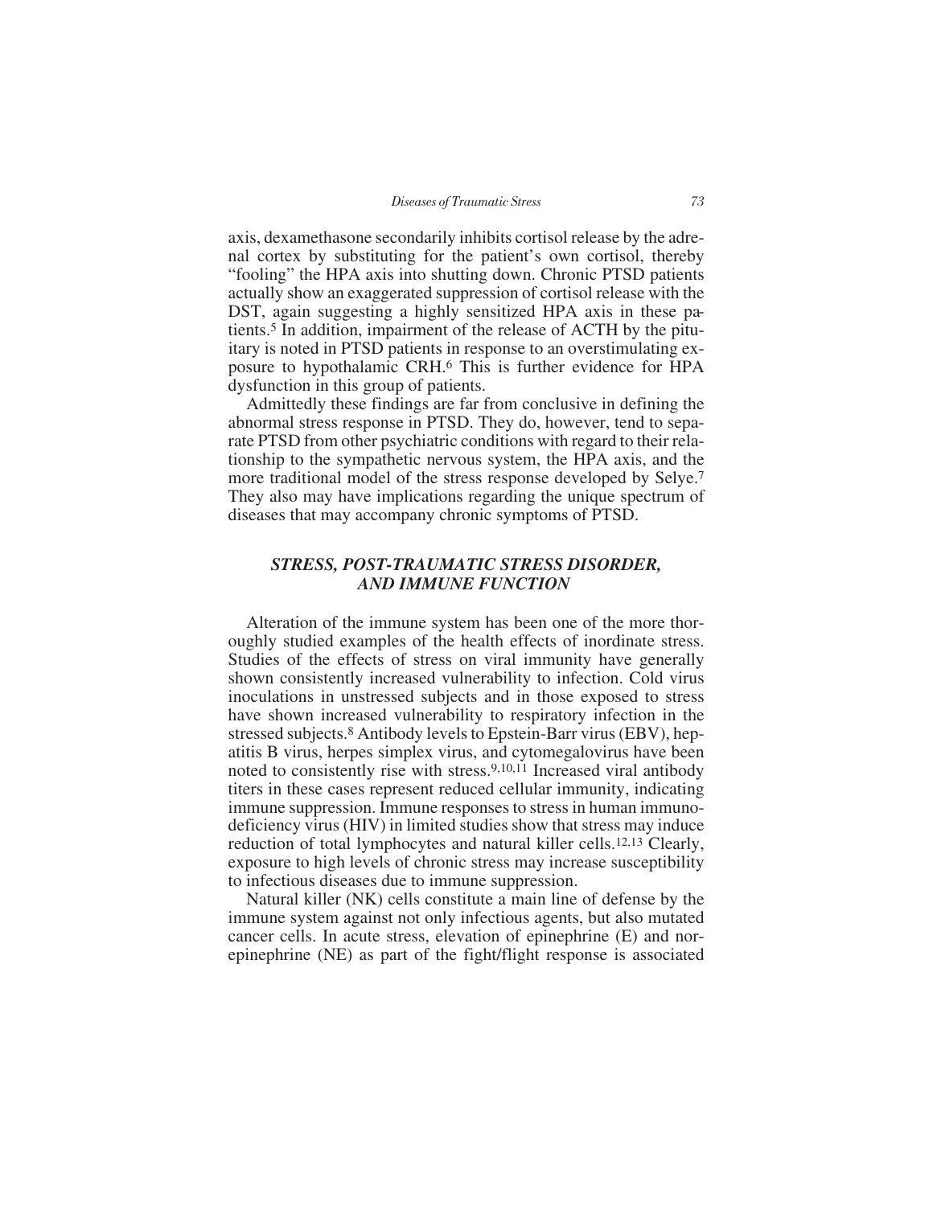axis, dexamethasone secondarily inhibits cortisol release by the adrenal cortex by substituting for the patient's own cortisol, thereby "fooling" the HPA axis into shutting down. Chronic PTSD patients actually show an exaggerated suppression of cortisol release with the DST, again suggesting a highly sensitized HPA axis in these patients.[5] In addition, impairment of the release of ACTH by the pituitary is noted in PTSD patients in response to an overstimulating exposure to hypothalamic CRH.[6] This is further evidence for HPA dysfunction in this group of patients.

Admittedly these findings are far from conclusive in defining the abnormal stress response in PTSD. They do, however, tend to separate PTSD from other psychiatric conditions with regard to their relationship to the sympathetic nervous system, the HPA axis, and the more traditional model of the stress response developed by Selye.[7] They also may have implications regarding the unique spectrum of diseases that may accompany chronic symptoms of PTSD.

## *STRESS, POST-TRAUMATIC STRESS DISORDER, AND IMMUNE FUNCTION*

Alteration of the immune system has been one of the more thoroughly studied examples of the health effects of inordinate stress. Studies of the effects of stress on viral immunity have generally shown consistently increased vulnerability to infection. Cold virus inoculations in unstressed subjects and in those exposed to stress have shown increased vulnerability to respiratory infection in the stressed subjects.[8] Antibody levels to Epstein-Barr virus (EBV), hepatitis B virus, herpes simplex virus, and cytomegalovirus have been noted to consistently rise with stress.[9,10,11] Increased viral antibody titers in these cases represent reduced cellular immunity, indicating immune suppression. Immune responses to stress in human immunodeficiency virus (HIV) in limited studies show that stress may induce reduction of total lymphocytes and natural killer cells.[12,13] Clearly, exposure to high levels of chronic stress may increase susceptibility to infectious diseases due to immune suppression.

Natural killer (NK) cells constitute a main line of defense by the immune system against not only infectious agents, but also mutated cancer cells. In acute stress, elevation of epinephrine (E) and norepinephrine (NE) as part of the fight/flight response is associated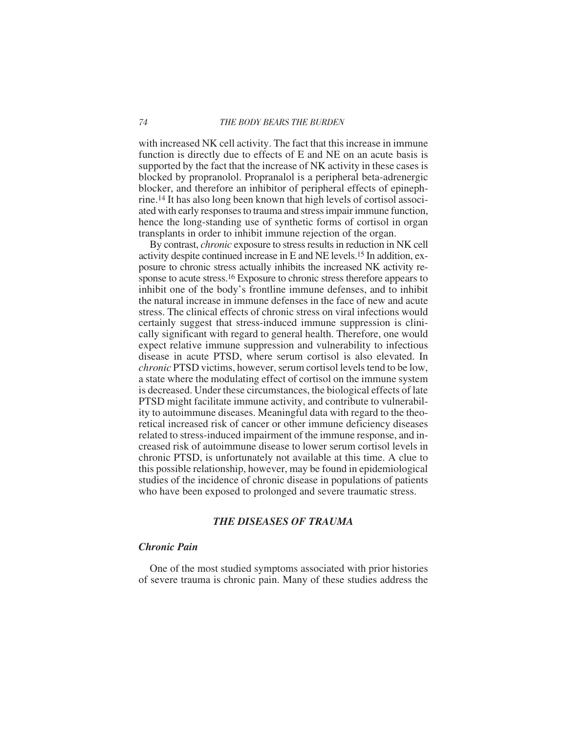with increased NK cell activity. The fact that this increase in immune function is directly due to effects of E and NE on an acute basis is supported by the fact that the increase of NK activity in these cases is blocked by propranolol. Propranalol is a peripheral beta-adrenergic blocker, and therefore an inhibitor of peripheral effects of epinephrine.[14] It has also long been known that high levels of cortisol associated with early responses to trauma and stress impair immune function, hence the long-standing use of synthetic forms of cortisol in organ transplants in order to inhibit immune rejection of the organ.

By contrast, *chronic* exposure to stress results in reduction in NK cell activity despite continued increase in E and NE levels.[15] In addition, exposure to chronic stress actually inhibits the increased NK activity response to acute stress.[16] Exposure to chronic stress therefore appears to inhibit one of the body's frontline immune defenses, and to inhibit the natural increase in immune defenses in the face of new and acute stress. The clinical effects of chronic stress on viral infections would certainly suggest that stress-induced immune suppression is clinically significant with regard to general health. Therefore, one would expect relative immune suppression and vulnerability to infectious disease in acute PTSD, where serum cortisol is also elevated. In *chronic* PTSD victims, however, serum cortisol levels tend to be low, a state where the modulating effect of cortisol on the immune system is decreased. Under these circumstances, the biological effects of late PTSD might facilitate immune activity, and contribute to vulnerability to autoimmune diseases. Meaningful data with regard to the theoretical increased risk of cancer or other immune deficiency diseases related to stress-induced impairment of the immune response, and increased risk of autoimmune disease to lower serum cortisol levels in chronic PTSD, is unfortunately not available at this time. A clue to this possible relationship, however, may be found in epidemiological studies of the incidence of chronic disease in populations of patients who have been exposed to prolonged and severe traumatic stress.

## *THE DISEASES OF TRAUMA*

### *Chronic Pain*

One of the most studied symptoms associated with prior histories of severe trauma is chronic pain. Many of these studies address the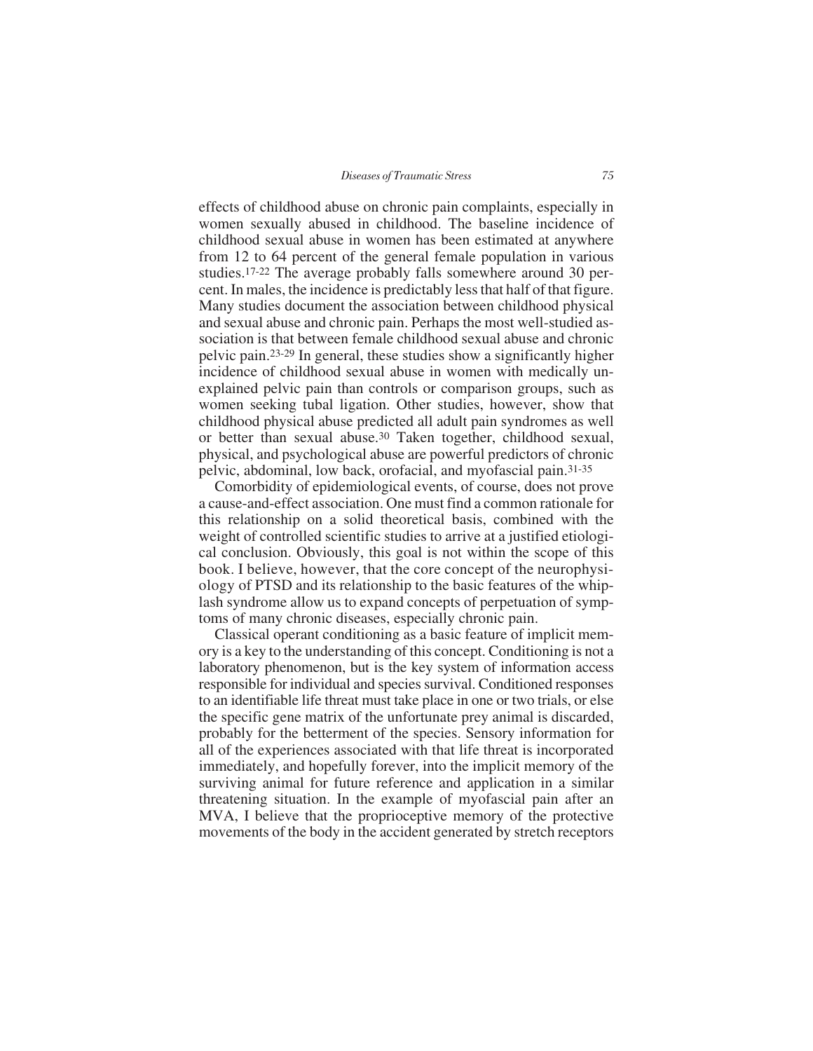effects of childhood abuse on chronic pain complaints, especially in women sexually abused in childhood. The baseline incidence of childhood sexual abuse in women has been estimated at anywhere from 12 to 64 percent of the general female population in various studies.[17-22] The average probably falls somewhere around 30 percent. In males, the incidence is predictably less that half of that figure. Many studies document the association between childhood physical and sexual abuse and chronic pain. Perhaps the most well-studied association is that between female childhood sexual abuse and chronic pelvic pain.[23-29] In general, these studies show a significantly higher incidence of childhood sexual abuse in women with medically unexplained pelvic pain than controls or comparison groups, such as women seeking tubal ligation. Other studies, however, show that childhood physical abuse predicted all adult pain syndromes as well or better than sexual abuse.[30] Taken together, childhood sexual, physical, and psychological abuse are powerful predictors of chronic pelvic, abdominal, low back, orofacial, and myofascial pain.[31-35]

Comorbidity of epidemiological events, of course, does not prove a cause-and-effect association. One must find a common rationale for this relationship on a solid theoretical basis, combined with the weight of controlled scientific studies to arrive at a justified etiological conclusion. Obviously, this goal is not within the scope of this book. I believe, however, that the core concept of the neurophysiology of PTSD and its relationship to the basic features of the whiplash syndrome allow us to expand concepts of perpetuation of symptoms of many chronic diseases, especially chronic pain.

Classical operant conditioning as a basic feature of implicit memory is a key to the understanding of this concept. Conditioning is not a laboratory phenomenon, but is the key system of information access responsible for individual and species survival. Conditioned responses to an identifiable life threat must take place in one or two trials, or else the specific gene matrix of the unfortunate prey animal is discarded, probably for the betterment of the species. Sensory information for all of the experiences associated with that life threat is incorporated immediately, and hopefully forever, into the implicit memory of the surviving animal for future reference and application in a similar threatening situation. In the example of myofascial pain after an MVA, I believe that the proprioceptive memory of the protective movements of the body in the accident generated by stretch receptors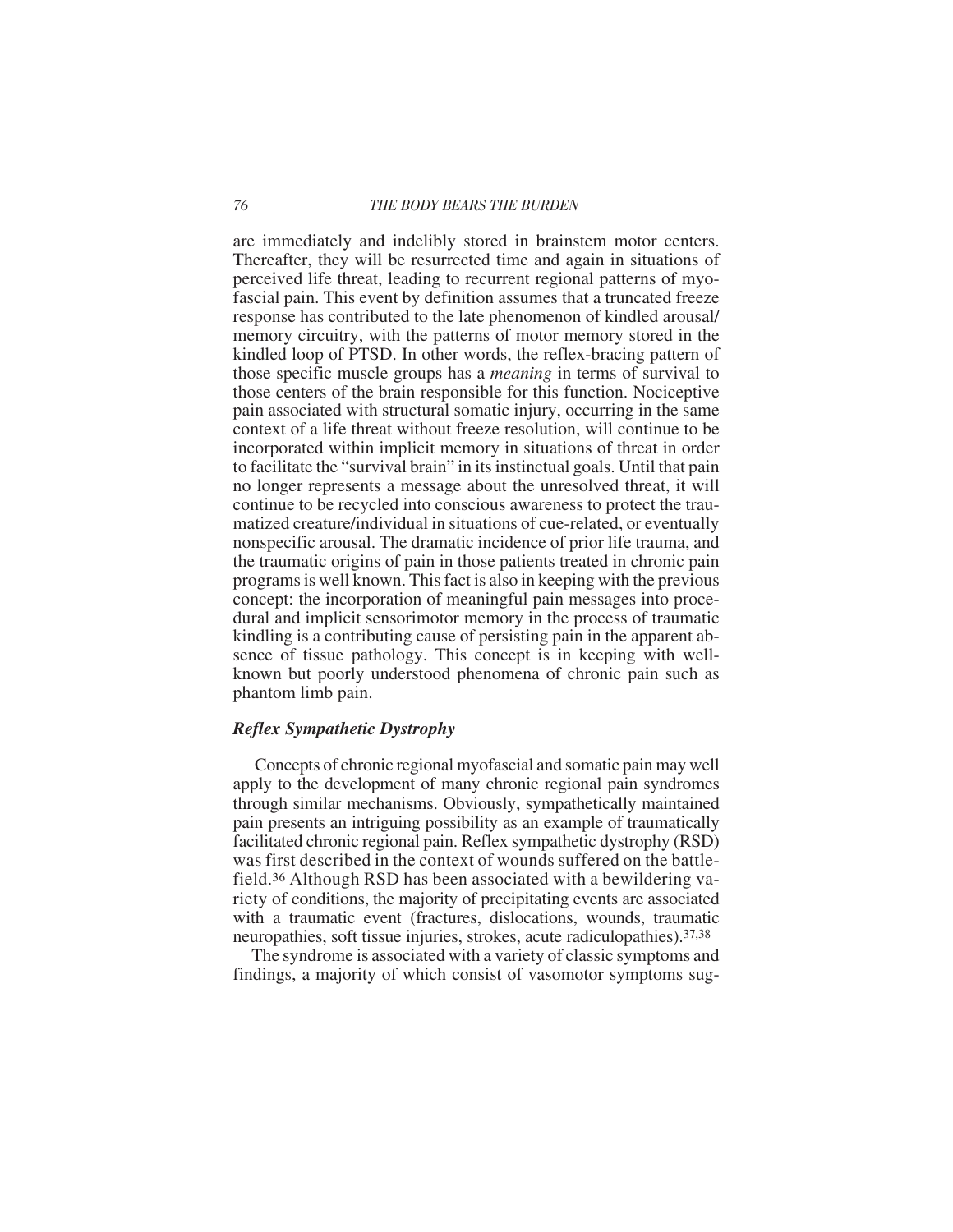are immediately and indelibly stored in brainstem motor centers. Thereafter, they will be resurrected time and again in situations of perceived life threat, leading to recurrent regional patterns of myofascial pain. This event by definition assumes that a truncated freeze response has contributed to the late phenomenon of kindled arousal/memory circuitry, with the patterns of motor memory stored in the kindled loop of PTSD. In other words, the reflex-bracing pattern of those specific muscle groups has a *meaning* in terms of survival to those centers of the brain responsible for this function. Nociceptive pain associated with structural somatic injury, occurring in the same context of a life threat without freeze resolution, will continue to be incorporated within implicit memory in situations of threat in order to facilitate the "survival brain" in its instinctual goals. Until that pain no longer represents a message about the unresolved threat, it will continue to be recycled into conscious awareness to protect the traumatized creature/individual in situations of cue-related, or eventually nonspecific arousal. The dramatic incidence of prior life trauma, and the traumatic origins of pain in those patients treated in chronic pain programs is well known. This fact is also in keeping with the previous concept: the incorporation of meaningful pain messages into procedural and implicit sensorimotor memory in the process of traumatic kindling is a contributing cause of persisting pain in the apparent absence of tissue pathology. This concept is in keeping with well-known but poorly understood phenomena of chronic pain such as phantom limb pain.

### *Reflex Sympathetic Dystrophy*

Concepts of chronic regional myofascial and somatic pain may well apply to the development of many chronic regional pain syndromes through similar mechanisms. Obviously, sympathetically maintained pain presents an intriguing possibility as an example of traumatically facilitated chronic regional pain. Reflex sympathetic dystrophy (RSD) was first described in the context of wounds suffered on the battlefield.[36] Although RSD has been associated with a bewildering variety of conditions, the majority of precipitating events are associated with a traumatic event (fractures, dislocations, wounds, traumatic neuropathies, soft tissue injuries, strokes, acute radiculopathies).[37,38]

The syndrome is associated with a variety of classic symptoms and findings, a majority of which consist of vasomotor symptoms sug-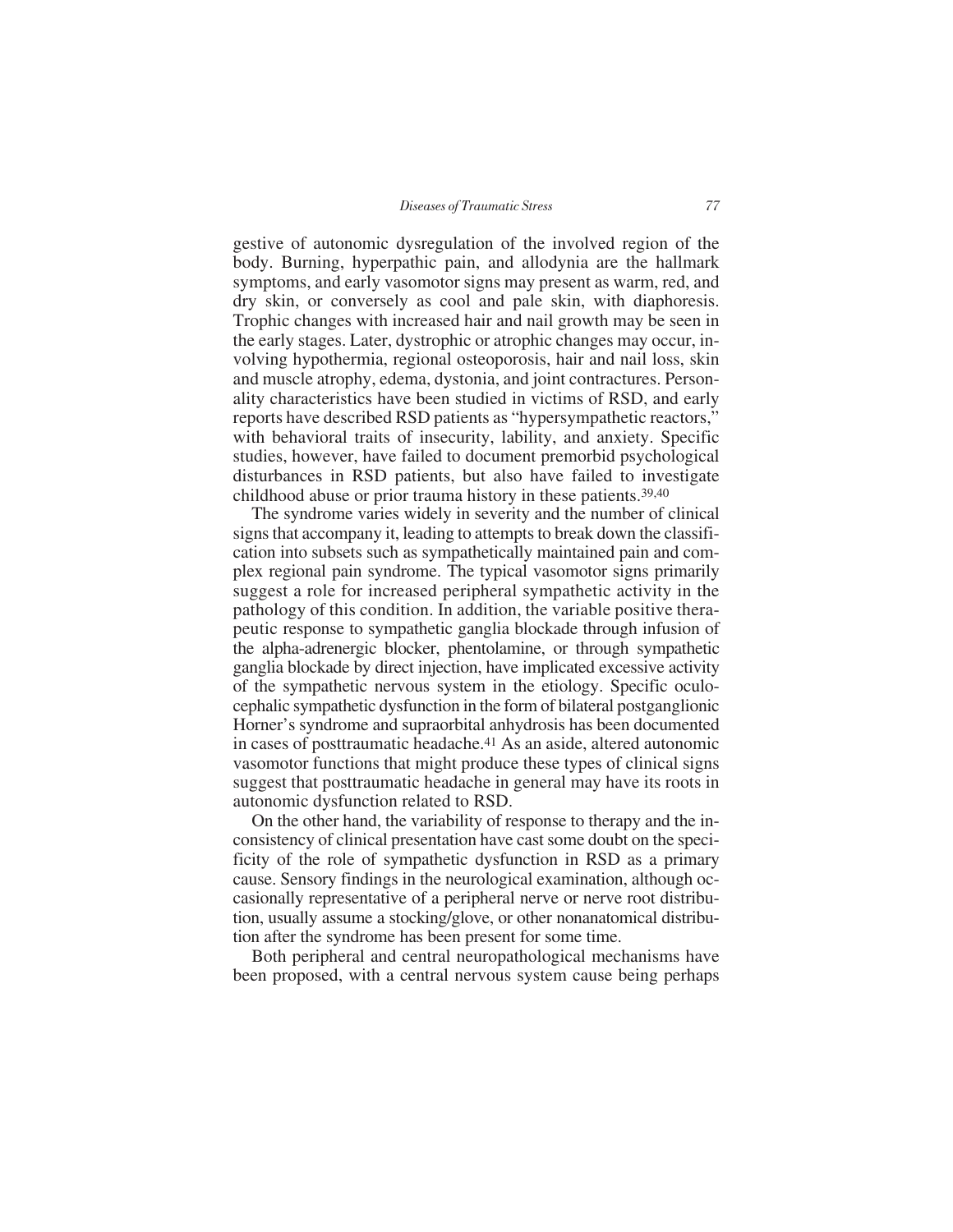gestive of autonomic dysregulation of the involved region of the body. Burning, hyperpathic pain, and allodynia are the hallmark symptoms, and early vasomotor signs may present as warm, red, and dry skin, or conversely as cool and pale skin, with diaphoresis. Trophic changes with increased hair and nail growth may be seen in the early stages. Later, dystrophic or atrophic changes may occur, involving hypothermia, regional osteoporosis, hair and nail loss, skin and muscle atrophy, edema, dystonia, and joint contractures. Personality characteristics have been studied in victims of RSD, and early reports have described RSD patients as "hypersympathetic reactors," with behavioral traits of insecurity, lability, and anxiety. Specific studies, however, have failed to document premorbid psychological disturbances in RSD patients, but also have failed to investigate childhood abuse or prior trauma history in these patients.[39,40]

The syndrome varies widely in severity and the number of clinical signs that accompany it, leading to attempts to break down the classification into subsets such as sympathetically maintained pain and complex regional pain syndrome. The typical vasomotor signs primarily suggest a role for increased peripheral sympathetic activity in the pathology of this condition. In addition, the variable positive therapeutic response to sympathetic ganglia blockade through infusion of the alpha-adrenergic blocker, phentolamine, or through sympathetic ganglia blockade by direct injection, have implicated excessive activity of the sympathetic nervous system in the etiology. Specific oculocephalic sympathetic dysfunction in the form of bilateral postganglionic Horner's syndrome and supraorbital anhydrosis has been documented in cases of posttraumatic headache.[41] As an aside, altered autonomic vasomotor functions that might produce these types of clinical signs suggest that posttraumatic headache in general may have its roots in autonomic dysfunction related to RSD.

On the other hand, the variability of response to therapy and the inconsistency of clinical presentation have cast some doubt on the specificity of the role of sympathetic dysfunction in RSD as a primary cause. Sensory findings in the neurological examination, although occasionally representative of a peripheral nerve or nerve root distribution, usually assume a stocking/glove, or other nonanatomical distribution after the syndrome has been present for some time.

Both peripheral and central neuropathological mechanisms have been proposed, with a central nervous system cause being perhaps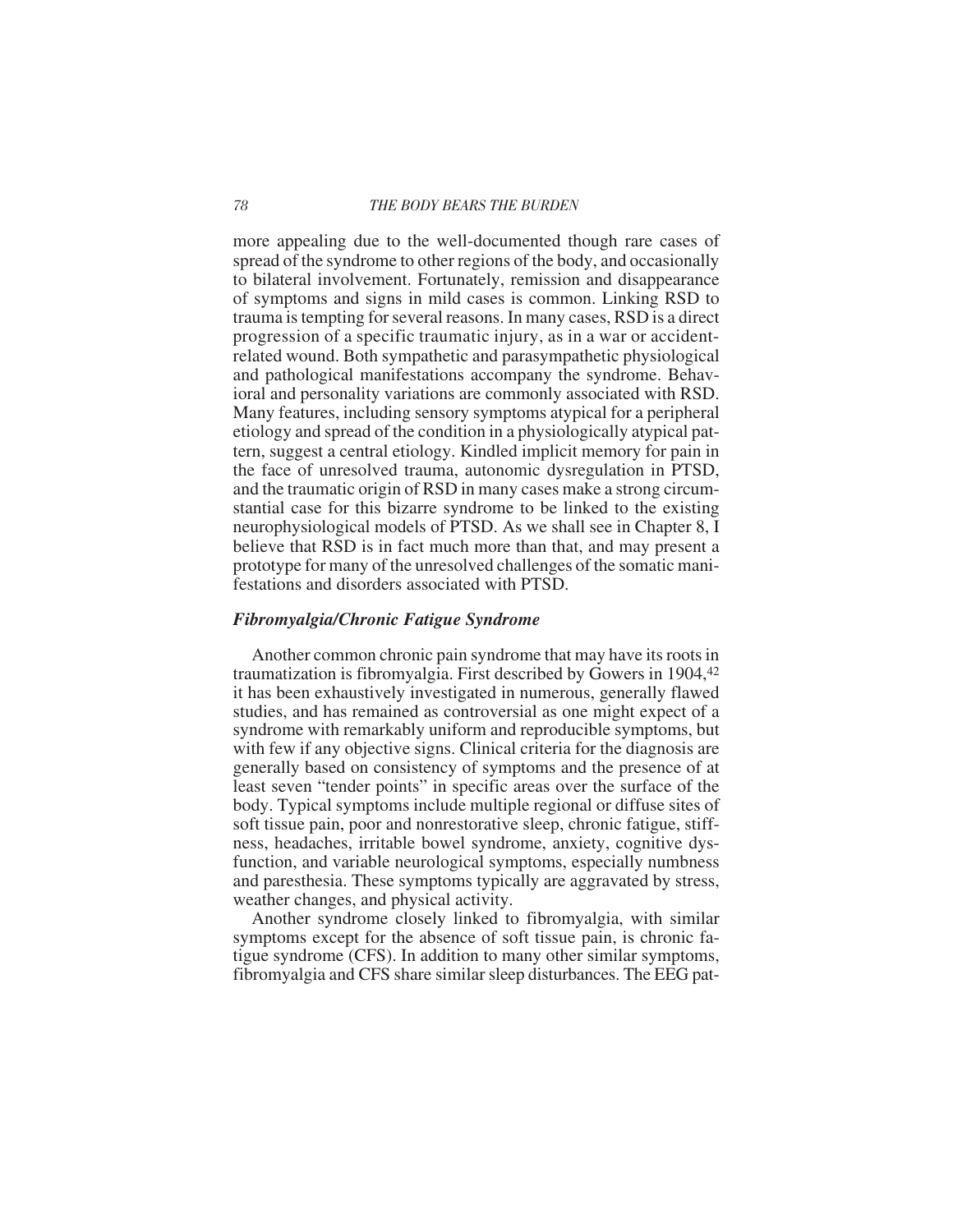more appealing due to the well-documented though rare cases of spread of the syndrome to other regions of the body, and occasionally to bilateral involvement. Fortunately, remission and disappearance of symptoms and signs in mild cases is common. Linking RSD to trauma is tempting for several reasons. In many cases, RSD is a direct progression of a specific traumatic injury, as in a war or accident-related wound. Both sympathetic and parasympathetic physiological and pathological manifestations accompany the syndrome. Behavioral and personality variations are commonly associated with RSD. Many features, including sensory symptoms atypical for a peripheral etiology and spread of the condition in a physiologically atypical pattern, suggest a central etiology. Kindled implicit memory for pain in the face of unresolved trauma, autonomic dysregulation in PTSD, and the traumatic origin of RSD in many cases make a strong circumstantial case for this bizarre syndrome to be linked to the existing neurophysiological models of PTSD. As we shall see in Chapter 8, I believe that RSD is in fact much more than that, and may present a prototype for many of the unresolved challenges of the somatic manifestations and disorders associated with PTSD.

### *Fibromyalgia/Chronic Fatigue Syndrome*

Another common chronic pain syndrome that may have its roots in traumatization is fibromyalgia. First described by Gowers in 1904,[42] it has been exhaustively investigated in numerous, generally flawed studies, and has remained as controversial as one might expect of a syndrome with remarkably uniform and reproducible symptoms, but with few if any objective signs. Clinical criteria for the diagnosis are generally based on consistency of symptoms and the presence of at least seven "tender points" in specific areas over the surface of the body. Typical symptoms include multiple regional or diffuse sites of soft tissue pain, poor and nonrestorative sleep, chronic fatigue, stiffness, headaches, irritable bowel syndrome, anxiety, cognitive dysfunction, and variable neurological symptoms, especially numbness and paresthesia. These symptoms typically are aggravated by stress, weather changes, and physical activity.

Another syndrome closely linked to fibromyalgia, with similar symptoms except for the absence of soft tissue pain, is chronic fatigue syndrome (CFS). In addition to many other similar symptoms, fibromyalgia and CFS share similar sleep disturbances. The EEG pat-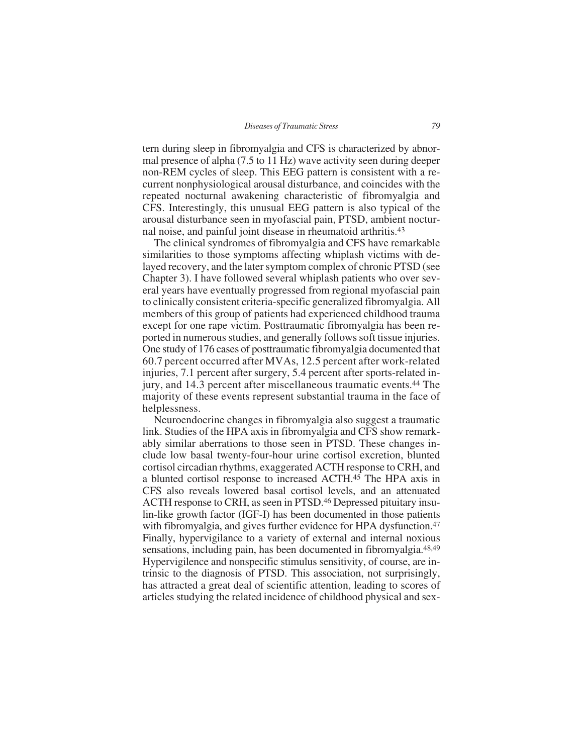tern during sleep in fibromyalgia and CFS is characterized by abnormal presence of alpha (7.5 to 11 Hz) wave activity seen during deeper non-REM cycles of sleep. This EEG pattern is consistent with a recurrent nonphysiological arousal disturbance, and coincides with the repeated nocturnal awakening characteristic of fibromyalgia and CFS. Interestingly, this unusual EEG pattern is also typical of the arousal disturbance seen in myofascial pain, PTSD, ambient nocturnal noise, and painful joint disease in rheumatoid arthritis.[43]

The clinical syndromes of fibromyalgia and CFS have remarkable similarities to those symptoms affecting whiplash victims with delayed recovery, and the later symptom complex of chronic PTSD (see Chapter 3). I have followed several whiplash patients who over several years have eventually progressed from regional myofascial pain to clinically consistent criteria-specific generalized fibromyalgia. All members of this group of patients had experienced childhood trauma except for one rape victim. Posttraumatic fibromyalgia has been reported in numerous studies, and generally follows soft tissue injuries. One study of 176 cases of posttraumatic fibromyalgia documented that 60.7 percent occurred after MVAs, 12.5 percent after work-related injuries, 7.1 percent after surgery, 5.4 percent after sports-related injury, and 14.3 percent after miscellaneous traumatic events.[44] The majority of these events represent substantial trauma in the face of helplessness.

Neuroendocrine changes in fibromyalgia also suggest a traumatic link. Studies of the HPA axis in fibromyalgia and CFS show remarkably similar aberrations to those seen in PTSD. These changes include low basal twenty-four-hour urine cortisol excretion, blunted cortisol circadian rhythms, exaggerated ACTH response to CRH, and a blunted cortisol response to increased ACTH.[45] The HPA axis in CFS also reveals lowered basal cortisol levels, and an attenuated ACTH response to CRH, as seen in PTSD.[46] Depressed pituitary insulin-like growth factor (IGF-I) has been documented in those patients with fibromyalgia, and gives further evidence for HPA dysfunction.[47] Finally, hypervigilance to a variety of external and internal noxious sensations, including pain, has been documented in fibromyalgia.[48,49] Hypervigilence and nonspecific stimulus sensitivity, of course, are intrinsic to the diagnosis of PTSD. This association, not surprisingly, has attracted a great deal of scientific attention, leading to scores of articles studying the related incidence of childhood physical and sex-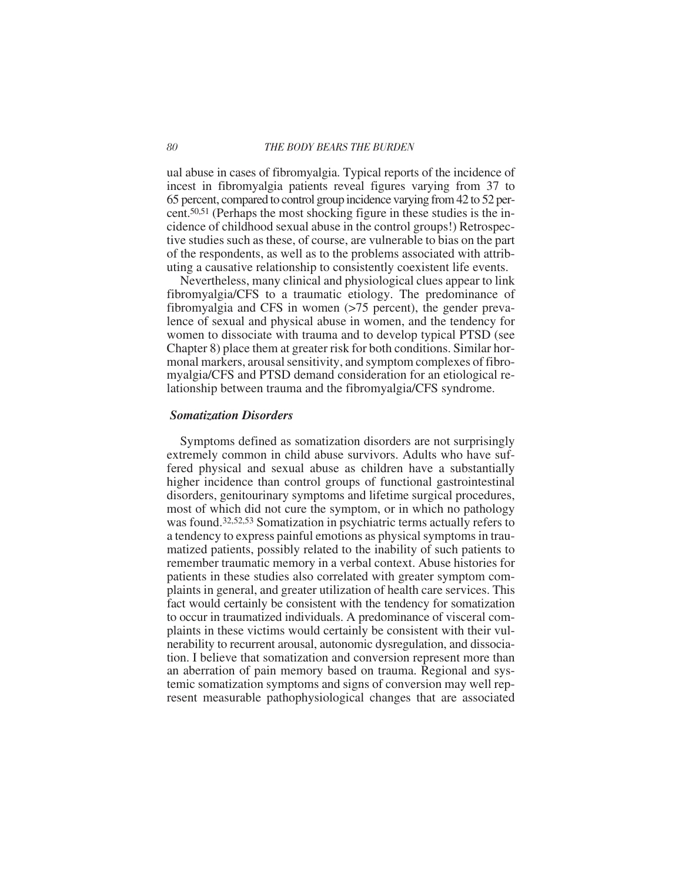ual abuse in cases of fibromyalgia. Typical reports of the incidence of incest in fibromyalgia patients reveal figures varying from 37 to 65 percent, compared to control group incidence varying from 42 to 52 percent.[50,51] (Perhaps the most shocking figure in these studies is the incidence of childhood sexual abuse in the control groups!) Retrospective studies such as these, of course, are vulnerable to bias on the part of the respondents, as well as to the problems associated with attributing a causative relationship to consistently coexistent life events.

Nevertheless, many clinical and physiological clues appear to link fibromyalgia/CFS to a traumatic etiology. The predominance of fibromyalgia and CFS in women (>75 percent), the gender prevalence of sexual and physical abuse in women, and the tendency for women to dissociate with trauma and to develop typical PTSD (see Chapter 8) place them at greater risk for both conditions. Similar hormonal markers, arousal sensitivity, and symptom complexes of fibromyalgia/CFS and PTSD demand consideration for an etiological relationship between trauma and the fibromyalgia/CFS syndrome.

### *Somatization Disorders*

Symptoms defined as somatization disorders are not surprisingly extremely common in child abuse survivors. Adults who have suffered physical and sexual abuse as children have a substantially higher incidence than control groups of functional gastrointestinal disorders, genitourinary symptoms and lifetime surgical procedures, most of which did not cure the symptom, or in which no pathology was found.[32,52,53] Somatization in psychiatric terms actually refers to a tendency to express painful emotions as physical symptoms in traumatized patients, possibly related to the inability of such patients to remember traumatic memory in a verbal context. Abuse histories for patients in these studies also correlated with greater symptom complaints in general, and greater utilization of health care services. This fact would certainly be consistent with the tendency for somatization to occur in traumatized individuals. A predominance of visceral complaints in these victims would certainly be consistent with their vulnerability to recurrent arousal, autonomic dysregulation, and dissociation. I believe that somatization and conversion represent more than an aberration of pain memory based on trauma. Regional and systemic somatization symptoms and signs of conversion may well represent measurable pathophysiological changes that are associated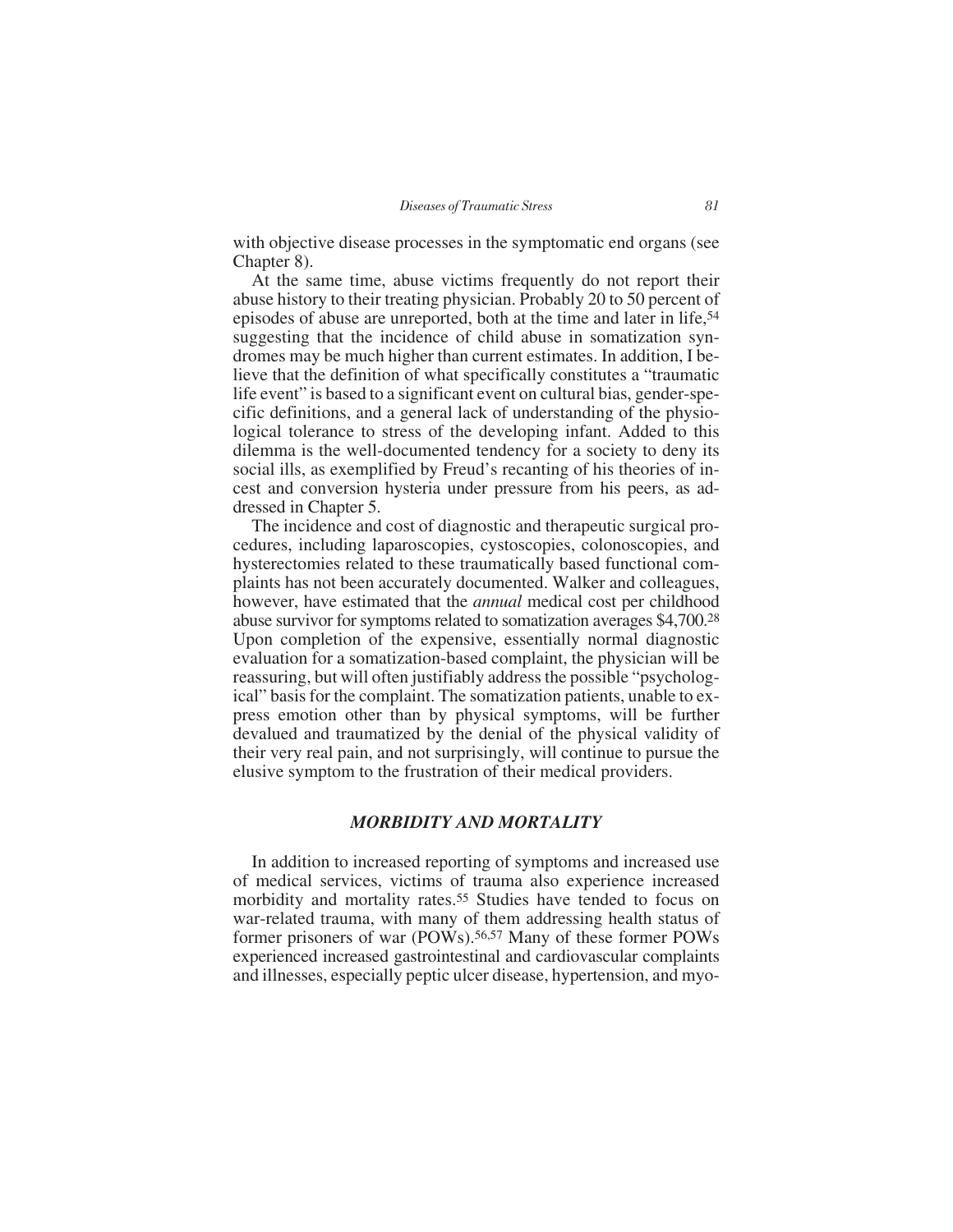with objective disease processes in the symptomatic end organs (see Chapter 8).

At the same time, abuse victims frequently do not report their abuse history to their treating physician. Probably 20 to 50 percent of episodes of abuse are unreported, both at the time and later in life,[54] suggesting that the incidence of child abuse in somatization syndromes may be much higher than current estimates. In addition, I believe that the definition of what specifically constitutes a "traumatic life event" is based to a significant event on cultural bias, gender-specific definitions, and a general lack of understanding of the physiological tolerance to stress of the developing infant. Added to this dilemma is the well-documented tendency for a society to deny its social ills, as exemplified by Freud's recanting of his theories of incest and conversion hysteria under pressure from his peers, as addressed in Chapter 5.

The incidence and cost of diagnostic and therapeutic surgical procedures, including laparoscopies, cystoscopies, colonoscopies, and hysterectomies related to these traumatically based functional complaints has not been accurately documented. Walker and colleagues, however, have estimated that the *annual* medical cost per childhood abuse survivor for symptoms related to somatization averages $4,700.[28] Upon completion of the expensive, essentially normal diagnostic evaluation for a somatization-based complaint, the physician will be reassuring, but will often justifiably address the possible "psychological" basis for the complaint. The somatization patients, unable to express emotion other than by physical symptoms, will be further devalued and traumatized by the denial of the physical validity of their very real pain, and not surprisingly, will continue to pursue the elusive symptom to the frustration of their medical providers.

## *MORBIDITY AND MORTALITY*

In addition to increased reporting of symptoms and increased use of medical services, victims of trauma also experience increased morbidity and mortality rates.[55] Studies have tended to focus on war-related trauma, with many of them addressing health status of former prisoners of war (POWs).[56,57] Many of these former POWs experienced increased gastrointestinal and cardiovascular complaints and illnesses, especially peptic ulcer disease, hypertension, and myo-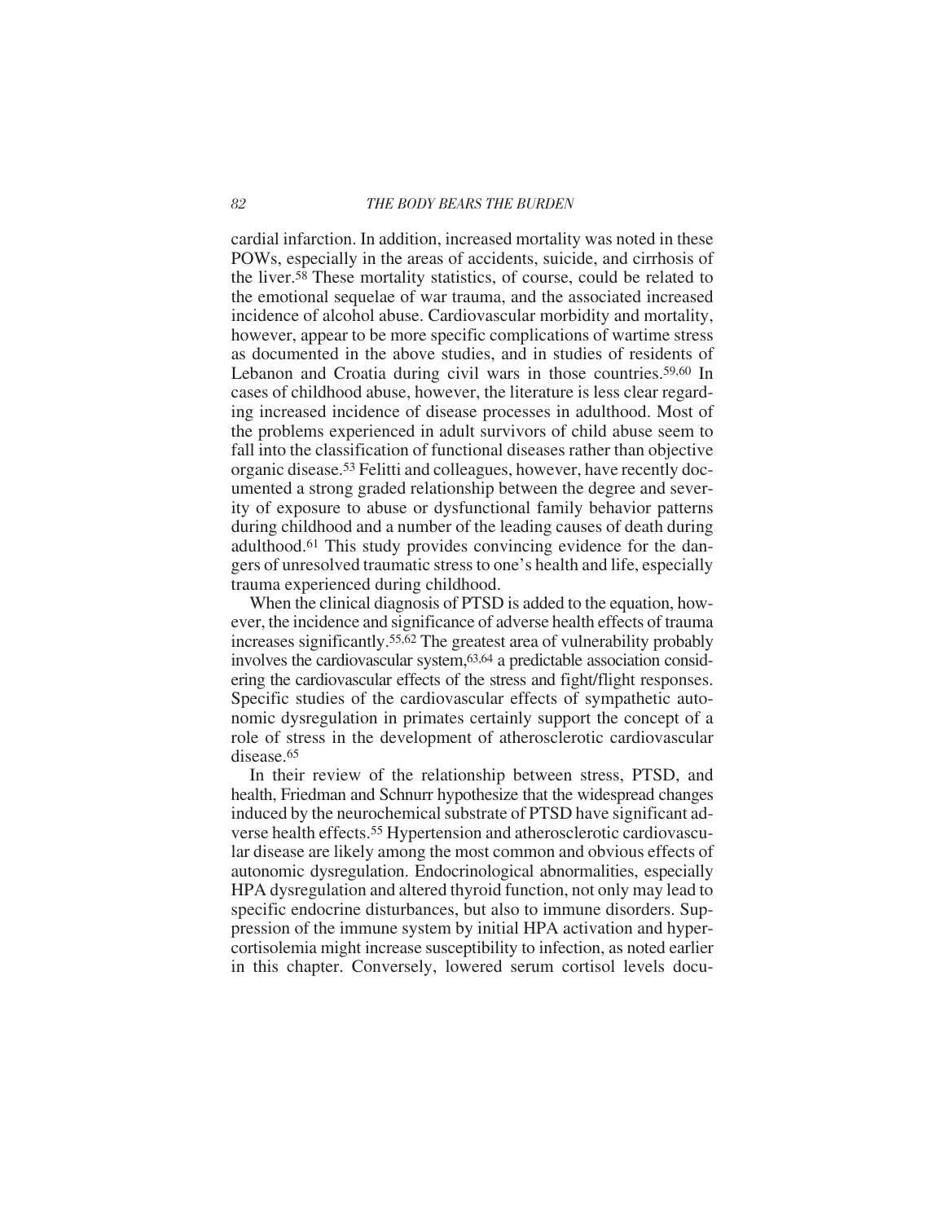cardial infarction. In addition, increased mortality was noted in these POWs, especially in the areas of accidents, suicide, and cirrhosis of the liver.[58] These mortality statistics, of course, could be related to the emotional sequelae of war trauma, and the associated increased incidence of alcohol abuse. Cardiovascular morbidity and mortality, however, appear to be more specific complications of wartime stress as documented in the above studies, and in studies of residents of Lebanon and Croatia during civil wars in those countries.[59,60] In cases of childhood abuse, however, the literature is less clear regarding increased incidence of disease processes in adulthood. Most of the problems experienced in adult survivors of child abuse seem to fall into the classification of functional diseases rather than objective organic disease.[53] Felitti and colleagues, however, have recently documented a strong graded relationship between the degree and severity of exposure to abuse or dysfunctional family behavior patterns during childhood and a number of the leading causes of death during adulthood.[61] This study provides convincing evidence for the dangers of unresolved traumatic stress to one's health and life, especially trauma experienced during childhood.

When the clinical diagnosis of PTSD is added to the equation, however, the incidence and significance of adverse health effects of trauma increases significantly.[55,62] The greatest area of vulnerability probably involves the cardiovascular system,[63,64] a predictable association considering the cardiovascular effects of the stress and fight/flight responses. Specific studies of the cardiovascular effects of sympathetic autonomic dysregulation in primates certainly support the concept of a role of stress in the development of atherosclerotic cardiovascular disease.[65]

In their review of the relationship between stress, PTSD, and health, Friedman and Schnurr hypothesize that the widespread changes induced by the neurochemical substrate of PTSD have significant adverse health effects.[55] Hypertension and atherosclerotic cardiovascular disease are likely among the most common and obvious effects of autonomic dysregulation. Endocrinological abnormalities, especially HPA dysregulation and altered thyroid function, not only may lead to specific endocrine disturbances, but also to immune disorders. Suppression of the immune system by initial HPA activation and hypercortisolemia might increase susceptibility to infection, as noted earlier in this chapter. Conversely, lowered serum cortisol levels docu-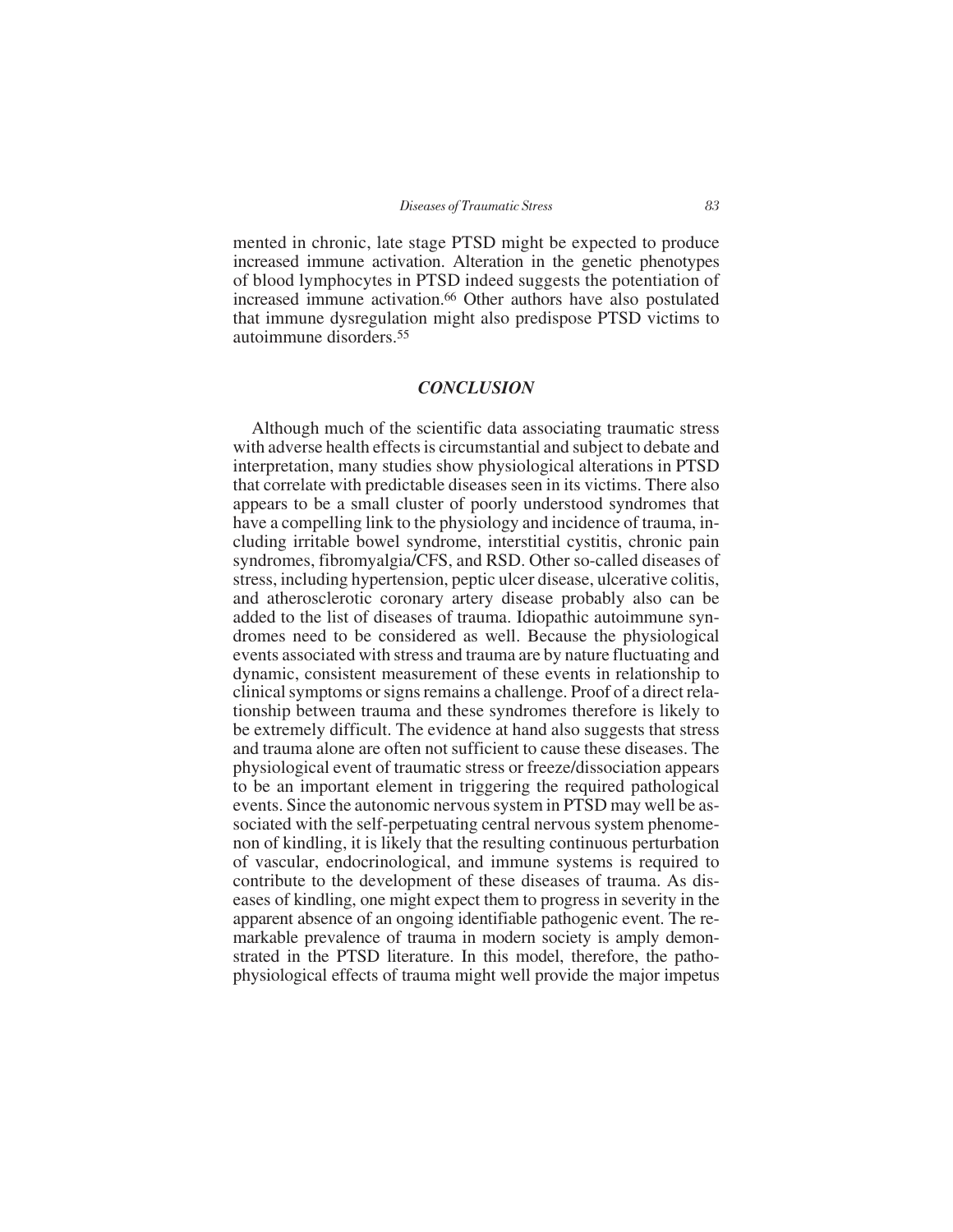mented in chronic, late stage PTSD might be expected to produce increased immune activation. Alteration in the genetic phenotypes of blood lymphocytes in PTSD indeed suggests the potentiation of increased immune activation.[66] Other authors have also postulated that immune dysregulation might also predispose PTSD victims to autoimmune disorders.[55]

## *CONCLUSION*

Although much of the scientific data associating traumatic stress with adverse health effects is circumstantial and subject to debate and interpretation, many studies show physiological alterations in PTSD that correlate with predictable diseases seen in its victims. There also appears to be a small cluster of poorly understood syndromes that have a compelling link to the physiology and incidence of trauma, including irritable bowel syndrome, interstitial cystitis, chronic pain syndromes, fibromyalgia/CFS, and RSD. Other so-called diseases of stress, including hypertension, peptic ulcer disease, ulcerative colitis, and atherosclerotic coronary artery disease probably also can be added to the list of diseases of trauma. Idiopathic autoimmune syndromes need to be considered as well. Because the physiological events associated with stress and trauma are by nature fluctuating and dynamic, consistent measurement of these events in relationship to clinical symptoms or signs remains a challenge. Proof of a direct relationship between trauma and these syndromes therefore is likely to be extremely difficult. The evidence at hand also suggests that stress and trauma alone are often not sufficient to cause these diseases. The physiological event of traumatic stress or freeze/dissociation appears to be an important element in triggering the required pathological events. Since the autonomic nervous system in PTSD may well be associated with the self-perpetuating central nervous system phenomenon of kindling, it is likely that the resulting continuous perturbation of vascular, endocrinological, and immune systems is required to contribute to the development of these diseases of trauma. As diseases of kindling, one might expect them to progress in severity in the apparent absence of an ongoing identifiable pathogenic event. The remarkable prevalence of trauma in modern society is amply demonstrated in the PTSD literature. In this model, therefore, the pathophysiological effects of trauma might well provide the major impetus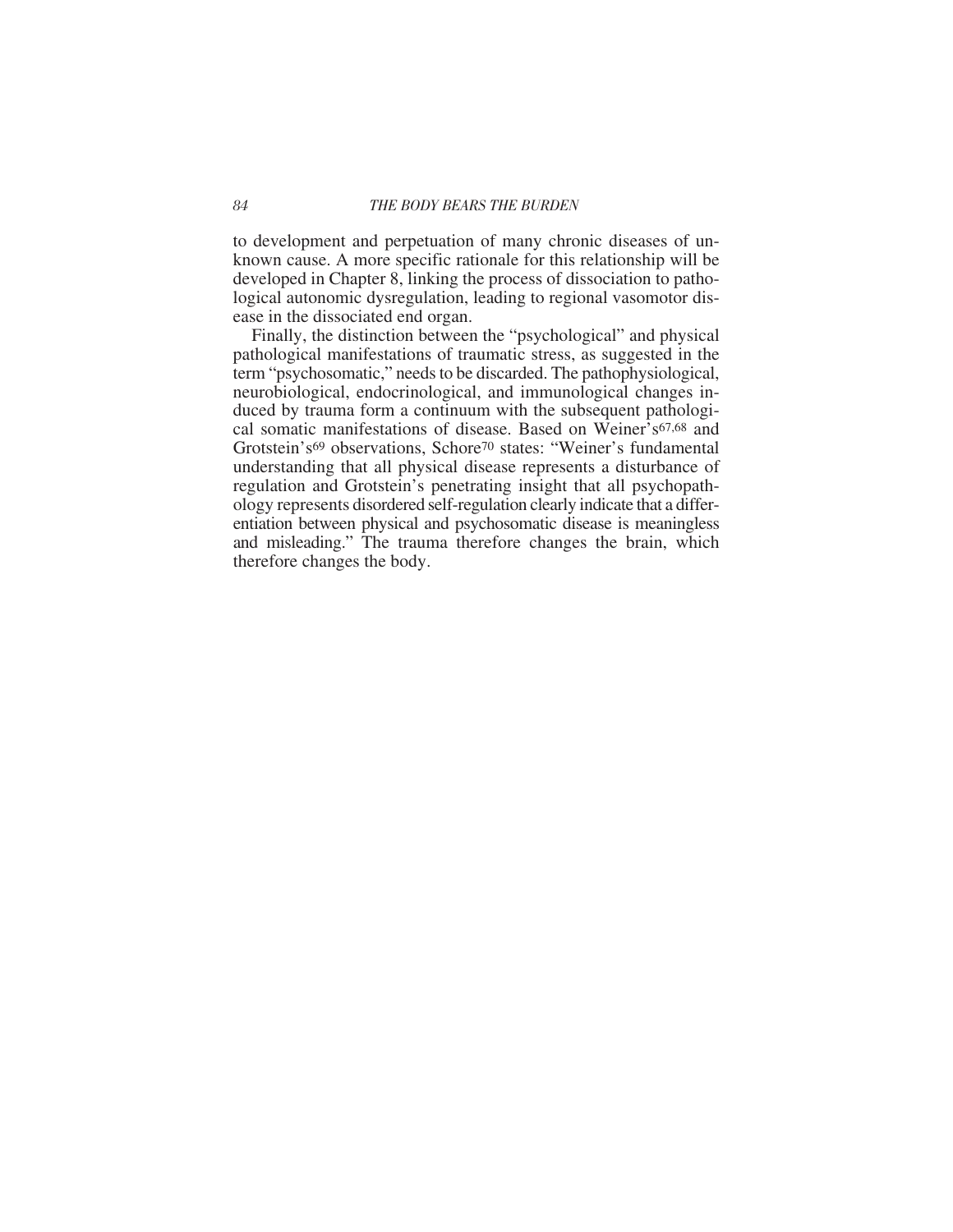to development and perpetuation of many chronic diseases of unknown cause. A more specific rationale for this relationship will be developed in Chapter 8, linking the process of dissociation to pathological autonomic dysregulation, leading to regional vasomotor disease in the dissociated end organ.

Finally, the distinction between the "psychological" and physical pathological manifestations of traumatic stress, as suggested in the term "psychosomatic," needs to be discarded. The pathophysiological, neurobiological, endocrinological, and immunological changes induced by trauma form a continuum with the subsequent pathological somatic manifestations of disease. Based on Weiner's[67,68] and Grotstein's[69] observations, Schore[70] states: "Weiner's fundamental understanding that all physical disease represents a disturbance of regulation and Grotstein's penetrating insight that all psychopathology represents disordered self-regulation clearly indicate that a differentiation between physical and psychosomatic disease is meaningless and misleading." The trauma therefore changes the brain, which therefore changes the body.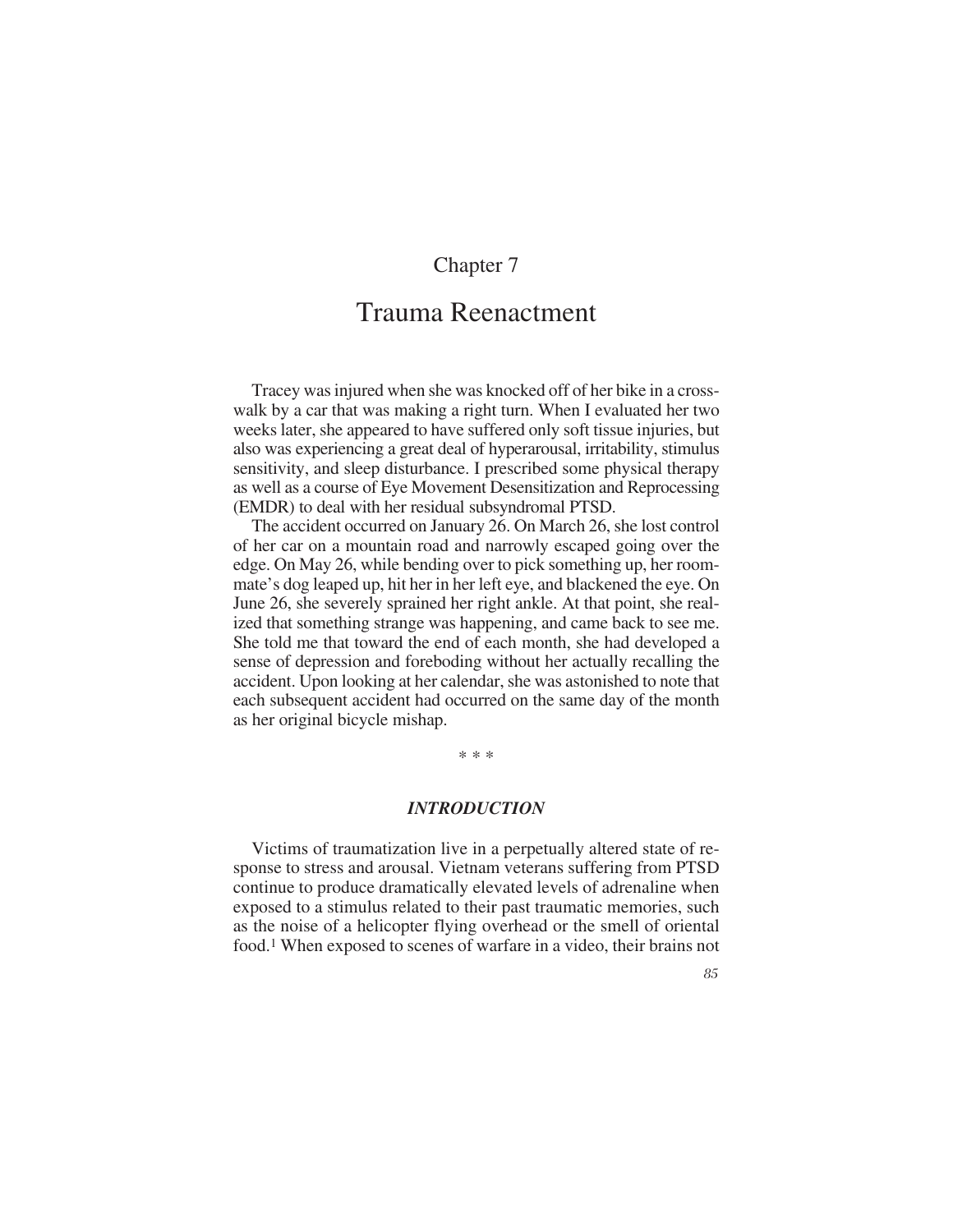# Chapter 7

# Trauma Reenactment

Tracey was injured when she was knocked off of her bike in a crosswalk by a car that was making a right turn. When I evaluated her two weeks later, she appeared to have suffered only soft tissue injuries, but also was experiencing a great deal of hyperarousal, irritability, stimulus sensitivity, and sleep disturbance. I prescribed some physical therapy as well as a course of Eye Movement Desensitization and Reprocessing (EMDR) to deal with her residual subsyndromal PTSD.

The accident occurred on January 26. On March 26, she lost control of her car on a mountain road and narrowly escaped going over the edge. On May 26, while bending over to pick something up, her roommate's dog leaped up, hit her in her left eye, and blackened the eye. On June 26, she severely sprained her right ankle. At that point, she realized that something strange was happening, and came back to see me. She told me that toward the end of each month, she had developed a sense of depression and foreboding without her actually recalling the accident. Upon looking at her calendar, she was astonished to note that each subsequent accident had occurred on the same day of the month as her original bicycle mishap.

\* \* \*

## *INTRODUCTION*

Victims of traumatization live in a perpetually altered state of response to stress and arousal. Vietnam veterans suffering from PTSD continue to produce dramatically elevated levels of adrenaline when exposed to a stimulus related to their past traumatic memories, such as the noise of a helicopter flying overhead or the smell of oriental food.[1] When exposed to scenes of warfare in a video, their brains not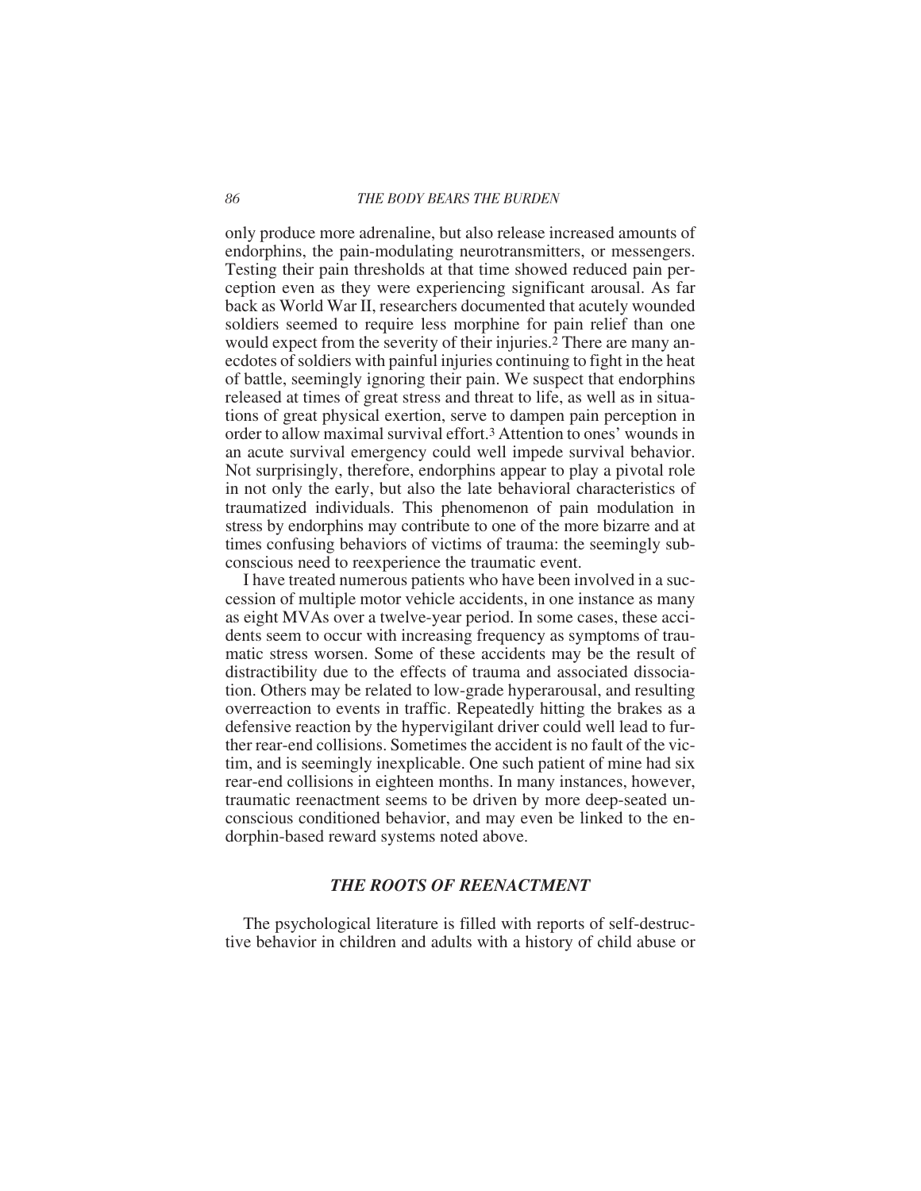only produce more adrenaline, but also release increased amounts of endorphins, the pain-modulating neurotransmitters, or messengers. Testing their pain thresholds at that time showed reduced pain perception even as they were experiencing significant arousal. As far back as World War II, researchers documented that acutely wounded soldiers seemed to require less morphine for pain relief than one would expect from the severity of their injuries.[2] There are many anecdotes of soldiers with painful injuries continuing to fight in the heat of battle, seemingly ignoring their pain. We suspect that endorphins released at times of great stress and threat to life, as well as in situations of great physical exertion, serve to dampen pain perception in order to allow maximal survival effort.[3] Attention to ones' wounds in an acute survival emergency could well impede survival behavior. Not surprisingly, therefore, endorphins appear to play a pivotal role in not only the early, but also the late behavioral characteristics of traumatized individuals. This phenomenon of pain modulation in stress by endorphins may contribute to one of the more bizarre and at times confusing behaviors of victims of trauma: the seemingly subconscious need to reexperience the traumatic event.

I have treated numerous patients who have been involved in a succession of multiple motor vehicle accidents, in one instance as many as eight MVAs over a twelve-year period. In some cases, these accidents seem to occur with increasing frequency as symptoms of traumatic stress worsen. Some of these accidents may be the result of distractibility due to the effects of trauma and associated dissociation. Others may be related to low-grade hyperarousal, and resulting overreaction to events in traffic. Repeatedly hitting the brakes as a defensive reaction by the hypervigilant driver could well lead to further rear-end collisions. Sometimes the accident is no fault of the victim, and is seemingly inexplicable. One such patient of mine had six rear-end collisions in eighteen months. In many instances, however, traumatic reenactment seems to be driven by more deep-seated unconscious conditioned behavior, and may even be linked to the endorphin-based reward systems noted above.

## *THE ROOTS OF REENACTMENT*

The psychological literature is filled with reports of self-destructive behavior in children and adults with a history of child abuse or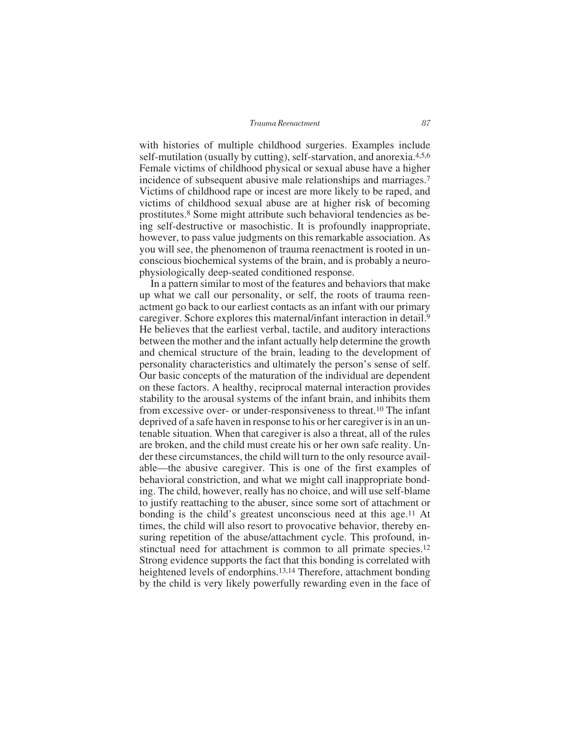with histories of multiple childhood surgeries. Examples include self-mutilation (usually by cutting), self-starvation, and anorexia.[4,5,6] Female victims of childhood physical or sexual abuse have a higher incidence of subsequent abusive male relationships and marriages.[7] Victims of childhood rape or incest are more likely to be raped, and victims of childhood sexual abuse are at higher risk of becoming prostitutes.[8] Some might attribute such behavioral tendencies as being self-destructive or masochistic. It is profoundly inappropriate, however, to pass value judgments on this remarkable association. As you will see, the phenomenon of trauma reenactment is rooted in unconscious biochemical systems of the brain, and is probably a neurophysiologically deep-seated conditioned response.

In a pattern similar to most of the features and behaviors that make up what we call our personality, or self, the roots of trauma reenactment go back to our earliest contacts as an infant with our primary caregiver. Schore explores this maternal/infant interaction in detail.[9] He believes that the earliest verbal, tactile, and auditory interactions between the mother and the infant actually help determine the growth and chemical structure of the brain, leading to the development of personality characteristics and ultimately the person's sense of self. Our basic concepts of the maturation of the individual are dependent on these factors. A healthy, reciprocal maternal interaction provides stability to the arousal systems of the infant brain, and inhibits them from excessive over- or under-responsiveness to threat.[10] The infant deprived of a safe haven in response to his or her caregiver is in an untenable situation. When that caregiver is also a threat, all of the rules are broken, and the child must create his or her own safe reality. Under these circumstances, the child will turn to the only resource available—the abusive caregiver. This is one of the first examples of behavioral constriction, and what we might call inappropriate bonding. The child, however, really has no choice, and will use self-blame to justify reattaching to the abuser, since some sort of attachment or bonding is the child's greatest unconscious need at this age.[11] At times, the child will also resort to provocative behavior, thereby ensuring repetition of the abuse/attachment cycle. This profound, instinctual need for attachment is common to all primate species.[12] Strong evidence supports the fact that this bonding is correlated with heightened levels of endorphins.[13,14] Therefore, attachment bonding by the child is very likely powerfully rewarding even in the face of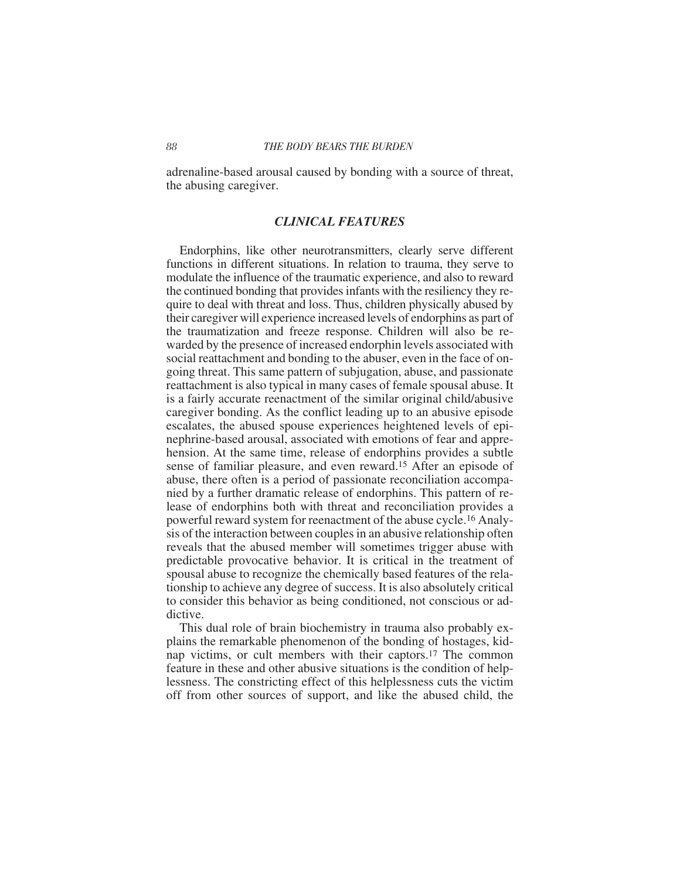adrenaline-based arousal caused by bonding with a source of threat, the abusing caregiver.

## *CLINICAL FEATURES*

Endorphins, like other neurotransmitters, clearly serve different functions in different situations. In relation to trauma, they serve to modulate the influence of the traumatic experience, and also to reward the continued bonding that provides infants with the resiliency they require to deal with threat and loss. Thus, children physically abused by their caregiver will experience increased levels of endorphins as part of the traumatization and freeze response. Children will also be rewarded by the presence of increased endorphin levels associated with social reattachment and bonding to the abuser, even in the face of ongoing threat. This same pattern of subjugation, abuse, and passionate reattachment is also typical in many cases of female spousal abuse. It is a fairly accurate reenactment of the similar original child/abusive caregiver bonding. As the conflict leading up to an abusive episode escalates, the abused spouse experiences heightened levels of epinephrine-based arousal, associated with emotions of fear and apprehension. At the same time, release of endorphins provides a subtle sense of familiar pleasure, and even reward.[15] After an episode of abuse, there often is a period of passionate reconciliation accompanied by a further dramatic release of endorphins. This pattern of release of endorphins both with threat and reconciliation provides a powerful reward system for reenactment of the abuse cycle.[16] Analysis of the interaction between couples in an abusive relationship often reveals that the abused member will sometimes trigger abuse with predictable provocative behavior. It is critical in the treatment of spousal abuse to recognize the chemically based features of the relationship to achieve any degree of success. It is also absolutely critical to consider this behavior as being conditioned, not conscious or addictive.

This dual role of brain biochemistry in trauma also probably explains the remarkable phenomenon of the bonding of hostages, kidnap victims, or cult members with their captors.[17] The common feature in these and other abusive situations is the condition of helplessness. The constricting effect of this helplessness cuts the victim off from other sources of support, and like the abused child, the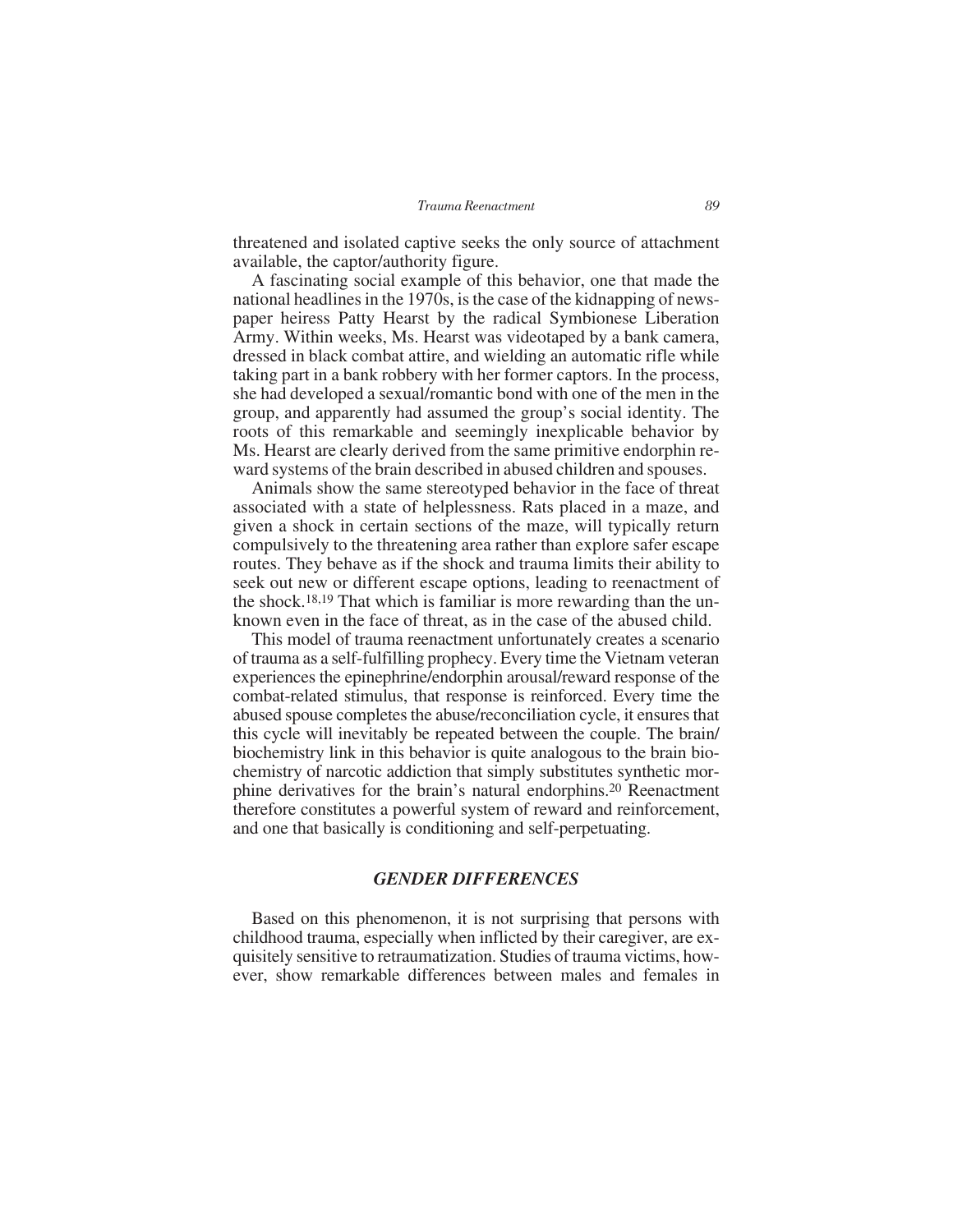threatened and isolated captive seeks the only source of attachment available, the captor/authority figure.

A fascinating social example of this behavior, one that made the national headlines in the 1970s, is the case of the kidnapping of newspaper heiress Patty Hearst by the radical Symbionese Liberation Army. Within weeks, Ms. Hearst was videotaped by a bank camera, dressed in black combat attire, and wielding an automatic rifle while taking part in a bank robbery with her former captors. In the process, she had developed a sexual/romantic bond with one of the men in the group, and apparently had assumed the group's social identity. The roots of this remarkable and seemingly inexplicable behavior by Ms. Hearst are clearly derived from the same primitive endorphin reward systems of the brain described in abused children and spouses.

Animals show the same stereotyped behavior in the face of threat associated with a state of helplessness. Rats placed in a maze, and given a shock in certain sections of the maze, will typically return compulsively to the threatening area rather than explore safer escape routes. They behave as if the shock and trauma limits their ability to seek out new or different escape options, leading to reenactment of the shock.[18,19] That which is familiar is more rewarding than the unknown even in the face of threat, as in the case of the abused child.

This model of trauma reenactment unfortunately creates a scenario of trauma as a self-fulfilling prophecy. Every time the Vietnam veteran experiences the epinephrine/endorphin arousal/reward response of the combat-related stimulus, that response is reinforced. Every time the abused spouse completes the abuse/reconciliation cycle, it ensures that this cycle will inevitably be repeated between the couple. The brain/biochemistry link in this behavior is quite analogous to the brain biochemistry of narcotic addiction that simply substitutes synthetic morphine derivatives for the brain's natural endorphins.[20] Reenactment therefore constitutes a powerful system of reward and reinforcement, and one that basically is conditioning and self-perpetuating.

## *GENDER DIFFERENCES*

Based on this phenomenon, it is not surprising that persons with childhood trauma, especially when inflicted by their caregiver, are exquisitely sensitive to retraumatization. Studies of trauma victims, however, show remarkable differences between males and females in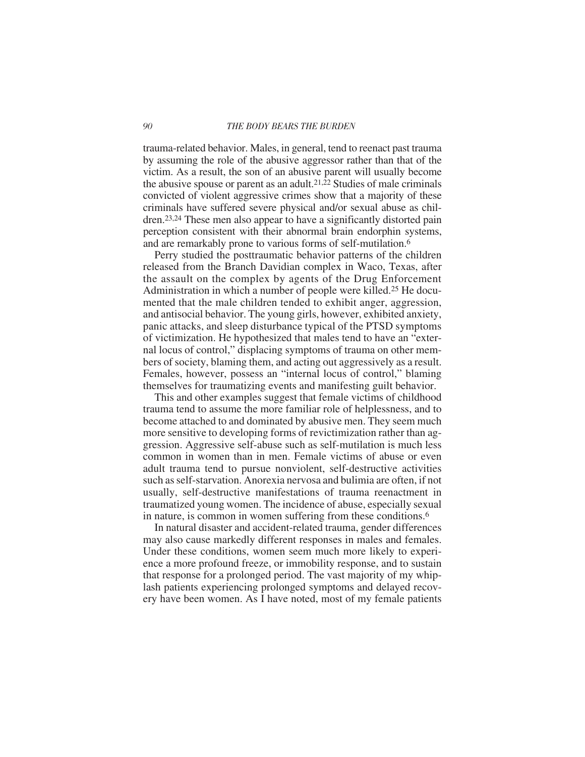trauma-related behavior. Males, in general, tend to reenact past trauma by assuming the role of the abusive aggressor rather than that of the victim. As a result, the son of an abusive parent will usually become the abusive spouse or parent as an adult.[21,22] Studies of male criminals convicted of violent aggressive crimes show that a majority of these criminals have suffered severe physical and/or sexual abuse as children.[23,24] These men also appear to have a significantly distorted pain perception consistent with their abnormal brain endorphin systems, and are remarkably prone to various forms of self-mutilation.[6]

Perry studied the posttraumatic behavior patterns of the children released from the Branch Davidian complex in Waco, Texas, after the assault on the complex by agents of the Drug Enforcement Administration in which a number of people were killed.[25] He documented that the male children tended to exhibit anger, aggression, and antisocial behavior. The young girls, however, exhibited anxiety, panic attacks, and sleep disturbance typical of the PTSD symptoms of victimization. He hypothesized that males tend to have an "external locus of control," displacing symptoms of trauma on other members of society, blaming them, and acting out aggressively as a result. Females, however, possess an "internal locus of control," blaming themselves for traumatizing events and manifesting guilt behavior.

This and other examples suggest that female victims of childhood trauma tend to assume the more familiar role of helplessness, and to become attached to and dominated by abusive men. They seem much more sensitive to developing forms of revictimization rather than aggression. Aggressive self-abuse such as self-mutilation is much less common in women than in men. Female victims of abuse or even adult trauma tend to pursue nonviolent, self-destructive activities such as self-starvation. Anorexia nervosa and bulimia are often, if not usually, self-destructive manifestations of trauma reenactment in traumatized young women. The incidence of abuse, especially sexual in nature, is common in women suffering from these conditions.[6]

In natural disaster and accident-related trauma, gender differences may also cause markedly different responses in males and females. Under these conditions, women seem much more likely to experience a more profound freeze, or immobility response, and to sustain that response for a prolonged period. The vast majority of my whiplash patients experiencing prolonged symptoms and delayed recovery have been women. As I have noted, most of my female patients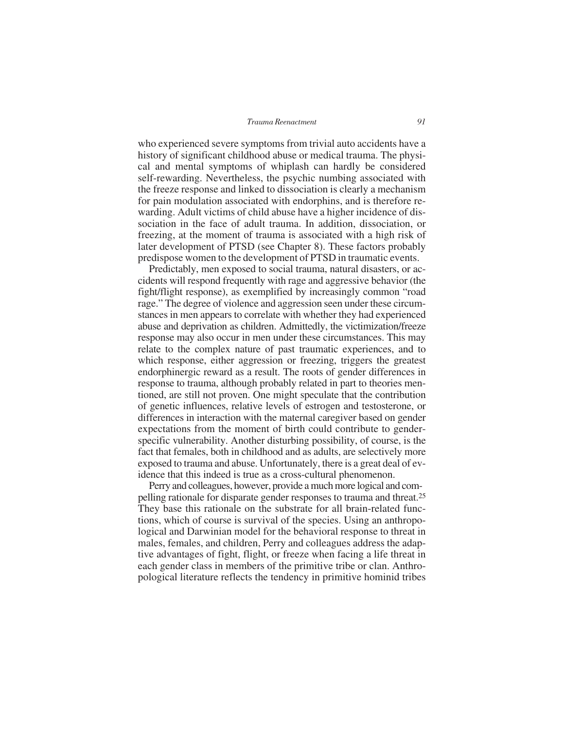who experienced severe symptoms from trivial auto accidents have a history of significant childhood abuse or medical trauma. The physical and mental symptoms of whiplash can hardly be considered self-rewarding. Nevertheless, the psychic numbing associated with the freeze response and linked to dissociation is clearly a mechanism for pain modulation associated with endorphins, and is therefore rewarding. Adult victims of child abuse have a higher incidence of dissociation in the face of adult trauma. In addition, dissociation, or freezing, at the moment of trauma is associated with a high risk of later development of PTSD (see Chapter 8). These factors probably predispose women to the development of PTSD in traumatic events.

Predictably, men exposed to social trauma, natural disasters, or accidents will respond frequently with rage and aggressive behavior (the fight/flight response), as exemplified by increasingly common "road rage." The degree of violence and aggression seen under these circumstances in men appears to correlate with whether they had experienced abuse and deprivation as children. Admittedly, the victimization/freeze response may also occur in men under these circumstances. This may relate to the complex nature of past traumatic experiences, and to which response, either aggression or freezing, triggers the greatest endorphinergic reward as a result. The roots of gender differences in response to trauma, although probably related in part to theories mentioned, are still not proven. One might speculate that the contribution of genetic influences, relative levels of estrogen and testosterone, or differences in interaction with the maternal caregiver based on gender expectations from the moment of birth could contribute to gender-specific vulnerability. Another disturbing possibility, of course, is the fact that females, both in childhood and as adults, are selectively more exposed to trauma and abuse. Unfortunately, there is a great deal of evidence that this indeed is true as a cross-cultural phenomenon.

Perry and colleagues, however, provide a much more logical and compelling rationale for disparate gender responses to trauma and threat.[25] They base this rationale on the substrate for all brain-related functions, which of course is survival of the species. Using an anthropological and Darwinian model for the behavioral response to threat in males, females, and children, Perry and colleagues address the adaptive advantages of fight, flight, or freeze when facing a life threat in each gender class in members of the primitive tribe or clan. Anthropological literature reflects the tendency in primitive hominid tribes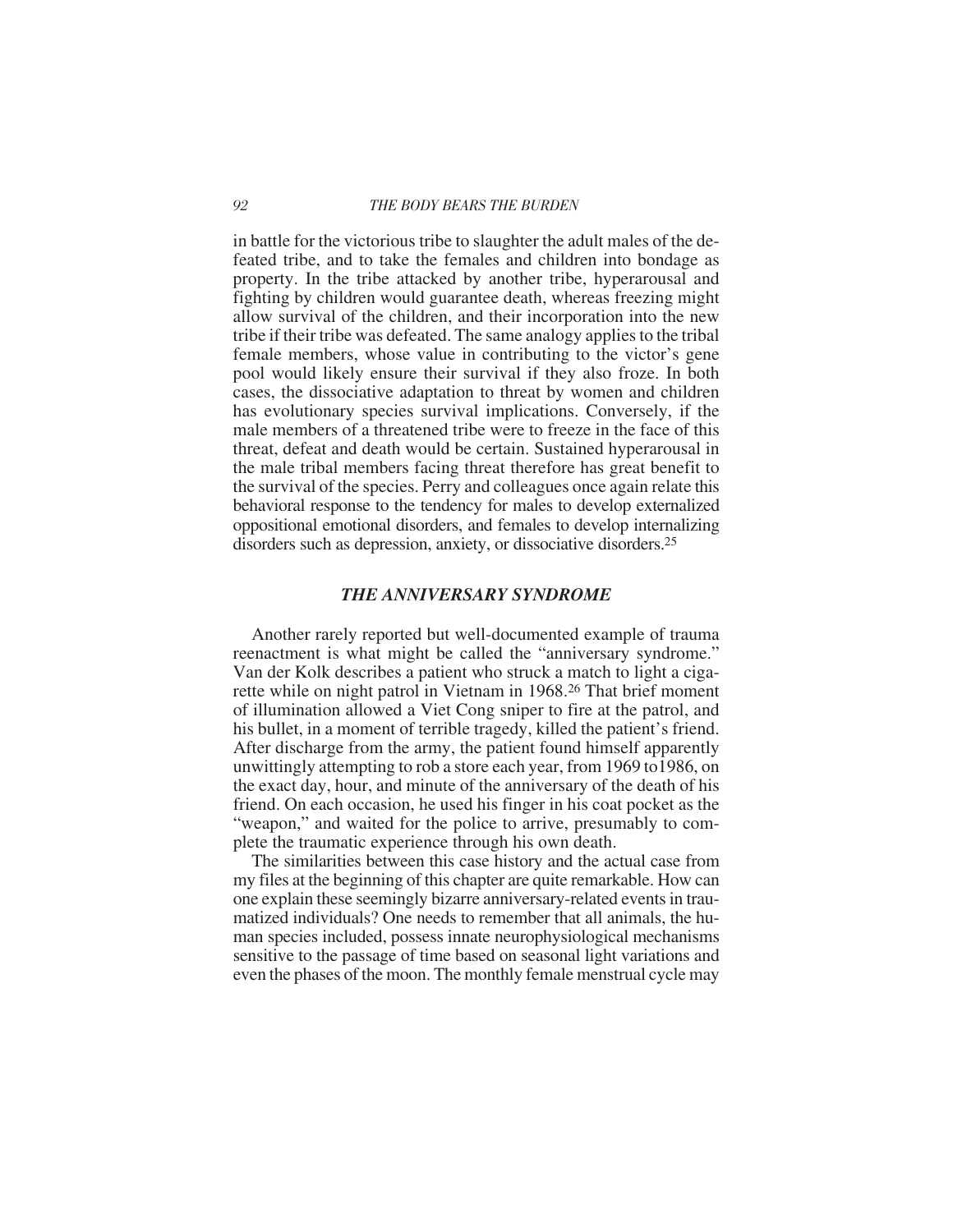in battle for the victorious tribe to slaughter the adult males of the defeated tribe, and to take the females and children into bondage as property. In the tribe attacked by another tribe, hyperarousal and fighting by children would guarantee death, whereas freezing might allow survival of the children, and their incorporation into the new tribe if their tribe was defeated. The same analogy applies to the tribal female members, whose value in contributing to the victor's gene pool would likely ensure their survival if they also froze. In both cases, the dissociative adaptation to threat by women and children has evolutionary species survival implications. Conversely, if the male members of a threatened tribe were to freeze in the face of this threat, defeat and death would be certain. Sustained hyperarousal in the male tribal members facing threat therefore has great benefit to the survival of the species. Perry and colleagues once again relate this behavioral response to the tendency for males to develop externalized oppositional emotional disorders, and females to develop internalizing disorders such as depression, anxiety, or dissociative disorders.[25]

## *THE ANNIVERSARY SYNDROME*

Another rarely reported but well-documented example of trauma reenactment is what might be called the "anniversary syndrome." Van der Kolk describes a patient who struck a match to light a cigarette while on night patrol in Vietnam in 1968.[26] That brief moment of illumination allowed a Viet Cong sniper to fire at the patrol, and his bullet, in a moment of terrible tragedy, killed the patient's friend. After discharge from the army, the patient found himself apparently unwittingly attempting to rob a store each year, from 1969 to1986, on the exact day, hour, and minute of the anniversary of the death of his friend. On each occasion, he used his finger in his coat pocket as the "weapon," and waited for the police to arrive, presumably to complete the traumatic experience through his own death.

The similarities between this case history and the actual case from my files at the beginning of this chapter are quite remarkable. How can one explain these seemingly bizarre anniversary-related events in traumatized individuals? One needs to remember that all animals, the human species included, possess innate neurophysiological mechanisms sensitive to the passage of time based on seasonal light variations and even the phases of the moon. The monthly female menstrual cycle may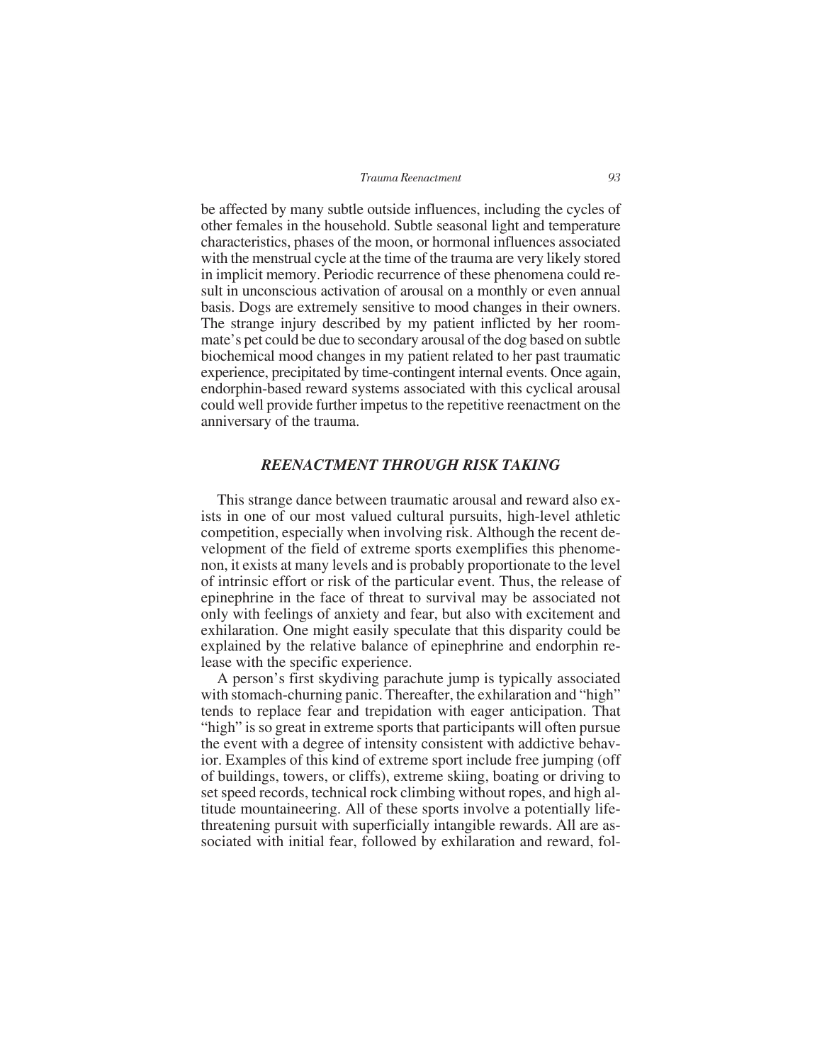be affected by many subtle outside influences, including the cycles of other females in the household. Subtle seasonal light and temperature characteristics, phases of the moon, or hormonal influences associated with the menstrual cycle at the time of the trauma are very likely stored in implicit memory. Periodic recurrence of these phenomena could result in unconscious activation of arousal on a monthly or even annual basis. Dogs are extremely sensitive to mood changes in their owners. The strange injury described by my patient inflicted by her roommate's pet could be due to secondary arousal of the dog based on subtle biochemical mood changes in my patient related to her past traumatic experience, precipitated by time-contingent internal events. Once again, endorphin-based reward systems associated with this cyclical arousal could well provide further impetus to the repetitive reenactment on the anniversary of the trauma.

## *REENACTMENT THROUGH RISK TAKING*

This strange dance between traumatic arousal and reward also exists in one of our most valued cultural pursuits, high-level athletic competition, especially when involving risk. Although the recent development of the field of extreme sports exemplifies this phenomenon, it exists at many levels and is probably proportionate to the level of intrinsic effort or risk of the particular event. Thus, the release of epinephrine in the face of threat to survival may be associated not only with feelings of anxiety and fear, but also with excitement and exhilaration. One might easily speculate that this disparity could be explained by the relative balance of epinephrine and endorphin release with the specific experience.

A person's first skydiving parachute jump is typically associated with stomach-churning panic. Thereafter, the exhilaration and "high" tends to replace fear and trepidation with eager anticipation. That "high" is so great in extreme sports that participants will often pursue the event with a degree of intensity consistent with addictive behavior. Examples of this kind of extreme sport include free jumping (off of buildings, towers, or cliffs), extreme skiing, boating or driving to set speed records, technical rock climbing without ropes, and high altitude mountaineering. All of these sports involve a potentially life-threatening pursuit with superficially intangible rewards. All are associated with initial fear, followed by exhilaration and reward, fol-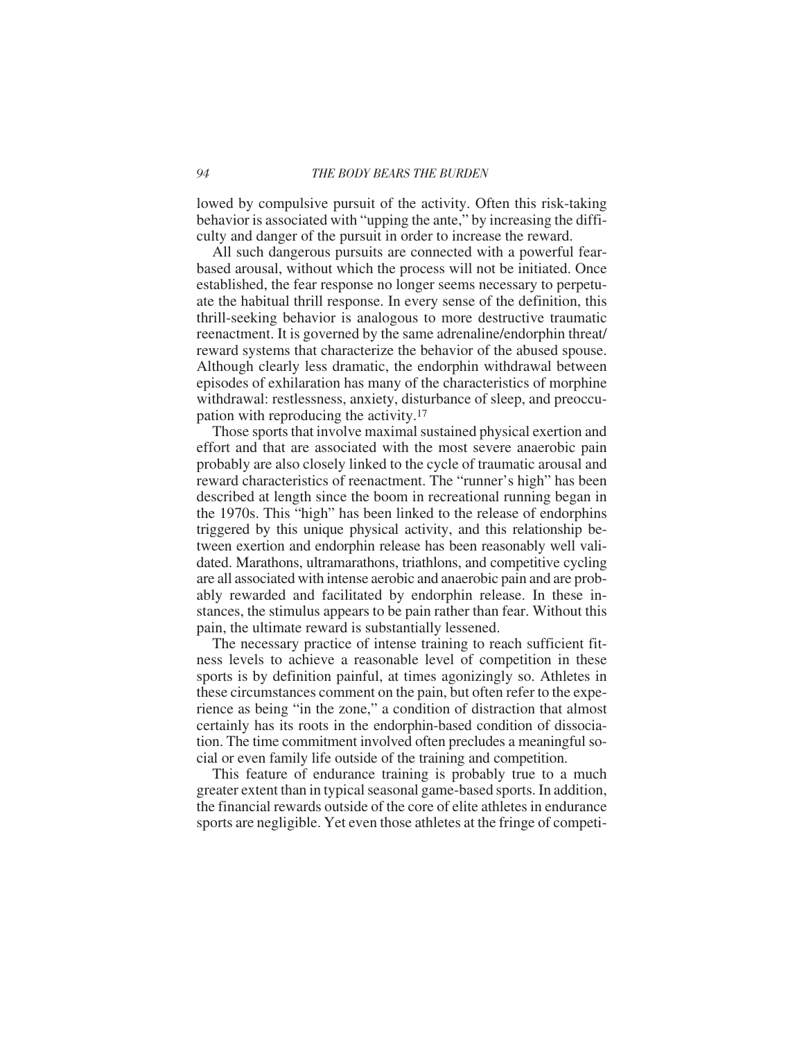lowed by compulsive pursuit of the activity. Often this risk-taking behavior is associated with "upping the ante," by increasing the difficulty and danger of the pursuit in order to increase the reward.

All such dangerous pursuits are connected with a powerful fear-based arousal, without which the process will not be initiated. Once established, the fear response no longer seems necessary to perpetuate the habitual thrill response. In every sense of the definition, this thrill-seeking behavior is analogous to more destructive traumatic reenactment. It is governed by the same adrenaline/endorphin threat/reward systems that characterize the behavior of the abused spouse. Although clearly less dramatic, the endorphin withdrawal between episodes of exhilaration has many of the characteristics of morphine withdrawal: restlessness, anxiety, disturbance of sleep, and preoccupation with reproducing the activity.[17]

Those sports that involve maximal sustained physical exertion and effort and that are associated with the most severe anaerobic pain probably are also closely linked to the cycle of traumatic arousal and reward characteristics of reenactment. The "runner's high" has been described at length since the boom in recreational running began in the 1970s. This "high" has been linked to the release of endorphins triggered by this unique physical activity, and this relationship between exertion and endorphin release has been reasonably well validated. Marathons, ultramarathons, triathlons, and competitive cycling are all associated with intense aerobic and anaerobic pain and are probably rewarded and facilitated by endorphin release. In these instances, the stimulus appears to be pain rather than fear. Without this pain, the ultimate reward is substantially lessened.

The necessary practice of intense training to reach sufficient fitness levels to achieve a reasonable level of competition in these sports is by definition painful, at times agonizingly so. Athletes in these circumstances comment on the pain, but often refer to the experience as being "in the zone," a condition of distraction that almost certainly has its roots in the endorphin-based condition of dissociation. The time commitment involved often precludes a meaningful social or even family life outside of the training and competition.

This feature of endurance training is probably true to a much greater extent than in typical seasonal game-based sports. In addition, the financial rewards outside of the core of elite athletes in endurance sports are negligible. Yet even those athletes at the fringe of competi-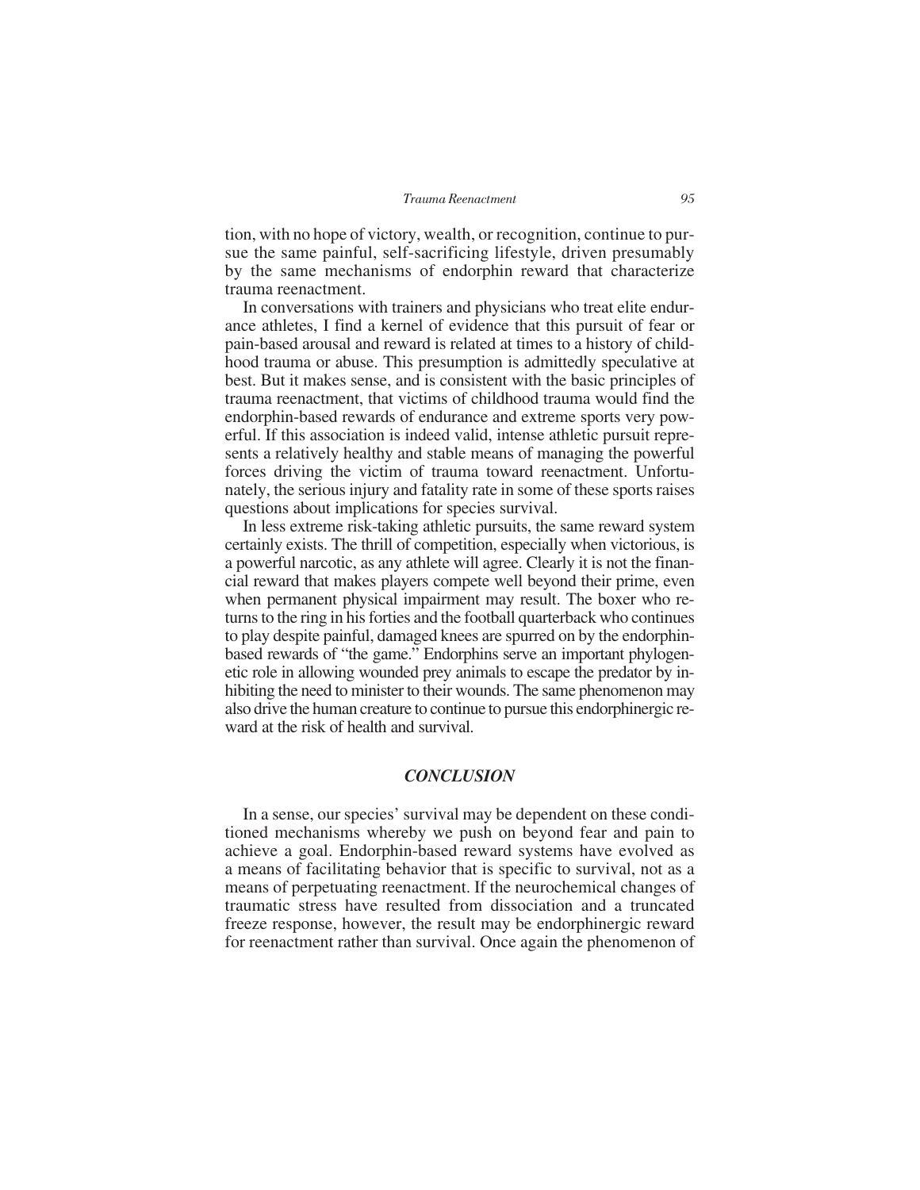tion, with no hope of victory, wealth, or recognition, continue to pursue the same painful, self-sacrificing lifestyle, driven presumably by the same mechanisms of endorphin reward that characterize trauma reenactment.

In conversations with trainers and physicians who treat elite endurance athletes, I find a kernel of evidence that this pursuit of fear or pain-based arousal and reward is related at times to a history of childhood trauma or abuse. This presumption is admittedly speculative at best. But it makes sense, and is consistent with the basic principles of trauma reenactment, that victims of childhood trauma would find the endorphin-based rewards of endurance and extreme sports very powerful. If this association is indeed valid, intense athletic pursuit represents a relatively healthy and stable means of managing the powerful forces driving the victim of trauma toward reenactment. Unfortunately, the serious injury and fatality rate in some of these sports raises questions about implications for species survival.

In less extreme risk-taking athletic pursuits, the same reward system certainly exists. The thrill of competition, especially when victorious, is a powerful narcotic, as any athlete will agree. Clearly it is not the financial reward that makes players compete well beyond their prime, even when permanent physical impairment may result. The boxer who returns to the ring in his forties and the football quarterback who continues to play despite painful, damaged knees are spurred on by the endorphin-based rewards of "the game." Endorphins serve an important phylogenetic role in allowing wounded prey animals to escape the predator by inhibiting the need to minister to their wounds. The same phenomenon may also drive the human creature to continue to pursue this endorphinergic reward at the risk of health and survival.

## *CONCLUSION*

In a sense, our species' survival may be dependent on these conditioned mechanisms whereby we push on beyond fear and pain to achieve a goal. Endorphin-based reward systems have evolved as a means of facilitating behavior that is specific to survival, not as a means of perpetuating reenactment. If the neurochemical changes of traumatic stress have resulted from dissociation and a truncated freeze response, however, the result may be endorphinergic reward for reenactment rather than survival. Once again the phenomenon of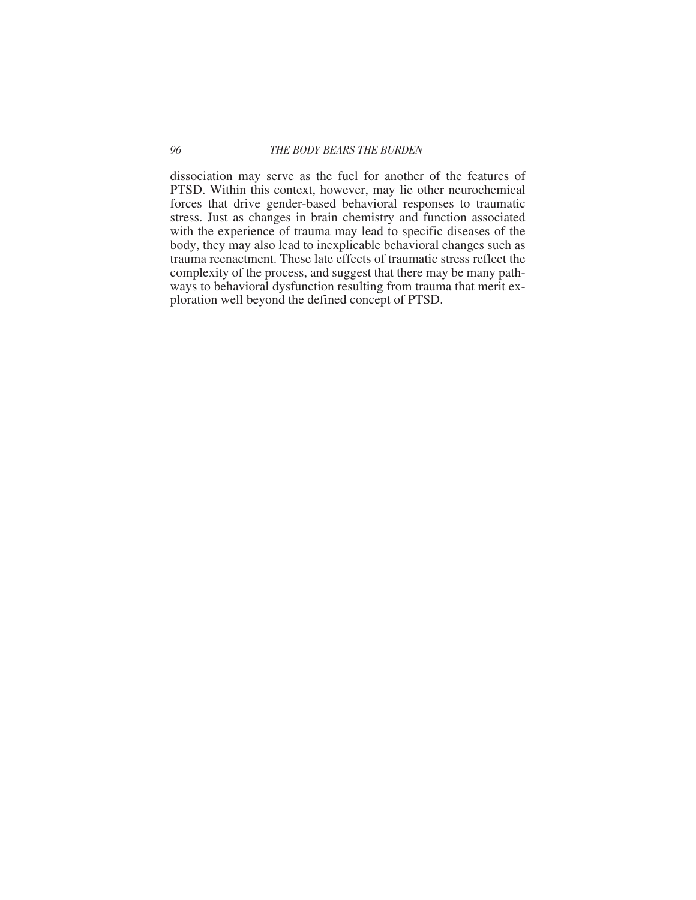dissociation may serve as the fuel for another of the features of PTSD. Within this context, however, may lie other neurochemical forces that drive gender-based behavioral responses to traumatic stress. Just as changes in brain chemistry and function associated with the experience of trauma may lead to specific diseases of the body, they may also lead to inexplicable behavioral changes such as trauma reenactment. These late effects of traumatic stress reflect the complexity of the process, and suggest that there may be many pathways to behavioral dysfunction resulting from trauma that merit exploration well beyond the defined concept of PTSD.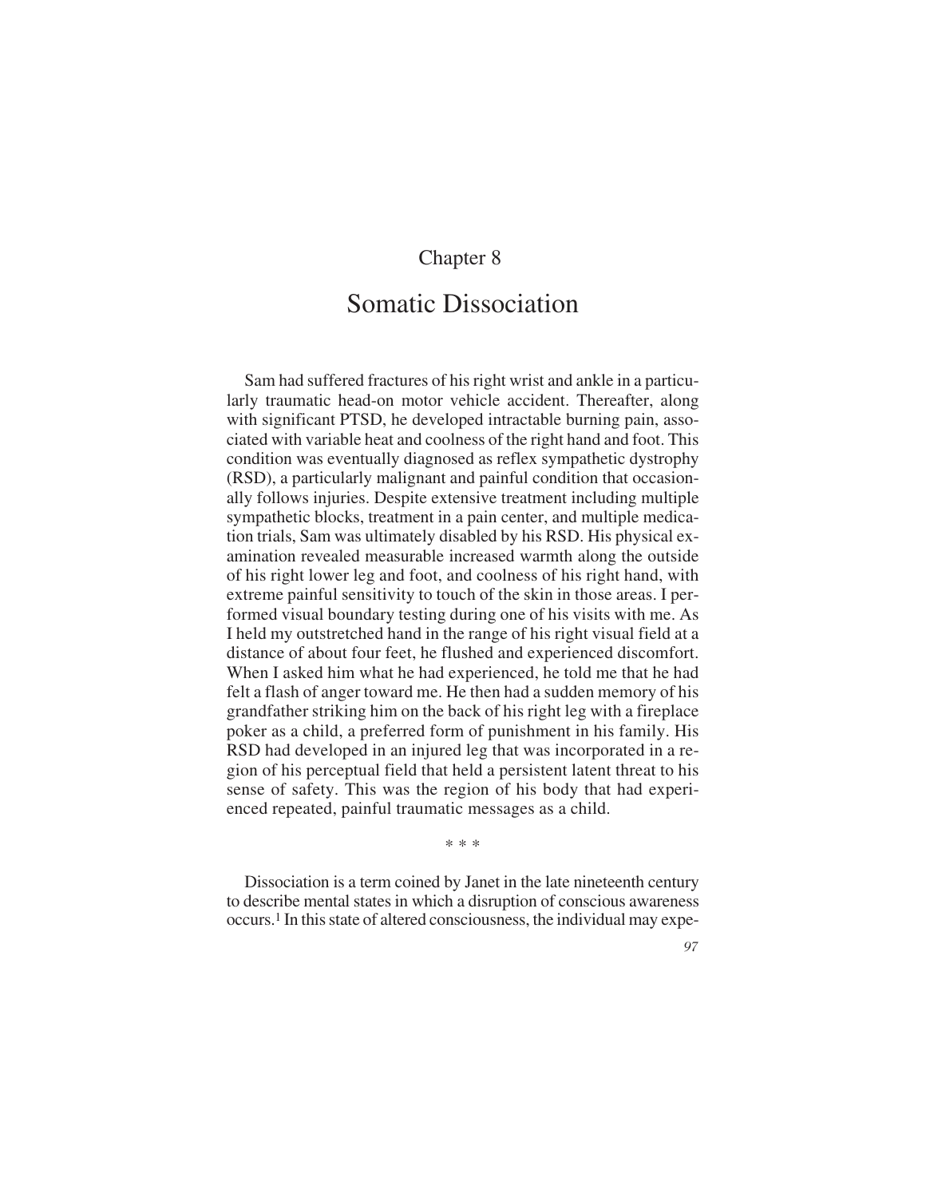# Chapter 8

# Somatic Dissociation

Sam had suffered fractures of his right wrist and ankle in a particularly traumatic head-on motor vehicle accident. Thereafter, along with significant PTSD, he developed intractable burning pain, associated with variable heat and coolness of the right hand and foot. This condition was eventually diagnosed as reflex sympathetic dystrophy (RSD), a particularly malignant and painful condition that occasionally follows injuries. Despite extensive treatment including multiple sympathetic blocks, treatment in a pain center, and multiple medication trials, Sam was ultimately disabled by his RSD. His physical examination revealed measurable increased warmth along the outside of his right lower leg and foot, and coolness of his right hand, with extreme painful sensitivity to touch of the skin in those areas. I performed visual boundary testing during one of his visits with me. As I held my outstretched hand in the range of his right visual field at a distance of about four feet, he flushed and experienced discomfort. When I asked him what he had experienced, he told me that he had felt a flash of anger toward me. He then had a sudden memory of his grandfather striking him on the back of his right leg with a fireplace poker as a child, a preferred form of punishment in his family. His RSD had developed in an injured leg that was incorporated in a region of his perceptual field that held a persistent latent threat to his sense of safety. This was the region of his body that had experienced repeated, painful traumatic messages as a child.

\* \* \*

Dissociation is a term coined by Janet in the late nineteenth century to describe mental states in which a disruption of conscious awareness occurs.[1] In this state of altered consciousness, the individual may expe-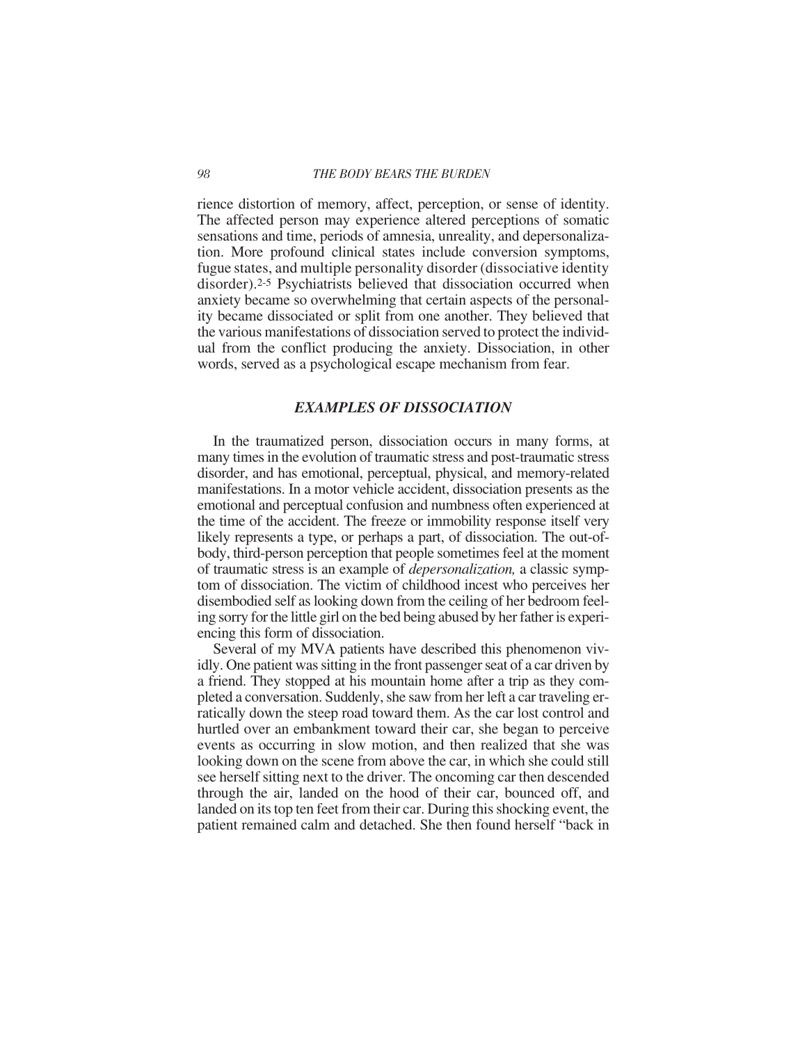rience distortion of memory, affect, perception, or sense of identity. The affected person may experience altered perceptions of somatic sensations and time, periods of amnesia, unreality, and depersonalization. More profound clinical states include conversion symptoms, fugue states, and multiple personality disorder (dissociative identity disorder).[2-5] Psychiatrists believed that dissociation occurred when anxiety became so overwhelming that certain aspects of the personality became dissociated or split from one another. They believed that the various manifestations of dissociation served to protect the individual from the conflict producing the anxiety. Dissociation, in other words, served as a psychological escape mechanism from fear.

## *EXAMPLES OF DISSOCIATION*

In the traumatized person, dissociation occurs in many forms, at many times in the evolution of traumatic stress and post-traumatic stress disorder, and has emotional, perceptual, physical, and memory-related manifestations. In a motor vehicle accident, dissociation presents as the emotional and perceptual confusion and numbness often experienced at the time of the accident. The freeze or immobility response itself very likely represents a type, or perhaps a part, of dissociation. The out-of-body, third-person perception that people sometimes feel at the moment of traumatic stress is an example of *depersonalization,* a classic symptom of dissociation. The victim of childhood incest who perceives her disembodied self as looking down from the ceiling of her bedroom feeling sorry for the little girl on the bed being abused by her father is experiencing this form of dissociation.

Several of my MVA patients have described this phenomenon vividly. One patient was sitting in the front passenger seat of a car driven by a friend. They stopped at his mountain home after a trip as they completed a conversation. Suddenly, she saw from her left a car traveling erratically down the steep road toward them. As the car lost control and hurtled over an embankment toward their car, she began to perceive events as occurring in slow motion, and then realized that she was looking down on the scene from above the car, in which she could still see herself sitting next to the driver. The oncoming car then descended through the air, landed on the hood of their car, bounced off, and landed on its top ten feet from their car. During this shocking event, the patient remained calm and detached. She then found herself "back in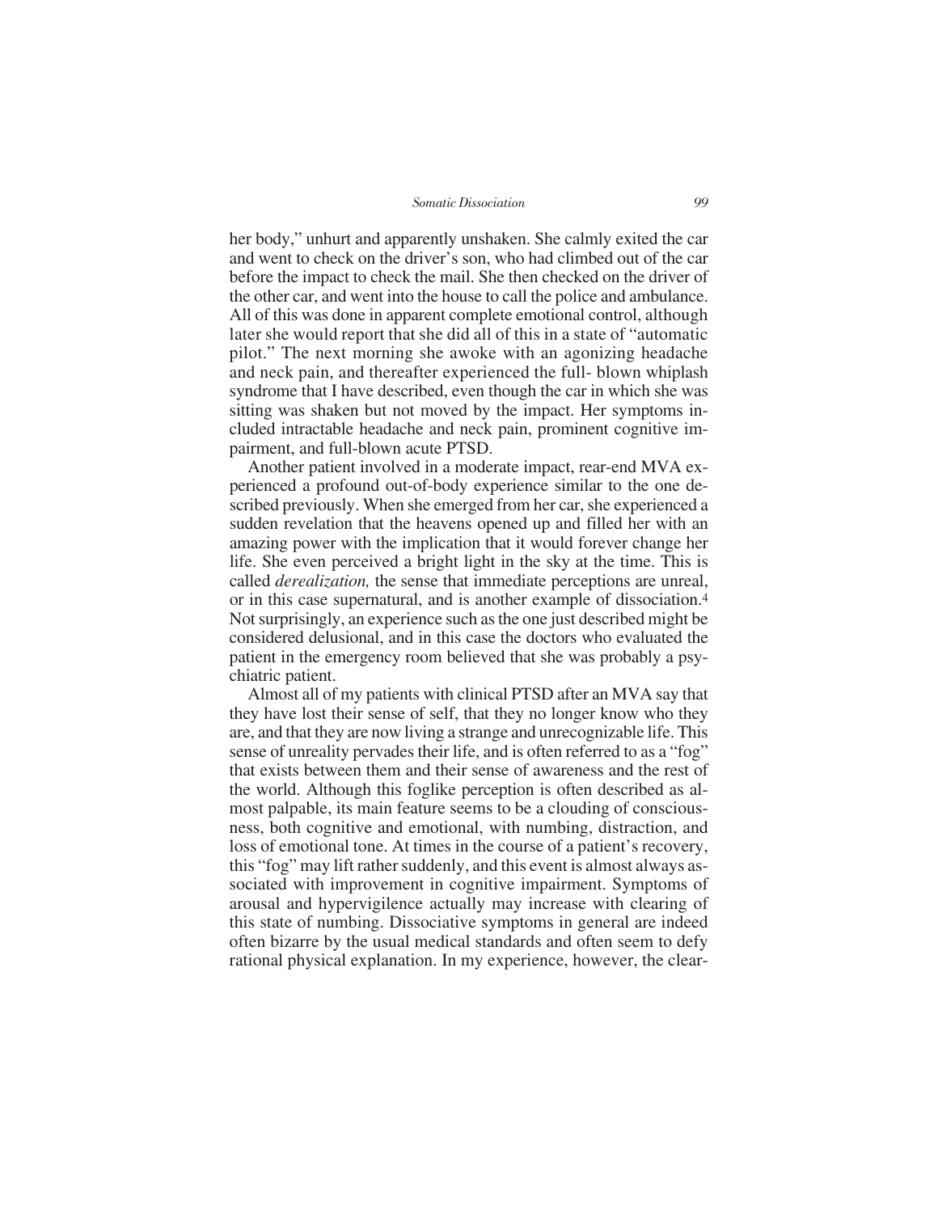her body," unhurt and apparently unshaken. She calmly exited the car and went to check on the driver's son, who had climbed out of the car before the impact to check the mail. She then checked on the driver of the other car, and went into the house to call the police and ambulance. All of this was done in apparent complete emotional control, although later she would report that she did all of this in a state of "automatic pilot." The next morning she awoke with an agonizing headache and neck pain, and thereafter experienced the full- blown whiplash syndrome that I have described, even though the car in which she was sitting was shaken but not moved by the impact. Her symptoms included intractable headache and neck pain, prominent cognitive impairment, and full-blown acute PTSD.

Another patient involved in a moderate impact, rear-end MVA experienced a profound out-of-body experience similar to the one described previously. When she emerged from her car, she experienced a sudden revelation that the heavens opened up and filled her with an amazing power with the implication that it would forever change her life. She even perceived a bright light in the sky at the time. This is called *derealization,* the sense that immediate perceptions are unreal, or in this case supernatural, and is another example of dissociation.[4] Not surprisingly, an experience such as the one just described might be considered delusional, and in this case the doctors who evaluated the patient in the emergency room believed that she was probably a psychiatric patient.

Almost all of my patients with clinical PTSD after an MVA say that they have lost their sense of self, that they no longer know who they are, and that they are now living a strange and unrecognizable life. This sense of unreality pervades their life, and is often referred to as a "fog" that exists between them and their sense of awareness and the rest of the world. Although this foglike perception is often described as almost palpable, its main feature seems to be a clouding of consciousness, both cognitive and emotional, with numbing, distraction, and loss of emotional tone. At times in the course of a patient's recovery, this "fog" may lift rather suddenly, and this event is almost always associated with improvement in cognitive impairment. Symptoms of arousal and hypervigilence actually may increase with clearing of this state of numbing. Dissociative symptoms in general are indeed often bizarre by the usual medical standards and often seem to defy rational physical explanation. In my experience, however, the clear-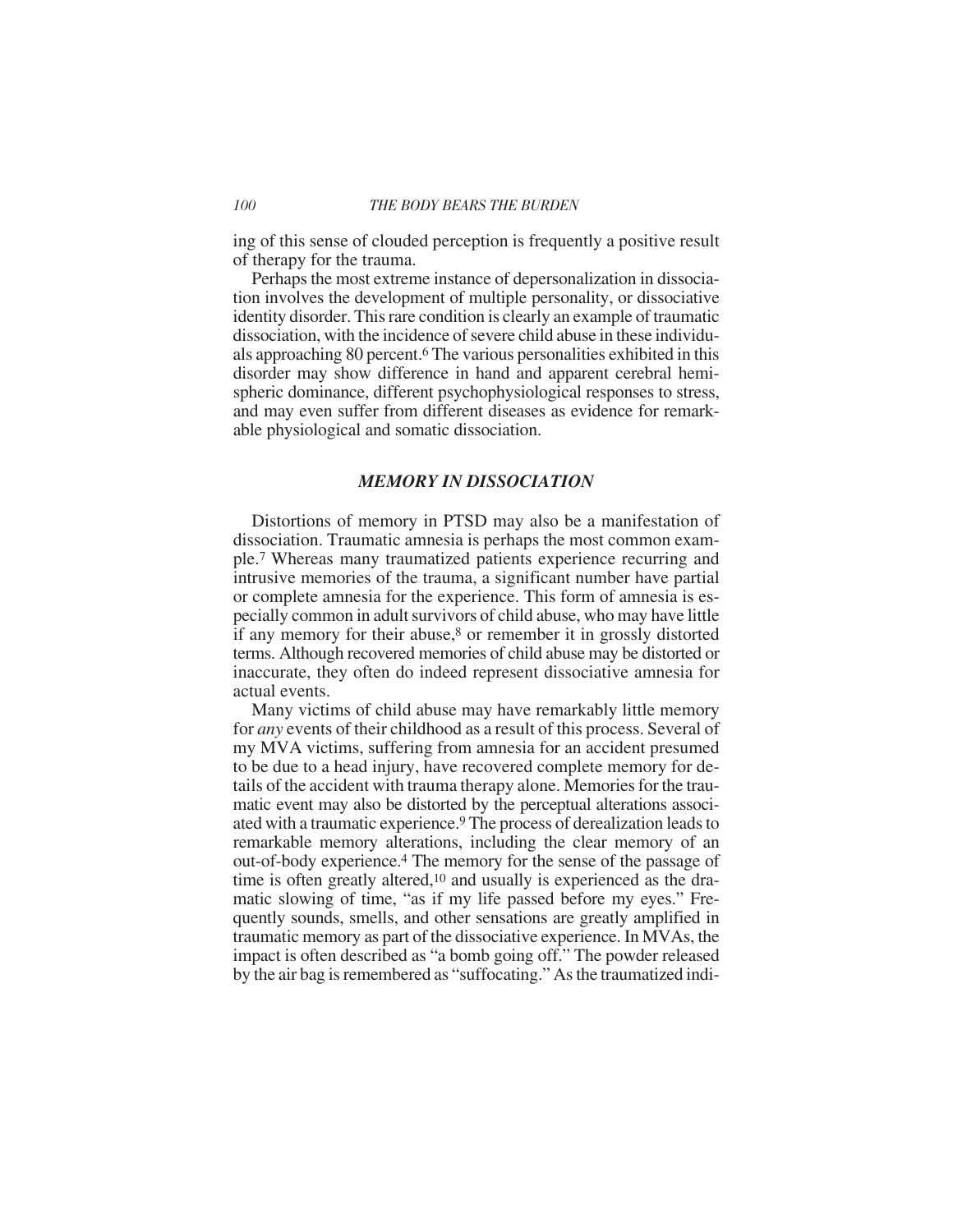ing of this sense of clouded perception is frequently a positive result of therapy for the trauma.

Perhaps the most extreme instance of depersonalization in dissociation involves the development of multiple personality, or dissociative identity disorder. This rare condition is clearly an example of traumatic dissociation, with the incidence of severe child abuse in these individuals approaching 80 percent.[6] The various personalities exhibited in this disorder may show difference in hand and apparent cerebral hemispheric dominance, different psychophysiological responses to stress, and may even suffer from different diseases as evidence for remarkable physiological and somatic dissociation.

## *MEMORY IN DISSOCIATION*

Distortions of memory in PTSD may also be a manifestation of dissociation. Traumatic amnesia is perhaps the most common example.[7] Whereas many traumatized patients experience recurring and intrusive memories of the trauma, a significant number have partial or complete amnesia for the experience. This form of amnesia is especially common in adult survivors of child abuse, who may have little if any memory for their abuse,[8] or remember it in grossly distorted terms. Although recovered memories of child abuse may be distorted or inaccurate, they often do indeed represent dissociative amnesia for actual events.

Many victims of child abuse may have remarkably little memory for *any* events of their childhood as a result of this process. Several of my MVA victims, suffering from amnesia for an accident presumed to be due to a head injury, have recovered complete memory for details of the accident with trauma therapy alone. Memories for the traumatic event may also be distorted by the perceptual alterations associated with a traumatic experience.[9] The process of derealization leads to remarkable memory alterations, including the clear memory of an out-of-body experience.[4] The memory for the sense of the passage of time is often greatly altered,[10] and usually is experienced as the dramatic slowing of time, "as if my life passed before my eyes." Frequently sounds, smells, and other sensations are greatly amplified in traumatic memory as part of the dissociative experience. In MVAs, the impact is often described as "a bomb going off." The powder released by the air bag is remembered as "suffocating." As the traumatized indi-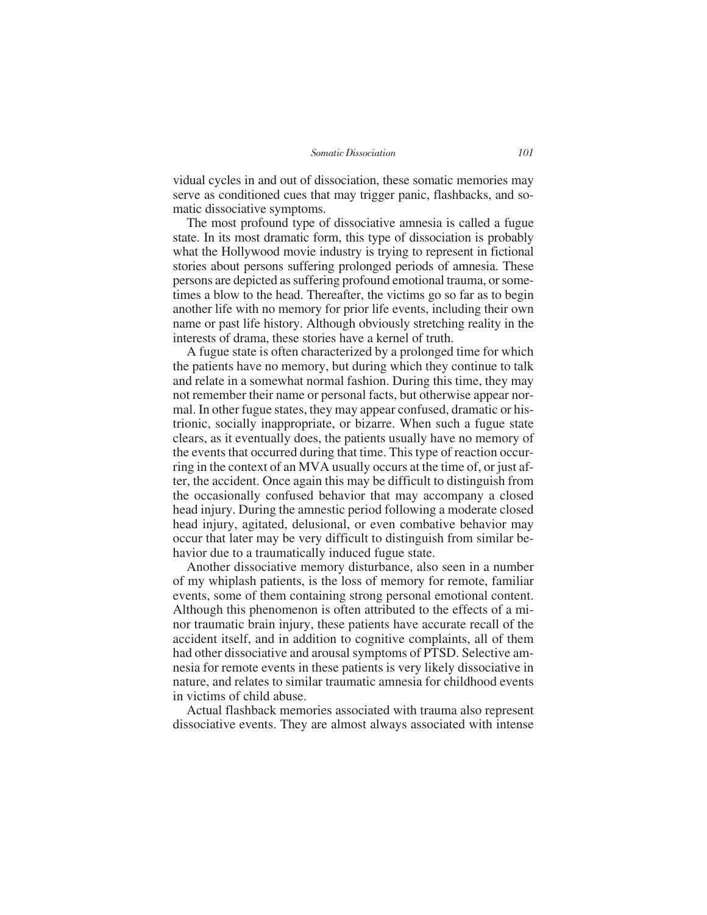vidual cycles in and out of dissociation, these somatic memories may serve as conditioned cues that may trigger panic, flashbacks, and somatic dissociative symptoms.

The most profound type of dissociative amnesia is called a fugue state. In its most dramatic form, this type of dissociation is probably what the Hollywood movie industry is trying to represent in fictional stories about persons suffering prolonged periods of amnesia. These persons are depicted as suffering profound emotional trauma, or sometimes a blow to the head. Thereafter, the victims go so far as to begin another life with no memory for prior life events, including their own name or past life history. Although obviously stretching reality in the interests of drama, these stories have a kernel of truth.

A fugue state is often characterized by a prolonged time for which the patients have no memory, but during which they continue to talk and relate in a somewhat normal fashion. During this time, they may not remember their name or personal facts, but otherwise appear normal. In other fugue states, they may appear confused, dramatic or histrionic, socially inappropriate, or bizarre. When such a fugue state clears, as it eventually does, the patients usually have no memory of the events that occurred during that time. This type of reaction occurring in the context of an MVA usually occurs at the time of, or just after, the accident. Once again this may be difficult to distinguish from the occasionally confused behavior that may accompany a closed head injury. During the amnestic period following a moderate closed head injury, agitated, delusional, or even combative behavior may occur that later may be very difficult to distinguish from similar behavior due to a traumatically induced fugue state.

Another dissociative memory disturbance, also seen in a number of my whiplash patients, is the loss of memory for remote, familiar events, some of them containing strong personal emotional content. Although this phenomenon is often attributed to the effects of a minor traumatic brain injury, these patients have accurate recall of the accident itself, and in addition to cognitive complaints, all of them had other dissociative and arousal symptoms of PTSD. Selective amnesia for remote events in these patients is very likely dissociative in nature, and relates to similar traumatic amnesia for childhood events in victims of child abuse.

Actual flashback memories associated with trauma also represent dissociative events. They are almost always associated with intense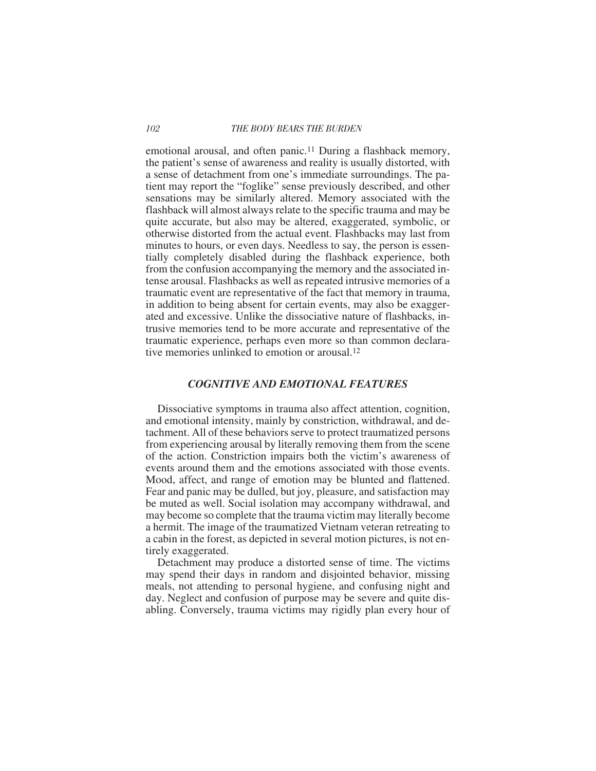emotional arousal, and often panic.[11] During a flashback memory, the patient's sense of awareness and reality is usually distorted, with a sense of detachment from one's immediate surroundings. The patient may report the "foglike" sense previously described, and other sensations may be similarly altered. Memory associated with the flashback will almost always relate to the specific trauma and may be quite accurate, but also may be altered, exaggerated, symbolic, or otherwise distorted from the actual event. Flashbacks may last from minutes to hours, or even days. Needless to say, the person is essentially completely disabled during the flashback experience, both from the confusion accompanying the memory and the associated intense arousal. Flashbacks as well as repeated intrusive memories of a traumatic event are representative of the fact that memory in trauma, in addition to being absent for certain events, may also be exaggerated and excessive. Unlike the dissociative nature of flashbacks, intrusive memories tend to be more accurate and representative of the traumatic experience, perhaps even more so than common declarative memories unlinked to emotion or arousal.[12]

## *COGNITIVE AND EMOTIONAL FEATURES*

Dissociative symptoms in trauma also affect attention, cognition, and emotional intensity, mainly by constriction, withdrawal, and detachment. All of these behaviors serve to protect traumatized persons from experiencing arousal by literally removing them from the scene of the action. Constriction impairs both the victim's awareness of events around them and the emotions associated with those events. Mood, affect, and range of emotion may be blunted and flattened. Fear and panic may be dulled, but joy, pleasure, and satisfaction may be muted as well. Social isolation may accompany withdrawal, and may become so complete that the trauma victim may literally become a hermit. The image of the traumatized Vietnam veteran retreating to a cabin in the forest, as depicted in several motion pictures, is not entirely exaggerated.

Detachment may produce a distorted sense of time. The victims may spend their days in random and disjointed behavior, missing meals, not attending to personal hygiene, and confusing night and day. Neglect and confusion of purpose may be severe and quite disabling. Conversely, trauma victims may rigidly plan every hour of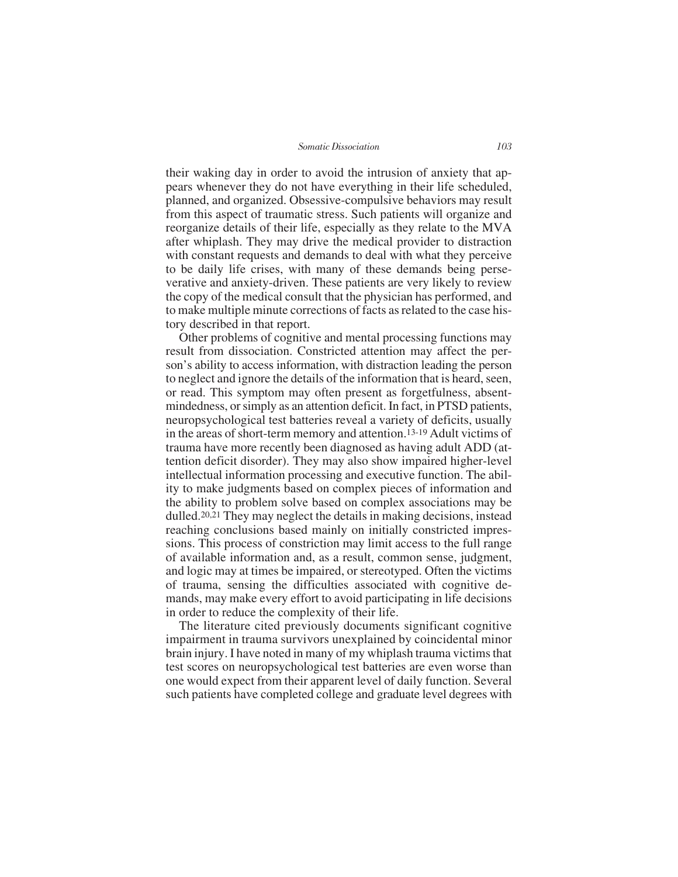their waking day in order to avoid the intrusion of anxiety that appears whenever they do not have everything in their life scheduled, planned, and organized. Obsessive-compulsive behaviors may result from this aspect of traumatic stress. Such patients will organize and reorganize details of their life, especially as they relate to the MVA after whiplash. They may drive the medical provider to distraction with constant requests and demands to deal with what they perceive to be daily life crises, with many of these demands being perseverative and anxiety-driven. These patients are very likely to review the copy of the medical consult that the physician has performed, and to make multiple minute corrections of facts as related to the case history described in that report.

Other problems of cognitive and mental processing functions may result from dissociation. Constricted attention may affect the person's ability to access information, with distraction leading the person to neglect and ignore the details of the information that is heard, seen, or read. This symptom may often present as forgetfulness, absent-mindedness, or simply as an attention deficit. In fact, in PTSD patients, neuropsychological test batteries reveal a variety of deficits, usually in the areas of short-term memory and attention.[13-19] Adult victims of trauma have more recently been diagnosed as having adult ADD (attention deficit disorder). They may also show impaired higher-level intellectual information processing and executive function. The ability to make judgments based on complex pieces of information and the ability to problem solve based on complex associations may be dulled.[20,21] They may neglect the details in making decisions, instead reaching conclusions based mainly on initially constricted impressions. This process of constriction may limit access to the full range of available information and, as a result, common sense, judgment, and logic may at times be impaired, or stereotyped. Often the victims of trauma, sensing the difficulties associated with cognitive demands, may make every effort to avoid participating in life decisions in order to reduce the complexity of their life.

The literature cited previously documents significant cognitive impairment in trauma survivors unexplained by coincidental minor brain injury. I have noted in many of my whiplash trauma victims that test scores on neuropsychological test batteries are even worse than one would expect from their apparent level of daily function. Several such patients have completed college and graduate level degrees with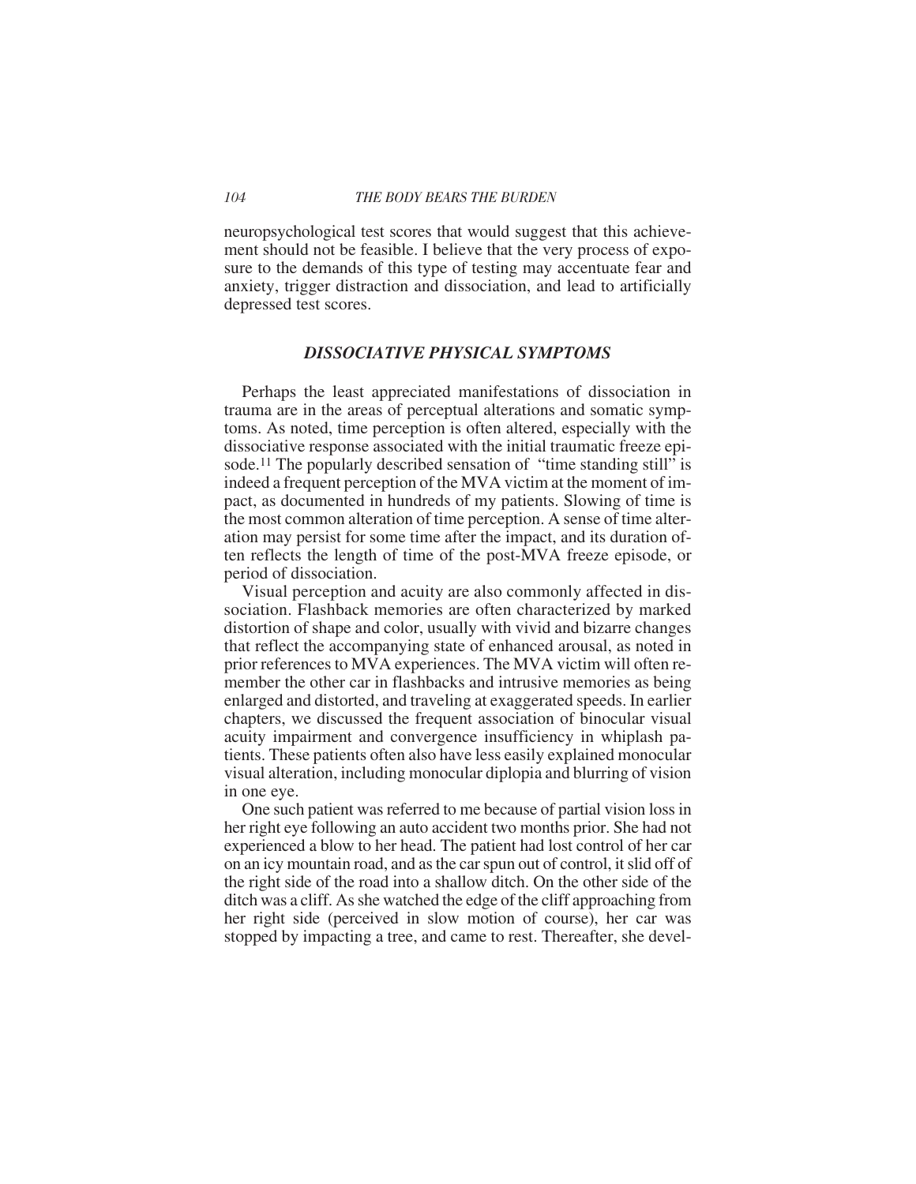neuropsychological test scores that would suggest that this achievement should not be feasible. I believe that the very process of exposure to the demands of this type of testing may accentuate fear and anxiety, trigger distraction and dissociation, and lead to artificially depressed test scores.

## *DISSOCIATIVE PHYSICAL SYMPTOMS*

Perhaps the least appreciated manifestations of dissociation in trauma are in the areas of perceptual alterations and somatic symptoms. As noted, time perception is often altered, especially with the dissociative response associated with the initial traumatic freeze episode.[11] The popularly described sensation of "time standing still" is indeed a frequent perception of the MVA victim at the moment of impact, as documented in hundreds of my patients. Slowing of time is the most common alteration of time perception. A sense of time alteration may persist for some time after the impact, and its duration often reflects the length of time of the post-MVA freeze episode, or period of dissociation.

Visual perception and acuity are also commonly affected in dissociation. Flashback memories are often characterized by marked distortion of shape and color, usually with vivid and bizarre changes that reflect the accompanying state of enhanced arousal, as noted in prior references to MVA experiences. The MVA victim will often remember the other car in flashbacks and intrusive memories as being enlarged and distorted, and traveling at exaggerated speeds. In earlier chapters, we discussed the frequent association of binocular visual acuity impairment and convergence insufficiency in whiplash patients. These patients often also have less easily explained monocular visual alteration, including monocular diplopia and blurring of vision in one eye.

One such patient was referred to me because of partial vision loss in her right eye following an auto accident two months prior. She had not experienced a blow to her head. The patient had lost control of her car on an icy mountain road, and as the car spun out of control, it slid off of the right side of the road into a shallow ditch. On the other side of the ditch was a cliff. As she watched the edge of the cliff approaching from her right side (perceived in slow motion of course), her car was stopped by impacting a tree, and came to rest. Thereafter, she devel-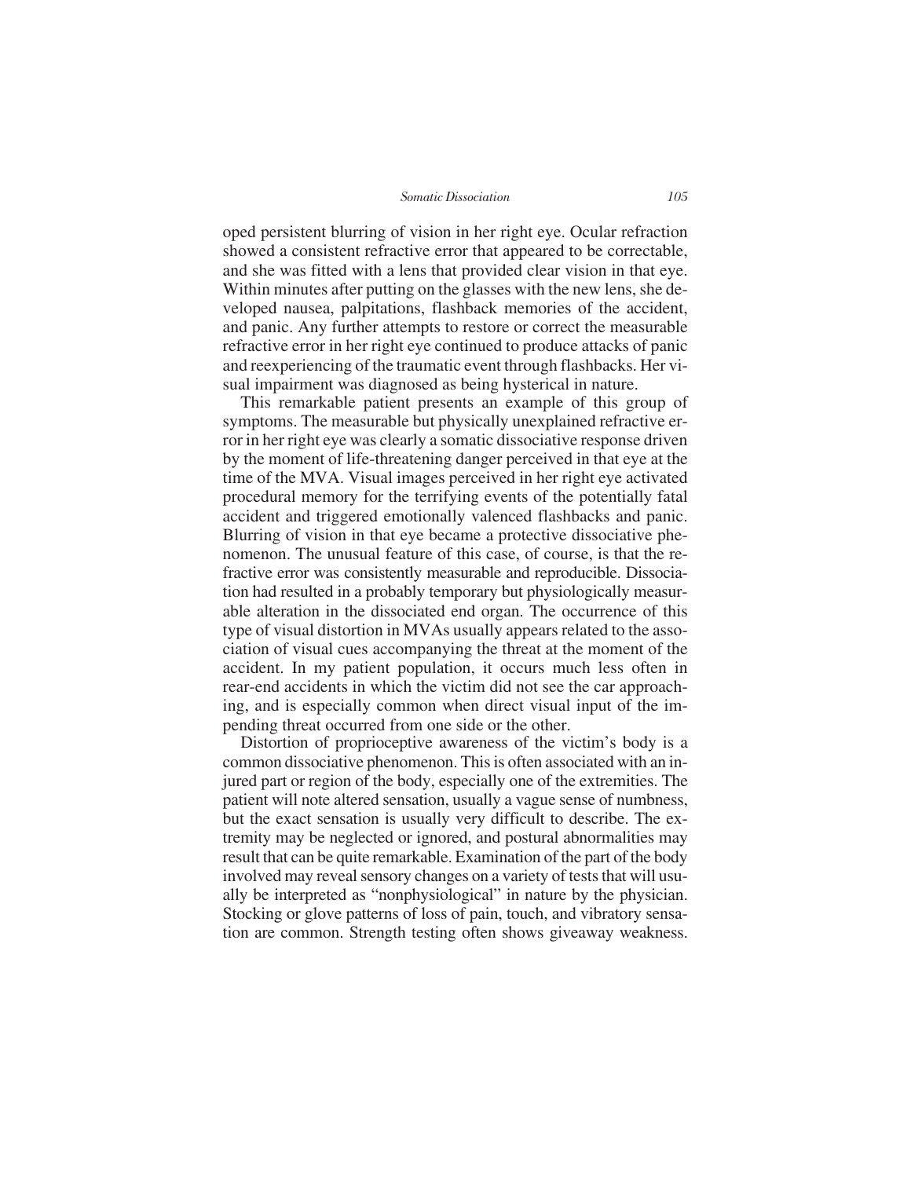oped persistent blurring of vision in her right eye. Ocular refraction showed a consistent refractive error that appeared to be correctable, and she was fitted with a lens that provided clear vision in that eye. Within minutes after putting on the glasses with the new lens, she developed nausea, palpitations, flashback memories of the accident, and panic. Any further attempts to restore or correct the measurable refractive error in her right eye continued to produce attacks of panic and reexperiencing of the traumatic event through flashbacks. Her visual impairment was diagnosed as being hysterical in nature.

This remarkable patient presents an example of this group of symptoms. The measurable but physically unexplained refractive error in her right eye was clearly a somatic dissociative response driven by the moment of life-threatening danger perceived in that eye at the time of the MVA. Visual images perceived in her right eye activated procedural memory for the terrifying events of the potentially fatal accident and triggered emotionally valenced flashbacks and panic. Blurring of vision in that eye became a protective dissociative phenomenon. The unusual feature of this case, of course, is that the refractive error was consistently measurable and reproducible. Dissociation had resulted in a probably temporary but physiologically measurable alteration in the dissociated end organ. The occurrence of this type of visual distortion in MVAs usually appears related to the association of visual cues accompanying the threat at the moment of the accident. In my patient population, it occurs much less often in rear-end accidents in which the victim did not see the car approaching, and is especially common when direct visual input of the impending threat occurred from one side or the other.

Distortion of proprioceptive awareness of the victim's body is a common dissociative phenomenon. This is often associated with an injured part or region of the body, especially one of the extremities. The patient will note altered sensation, usually a vague sense of numbness, but the exact sensation is usually very difficult to describe. The extremity may be neglected or ignored, and postural abnormalities may result that can be quite remarkable. Examination of the part of the body involved may reveal sensory changes on a variety of tests that will usually be interpreted as "nonphysiological" in nature by the physician. Stocking or glove patterns of loss of pain, touch, and vibratory sensation are common. Strength testing often shows giveaway weakness.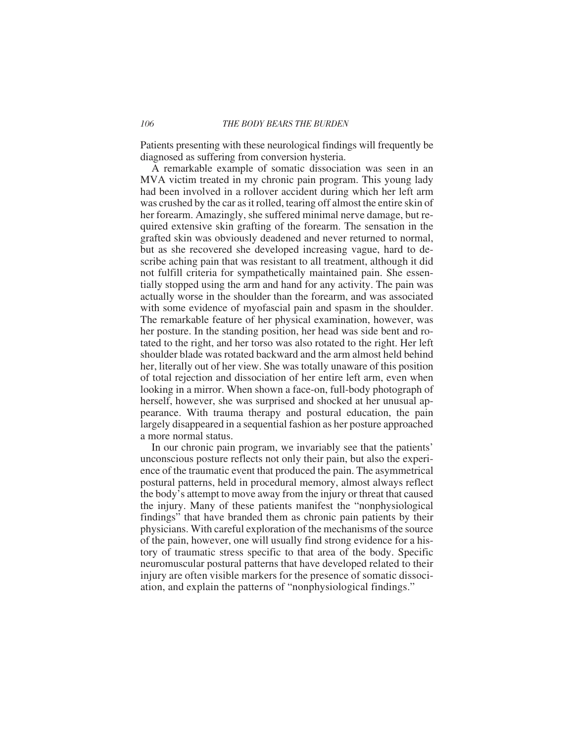Patients presenting with these neurological findings will frequently be diagnosed as suffering from conversion hysteria.

A remarkable example of somatic dissociation was seen in an MVA victim treated in my chronic pain program. This young lady had been involved in a rollover accident during which her left arm was crushed by the car as it rolled, tearing off almost the entire skin of her forearm. Amazingly, she suffered minimal nerve damage, but required extensive skin grafting of the forearm. The sensation in the grafted skin was obviously deadened and never returned to normal, but as she recovered she developed increasing vague, hard to describe aching pain that was resistant to all treatment, although it did not fulfill criteria for sympathetically maintained pain. She essentially stopped using the arm and hand for any activity. The pain was actually worse in the shoulder than the forearm, and was associated with some evidence of myofascial pain and spasm in the shoulder. The remarkable feature of her physical examination, however, was her posture. In the standing position, her head was side bent and rotated to the right, and her torso was also rotated to the right. Her left shoulder blade was rotated backward and the arm almost held behind her, literally out of her view. She was totally unaware of this position of total rejection and dissociation of her entire left arm, even when looking in a mirror. When shown a face-on, full-body photograph of herself, however, she was surprised and shocked at her unusual appearance. With trauma therapy and postural education, the pain largely disappeared in a sequential fashion as her posture approached a more normal status.

In our chronic pain program, we invariably see that the patients' unconscious posture reflects not only their pain, but also the experience of the traumatic event that produced the pain. The asymmetrical postural patterns, held in procedural memory, almost always reflect the body's attempt to move away from the injury or threat that caused the injury. Many of these patients manifest the "nonphysiological findings" that have branded them as chronic pain patients by their physicians. With careful exploration of the mechanisms of the source of the pain, however, one will usually find strong evidence for a history of traumatic stress specific to that area of the body. Specific neuromuscular postural patterns that have developed related to their injury are often visible markers for the presence of somatic dissociation, and explain the patterns of "nonphysiological findings."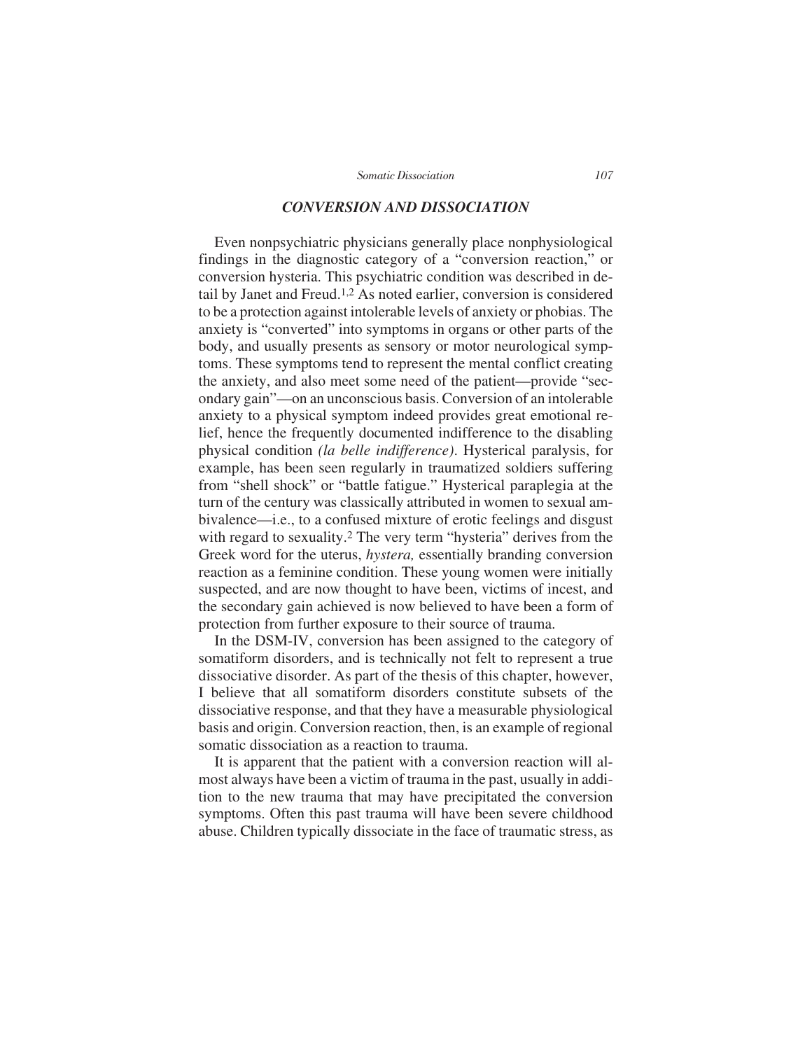## *CONVERSION AND DISSOCIATION*

Even nonpsychiatric physicians generally place nonphysiological findings in the diagnostic category of a "conversion reaction," or conversion hysteria. This psychiatric condition was described in detail by Janet and Freud.[1,2] As noted earlier, conversion is considered to be a protection against intolerable levels of anxiety or phobias. The anxiety is "converted" into symptoms in organs or other parts of the body, and usually presents as sensory or motor neurological symptoms. These symptoms tend to represent the mental conflict creating the anxiety, and also meet some need of the patient—provide "secondary gain"—on an unconscious basis. Conversion of an intolerable anxiety to a physical symptom indeed provides great emotional relief, hence the frequently documented indifference to the disabling physical condition *(la belle indifference)*. Hysterical paralysis, for example, has been seen regularly in traumatized soldiers suffering from "shell shock" or "battle fatigue." Hysterical paraplegia at the turn of the century was classically attributed in women to sexual ambivalence—i.e., to a confused mixture of erotic feelings and disgust with regard to sexuality.[2] The very term "hysteria" derives from the Greek word for the uterus, *hystera,* essentially branding conversion reaction as a feminine condition. These young women were initially suspected, and are now thought to have been, victims of incest, and the secondary gain achieved is now believed to have been a form of protection from further exposure to their source of trauma.

In the DSM-IV, conversion has been assigned to the category of somatiform disorders, and is technically not felt to represent a true dissociative disorder. As part of the thesis of this chapter, however, I believe that all somatiform disorders constitute subsets of the dissociative response, and that they have a measurable physiological basis and origin. Conversion reaction, then, is an example of regional somatic dissociation as a reaction to trauma.

It is apparent that the patient with a conversion reaction will almost always have been a victim of trauma in the past, usually in addition to the new trauma that may have precipitated the conversion symptoms. Often this past trauma will have been severe childhood abuse. Children typically dissociate in the face of traumatic stress, as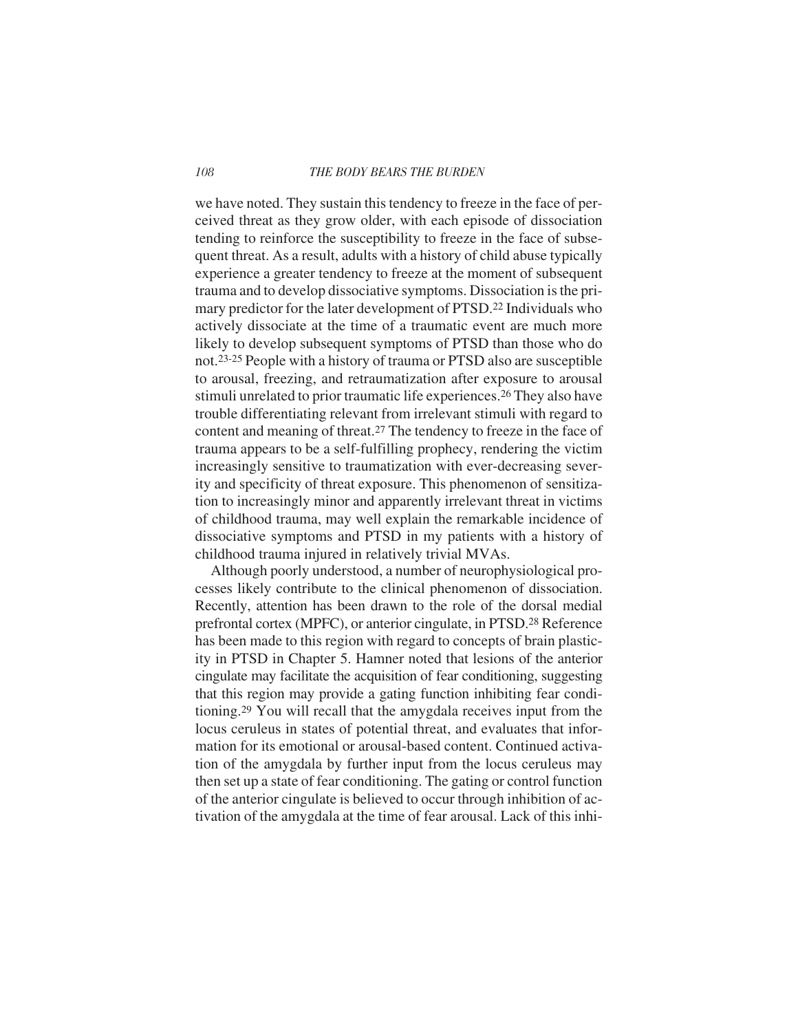we have noted. They sustain this tendency to freeze in the face of perceived threat as they grow older, with each episode of dissociation tending to reinforce the susceptibility to freeze in the face of subsequent threat. As a result, adults with a history of child abuse typically experience a greater tendency to freeze at the moment of subsequent trauma and to develop dissociative symptoms. Dissociation is the primary predictor for the later development of PTSD.[22] Individuals who actively dissociate at the time of a traumatic event are much more likely to develop subsequent symptoms of PTSD than those who do not.[23-25] People with a history of trauma or PTSD also are susceptible to arousal, freezing, and retraumatization after exposure to arousal stimuli unrelated to prior traumatic life experiences.[26] They also have trouble differentiating relevant from irrelevant stimuli with regard to content and meaning of threat.[27] The tendency to freeze in the face of trauma appears to be a self-fulfilling prophecy, rendering the victim increasingly sensitive to traumatization with ever-decreasing severity and specificity of threat exposure. This phenomenon of sensitization to increasingly minor and apparently irrelevant threat in victims of childhood trauma, may well explain the remarkable incidence of dissociative symptoms and PTSD in my patients with a history of childhood trauma injured in relatively trivial MVAs.

Although poorly understood, a number of neurophysiological processes likely contribute to the clinical phenomenon of dissociation. Recently, attention has been drawn to the role of the dorsal medial prefrontal cortex (MPFC), or anterior cingulate, in PTSD.[28] Reference has been made to this region with regard to concepts of brain plasticity in PTSD in Chapter 5. Hamner noted that lesions of the anterior cingulate may facilitate the acquisition of fear conditioning, suggesting that this region may provide a gating function inhibiting fear conditioning.[29] You will recall that the amygdala receives input from the locus ceruleus in states of potential threat, and evaluates that information for its emotional or arousal-based content. Continued activation of the amygdala by further input from the locus ceruleus may then set up a state of fear conditioning. The gating or control function of the anterior cingulate is believed to occur through inhibition of activation of the amygdala at the time of fear arousal. Lack of this inhi-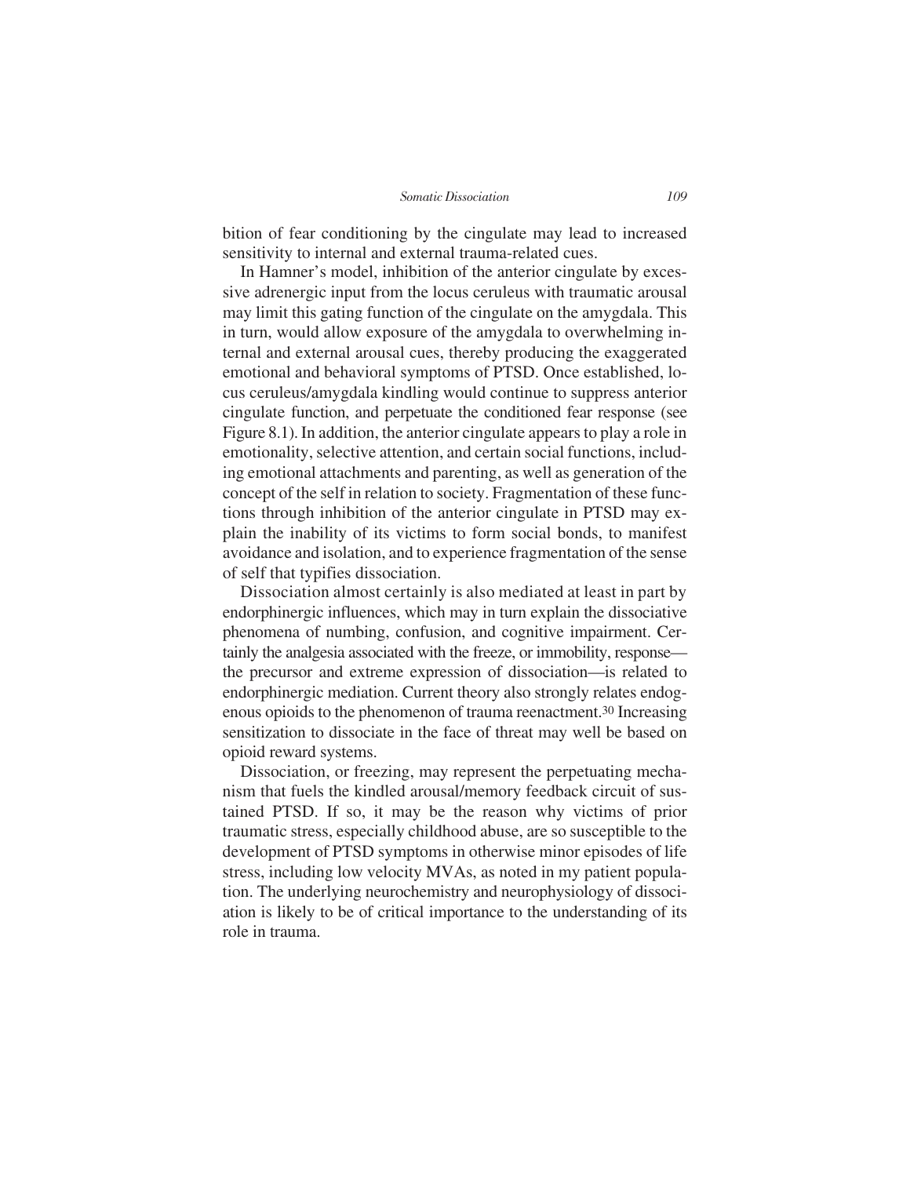bition of fear conditioning by the cingulate may lead to increased sensitivity to internal and external trauma-related cues.

In Hamner's model, inhibition of the anterior cingulate by excessive adrenergic input from the locus ceruleus with traumatic arousal may limit this gating function of the cingulate on the amygdala. This in turn, would allow exposure of the amygdala to overwhelming internal and external arousal cues, thereby producing the exaggerated emotional and behavioral symptoms of PTSD. Once established, locus ceruleus/amygdala kindling would continue to suppress anterior cingulate function, and perpetuate the conditioned fear response (see Figure 8.1). In addition, the anterior cingulate appears to play a role in emotionality, selective attention, and certain social functions, including emotional attachments and parenting, as well as generation of the concept of the self in relation to society. Fragmentation of these functions through inhibition of the anterior cingulate in PTSD may explain the inability of its victims to form social bonds, to manifest avoidance and isolation, and to experience fragmentation of the sense of self that typifies dissociation.

Dissociation almost certainly is also mediated at least in part by endorphinergic influences, which may in turn explain the dissociative phenomena of numbing, confusion, and cognitive impairment. Certainly the analgesia associated with the freeze, or immobility, response—the precursor and extreme expression of dissociation—is related to endorphinergic mediation. Current theory also strongly relates endogenous opioids to the phenomenon of trauma reenactment.[30] Increasing sensitization to dissociate in the face of threat may well be based on opioid reward systems.

Dissociation, or freezing, may represent the perpetuating mechanism that fuels the kindled arousal/memory feedback circuit of sustained PTSD. If so, it may be the reason why victims of prior traumatic stress, especially childhood abuse, are so susceptible to the development of PTSD symptoms in otherwise minor episodes of life stress, including low velocity MVAs, as noted in my patient population. The underlying neurochemistry and neurophysiology of dissociation is likely to be of critical importance to the understanding of its role in trauma.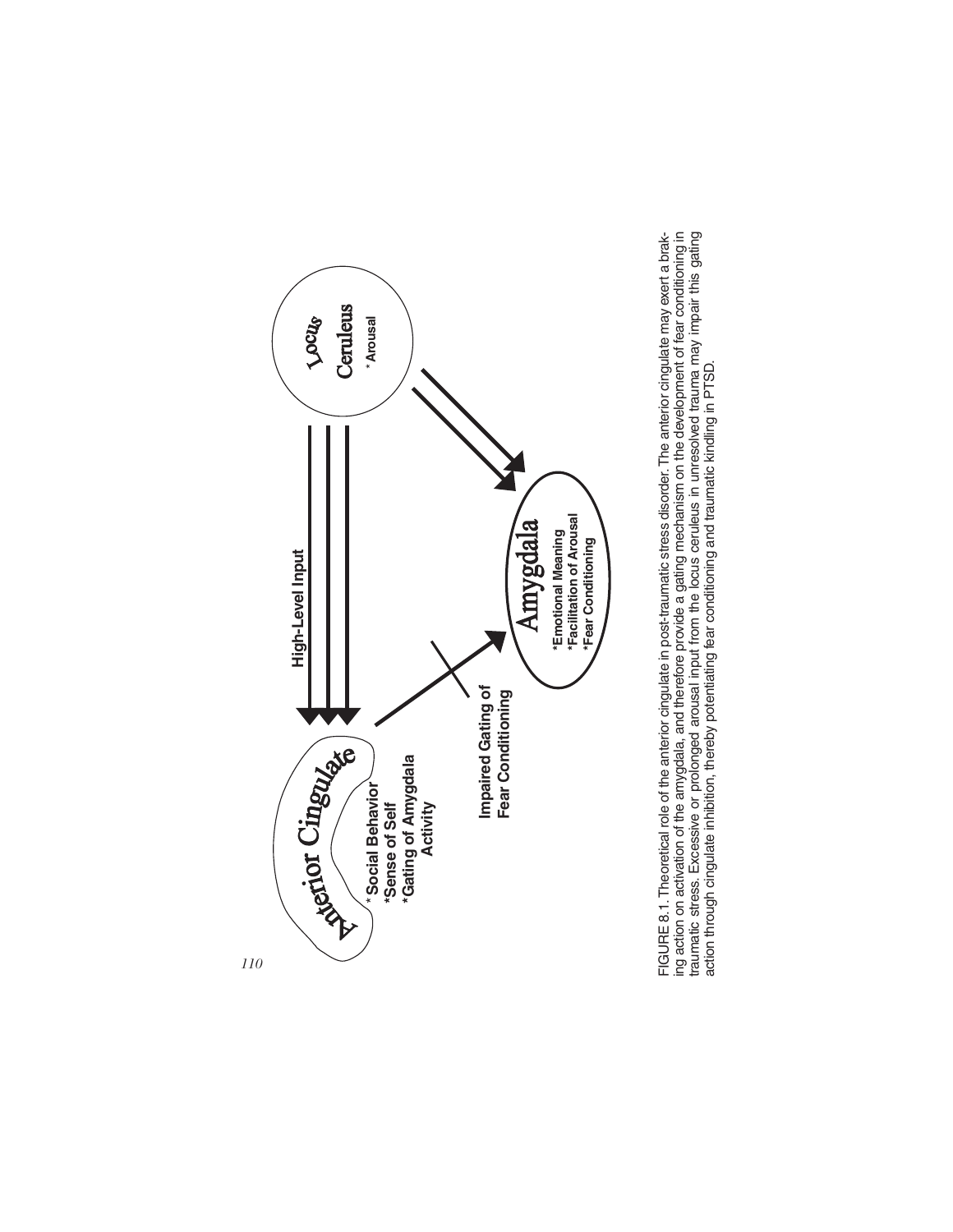Anterior Cingulate

* Social Behavior
*Sense of Self
*Gating of Amygdala Activity

High-Level Input

Locus Ceruleus

* Arousal

Impaired Gating of Fear Conditioning

Amygdala

*Emotional Meaning
*Facilitation of Arousal
*Fear Conditioning

FIGURE 8.1. Theoretical role of the anterior cingulate in post-traumatic stress disorder. The anterior cingulate may exert a braking action on activation of the amygdala, and therefore provide a gating mechanism on the development of fear conditioning in traumatic stress. Excessive or prolonged arousal input from the locus ceruleus in unresolved trauma may impair this gating action through cingulate inhibition, thereby potentiating fear conditioning and traumatic kindling in PTSD.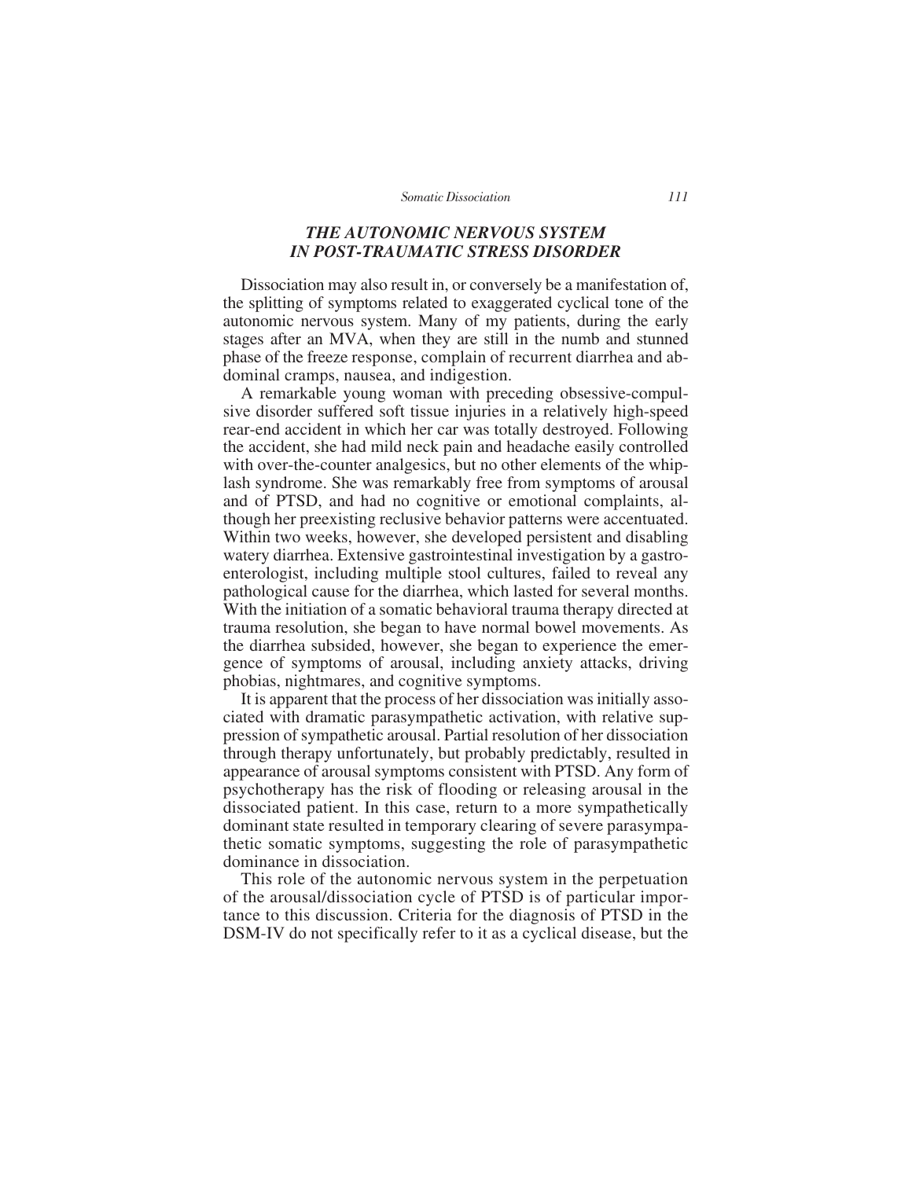## *THE AUTONOMIC NERVOUS SYSTEM IN POST-TRAUMATIC STRESS DISORDER*

Dissociation may also result in, or conversely be a manifestation of, the splitting of symptoms related to exaggerated cyclical tone of the autonomic nervous system. Many of my patients, during the early stages after an MVA, when they are still in the numb and stunned phase of the freeze response, complain of recurrent diarrhea and abdominal cramps, nausea, and indigestion.

A remarkable young woman with preceding obsessive-compulsive disorder suffered soft tissue injuries in a relatively high-speed rear-end accident in which her car was totally destroyed. Following the accident, she had mild neck pain and headache easily controlled with over-the-counter analgesics, but no other elements of the whiplash syndrome. She was remarkably free from symptoms of arousal and of PTSD, and had no cognitive or emotional complaints, although her preexisting reclusive behavior patterns were accentuated. Within two weeks, however, she developed persistent and disabling watery diarrhea. Extensive gastrointestinal investigation by a gastroenterologist, including multiple stool cultures, failed to reveal any pathological cause for the diarrhea, which lasted for several months. With the initiation of a somatic behavioral trauma therapy directed at trauma resolution, she began to have normal bowel movements. As the diarrhea subsided, however, she began to experience the emergence of symptoms of arousal, including anxiety attacks, driving phobias, nightmares, and cognitive symptoms.

It is apparent that the process of her dissociation was initially associated with dramatic parasympathetic activation, with relative suppression of sympathetic arousal. Partial resolution of her dissociation through therapy unfortunately, but probably predictably, resulted in appearance of arousal symptoms consistent with PTSD. Any form of psychotherapy has the risk of flooding or releasing arousal in the dissociated patient. In this case, return to a more sympathetically dominant state resulted in temporary clearing of severe parasympathetic somatic symptoms, suggesting the role of parasympathetic dominance in dissociation.

This role of the autonomic nervous system in the perpetuation of the arousal/dissociation cycle of PTSD is of particular importance to this discussion. Criteria for the diagnosis of PTSD in the DSM-IV do not specifically refer to it as a cyclical disease, but the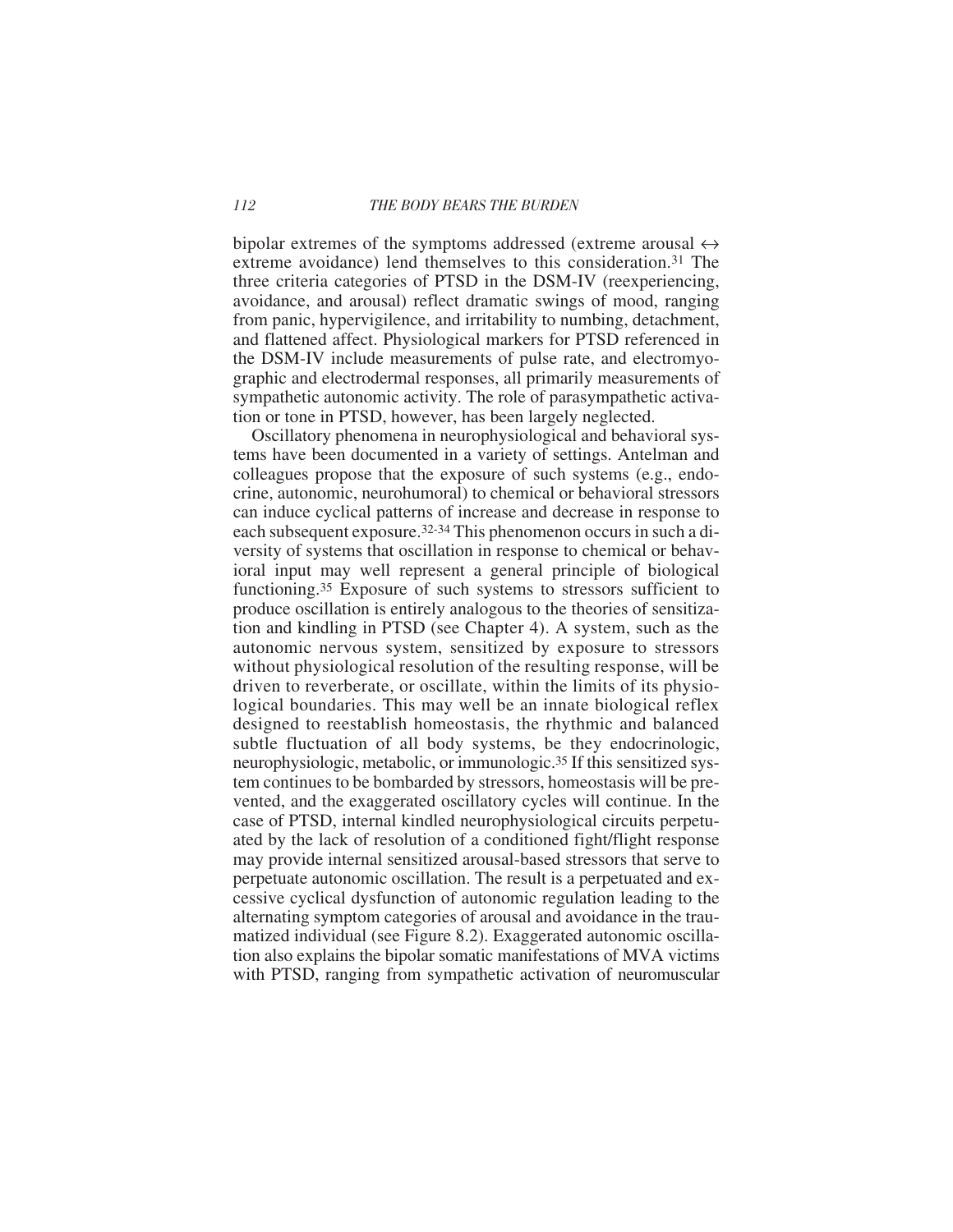bipolar extremes of the symptoms addressed (extreme arousal ↔ extreme avoidance) lend themselves to this consideration.[31] The three criteria categories of PTSD in the DSM-IV (reexperiencing, avoidance, and arousal) reflect dramatic swings of mood, ranging from panic, hypervigilence, and irritability to numbing, detachment, and flattened affect. Physiological markers for PTSD referenced in the DSM-IV include measurements of pulse rate, and electromyographic and electrodermal responses, all primarily measurements of sympathetic autonomic activity. The role of parasympathetic activation or tone in PTSD, however, has been largely neglected.

Oscillatory phenomena in neurophysiological and behavioral systems have been documented in a variety of settings. Antelman and colleagues propose that the exposure of such systems (e.g., endocrine, autonomic, neurohumoral) to chemical or behavioral stressors can induce cyclical patterns of increase and decrease in response to each subsequent exposure.[32-34] This phenomenon occurs in such a diversity of systems that oscillation in response to chemical or behavioral input may well represent a general principle of biological functioning.[35] Exposure of such systems to stressors sufficient to produce oscillation is entirely analogous to the theories of sensitization and kindling in PTSD (see Chapter 4). A system, such as the autonomic nervous system, sensitized by exposure to stressors without physiological resolution of the resulting response, will be driven to reverberate, or oscillate, within the limits of its physiological boundaries. This may well be an innate biological reflex designed to reestablish homeostasis, the rhythmic and balanced subtle fluctuation of all body systems, be they endocrinologic, neurophysiologic, metabolic, or immunologic.[35] If this sensitized system continues to be bombarded by stressors, homeostasis will be prevented, and the exaggerated oscillatory cycles will continue. In the case of PTSD, internal kindled neurophysiological circuits perpetuated by the lack of resolution of a conditioned fight/flight response may provide internal sensitized arousal-based stressors that serve to perpetuate autonomic oscillation. The result is a perpetuated and excessive cyclical dysfunction of autonomic regulation leading to the alternating symptom categories of arousal and avoidance in the traumatized individual (see Figure 8.2). Exaggerated autonomic oscillation also explains the bipolar somatic manifestations of MVA victims with PTSD, ranging from sympathetic activation of neuromuscular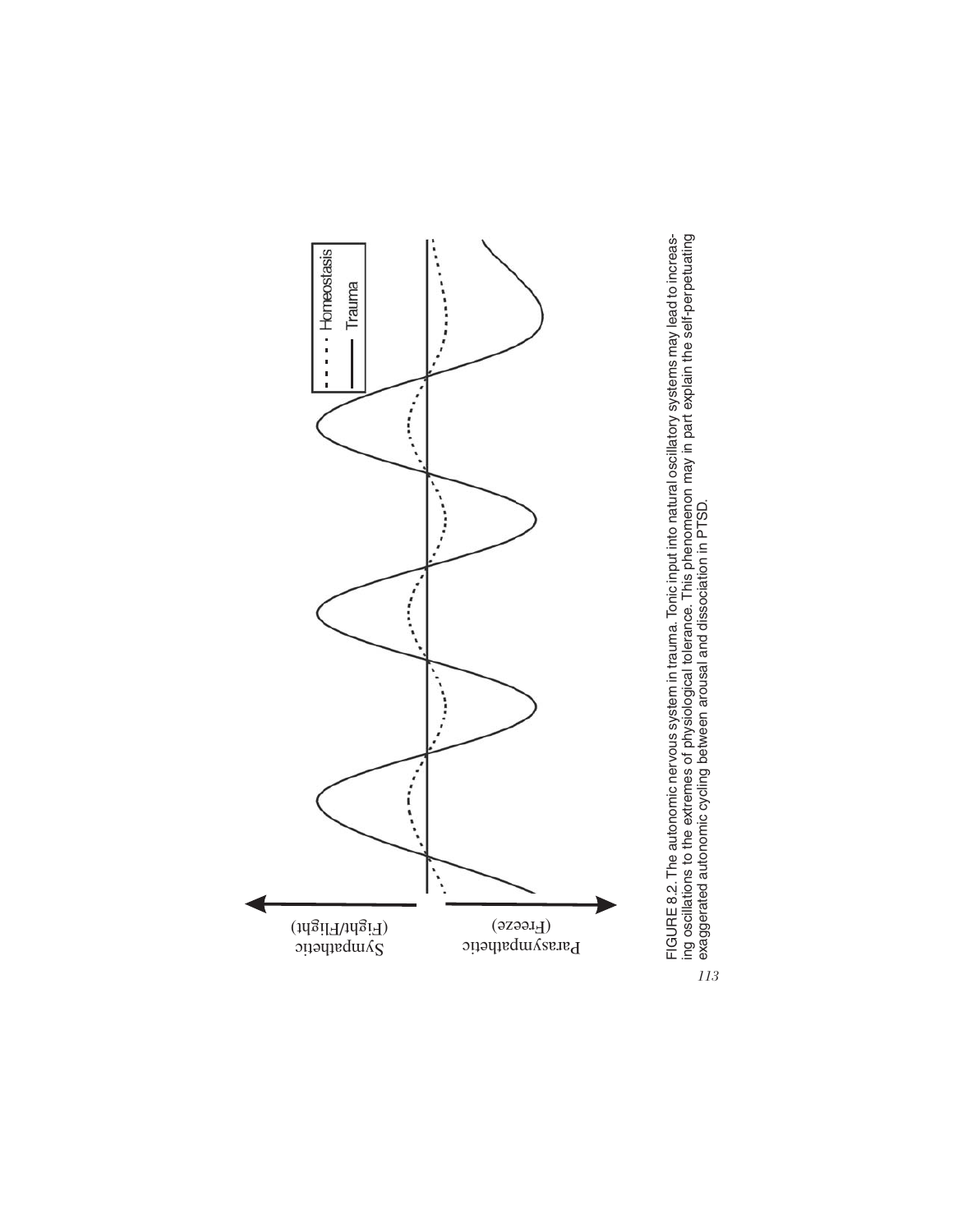FIGURE 8.2. The autonomic nervous system in trauma. Tonic input into natural oscillatory systems may lead to increasing oscillations to the extremes of physiological tolerance. This phenomenon may in part explain the self-perpetuating exaggerated autonomic cycling between arousal and dissociation in PTSD.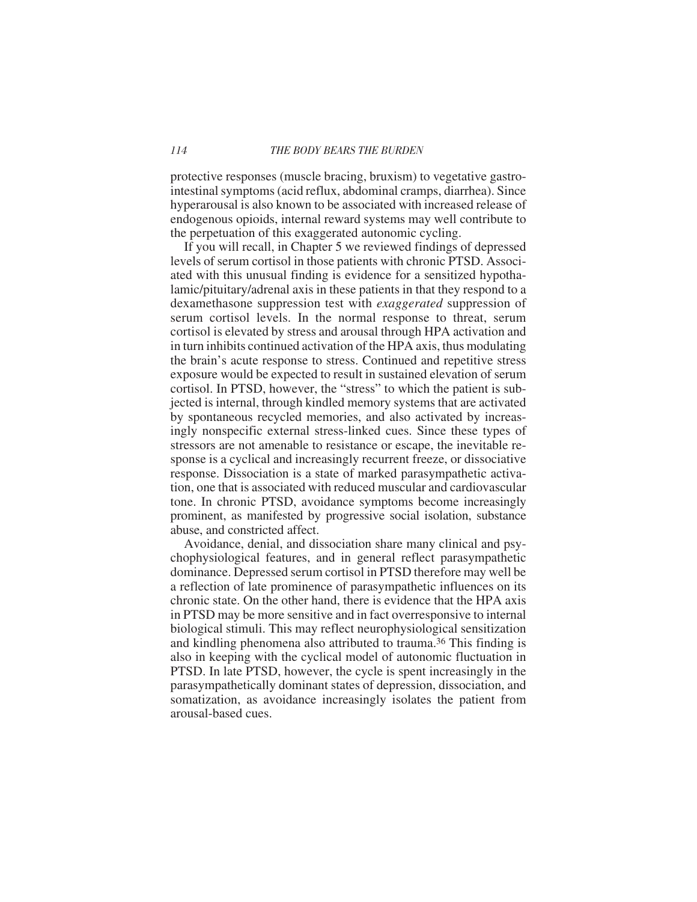protective responses (muscle bracing, bruxism) to vegetative gastrointestinal symptoms (acid reflux, abdominal cramps, diarrhea). Since hyperarousal is also known to be associated with increased release of endogenous opioids, internal reward systems may well contribute to the perpetuation of this exaggerated autonomic cycling.

If you will recall, in Chapter 5 we reviewed findings of depressed levels of serum cortisol in those patients with chronic PTSD. Associated with this unusual finding is evidence for a sensitized hypothalamic/pituitary/adrenal axis in these patients in that they respond to a dexamethasone suppression test with *exaggerated* suppression of serum cortisol levels. In the normal response to threat, serum cortisol is elevated by stress and arousal through HPA activation and in turn inhibits continued activation of the HPA axis, thus modulating the brain's acute response to stress. Continued and repetitive stress exposure would be expected to result in sustained elevation of serum cortisol. In PTSD, however, the "stress" to which the patient is subjected is internal, through kindled memory systems that are activated by spontaneous recycled memories, and also activated by increasingly nonspecific external stress-linked cues. Since these types of stressors are not amenable to resistance or escape, the inevitable response is a cyclical and increasingly recurrent freeze, or dissociative response. Dissociation is a state of marked parasympathetic activation, one that is associated with reduced muscular and cardiovascular tone. In chronic PTSD, avoidance symptoms become increasingly prominent, as manifested by progressive social isolation, substance abuse, and constricted affect.

Avoidance, denial, and dissociation share many clinical and psychophysiological features, and in general reflect parasympathetic dominance. Depressed serum cortisol in PTSD therefore may well be a reflection of late prominence of parasympathetic influences on its chronic state. On the other hand, there is evidence that the HPA axis in PTSD may be more sensitive and in fact overresponsive to internal biological stimuli. This may reflect neurophysiological sensitization and kindling phenomena also attributed to trauma.[36] This finding is also in keeping with the cyclical model of autonomic fluctuation in PTSD. In late PTSD, however, the cycle is spent increasingly in the parasympathetically dominant states of depression, dissociation, and somatization, as avoidance increasingly isolates the patient from arousal-based cues.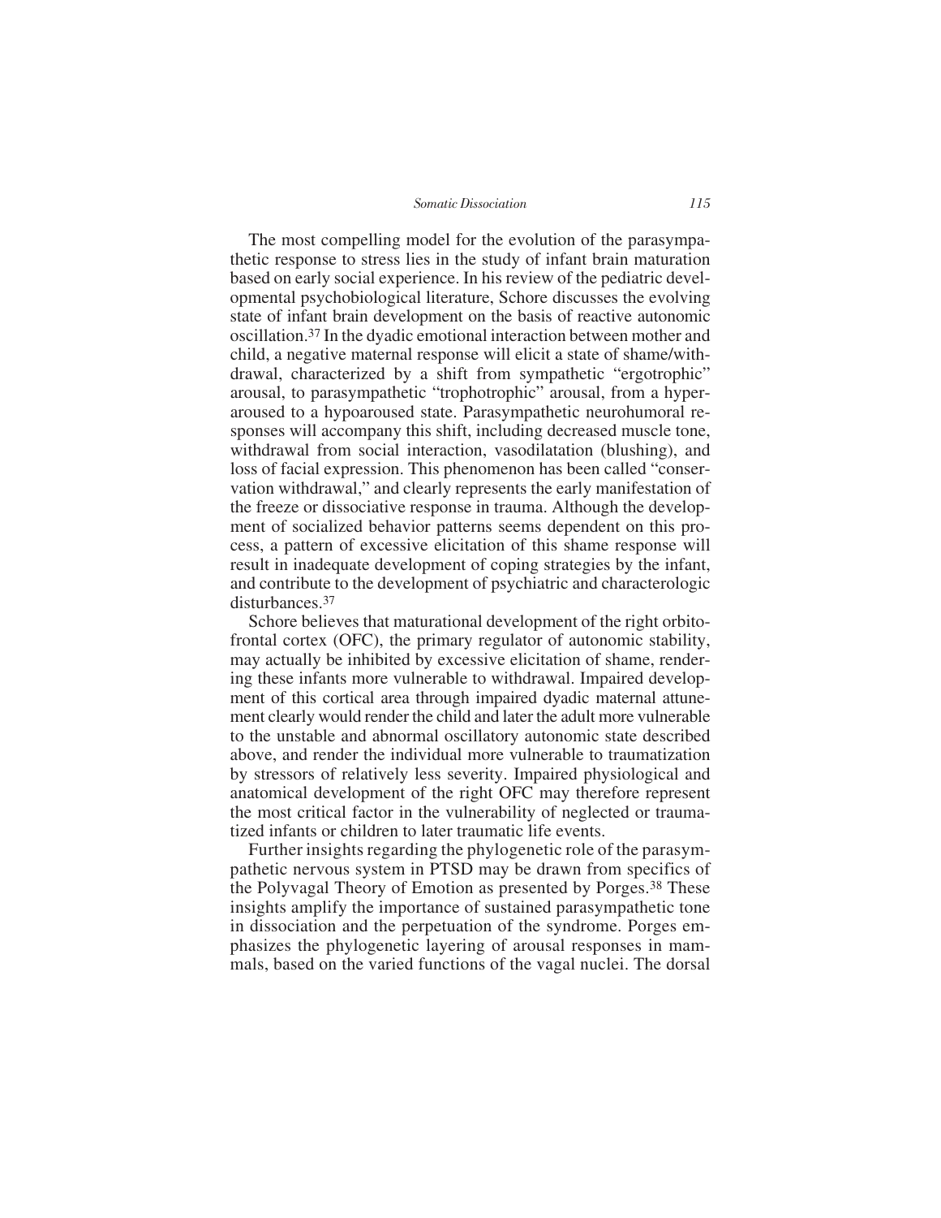The most compelling model for the evolution of the parasympathetic response to stress lies in the study of infant brain maturation based on early social experience. In his review of the pediatric developmental psychobiological literature, Schore discusses the evolving state of infant brain development on the basis of reactive autonomic oscillation.[37] In the dyadic emotional interaction between mother and child, a negative maternal response will elicit a state of shame/withdrawal, characterized by a shift from sympathetic "ergotrophic" arousal, to parasympathetic "trophotrophic" arousal, from a hyperaroused to a hypoaroused state. Parasympathetic neurohumoral responses will accompany this shift, including decreased muscle tone, withdrawal from social interaction, vasodilatation (blushing), and loss of facial expression. This phenomenon has been called "conservation withdrawal," and clearly represents the early manifestation of the freeze or dissociative response in trauma. Although the development of socialized behavior patterns seems dependent on this process, a pattern of excessive elicitation of this shame response will result in inadequate development of coping strategies by the infant, and contribute to the development of psychiatric and characterologic disturbances.[37]

Schore believes that maturational development of the right orbitofrontal cortex (OFC), the primary regulator of autonomic stability, may actually be inhibited by excessive elicitation of shame, rendering these infants more vulnerable to withdrawal. Impaired development of this cortical area through impaired dyadic maternal attunement clearly would render the child and later the adult more vulnerable to the unstable and abnormal oscillatory autonomic state described above, and render the individual more vulnerable to traumatization by stressors of relatively less severity. Impaired physiological and anatomical development of the right OFC may therefore represent the most critical factor in the vulnerability of neglected or traumatized infants or children to later traumatic life events.

Further insights regarding the phylogenetic role of the parasympathetic nervous system in PTSD may be drawn from specifics of the Polyvagal Theory of Emotion as presented by Porges.[38] These insights amplify the importance of sustained parasympathetic tone in dissociation and the perpetuation of the syndrome. Porges emphasizes the phylogenetic layering of arousal responses in mammals, based on the varied functions of the vagal nuclei. The dorsal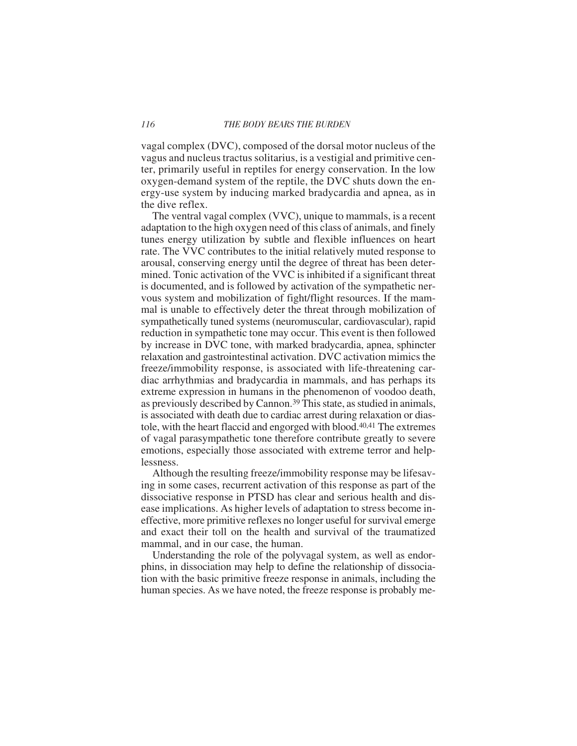vagal complex (DVC), composed of the dorsal motor nucleus of the vagus and nucleus tractus solitarius, is a vestigial and primitive center, primarily useful in reptiles for energy conservation. In the low oxygen-demand system of the reptile, the DVC shuts down the energy-use system by inducing marked bradycardia and apnea, as in the dive reflex.

The ventral vagal complex (VVC), unique to mammals, is a recent adaptation to the high oxygen need of this class of animals, and finely tunes energy utilization by subtle and flexible influences on heart rate. The VVC contributes to the initial relatively muted response to arousal, conserving energy until the degree of threat has been determined. Tonic activation of the VVC is inhibited if a significant threat is documented, and is followed by activation of the sympathetic nervous system and mobilization of fight/flight resources. If the mammal is unable to effectively deter the threat through mobilization of sympathetically tuned systems (neuromuscular, cardiovascular), rapid reduction in sympathetic tone may occur. This event is then followed by increase in DVC tone, with marked bradycardia, apnea, sphincter relaxation and gastrointestinal activation. DVC activation mimics the freeze/immobility response, is associated with life-threatening cardiac arrhythmias and bradycardia in mammals, and has perhaps its extreme expression in humans in the phenomenon of voodoo death, as previously described by Cannon.[39] This state, as studied in animals, is associated with death due to cardiac arrest during relaxation or diastole, with the heart flaccid and engorged with blood.[40,41] The extremes of vagal parasympathetic tone therefore contribute greatly to severe emotions, especially those associated with extreme terror and helplessness.

Although the resulting freeze/immobility response may be lifesaving in some cases, recurrent activation of this response as part of the dissociative response in PTSD has clear and serious health and disease implications. As higher levels of adaptation to stress become ineffective, more primitive reflexes no longer useful for survival emerge and exact their toll on the health and survival of the traumatized mammal, and in our case, the human.

Understanding the role of the polyvagal system, as well as endorphins, in dissociation may help to define the relationship of dissociation with the basic primitive freeze response in animals, including the human species. As we have noted, the freeze response is probably me-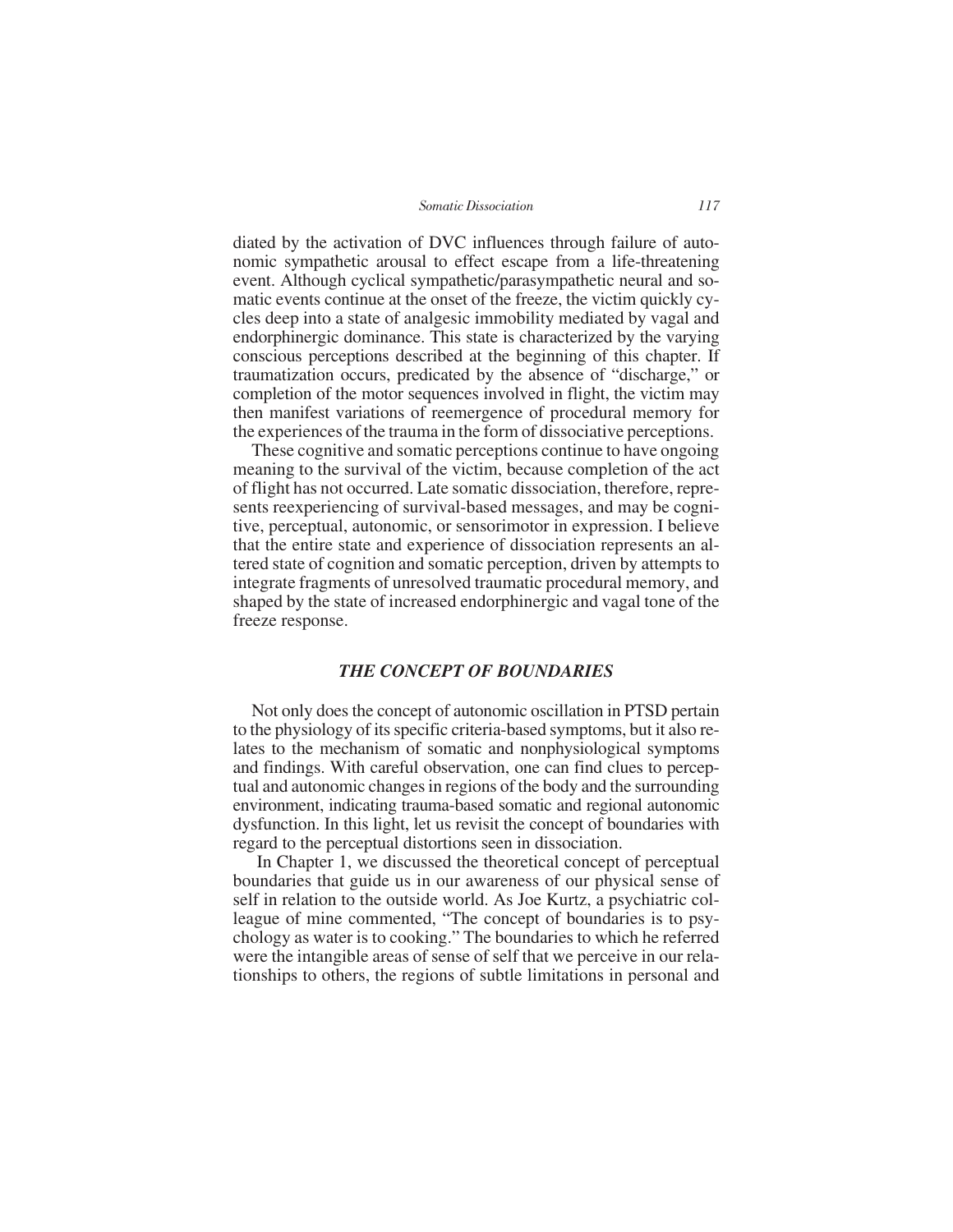diated by the activation of DVC influences through failure of autonomic sympathetic arousal to effect escape from a life-threatening event. Although cyclical sympathetic/parasympathetic neural and somatic events continue at the onset of the freeze, the victim quickly cycles deep into a state of analgesic immobility mediated by vagal and endorphinergic dominance. This state is characterized by the varying conscious perceptions described at the beginning of this chapter. If traumatization occurs, predicated by the absence of "discharge," or completion of the motor sequences involved in flight, the victim may then manifest variations of reemergence of procedural memory for the experiences of the trauma in the form of dissociative perceptions.

These cognitive and somatic perceptions continue to have ongoing meaning to the survival of the victim, because completion of the act of flight has not occurred. Late somatic dissociation, therefore, represents reexperiencing of survival-based messages, and may be cognitive, perceptual, autonomic, or sensorimotor in expression. I believe that the entire state and experience of dissociation represents an altered state of cognition and somatic perception, driven by attempts to integrate fragments of unresolved traumatic procedural memory, and shaped by the state of increased endorphinergic and vagal tone of the freeze response.

## *THE CONCEPT OF BOUNDARIES*

Not only does the concept of autonomic oscillation in PTSD pertain to the physiology of its specific criteria-based symptoms, but it also relates to the mechanism of somatic and nonphysiological symptoms and findings. With careful observation, one can find clues to perceptual and autonomic changes in regions of the body and the surrounding environment, indicating trauma-based somatic and regional autonomic dysfunction. In this light, let us revisit the concept of boundaries with regard to the perceptual distortions seen in dissociation.

In Chapter 1, we discussed the theoretical concept of perceptual boundaries that guide us in our awareness of our physical sense of self in relation to the outside world. As Joe Kurtz, a psychiatric colleague of mine commented, "The concept of boundaries is to psychology as water is to cooking." The boundaries to which he referred were the intangible areas of sense of self that we perceive in our relationships to others, the regions of subtle limitations in personal and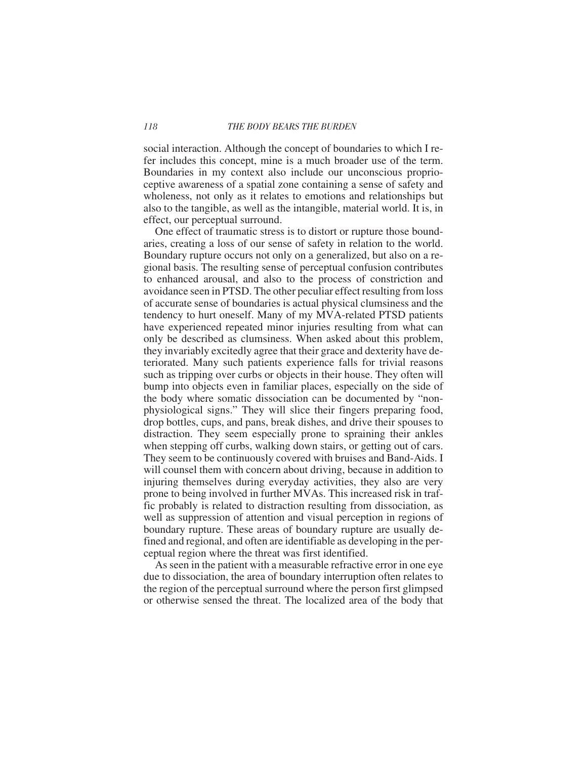social interaction. Although the concept of boundaries to which I refer includes this concept, mine is a much broader use of the term. Boundaries in my context also include our unconscious proprioceptive awareness of a spatial zone containing a sense of safety and wholeness, not only as it relates to emotions and relationships but also to the tangible, as well as the intangible, material world. It is, in effect, our perceptual surround.

One effect of traumatic stress is to distort or rupture those boundaries, creating a loss of our sense of safety in relation to the world. Boundary rupture occurs not only on a generalized, but also on a regional basis. The resulting sense of perceptual confusion contributes to enhanced arousal, and also to the process of constriction and avoidance seen in PTSD. The other peculiar effect resulting from loss of accurate sense of boundaries is actual physical clumsiness and the tendency to hurt oneself. Many of my MVA-related PTSD patients have experienced repeated minor injuries resulting from what can only be described as clumsiness. When asked about this problem, they invariably excitedly agree that their grace and dexterity have deteriorated. Many such patients experience falls for trivial reasons such as tripping over curbs or objects in their house. They often will bump into objects even in familiar places, especially on the side of the body where somatic dissociation can be documented by "nonphysiological signs." They will slice their fingers preparing food, drop bottles, cups, and pans, break dishes, and drive their spouses to distraction. They seem especially prone to spraining their ankles when stepping off curbs, walking down stairs, or getting out of cars. They seem to be continuously covered with bruises and Band-Aids. I will counsel them with concern about driving, because in addition to injuring themselves during everyday activities, they also are very prone to being involved in further MVAs. This increased risk in traffic probably is related to distraction resulting from dissociation, as well as suppression of attention and visual perception in regions of boundary rupture. These areas of boundary rupture are usually defined and regional, and often are identifiable as developing in the perceptual region where the threat was first identified.

As seen in the patient with a measurable refractive error in one eye due to dissociation, the area of boundary interruption often relates to the region of the perceptual surround where the person first glimpsed or otherwise sensed the threat. The localized area of the body that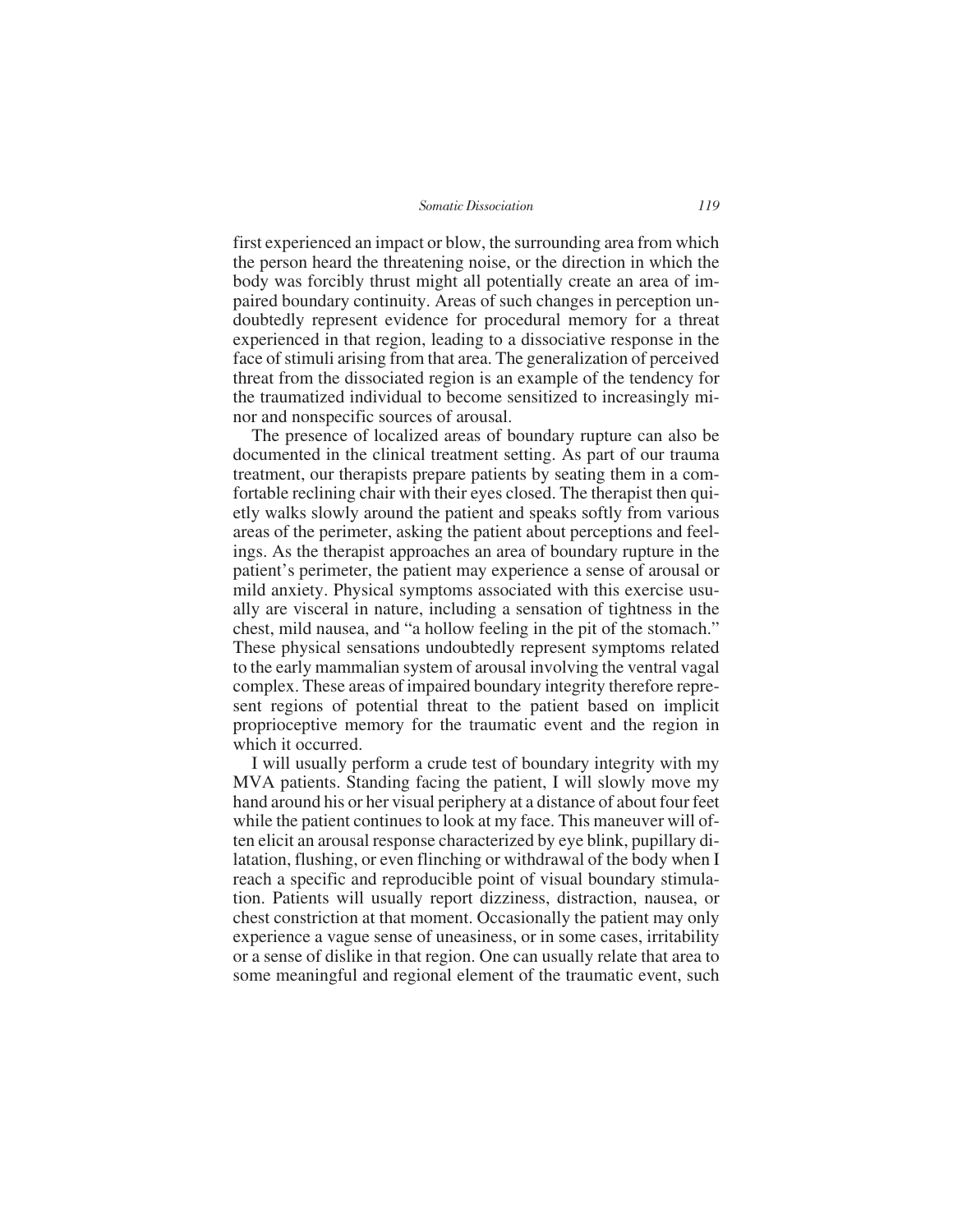first experienced an impact or blow, the surrounding area from which the person heard the threatening noise, or the direction in which the body was forcibly thrust might all potentially create an area of impaired boundary continuity. Areas of such changes in perception undoubtedly represent evidence for procedural memory for a threat experienced in that region, leading to a dissociative response in the face of stimuli arising from that area. The generalization of perceived threat from the dissociated region is an example of the tendency for the traumatized individual to become sensitized to increasingly minor and nonspecific sources of arousal.

The presence of localized areas of boundary rupture can also be documented in the clinical treatment setting. As part of our trauma treatment, our therapists prepare patients by seating them in a comfortable reclining chair with their eyes closed. The therapist then quietly walks slowly around the patient and speaks softly from various areas of the perimeter, asking the patient about perceptions and feelings. As the therapist approaches an area of boundary rupture in the patient's perimeter, the patient may experience a sense of arousal or mild anxiety. Physical symptoms associated with this exercise usually are visceral in nature, including a sensation of tightness in the chest, mild nausea, and "a hollow feeling in the pit of the stomach." These physical sensations undoubtedly represent symptoms related to the early mammalian system of arousal involving the ventral vagal complex. These areas of impaired boundary integrity therefore represent regions of potential threat to the patient based on implicit proprioceptive memory for the traumatic event and the region in which it occurred.

I will usually perform a crude test of boundary integrity with my MVA patients. Standing facing the patient, I will slowly move my hand around his or her visual periphery at a distance of about four feet while the patient continues to look at my face. This maneuver will often elicit an arousal response characterized by eye blink, pupillary dilatation, flushing, or even flinching or withdrawal of the body when I reach a specific and reproducible point of visual boundary stimulation. Patients will usually report dizziness, distraction, nausea, or chest constriction at that moment. Occasionally the patient may only experience a vague sense of uneasiness, or in some cases, irritability or a sense of dislike in that region. One can usually relate that area to some meaningful and regional element of the traumatic event, such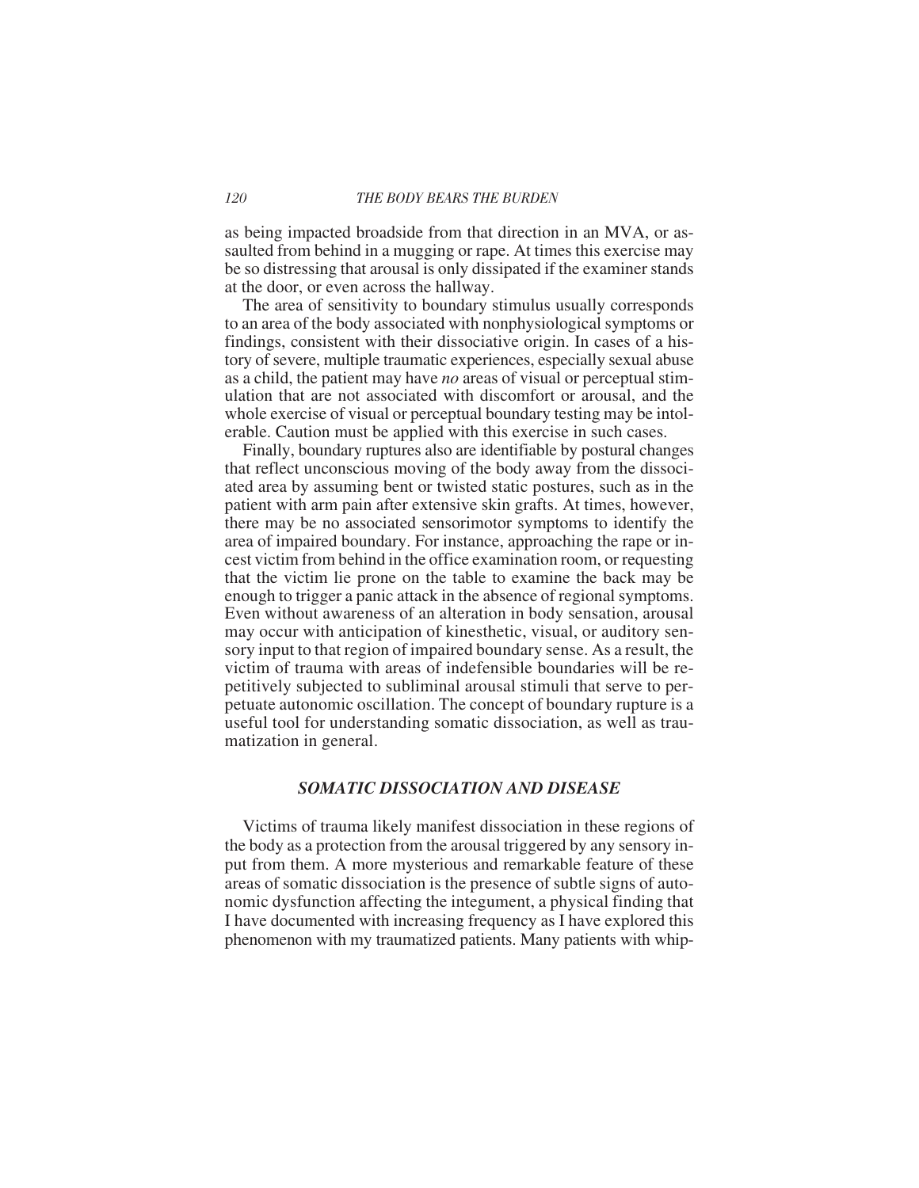as being impacted broadside from that direction in an MVA, or assaulted from behind in a mugging or rape. At times this exercise may be so distressing that arousal is only dissipated if the examiner stands at the door, or even across the hallway.

The area of sensitivity to boundary stimulus usually corresponds to an area of the body associated with nonphysiological symptoms or findings, consistent with their dissociative origin. In cases of a history of severe, multiple traumatic experiences, especially sexual abuse as a child, the patient may have *no* areas of visual or perceptual stimulation that are not associated with discomfort or arousal, and the whole exercise of visual or perceptual boundary testing may be intolerable. Caution must be applied with this exercise in such cases.

Finally, boundary ruptures also are identifiable by postural changes that reflect unconscious moving of the body away from the dissociated area by assuming bent or twisted static postures, such as in the patient with arm pain after extensive skin grafts. At times, however, there may be no associated sensorimotor symptoms to identify the area of impaired boundary. For instance, approaching the rape or incest victim from behind in the office examination room, or requesting that the victim lie prone on the table to examine the back may be enough to trigger a panic attack in the absence of regional symptoms. Even without awareness of an alteration in body sensation, arousal may occur with anticipation of kinesthetic, visual, or auditory sensory input to that region of impaired boundary sense. As a result, the victim of trauma with areas of indefensible boundaries will be repetitively subjected to subliminal arousal stimuli that serve to perpetuate autonomic oscillation. The concept of boundary rupture is a useful tool for understanding somatic dissociation, as well as traumatization in general.

### *SOMATIC DISSOCIATION AND DISEASE*

Victims of trauma likely manifest dissociation in these regions of the body as a protection from the arousal triggered by any sensory input from them. A more mysterious and remarkable feature of these areas of somatic dissociation is the presence of subtle signs of autonomic dysfunction affecting the integument, a physical finding that I have documented with increasing frequency as I have explored this phenomenon with my traumatized patients. Many patients with whip-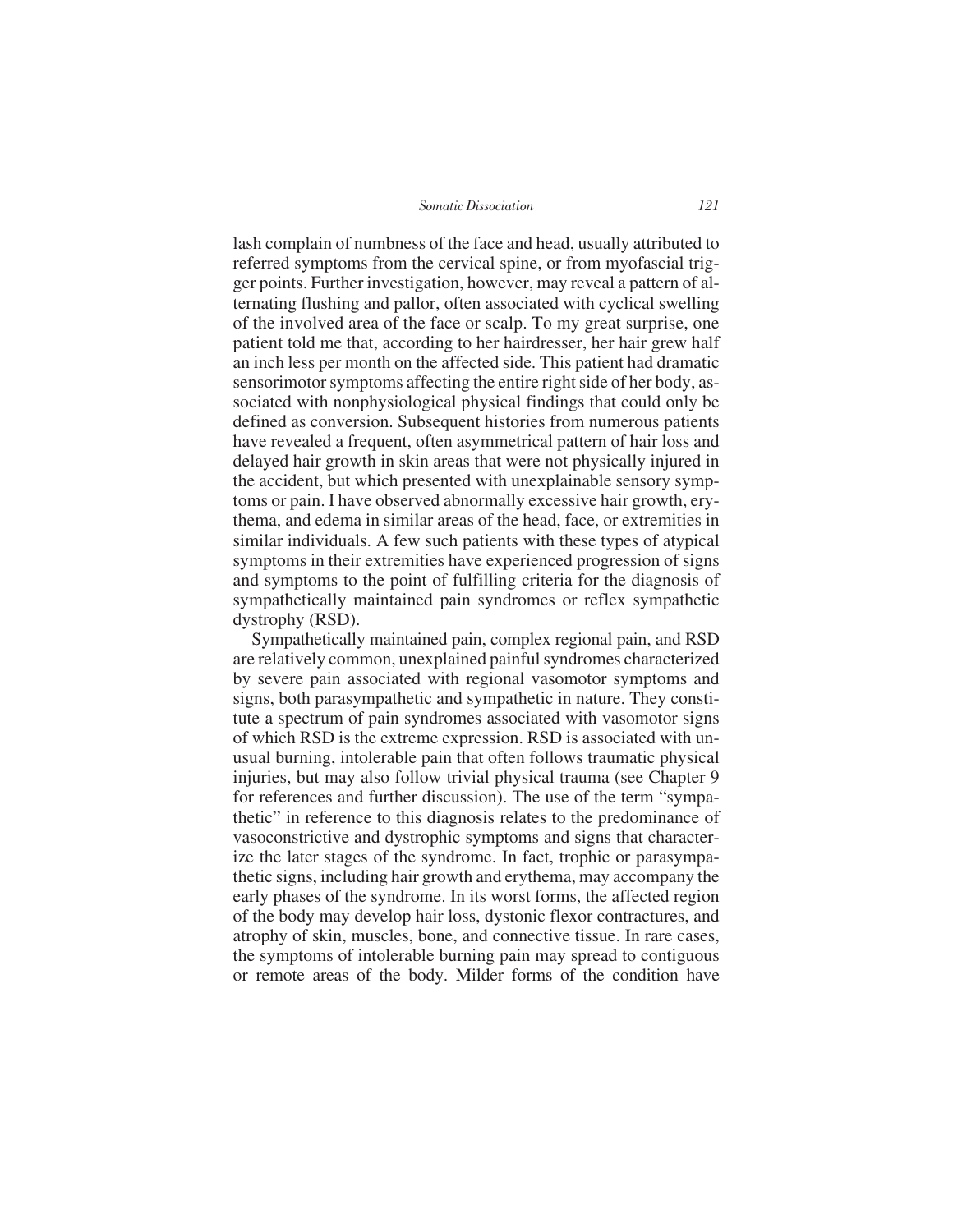lash complain of numbness of the face and head, usually attributed to referred symptoms from the cervical spine, or from myofascial trigger points. Further investigation, however, may reveal a pattern of alternating flushing and pallor, often associated with cyclical swelling of the involved area of the face or scalp. To my great surprise, one patient told me that, according to her hairdresser, her hair grew half an inch less per month on the affected side. This patient had dramatic sensorimotor symptoms affecting the entire right side of her body, associated with nonphysiological physical findings that could only be defined as conversion. Subsequent histories from numerous patients have revealed a frequent, often asymmetrical pattern of hair loss and delayed hair growth in skin areas that were not physically injured in the accident, but which presented with unexplainable sensory symptoms or pain. I have observed abnormally excessive hair growth, erythema, and edema in similar areas of the head, face, or extremities in similar individuals. A few such patients with these types of atypical symptoms in their extremities have experienced progression of signs and symptoms to the point of fulfilling criteria for the diagnosis of sympathetically maintained pain syndromes or reflex sympathetic dystrophy (RSD).

Sympathetically maintained pain, complex regional pain, and RSD are relatively common, unexplained painful syndromes characterized by severe pain associated with regional vasomotor symptoms and signs, both parasympathetic and sympathetic in nature. They constitute a spectrum of pain syndromes associated with vasomotor signs of which RSD is the extreme expression. RSD is associated with unusual burning, intolerable pain that often follows traumatic physical injuries, but may also follow trivial physical trauma (see Chapter 9 for references and further discussion). The use of the term "sympathetic" in reference to this diagnosis relates to the predominance of vasoconstrictive and dystrophic symptoms and signs that characterize the later stages of the syndrome. In fact, trophic or parasympathetic signs, including hair growth and erythema, may accompany the early phases of the syndrome. In its worst forms, the affected region of the body may develop hair loss, dystonic flexor contractures, and atrophy of skin, muscles, bone, and connective tissue. In rare cases, the symptoms of intolerable burning pain may spread to contiguous or remote areas of the body. Milder forms of the condition have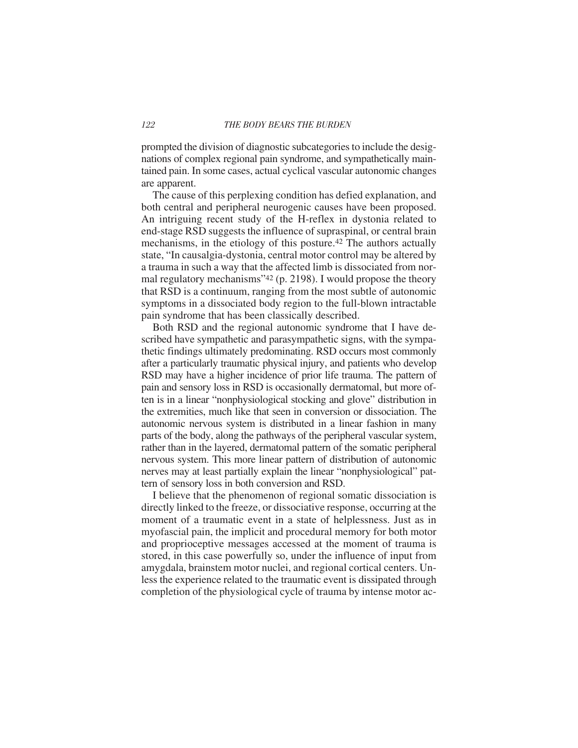prompted the division of diagnostic subcategories to include the designations of complex regional pain syndrome, and sympathetically maintained pain. In some cases, actual cyclical vascular autonomic changes are apparent.

The cause of this perplexing condition has defied explanation, and both central and peripheral neurogenic causes have been proposed. An intriguing recent study of the H-reflex in dystonia related to end-stage RSD suggests the influence of supraspinal, or central brain mechanisms, in the etiology of this posture.[42] The authors actually state, "In causalgia-dystonia, central motor control may be altered by a trauma in such a way that the affected limb is dissociated from normal regulatory mechanisms"[42] (p. 2198). I would propose the theory that RSD is a continuum, ranging from the most subtle of autonomic symptoms in a dissociated body region to the full-blown intractable pain syndrome that has been classically described.

Both RSD and the regional autonomic syndrome that I have described have sympathetic and parasympathetic signs, with the sympathetic findings ultimately predominating. RSD occurs most commonly after a particularly traumatic physical injury, and patients who develop RSD may have a higher incidence of prior life trauma. The pattern of pain and sensory loss in RSD is occasionally dermatomal, but more often is in a linear "nonphysiological stocking and glove" distribution in the extremities, much like that seen in conversion or dissociation. The autonomic nervous system is distributed in a linear fashion in many parts of the body, along the pathways of the peripheral vascular system, rather than in the layered, dermatomal pattern of the somatic peripheral nervous system. This more linear pattern of distribution of autonomic nerves may at least partially explain the linear "nonphysiological" pattern of sensory loss in both conversion and RSD.

I believe that the phenomenon of regional somatic dissociation is directly linked to the freeze, or dissociative response, occurring at the moment of a traumatic event in a state of helplessness. Just as in myofascial pain, the implicit and procedural memory for both motor and proprioceptive messages accessed at the moment of trauma is stored, in this case powerfully so, under the influence of input from amygdala, brainstem motor nuclei, and regional cortical centers. Unless the experience related to the traumatic event is dissipated through completion of the physiological cycle of trauma by intense motor ac-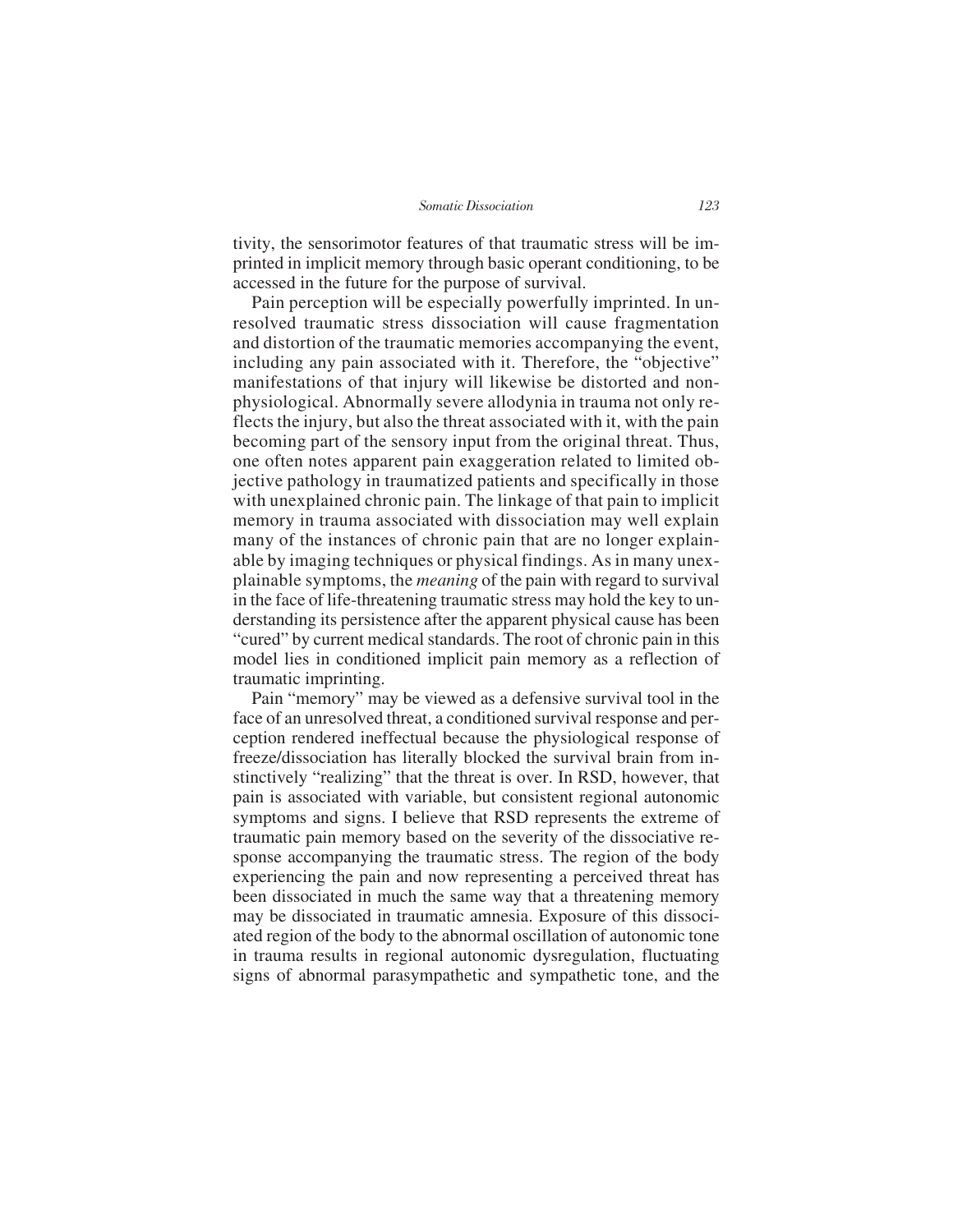tivity, the sensorimotor features of that traumatic stress will be imprinted in implicit memory through basic operant conditioning, to be accessed in the future for the purpose of survival.

Pain perception will be especially powerfully imprinted. In unresolved traumatic stress dissociation will cause fragmentation and distortion of the traumatic memories accompanying the event, including any pain associated with it. Therefore, the "objective" manifestations of that injury will likewise be distorted and nonphysiological. Abnormally severe allodynia in trauma not only reflects the injury, but also the threat associated with it, with the pain becoming part of the sensory input from the original threat. Thus, one often notes apparent pain exaggeration related to limited objective pathology in traumatized patients and specifically in those with unexplained chronic pain. The linkage of that pain to implicit memory in trauma associated with dissociation may well explain many of the instances of chronic pain that are no longer explainable by imaging techniques or physical findings. As in many unexplainable symptoms, the *meaning* of the pain with regard to survival in the face of life-threatening traumatic stress may hold the key to understanding its persistence after the apparent physical cause has been "cured" by current medical standards. The root of chronic pain in this model lies in conditioned implicit pain memory as a reflection of traumatic imprinting.

Pain "memory" may be viewed as a defensive survival tool in the face of an unresolved threat, a conditioned survival response and perception rendered ineffectual because the physiological response of freeze/dissociation has literally blocked the survival brain from instinctively "realizing" that the threat is over. In RSD, however, that pain is associated with variable, but consistent regional autonomic symptoms and signs. I believe that RSD represents the extreme of traumatic pain memory based on the severity of the dissociative response accompanying the traumatic stress. The region of the body experiencing the pain and now representing a perceived threat has been dissociated in much the same way that a threatening memory may be dissociated in traumatic amnesia. Exposure of this dissociated region of the body to the abnormal oscillation of autonomic tone in trauma results in regional autonomic dysregulation, fluctuating signs of abnormal parasympathetic and sympathetic tone, and the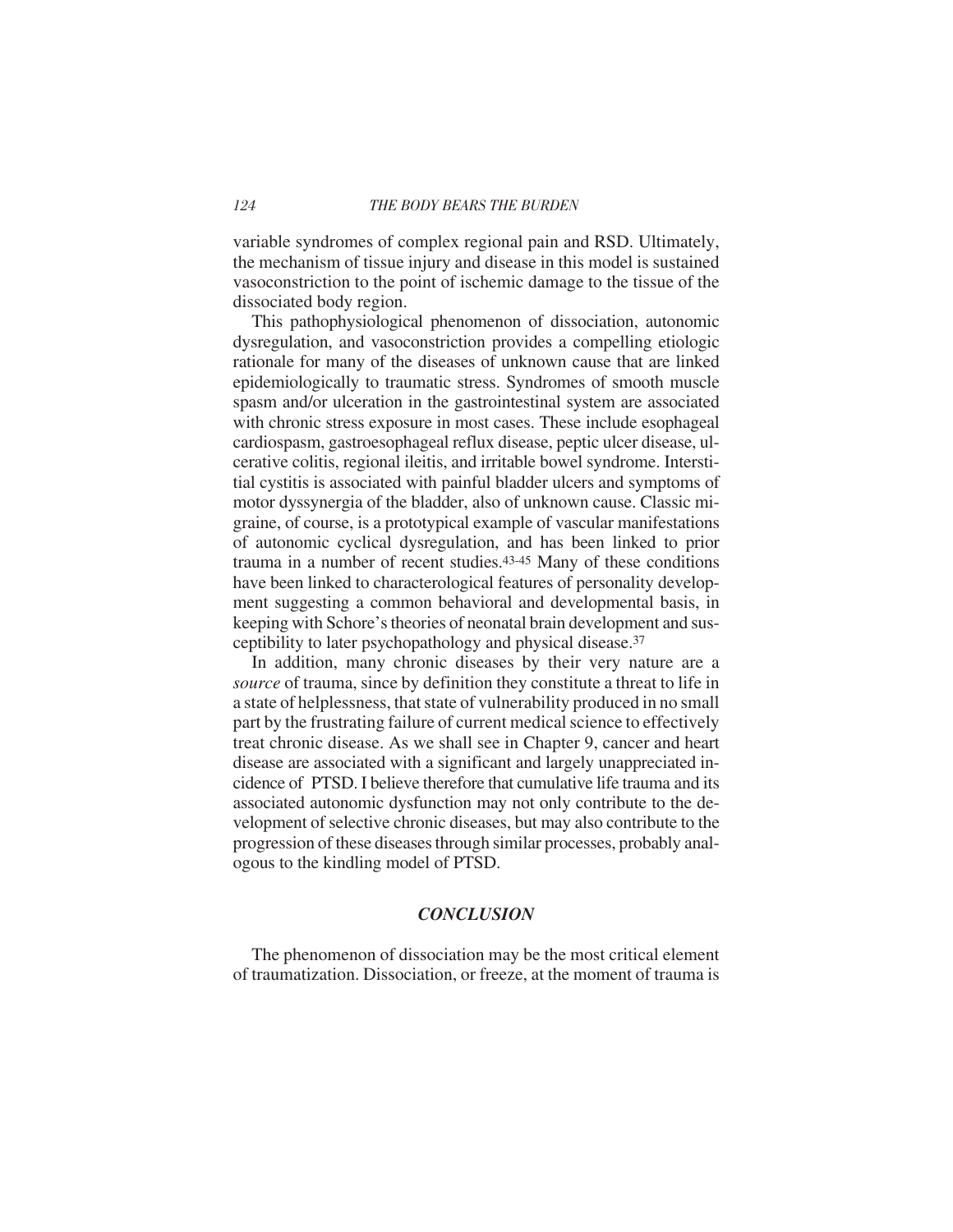variable syndromes of complex regional pain and RSD. Ultimately, the mechanism of tissue injury and disease in this model is sustained vasoconstriction to the point of ischemic damage to the tissue of the dissociated body region.

This pathophysiological phenomenon of dissociation, autonomic dysregulation, and vasoconstriction provides a compelling etiologic rationale for many of the diseases of unknown cause that are linked epidemiologically to traumatic stress. Syndromes of smooth muscle spasm and/or ulceration in the gastrointestinal system are associated with chronic stress exposure in most cases. These include esophageal cardiospasm, gastroesophageal reflux disease, peptic ulcer disease, ulcerative colitis, regional ileitis, and irritable bowel syndrome. Interstitial cystitis is associated with painful bladder ulcers and symptoms of motor dyssynergia of the bladder, also of unknown cause. Classic migraine, of course, is a prototypical example of vascular manifestations of autonomic cyclical dysregulation, and has been linked to prior trauma in a number of recent studies.[43-45] Many of these conditions have been linked to characterological features of personality development suggesting a common behavioral and developmental basis, in keeping with Schore's theories of neonatal brain development and susceptibility to later psychopathology and physical disease.[37]

In addition, many chronic diseases by their very nature are a *source* of trauma, since by definition they constitute a threat to life in a state of helplessness, that state of vulnerability produced in no small part by the frustrating failure of current medical science to effectively treat chronic disease. As we shall see in Chapter 9, cancer and heart disease are associated with a significant and largely unappreciated incidence of PTSD. I believe therefore that cumulative life trauma and its associated autonomic dysfunction may not only contribute to the development of selective chronic diseases, but may also contribute to the progression of these diseases through similar processes, probably analogous to the kindling model of PTSD.

## *CONCLUSION*

The phenomenon of dissociation may be the most critical element of traumatization. Dissociation, or freeze, at the moment of trauma is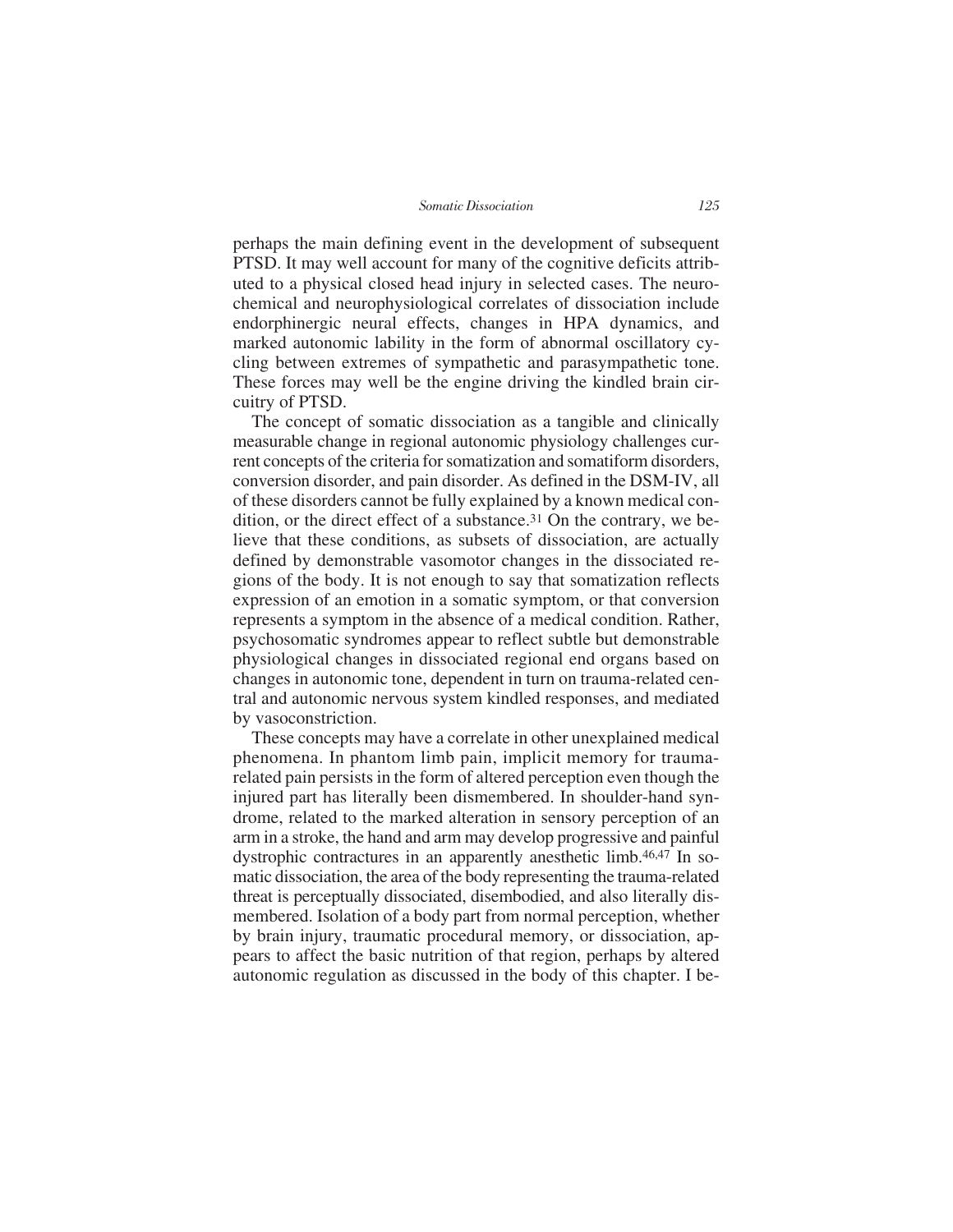perhaps the main defining event in the development of subsequent PTSD. It may well account for many of the cognitive deficits attributed to a physical closed head injury in selected cases. The neurochemical and neurophysiological correlates of dissociation include endorphinergic neural effects, changes in HPA dynamics, and marked autonomic lability in the form of abnormal oscillatory cycling between extremes of sympathetic and parasympathetic tone. These forces may well be the engine driving the kindled brain circuitry of PTSD.

The concept of somatic dissociation as a tangible and clinically measurable change in regional autonomic physiology challenges current concepts of the criteria for somatization and somatiform disorders, conversion disorder, and pain disorder. As defined in the DSM-IV, all of these disorders cannot be fully explained by a known medical condition, or the direct effect of a substance.[31] On the contrary, we believe that these conditions, as subsets of dissociation, are actually defined by demonstrable vasomotor changes in the dissociated regions of the body. It is not enough to say that somatization reflects expression of an emotion in a somatic symptom, or that conversion represents a symptom in the absence of a medical condition. Rather, psychosomatic syndromes appear to reflect subtle but demonstrable physiological changes in dissociated regional end organs based on changes in autonomic tone, dependent in turn on trauma-related central and autonomic nervous system kindled responses, and mediated by vasoconstriction.

These concepts may have a correlate in other unexplained medical phenomena. In phantom limb pain, implicit memory for trauma-related pain persists in the form of altered perception even though the injured part has literally been dismembered. In shoulder-hand syndrome, related to the marked alteration in sensory perception of an arm in a stroke, the hand and arm may develop progressive and painful dystrophic contractures in an apparently anesthetic limb.[46,47] In somatic dissociation, the area of the body representing the trauma-related threat is perceptually dissociated, disembodied, and also literally dismembered. Isolation of a body part from normal perception, whether by brain injury, traumatic procedural memory, or dissociation, appears to affect the basic nutrition of that region, perhaps by altered autonomic regulation as discussed in the body of this chapter. I be-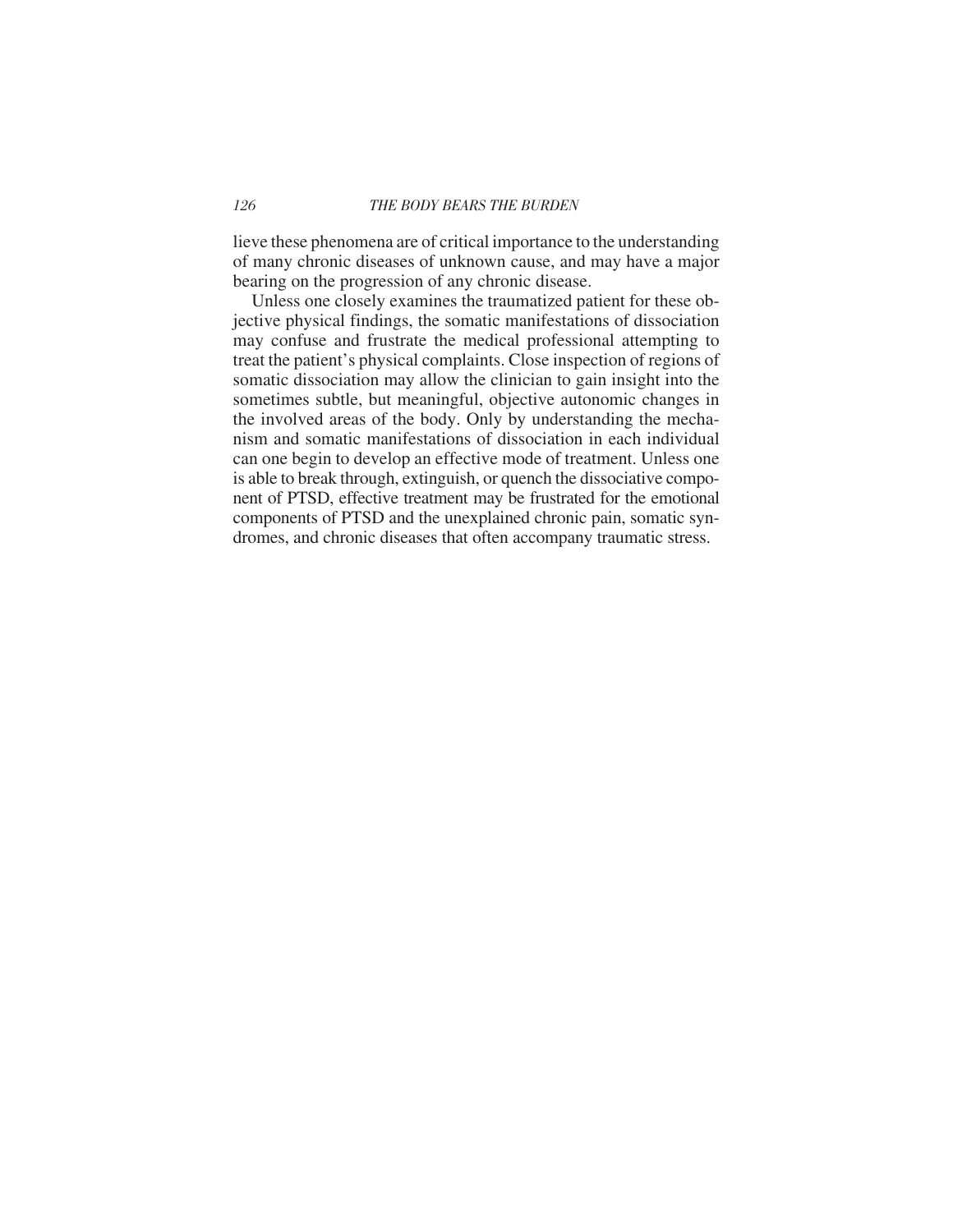lieve these phenomena are of critical importance to the understanding of many chronic diseases of unknown cause, and may have a major bearing on the progression of any chronic disease.

Unless one closely examines the traumatized patient for these objective physical findings, the somatic manifestations of dissociation may confuse and frustrate the medical professional attempting to treat the patient's physical complaints. Close inspection of regions of somatic dissociation may allow the clinician to gain insight into the sometimes subtle, but meaningful, objective autonomic changes in the involved areas of the body. Only by understanding the mechanism and somatic manifestations of dissociation in each individual can one begin to develop an effective mode of treatment. Unless one is able to break through, extinguish, or quench the dissociative component of PTSD, effective treatment may be frustrated for the emotional components of PTSD and the unexplained chronic pain, somatic syndromes, and chronic diseases that often accompany traumatic stress.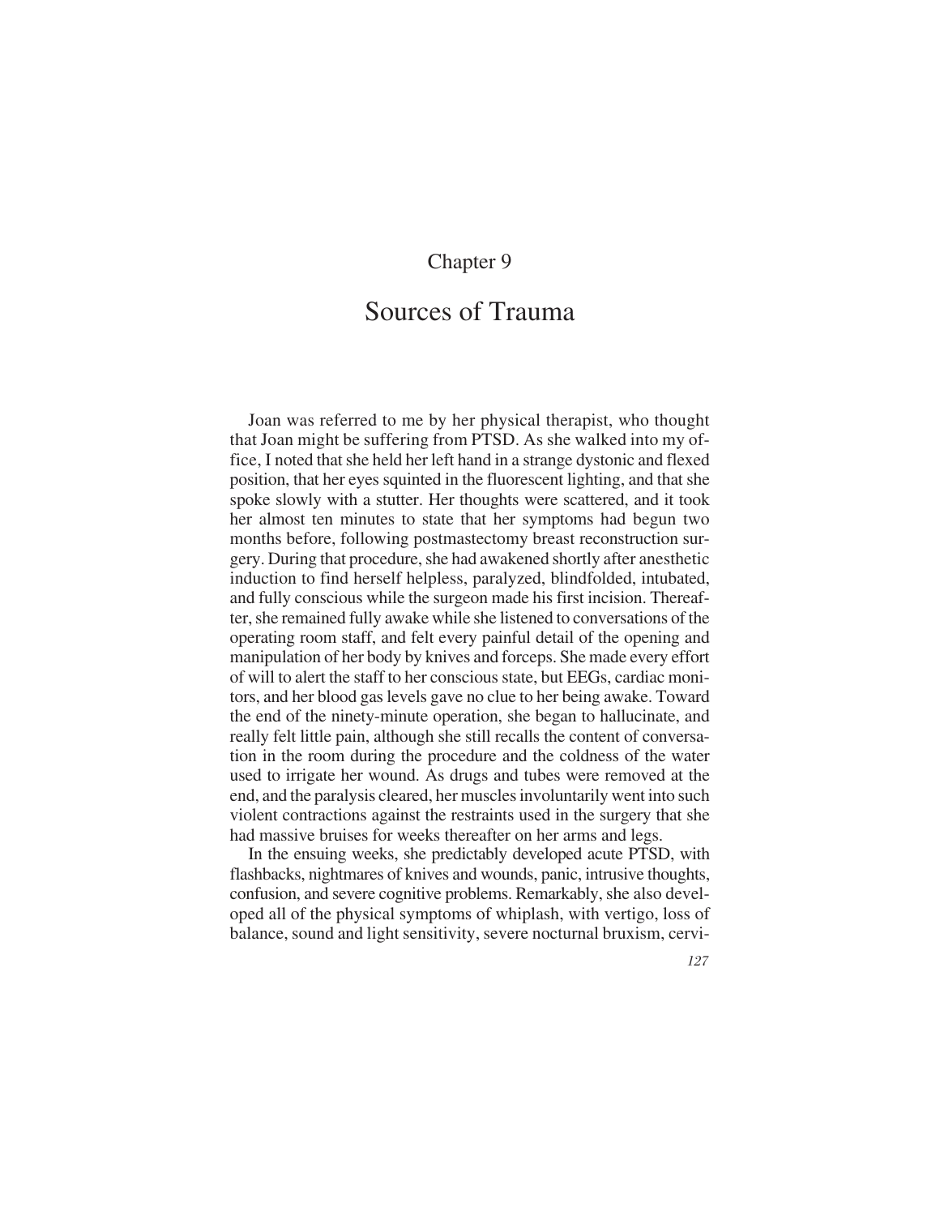# Chapter 9

# Sources of Trauma

Joan was referred to me by her physical therapist, who thought that Joan might be suffering from PTSD. As she walked into my office, I noted that she held her left hand in a strange dystonic and flexed position, that her eyes squinted in the fluorescent lighting, and that she spoke slowly with a stutter. Her thoughts were scattered, and it took her almost ten minutes to state that her symptoms had begun two months before, following postmastectomy breast reconstruction surgery. During that procedure, she had awakened shortly after anesthetic induction to find herself helpless, paralyzed, blindfolded, intubated, and fully conscious while the surgeon made his first incision. Thereafter, she remained fully awake while she listened to conversations of the operating room staff, and felt every painful detail of the opening and manipulation of her body by knives and forceps. She made every effort of will to alert the staff to her conscious state, but EEGs, cardiac monitors, and her blood gas levels gave no clue to her being awake. Toward the end of the ninety-minute operation, she began to hallucinate, and really felt little pain, although she still recalls the content of conversation in the room during the procedure and the coldness of the water used to irrigate her wound. As drugs and tubes were removed at the end, and the paralysis cleared, her muscles involuntarily went into such violent contractions against the restraints used in the surgery that she had massive bruises for weeks thereafter on her arms and legs.

In the ensuing weeks, she predictably developed acute PTSD, with flashbacks, nightmares of knives and wounds, panic, intrusive thoughts, confusion, and severe cognitive problems. Remarkably, she also developed all of the physical symptoms of whiplash, with vertigo, loss of balance, sound and light sensitivity, severe nocturnal bruxism, cervi-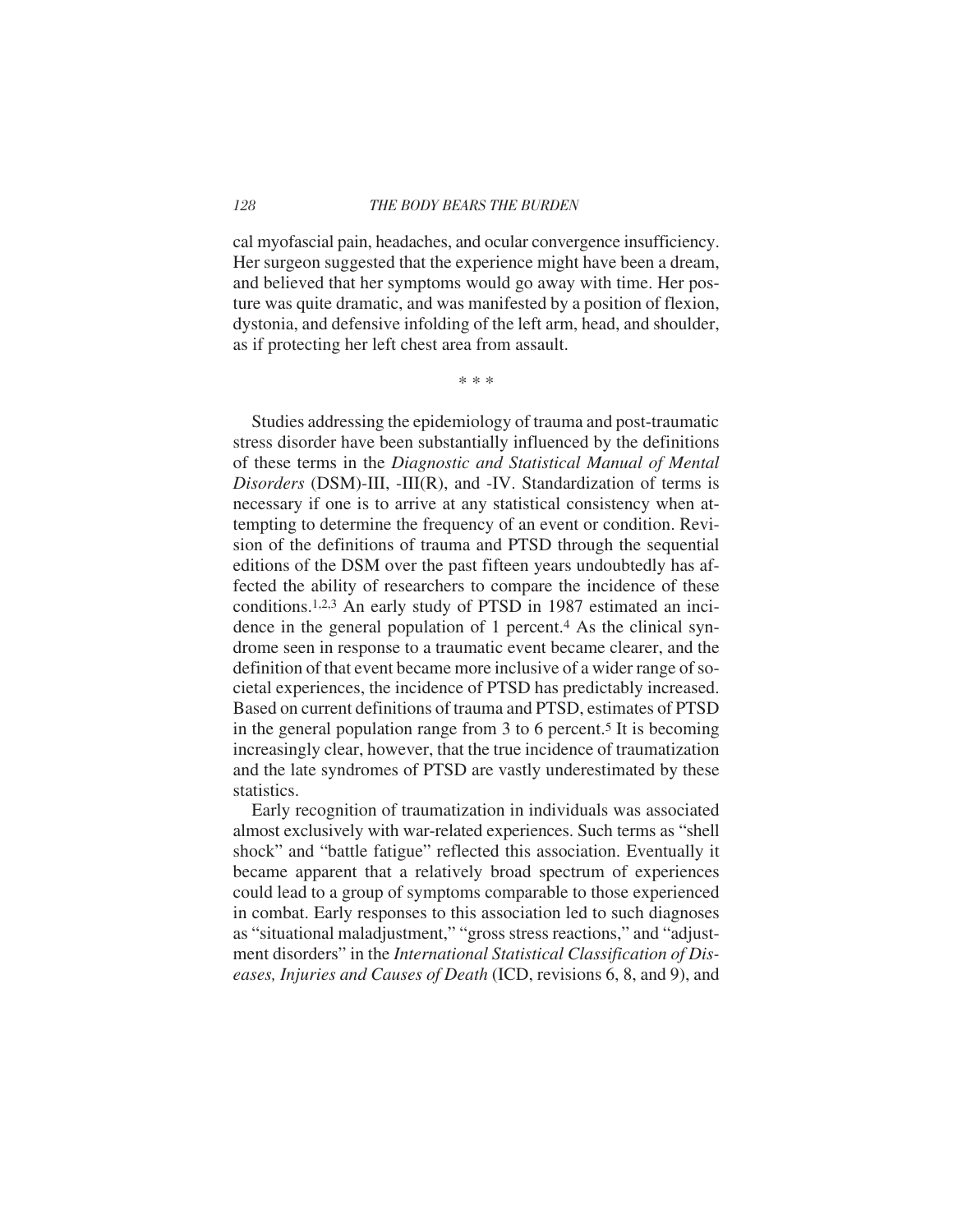cal myofascial pain, headaches, and ocular convergence insufficiency. Her surgeon suggested that the experience might have been a dream, and believed that her symptoms would go away with time. Her posture was quite dramatic, and was manifested by a position of flexion, dystonia, and defensive infolding of the left arm, head, and shoulder, as if protecting her left chest area from assault.

* * *

Studies addressing the epidemiology of trauma and post-traumatic stress disorder have been substantially influenced by the definitions of these terms in the *Diagnostic and Statistical Manual of Mental Disorders* (DSM)-III, -III(R), and -IV. Standardization of terms is necessary if one is to arrive at any statistical consistency when attempting to determine the frequency of an event or condition. Revision of the definitions of trauma and PTSD through the sequential editions of the DSM over the past fifteen years undoubtedly has affected the ability of researchers to compare the incidence of these conditions.[1,2,3] An early study of PTSD in 1987 estimated an incidence in the general population of 1 percent.[4] As the clinical syndrome seen in response to a traumatic event became clearer, and the definition of that event became more inclusive of a wider range of societal experiences, the incidence of PTSD has predictably increased. Based on current definitions of trauma and PTSD, estimates of PTSD in the general population range from 3 to 6 percent.[5] It is becoming increasingly clear, however, that the true incidence of traumatization and the late syndromes of PTSD are vastly underestimated by these statistics.

Early recognition of traumatization in individuals was associated almost exclusively with war-related experiences. Such terms as "shell shock" and "battle fatigue" reflected this association. Eventually it became apparent that a relatively broad spectrum of experiences could lead to a group of symptoms comparable to those experienced in combat. Early responses to this association led to such diagnoses as "situational maladjustment," "gross stress reactions," and "adjustment disorders" in the *International Statistical Classification of Diseases, Injuries and Causes of Death* (ICD, revisions 6, 8, and 9), and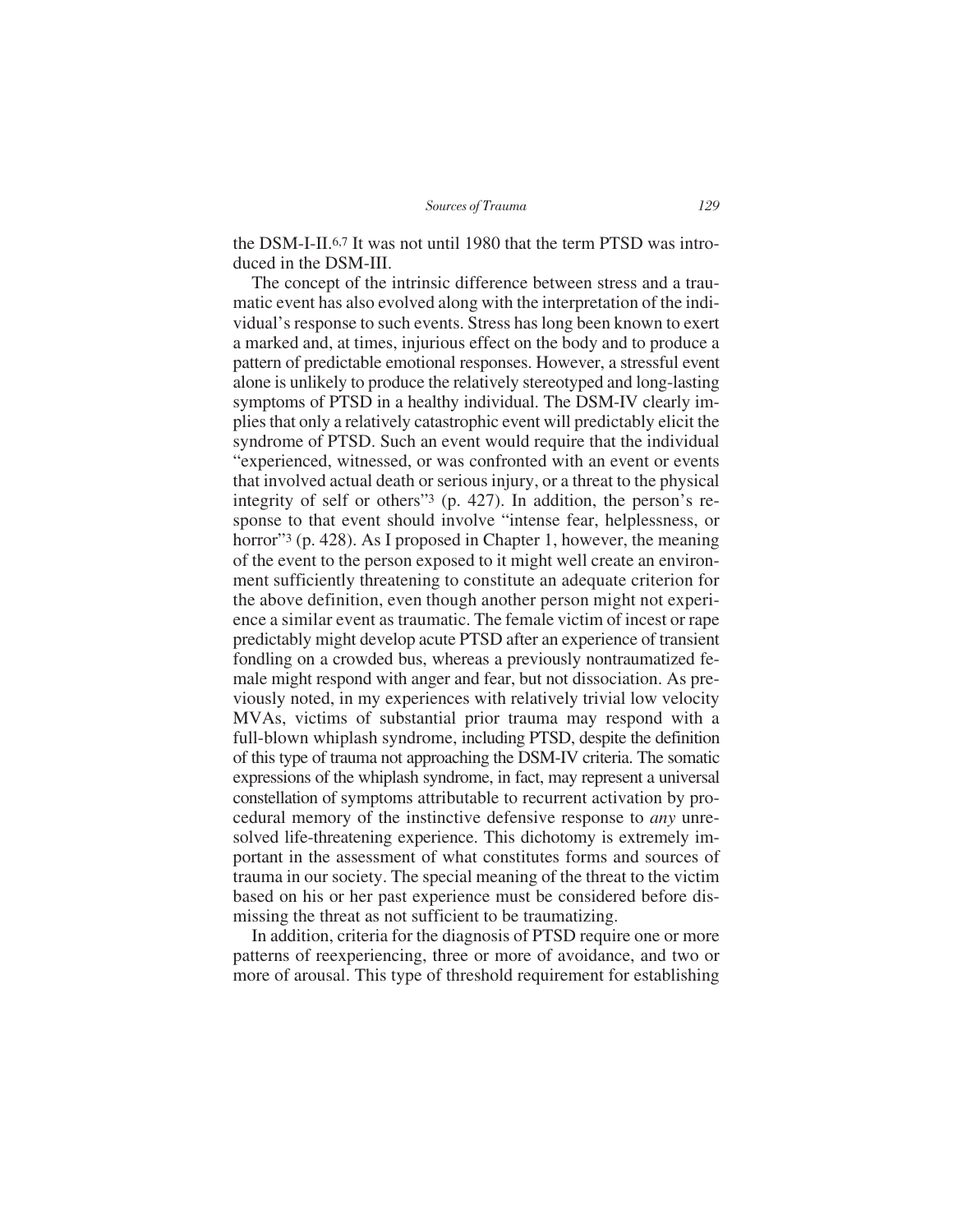the DSM-I-II.[6,7] It was not until 1980 that the term PTSD was introduced in the DSM-III.

The concept of the intrinsic difference between stress and a traumatic event has also evolved along with the interpretation of the individual's response to such events. Stress has long been known to exert a marked and, at times, injurious effect on the body and to produce a pattern of predictable emotional responses. However, a stressful event alone is unlikely to produce the relatively stereotyped and long-lasting symptoms of PTSD in a healthy individual. The DSM-IV clearly implies that only a relatively catastrophic event will predictably elicit the syndrome of PTSD. Such an event would require that the individual "experienced, witnessed, or was confronted with an event or events that involved actual death or serious injury, or a threat to the physical integrity of self or others"[3] (p. 427). In addition, the person's response to that event should involve "intense fear, helplessness, or horror"[3] (p. 428). As I proposed in Chapter 1, however, the meaning of the event to the person exposed to it might well create an environment sufficiently threatening to constitute an adequate criterion for the above definition, even though another person might not experience a similar event as traumatic. The female victim of incest or rape predictably might develop acute PTSD after an experience of transient fondling on a crowded bus, whereas a previously nontraumatized female might respond with anger and fear, but not dissociation. As previously noted, in my experiences with relatively trivial low velocity MVAs, victims of substantial prior trauma may respond with a full-blown whiplash syndrome, including PTSD, despite the definition of this type of trauma not approaching the DSM-IV criteria. The somatic expressions of the whiplash syndrome, in fact, may represent a universal constellation of symptoms attributable to recurrent activation by procedural memory of the instinctive defensive response to *any* unresolved life-threatening experience. This dichotomy is extremely important in the assessment of what constitutes forms and sources of trauma in our society. The special meaning of the threat to the victim based on his or her past experience must be considered before dismissing the threat as not sufficient to be traumatizing.

In addition, criteria for the diagnosis of PTSD require one or more patterns of reexperiencing, three or more of avoidance, and two or more of arousal. This type of threshold requirement for establishing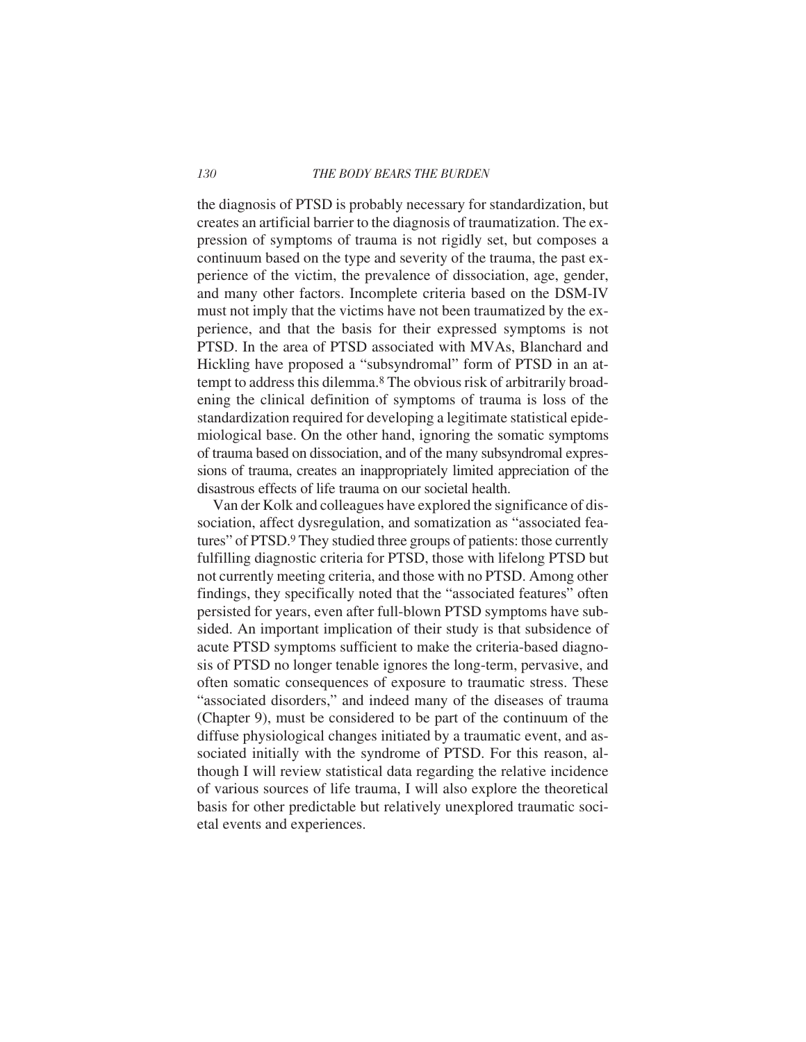the diagnosis of PTSD is probably necessary for standardization, but creates an artificial barrier to the diagnosis of traumatization. The expression of symptoms of trauma is not rigidly set, but composes a continuum based on the type and severity of the trauma, the past experience of the victim, the prevalence of dissociation, age, gender, and many other factors. Incomplete criteria based on the DSM-IV must not imply that the victims have not been traumatized by the experience, and that the basis for their expressed symptoms is not PTSD. In the area of PTSD associated with MVAs, Blanchard and Hickling have proposed a "subsyndromal" form of PTSD in an attempt to address this dilemma.[8] The obvious risk of arbitrarily broadening the clinical definition of symptoms of trauma is loss of the standardization required for developing a legitimate statistical epidemiological base. On the other hand, ignoring the somatic symptoms of trauma based on dissociation, and of the many subsyndromal expressions of trauma, creates an inappropriately limited appreciation of the disastrous effects of life trauma on our societal health.

Van der Kolk and colleagues have explored the significance of dissociation, affect dysregulation, and somatization as "associated features" of PTSD.[9] They studied three groups of patients: those currently fulfilling diagnostic criteria for PTSD, those with lifelong PTSD but not currently meeting criteria, and those with no PTSD. Among other findings, they specifically noted that the "associated features" often persisted for years, even after full-blown PTSD symptoms have subsided. An important implication of their study is that subsidence of acute PTSD symptoms sufficient to make the criteria-based diagnosis of PTSD no longer tenable ignores the long-term, pervasive, and often somatic consequences of exposure to traumatic stress. These "associated disorders," and indeed many of the diseases of trauma (Chapter 9), must be considered to be part of the continuum of the diffuse physiological changes initiated by a traumatic event, and associated initially with the syndrome of PTSD. For this reason, although I will review statistical data regarding the relative incidence of various sources of life trauma, I will also explore the theoretical basis for other predictable but relatively unexplored traumatic societal events and experiences.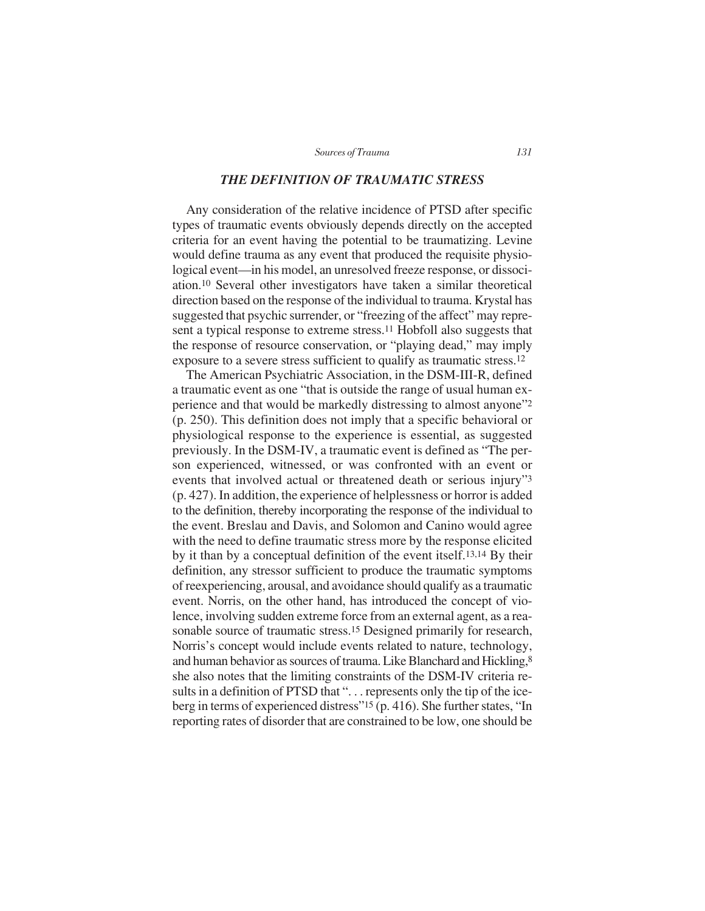### *THE DEFINITION OF TRAUMATIC STRESS*

Any consideration of the relative incidence of PTSD after specific types of traumatic events obviously depends directly on the accepted criteria for an event having the potential to be traumatizing. Levine would define trauma as any event that produced the requisite physiological event—in his model, an unresolved freeze response, or dissociation.[10] Several other investigators have taken a similar theoretical direction based on the response of the individual to trauma. Krystal has suggested that psychic surrender, or "freezing of the affect" may represent a typical response to extreme stress.[11] Hobfoll also suggests that the response of resource conservation, or "playing dead," may imply exposure to a severe stress sufficient to qualify as traumatic stress.[12]

The American Psychiatric Association, in the DSM-III-R, defined a traumatic event as one "that is outside the range of usual human experience and that would be markedly distressing to almost anyone"[2] (p. 250). This definition does not imply that a specific behavioral or physiological response to the experience is essential, as suggested previously. In the DSM-IV, a traumatic event is defined as "The person experienced, witnessed, or was confronted with an event or events that involved actual or threatened death or serious injury"[3] (p. 427). In addition, the experience of helplessness or horror is added to the definition, thereby incorporating the response of the individual to the event. Breslau and Davis, and Solomon and Canino would agree with the need to define traumatic stress more by the response elicited by it than by a conceptual definition of the event itself.[13,14] By their definition, any stressor sufficient to produce the traumatic symptoms of reexperiencing, arousal, and avoidance should qualify as a traumatic event. Norris, on the other hand, has introduced the concept of violence, involving sudden extreme force from an external agent, as a reasonable source of traumatic stress.[15] Designed primarily for research, Norris's concept would include events related to nature, technology, and human behavior as sources of trauma. Like Blanchard and Hickling,[8] she also notes that the limiting constraints of the DSM-IV criteria results in a definition of PTSD that ". . . represents only the tip of the iceberg in terms of experienced distress"[15] (p. 416). She further states, "In reporting rates of disorder that are constrained to be low, one should be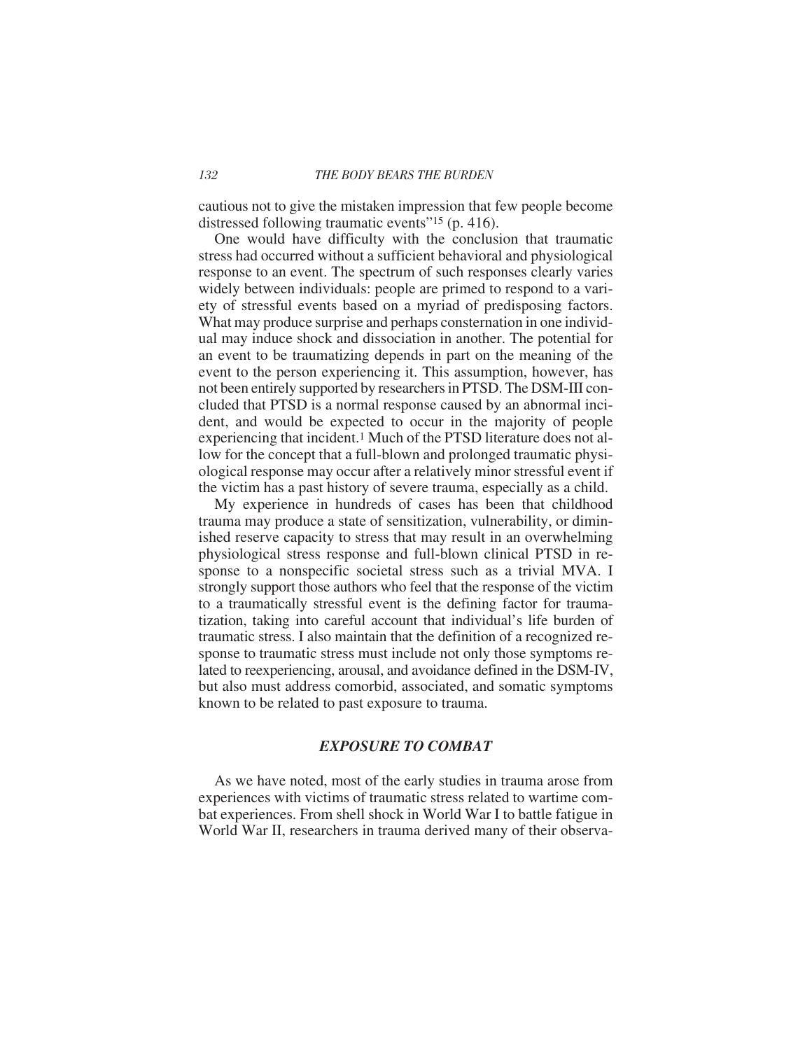cautious not to give the mistaken impression that few people become distressed following traumatic events"[15] (p. 416).

One would have difficulty with the conclusion that traumatic stress had occurred without a sufficient behavioral and physiological response to an event. The spectrum of such responses clearly varies widely between individuals: people are primed to respond to a variety of stressful events based on a myriad of predisposing factors. What may produce surprise and perhaps consternation in one individual may induce shock and dissociation in another. The potential for an event to be traumatizing depends in part on the meaning of the event to the person experiencing it. This assumption, however, has not been entirely supported by researchers in PTSD. The DSM-III concluded that PTSD is a normal response caused by an abnormal incident, and would be expected to occur in the majority of people experiencing that incident.[1] Much of the PTSD literature does not allow for the concept that a full-blown and prolonged traumatic physiological response may occur after a relatively minor stressful event if the victim has a past history of severe trauma, especially as a child.

My experience in hundreds of cases has been that childhood trauma may produce a state of sensitization, vulnerability, or diminished reserve capacity to stress that may result in an overwhelming physiological stress response and full-blown clinical PTSD in response to a nonspecific societal stress such as a trivial MVA. I strongly support those authors who feel that the response of the victim to a traumatically stressful event is the defining factor for traumatization, taking into careful account that individual's life burden of traumatic stress. I also maintain that the definition of a recognized response to traumatic stress must include not only those symptoms related to reexperiencing, arousal, and avoidance defined in the DSM-IV, but also must address comorbid, associated, and somatic symptoms known to be related to past exposure to trauma.

## *EXPOSURE TO COMBAT*

As we have noted, most of the early studies in trauma arose from experiences with victims of traumatic stress related to wartime combat experiences. From shell shock in World War I to battle fatigue in World War II, researchers in trauma derived many of their observa-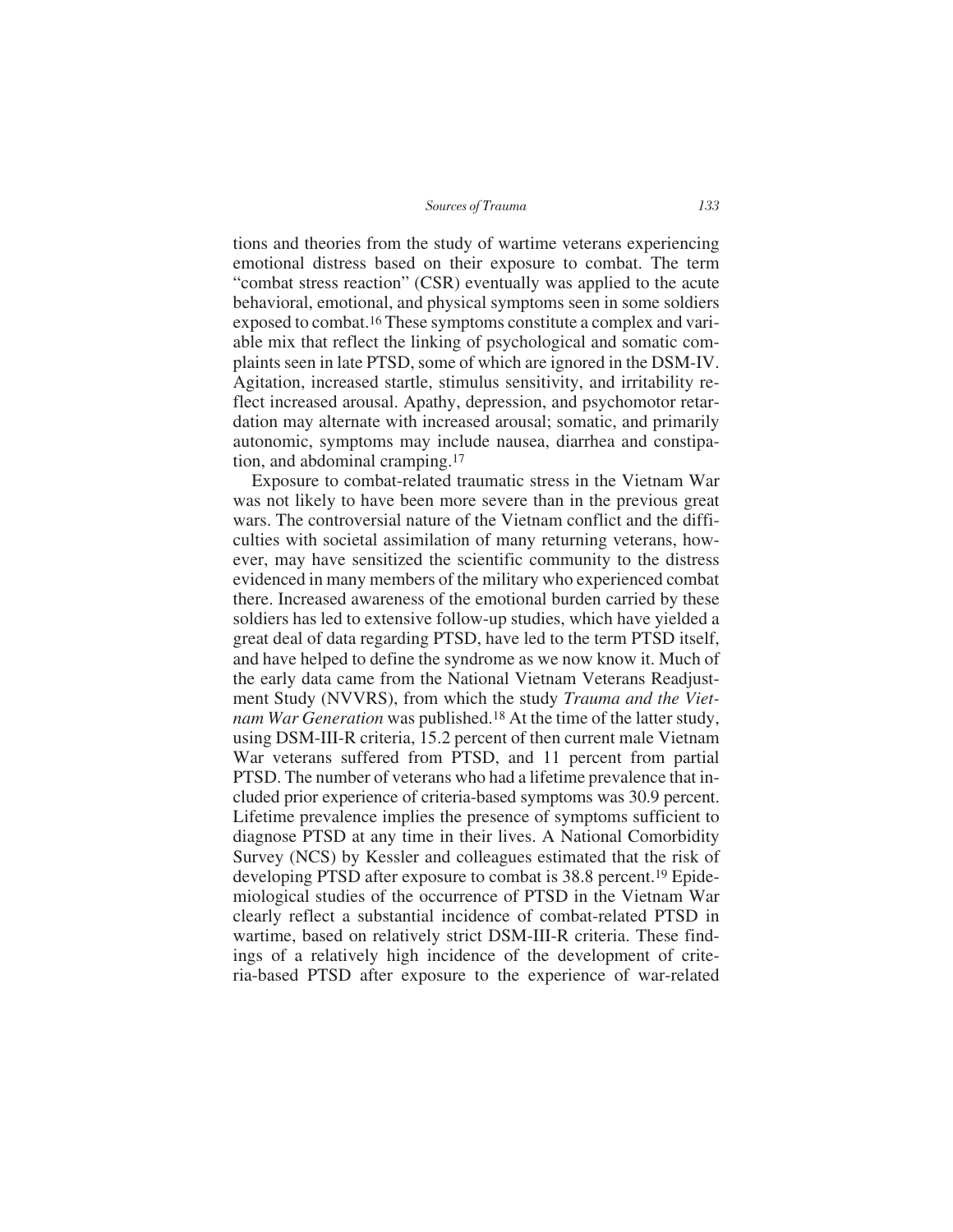tions and theories from the study of wartime veterans experiencing emotional distress based on their exposure to combat. The term "combat stress reaction" (CSR) eventually was applied to the acute behavioral, emotional, and physical symptoms seen in some soldiers exposed to combat.[16] These symptoms constitute a complex and variable mix that reflect the linking of psychological and somatic complaints seen in late PTSD, some of which are ignored in the DSM-IV. Agitation, increased startle, stimulus sensitivity, and irritability reflect increased arousal. Apathy, depression, and psychomotor retardation may alternate with increased arousal; somatic, and primarily autonomic, symptoms may include nausea, diarrhea and constipation, and abdominal cramping.[17]

Exposure to combat-related traumatic stress in the Vietnam War was not likely to have been more severe than in the previous great wars. The controversial nature of the Vietnam conflict and the difficulties with societal assimilation of many returning veterans, however, may have sensitized the scientific community to the distress evidenced in many members of the military who experienced combat there. Increased awareness of the emotional burden carried by these soldiers has led to extensive follow-up studies, which have yielded a great deal of data regarding PTSD, have led to the term PTSD itself, and have helped to define the syndrome as we now know it. Much of the early data came from the National Vietnam Veterans Readjustment Study (NVVRS), from which the study *Trauma and the Vietnam War Generation* was published.[18] At the time of the latter study, using DSM-III-R criteria, 15.2 percent of then current male Vietnam War veterans suffered from PTSD, and 11 percent from partial PTSD. The number of veterans who had a lifetime prevalence that included prior experience of criteria-based symptoms was 30.9 percent. Lifetime prevalence implies the presence of symptoms sufficient to diagnose PTSD at any time in their lives. A National Comorbidity Survey (NCS) by Kessler and colleagues estimated that the risk of developing PTSD after exposure to combat is 38.8 percent.[19] Epidemiological studies of the occurrence of PTSD in the Vietnam War clearly reflect a substantial incidence of combat-related PTSD in wartime, based on relatively strict DSM-III-R criteria. These findings of a relatively high incidence of the development of criteria-based PTSD after exposure to the experience of war-related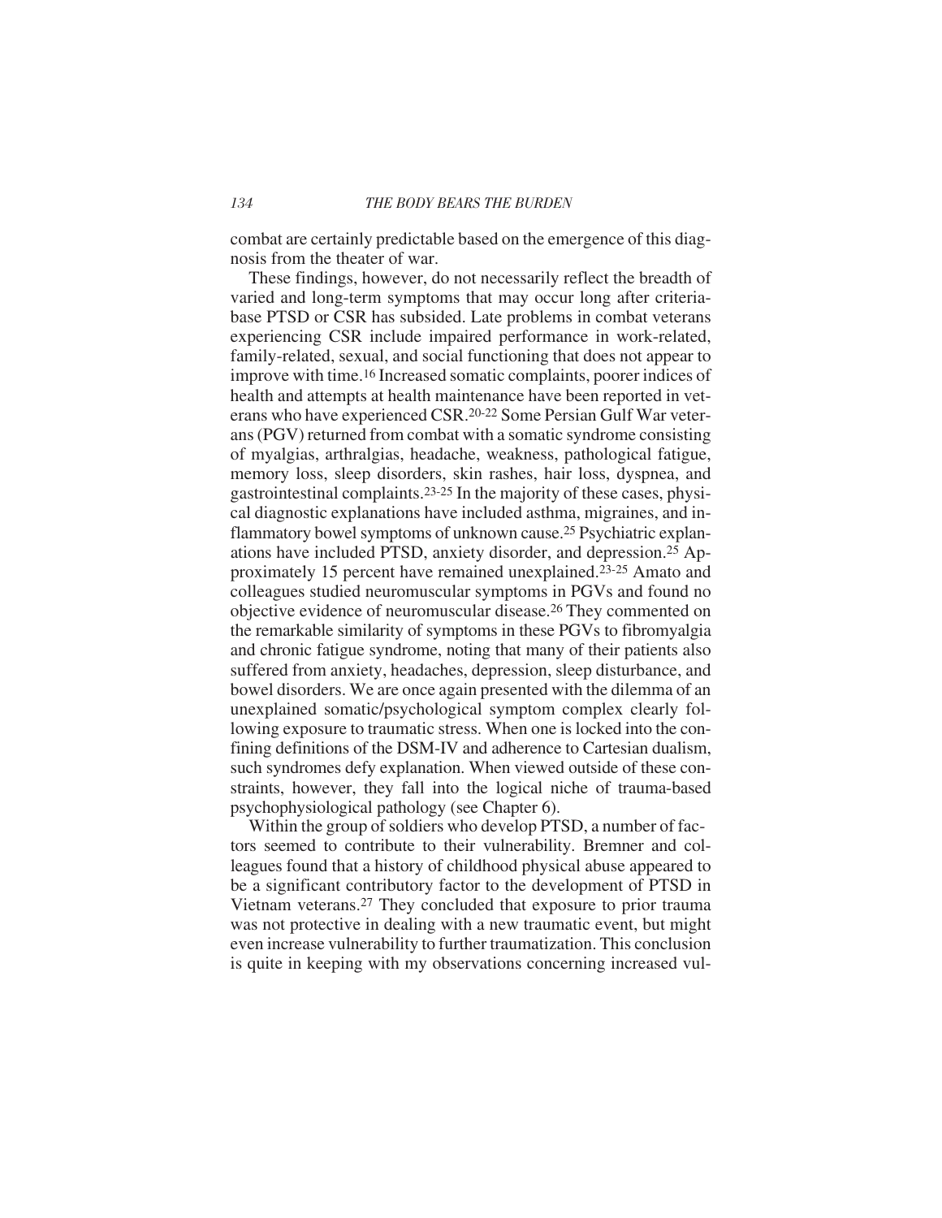combat are certainly predictable based on the emergence of this diagnosis from the theater of war.

These findings, however, do not necessarily reflect the breadth of varied and long-term symptoms that may occur long after criteria-base PTSD or CSR has subsided. Late problems in combat veterans experiencing CSR include impaired performance in work-related, family-related, sexual, and social functioning that does not appear to improve with time.[16] Increased somatic complaints, poorer indices of health and attempts at health maintenance have been reported in veterans who have experienced CSR.[20-22] Some Persian Gulf War veterans (PGV) returned from combat with a somatic syndrome consisting of myalgias, arthralgias, headache, weakness, pathological fatigue, memory loss, sleep disorders, skin rashes, hair loss, dyspnea, and gastrointestinal complaints.[23-25] In the majority of these cases, physical diagnostic explanations have included asthma, migraines, and inflammatory bowel symptoms of unknown cause.[25] Psychiatric explanations have included PTSD, anxiety disorder, and depression.[25] Approximately 15 percent have remained unexplained.[23-25] Amato and colleagues studied neuromuscular symptoms in PGVs and found no objective evidence of neuromuscular disease.[26] They commented on the remarkable similarity of symptoms in these PGVs to fibromyalgia and chronic fatigue syndrome, noting that many of their patients also suffered from anxiety, headaches, depression, sleep disturbance, and bowel disorders. We are once again presented with the dilemma of an unexplained somatic/psychological symptom complex clearly following exposure to traumatic stress. When one is locked into the confining definitions of the DSM-IV and adherence to Cartesian dualism, such syndromes defy explanation. When viewed outside of these constraints, however, they fall into the logical niche of trauma-based psychophysiological pathology (see Chapter 6).

Within the group of soldiers who develop PTSD, a number of factors seemed to contribute to their vulnerability. Bremner and colleagues found that a history of childhood physical abuse appeared to be a significant contributory factor to the development of PTSD in Vietnam veterans.[27] They concluded that exposure to prior trauma was not protective in dealing with a new traumatic event, but might even increase vulnerability to further traumatization. This conclusion is quite in keeping with my observations concerning increased vul-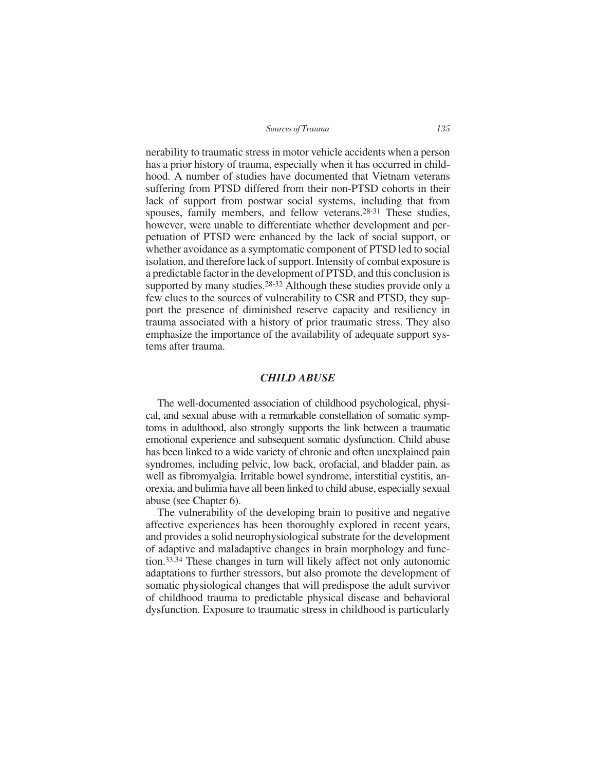nerability to traumatic stress in motor vehicle accidents when a person has a prior history of trauma, especially when it has occurred in childhood. A number of studies have documented that Vietnam veterans suffering from PTSD differed from their non-PTSD cohorts in their lack of support from postwar social systems, including that from spouses, family members, and fellow veterans.[28-31] These studies, however, were unable to differentiate whether development and perpetuation of PTSD were enhanced by the lack of social support, or whether avoidance as a symptomatic component of PTSD led to social isolation, and therefore lack of support. Intensity of combat exposure is a predictable factor in the development of PTSD, and this conclusion is supported by many studies.[28-32] Although these studies provide only a few clues to the sources of vulnerability to CSR and PTSD, they support the presence of diminished reserve capacity and resiliency in trauma associated with a history of prior traumatic stress. They also emphasize the importance of the availability of adequate support systems after trauma.

## *CHILD ABUSE*

The well-documented association of childhood psychological, physical, and sexual abuse with a remarkable constellation of somatic symptoms in adulthood, also strongly supports the link between a traumatic emotional experience and subsequent somatic dysfunction. Child abuse has been linked to a wide variety of chronic and often unexplained pain syndromes, including pelvic, low back, orofacial, and bladder pain, as well as fibromyalgia. Irritable bowel syndrome, interstitial cystitis, anorexia, and bulimia have all been linked to child abuse, especially sexual abuse (see Chapter 6).

The vulnerability of the developing brain to positive and negative affective experiences has been thoroughly explored in recent years, and provides a solid neurophysiological substrate for the development of adaptive and maladaptive changes in brain morphology and function.[33,34] These changes in turn will likely affect not only autonomic adaptations to further stressors, but also promote the development of somatic physiological changes that will predispose the adult survivor of childhood trauma to predictable physical disease and behavioral dysfunction. Exposure to traumatic stress in childhood is particularly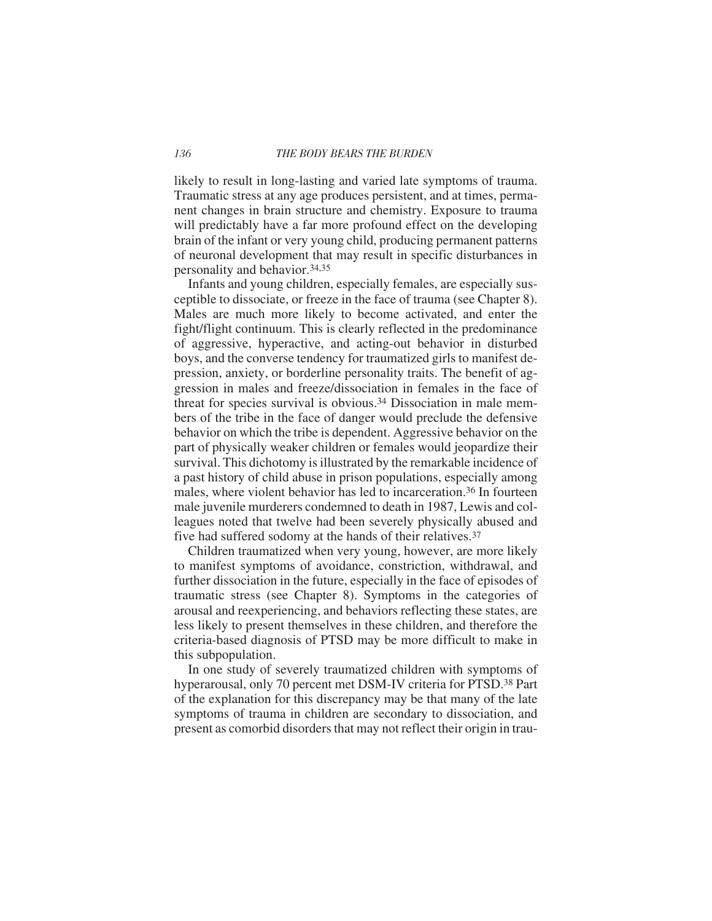likely to result in long-lasting and varied late symptoms of trauma. Traumatic stress at any age produces persistent, and at times, permanent changes in brain structure and chemistry. Exposure to trauma will predictably have a far more profound effect on the developing brain of the infant or very young child, producing permanent patterns of neuronal development that may result in specific disturbances in personality and behavior.[34,35]

Infants and young children, especially females, are especially susceptible to dissociate, or freeze in the face of trauma (see Chapter 8). Males are much more likely to become activated, and enter the fight/flight continuum. This is clearly reflected in the predominance of aggressive, hyperactive, and acting-out behavior in disturbed boys, and the converse tendency for traumatized girls to manifest depression, anxiety, or borderline personality traits. The benefit of aggression in males and freeze/dissociation in females in the face of threat for species survival is obvious.[34] Dissociation in male members of the tribe in the face of danger would preclude the defensive behavior on which the tribe is dependent. Aggressive behavior on the part of physically weaker children or females would jeopardize their survival. This dichotomy is illustrated by the remarkable incidence of a past history of child abuse in prison populations, especially among males, where violent behavior has led to incarceration.[36] In fourteen male juvenile murderers condemned to death in 1987, Lewis and colleagues noted that twelve had been severely physically abused and five had suffered sodomy at the hands of their relatives.[37]

Children traumatized when very young, however, are more likely to manifest symptoms of avoidance, constriction, withdrawal, and further dissociation in the future, especially in the face of episodes of traumatic stress (see Chapter 8). Symptoms in the categories of arousal and reexperiencing, and behaviors reflecting these states, are less likely to present themselves in these children, and therefore the criteria-based diagnosis of PTSD may be more difficult to make in this subpopulation.

In one study of severely traumatized children with symptoms of hyperarousal, only 70 percent met DSM-IV criteria for PTSD.[38] Part of the explanation for this discrepancy may be that many of the late symptoms of trauma in children are secondary to dissociation, and present as comorbid disorders that may not reflect their origin in trau-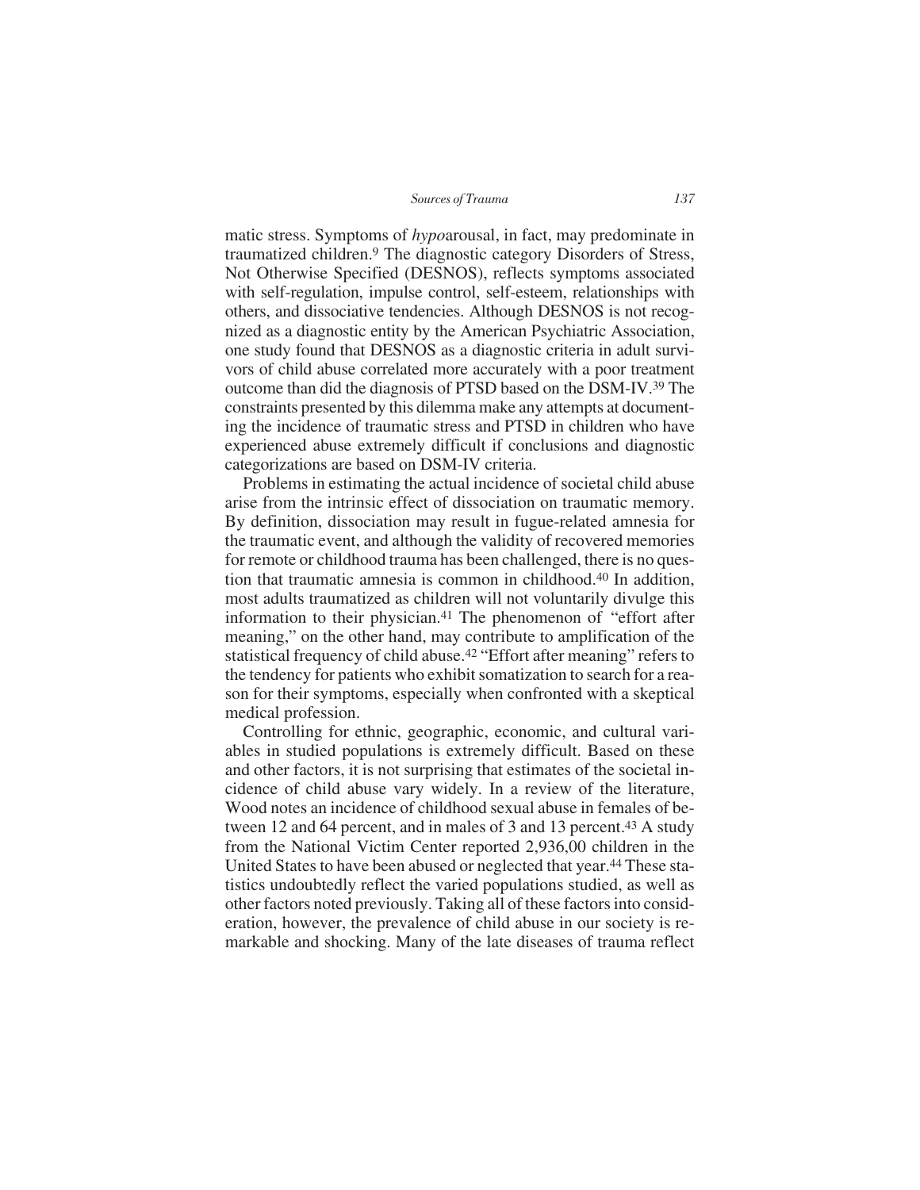matic stress. Symptoms of *hypo*arousal, in fact, may predominate in traumatized children.[9] The diagnostic category Disorders of Stress, Not Otherwise Specified (DESNOS), reflects symptoms associated with self-regulation, impulse control, self-esteem, relationships with others, and dissociative tendencies. Although DESNOS is not recognized as a diagnostic entity by the American Psychiatric Association, one study found that DESNOS as a diagnostic criteria in adult survivors of child abuse correlated more accurately with a poor treatment outcome than did the diagnosis of PTSD based on the DSM-IV.[39] The constraints presented by this dilemma make any attempts at documenting the incidence of traumatic stress and PTSD in children who have experienced abuse extremely difficult if conclusions and diagnostic categorizations are based on DSM-IV criteria.

Problems in estimating the actual incidence of societal child abuse arise from the intrinsic effect of dissociation on traumatic memory. By definition, dissociation may result in fugue-related amnesia for the traumatic event, and although the validity of recovered memories for remote or childhood trauma has been challenged, there is no question that traumatic amnesia is common in childhood.[40] In addition, most adults traumatized as children will not voluntarily divulge this information to their physician.[41] The phenomenon of "effort after meaning," on the other hand, may contribute to amplification of the statistical frequency of child abuse.[42] "Effort after meaning" refers to the tendency for patients who exhibit somatization to search for a reason for their symptoms, especially when confronted with a skeptical medical profession.

Controlling for ethnic, geographic, economic, and cultural variables in studied populations is extremely difficult. Based on these and other factors, it is not surprising that estimates of the societal incidence of child abuse vary widely. In a review of the literature, Wood notes an incidence of childhood sexual abuse in females of between 12 and 64 percent, and in males of 3 and 13 percent.[43] A study from the National Victim Center reported 2,936,00 children in the United States to have been abused or neglected that year.[44] These statistics undoubtedly reflect the varied populations studied, as well as other factors noted previously. Taking all of these factors into consideration, however, the prevalence of child abuse in our society is remarkable and shocking. Many of the late diseases of trauma reflect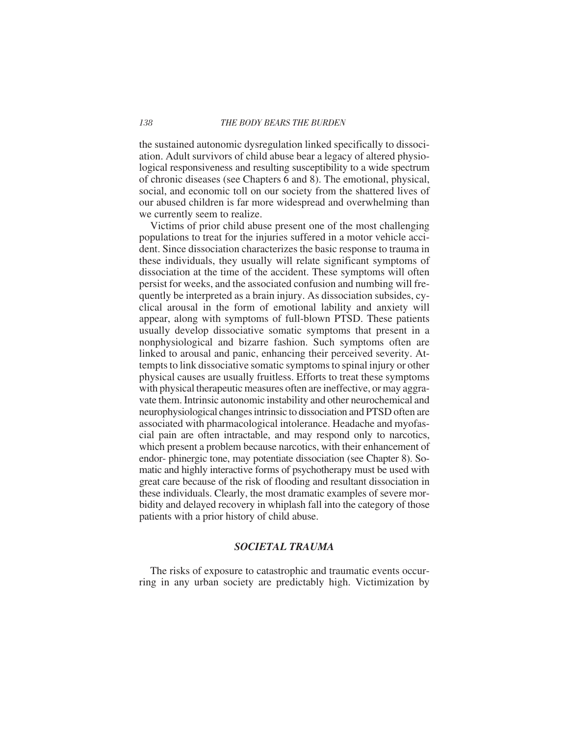the sustained autonomic dysregulation linked specifically to dissociation. Adult survivors of child abuse bear a legacy of altered physiological responsiveness and resulting susceptibility to a wide spectrum of chronic diseases (see Chapters 6 and 8). The emotional, physical, social, and economic toll on our society from the shattered lives of our abused children is far more widespread and overwhelming than we currently seem to realize.

Victims of prior child abuse present one of the most challenging populations to treat for the injuries suffered in a motor vehicle accident. Since dissociation characterizes the basic response to trauma in these individuals, they usually will relate significant symptoms of dissociation at the time of the accident. These symptoms will often persist for weeks, and the associated confusion and numbing will frequently be interpreted as a brain injury. As dissociation subsides, cyclical arousal in the form of emotional lability and anxiety will appear, along with symptoms of full-blown PTSD. These patients usually develop dissociative somatic symptoms that present in a nonphysiological and bizarre fashion. Such symptoms often are linked to arousal and panic, enhancing their perceived severity. Attempts to link dissociative somatic symptoms to spinal injury or other physical causes are usually fruitless. Efforts to treat these symptoms with physical therapeutic measures often are ineffective, or may aggravate them. Intrinsic autonomic instability and other neurochemical and neurophysiological changes intrinsic to dissociation and PTSD often are associated with pharmacological intolerance. Headache and myofascial pain are often intractable, and may respond only to narcotics, which present a problem because narcotics, with their enhancement of endor- phinergic tone, may potentiate dissociation (see Chapter 8). Somatic and highly interactive forms of psychotherapy must be used with great care because of the risk of flooding and resultant dissociation in these individuals. Clearly, the most dramatic examples of severe morbidity and delayed recovery in whiplash fall into the category of those patients with a prior history of child abuse.

## *SOCIETAL TRAUMA*

The risks of exposure to catastrophic and traumatic events occurring in any urban society are predictably high. Victimization by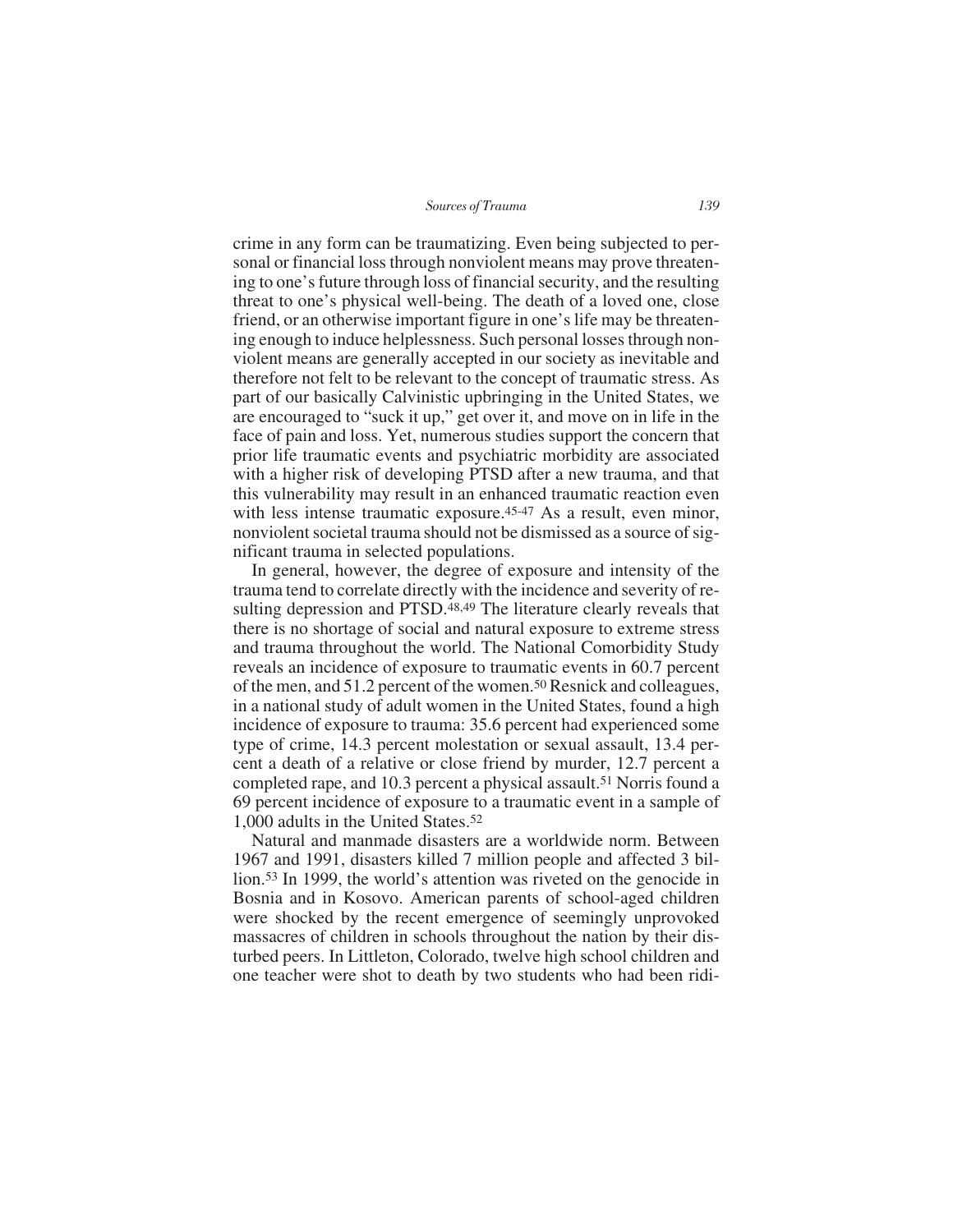crime in any form can be traumatizing. Even being subjected to personal or financial loss through nonviolent means may prove threatening to one's future through loss of financial security, and the resulting threat to one's physical well-being. The death of a loved one, close friend, or an otherwise important figure in one's life may be threatening enough to induce helplessness. Such personal losses through nonviolent means are generally accepted in our society as inevitable and therefore not felt to be relevant to the concept of traumatic stress. As part of our basically Calvinistic upbringing in the United States, we are encouraged to "suck it up," get over it, and move on in life in the face of pain and loss. Yet, numerous studies support the concern that prior life traumatic events and psychiatric morbidity are associated with a higher risk of developing PTSD after a new trauma, and that this vulnerability may result in an enhanced traumatic reaction even with less intense traumatic exposure.[45-47] As a result, even minor, nonviolent societal trauma should not be dismissed as a source of significant trauma in selected populations.

In general, however, the degree of exposure and intensity of the trauma tend to correlate directly with the incidence and severity of resulting depression and PTSD.[48,49] The literature clearly reveals that there is no shortage of social and natural exposure to extreme stress and trauma throughout the world. The National Comorbidity Study reveals an incidence of exposure to traumatic events in 60.7 percent of the men, and 51.2 percent of the women.[50] Resnick and colleagues, in a national study of adult women in the United States, found a high incidence of exposure to trauma: 35.6 percent had experienced some type of crime, 14.3 percent molestation or sexual assault, 13.4 percent a death of a relative or close friend by murder, 12.7 percent a completed rape, and 10.3 percent a physical assault.[51] Norris found a 69 percent incidence of exposure to a traumatic event in a sample of 1,000 adults in the United States.[52]

Natural and manmade disasters are a worldwide norm. Between 1967 and 1991, disasters killed 7 million people and affected 3 billion.[53] In 1999, the world's attention was riveted on the genocide in Bosnia and in Kosovo. American parents of school-aged children were shocked by the recent emergence of seemingly unprovoked massacres of children in schools throughout the nation by their disturbed peers. In Littleton, Colorado, twelve high school children and one teacher were shot to death by two students who had been ridi-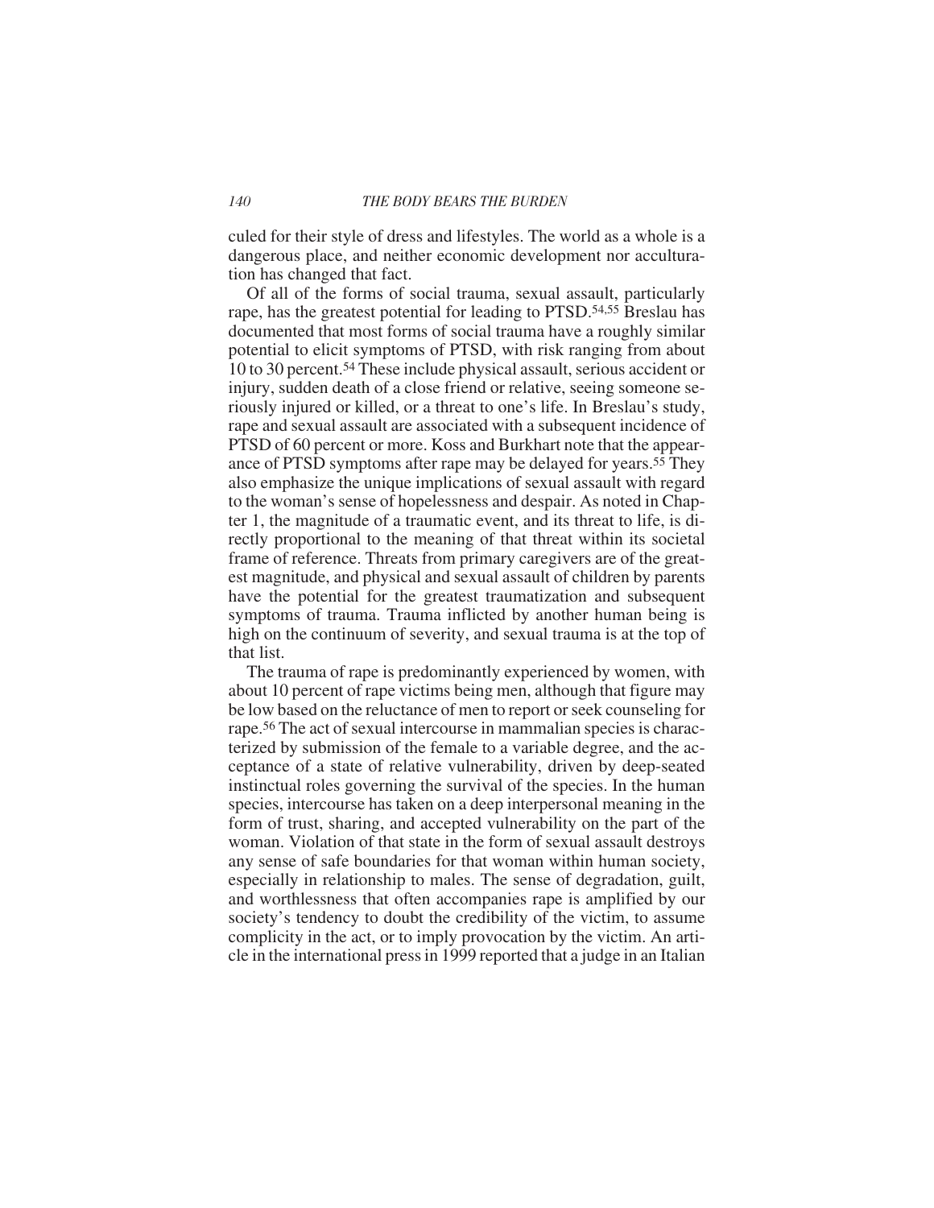culed for their style of dress and lifestyles. The world as a whole is a dangerous place, and neither economic development nor acculturation has changed that fact.

Of all of the forms of social trauma, sexual assault, particularly rape, has the greatest potential for leading to PTSD.[54,55] Breslau has documented that most forms of social trauma have a roughly similar potential to elicit symptoms of PTSD, with risk ranging from about 10 to 30 percent.[54] These include physical assault, serious accident or injury, sudden death of a close friend or relative, seeing someone seriously injured or killed, or a threat to one's life. In Breslau's study, rape and sexual assault are associated with a subsequent incidence of PTSD of 60 percent or more. Koss and Burkhart note that the appearance of PTSD symptoms after rape may be delayed for years.[55] They also emphasize the unique implications of sexual assault with regard to the woman's sense of hopelessness and despair. As noted in Chapter 1, the magnitude of a traumatic event, and its threat to life, is directly proportional to the meaning of that threat within its societal frame of reference. Threats from primary caregivers are of the greatest magnitude, and physical and sexual assault of children by parents have the potential for the greatest traumatization and subsequent symptoms of trauma. Trauma inflicted by another human being is high on the continuum of severity, and sexual trauma is at the top of that list.

The trauma of rape is predominantly experienced by women, with about 10 percent of rape victims being men, although that figure may be low based on the reluctance of men to report or seek counseling for rape.[56] The act of sexual intercourse in mammalian species is characterized by submission of the female to a variable degree, and the acceptance of a state of relative vulnerability, driven by deep-seated instinctual roles governing the survival of the species. In the human species, intercourse has taken on a deep interpersonal meaning in the form of trust, sharing, and accepted vulnerability on the part of the woman. Violation of that state in the form of sexual assault destroys any sense of safe boundaries for that woman within human society, especially in relationship to males. The sense of degradation, guilt, and worthlessness that often accompanies rape is amplified by our society's tendency to doubt the credibility of the victim, to assume complicity in the act, or to imply provocation by the victim. An article in the international press in 1999 reported that a judge in an Italian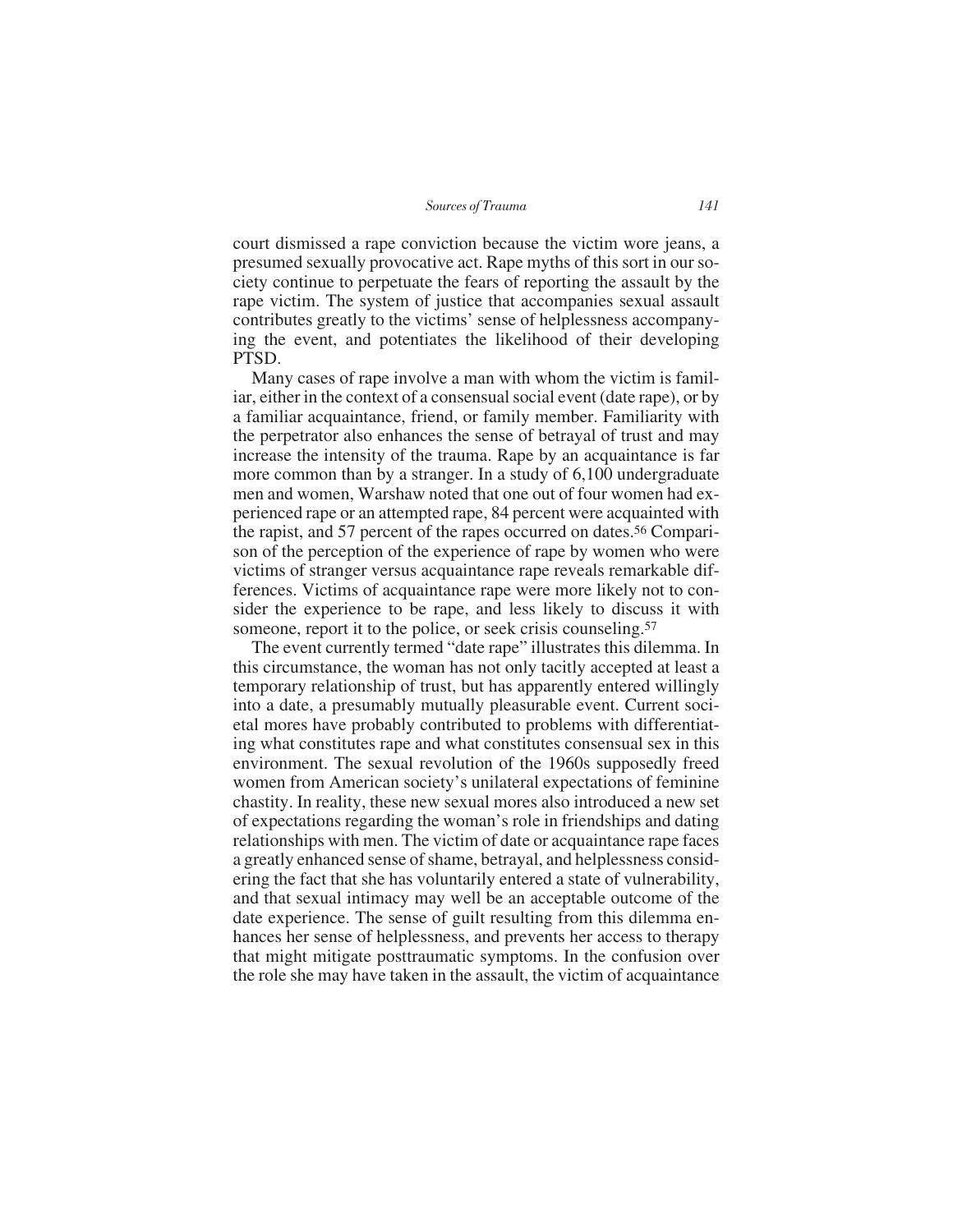court dismissed a rape conviction because the victim wore jeans, a presumed sexually provocative act. Rape myths of this sort in our society continue to perpetuate the fears of reporting the assault by the rape victim. The system of justice that accompanies sexual assault contributes greatly to the victims' sense of helplessness accompanying the event, and potentiates the likelihood of their developing PTSD.

Many cases of rape involve a man with whom the victim is familiar, either in the context of a consensual social event (date rape), or by a familiar acquaintance, friend, or family member. Familiarity with the perpetrator also enhances the sense of betrayal of trust and may increase the intensity of the trauma. Rape by an acquaintance is far more common than by a stranger. In a study of 6,100 undergraduate men and women, Warshaw noted that one out of four women had experienced rape or an attempted rape, 84 percent were acquainted with the rapist, and 57 percent of the rapes occurred on dates.[56] Comparison of the perception of the experience of rape by women who were victims of stranger versus acquaintance rape reveals remarkable differences. Victims of acquaintance rape were more likely not to consider the experience to be rape, and less likely to discuss it with someone, report it to the police, or seek crisis counseling.[57]

The event currently termed "date rape" illustrates this dilemma. In this circumstance, the woman has not only tacitly accepted at least a temporary relationship of trust, but has apparently entered willingly into a date, a presumably mutually pleasurable event. Current societal mores have probably contributed to problems with differentiating what constitutes rape and what constitutes consensual sex in this environment. The sexual revolution of the 1960s supposedly freed women from American society's unilateral expectations of feminine chastity. In reality, these new sexual mores also introduced a new set of expectations regarding the woman's role in friendships and dating relationships with men. The victim of date or acquaintance rape faces a greatly enhanced sense of shame, betrayal, and helplessness considering the fact that she has voluntarily entered a state of vulnerability, and that sexual intimacy may well be an acceptable outcome of the date experience. The sense of guilt resulting from this dilemma enhances her sense of helplessness, and prevents her access to therapy that might mitigate posttraumatic symptoms. In the confusion over the role she may have taken in the assault, the victim of acquaintance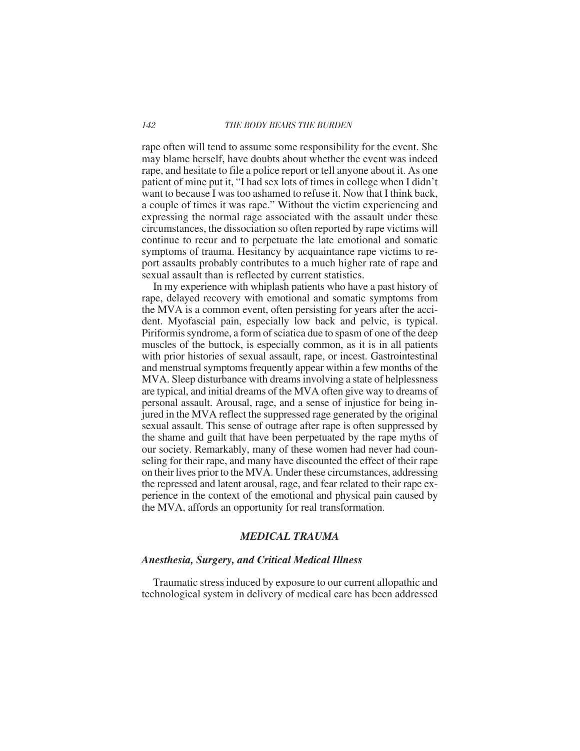rape often will tend to assume some responsibility for the event. She may blame herself, have doubts about whether the event was indeed rape, and hesitate to file a police report or tell anyone about it. As one patient of mine put it, "I had sex lots of times in college when I didn't want to because I was too ashamed to refuse it. Now that I think back, a couple of times it was rape." Without the victim experiencing and expressing the normal rage associated with the assault under these circumstances, the dissociation so often reported by rape victims will continue to recur and to perpetuate the late emotional and somatic symptoms of trauma. Hesitancy by acquaintance rape victims to report assaults probably contributes to a much higher rate of rape and sexual assault than is reflected by current statistics.

In my experience with whiplash patients who have a past history of rape, delayed recovery with emotional and somatic symptoms from the MVA is a common event, often persisting for years after the accident. Myofascial pain, especially low back and pelvic, is typical. Piriformis syndrome, a form of sciatica due to spasm of one of the deep muscles of the buttock, is especially common, as it is in all patients with prior histories of sexual assault, rape, or incest. Gastrointestinal and menstrual symptoms frequently appear within a few months of the MVA. Sleep disturbance with dreams involving a state of helplessness are typical, and initial dreams of the MVA often give way to dreams of personal assault. Arousal, rage, and a sense of injustice for being injured in the MVA reflect the suppressed rage generated by the original sexual assault. This sense of outrage after rape is often suppressed by the shame and guilt that have been perpetuated by the rape myths of our society. Remarkably, many of these women had never had counseling for their rape, and many have discounted the effect of their rape on their lives prior to the MVA. Under these circumstances, addressing the repressed and latent arousal, rage, and fear related to their rape experience in the context of the emotional and physical pain caused by the MVA, affords an opportunity for real transformation.

## MEDICAL TRAUMA

### Anesthesia, Surgery, and Critical Medical Illness

Traumatic stress induced by exposure to our current allopathic and technological system in delivery of medical care has been addressed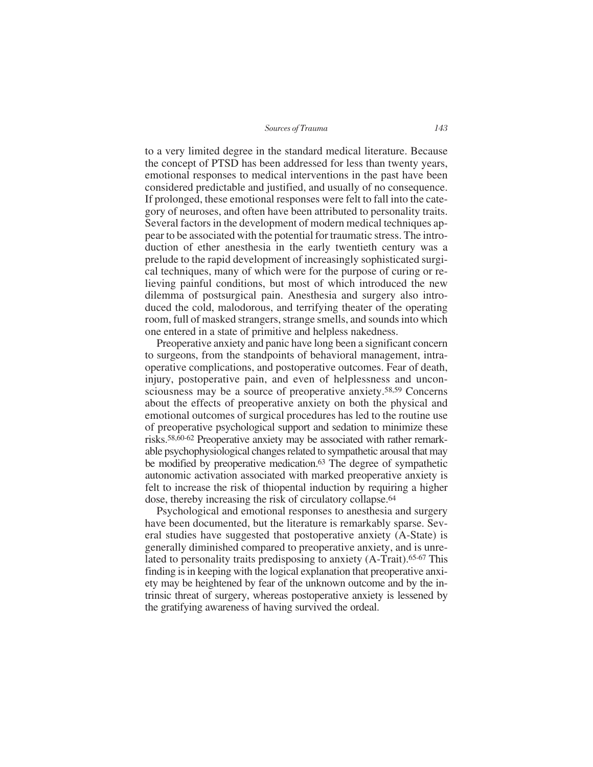to a very limited degree in the standard medical literature. Because the concept of PTSD has been addressed for less than twenty years, emotional responses to medical interventions in the past have been considered predictable and justified, and usually of no consequence. If prolonged, these emotional responses were felt to fall into the category of neuroses, and often have been attributed to personality traits. Several factors in the development of modern medical techniques appear to be associated with the potential for traumatic stress. The introduction of ether anesthesia in the early twentieth century was a prelude to the rapid development of increasingly sophisticated surgical techniques, many of which were for the purpose of curing or relieving painful conditions, but most of which introduced the new dilemma of postsurgical pain. Anesthesia and surgery also introduced the cold, malodorous, and terrifying theater of the operating room, full of masked strangers, strange smells, and sounds into which one entered in a state of primitive and helpless nakedness.

Preoperative anxiety and panic have long been a significant concern to surgeons, from the standpoints of behavioral management, intraoperative complications, and postoperative outcomes. Fear of death, injury, postoperative pain, and even of helplessness and unconsciousness may be a source of preoperative anxiety.[58,59] Concerns about the effects of preoperative anxiety on both the physical and emotional outcomes of surgical procedures has led to the routine use of preoperative psychological support and sedation to minimize these risks.[58,60-62] Preoperative anxiety may be associated with rather remarkable psychophysiological changes related to sympathetic arousal that may be modified by preoperative medication.[63] The degree of sympathetic autonomic activation associated with marked preoperative anxiety is felt to increase the risk of thiopental induction by requiring a higher dose, thereby increasing the risk of circulatory collapse.[64]

Psychological and emotional responses to anesthesia and surgery have been documented, but the literature is remarkably sparse. Several studies have suggested that postoperative anxiety (A-State) is generally diminished compared to preoperative anxiety, and is unrelated to personality traits predisposing to anxiety (A-Trait).[65-67] This finding is in keeping with the logical explanation that preoperative anxiety may be heightened by fear of the unknown outcome and by the intrinsic threat of surgery, whereas postoperative anxiety is lessened by the gratifying awareness of having survived the ordeal.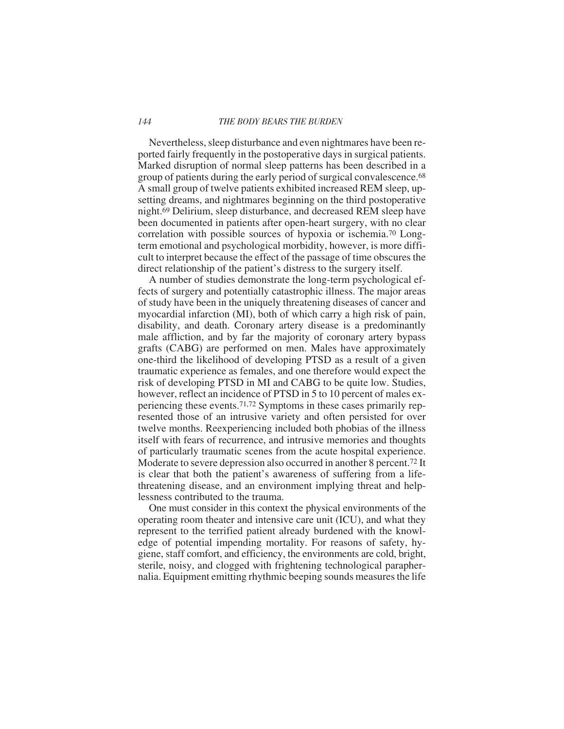Nevertheless, sleep disturbance and even nightmares have been reported fairly frequently in the postoperative days in surgical patients. Marked disruption of normal sleep patterns has been described in a group of patients during the early period of surgical convalescence.[68] A small group of twelve patients exhibited increased REM sleep, upsetting dreams, and nightmares beginning on the third postoperative night.[69] Delirium, sleep disturbance, and decreased REM sleep have been documented in patients after open-heart surgery, with no clear correlation with possible sources of hypoxia or ischemia.[70] Long-term emotional and psychological morbidity, however, is more difficult to interpret because the effect of the passage of time obscures the direct relationship of the patient's distress to the surgery itself.

A number of studies demonstrate the long-term psychological effects of surgery and potentially catastrophic illness. The major areas of study have been in the uniquely threatening diseases of cancer and myocardial infarction (MI), both of which carry a high risk of pain, disability, and death. Coronary artery disease is a predominantly male affliction, and by far the majority of coronary artery bypass grafts (CABG) are performed on men. Males have approximately one-third the likelihood of developing PTSD as a result of a given traumatic experience as females, and one therefore would expect the risk of developing PTSD in MI and CABG to be quite low. Studies, however, reflect an incidence of PTSD in 5 to 10 percent of males experiencing these events.[71,72] Symptoms in these cases primarily represented those of an intrusive variety and often persisted for over twelve months. Reexperiencing included both phobias of the illness itself with fears of recurrence, and intrusive memories and thoughts of particularly traumatic scenes from the acute hospital experience. Moderate to severe depression also occurred in another 8 percent.[72] It is clear that both the patient's awareness of suffering from a life-threatening disease, and an environment implying threat and helplessness contributed to the trauma.

One must consider in this context the physical environments of the operating room theater and intensive care unit (ICU), and what they represent to the terrified patient already burdened with the knowledge of potential impending mortality. For reasons of safety, hygiene, staff comfort, and efficiency, the environments are cold, bright, sterile, noisy, and clogged with frightening technological paraphernalia. Equipment emitting rhythmic beeping sounds measures the life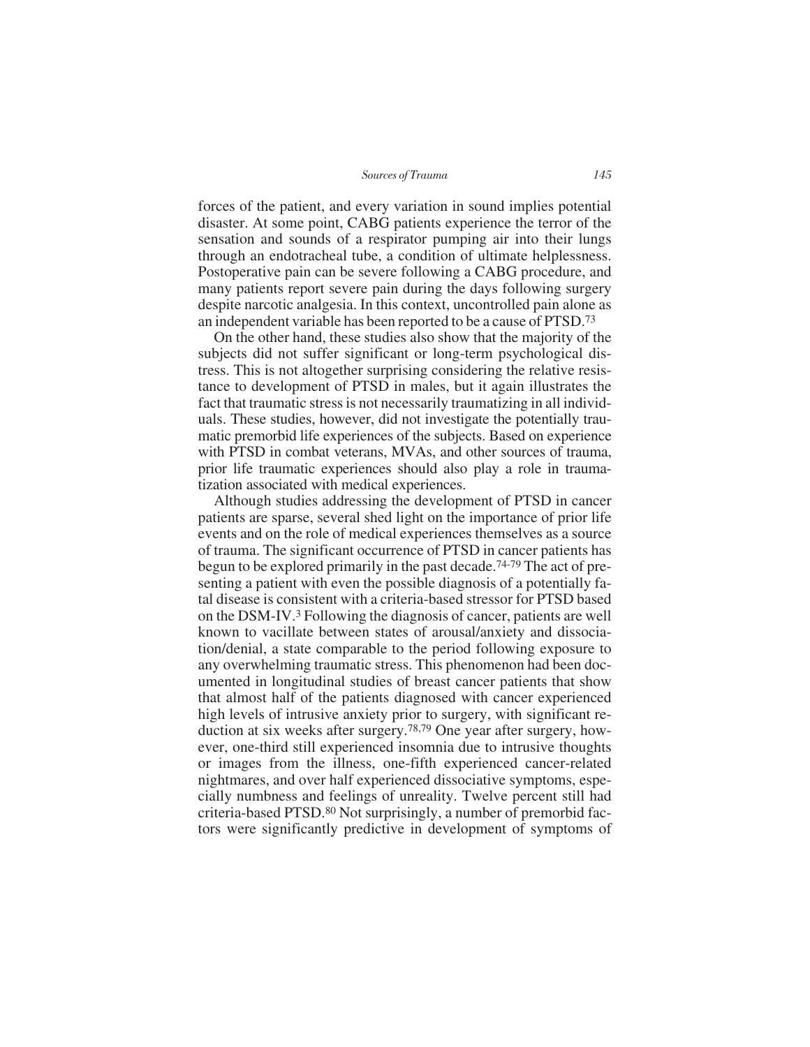forces of the patient, and every variation in sound implies potential disaster. At some point, CABG patients experience the terror of the sensation and sounds of a respirator pumping air into their lungs through an endotracheal tube, a condition of ultimate helplessness. Postoperative pain can be severe following a CABG procedure, and many patients report severe pain during the days following surgery despite narcotic analgesia. In this context, uncontrolled pain alone as an independent variable has been reported to be a cause of PTSD.[73]

On the other hand, these studies also show that the majority of the subjects did not suffer significant or long-term psychological distress. This is not altogether surprising considering the relative resistance to development of PTSD in males, but it again illustrates the fact that traumatic stress is not necessarily traumatizing in all individuals. These studies, however, did not investigate the potentially traumatic premorbid life experiences of the subjects. Based on experience with PTSD in combat veterans, MVAs, and other sources of trauma, prior life traumatic experiences should also play a role in traumatization associated with medical experiences.

Although studies addressing the development of PTSD in cancer patients are sparse, several shed light on the importance of prior life events and on the role of medical experiences themselves as a source of trauma. The significant occurrence of PTSD in cancer patients has begun to be explored primarily in the past decade.[74-79] The act of presenting a patient with even the possible diagnosis of a potentially fatal disease is consistent with a criteria-based stressor for PTSD based on the DSM-IV.[3] Following the diagnosis of cancer, patients are well known to vacillate between states of arousal/anxiety and dissociation/denial, a state comparable to the period following exposure to any overwhelming traumatic stress. This phenomenon had been documented in longitudinal studies of breast cancer patients that show that almost half of the patients diagnosed with cancer experienced high levels of intrusive anxiety prior to surgery, with significant reduction at six weeks after surgery.[78,79] One year after surgery, however, one-third still experienced insomnia due to intrusive thoughts or images from the illness, one-fifth experienced cancer-related nightmares, and over half experienced dissociative symptoms, especially numbness and feelings of unreality. Twelve percent still had criteria-based PTSD.[80] Not surprisingly, a number of premorbid factors were significantly predictive in development of symptoms of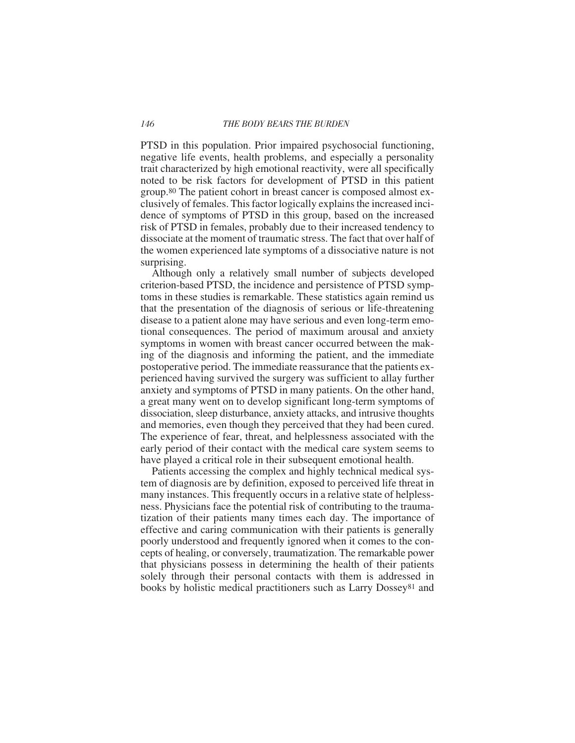PTSD in this population. Prior impaired psychosocial functioning, negative life events, health problems, and especially a personality trait characterized by high emotional reactivity, were all specifically noted to be risk factors for development of PTSD in this patient group.[80] The patient cohort in breast cancer is composed almost exclusively of females. This factor logically explains the increased incidence of symptoms of PTSD in this group, based on the increased risk of PTSD in females, probably due to their increased tendency to dissociate at the moment of traumatic stress. The fact that over half of the women experienced late symptoms of a dissociative nature is not surprising.

Although only a relatively small number of subjects developed criterion-based PTSD, the incidence and persistence of PTSD symptoms in these studies is remarkable. These statistics again remind us that the presentation of the diagnosis of serious or life-threatening disease to a patient alone may have serious and even long-term emotional consequences. The period of maximum arousal and anxiety symptoms in women with breast cancer occurred between the making of the diagnosis and informing the patient, and the immediate postoperative period. The immediate reassurance that the patients experienced having survived the surgery was sufficient to allay further anxiety and symptoms of PTSD in many patients. On the other hand, a great many went on to develop significant long-term symptoms of dissociation, sleep disturbance, anxiety attacks, and intrusive thoughts and memories, even though they perceived that they had been cured. The experience of fear, threat, and helplessness associated with the early period of their contact with the medical care system seems to have played a critical role in their subsequent emotional health.

Patients accessing the complex and highly technical medical system of diagnosis are by definition, exposed to perceived life threat in many instances. This frequently occurs in a relative state of helplessness. Physicians face the potential risk of contributing to the traumatization of their patients many times each day. The importance of effective and caring communication with their patients is generally poorly understood and frequently ignored when it comes to the concepts of healing, or conversely, traumatization. The remarkable power that physicians possess in determining the health of their patients solely through their personal contacts with them is addressed in books by holistic medical practitioners such as Larry Dossey[81] and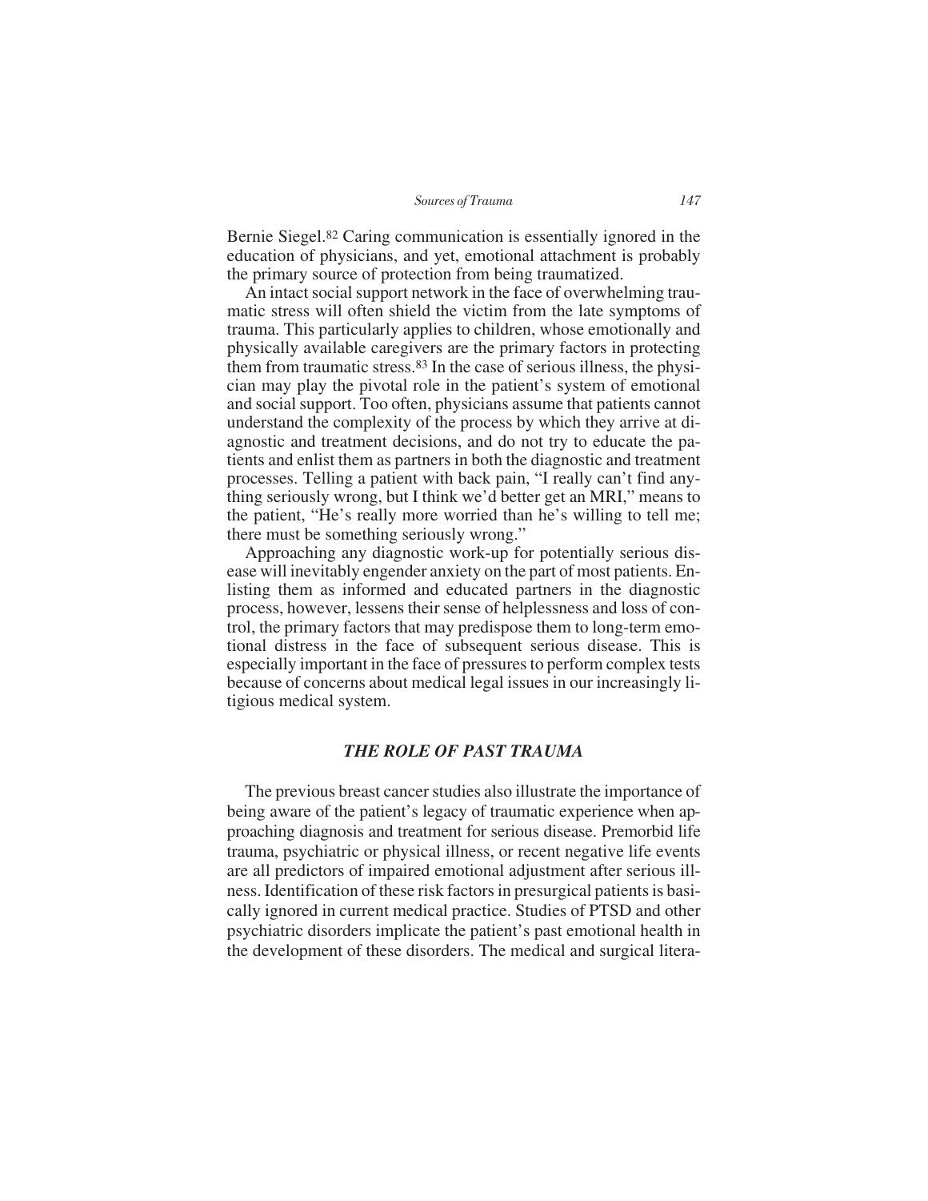Bernie Siegel.[82] Caring communication is essentially ignored in the education of physicians, and yet, emotional attachment is probably the primary source of protection from being traumatized.

An intact social support network in the face of overwhelming traumatic stress will often shield the victim from the late symptoms of trauma. This particularly applies to children, whose emotionally and physically available caregivers are the primary factors in protecting them from traumatic stress.[83] In the case of serious illness, the physician may play the pivotal role in the patient's system of emotional and social support. Too often, physicians assume that patients cannot understand the complexity of the process by which they arrive at diagnostic and treatment decisions, and do not try to educate the patients and enlist them as partners in both the diagnostic and treatment processes. Telling a patient with back pain, "I really can't find anything seriously wrong, but I think we'd better get an MRI," means to the patient, "He's really more worried than he's willing to tell me; there must be something seriously wrong."

Approaching any diagnostic work-up for potentially serious disease will inevitably engender anxiety on the part of most patients. Enlisting them as informed and educated partners in the diagnostic process, however, lessens their sense of helplessness and loss of control, the primary factors that may predispose them to long-term emotional distress in the face of subsequent serious disease. This is especially important in the face of pressures to perform complex tests because of concerns about medical legal issues in our increasingly litigious medical system.

## *THE ROLE OF PAST TRAUMA*

The previous breast cancer studies also illustrate the importance of being aware of the patient's legacy of traumatic experience when approaching diagnosis and treatment for serious disease. Premorbid life trauma, psychiatric or physical illness, or recent negative life events are all predictors of impaired emotional adjustment after serious illness. Identification of these risk factors in presurgical patients is basically ignored in current medical practice. Studies of PTSD and other psychiatric disorders implicate the patient's past emotional health in the development of these disorders. The medical and surgical litera-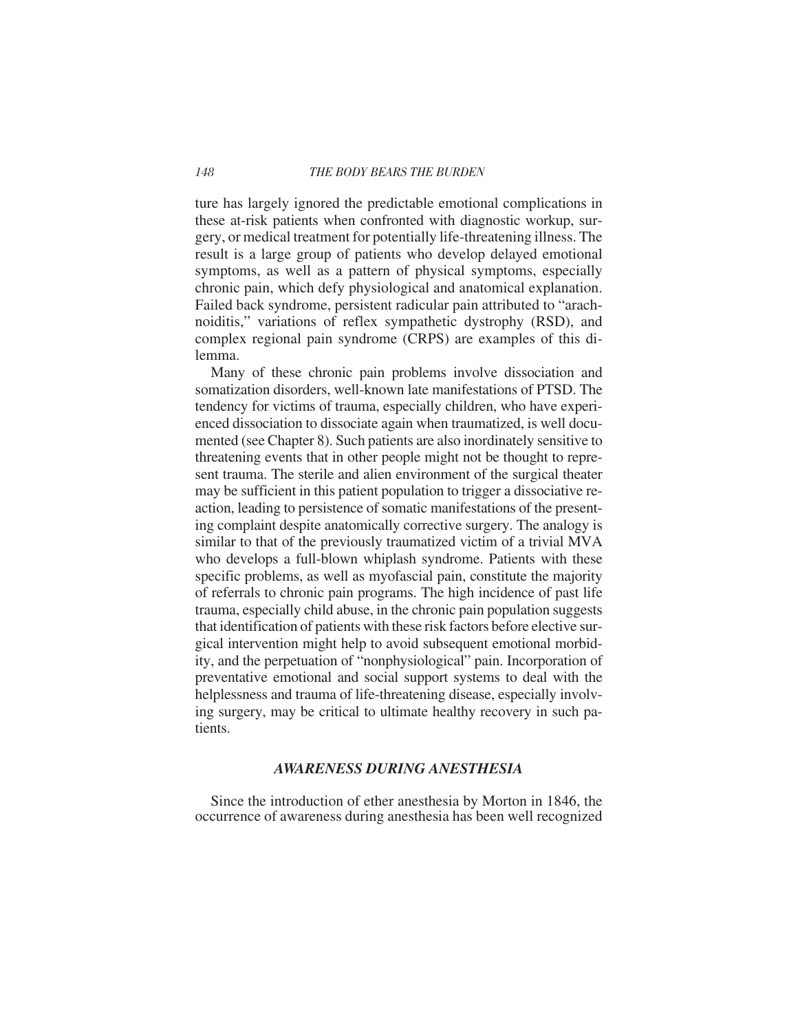ture has largely ignored the predictable emotional complications in these at-risk patients when confronted with diagnostic workup, surgery, or medical treatment for potentially life-threatening illness. The result is a large group of patients who develop delayed emotional symptoms, as well as a pattern of physical symptoms, especially chronic pain, which defy physiological and anatomical explanation. Failed back syndrome, persistent radicular pain attributed to "arachnoiditis," variations of reflex sympathetic dystrophy (RSD), and complex regional pain syndrome (CRPS) are examples of this dilemma.

Many of these chronic pain problems involve dissociation and somatization disorders, well-known late manifestations of PTSD. The tendency for victims of trauma, especially children, who have experienced dissociation to dissociate again when traumatized, is well documented (see Chapter 8). Such patients are also inordinately sensitive to threatening events that in other people might not be thought to represent trauma. The sterile and alien environment of the surgical theater may be sufficient in this patient population to trigger a dissociative reaction, leading to persistence of somatic manifestations of the presenting complaint despite anatomically corrective surgery. The analogy is similar to that of the previously traumatized victim of a trivial MVA who develops a full-blown whiplash syndrome. Patients with these specific problems, as well as myofascial pain, constitute the majority of referrals to chronic pain programs. The high incidence of past life trauma, especially child abuse, in the chronic pain population suggests that identification of patients with these risk factors before elective surgical intervention might help to avoid subsequent emotional morbidity, and the perpetuation of "nonphysiological" pain. Incorporation of preventative emotional and social support systems to deal with the helplessness and trauma of life-threatening disease, especially involving surgery, may be critical to ultimate healthy recovery in such patients.

## *AWARENESS DURING ANESTHESIA*

Since the introduction of ether anesthesia by Morton in 1846, the occurrence of awareness during anesthesia has been well recognized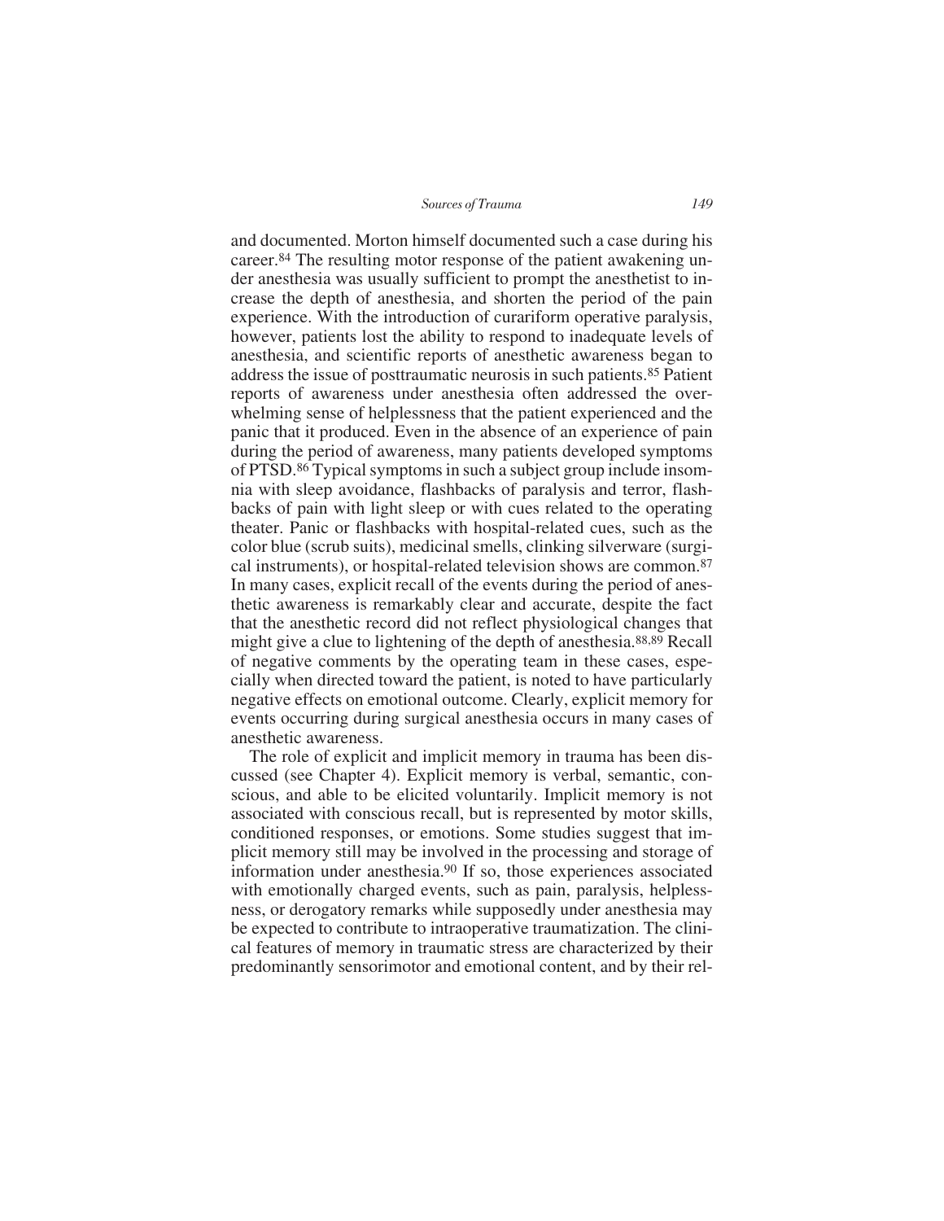and documented. Morton himself documented such a case during his career.[84] The resulting motor response of the patient awakening under anesthesia was usually sufficient to prompt the anesthetist to increase the depth of anesthesia, and shorten the period of the pain experience. With the introduction of curariform operative paralysis, however, patients lost the ability to respond to inadequate levels of anesthesia, and scientific reports of anesthetic awareness began to address the issue of posttraumatic neurosis in such patients.[85] Patient reports of awareness under anesthesia often addressed the overwhelming sense of helplessness that the patient experienced and the panic that it produced. Even in the absence of an experience of pain during the period of awareness, many patients developed symptoms of PTSD.[86] Typical symptoms in such a subject group include insomnia with sleep avoidance, flashbacks of paralysis and terror, flashbacks of pain with light sleep or with cues related to the operating theater. Panic or flashbacks with hospital-related cues, such as the color blue (scrub suits), medicinal smells, clinking silverware (surgical instruments), or hospital-related television shows are common.[87] In many cases, explicit recall of the events during the period of anesthetic awareness is remarkably clear and accurate, despite the fact that the anesthetic record did not reflect physiological changes that might give a clue to lightening of the depth of anesthesia.[88,89] Recall of negative comments by the operating team in these cases, especially when directed toward the patient, is noted to have particularly negative effects on emotional outcome. Clearly, explicit memory for events occurring during surgical anesthesia occurs in many cases of anesthetic awareness.

The role of explicit and implicit memory in trauma has been discussed (see Chapter 4). Explicit memory is verbal, semantic, conscious, and able to be elicited voluntarily. Implicit memory is not associated with conscious recall, but is represented by motor skills, conditioned responses, or emotions. Some studies suggest that implicit memory still may be involved in the processing and storage of information under anesthesia.[90] If so, those experiences associated with emotionally charged events, such as pain, paralysis, helplessness, or derogatory remarks while supposedly under anesthesia may be expected to contribute to intraoperative traumatization. The clinical features of memory in traumatic stress are characterized by their predominantly sensorimotor and emotional content, and by their rel-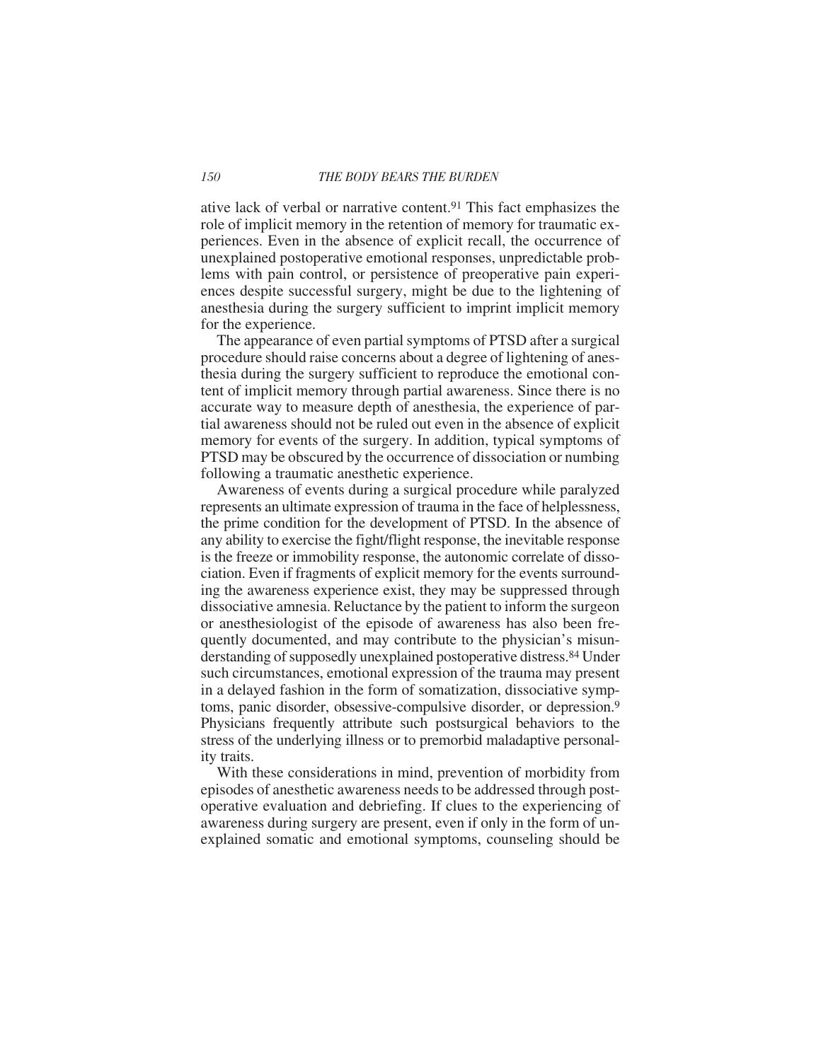ative lack of verbal or narrative content.[91] This fact emphasizes the role of implicit memory in the retention of memory for traumatic experiences. Even in the absence of explicit recall, the occurrence of unexplained postoperative emotional responses, unpredictable problems with pain control, or persistence of preoperative pain experiences despite successful surgery, might be due to the lightening of anesthesia during the surgery sufficient to imprint implicit memory for the experience.

The appearance of even partial symptoms of PTSD after a surgical procedure should raise concerns about a degree of lightening of anesthesia during the surgery sufficient to reproduce the emotional content of implicit memory through partial awareness. Since there is no accurate way to measure depth of anesthesia, the experience of partial awareness should not be ruled out even in the absence of explicit memory for events of the surgery. In addition, typical symptoms of PTSD may be obscured by the occurrence of dissociation or numbing following a traumatic anesthetic experience.

Awareness of events during a surgical procedure while paralyzed represents an ultimate expression of trauma in the face of helplessness, the prime condition for the development of PTSD. In the absence of any ability to exercise the fight/flight response, the inevitable response is the freeze or immobility response, the autonomic correlate of dissociation. Even if fragments of explicit memory for the events surrounding the awareness experience exist, they may be suppressed through dissociative amnesia. Reluctance by the patient to inform the surgeon or anesthesiologist of the episode of awareness has also been frequently documented, and may contribute to the physician's misunderstanding of supposedly unexplained postoperative distress.[84] Under such circumstances, emotional expression of the trauma may present in a delayed fashion in the form of somatization, dissociative symptoms, panic disorder, obsessive-compulsive disorder, or depression.[9] Physicians frequently attribute such postsurgical behaviors to the stress of the underlying illness or to premorbid maladaptive personality traits.

With these considerations in mind, prevention of morbidity from episodes of anesthetic awareness needs to be addressed through postoperative evaluation and debriefing. If clues to the experiencing of awareness during surgery are present, even if only in the form of unexplained somatic and emotional symptoms, counseling should be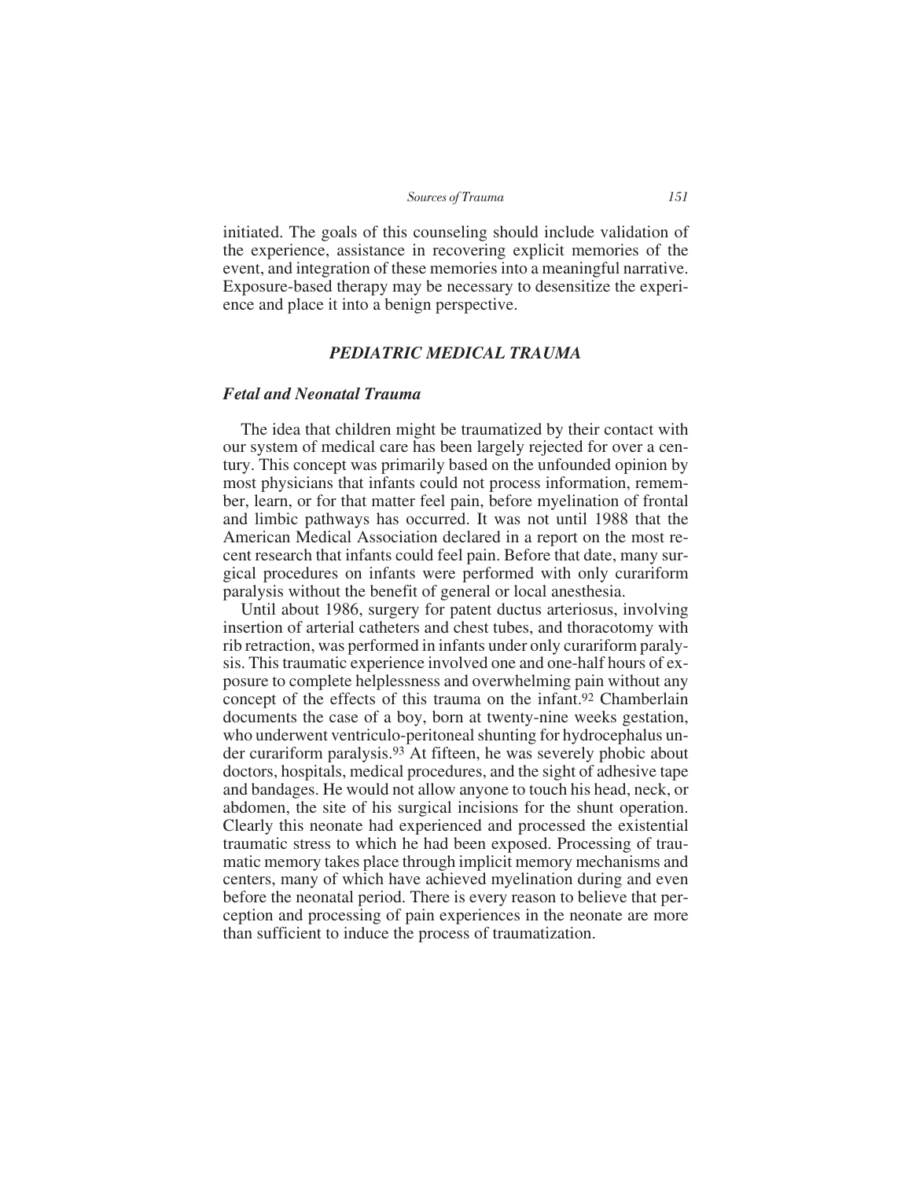initiated. The goals of this counseling should include validation of the experience, assistance in recovering explicit memories of the event, and integration of these memories into a meaningful narrative. Exposure-based therapy may be necessary to desensitize the experience and place it into a benign perspective.

## *PEDIATRIC MEDICAL TRAUMA*

### *Fetal and Neonatal Trauma*

The idea that children might be traumatized by their contact with our system of medical care has been largely rejected for over a century. This concept was primarily based on the unfounded opinion by most physicians that infants could not process information, remember, learn, or for that matter feel pain, before myelination of frontal and limbic pathways has occurred. It was not until 1988 that the American Medical Association declared in a report on the most recent research that infants could feel pain. Before that date, many surgical procedures on infants were performed with only curariform paralysis without the benefit of general or local anesthesia.

Until about 1986, surgery for patent ductus arteriosus, involving insertion of arterial catheters and chest tubes, and thoracotomy with rib retraction, was performed in infants under only curariform paralysis. This traumatic experience involved one and one-half hours of exposure to complete helplessness and overwhelming pain without any concept of the effects of this trauma on the infant.[92] Chamberlain documents the case of a boy, born at twenty-nine weeks gestation, who underwent ventriculo-peritoneal shunting for hydrocephalus under curariform paralysis.[93] At fifteen, he was severely phobic about doctors, hospitals, medical procedures, and the sight of adhesive tape and bandages. He would not allow anyone to touch his head, neck, or abdomen, the site of his surgical incisions for the shunt operation. Clearly this neonate had experienced and processed the existential traumatic stress to which he had been exposed. Processing of traumatic memory takes place through implicit memory mechanisms and centers, many of which have achieved myelination during and even before the neonatal period. There is every reason to believe that perception and processing of pain experiences in the neonate are more than sufficient to induce the process of traumatization.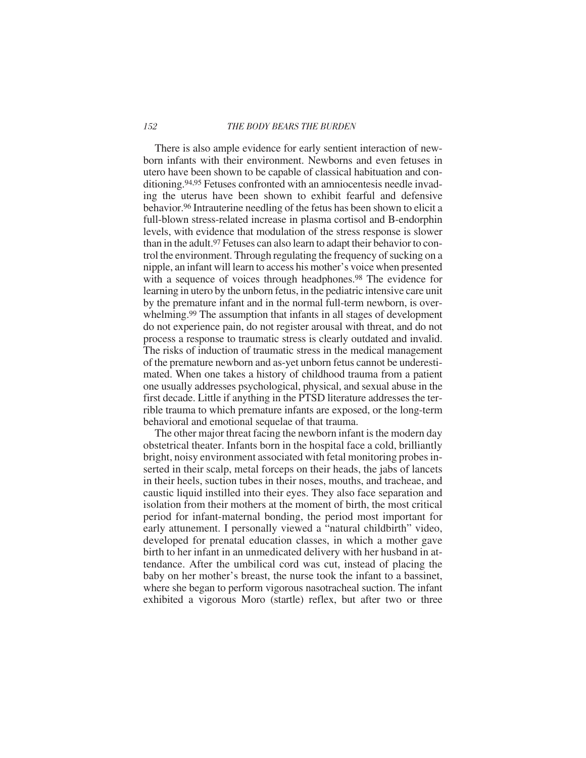There is also ample evidence for early sentient interaction of newborn infants with their environment. Newborns and even fetuses in utero have been shown to be capable of classical habituation and conditioning.[94,95] Fetuses confronted with an amniocentesis needle invading the uterus have been shown to exhibit fearful and defensive behavior.[96] Intrauterine needling of the fetus has been shown to elicit a full-blown stress-related increase in plasma cortisol and B-endorphin levels, with evidence that modulation of the stress response is slower than in the adult.[97] Fetuses can also learn to adapt their behavior to control the environment. Through regulating the frequency of sucking on a nipple, an infant will learn to access his mother's voice when presented with a sequence of voices through headphones.[98] The evidence for learning in utero by the unborn fetus, in the pediatric intensive care unit by the premature infant and in the normal full-term newborn, is overwhelming.[99] The assumption that infants in all stages of development do not experience pain, do not register arousal with threat, and do not process a response to traumatic stress is clearly outdated and invalid. The risks of induction of traumatic stress in the medical management of the premature newborn and as-yet unborn fetus cannot be underestimated. When one takes a history of childhood trauma from a patient one usually addresses psychological, physical, and sexual abuse in the first decade. Little if anything in the PTSD literature addresses the terrible trauma to which premature infants are exposed, or the long-term behavioral and emotional sequelae of that trauma.

The other major threat facing the newborn infant is the modern day obstetrical theater. Infants born in the hospital face a cold, brilliantly bright, noisy environment associated with fetal monitoring probes inserted in their scalp, metal forceps on their heads, the jabs of lancets in their heels, suction tubes in their noses, mouths, and tracheae, and caustic liquid instilled into their eyes. They also face separation and isolation from their mothers at the moment of birth, the most critical period for infant-maternal bonding, the period most important for early attunement. I personally viewed a "natural childbirth" video, developed for prenatal education classes, in which a mother gave birth to her infant in an unmedicated delivery with her husband in attendance. After the umbilical cord was cut, instead of placing the baby on her mother's breast, the nurse took the infant to a bassinet, where she began to perform vigorous nasotracheal suction. The infant exhibited a vigorous Moro (startle) reflex, but after two or three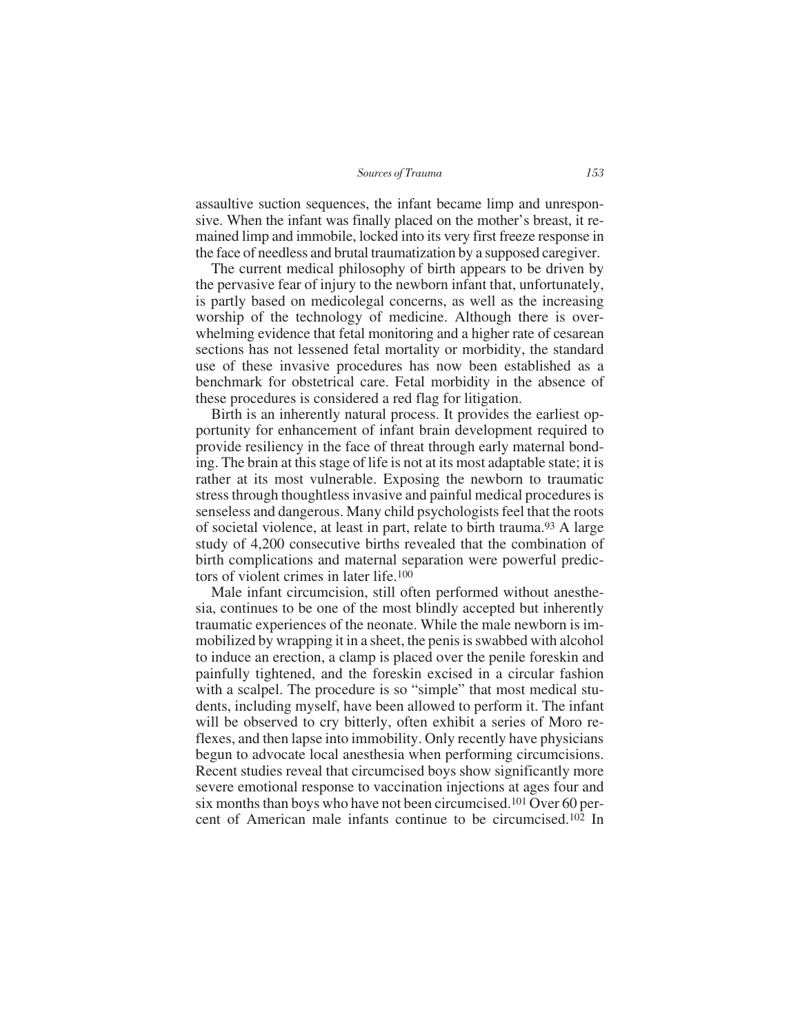assaultive suction sequences, the infant became limp and unresponsive. When the infant was finally placed on the mother's breast, it remained limp and immobile, locked into its very first freeze response in the face of needless and brutal traumatization by a supposed caregiver.

The current medical philosophy of birth appears to be driven by the pervasive fear of injury to the newborn infant that, unfortunately, is partly based on medicolegal concerns, as well as the increasing worship of the technology of medicine. Although there is overwhelming evidence that fetal monitoring and a higher rate of cesarean sections has not lessened fetal mortality or morbidity, the standard use of these invasive procedures has now been established as a benchmark for obstetrical care. Fetal morbidity in the absence of these procedures is considered a red flag for litigation.

Birth is an inherently natural process. It provides the earliest opportunity for enhancement of infant brain development required to provide resiliency in the face of threat through early maternal bonding. The brain at this stage of life is not at its most adaptable state; it is rather at its most vulnerable. Exposing the newborn to traumatic stress through thoughtless invasive and painful medical procedures is senseless and dangerous. Many child psychologists feel that the roots of societal violence, at least in part, relate to birth trauma.[93] A large study of 4,200 consecutive births revealed that the combination of birth complications and maternal separation were powerful predictors of violent crimes in later life.[100]

Male infant circumcision, still often performed without anesthesia, continues to be one of the most blindly accepted but inherently traumatic experiences of the neonate. While the male newborn is immobilized by wrapping it in a sheet, the penis is swabbed with alcohol to induce an erection, a clamp is placed over the penile foreskin and painfully tightened, and the foreskin excised in a circular fashion with a scalpel. The procedure is so "simple" that most medical students, including myself, have been allowed to perform it. The infant will be observed to cry bitterly, often exhibit a series of Moro reflexes, and then lapse into immobility. Only recently have physicians begun to advocate local anesthesia when performing circumcisions. Recent studies reveal that circumcised boys show significantly more severe emotional response to vaccination injections at ages four and six months than boys who have not been circumcised.[101] Over 60 percent of American male infants continue to be circumcised.[102] In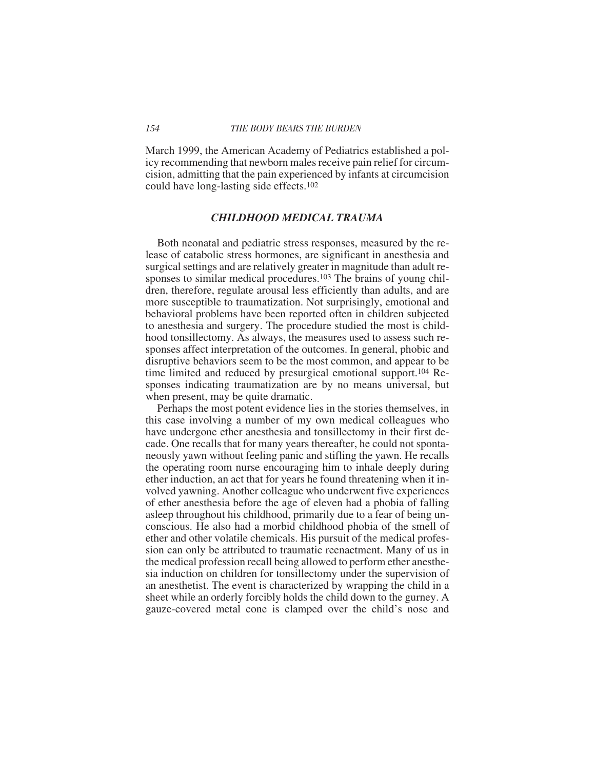March 1999, the American Academy of Pediatrics established a policy recommending that newborn males receive pain relief for circumcision, admitting that the pain experienced by infants at circumcision could have long-lasting side effects.[102]

## *CHILDHOOD MEDICAL TRAUMA*

Both neonatal and pediatric stress responses, measured by the release of catabolic stress hormones, are significant in anesthesia and surgical settings and are relatively greater in magnitude than adult responses to similar medical procedures.[103] The brains of young children, therefore, regulate arousal less efficiently than adults, and are more susceptible to traumatization. Not surprisingly, emotional and behavioral problems have been reported often in children subjected to anesthesia and surgery. The procedure studied the most is childhood tonsillectomy. As always, the measures used to assess such responses affect interpretation of the outcomes. In general, phobic and disruptive behaviors seem to be the most common, and appear to be time limited and reduced by presurgical emotional support.[104] Responses indicating traumatization are by no means universal, but when present, may be quite dramatic.

Perhaps the most potent evidence lies in the stories themselves, in this case involving a number of my own medical colleagues who have undergone ether anesthesia and tonsillectomy in their first decade. One recalls that for many years thereafter, he could not spontaneously yawn without feeling panic and stifling the yawn. He recalls the operating room nurse encouraging him to inhale deeply during ether induction, an act that for years he found threatening when it involved yawning. Another colleague who underwent five experiences of ether anesthesia before the age of eleven had a phobia of falling asleep throughout his childhood, primarily due to a fear of being unconscious. He also had a morbid childhood phobia of the smell of ether and other volatile chemicals. His pursuit of the medical profession can only be attributed to traumatic reenactment. Many of us in the medical profession recall being allowed to perform ether anesthesia induction on children for tonsillectomy under the supervision of an anesthetist. The event is characterized by wrapping the child in a sheet while an orderly forcibly holds the child down to the gurney. A gauze-covered metal cone is clamped over the child's nose and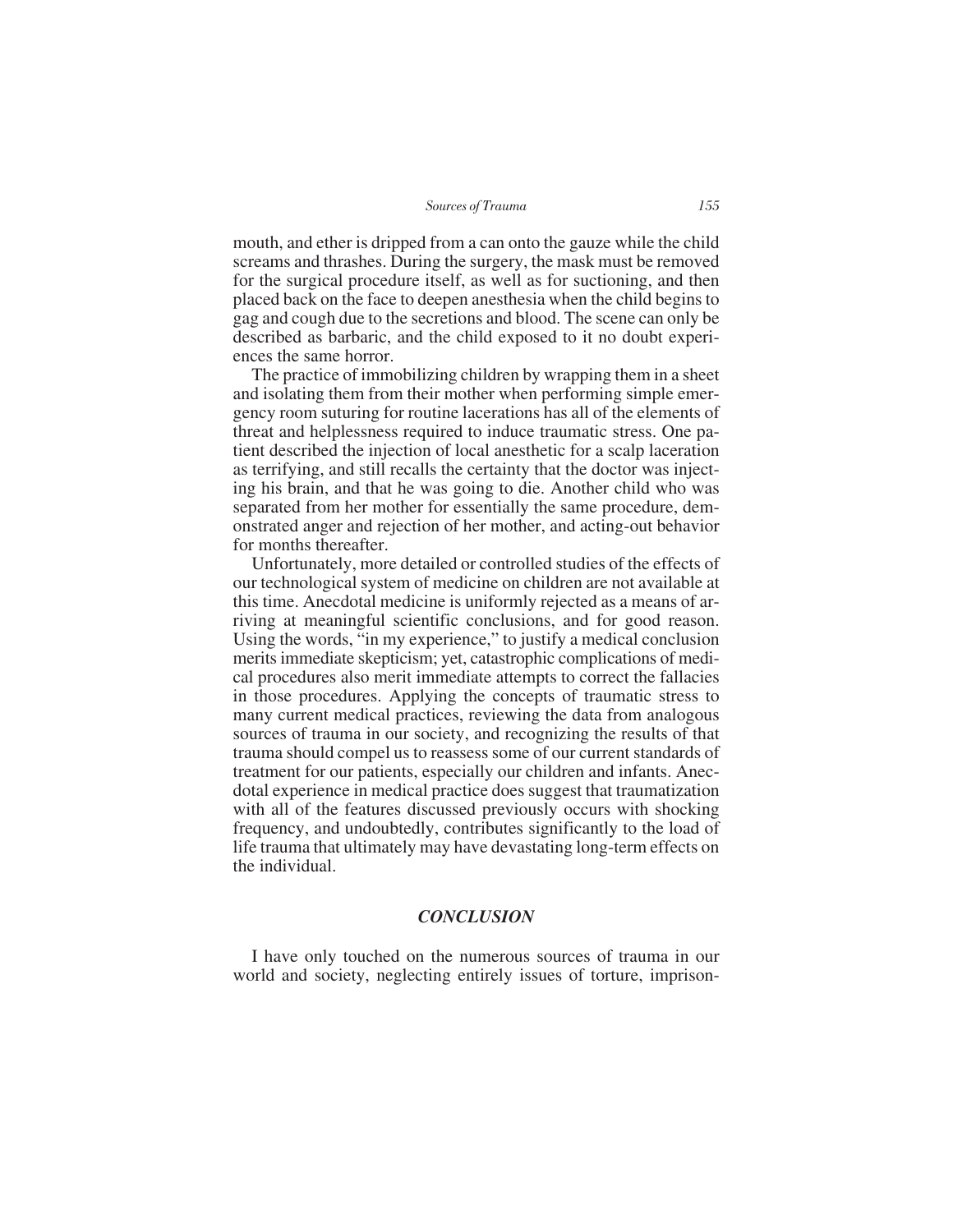mouth, and ether is dripped from a can onto the gauze while the child screams and thrashes. During the surgery, the mask must be removed for the surgical procedure itself, as well as for suctioning, and then placed back on the face to deepen anesthesia when the child begins to gag and cough due to the secretions and blood. The scene can only be described as barbaric, and the child exposed to it no doubt experiences the same horror.

The practice of immobilizing children by wrapping them in a sheet and isolating them from their mother when performing simple emergency room suturing for routine lacerations has all of the elements of threat and helplessness required to induce traumatic stress. One patient described the injection of local anesthetic for a scalp laceration as terrifying, and still recalls the certainty that the doctor was injecting his brain, and that he was going to die. Another child who was separated from her mother for essentially the same procedure, demonstrated anger and rejection of her mother, and acting-out behavior for months thereafter.

Unfortunately, more detailed or controlled studies of the effects of our technological system of medicine on children are not available at this time. Anecdotal medicine is uniformly rejected as a means of arriving at meaningful scientific conclusions, and for good reason. Using the words, "in my experience," to justify a medical conclusion merits immediate skepticism; yet, catastrophic complications of medical procedures also merit immediate attempts to correct the fallacies in those procedures. Applying the concepts of traumatic stress to many current medical practices, reviewing the data from analogous sources of trauma in our society, and recognizing the results of that trauma should compel us to reassess some of our current standards of treatment for our patients, especially our children and infants. Anecdotal experience in medical practice does suggest that traumatization with all of the features discussed previously occurs with shocking frequency, and undoubtedly, contributes significantly to the load of life trauma that ultimately may have devastating long-term effects on the individual.

## *CONCLUSION*

I have only touched on the numerous sources of trauma in our world and society, neglecting entirely issues of torture, imprison-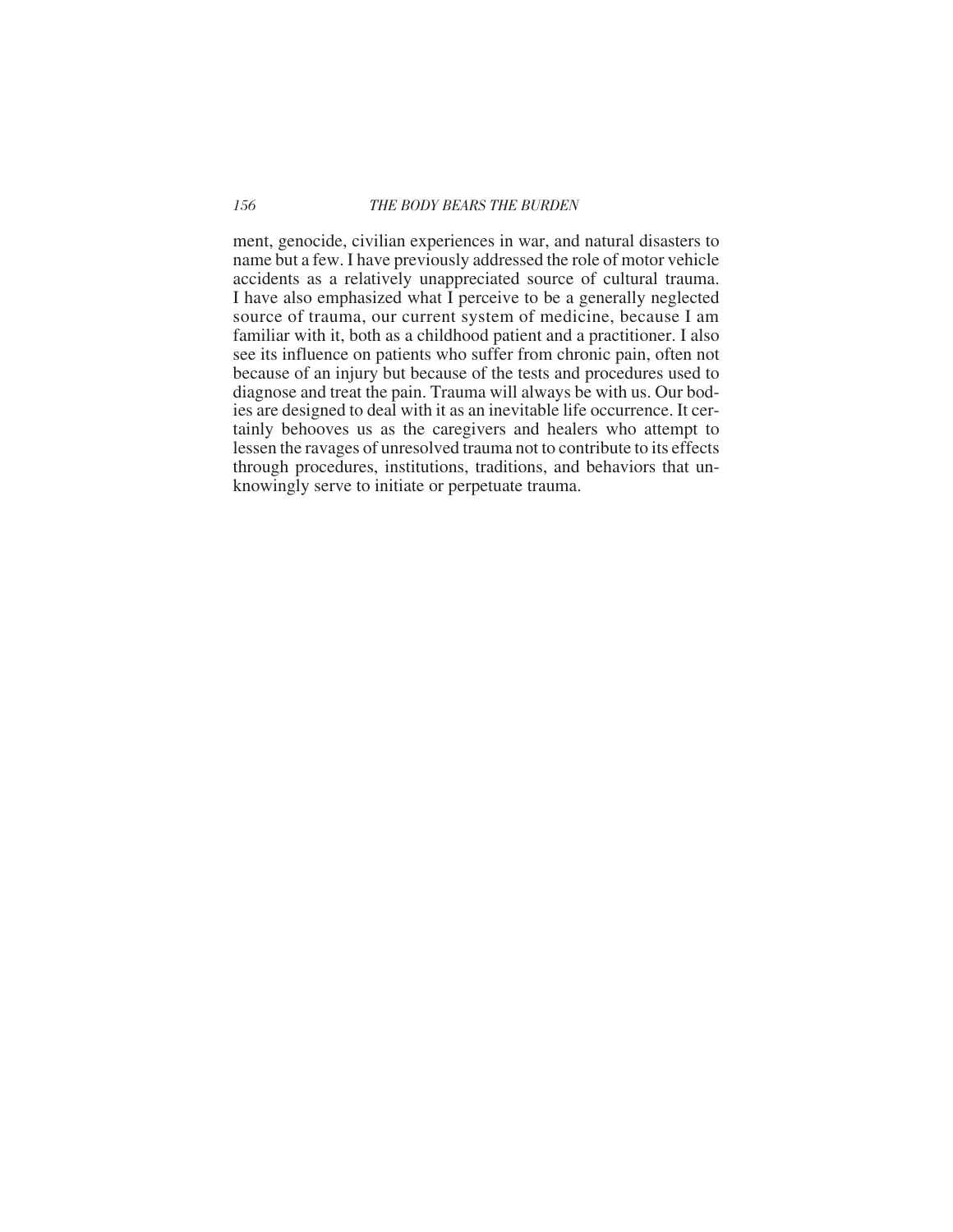ment, genocide, civilian experiences in war, and natural disasters to name but a few. I have previously addressed the role of motor vehicle accidents as a relatively unappreciated source of cultural trauma. I have also emphasized what I perceive to be a generally neglected source of trauma, our current system of medicine, because I am familiar with it, both as a childhood patient and a practitioner. I also see its influence on patients who suffer from chronic pain, often not because of an injury but because of the tests and procedures used to diagnose and treat the pain. Trauma will always be with us. Our bodies are designed to deal with it as an inevitable life occurrence. It certainly behooves us as the caregivers and healers who attempt to lessen the ravages of unresolved trauma not to contribute to its effects through procedures, institutions, traditions, and behaviors that unknowingly serve to initiate or perpetuate trauma.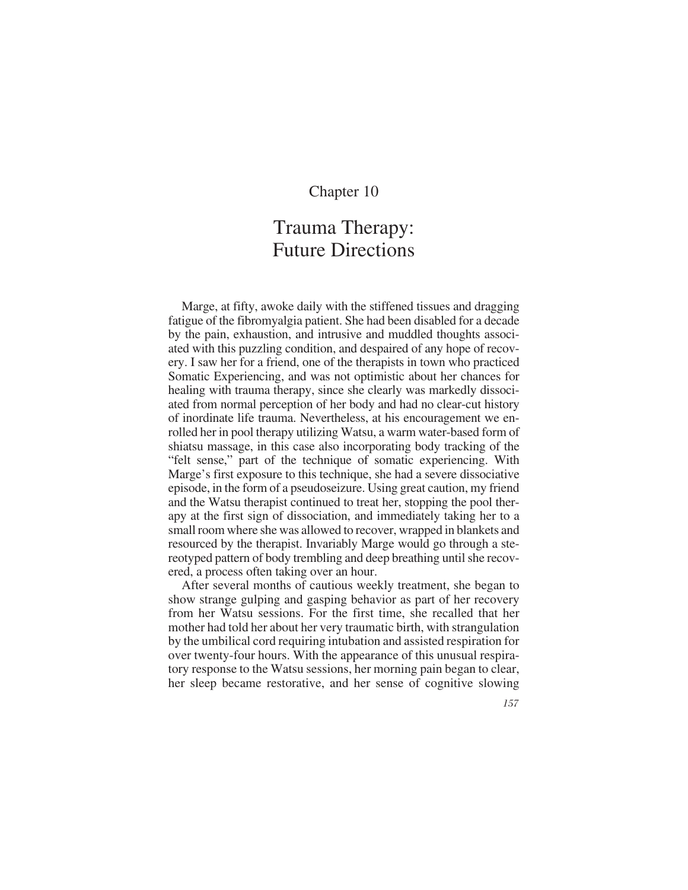# Chapter 10

# Trauma Therapy: Future Directions

Marge, at fifty, awoke daily with the stiffened tissues and dragging fatigue of the fibromyalgia patient. She had been disabled for a decade by the pain, exhaustion, and intrusive and muddled thoughts associated with this puzzling condition, and despaired of any hope of recovery. I saw her for a friend, one of the therapists in town who practiced Somatic Experiencing, and was not optimistic about her chances for healing with trauma therapy, since she clearly was markedly dissociated from normal perception of her body and had no clear-cut history of inordinate life trauma. Nevertheless, at his encouragement we enrolled her in pool therapy utilizing Watsu, a warm water-based form of shiatsu massage, in this case also incorporating body tracking of the "felt sense," part of the technique of somatic experiencing. With Marge's first exposure to this technique, she had a severe dissociative episode, in the form of a pseudoseizure. Using great caution, my friend and the Watsu therapist continued to treat her, stopping the pool therapy at the first sign of dissociation, and immediately taking her to a small room where she was allowed to recover, wrapped in blankets and resourced by the therapist. Invariably Marge would go through a stereotyped pattern of body trembling and deep breathing until she recovered, a process often taking over an hour.

After several months of cautious weekly treatment, she began to show strange gulping and gasping behavior as part of her recovery from her Watsu sessions. For the first time, she recalled that her mother had told her about her very traumatic birth, with strangulation by the umbilical cord requiring intubation and assisted respiration for over twenty-four hours. With the appearance of this unusual respiratory response to the Watsu sessions, her morning pain began to clear, her sleep became restorative, and her sense of cognitive slowing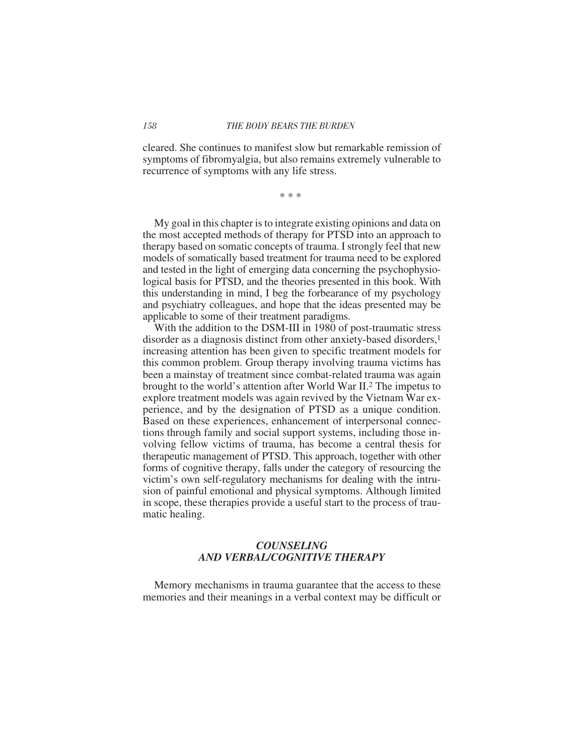cleared. She continues to manifest slow but remarkable remission of symptoms of fibromyalgia, but also remains extremely vulnerable to recurrence of symptoms with any life stress.

* * *

My goal in this chapter is to integrate existing opinions and data on the most accepted methods of therapy for PTSD into an approach to therapy based on somatic concepts of trauma. I strongly feel that new models of somatically based treatment for trauma need to be explored and tested in the light of emerging data concerning the psychophysiological basis for PTSD, and the theories presented in this book. With this understanding in mind, I beg the forbearance of my psychology and psychiatry colleagues, and hope that the ideas presented may be applicable to some of their treatment paradigms.

With the addition to the DSM-III in 1980 of post-traumatic stress disorder as a diagnosis distinct from other anxiety-based disorders,[1] increasing attention has been given to specific treatment models for this common problem. Group therapy involving trauma victims has been a mainstay of treatment since combat-related trauma was again brought to the world's attention after World War II.[2] The impetus to explore treatment models was again revived by the Vietnam War experience, and by the designation of PTSD as a unique condition. Based on these experiences, enhancement of interpersonal connections through family and social support systems, including those involving fellow victims of trauma, has become a central thesis for therapeutic management of PTSD. This approach, together with other forms of cognitive therapy, falls under the category of resourcing the victim's own self-regulatory mechanisms for dealing with the intrusion of painful emotional and physical symptoms. Although limited in scope, these therapies provide a useful start to the process of traumatic healing.

## *COUNSELING AND VERBAL/COGNITIVE THERAPY*

Memory mechanisms in trauma guarantee that the access to these memories and their meanings in a verbal context may be difficult or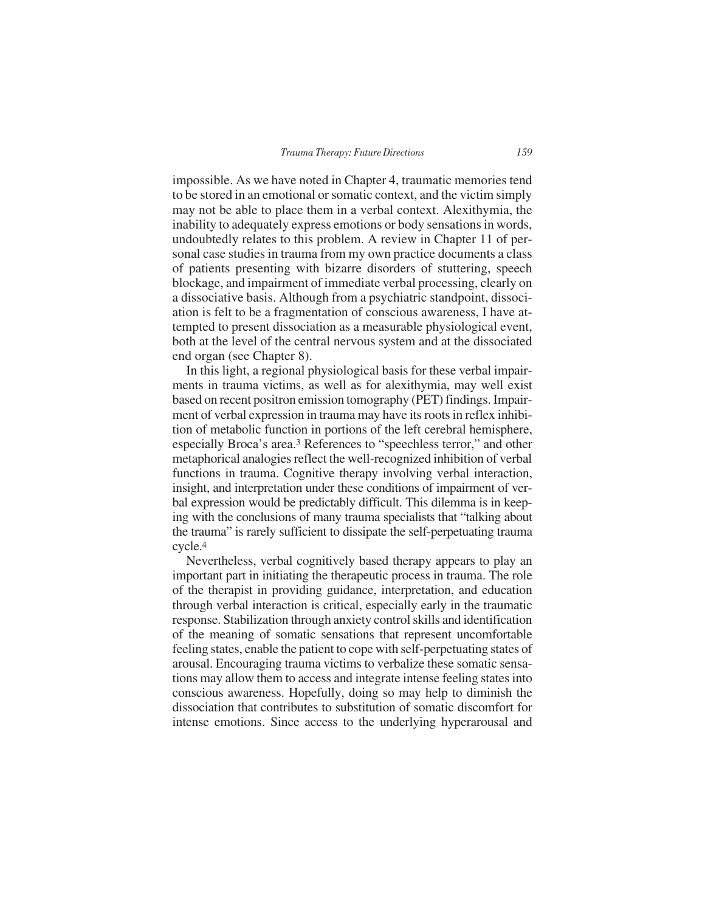impossible. As we have noted in Chapter 4, traumatic memories tend to be stored in an emotional or somatic context, and the victim simply may not be able to place them in a verbal context. Alexithymia, the inability to adequately express emotions or body sensations in words, undoubtedly relates to this problem. A review in Chapter 11 of personal case studies in trauma from my own practice documents a class of patients presenting with bizarre disorders of stuttering, speech blockage, and impairment of immediate verbal processing, clearly on a dissociative basis. Although from a psychiatric standpoint, dissociation is felt to be a fragmentation of conscious awareness, I have attempted to present dissociation as a measurable physiological event, both at the level of the central nervous system and at the dissociated end organ (see Chapter 8).

In this light, a regional physiological basis for these verbal impairments in trauma victims, as well as for alexithymia, may well exist based on recent positron emission tomography (PET) findings. Impairment of verbal expression in trauma may have its roots in reflex inhibition of metabolic function in portions of the left cerebral hemisphere, especially Broca's area.[3] References to "speechless terror," and other metaphorical analogies reflect the well-recognized inhibition of verbal functions in trauma. Cognitive therapy involving verbal interaction, insight, and interpretation under these conditions of impairment of verbal expression would be predictably difficult. This dilemma is in keeping with the conclusions of many trauma specialists that "talking about the trauma" is rarely sufficient to dissipate the self-perpetuating trauma cycle.[4]

Nevertheless, verbal cognitively based therapy appears to play an important part in initiating the therapeutic process in trauma. The role of the therapist in providing guidance, interpretation, and education through verbal interaction is critical, especially early in the traumatic response. Stabilization through anxiety control skills and identification of the meaning of somatic sensations that represent uncomfortable feeling states, enable the patient to cope with self-perpetuating states of arousal. Encouraging trauma victims to verbalize these somatic sensations may allow them to access and integrate intense feeling states into conscious awareness. Hopefully, doing so may help to diminish the dissociation that contributes to substitution of somatic discomfort for intense emotions. Since access to the underlying hyperarousal and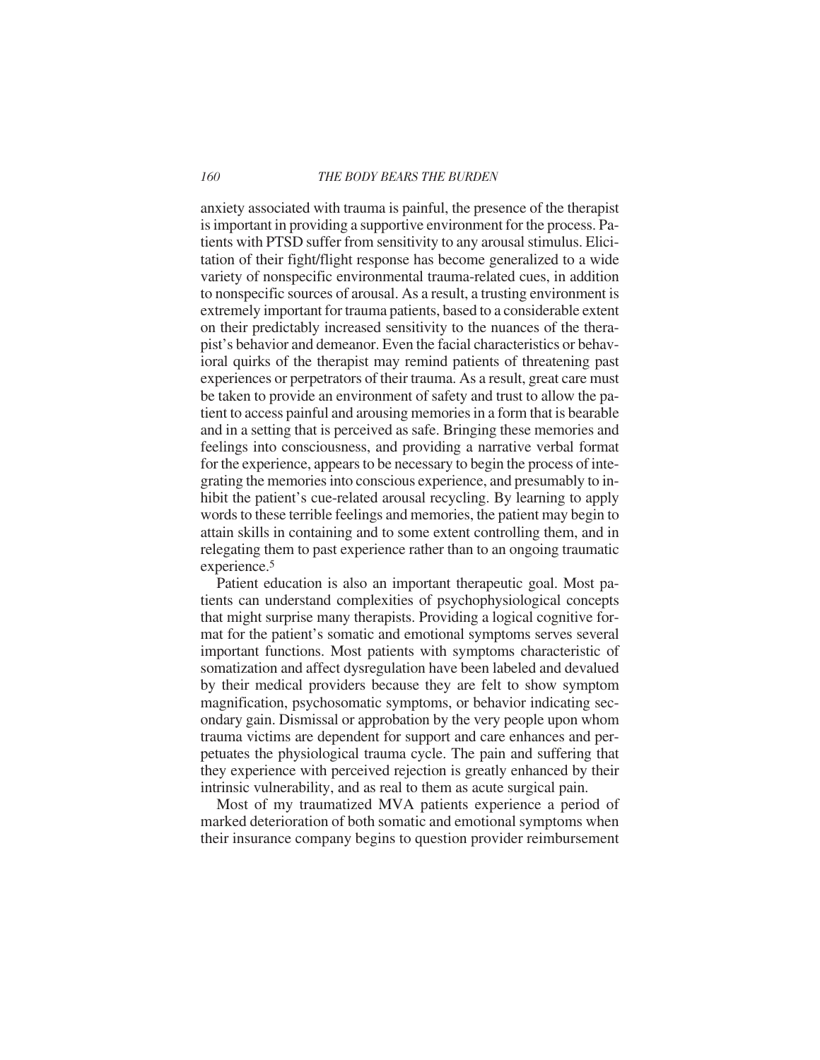anxiety associated with trauma is painful, the presence of the therapist is important in providing a supportive environment for the process. Patients with PTSD suffer from sensitivity to any arousal stimulus. Elicitation of their fight/flight response has become generalized to a wide variety of nonspecific environmental trauma-related cues, in addition to nonspecific sources of arousal. As a result, a trusting environment is extremely important for trauma patients, based to a considerable extent on their predictably increased sensitivity to the nuances of the therapist's behavior and demeanor. Even the facial characteristics or behavioral quirks of the therapist may remind patients of threatening past experiences or perpetrators of their trauma. As a result, great care must be taken to provide an environment of safety and trust to allow the patient to access painful and arousing memories in a form that is bearable and in a setting that is perceived as safe. Bringing these memories and feelings into consciousness, and providing a narrative verbal format for the experience, appears to be necessary to begin the process of integrating the memories into conscious experience, and presumably to inhibit the patient's cue-related arousal recycling. By learning to apply words to these terrible feelings and memories, the patient may begin to attain skills in containing and to some extent controlling them, and in relegating them to past experience rather than to an ongoing traumatic experience.[5]

Patient education is also an important therapeutic goal. Most patients can understand complexities of psychophysiological concepts that might surprise many therapists. Providing a logical cognitive format for the patient's somatic and emotional symptoms serves several important functions. Most patients with symptoms characteristic of somatization and affect dysregulation have been labeled and devalued by their medical providers because they are felt to show symptom magnification, psychosomatic symptoms, or behavior indicating secondary gain. Dismissal or approbation by the very people upon whom trauma victims are dependent for support and care enhances and perpetuates the physiological trauma cycle. The pain and suffering that they experience with perceived rejection is greatly enhanced by their intrinsic vulnerability, and as real to them as acute surgical pain.

Most of my traumatized MVA patients experience a period of marked deterioration of both somatic and emotional symptoms when their insurance company begins to question provider reimbursement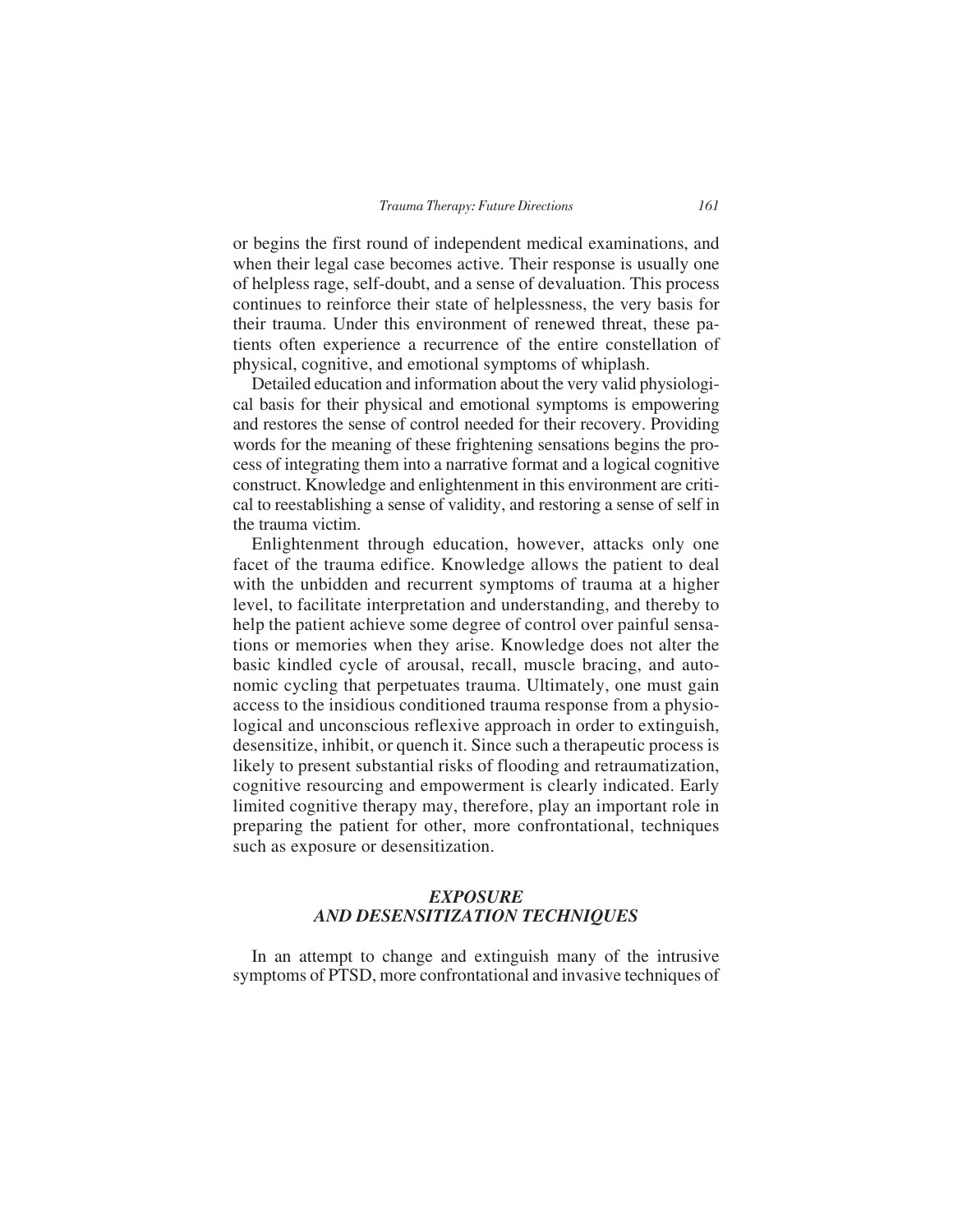or begins the first round of independent medical examinations, and when their legal case becomes active. Their response is usually one of helpless rage, self-doubt, and a sense of devaluation. This process continues to reinforce their state of helplessness, the very basis for their trauma. Under this environment of renewed threat, these patients often experience a recurrence of the entire constellation of physical, cognitive, and emotional symptoms of whiplash.

Detailed education and information about the very valid physiological basis for their physical and emotional symptoms is empowering and restores the sense of control needed for their recovery. Providing words for the meaning of these frightening sensations begins the process of integrating them into a narrative format and a logical cognitive construct. Knowledge and enlightenment in this environment are critical to reestablishing a sense of validity, and restoring a sense of self in the trauma victim.

Enlightenment through education, however, attacks only one facet of the trauma edifice. Knowledge allows the patient to deal with the unbidden and recurrent symptoms of trauma at a higher level, to facilitate interpretation and understanding, and thereby to help the patient achieve some degree of control over painful sensations or memories when they arise. Knowledge does not alter the basic kindled cycle of arousal, recall, muscle bracing, and autonomic cycling that perpetuates trauma. Ultimately, one must gain access to the insidious conditioned trauma response from a physiological and unconscious reflexive approach in order to extinguish, desensitize, inhibit, or quench it. Since such a therapeutic process is likely to present substantial risks of flooding and retraumatization, cognitive resourcing and empowerment is clearly indicated. Early limited cognitive therapy may, therefore, play an important role in preparing the patient for other, more confrontational, techniques such as exposure or desensitization.

## *EXPOSURE AND DESENSITIZATION TECHNIQUES*

In an attempt to change and extinguish many of the intrusive symptoms of PTSD, more confrontational and invasive techniques of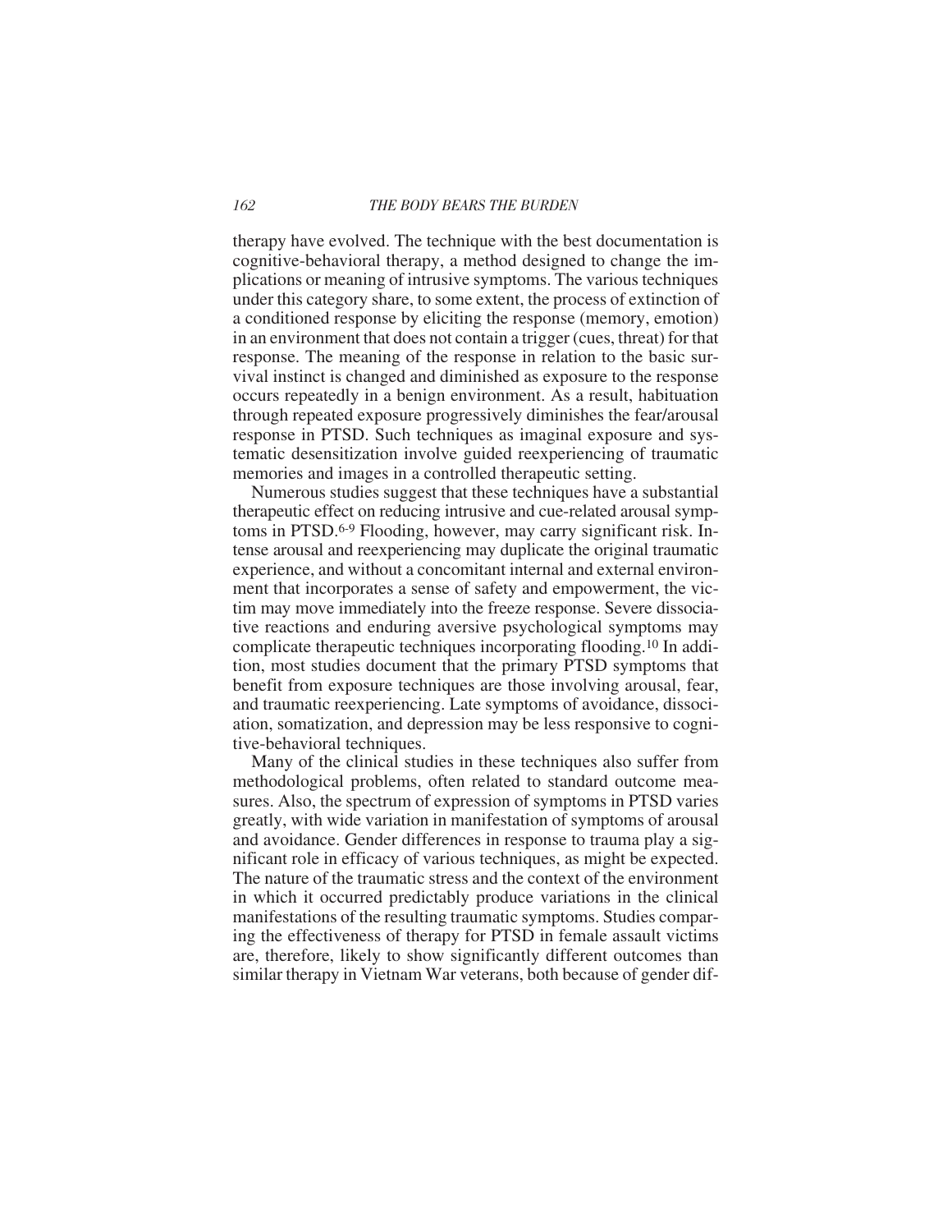therapy have evolved. The technique with the best documentation is cognitive-behavioral therapy, a method designed to change the implications or meaning of intrusive symptoms. The various techniques under this category share, to some extent, the process of extinction of a conditioned response by eliciting the response (memory, emotion) in an environment that does not contain a trigger (cues, threat) for that response. The meaning of the response in relation to the basic survival instinct is changed and diminished as exposure to the response occurs repeatedly in a benign environment. As a result, habituation through repeated exposure progressively diminishes the fear/arousal response in PTSD. Such techniques as imaginal exposure and systematic desensitization involve guided reexperiencing of traumatic memories and images in a controlled therapeutic setting.

Numerous studies suggest that these techniques have a substantial therapeutic effect on reducing intrusive and cue-related arousal symptoms in PTSD.[6-9] Flooding, however, may carry significant risk. Intense arousal and reexperiencing may duplicate the original traumatic experience, and without a concomitant internal and external environment that incorporates a sense of safety and empowerment, the victim may move immediately into the freeze response. Severe dissociative reactions and enduring aversive psychological symptoms may complicate therapeutic techniques incorporating flooding.[10] In addition, most studies document that the primary PTSD symptoms that benefit from exposure techniques are those involving arousal, fear, and traumatic reexperiencing. Late symptoms of avoidance, dissociation, somatization, and depression may be less responsive to cognitive-behavioral techniques.

Many of the clinical studies in these techniques also suffer from methodological problems, often related to standard outcome measures. Also, the spectrum of expression of symptoms in PTSD varies greatly, with wide variation in manifestation of symptoms of arousal and avoidance. Gender differences in response to trauma play a significant role in efficacy of various techniques, as might be expected. The nature of the traumatic stress and the context of the environment in which it occurred predictably produce variations in the clinical manifestations of the resulting traumatic symptoms. Studies comparing the effectiveness of therapy for PTSD in female assault victims are, therefore, likely to show significantly different outcomes than similar therapy in Vietnam War veterans, both because of gender dif-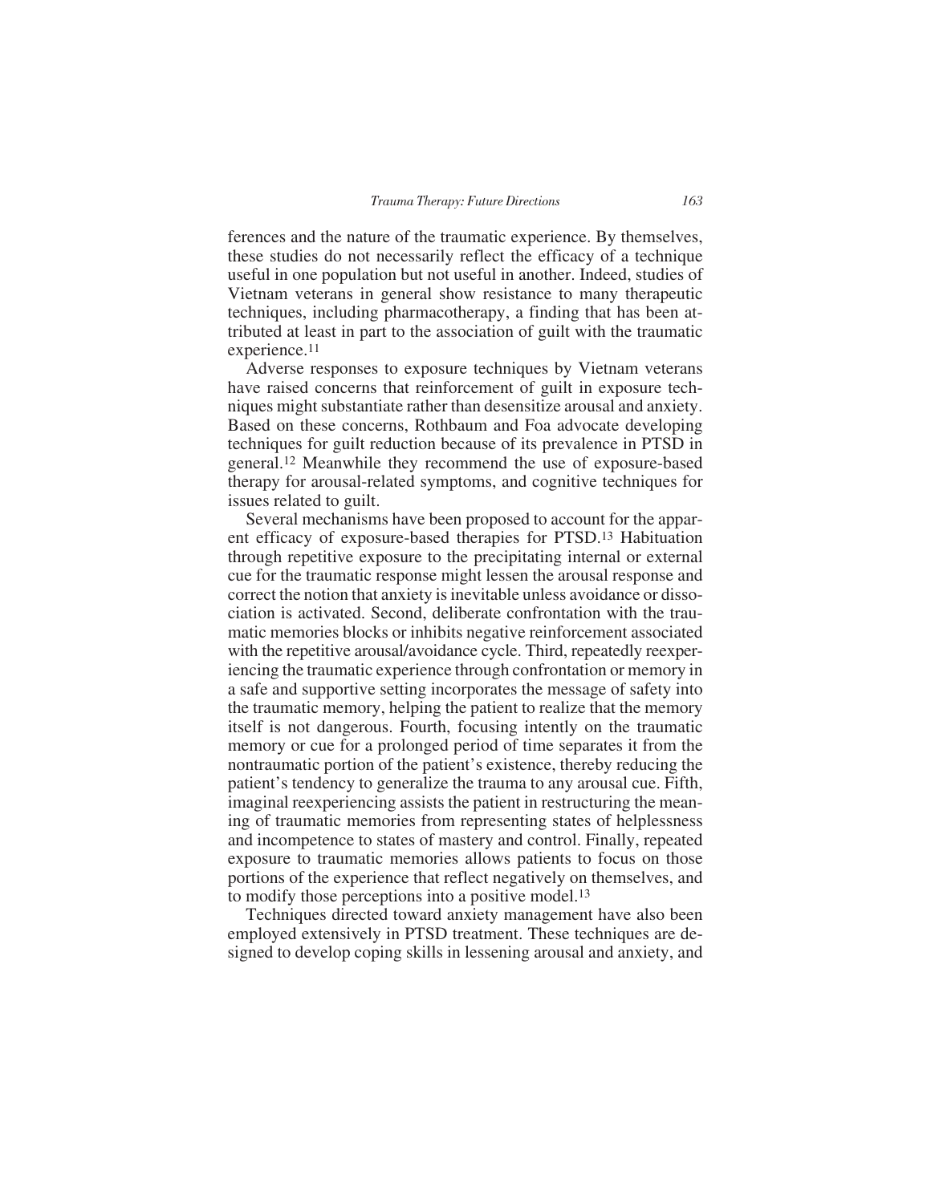ferences and the nature of the traumatic experience. By themselves, these studies do not necessarily reflect the efficacy of a technique useful in one population but not useful in another. Indeed, studies of Vietnam veterans in general show resistance to many therapeutic techniques, including pharmacotherapy, a finding that has been attributed at least in part to the association of guilt with the traumatic experience.[11]

Adverse responses to exposure techniques by Vietnam veterans have raised concerns that reinforcement of guilt in exposure techniques might substantiate rather than desensitize arousal and anxiety. Based on these concerns, Rothbaum and Foa advocate developing techniques for guilt reduction because of its prevalence in PTSD in general.[12] Meanwhile they recommend the use of exposure-based therapy for arousal-related symptoms, and cognitive techniques for issues related to guilt.

Several mechanisms have been proposed to account for the apparent efficacy of exposure-based therapies for PTSD.[13] Habituation through repetitive exposure to the precipitating internal or external cue for the traumatic response might lessen the arousal response and correct the notion that anxiety is inevitable unless avoidance or dissociation is activated. Second, deliberate confrontation with the traumatic memories blocks or inhibits negative reinforcement associated with the repetitive arousal/avoidance cycle. Third, repeatedly reexperiencing the traumatic experience through confrontation or memory in a safe and supportive setting incorporates the message of safety into the traumatic memory, helping the patient to realize that the memory itself is not dangerous. Fourth, focusing intently on the traumatic memory or cue for a prolonged period of time separates it from the nontraumatic portion of the patient's existence, thereby reducing the patient's tendency to generalize the trauma to any arousal cue. Fifth, imaginal reexperiencing assists the patient in restructuring the meaning of traumatic memories from representing states of helplessness and incompetence to states of mastery and control. Finally, repeated exposure to traumatic memories allows patients to focus on those portions of the experience that reflect negatively on themselves, and to modify those perceptions into a positive model.[13]

Techniques directed toward anxiety management have also been employed extensively in PTSD treatment. These techniques are designed to develop coping skills in lessening arousal and anxiety, and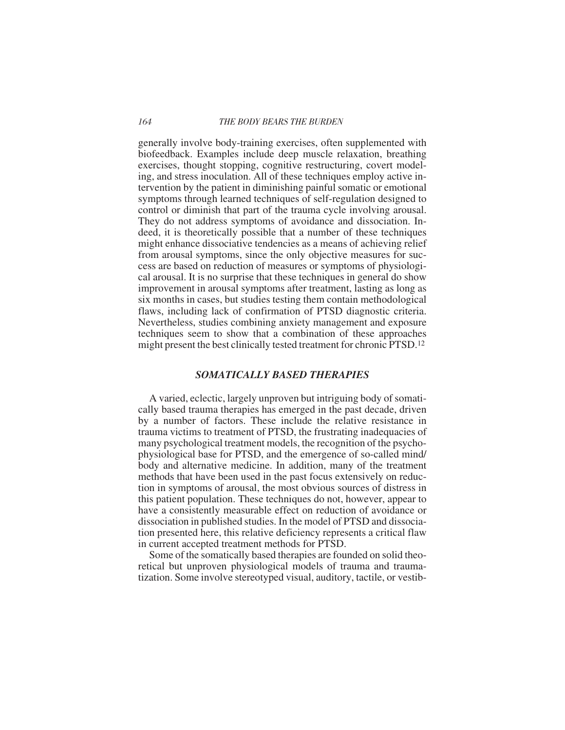generally involve body-training exercises, often supplemented with biofeedback. Examples include deep muscle relaxation, breathing exercises, thought stopping, cognitive restructuring, covert modeling, and stress inoculation. All of these techniques employ active intervention by the patient in diminishing painful somatic or emotional symptoms through learned techniques of self-regulation designed to control or diminish that part of the trauma cycle involving arousal. They do not address symptoms of avoidance and dissociation. Indeed, it is theoretically possible that a number of these techniques might enhance dissociative tendencies as a means of achieving relief from arousal symptoms, since the only objective measures for success are based on reduction of measures or symptoms of physiological arousal. It is no surprise that these techniques in general do show improvement in arousal symptoms after treatment, lasting as long as six months in cases, but studies testing them contain methodological flaws, including lack of confirmation of PTSD diagnostic criteria. Nevertheless, studies combining anxiety management and exposure techniques seem to show that a combination of these approaches might present the best clinically tested treatment for chronic PTSD.[12]

## *SOMATICALLY BASED THERAPIES*

A varied, eclectic, largely unproven but intriguing body of somatically based trauma therapies has emerged in the past decade, driven by a number of factors. These include the relative resistance in trauma victims to treatment of PTSD, the frustrating inadequacies of many psychological treatment models, the recognition of the psychophysiological base for PTSD, and the emergence of so-called mind/body and alternative medicine. In addition, many of the treatment methods that have been used in the past focus extensively on reduction in symptoms of arousal, the most obvious sources of distress in this patient population. These techniques do not, however, appear to have a consistently measurable effect on reduction of avoidance or dissociation in published studies. In the model of PTSD and dissociation presented here, this relative deficiency represents a critical flaw in current accepted treatment methods for PTSD.

Some of the somatically based therapies are founded on solid theoretical but unproven physiological models of trauma and traumatization. Some involve stereotyped visual, auditory, tactile, or vestib-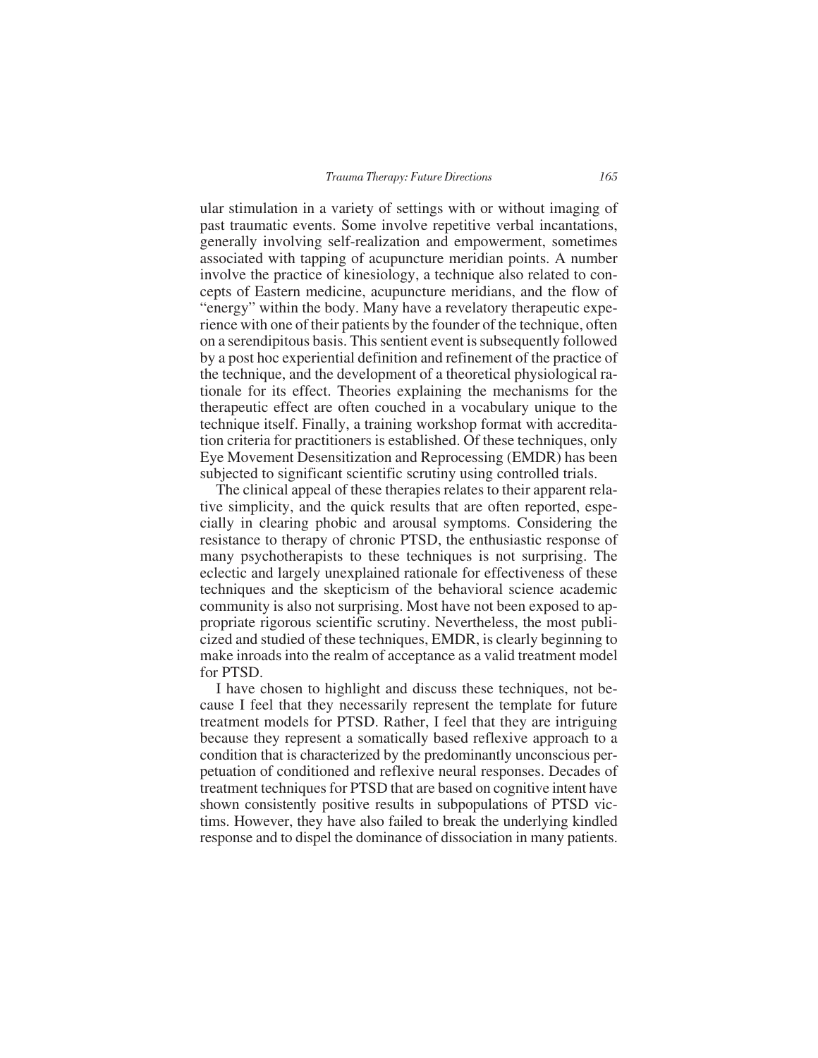ular stimulation in a variety of settings with or without imaging of past traumatic events. Some involve repetitive verbal incantations, generally involving self-realization and empowerment, sometimes associated with tapping of acupuncture meridian points. A number involve the practice of kinesiology, a technique also related to concepts of Eastern medicine, acupuncture meridians, and the flow of "energy" within the body. Many have a revelatory therapeutic experience with one of their patients by the founder of the technique, often on a serendipitous basis. This sentient event is subsequently followed by a post hoc experiential definition and refinement of the practice of the technique, and the development of a theoretical physiological rationale for its effect. Theories explaining the mechanisms for the therapeutic effect are often couched in a vocabulary unique to the technique itself. Finally, a training workshop format with accreditation criteria for practitioners is established. Of these techniques, only Eye Movement Desensitization and Reprocessing (EMDR) has been subjected to significant scientific scrutiny using controlled trials.

The clinical appeal of these therapies relates to their apparent relative simplicity, and the quick results that are often reported, especially in clearing phobic and arousal symptoms. Considering the resistance to therapy of chronic PTSD, the enthusiastic response of many psychotherapists to these techniques is not surprising. The eclectic and largely unexplained rationale for effectiveness of these techniques and the skepticism of the behavioral science academic community is also not surprising. Most have not been exposed to appropriate rigorous scientific scrutiny. Nevertheless, the most publicized and studied of these techniques, EMDR, is clearly beginning to make inroads into the realm of acceptance as a valid treatment model for PTSD.

I have chosen to highlight and discuss these techniques, not because I feel that they necessarily represent the template for future treatment models for PTSD. Rather, I feel that they are intriguing because they represent a somatically based reflexive approach to a condition that is characterized by the predominantly unconscious perpetuation of conditioned and reflexive neural responses. Decades of treatment techniques for PTSD that are based on cognitive intent have shown consistently positive results in subpopulations of PTSD victims. However, they have also failed to break the underlying kindled response and to dispel the dominance of dissociation in many patients.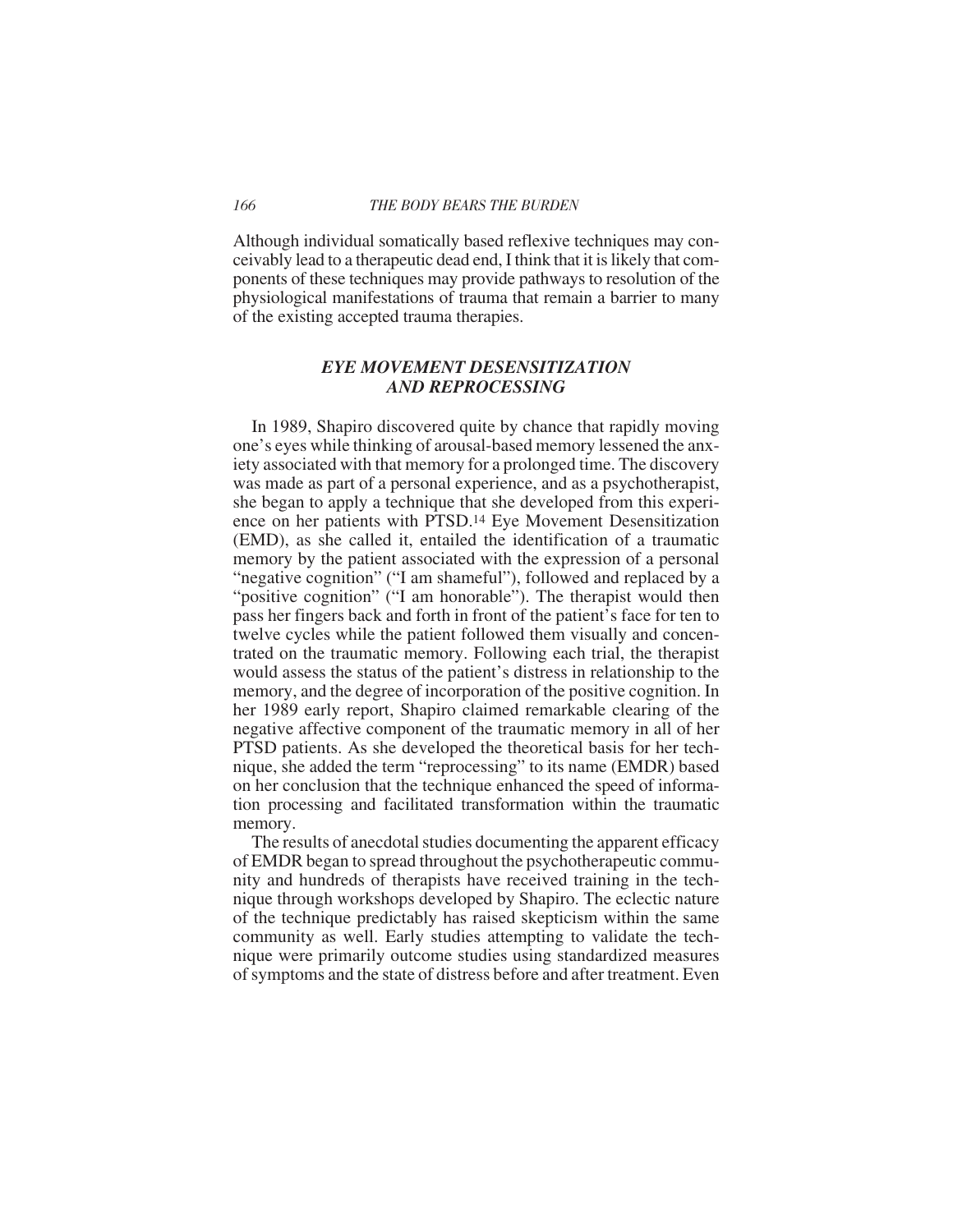Although individual somatically based reflexive techniques may conceivably lead to a therapeutic dead end, I think that it is likely that components of these techniques may provide pathways to resolution of the physiological manifestations of trauma that remain a barrier to many of the existing accepted trauma therapies.

## *EYE MOVEMENT DESENSITIZATION AND REPROCESSING*

In 1989, Shapiro discovered quite by chance that rapidly moving one's eyes while thinking of arousal-based memory lessened the anxiety associated with that memory for a prolonged time. The discovery was made as part of a personal experience, and as a psychotherapist, she began to apply a technique that she developed from this experience on her patients with PTSD.[14] Eye Movement Desensitization (EMD), as she called it, entailed the identification of a traumatic memory by the patient associated with the expression of a personal "negative cognition" ("I am shameful"), followed and replaced by a "positive cognition" ("I am honorable"). The therapist would then pass her fingers back and forth in front of the patient's face for ten to twelve cycles while the patient followed them visually and concentrated on the traumatic memory. Following each trial, the therapist would assess the status of the patient's distress in relationship to the memory, and the degree of incorporation of the positive cognition. In her 1989 early report, Shapiro claimed remarkable clearing of the negative affective component of the traumatic memory in all of her PTSD patients. As she developed the theoretical basis for her technique, she added the term "reprocessing" to its name (EMDR) based on her conclusion that the technique enhanced the speed of information processing and facilitated transformation within the traumatic memory.

The results of anecdotal studies documenting the apparent efficacy of EMDR began to spread throughout the psychotherapeutic community and hundreds of therapists have received training in the technique through workshops developed by Shapiro. The eclectic nature of the technique predictably has raised skepticism within the same community as well. Early studies attempting to validate the technique were primarily outcome studies using standardized measures of symptoms and the state of distress before and after treatment. Even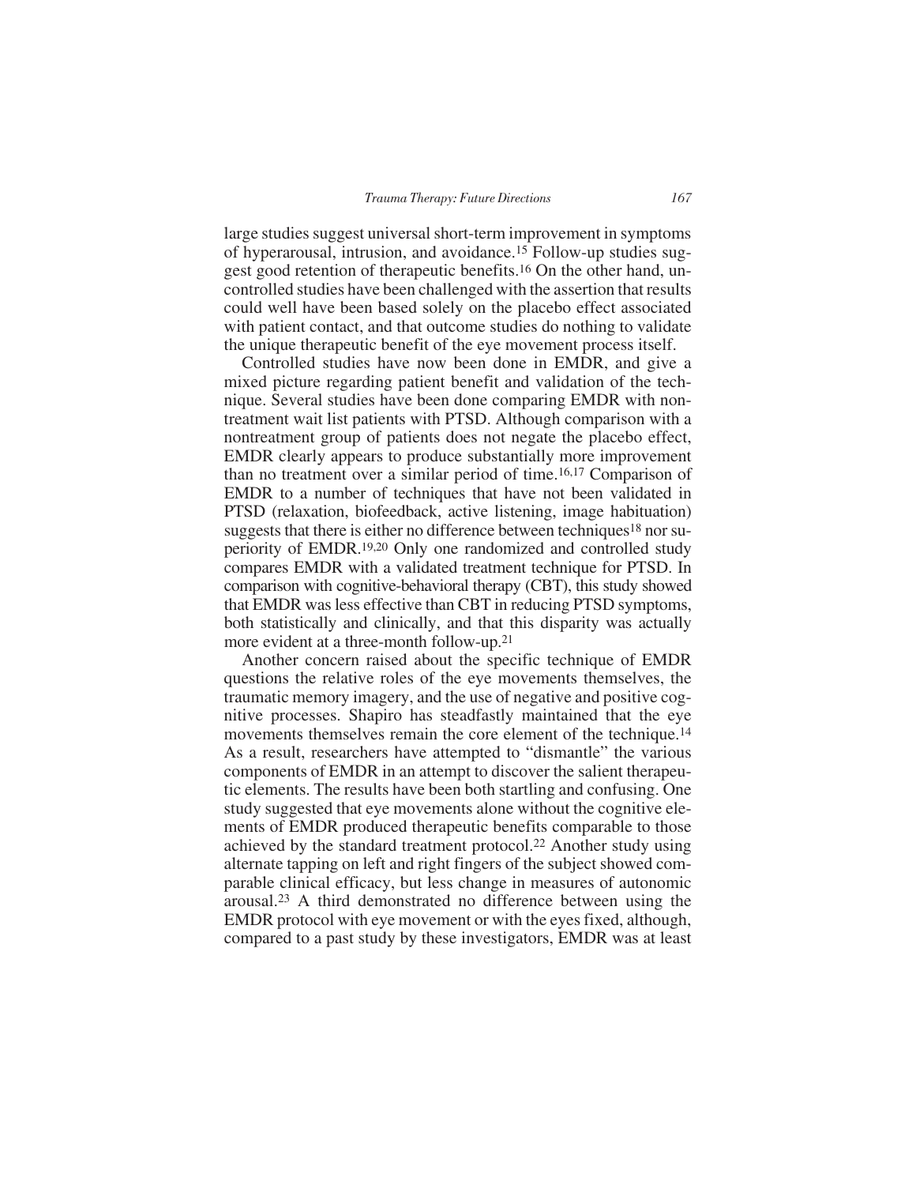large studies suggest universal short-term improvement in symptoms of hyperarousal, intrusion, and avoidance.[15] Follow-up studies suggest good retention of therapeutic benefits.[16] On the other hand, uncontrolled studies have been challenged with the assertion that results could well have been based solely on the placebo effect associated with patient contact, and that outcome studies do nothing to validate the unique therapeutic benefit of the eye movement process itself.

Controlled studies have now been done in EMDR, and give a mixed picture regarding patient benefit and validation of the technique. Several studies have been done comparing EMDR with nontreatment wait list patients with PTSD. Although comparison with a nontreatment group of patients does not negate the placebo effect, EMDR clearly appears to produce substantially more improvement than no treatment over a similar period of time.[16,17] Comparison of EMDR to a number of techniques that have not been validated in PTSD (relaxation, biofeedback, active listening, image habituation) suggests that there is either no difference between techniques[18] nor superiority of EMDR.[19,20] Only one randomized and controlled study compares EMDR with a validated treatment technique for PTSD. In comparison with cognitive-behavioral therapy (CBT), this study showed that EMDR was less effective than CBT in reducing PTSD symptoms, both statistically and clinically, and that this disparity was actually more evident at a three-month follow-up.[21]

Another concern raised about the specific technique of EMDR questions the relative roles of the eye movements themselves, the traumatic memory imagery, and the use of negative and positive cognitive processes. Shapiro has steadfastly maintained that the eye movements themselves remain the core element of the technique.[14] As a result, researchers have attempted to "dismantle" the various components of EMDR in an attempt to discover the salient therapeutic elements. The results have been both startling and confusing. One study suggested that eye movements alone without the cognitive elements of EMDR produced therapeutic benefits comparable to those achieved by the standard treatment protocol.[22] Another study using alternate tapping on left and right fingers of the subject showed comparable clinical efficacy, but less change in measures of autonomic arousal.[23] A third demonstrated no difference between using the EMDR protocol with eye movement or with the eyes fixed, although, compared to a past study by these investigators, EMDR was at least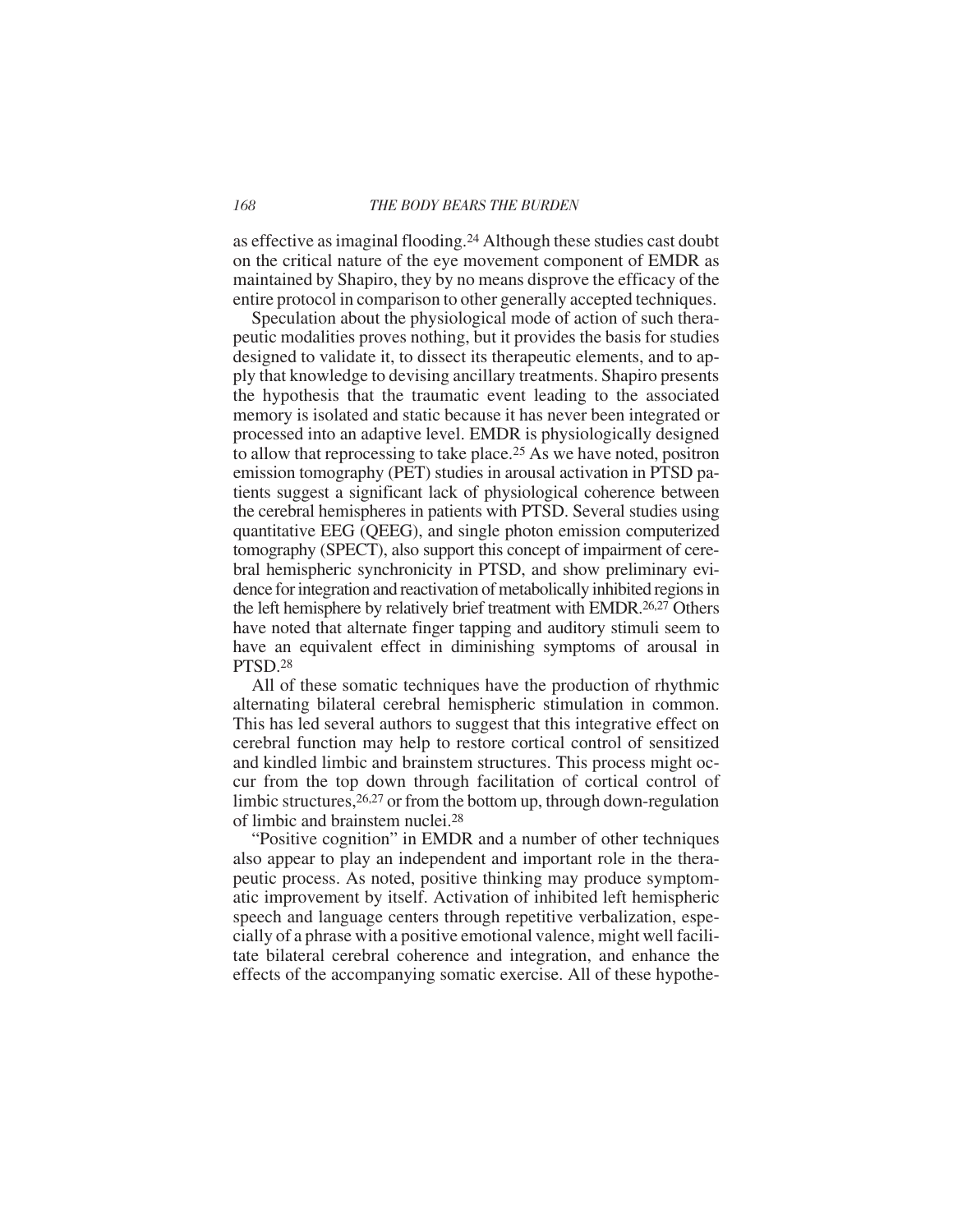as effective as imaginal flooding.[24] Although these studies cast doubt on the critical nature of the eye movement component of EMDR as maintained by Shapiro, they by no means disprove the efficacy of the entire protocol in comparison to other generally accepted techniques.

Speculation about the physiological mode of action of such therapeutic modalities proves nothing, but it provides the basis for studies designed to validate it, to dissect its therapeutic elements, and to apply that knowledge to devising ancillary treatments. Shapiro presents the hypothesis that the traumatic event leading to the associated memory is isolated and static because it has never been integrated or processed into an adaptive level. EMDR is physiologically designed to allow that reprocessing to take place.[25] As we have noted, positron emission tomography (PET) studies in arousal activation in PTSD patients suggest a significant lack of physiological coherence between the cerebral hemispheres in patients with PTSD. Several studies using quantitative EEG (QEEG), and single photon emission computerized tomography (SPECT), also support this concept of impairment of cerebral hemispheric synchronicity in PTSD, and show preliminary evidence for integration and reactivation of metabolically inhibited regions in the left hemisphere by relatively brief treatment with EMDR.[26,27] Others have noted that alternate finger tapping and auditory stimuli seem to have an equivalent effect in diminishing symptoms of arousal in PTSD.[28]

All of these somatic techniques have the production of rhythmic alternating bilateral cerebral hemispheric stimulation in common. This has led several authors to suggest that this integrative effect on cerebral function may help to restore cortical control of sensitized and kindled limbic and brainstem structures. This process might occur from the top down through facilitation of cortical control of limbic structures,[26,27] or from the bottom up, through down-regulation of limbic and brainstem nuclei.[28]

"Positive cognition" in EMDR and a number of other techniques also appear to play an independent and important role in the therapeutic process. As noted, positive thinking may produce symptomatic improvement by itself. Activation of inhibited left hemispheric speech and language centers through repetitive verbalization, especially of a phrase with a positive emotional valence, might well facilitate bilateral cerebral coherence and integration, and enhance the effects of the accompanying somatic exercise. All of these hypothe-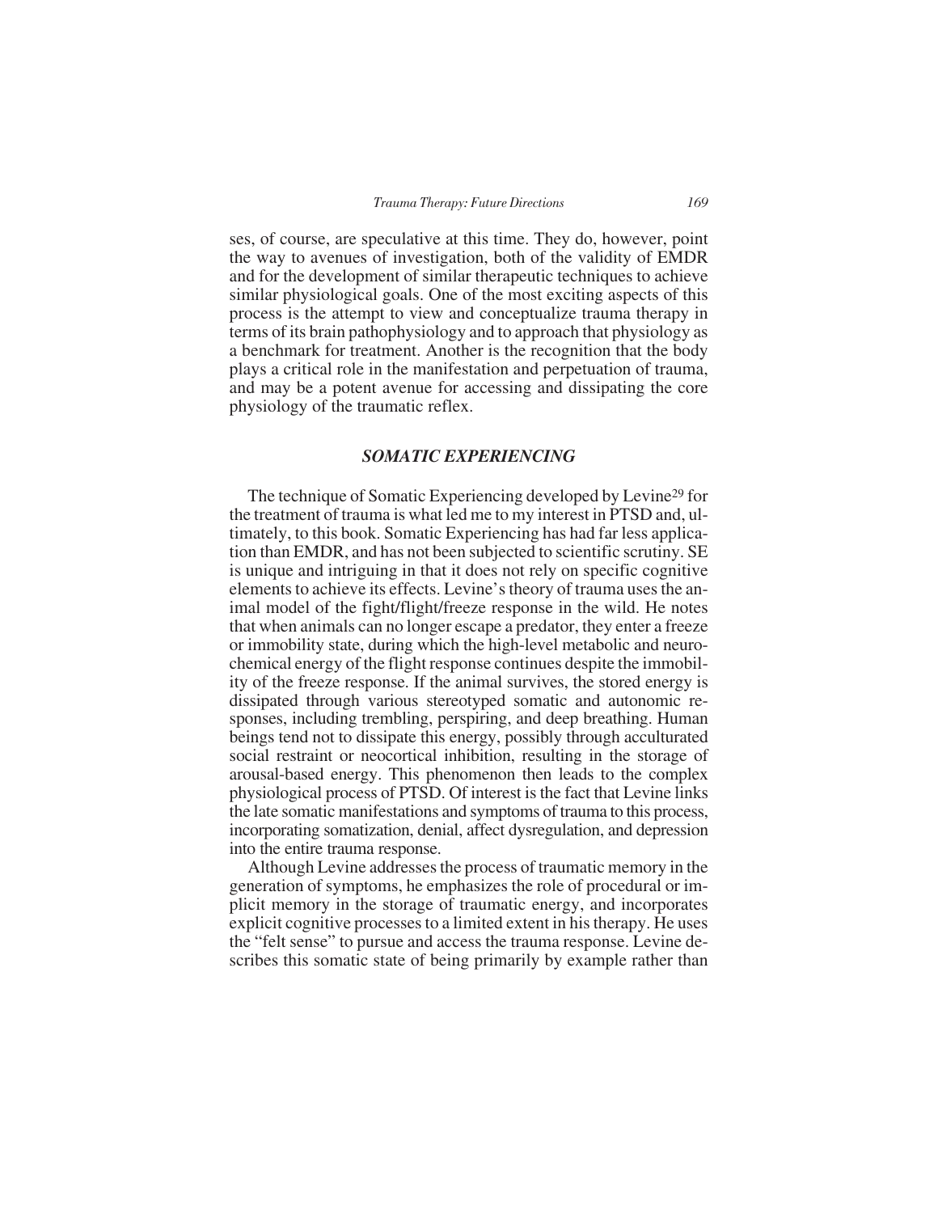ses, of course, are speculative at this time. They do, however, point the way to avenues of investigation, both of the validity of EMDR and for the development of similar therapeutic techniques to achieve similar physiological goals. One of the most exciting aspects of this process is the attempt to view and conceptualize trauma therapy in terms of its brain pathophysiology and to approach that physiology as a benchmark for treatment. Another is the recognition that the body plays a critical role in the manifestation and perpetuation of trauma, and may be a potent avenue for accessing and dissipating the core physiology of the traumatic reflex.

## *SOMATIC EXPERIENCING*

The technique of Somatic Experiencing developed by Levine[29] for the treatment of trauma is what led me to my interest in PTSD and, ultimately, to this book. Somatic Experiencing has had far less application than EMDR, and has not been subjected to scientific scrutiny. SE is unique and intriguing in that it does not rely on specific cognitive elements to achieve its effects. Levine's theory of trauma uses the animal model of the fight/flight/freeze response in the wild. He notes that when animals can no longer escape a predator, they enter a freeze or immobility state, during which the high-level metabolic and neurochemical energy of the flight response continues despite the immobility of the freeze response. If the animal survives, the stored energy is dissipated through various stereotyped somatic and autonomic responses, including trembling, perspiring, and deep breathing. Human beings tend not to dissipate this energy, possibly through acculturated social restraint or neocortical inhibition, resulting in the storage of arousal-based energy. This phenomenon then leads to the complex physiological process of PTSD. Of interest is the fact that Levine links the late somatic manifestations and symptoms of trauma to this process, incorporating somatization, denial, affect dysregulation, and depression into the entire trauma response.

Although Levine addresses the process of traumatic memory in the generation of symptoms, he emphasizes the role of procedural or implicit memory in the storage of traumatic energy, and incorporates explicit cognitive processes to a limited extent in his therapy. He uses the "felt sense" to pursue and access the trauma response. Levine describes this somatic state of being primarily by example rather than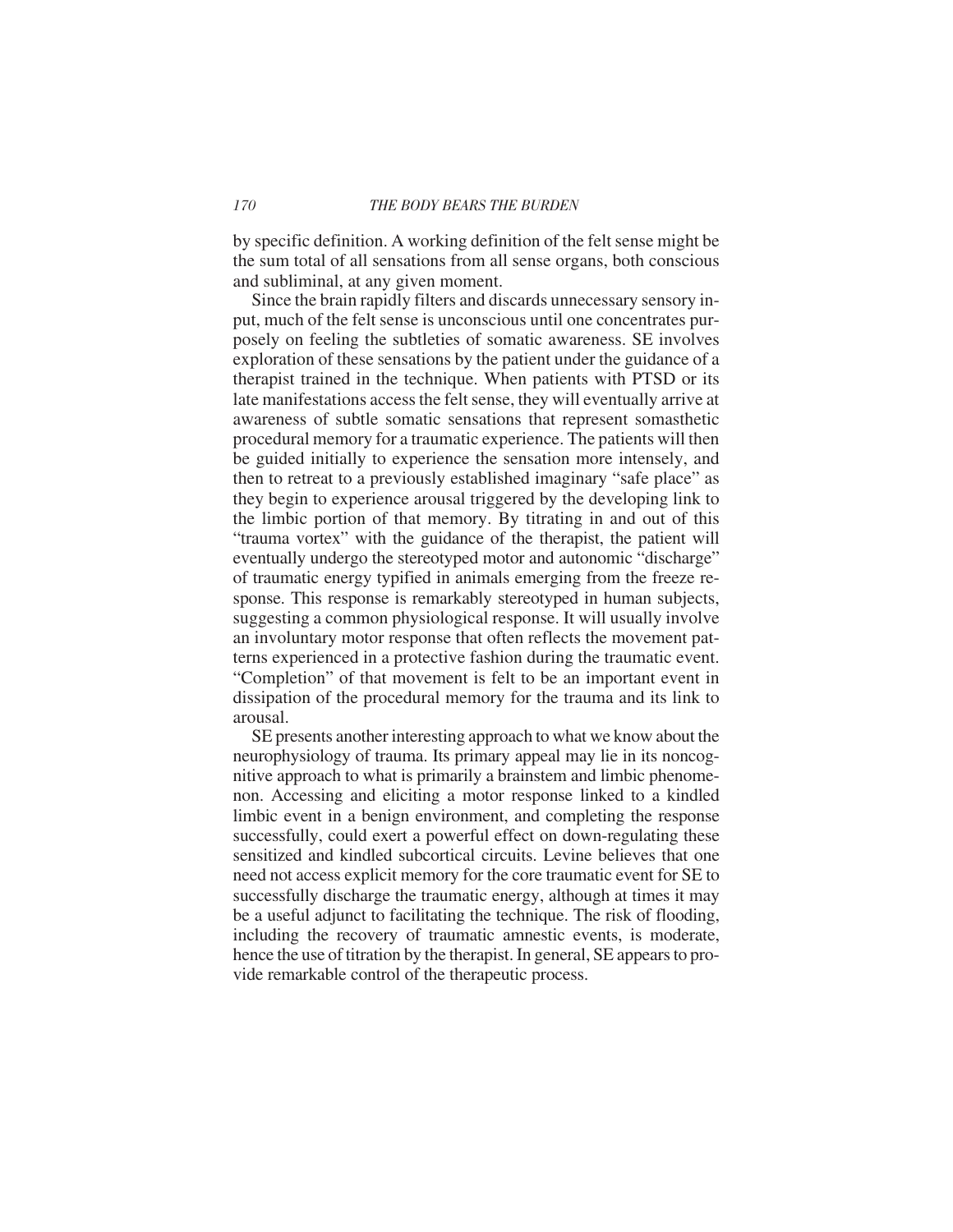by specific definition. A working definition of the felt sense might be the sum total of all sensations from all sense organs, both conscious and subliminal, at any given moment.

Since the brain rapidly filters and discards unnecessary sensory input, much of the felt sense is unconscious until one concentrates purposely on feeling the subtleties of somatic awareness. SE involves exploration of these sensations by the patient under the guidance of a therapist trained in the technique. When patients with PTSD or its late manifestations access the felt sense, they will eventually arrive at awareness of subtle somatic sensations that represent somasthetic procedural memory for a traumatic experience. The patients will then be guided initially to experience the sensation more intensely, and then to retreat to a previously established imaginary "safe place" as they begin to experience arousal triggered by the developing link to the limbic portion of that memory. By titrating in and out of this "trauma vortex" with the guidance of the therapist, the patient will eventually undergo the stereotyped motor and autonomic "discharge" of traumatic energy typified in animals emerging from the freeze response. This response is remarkably stereotyped in human subjects, suggesting a common physiological response. It will usually involve an involuntary motor response that often reflects the movement patterns experienced in a protective fashion during the traumatic event. "Completion" of that movement is felt to be an important event in dissipation of the procedural memory for the trauma and its link to arousal.

SE presents another interesting approach to what we know about the neurophysiology of trauma. Its primary appeal may lie in its noncognitive approach to what is primarily a brainstem and limbic phenomenon. Accessing and eliciting a motor response linked to a kindled limbic event in a benign environment, and completing the response successfully, could exert a powerful effect on down-regulating these sensitized and kindled subcortical circuits. Levine believes that one need not access explicit memory for the core traumatic event for SE to successfully discharge the traumatic energy, although at times it may be a useful adjunct to facilitating the technique. The risk of flooding, including the recovery of traumatic amnestic events, is moderate, hence the use of titration by the therapist. In general, SE appears to provide remarkable control of the therapeutic process.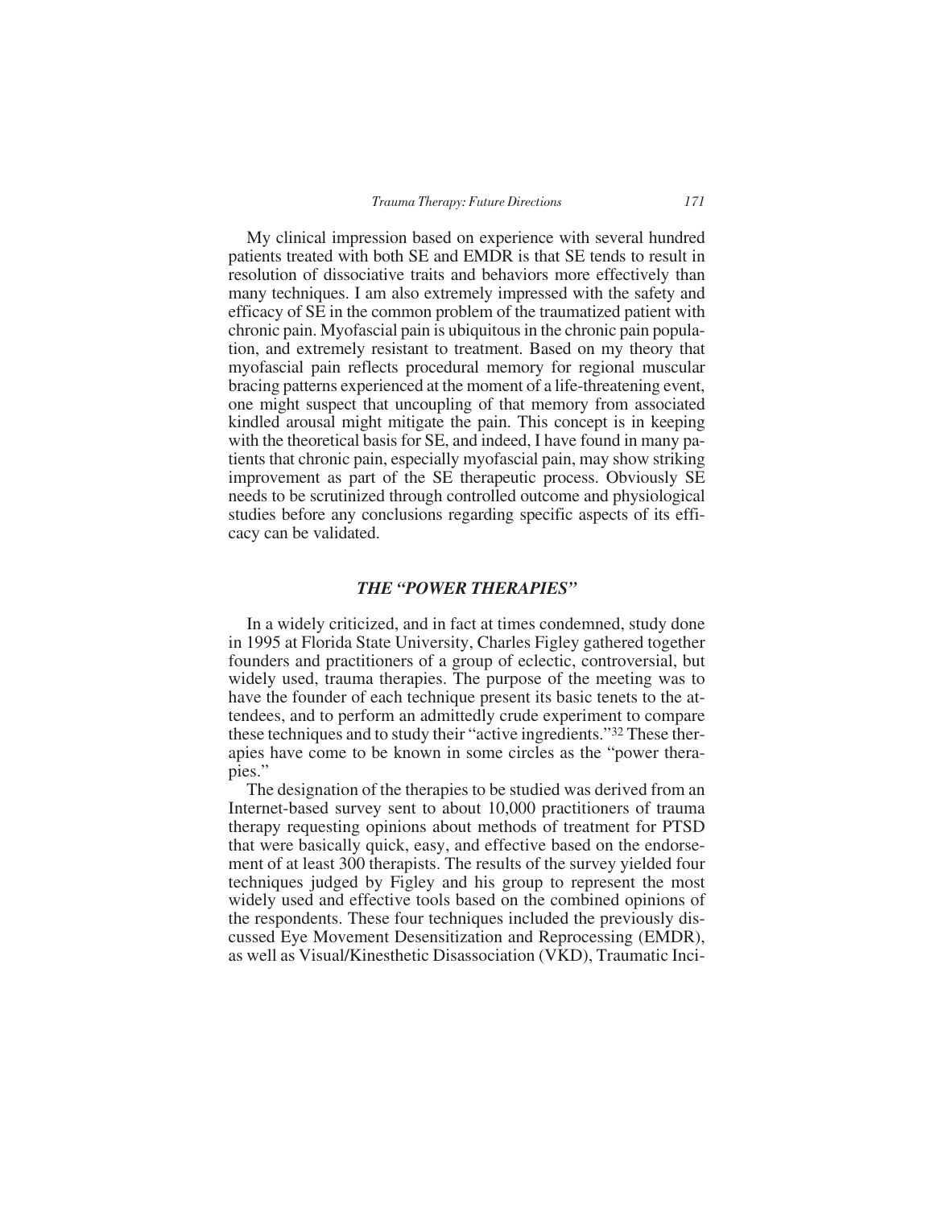My clinical impression based on experience with several hundred patients treated with both SE and EMDR is that SE tends to result in resolution of dissociative traits and behaviors more effectively than many techniques. I am also extremely impressed with the safety and efficacy of SE in the common problem of the traumatized patient with chronic pain. Myofascial pain is ubiquitous in the chronic pain population, and extremely resistant to treatment. Based on my theory that myofascial pain reflects procedural memory for regional muscular bracing patterns experienced at the moment of a life-threatening event, one might suspect that uncoupling of that memory from associated kindled arousal might mitigate the pain. This concept is in keeping with the theoretical basis for SE, and indeed, I have found in many patients that chronic pain, especially myofascial pain, may show striking improvement as part of the SE therapeutic process. Obviously SE needs to be scrutinized through controlled outcome and physiological studies before any conclusions regarding specific aspects of its efficacy can be validated.

## *THE "POWER THERAPIES"*

In a widely criticized, and in fact at times condemned, study done in 1995 at Florida State University, Charles Figley gathered together founders and practitioners of a group of eclectic, controversial, but widely used, trauma therapies. The purpose of the meeting was to have the founder of each technique present its basic tenets to the attendees, and to perform an admittedly crude experiment to compare these techniques and to study their "active ingredients."[32] These therapies have come to be known in some circles as the "power therapies."

The designation of the therapies to be studied was derived from an Internet-based survey sent to about 10,000 practitioners of trauma therapy requesting opinions about methods of treatment for PTSD that were basically quick, easy, and effective based on the endorsement of at least 300 therapists. The results of the survey yielded four techniques judged by Figley and his group to represent the most widely used and effective tools based on the combined opinions of the respondents. These four techniques included the previously discussed Eye Movement Desensitization and Reprocessing (EMDR), as well as Visual/Kinesthetic Disassociation (VKD), Traumatic Inci-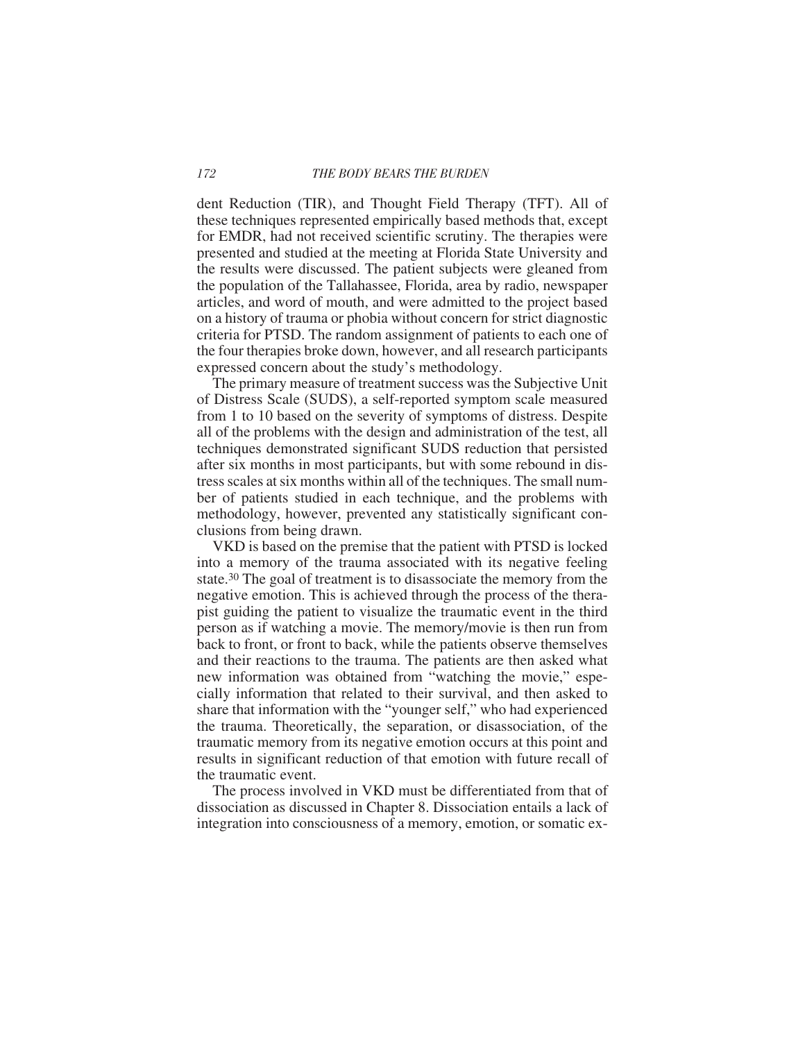dent Reduction (TIR), and Thought Field Therapy (TFT). All of these techniques represented empirically based methods that, except for EMDR, had not received scientific scrutiny. The therapies were presented and studied at the meeting at Florida State University and the results were discussed. The patient subjects were gleaned from the population of the Tallahassee, Florida, area by radio, newspaper articles, and word of mouth, and were admitted to the project based on a history of trauma or phobia without concern for strict diagnostic criteria for PTSD. The random assignment of patients to each one of the four therapies broke down, however, and all research participants expressed concern about the study's methodology.

The primary measure of treatment success was the Subjective Unit of Distress Scale (SUDS), a self-reported symptom scale measured from 1 to 10 based on the severity of symptoms of distress. Despite all of the problems with the design and administration of the test, all techniques demonstrated significant SUDS reduction that persisted after six months in most participants, but with some rebound in distress scales at six months within all of the techniques. The small number of patients studied in each technique, and the problems with methodology, however, prevented any statistically significant conclusions from being drawn.

VKD is based on the premise that the patient with PTSD is locked into a memory of the trauma associated with its negative feeling state.[30] The goal of treatment is to disassociate the memory from the negative emotion. This is achieved through the process of the therapist guiding the patient to visualize the traumatic event in the third person as if watching a movie. The memory/movie is then run from back to front, or front to back, while the patients observe themselves and their reactions to the trauma. The patients are then asked what new information was obtained from "watching the movie," especially information that related to their survival, and then asked to share that information with the "younger self," who had experienced the trauma. Theoretically, the separation, or disassociation, of the traumatic memory from its negative emotion occurs at this point and results in significant reduction of that emotion with future recall of the traumatic event.

The process involved in VKD must be differentiated from that of dissociation as discussed in Chapter 8. Dissociation entails a lack of integration into consciousness of a memory, emotion, or somatic ex-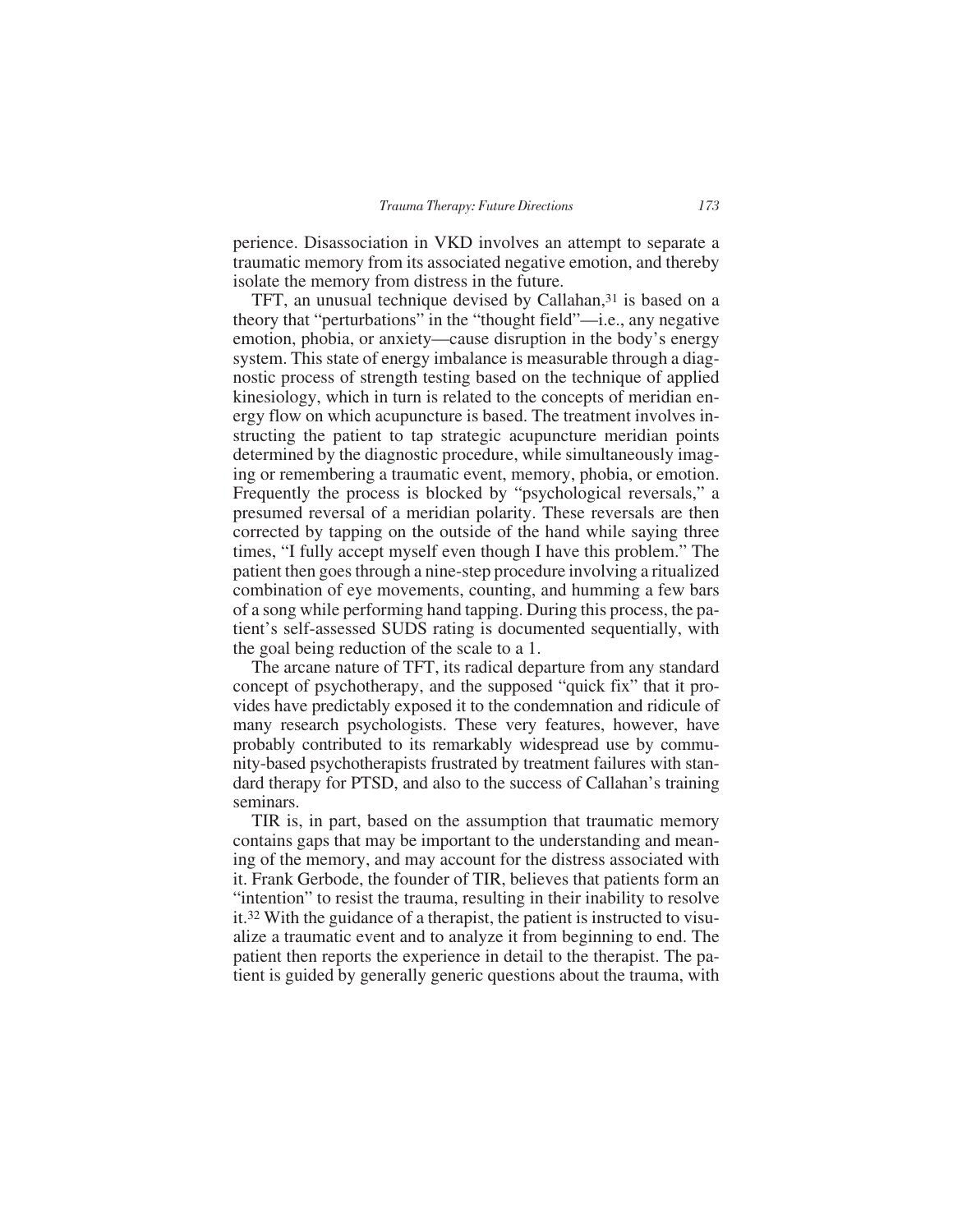perience. Disassociation in VKD involves an attempt to separate a traumatic memory from its associated negative emotion, and thereby isolate the memory from distress in the future.

TFT, an unusual technique devised by Callahan,[31] is based on a theory that "perturbations" in the "thought field"—i.e., any negative emotion, phobia, or anxiety—cause disruption in the body's energy system. This state of energy imbalance is measurable through a diagnostic process of strength testing based on the technique of applied kinesiology, which in turn is related to the concepts of meridian energy flow on which acupuncture is based. The treatment involves instructing the patient to tap strategic acupuncture meridian points determined by the diagnostic procedure, while simultaneously imaging or remembering a traumatic event, memory, phobia, or emotion. Frequently the process is blocked by "psychological reversals," a presumed reversal of a meridian polarity. These reversals are then corrected by tapping on the outside of the hand while saying three times, "I fully accept myself even though I have this problem." The patient then goes through a nine-step procedure involving a ritualized combination of eye movements, counting, and humming a few bars of a song while performing hand tapping. During this process, the patient's self-assessed SUDS rating is documented sequentially, with the goal being reduction of the scale to a 1.

The arcane nature of TFT, its radical departure from any standard concept of psychotherapy, and the supposed "quick fix" that it provides have predictably exposed it to the condemnation and ridicule of many research psychologists. These very features, however, have probably contributed to its remarkably widespread use by community-based psychotherapists frustrated by treatment failures with standard therapy for PTSD, and also to the success of Callahan's training seminars.

TIR is, in part, based on the assumption that traumatic memory contains gaps that may be important to the understanding and meaning of the memory, and may account for the distress associated with it. Frank Gerbode, the founder of TIR, believes that patients form an "intention" to resist the trauma, resulting in their inability to resolve it.[32] With the guidance of a therapist, the patient is instructed to visualize a traumatic event and to analyze it from beginning to end. The patient then reports the experience in detail to the therapist. The patient is guided by generally generic questions about the trauma, with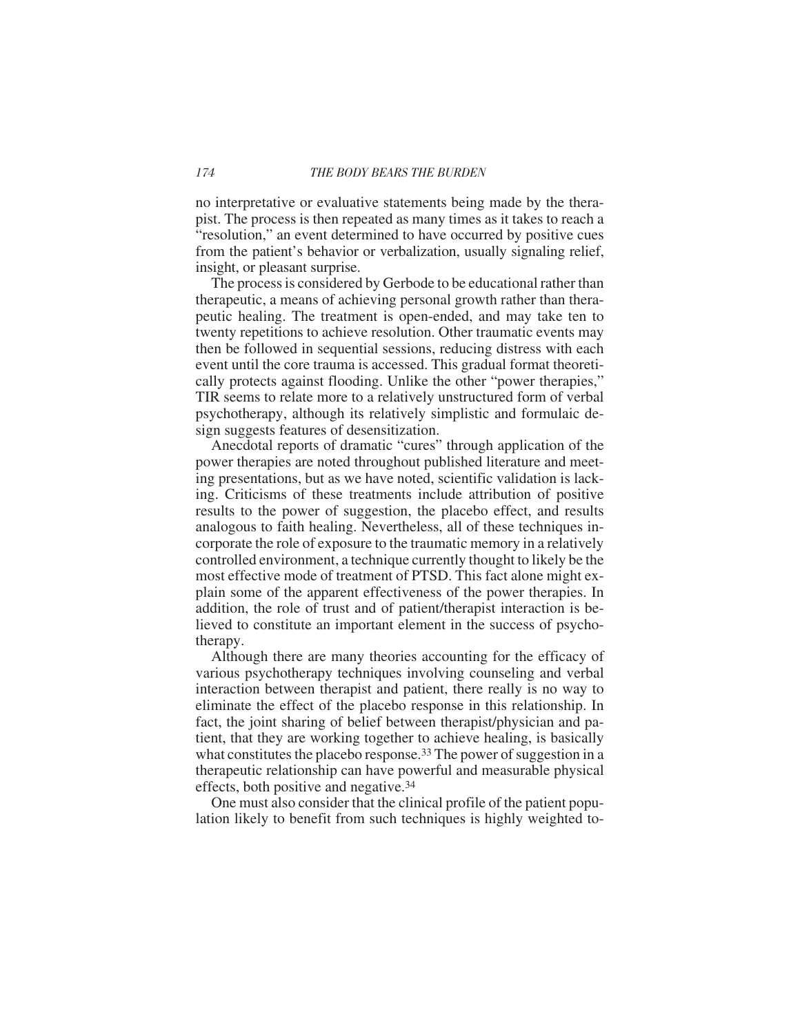no interpretative or evaluative statements being made by the therapist. The process is then repeated as many times as it takes to reach a "resolution," an event determined to have occurred by positive cues from the patient's behavior or verbalization, usually signaling relief, insight, or pleasant surprise.

The process is considered by Gerbode to be educational rather than therapeutic, a means of achieving personal growth rather than therapeutic healing. The treatment is open-ended, and may take ten to twenty repetitions to achieve resolution. Other traumatic events may then be followed in sequential sessions, reducing distress with each event until the core trauma is accessed. This gradual format theoretically protects against flooding. Unlike the other "power therapies," TIR seems to relate more to a relatively unstructured form of verbal psychotherapy, although its relatively simplistic and formulaic design suggests features of desensitization.

Anecdotal reports of dramatic "cures" through application of the power therapies are noted throughout published literature and meeting presentations, but as we have noted, scientific validation is lacking. Criticisms of these treatments include attribution of positive results to the power of suggestion, the placebo effect, and results analogous to faith healing. Nevertheless, all of these techniques incorporate the role of exposure to the traumatic memory in a relatively controlled environment, a technique currently thought to likely be the most effective mode of treatment of PTSD. This fact alone might explain some of the apparent effectiveness of the power therapies. In addition, the role of trust and of patient/therapist interaction is believed to constitute an important element in the success of psychotherapy.

Although there are many theories accounting for the efficacy of various psychotherapy techniques involving counseling and verbal interaction between therapist and patient, there really is no way to eliminate the effect of the placebo response in this relationship. In fact, the joint sharing of belief between therapist/physician and patient, that they are working together to achieve healing, is basically what constitutes the placebo response.[33] The power of suggestion in a therapeutic relationship can have powerful and measurable physical effects, both positive and negative.[34]

One must also consider that the clinical profile of the patient population likely to benefit from such techniques is highly weighted to-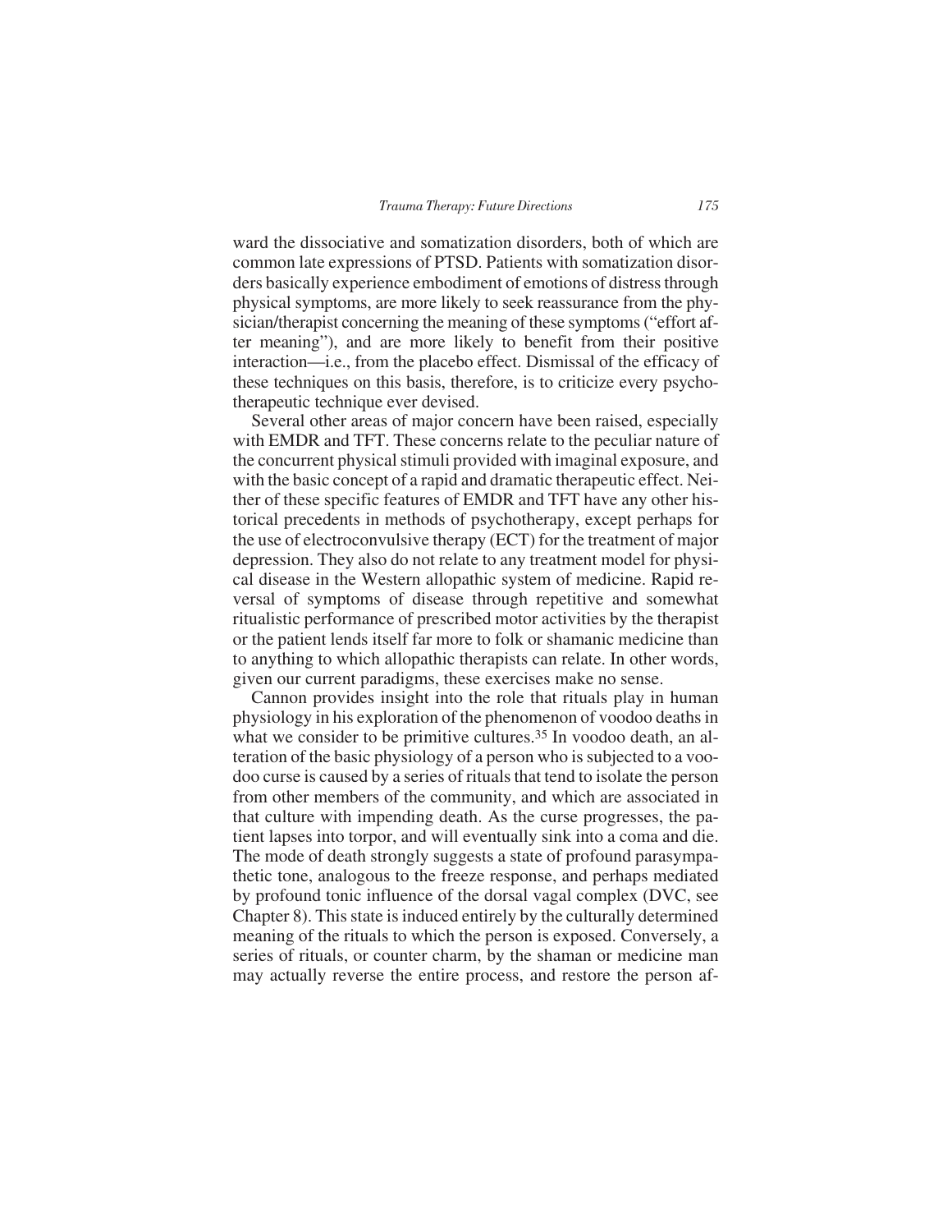ward the dissociative and somatization disorders, both of which are common late expressions of PTSD. Patients with somatization disorders basically experience embodiment of emotions of distress through physical symptoms, are more likely to seek reassurance from the physician/therapist concerning the meaning of these symptoms ("effort after meaning"), and are more likely to benefit from their positive interaction—i.e., from the placebo effect. Dismissal of the efficacy of these techniques on this basis, therefore, is to criticize every psychotherapeutic technique ever devised.

Several other areas of major concern have been raised, especially with EMDR and TFT. These concerns relate to the peculiar nature of the concurrent physical stimuli provided with imaginal exposure, and with the basic concept of a rapid and dramatic therapeutic effect. Neither of these specific features of EMDR and TFT have any other historical precedents in methods of psychotherapy, except perhaps for the use of electroconvulsive therapy (ECT) for the treatment of major depression. They also do not relate to any treatment model for physical disease in the Western allopathic system of medicine. Rapid reversal of symptoms of disease through repetitive and somewhat ritualistic performance of prescribed motor activities by the therapist or the patient lends itself far more to folk or shamanic medicine than to anything to which allopathic therapists can relate. In other words, given our current paradigms, these exercises make no sense.

Cannon provides insight into the role that rituals play in human physiology in his exploration of the phenomenon of voodoo deaths in what we consider to be primitive cultures.[35] In voodoo death, an alteration of the basic physiology of a person who is subjected to a voodoo curse is caused by a series of rituals that tend to isolate the person from other members of the community, and which are associated in that culture with impending death. As the curse progresses, the patient lapses into torpor, and will eventually sink into a coma and die. The mode of death strongly suggests a state of profound parasympathetic tone, analogous to the freeze response, and perhaps mediated by profound tonic influence of the dorsal vagal complex (DVC, see Chapter 8). This state is induced entirely by the culturally determined meaning of the rituals to which the person is exposed. Conversely, a series of rituals, or counter charm, by the shaman or medicine man may actually reverse the entire process, and restore the person af-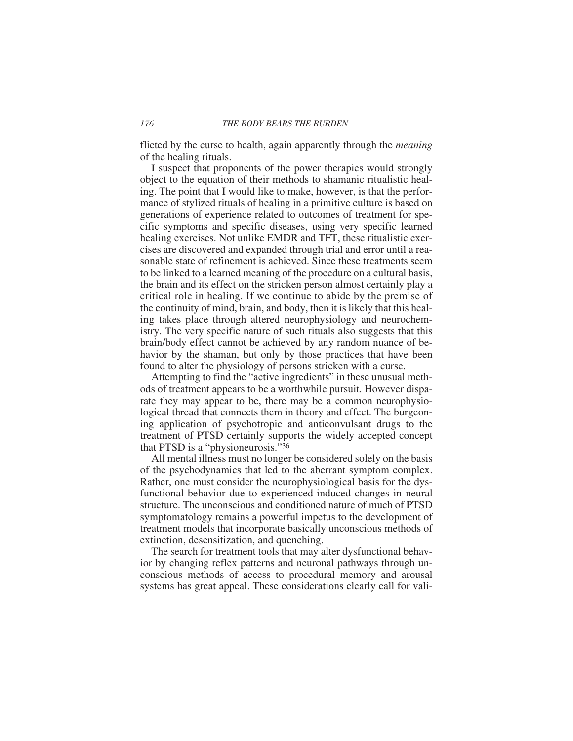flicted by the curse to health, again apparently through the *meaning* of the healing rituals.

I suspect that proponents of the power therapies would strongly object to the equation of their methods to shamanic ritualistic healing. The point that I would like to make, however, is that the performance of stylized rituals of healing in a primitive culture is based on generations of experience related to outcomes of treatment for specific symptoms and specific diseases, using very specific learned healing exercises. Not unlike EMDR and TFT, these ritualistic exercises are discovered and expanded through trial and error until a reasonable state of refinement is achieved. Since these treatments seem to be linked to a learned meaning of the procedure on a cultural basis, the brain and its effect on the stricken person almost certainly play a critical role in healing. If we continue to abide by the premise of the continuity of mind, brain, and body, then it is likely that this healing takes place through altered neurophysiology and neurochemistry. The very specific nature of such rituals also suggests that this brain/body effect cannot be achieved by any random nuance of behavior by the shaman, but only by those practices that have been found to alter the physiology of persons stricken with a curse.

Attempting to find the "active ingredients" in these unusual methods of treatment appears to be a worthwhile pursuit. However disparate they may appear to be, there may be a common neurophysiological thread that connects them in theory and effect. The burgeoning application of psychotropic and anticonvulsant drugs to the treatment of PTSD certainly supports the widely accepted concept that PTSD is a "physioneurosis."[36]

All mental illness must no longer be considered solely on the basis of the psychodynamics that led to the aberrant symptom complex. Rather, one must consider the neurophysiological basis for the dysfunctional behavior due to experienced-induced changes in neural structure. The unconscious and conditioned nature of much of PTSD symptomatology remains a powerful impetus to the development of treatment models that incorporate basically unconscious methods of extinction, desensitization, and quenching.

The search for treatment tools that may alter dysfunctional behavior by changing reflex patterns and neuronal pathways through unconscious methods of access to procedural memory and arousal systems has great appeal. These considerations clearly call for vali-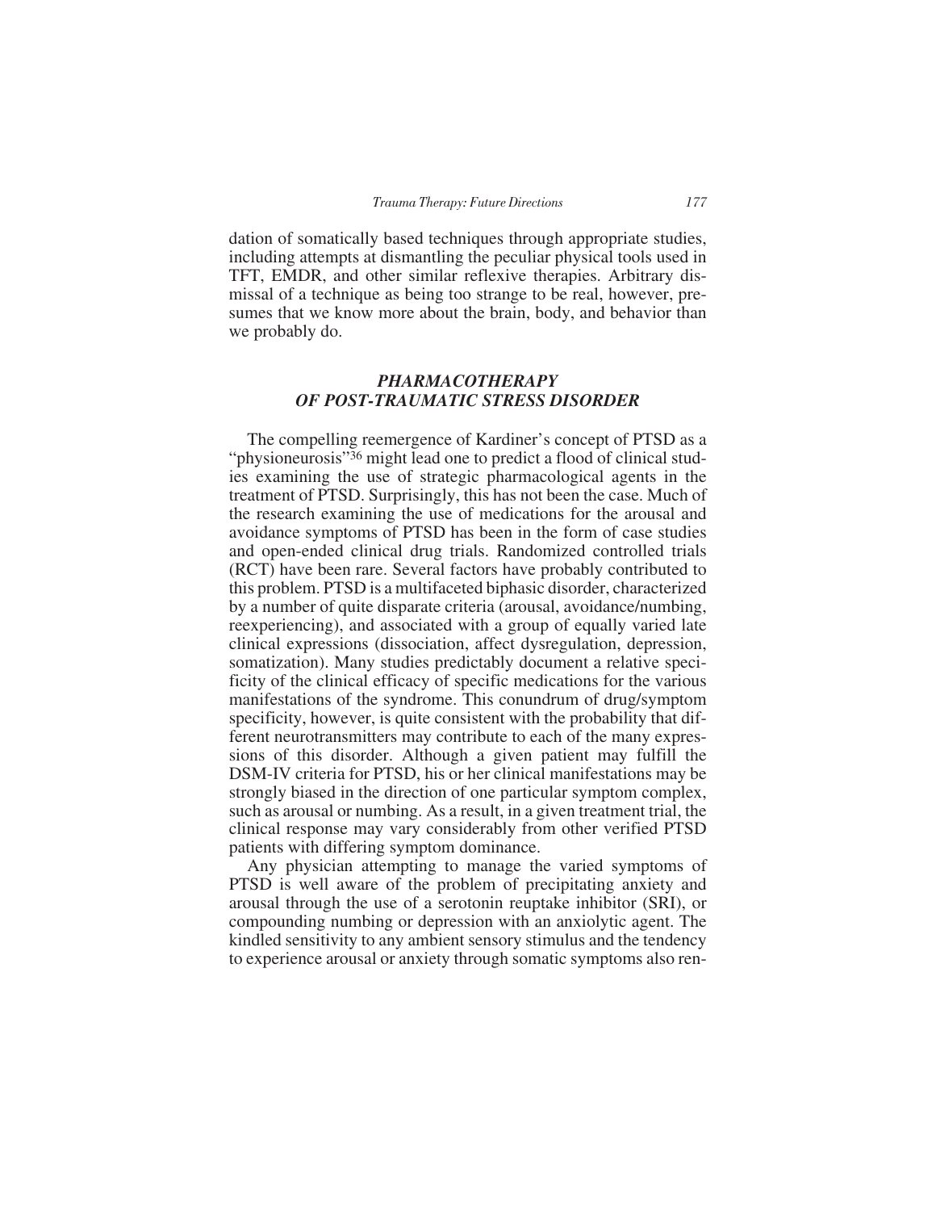dation of somatically based techniques through appropriate studies, including attempts at dismantling the peculiar physical tools used in TFT, EMDR, and other similar reflexive therapies. Arbitrary dismissal of a technique as being too strange to be real, however, presumes that we know more about the brain, body, and behavior than we probably do.

## *PHARMACOTHERAPY OF POST-TRAUMATIC STRESS DISORDER*

The compelling reemergence of Kardiner's concept of PTSD as a "physioneurosis"[36] might lead one to predict a flood of clinical studies examining the use of strategic pharmacological agents in the treatment of PTSD. Surprisingly, this has not been the case. Much of the research examining the use of medications for the arousal and avoidance symptoms of PTSD has been in the form of case studies and open-ended clinical drug trials. Randomized controlled trials (RCT) have been rare. Several factors have probably contributed to this problem. PTSD is a multifaceted biphasic disorder, characterized by a number of quite disparate criteria (arousal, avoidance/numbing, reexperiencing), and associated with a group of equally varied late clinical expressions (dissociation, affect dysregulation, depression, somatization). Many studies predictably document a relative specificity of the clinical efficacy of specific medications for the various manifestations of the syndrome. This conundrum of drug/symptom specificity, however, is quite consistent with the probability that different neurotransmitters may contribute to each of the many expressions of this disorder. Although a given patient may fulfill the DSM-IV criteria for PTSD, his or her clinical manifestations may be strongly biased in the direction of one particular symptom complex, such as arousal or numbing. As a result, in a given treatment trial, the clinical response may vary considerably from other verified PTSD patients with differing symptom dominance.

Any physician attempting to manage the varied symptoms of PTSD is well aware of the problem of precipitating anxiety and arousal through the use of a serotonin reuptake inhibitor (SRI), or compounding numbing or depression with an anxiolytic agent. The kindled sensitivity to any ambient sensory stimulus and the tendency to experience arousal or anxiety through somatic symptoms also ren-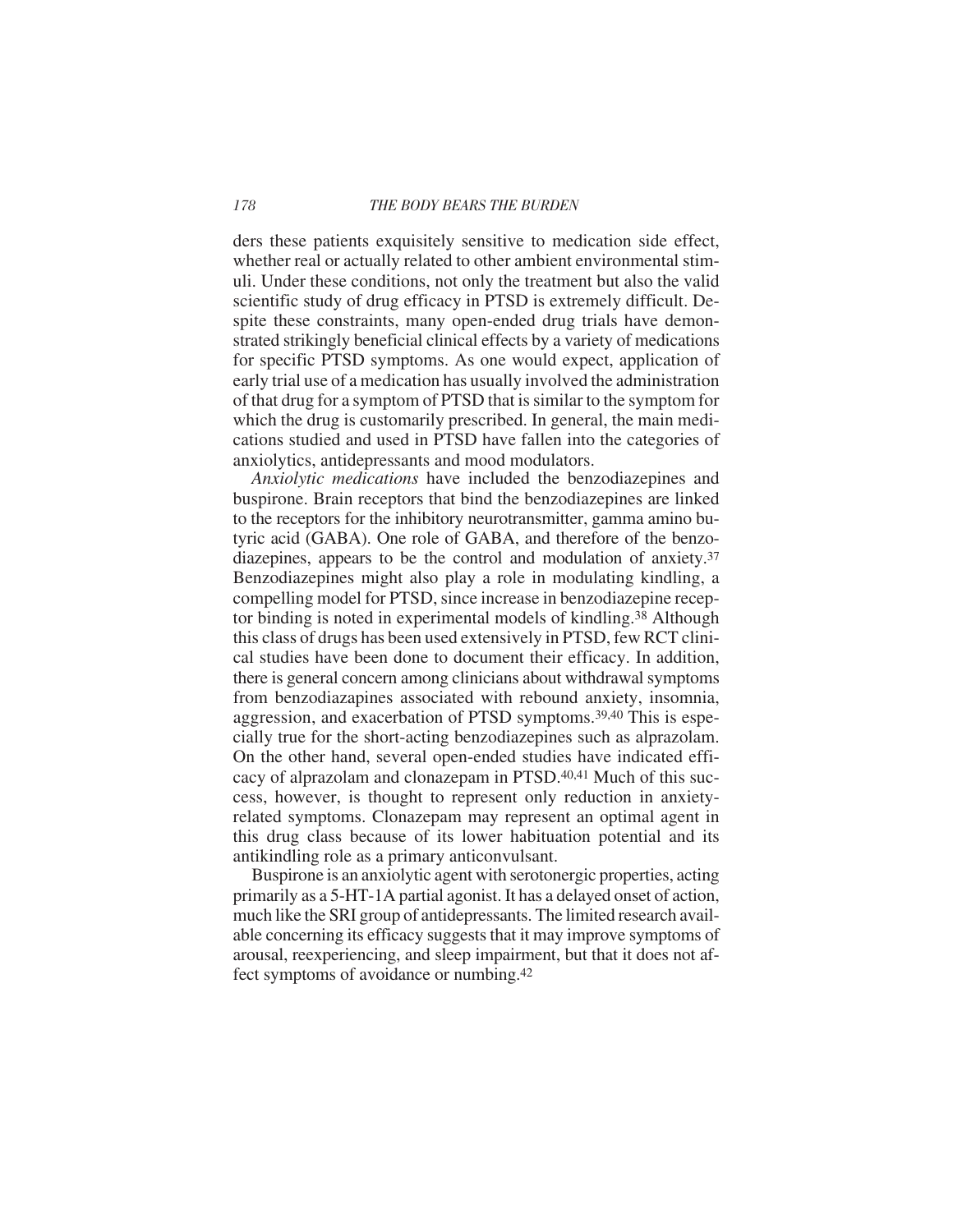ders these patients exquisitely sensitive to medication side effect, whether real or actually related to other ambient environmental stimuli. Under these conditions, not only the treatment but also the valid scientific study of drug efficacy in PTSD is extremely difficult. Despite these constraints, many open-ended drug trials have demonstrated strikingly beneficial clinical effects by a variety of medications for specific PTSD symptoms. As one would expect, application of early trial use of a medication has usually involved the administration of that drug for a symptom of PTSD that is similar to the symptom for which the drug is customarily prescribed. In general, the main medications studied and used in PTSD have fallen into the categories of anxiolytics, antidepressants and mood modulators.

*Anxiolytic medications* have included the benzodiazepines and buspirone. Brain receptors that bind the benzodiazepines are linked to the receptors for the inhibitory neurotransmitter, gamma amino butyric acid (GABA). One role of GABA, and therefore of the benzodiazepines, appears to be the control and modulation of anxiety.[37] Benzodiazepines might also play a role in modulating kindling, a compelling model for PTSD, since increase in benzodiazepine receptor binding is noted in experimental models of kindling.[38] Although this class of drugs has been used extensively in PTSD, few RCT clinical studies have been done to document their efficacy. In addition, there is general concern among clinicians about withdrawal symptoms from benzodiazapines associated with rebound anxiety, insomnia, aggression, and exacerbation of PTSD symptoms.[39,40] This is especially true for the short-acting benzodiazepines such as alprazolam. On the other hand, several open-ended studies have indicated efficacy of alprazolam and clonazepam in PTSD.[40,41] Much of this success, however, is thought to represent only reduction in anxiety-related symptoms. Clonazepam may represent an optimal agent in this drug class because of its lower habituation potential and its antikindling role as a primary anticonvulsant.

Buspirone is an anxiolytic agent with serotonergic properties, acting primarily as a 5-HT-1A partial agonist. It has a delayed onset of action, much like the SRI group of antidepressants. The limited research available concerning its efficacy suggests that it may improve symptoms of arousal, reexperiencing, and sleep impairment, but that it does not affect symptoms of avoidance or numbing.[42]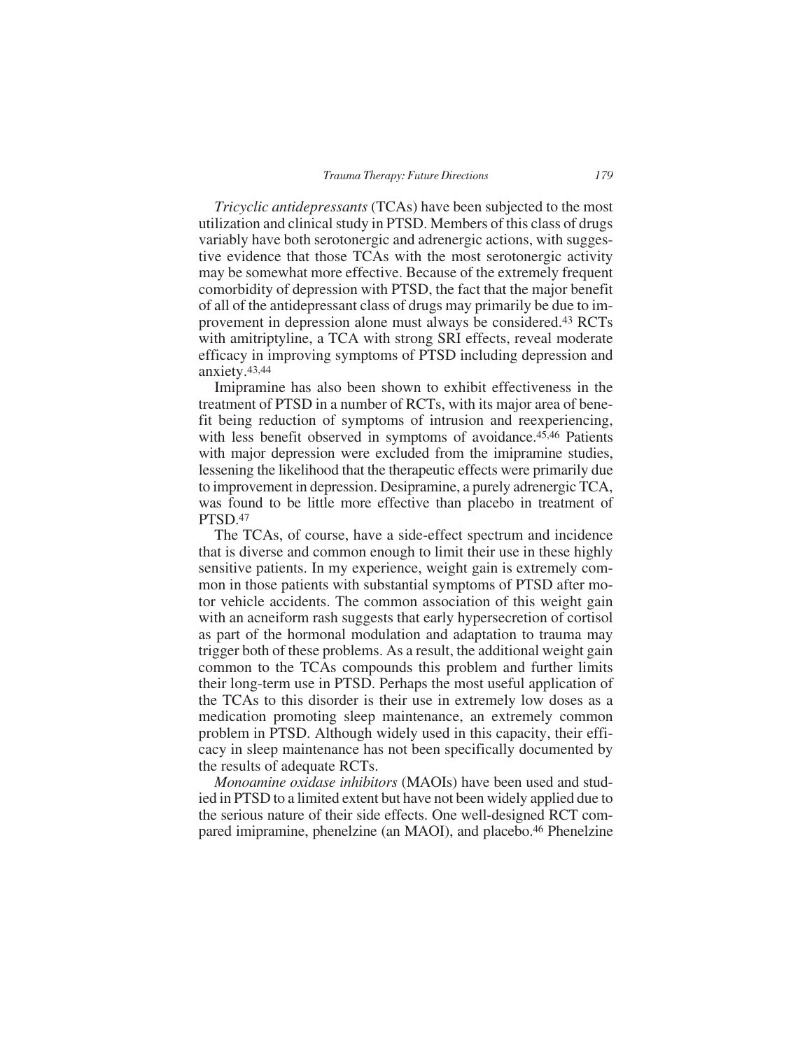*Tricyclic antidepressants* (TCAs) have been subjected to the most utilization and clinical study in PTSD. Members of this class of drugs variably have both serotonergic and adrenergic actions, with suggestive evidence that those TCAs with the most serotonergic activity may be somewhat more effective. Because of the extremely frequent comorbidity of depression with PTSD, the fact that the major benefit of all of the antidepressant class of drugs may primarily be due to improvement in depression alone must always be considered.[43] RCTs with amitriptyline, a TCA with strong SRI effects, reveal moderate efficacy in improving symptoms of PTSD including depression and anxiety.[43,44]

Imipramine has also been shown to exhibit effectiveness in the treatment of PTSD in a number of RCTs, with its major area of benefit being reduction of symptoms of intrusion and reexperiencing, with less benefit observed in symptoms of avoidance.[45,46] Patients with major depression were excluded from the imipramine studies, lessening the likelihood that the therapeutic effects were primarily due to improvement in depression. Desipramine, a purely adrenergic TCA, was found to be little more effective than placebo in treatment of PTSD.[47]

The TCAs, of course, have a side-effect spectrum and incidence that is diverse and common enough to limit their use in these highly sensitive patients. In my experience, weight gain is extremely common in those patients with substantial symptoms of PTSD after motor vehicle accidents. The common association of this weight gain with an acneiform rash suggests that early hypersecretion of cortisol as part of the hormonal modulation and adaptation to trauma may trigger both of these problems. As a result, the additional weight gain common to the TCAs compounds this problem and further limits their long-term use in PTSD. Perhaps the most useful application of the TCAs to this disorder is their use in extremely low doses as a medication promoting sleep maintenance, an extremely common problem in PTSD. Although widely used in this capacity, their efficacy in sleep maintenance has not been specifically documented by the results of adequate RCTs.

*Monoamine oxidase inhibitors* (MAOIs) have been used and studied in PTSD to a limited extent but have not been widely applied due to the serious nature of their side effects. One well-designed RCT compared imipramine, phenelzine (an MAOI), and placebo.[46] Phenelzine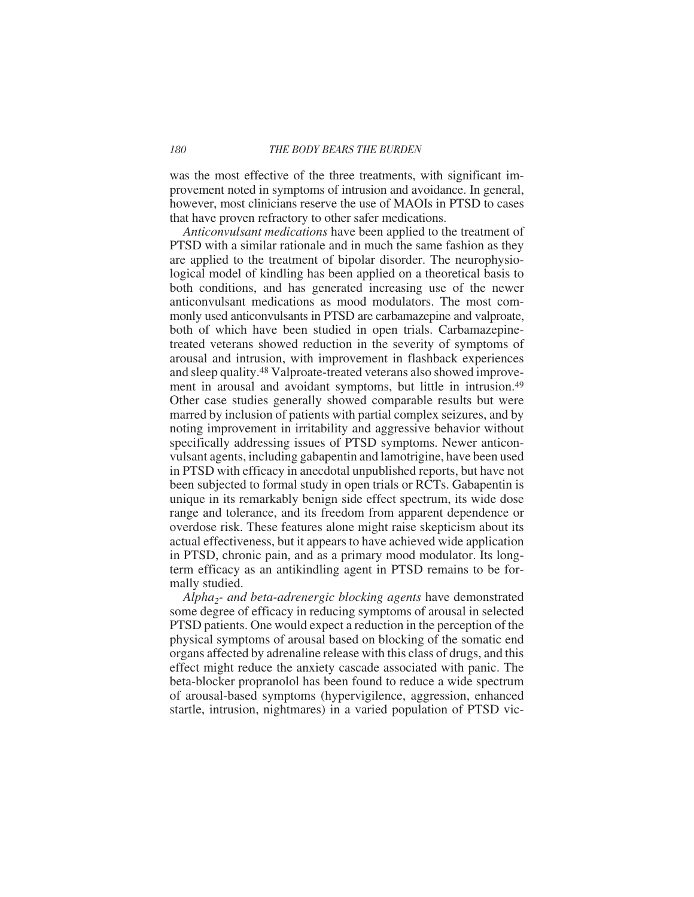was the most effective of the three treatments, with significant improvement noted in symptoms of intrusion and avoidance. In general, however, most clinicians reserve the use of MAOIs in PTSD to cases that have proven refractory to other safer medications.

*Anticonvulsant medications* have been applied to the treatment of PTSD with a similar rationale and in much the same fashion as they are applied to the treatment of bipolar disorder. The neurophysiological model of kindling has been applied on a theoretical basis to both conditions, and has generated increasing use of the newer anticonvulsant medications as mood modulators. The most commonly used anticonvulsants in PTSD are carbamazepine and valproate, both of which have been studied in open trials. Carbamazepine-treated veterans showed reduction in the severity of symptoms of arousal and intrusion, with improvement in flashback experiences and sleep quality.[48] Valproate-treated veterans also showed improvement in arousal and avoidant symptoms, but little in intrusion.[49] Other case studies generally showed comparable results but were marred by inclusion of patients with partial complex seizures, and by noting improvement in irritability and aggressive behavior without specifically addressing issues of PTSD symptoms. Newer anticonvulsant agents, including gabapentin and lamotrigine, have been used in PTSD with efficacy in anecdotal unpublished reports, but have not been subjected to formal study in open trials or RCTs. Gabapentin is unique in its remarkably benign side effect spectrum, its wide dose range and tolerance, and its freedom from apparent dependence or overdose risk. These features alone might raise skepticism about its actual effectiveness, but it appears to have achieved wide application in PTSD, chronic pain, and as a primary mood modulator. Its long-term efficacy as an antikindling agent in PTSD remains to be formally studied.

*Alpha$_2$- and beta-adrenergic blocking agents* have demonstrated some degree of efficacy in reducing symptoms of arousal in selected PTSD patients. One would expect a reduction in the perception of the physical symptoms of arousal based on blocking of the somatic end organs affected by adrenaline release with this class of drugs, and this effect might reduce the anxiety cascade associated with panic. The beta-blocker propranolol has been found to reduce a wide spectrum of arousal-based symptoms (hypervigilence, aggression, enhanced startle, intrusion, nightmares) in a varied population of PTSD vic-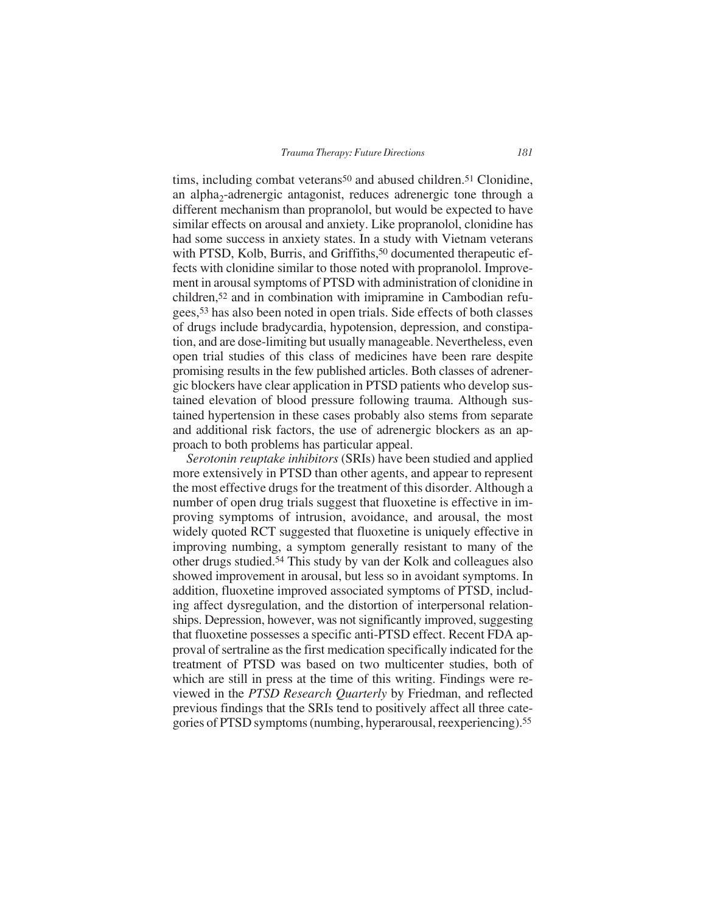tims, including combat veterans[50] and abused children.[51] Clonidine, an alpha$_2$-adrenergic antagonist, reduces adrenergic tone through a different mechanism than propranolol, but would be expected to have similar effects on arousal and anxiety. Like propranolol, clonidine has had some success in anxiety states. In a study with Vietnam veterans with PTSD, Kolb, Burris, and Griffiths,[50] documented therapeutic effects with clonidine similar to those noted with propranolol. Improvement in arousal symptoms of PTSD with administration of clonidine in children,[52] and in combination with imipramine in Cambodian refugees,[53] has also been noted in open trials. Side effects of both classes of drugs include bradycardia, hypotension, depression, and constipation, and are dose-limiting but usually manageable. Nevertheless, even open trial studies of this class of medicines have been rare despite promising results in the few published articles. Both classes of adrenergic blockers have clear application in PTSD patients who develop sustained elevation of blood pressure following trauma. Although sustained hypertension in these cases probably also stems from separate and additional risk factors, the use of adrenergic blockers as an approach to both problems has particular appeal.

*Serotonin reuptake inhibitors* (SRIs) have been studied and applied more extensively in PTSD than other agents, and appear to represent the most effective drugs for the treatment of this disorder. Although a number of open drug trials suggest that fluoxetine is effective in improving symptoms of intrusion, avoidance, and arousal, the most widely quoted RCT suggested that fluoxetine is uniquely effective in improving numbing, a symptom generally resistant to many of the other drugs studied.[54] This study by van der Kolk and colleagues also showed improvement in arousal, but less so in avoidant symptoms. In addition, fluoxetine improved associated symptoms of PTSD, including affect dysregulation, and the distortion of interpersonal relationships. Depression, however, was not significantly improved, suggesting that fluoxetine possesses a specific anti-PTSD effect. Recent FDA approval of sertraline as the first medication specifically indicated for the treatment of PTSD was based on two multicenter studies, both of which are still in press at the time of this writing. Findings were reviewed in the *PTSD Research Quarterly* by Friedman, and reflected previous findings that the SRIs tend to positively affect all three categories of PTSD symptoms (numbing, hyperarousal, reexperiencing).[55]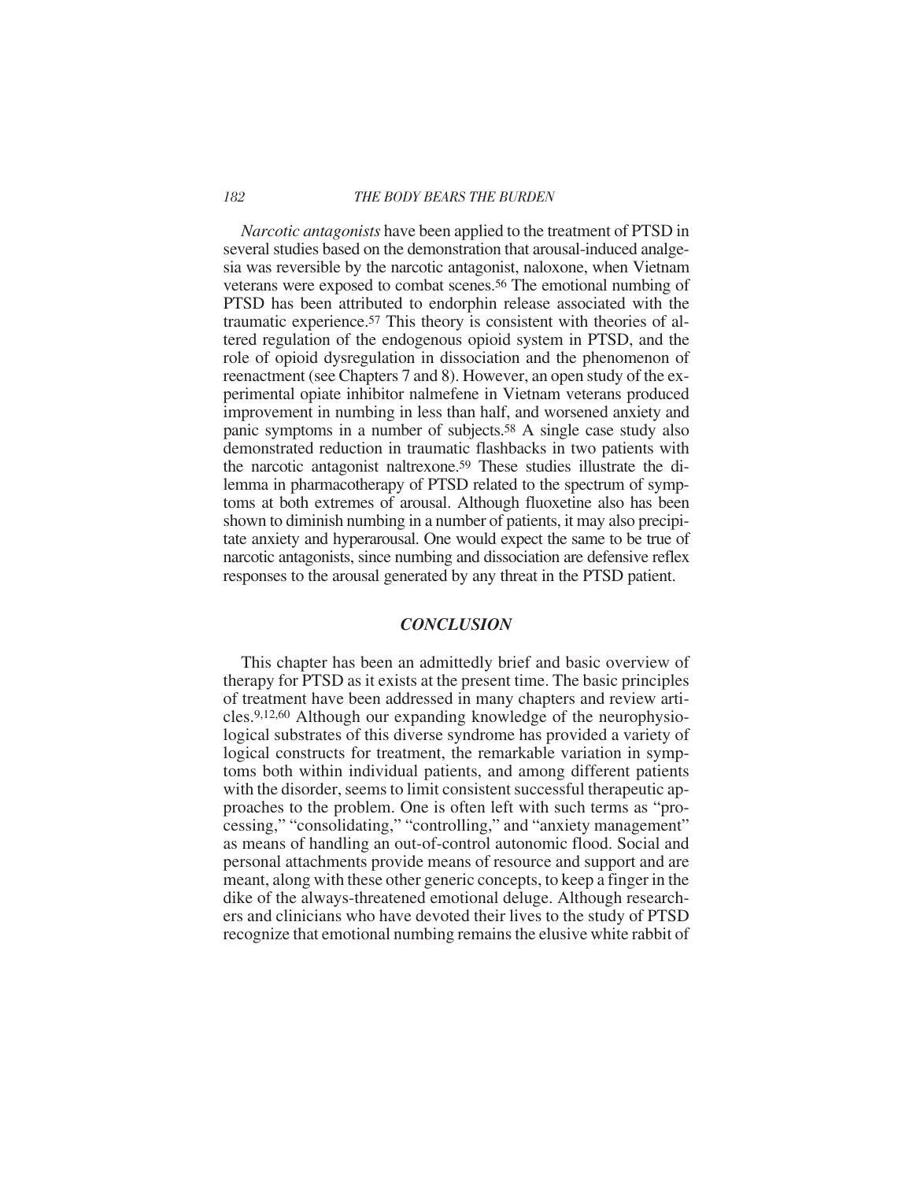*Narcotic antagonists* have been applied to the treatment of PTSD in several studies based on the demonstration that arousal-induced analgesia was reversible by the narcotic antagonist, naloxone, when Vietnam veterans were exposed to combat scenes.[56] The emotional numbing of PTSD has been attributed to endorphin release associated with the traumatic experience.[57] This theory is consistent with theories of altered regulation of the endogenous opioid system in PTSD, and the role of opioid dysregulation in dissociation and the phenomenon of reenactment (see Chapters 7 and 8). However, an open study of the experimental opiate inhibitor nalmefene in Vietnam veterans produced improvement in numbing in less than half, and worsened anxiety and panic symptoms in a number of subjects.[58] A single case study also demonstrated reduction in traumatic flashbacks in two patients with the narcotic antagonist naltrexone.[59] These studies illustrate the dilemma in pharmacotherapy of PTSD related to the spectrum of symptoms at both extremes of arousal. Although fluoxetine also has been shown to diminish numbing in a number of patients, it may also precipitate anxiety and hyperarousal. One would expect the same to be true of narcotic antagonists, since numbing and dissociation are defensive reflex responses to the arousal generated by any threat in the PTSD patient.

## *CONCLUSION*

This chapter has been an admittedly brief and basic overview of therapy for PTSD as it exists at the present time. The basic principles of treatment have been addressed in many chapters and review articles.[9,12,60] Although our expanding knowledge of the neurophysiological substrates of this diverse syndrome has provided a variety of logical constructs for treatment, the remarkable variation in symptoms both within individual patients, and among different patients with the disorder, seems to limit consistent successful therapeutic approaches to the problem. One is often left with such terms as "processing," "consolidating," "controlling," and "anxiety management" as means of handling an out-of-control autonomic flood. Social and personal attachments provide means of resource and support and are meant, along with these other generic concepts, to keep a finger in the dike of the always-threatened emotional deluge. Although researchers and clinicians who have devoted their lives to the study of PTSD recognize that emotional numbing remains the elusive white rabbit of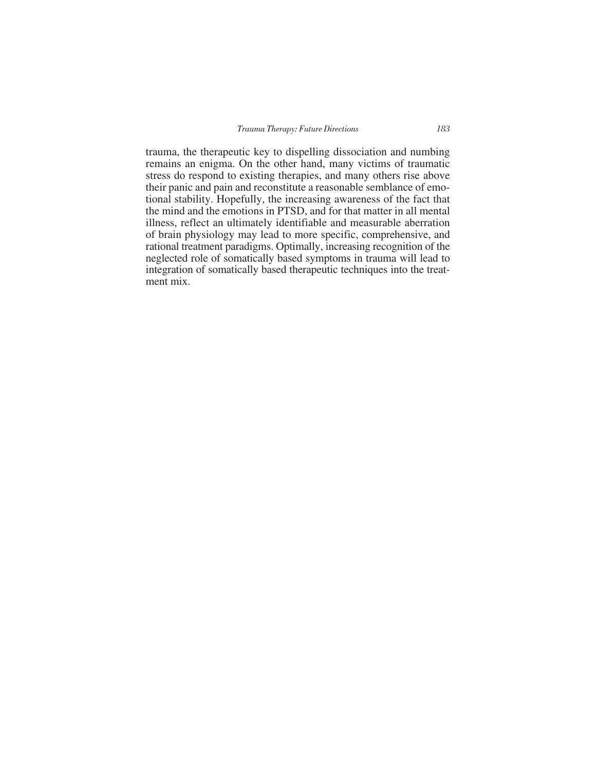trauma, the therapeutic key to dispelling dissociation and numbing remains an enigma. On the other hand, many victims of traumatic stress do respond to existing therapies, and many others rise above their panic and pain and reconstitute a reasonable semblance of emotional stability. Hopefully, the increasing awareness of the fact that the mind and the emotions in PTSD, and for that matter in all mental illness, reflect an ultimately identifiable and measurable aberration of brain physiology may lead to more specific, comprehensive, and rational treatment paradigms. Optimally, increasing recognition of the neglected role of somatically based symptoms in trauma will lead to integration of somatically based therapeutic techniques into the treatment mix.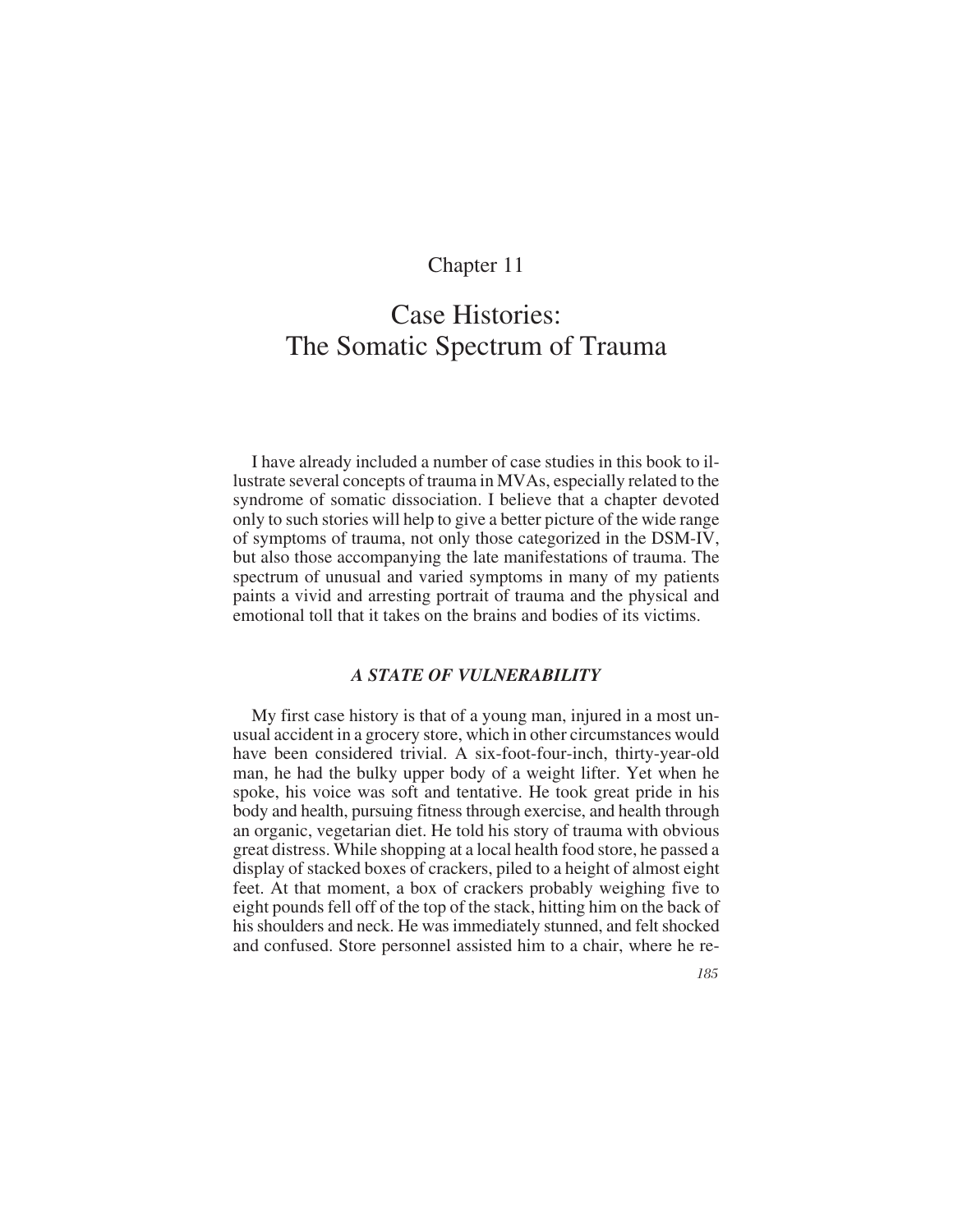# Chapter 11

# Case Histories: The Somatic Spectrum of Trauma

I have already included a number of case studies in this book to illustrate several concepts of trauma in MVAs, especially related to the syndrome of somatic dissociation. I believe that a chapter devoted only to such stories will help to give a better picture of the wide range of symptoms of trauma, not only those categorized in the DSM-IV, but also those accompanying the late manifestations of trauma. The spectrum of unusual and varied symptoms in many of my patients paints a vivid and arresting portrait of trauma and the physical and emotional toll that it takes on the brains and bodies of its victims.

### *A STATE OF VULNERABILITY*

My first case history is that of a young man, injured in a most unusual accident in a grocery store, which in other circumstances would have been considered trivial. A six-foot-four-inch, thirty-year-old man, he had the bulky upper body of a weight lifter. Yet when he spoke, his voice was soft and tentative. He took great pride in his body and health, pursuing fitness through exercise, and health through an organic, vegetarian diet. He told his story of trauma with obvious great distress. While shopping at a local health food store, he passed a display of stacked boxes of crackers, piled to a height of almost eight feet. At that moment, a box of crackers probably weighing five to eight pounds fell off of the top of the stack, hitting him on the back of his shoulders and neck. He was immediately stunned, and felt shocked and confused. Store personnel assisted him to a chair, where he re-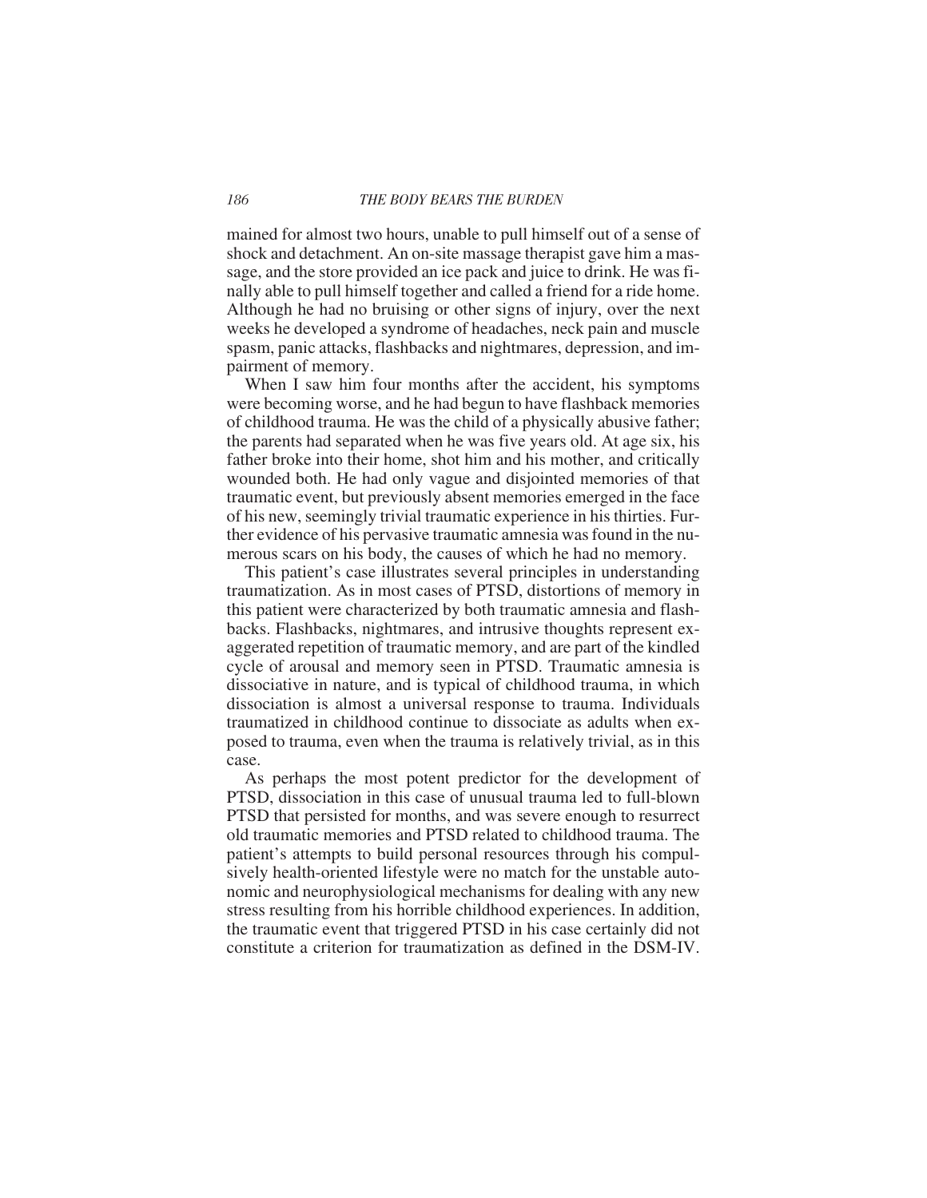mained for almost two hours, unable to pull himself out of a sense of shock and detachment. An on-site massage therapist gave him a massage, and the store provided an ice pack and juice to drink. He was finally able to pull himself together and called a friend for a ride home. Although he had no bruising or other signs of injury, over the next weeks he developed a syndrome of headaches, neck pain and muscle spasm, panic attacks, flashbacks and nightmares, depression, and impairment of memory.

When I saw him four months after the accident, his symptoms were becoming worse, and he had begun to have flashback memories of childhood trauma. He was the child of a physically abusive father; the parents had separated when he was five years old. At age six, his father broke into their home, shot him and his mother, and critically wounded both. He had only vague and disjointed memories of that traumatic event, but previously absent memories emerged in the face of his new, seemingly trivial traumatic experience in his thirties. Further evidence of his pervasive traumatic amnesia was found in the numerous scars on his body, the causes of which he had no memory.

This patient's case illustrates several principles in understanding traumatization. As in most cases of PTSD, distortions of memory in this patient were characterized by both traumatic amnesia and flashbacks. Flashbacks, nightmares, and intrusive thoughts represent exaggerated repetition of traumatic memory, and are part of the kindled cycle of arousal and memory seen in PTSD. Traumatic amnesia is dissociative in nature, and is typical of childhood trauma, in which dissociation is almost a universal response to trauma. Individuals traumatized in childhood continue to dissociate as adults when exposed to trauma, even when the trauma is relatively trivial, as in this case.

As perhaps the most potent predictor for the development of PTSD, dissociation in this case of unusual trauma led to full-blown PTSD that persisted for months, and was severe enough to resurrect old traumatic memories and PTSD related to childhood trauma. The patient's attempts to build personal resources through his compulsively health-oriented lifestyle were no match for the unstable autonomic and neurophysiological mechanisms for dealing with any new stress resulting from his horrible childhood experiences. In addition, the traumatic event that triggered PTSD in his case certainly did not constitute a criterion for traumatization as defined in the DSM-IV.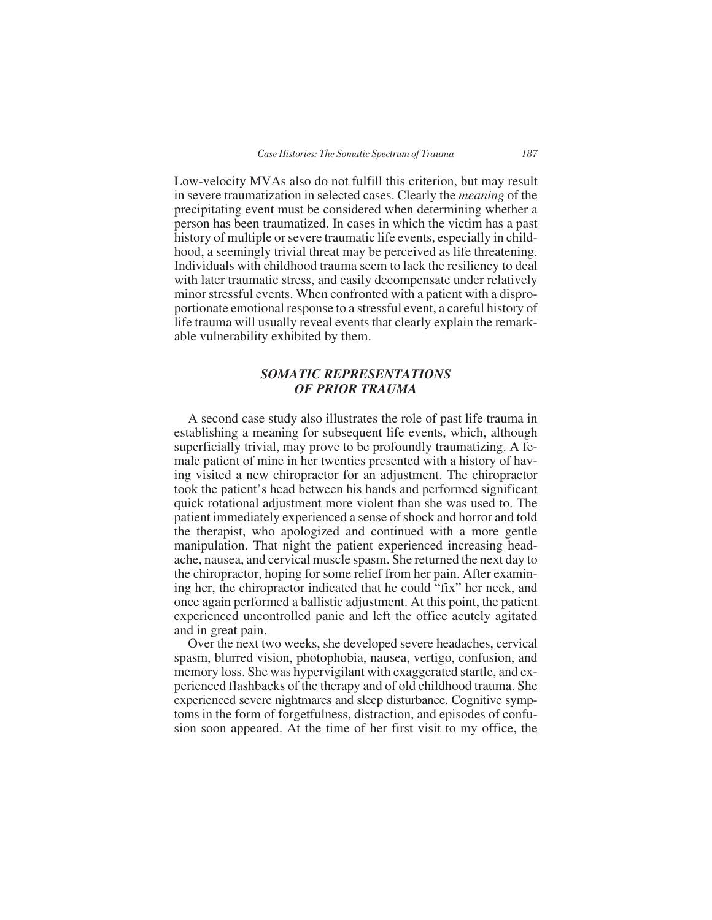Low-velocity MVAs also do not fulfill this criterion, but may result in severe traumatization in selected cases. Clearly the *meaning* of the precipitating event must be considered when determining whether a person has been traumatized. In cases in which the victim has a past history of multiple or severe traumatic life events, especially in childhood, a seemingly trivial threat may be perceived as life threatening. Individuals with childhood trauma seem to lack the resiliency to deal with later traumatic stress, and easily decompensate under relatively minor stressful events. When confronted with a patient with a disproportionate emotional response to a stressful event, a careful history of life trauma will usually reveal events that clearly explain the remarkable vulnerability exhibited by them.

## *SOMATIC REPRESENTATIONS OF PRIOR TRAUMA*

A second case study also illustrates the role of past life trauma in establishing a meaning for subsequent life events, which, although superficially trivial, may prove to be profoundly traumatizing. A female patient of mine in her twenties presented with a history of having visited a new chiropractor for an adjustment. The chiropractor took the patient's head between his hands and performed significant quick rotational adjustment more violent than she was used to. The patient immediately experienced a sense of shock and horror and told the therapist, who apologized and continued with a more gentle manipulation. That night the patient experienced increasing headache, nausea, and cervical muscle spasm. She returned the next day to the chiropractor, hoping for some relief from her pain. After examining her, the chiropractor indicated that he could "fix" her neck, and once again performed a ballistic adjustment. At this point, the patient experienced uncontrolled panic and left the office acutely agitated and in great pain.

Over the next two weeks, she developed severe headaches, cervical spasm, blurred vision, photophobia, nausea, vertigo, confusion, and memory loss. She was hypervigilant with exaggerated startle, and experienced flashbacks of the therapy and of old childhood trauma. She experienced severe nightmares and sleep disturbance. Cognitive symptoms in the form of forgetfulness, distraction, and episodes of confusion soon appeared. At the time of her first visit to my office, the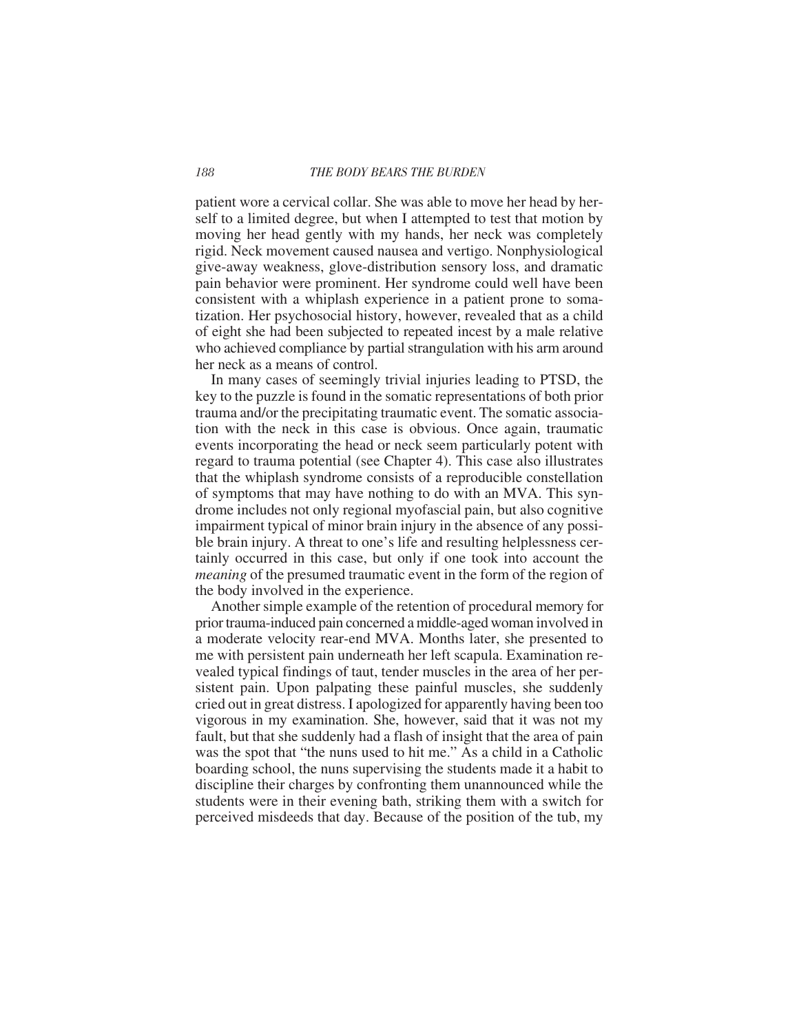patient wore a cervical collar. She was able to move her head by herself to a limited degree, but when I attempted to test that motion by moving her head gently with my hands, her neck was completely rigid. Neck movement caused nausea and vertigo. Nonphysiological give-away weakness, glove-distribution sensory loss, and dramatic pain behavior were prominent. Her syndrome could well have been consistent with a whiplash experience in a patient prone to somatization. Her psychosocial history, however, revealed that as a child of eight she had been subjected to repeated incest by a male relative who achieved compliance by partial strangulation with his arm around her neck as a means of control.

In many cases of seemingly trivial injuries leading to PTSD, the key to the puzzle is found in the somatic representations of both prior trauma and/or the precipitating traumatic event. The somatic association with the neck in this case is obvious. Once again, traumatic events incorporating the head or neck seem particularly potent with regard to trauma potential (see Chapter 4). This case also illustrates that the whiplash syndrome consists of a reproducible constellation of symptoms that may have nothing to do with an MVA. This syndrome includes not only regional myofascial pain, but also cognitive impairment typical of minor brain injury in the absence of any possible brain injury. A threat to one's life and resulting helplessness certainly occurred in this case, but only if one took into account the *meaning* of the presumed traumatic event in the form of the region of the body involved in the experience.

Another simple example of the retention of procedural memory for prior trauma-induced pain concerned a middle-aged woman involved in a moderate velocity rear-end MVA. Months later, she presented to me with persistent pain underneath her left scapula. Examination revealed typical findings of taut, tender muscles in the area of her persistent pain. Upon palpating these painful muscles, she suddenly cried out in great distress. I apologized for apparently having been too vigorous in my examination. She, however, said that it was not my fault, but that she suddenly had a flash of insight that the area of pain was the spot that "the nuns used to hit me." As a child in a Catholic boarding school, the nuns supervising the students made it a habit to discipline their charges by confronting them unannounced while the students were in their evening bath, striking them with a switch for perceived misdeeds that day. Because of the position of the tub, my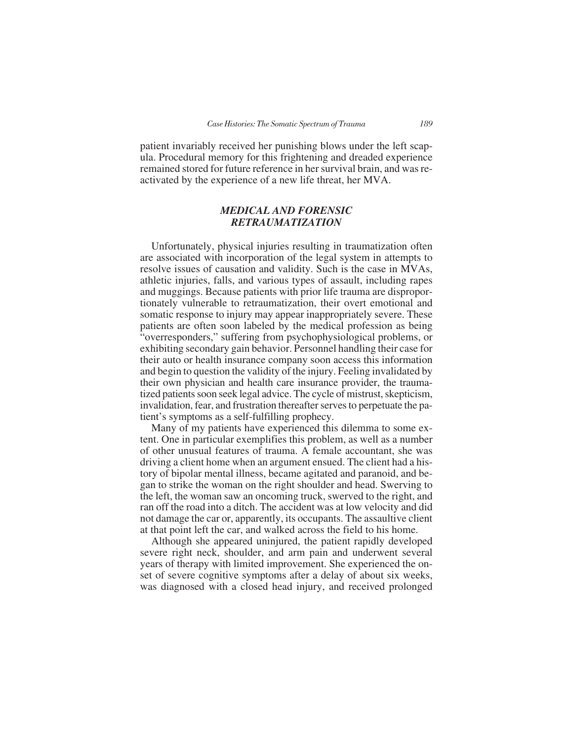patient invariably received her punishing blows under the left scapula. Procedural memory for this frightening and dreaded experience remained stored for future reference in her survival brain, and was reactivated by the experience of a new life threat, her MVA.

## *MEDICAL AND FORENSIC RETRAUMATIZATION*

Unfortunately, physical injuries resulting in traumatization often are associated with incorporation of the legal system in attempts to resolve issues of causation and validity. Such is the case in MVAs, athletic injuries, falls, and various types of assault, including rapes and muggings. Because patients with prior life trauma are disproportionately vulnerable to retraumatization, their overt emotional and somatic response to injury may appear inappropriately severe. These patients are often soon labeled by the medical profession as being "overresponders," suffering from psychophysiological problems, or exhibiting secondary gain behavior. Personnel handling their case for their auto or health insurance company soon access this information and begin to question the validity of the injury. Feeling invalidated by their own physician and health care insurance provider, the traumatized patients soon seek legal advice. The cycle of mistrust, skepticism, invalidation, fear, and frustration thereafter serves to perpetuate the patient's symptoms as a self-fulfilling prophecy.

Many of my patients have experienced this dilemma to some extent. One in particular exemplifies this problem, as well as a number of other unusual features of trauma. A female accountant, she was driving a client home when an argument ensued. The client had a history of bipolar mental illness, became agitated and paranoid, and began to strike the woman on the right shoulder and head. Swerving to the left, the woman saw an oncoming truck, swerved to the right, and ran off the road into a ditch. The accident was at low velocity and did not damage the car or, apparently, its occupants. The assaultive client at that point left the car, and walked across the field to his home.

Although she appeared uninjured, the patient rapidly developed severe right neck, shoulder, and arm pain and underwent several years of therapy with limited improvement. She experienced the onset of severe cognitive symptoms after a delay of about six weeks, was diagnosed with a closed head injury, and received prolonged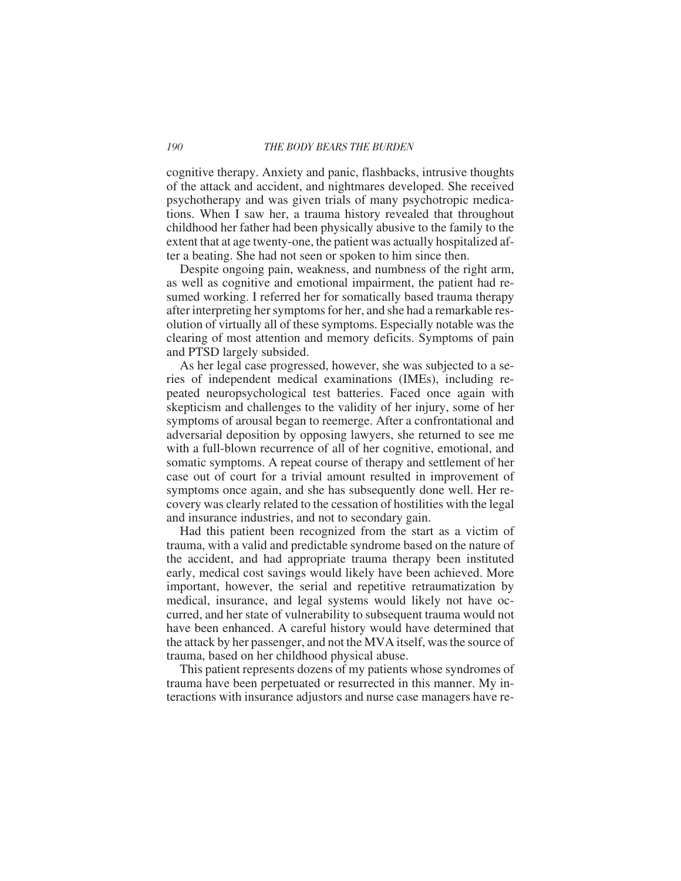cognitive therapy. Anxiety and panic, flashbacks, intrusive thoughts of the attack and accident, and nightmares developed. She received psychotherapy and was given trials of many psychotropic medications. When I saw her, a trauma history revealed that throughout childhood her father had been physically abusive to the family to the extent that at age twenty-one, the patient was actually hospitalized after a beating. She had not seen or spoken to him since then.

Despite ongoing pain, weakness, and numbness of the right arm, as well as cognitive and emotional impairment, the patient had resumed working. I referred her for somatically based trauma therapy after interpreting her symptoms for her, and she had a remarkable resolution of virtually all of these symptoms. Especially notable was the clearing of most attention and memory deficits. Symptoms of pain and PTSD largely subsided.

As her legal case progressed, however, she was subjected to a series of independent medical examinations (IMEs), including repeated neuropsychological test batteries. Faced once again with skepticism and challenges to the validity of her injury, some of her symptoms of arousal began to reemerge. After a confrontational and adversarial deposition by opposing lawyers, she returned to see me with a full-blown recurrence of all of her cognitive, emotional, and somatic symptoms. A repeat course of therapy and settlement of her case out of court for a trivial amount resulted in improvement of symptoms once again, and she has subsequently done well. Her recovery was clearly related to the cessation of hostilities with the legal and insurance industries, and not to secondary gain.

Had this patient been recognized from the start as a victim of trauma, with a valid and predictable syndrome based on the nature of the accident, and had appropriate trauma therapy been instituted early, medical cost savings would likely have been achieved. More important, however, the serial and repetitive retraumatization by medical, insurance, and legal systems would likely not have occurred, and her state of vulnerability to subsequent trauma would not have been enhanced. A careful history would have determined that the attack by her passenger, and not the MVA itself, was the source of trauma, based on her childhood physical abuse.

This patient represents dozens of my patients whose syndromes of trauma have been perpetuated or resurrected in this manner. My interactions with insurance adjustors and nurse case managers have re-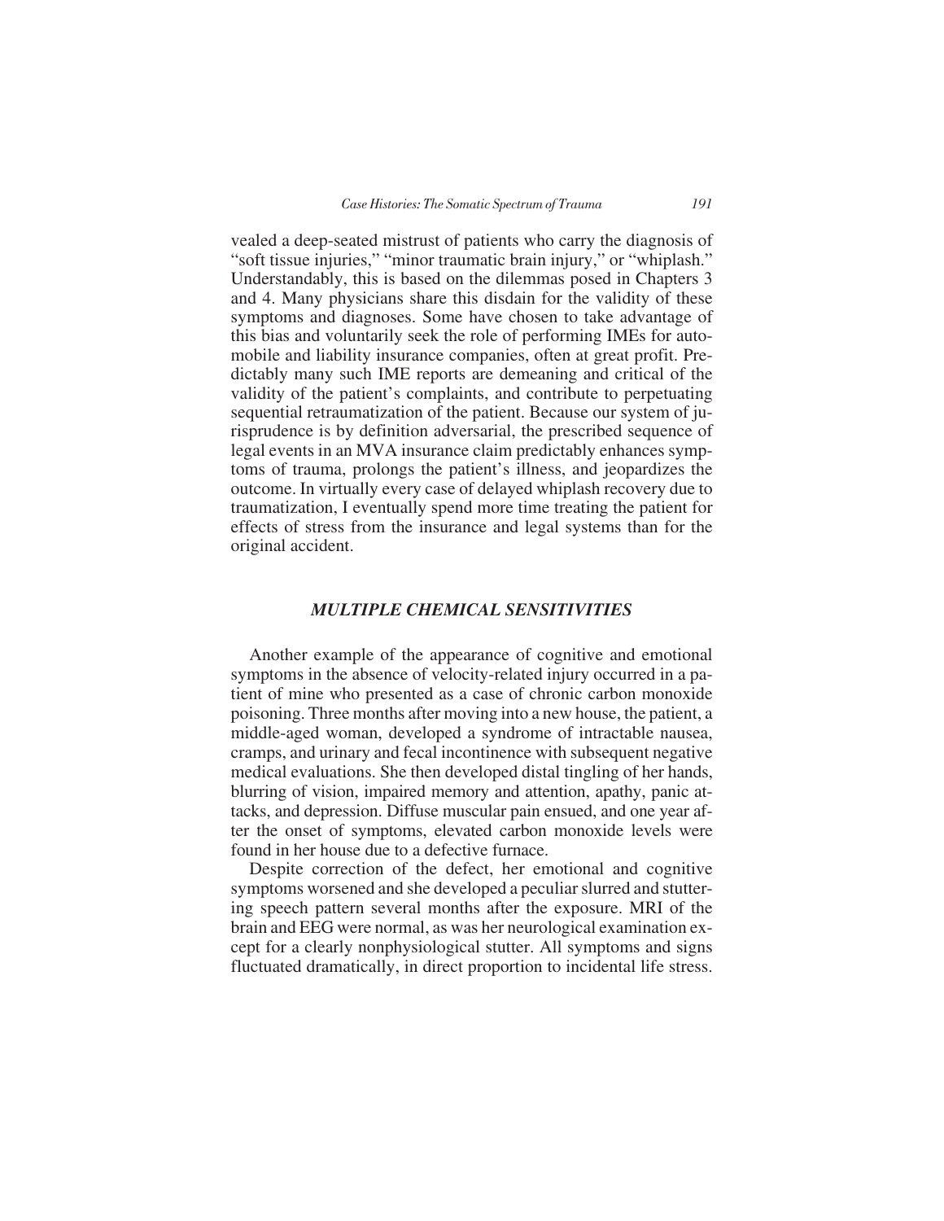vealed a deep-seated mistrust of patients who carry the diagnosis of "soft tissue injuries," "minor traumatic brain injury," or "whiplash." Understandably, this is based on the dilemmas posed in Chapters 3 and 4. Many physicians share this disdain for the validity of these symptoms and diagnoses. Some have chosen to take advantage of this bias and voluntarily seek the role of performing IMEs for automobile and liability insurance companies, often at great profit. Predictably many such IME reports are demeaning and critical of the validity of the patient's complaints, and contribute to perpetuating sequential retraumatization of the patient. Because our system of jurisprudence is by definition adversarial, the prescribed sequence of legal events in an MVA insurance claim predictably enhances symptoms of trauma, prolongs the patient's illness, and jeopardizes the outcome. In virtually every case of delayed whiplash recovery due to traumatization, I eventually spend more time treating the patient for effects of stress from the insurance and legal systems than for the original accident.

## *MULTIPLE CHEMICAL SENSITIVITIES*

Another example of the appearance of cognitive and emotional symptoms in the absence of velocity-related injury occurred in a patient of mine who presented as a case of chronic carbon monoxide poisoning. Three months after moving into a new house, the patient, a middle-aged woman, developed a syndrome of intractable nausea, cramps, and urinary and fecal incontinence with subsequent negative medical evaluations. She then developed distal tingling of her hands, blurring of vision, impaired memory and attention, apathy, panic attacks, and depression. Diffuse muscular pain ensued, and one year after the onset of symptoms, elevated carbon monoxide levels were found in her house due to a defective furnace.

Despite correction of the defect, her emotional and cognitive symptoms worsened and she developed a peculiar slurred and stuttering speech pattern several months after the exposure. MRI of the brain and EEG were normal, as was her neurological examination except for a clearly nonphysiological stutter. All symptoms and signs fluctuated dramatically, in direct proportion to incidental life stress.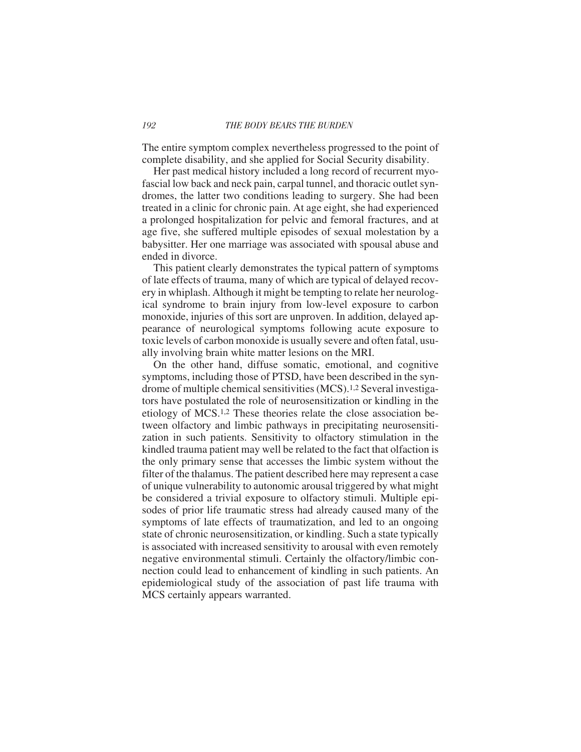The entire symptom complex nevertheless progressed to the point of complete disability, and she applied for Social Security disability.

Her past medical history included a long record of recurrent myofascial low back and neck pain, carpal tunnel, and thoracic outlet syndromes, the latter two conditions leading to surgery. She had been treated in a clinic for chronic pain. At age eight, she had experienced a prolonged hospitalization for pelvic and femoral fractures, and at age five, she suffered multiple episodes of sexual molestation by a babysitter. Her one marriage was associated with spousal abuse and ended in divorce.

This patient clearly demonstrates the typical pattern of symptoms of late effects of trauma, many of which are typical of delayed recovery in whiplash. Although it might be tempting to relate her neurological syndrome to brain injury from low-level exposure to carbon monoxide, injuries of this sort are unproven. In addition, delayed appearance of neurological symptoms following acute exposure to toxic levels of carbon monoxide is usually severe and often fatal, usually involving brain white matter lesions on the MRI.

On the other hand, diffuse somatic, emotional, and cognitive symptoms, including those of PTSD, have been described in the syndrome of multiple chemical sensitivities (MCS).[1,2] Several investigators have postulated the role of neurosensitization or kindling in the etiology of MCS.[1,2] These theories relate the close association between olfactory and limbic pathways in precipitating neurosensitization in such patients. Sensitivity to olfactory stimulation in the kindled trauma patient may well be related to the fact that olfaction is the only primary sense that accesses the limbic system without the filter of the thalamus. The patient described here may represent a case of unique vulnerability to autonomic arousal triggered by what might be considered a trivial exposure to olfactory stimuli. Multiple episodes of prior life traumatic stress had already caused many of the symptoms of late effects of traumatization, and led to an ongoing state of chronic neurosensitization, or kindling. Such a state typically is associated with increased sensitivity to arousal with even remotely negative environmental stimuli. Certainly the olfactory/limbic connection could lead to enhancement of kindling in such patients. An epidemiological study of the association of past life trauma with MCS certainly appears warranted.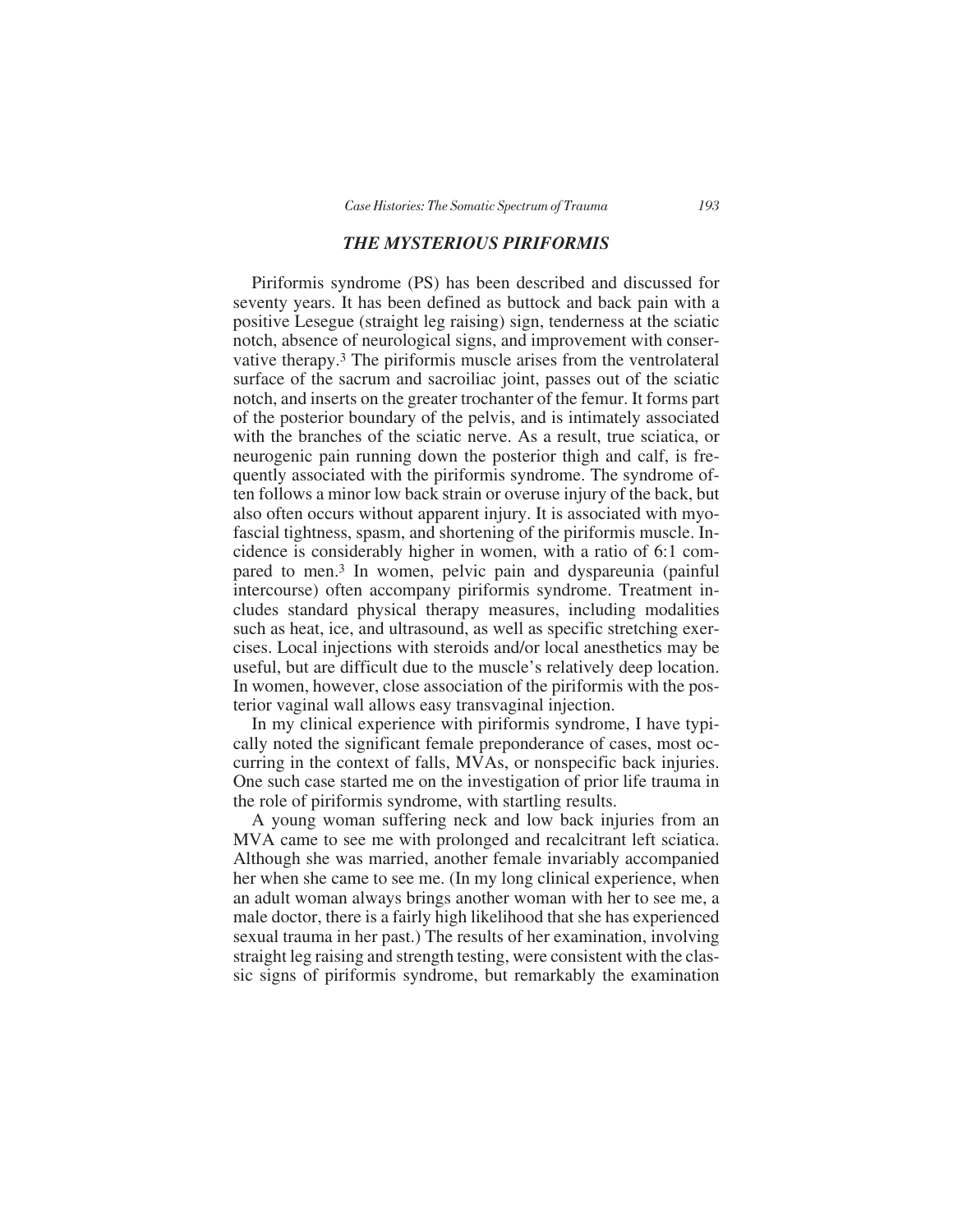## *THE MYSTERIOUS PIRIFORMIS*

Piriformis syndrome (PS) has been described and discussed for seventy years. It has been defined as buttock and back pain with a positive Lesegue (straight leg raising) sign, tenderness at the sciatic notch, absence of neurological signs, and improvement with conservative therapy.[3] The piriformis muscle arises from the ventrolateral surface of the sacrum and sacroiliac joint, passes out of the sciatic notch, and inserts on the greater trochanter of the femur. It forms part of the posterior boundary of the pelvis, and is intimately associated with the branches of the sciatic nerve. As a result, true sciatica, or neurogenic pain running down the posterior thigh and calf, is frequently associated with the piriformis syndrome. The syndrome often follows a minor low back strain or overuse injury of the back, but also often occurs without apparent injury. It is associated with myofascial tightness, spasm, and shortening of the piriformis muscle. Incidence is considerably higher in women, with a ratio of 6:1 compared to men.[3] In women, pelvic pain and dyspareunia (painful intercourse) often accompany piriformis syndrome. Treatment includes standard physical therapy measures, including modalities such as heat, ice, and ultrasound, as well as specific stretching exercises. Local injections with steroids and/or local anesthetics may be useful, but are difficult due to the muscle's relatively deep location. In women, however, close association of the piriformis with the posterior vaginal wall allows easy transvaginal injection.

In my clinical experience with piriformis syndrome, I have typically noted the significant female preponderance of cases, most occurring in the context of falls, MVAs, or nonspecific back injuries. One such case started me on the investigation of prior life trauma in the role of piriformis syndrome, with startling results.

A young woman suffering neck and low back injuries from an MVA came to see me with prolonged and recalcitrant left sciatica. Although she was married, another female invariably accompanied her when she came to see me. (In my long clinical experience, when an adult woman always brings another woman with her to see me, a male doctor, there is a fairly high likelihood that she has experienced sexual trauma in her past.) The results of her examination, involving straight leg raising and strength testing, were consistent with the classic signs of piriformis syndrome, but remarkably the examination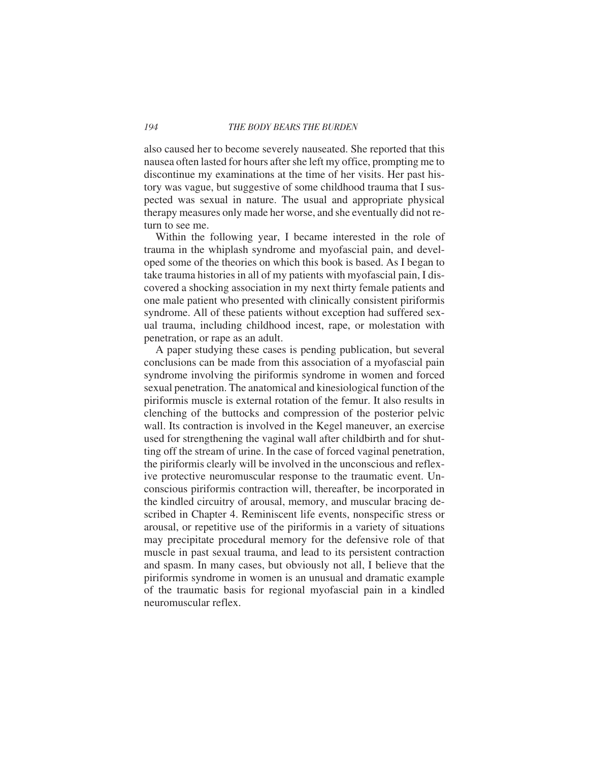also caused her to become severely nauseated. She reported that this nausea often lasted for hours after she left my office, prompting me to discontinue my examinations at the time of her visits. Her past history was vague, but suggestive of some childhood trauma that I suspected was sexual in nature. The usual and appropriate physical therapy measures only made her worse, and she eventually did not return to see me.

Within the following year, I became interested in the role of trauma in the whiplash syndrome and myofascial pain, and developed some of the theories on which this book is based. As I began to take trauma histories in all of my patients with myofascial pain, I discovered a shocking association in my next thirty female patients and one male patient who presented with clinically consistent piriformis syndrome. All of these patients without exception had suffered sexual trauma, including childhood incest, rape, or molestation with penetration, or rape as an adult.

A paper studying these cases is pending publication, but several conclusions can be made from this association of a myofascial pain syndrome involving the piriformis syndrome in women and forced sexual penetration. The anatomical and kinesiological function of the piriformis muscle is external rotation of the femur. It also results in clenching of the buttocks and compression of the posterior pelvic wall. Its contraction is involved in the Kegel maneuver, an exercise used for strengthening the vaginal wall after childbirth and for shutting off the stream of urine. In the case of forced vaginal penetration, the piriformis clearly will be involved in the unconscious and reflexive protective neuromuscular response to the traumatic event. Unconscious piriformis contraction will, thereafter, be incorporated in the kindled circuitry of arousal, memory, and muscular bracing described in Chapter 4. Reminiscent life events, nonspecific stress or arousal, or repetitive use of the piriformis in a variety of situations may precipitate procedural memory for the defensive role of that muscle in past sexual trauma, and lead to its persistent contraction and spasm. In many cases, but obviously not all, I believe that the piriformis syndrome in women is an unusual and dramatic example of the traumatic basis for regional myofascial pain in a kindled neuromuscular reflex.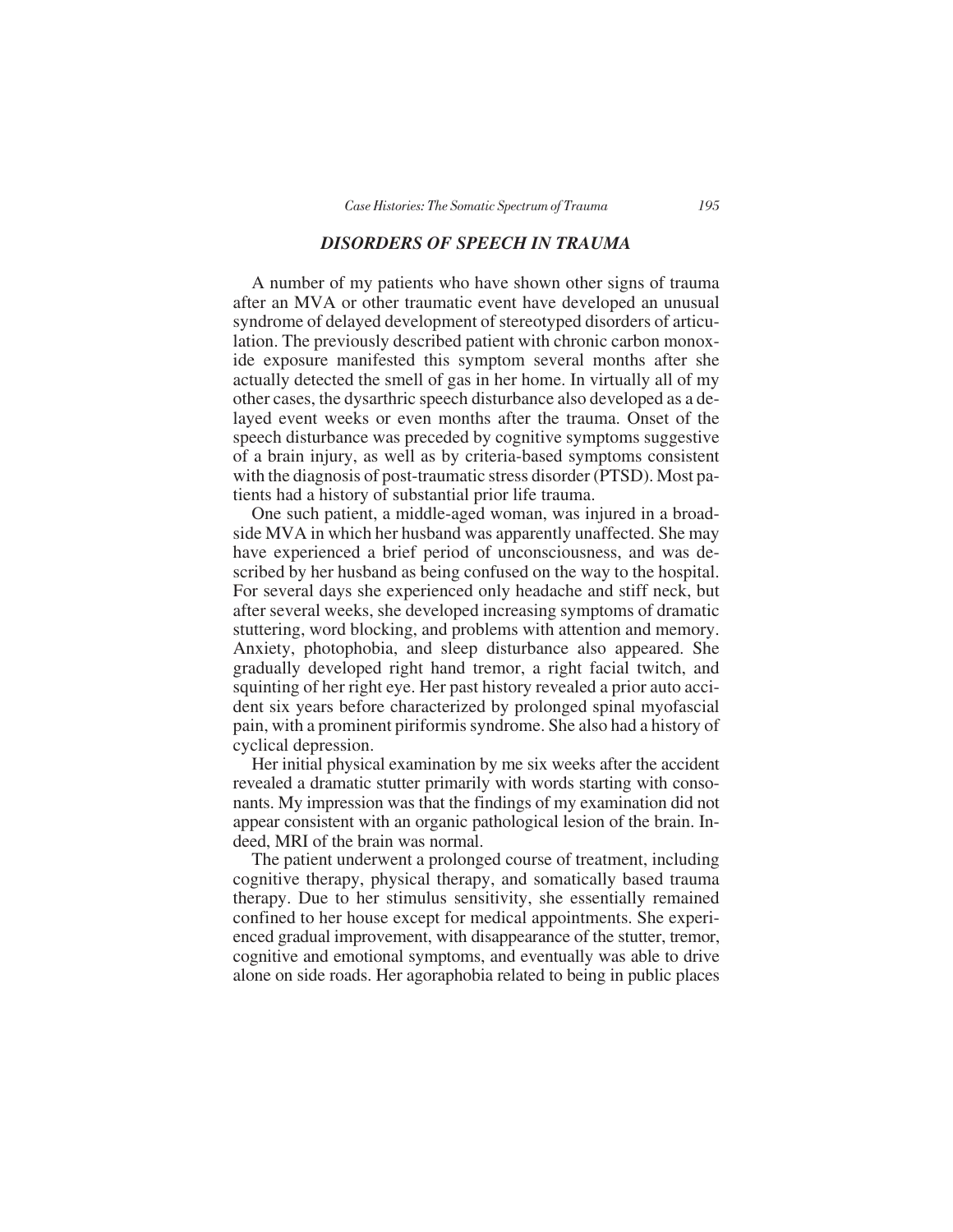## *DISORDERS OF SPEECH IN TRAUMA*

A number of my patients who have shown other signs of trauma after an MVA or other traumatic event have developed an unusual syndrome of delayed development of stereotyped disorders of articulation. The previously described patient with chronic carbon monoxide exposure manifested this symptom several months after she actually detected the smell of gas in her home. In virtually all of my other cases, the dysarthric speech disturbance also developed as a delayed event weeks or even months after the trauma. Onset of the speech disturbance was preceded by cognitive symptoms suggestive of a brain injury, as well as by criteria-based symptoms consistent with the diagnosis of post-traumatic stress disorder (PTSD). Most patients had a history of substantial prior life trauma.

One such patient, a middle-aged woman, was injured in a broadside MVA in which her husband was apparently unaffected. She may have experienced a brief period of unconsciousness, and was described by her husband as being confused on the way to the hospital. For several days she experienced only headache and stiff neck, but after several weeks, she developed increasing symptoms of dramatic stuttering, word blocking, and problems with attention and memory. Anxiety, photophobia, and sleep disturbance also appeared. She gradually developed right hand tremor, a right facial twitch, and squinting of her right eye. Her past history revealed a prior auto accident six years before characterized by prolonged spinal myofascial pain, with a prominent piriformis syndrome. She also had a history of cyclical depression.

Her initial physical examination by me six weeks after the accident revealed a dramatic stutter primarily with words starting with consonants. My impression was that the findings of my examination did not appear consistent with an organic pathological lesion of the brain. Indeed, MRI of the brain was normal.

The patient underwent a prolonged course of treatment, including cognitive therapy, physical therapy, and somatically based trauma therapy. Due to her stimulus sensitivity, she essentially remained confined to her house except for medical appointments. She experienced gradual improvement, with disappearance of the stutter, tremor, cognitive and emotional symptoms, and eventually was able to drive alone on side roads. Her agoraphobia related to being in public places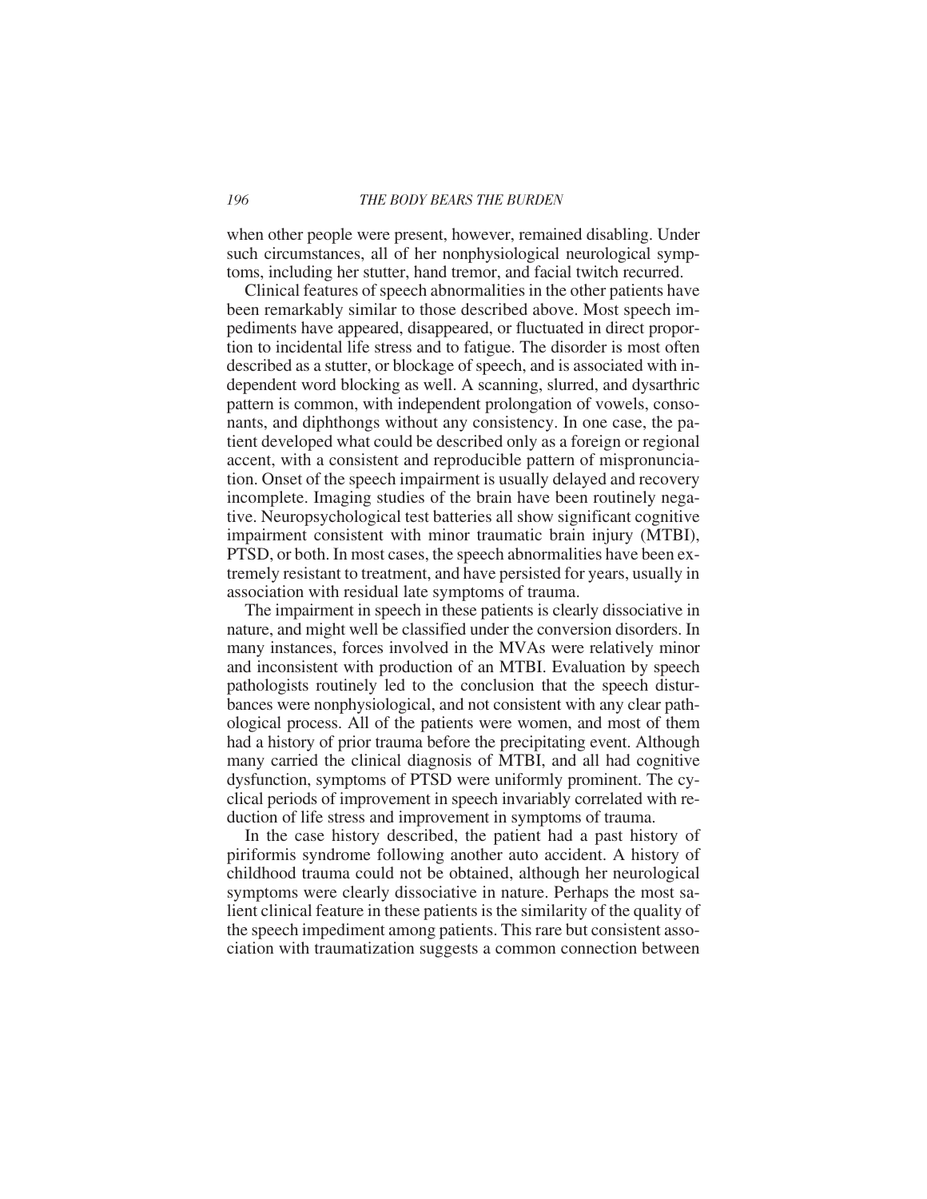when other people were present, however, remained disabling. Under such circumstances, all of her nonphysiological neurological symptoms, including her stutter, hand tremor, and facial twitch recurred.

Clinical features of speech abnormalities in the other patients have been remarkably similar to those described above. Most speech impediments have appeared, disappeared, or fluctuated in direct proportion to incidental life stress and to fatigue. The disorder is most often described as a stutter, or blockage of speech, and is associated with independent word blocking as well. A scanning, slurred, and dysarthric pattern is common, with independent prolongation of vowels, consonants, and diphthongs without any consistency. In one case, the patient developed what could be described only as a foreign or regional accent, with a consistent and reproducible pattern of mispronunciation. Onset of the speech impairment is usually delayed and recovery incomplete. Imaging studies of the brain have been routinely negative. Neuropsychological test batteries all show significant cognitive impairment consistent with minor traumatic brain injury (MTBI), PTSD, or both. In most cases, the speech abnormalities have been extremely resistant to treatment, and have persisted for years, usually in association with residual late symptoms of trauma.

The impairment in speech in these patients is clearly dissociative in nature, and might well be classified under the conversion disorders. In many instances, forces involved in the MVAs were relatively minor and inconsistent with production of an MTBI. Evaluation by speech pathologists routinely led to the conclusion that the speech disturbances were nonphysiological, and not consistent with any clear pathological process. All of the patients were women, and most of them had a history of prior trauma before the precipitating event. Although many carried the clinical diagnosis of MTBI, and all had cognitive dysfunction, symptoms of PTSD were uniformly prominent. The cyclical periods of improvement in speech invariably correlated with reduction of life stress and improvement in symptoms of trauma.

In the case history described, the patient had a past history of piriformis syndrome following another auto accident. A history of childhood trauma could not be obtained, although her neurological symptoms were clearly dissociative in nature. Perhaps the most salient clinical feature in these patients is the similarity of the quality of the speech impediment among patients. This rare but consistent association with traumatization suggests a common connection between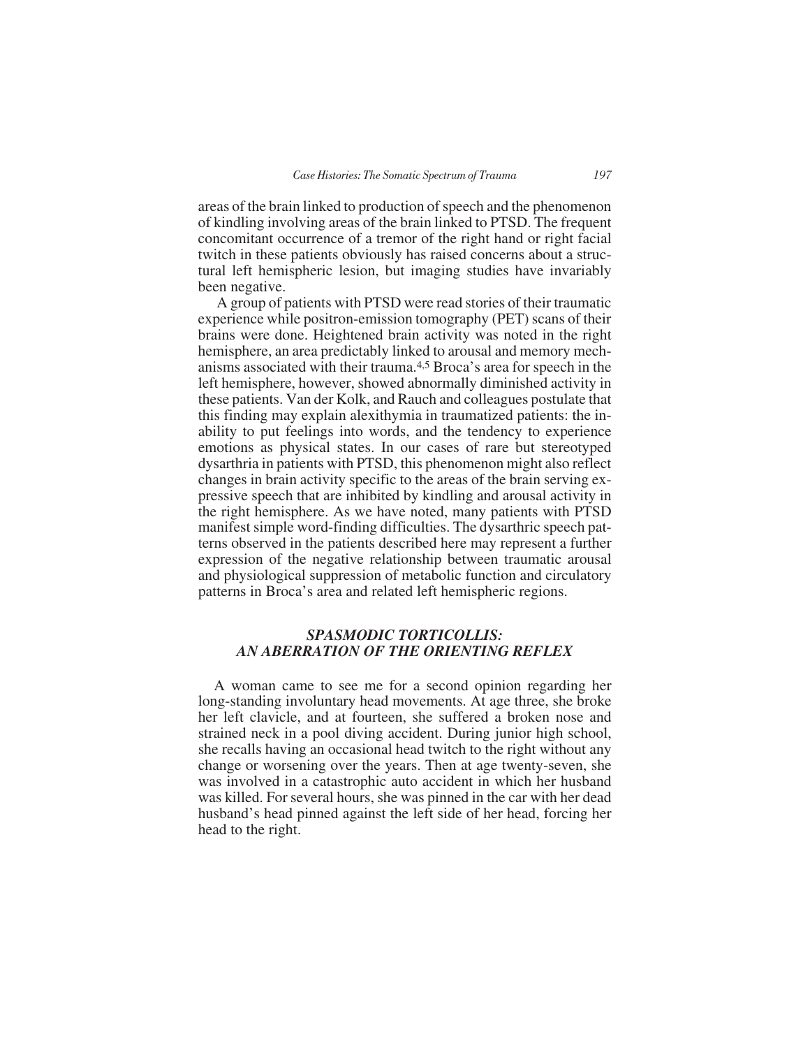areas of the brain linked to production of speech and the phenomenon of kindling involving areas of the brain linked to PTSD. The frequent concomitant occurrence of a tremor of the right hand or right facial twitch in these patients obviously has raised concerns about a structural left hemispheric lesion, but imaging studies have invariably been negative.

A group of patients with PTSD were read stories of their traumatic experience while positron-emission tomography (PET) scans of their brains were done. Heightened brain activity was noted in the right hemisphere, an area predictably linked to arousal and memory mechanisms associated with their trauma.[4,5] Broca's area for speech in the left hemisphere, however, showed abnormally diminished activity in these patients. Van der Kolk, and Rauch and colleagues postulate that this finding may explain alexithymia in traumatized patients: the inability to put feelings into words, and the tendency to experience emotions as physical states. In our cases of rare but stereotyped dysarthria in patients with PTSD, this phenomenon might also reflect changes in brain activity specific to the areas of the brain serving expressive speech that are inhibited by kindling and arousal activity in the right hemisphere. As we have noted, many patients with PTSD manifest simple word-finding difficulties. The dysarthric speech patterns observed in the patients described here may represent a further expression of the negative relationship between traumatic arousal and physiological suppression of metabolic function and circulatory patterns in Broca's area and related left hemispheric regions.

## *SPASMODIC TORTICOLLIS: AN ABERRATION OF THE ORIENTING REFLEX*

A woman came to see me for a second opinion regarding her long-standing involuntary head movements. At age three, she broke her left clavicle, and at fourteen, she suffered a broken nose and strained neck in a pool diving accident. During junior high school, she recalls having an occasional head twitch to the right without any change or worsening over the years. Then at age twenty-seven, she was involved in a catastrophic auto accident in which her husband was killed. For several hours, she was pinned in the car with her dead husband's head pinned against the left side of her head, forcing her head to the right.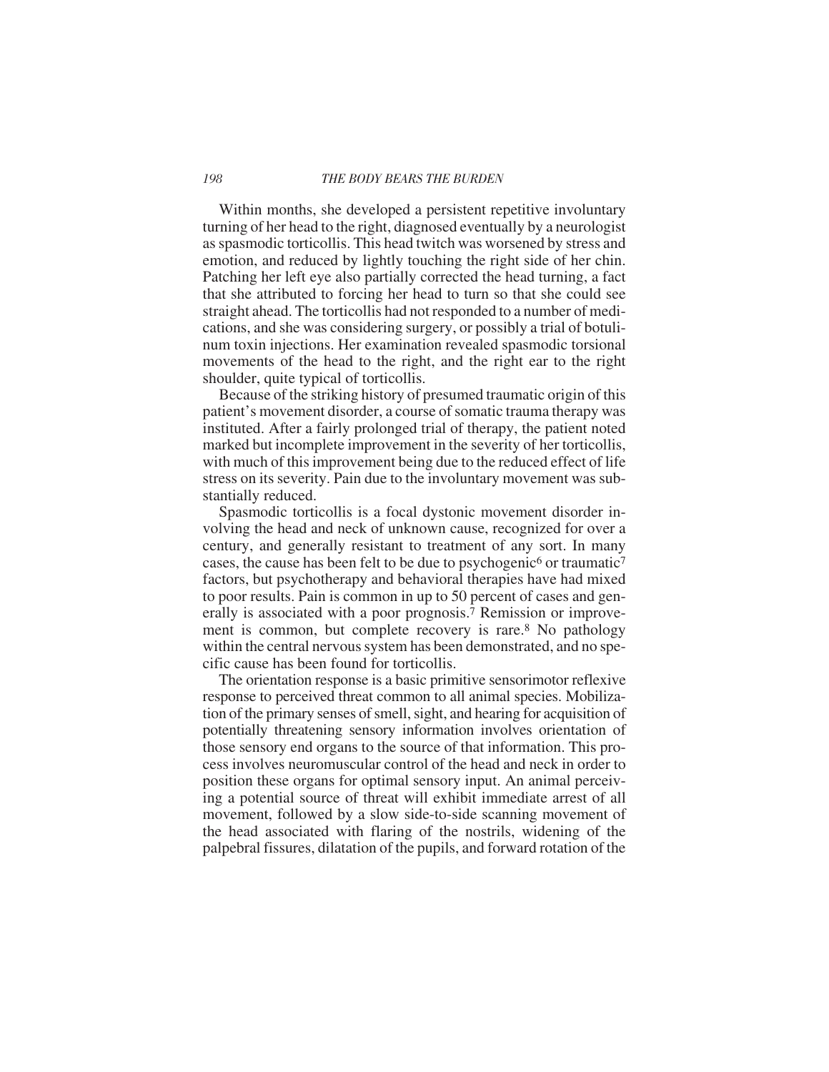Within months, she developed a persistent repetitive involuntary turning of her head to the right, diagnosed eventually by a neurologist as spasmodic torticollis. This head twitch was worsened by stress and emotion, and reduced by lightly touching the right side of her chin. Patching her left eye also partially corrected the head turning, a fact that she attributed to forcing her head to turn so that she could see straight ahead. The torticollis had not responded to a number of medications, and she was considering surgery, or possibly a trial of botulinum toxin injections. Her examination revealed spasmodic torsional movements of the head to the right, and the right ear to the right shoulder, quite typical of torticollis.

Because of the striking history of presumed traumatic origin of this patient's movement disorder, a course of somatic trauma therapy was instituted. After a fairly prolonged trial of therapy, the patient noted marked but incomplete improvement in the severity of her torticollis, with much of this improvement being due to the reduced effect of life stress on its severity. Pain due to the involuntary movement was substantially reduced.

Spasmodic torticollis is a focal dystonic movement disorder involving the head and neck of unknown cause, recognized for over a century, and generally resistant to treatment of any sort. In many cases, the cause has been felt to be due to psychogenic[6] or traumatic[7] factors, but psychotherapy and behavioral therapies have had mixed to poor results. Pain is common in up to 50 percent of cases and generally is associated with a poor prognosis.[7] Remission or improvement is common, but complete recovery is rare.[8] No pathology within the central nervous system has been demonstrated, and no specific cause has been found for torticollis.

The orientation response is a basic primitive sensorimotor reflexive response to perceived threat common to all animal species. Mobilization of the primary senses of smell, sight, and hearing for acquisition of potentially threatening sensory information involves orientation of those sensory end organs to the source of that information. This process involves neuromuscular control of the head and neck in order to position these organs for optimal sensory input. An animal perceiving a potential source of threat will exhibit immediate arrest of all movement, followed by a slow side-to-side scanning movement of the head associated with flaring of the nostrils, widening of the palpebral fissures, dilatation of the pupils, and forward rotation of the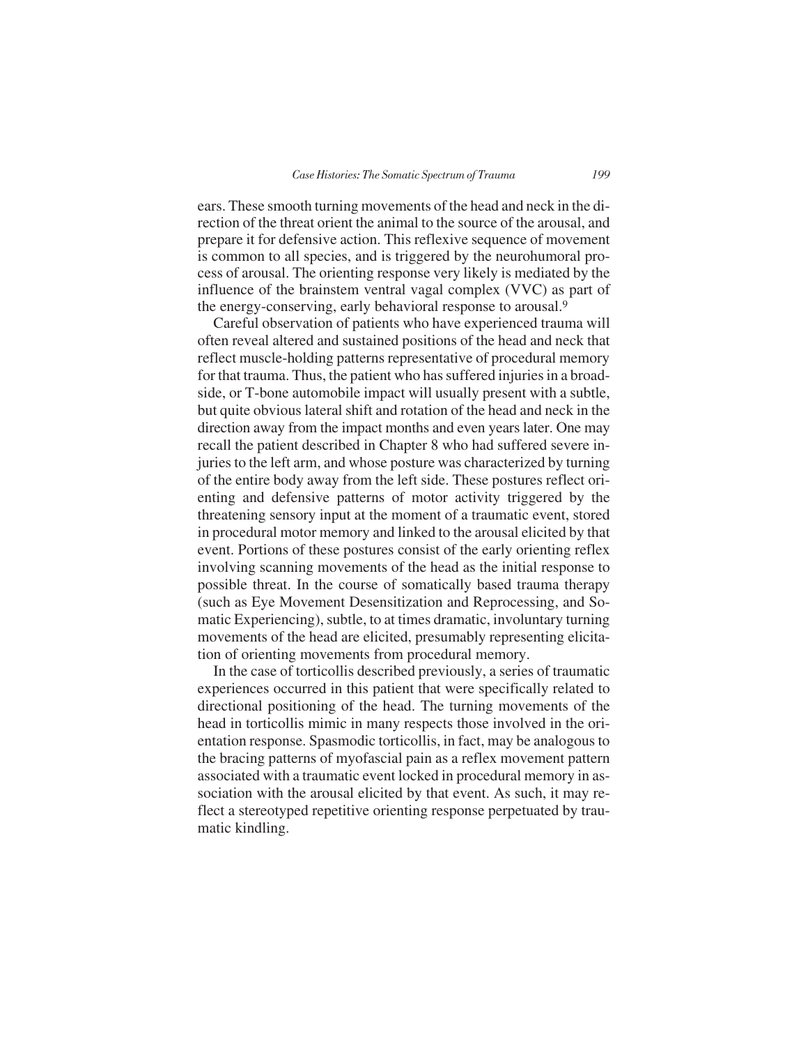ears. These smooth turning movements of the head and neck in the direction of the threat orient the animal to the source of the arousal, and prepare it for defensive action. This reflexive sequence of movement is common to all species, and is triggered by the neurohumoral process of arousal. The orienting response very likely is mediated by the influence of the brainstem ventral vagal complex (VVC) as part of the energy-conserving, early behavioral response to arousal.[9]

Careful observation of patients who have experienced trauma will often reveal altered and sustained positions of the head and neck that reflect muscle-holding patterns representative of procedural memory for that trauma. Thus, the patient who has suffered injuries in a broadside, or T-bone automobile impact will usually present with a subtle, but quite obvious lateral shift and rotation of the head and neck in the direction away from the impact months and even years later. One may recall the patient described in Chapter 8 who had suffered severe injuries to the left arm, and whose posture was characterized by turning of the entire body away from the left side. These postures reflect orienting and defensive patterns of motor activity triggered by the threatening sensory input at the moment of a traumatic event, stored in procedural motor memory and linked to the arousal elicited by that event. Portions of these postures consist of the early orienting reflex involving scanning movements of the head as the initial response to possible threat. In the course of somatically based trauma therapy (such as Eye Movement Desensitization and Reprocessing, and Somatic Experiencing), subtle, to at times dramatic, involuntary turning movements of the head are elicited, presumably representing elicitation of orienting movements from procedural memory.

In the case of torticollis described previously, a series of traumatic experiences occurred in this patient that were specifically related to directional positioning of the head. The turning movements of the head in torticollis mimic in many respects those involved in the orientation response. Spasmodic torticollis, in fact, may be analogous to the bracing patterns of myofascial pain as a reflex movement pattern associated with a traumatic event locked in procedural memory in association with the arousal elicited by that event. As such, it may reflect a stereotyped repetitive orienting response perpetuated by traumatic kindling.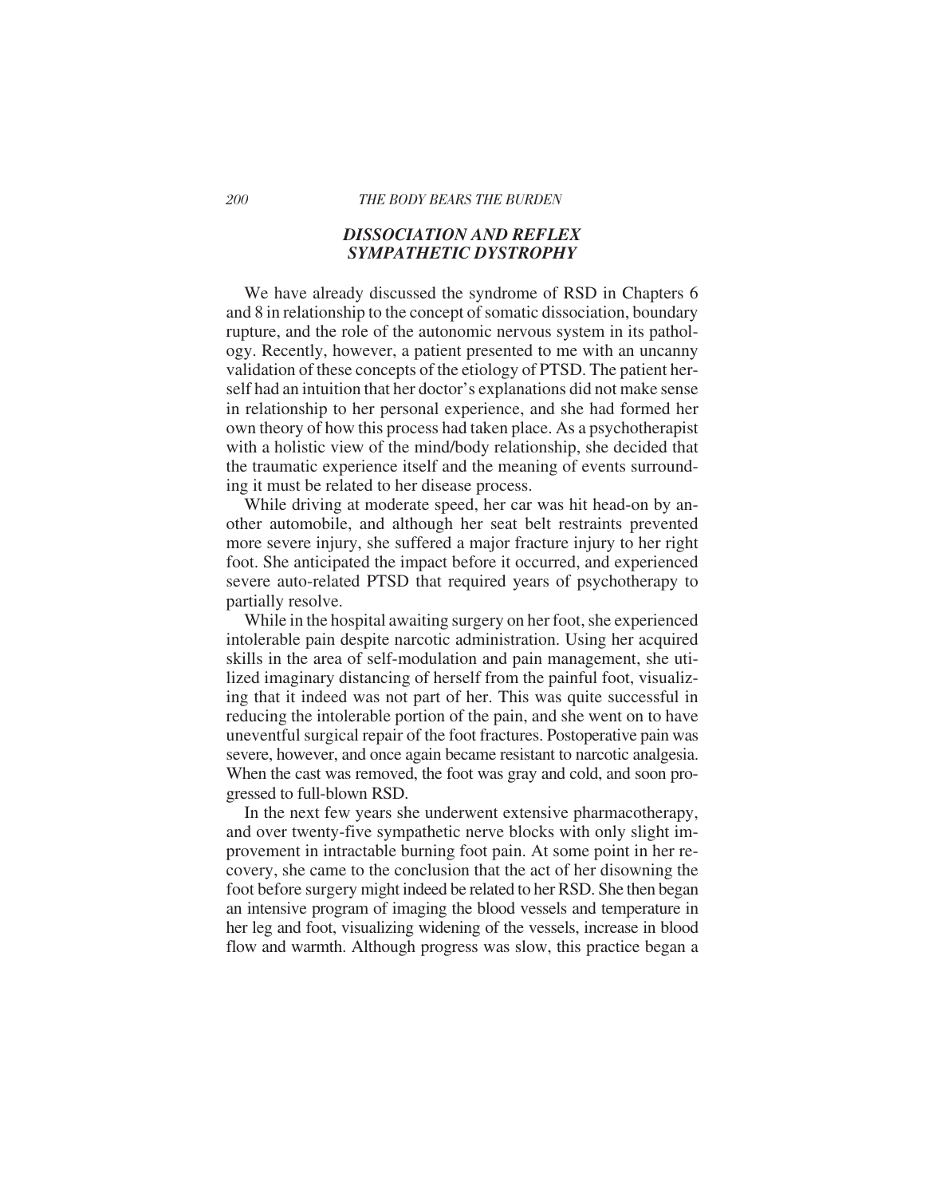## *DISSOCIATION AND REFLEX SYMPATHETIC DYSTROPHY*

We have already discussed the syndrome of RSD in Chapters 6 and 8 in relationship to the concept of somatic dissociation, boundary rupture, and the role of the autonomic nervous system in its pathology. Recently, however, a patient presented to me with an uncanny validation of these concepts of the etiology of PTSD. The patient herself had an intuition that her doctor's explanations did not make sense in relationship to her personal experience, and she had formed her own theory of how this process had taken place. As a psychotherapist with a holistic view of the mind/body relationship, she decided that the traumatic experience itself and the meaning of events surrounding it must be related to her disease process.

While driving at moderate speed, her car was hit head-on by another automobile, and although her seat belt restraints prevented more severe injury, she suffered a major fracture injury to her right foot. She anticipated the impact before it occurred, and experienced severe auto-related PTSD that required years of psychotherapy to partially resolve.

While in the hospital awaiting surgery on her foot, she experienced intolerable pain despite narcotic administration. Using her acquired skills in the area of self-modulation and pain management, she utilized imaginary distancing of herself from the painful foot, visualizing that it indeed was not part of her. This was quite successful in reducing the intolerable portion of the pain, and she went on to have uneventful surgical repair of the foot fractures. Postoperative pain was severe, however, and once again became resistant to narcotic analgesia. When the cast was removed, the foot was gray and cold, and soon progressed to full-blown RSD.

In the next few years she underwent extensive pharmacotherapy, and over twenty-five sympathetic nerve blocks with only slight improvement in intractable burning foot pain. At some point in her recovery, she came to the conclusion that the act of her disowning the foot before surgery might indeed be related to her RSD. She then began an intensive program of imaging the blood vessels and temperature in her leg and foot, visualizing widening of the vessels, increase in blood flow and warmth. Although progress was slow, this practice began a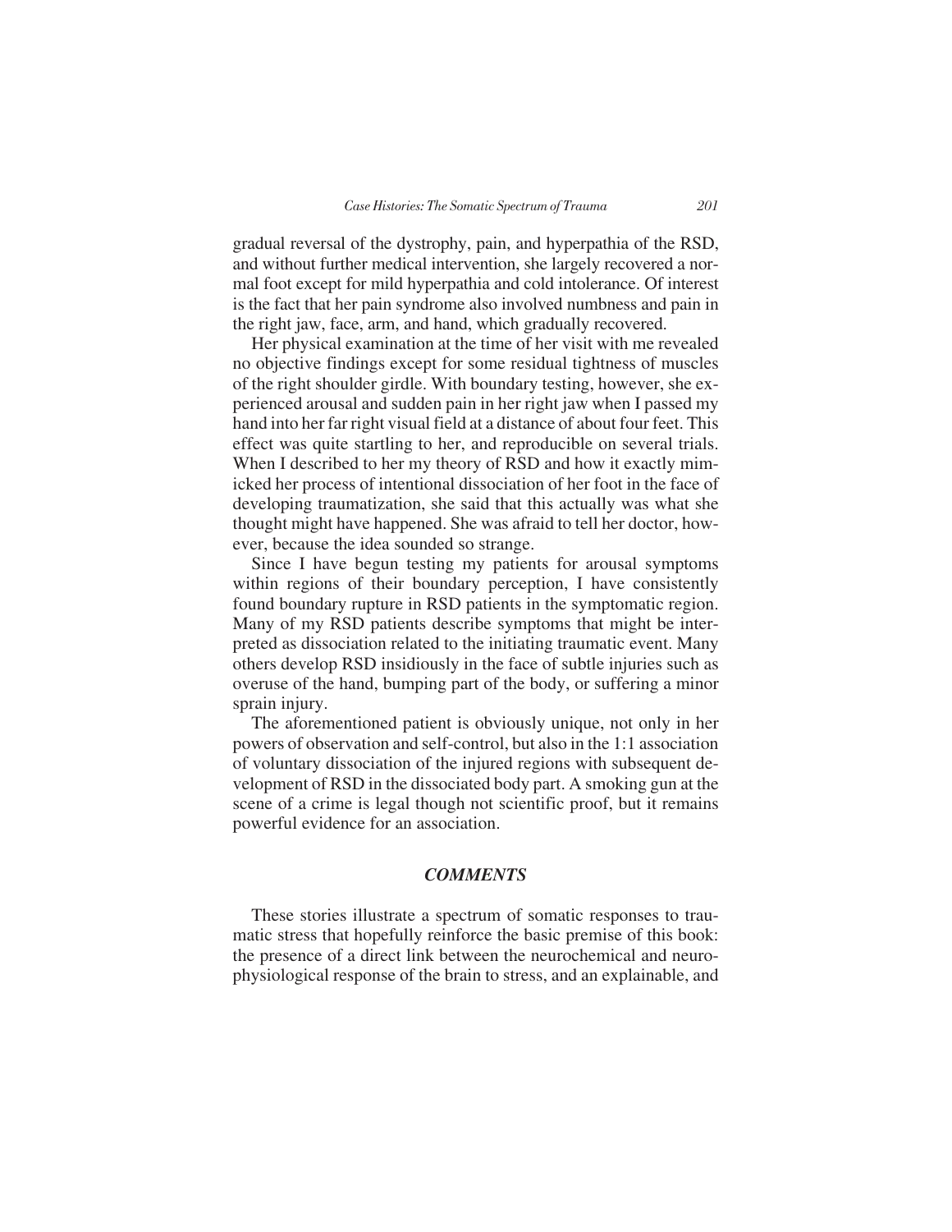gradual reversal of the dystrophy, pain, and hyperpathia of the RSD, and without further medical intervention, she largely recovered a normal foot except for mild hyperpathia and cold intolerance. Of interest is the fact that her pain syndrome also involved numbness and pain in the right jaw, face, arm, and hand, which gradually recovered.

Her physical examination at the time of her visit with me revealed no objective findings except for some residual tightness of muscles of the right shoulder girdle. With boundary testing, however, she experienced arousal and sudden pain in her right jaw when I passed my hand into her far right visual field at a distance of about four feet. This effect was quite startling to her, and reproducible on several trials. When I described to her my theory of RSD and how it exactly mimicked her process of intentional dissociation of her foot in the face of developing traumatization, she said that this actually was what she thought might have happened. She was afraid to tell her doctor, however, because the idea sounded so strange.

Since I have begun testing my patients for arousal symptoms within regions of their boundary perception, I have consistently found boundary rupture in RSD patients in the symptomatic region. Many of my RSD patients describe symptoms that might be interpreted as dissociation related to the initiating traumatic event. Many others develop RSD insidiously in the face of subtle injuries such as overuse of the hand, bumping part of the body, or suffering a minor sprain injury.

The aforementioned patient is obviously unique, not only in her powers of observation and self-control, but also in the 1:1 association of voluntary dissociation of the injured regions with subsequent development of RSD in the dissociated body part. A smoking gun at the scene of a crime is legal though not scientific proof, but it remains powerful evidence for an association.

## *COMMENTS*

These stories illustrate a spectrum of somatic responses to traumatic stress that hopefully reinforce the basic premise of this book: the presence of a direct link between the neurochemical and neurophysiological response of the brain to stress, and an explainable, and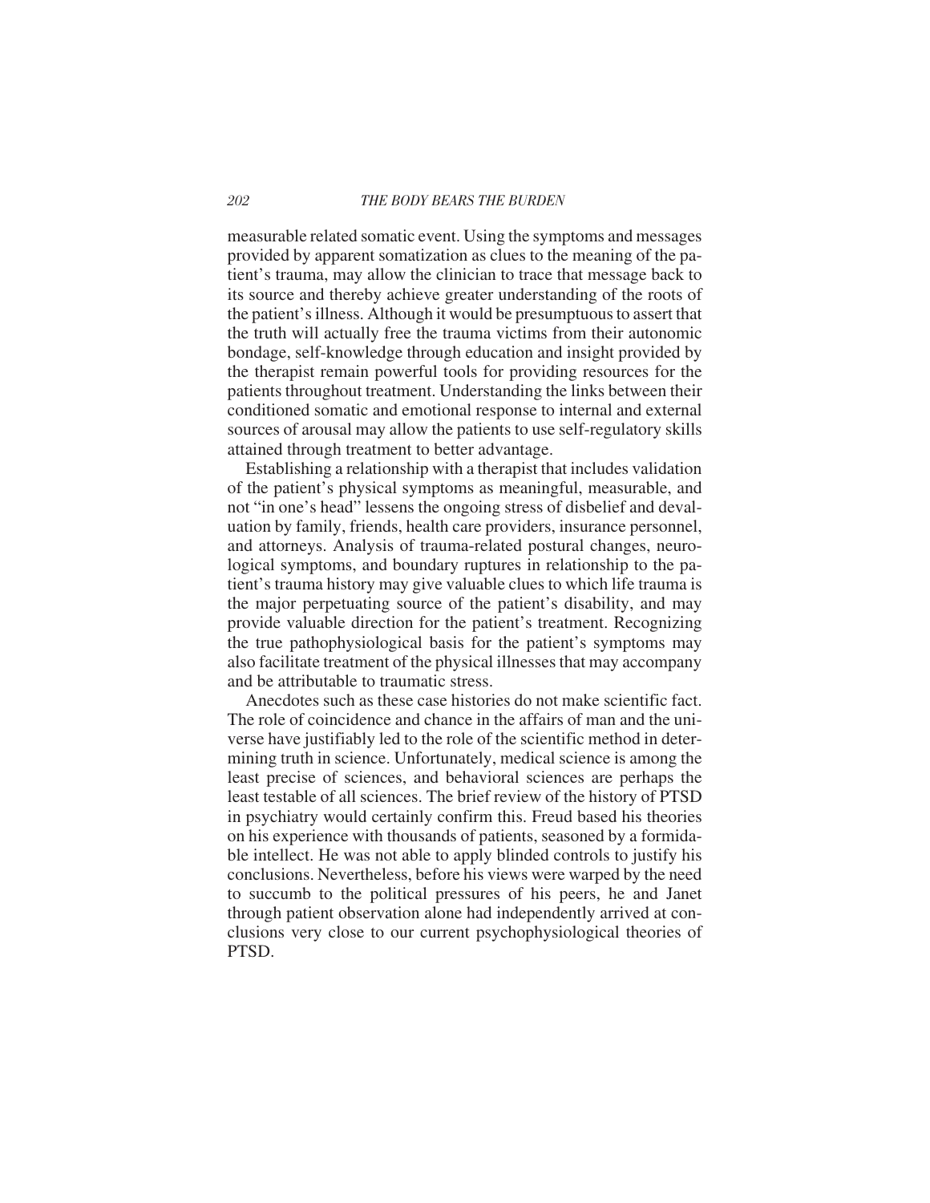measurable related somatic event. Using the symptoms and messages provided by apparent somatization as clues to the meaning of the patient's trauma, may allow the clinician to trace that message back to its source and thereby achieve greater understanding of the roots of the patient's illness. Although it would be presumptuous to assert that the truth will actually free the trauma victims from their autonomic bondage, self-knowledge through education and insight provided by the therapist remain powerful tools for providing resources for the patients throughout treatment. Understanding the links between their conditioned somatic and emotional response to internal and external sources of arousal may allow the patients to use self-regulatory skills attained through treatment to better advantage.

Establishing a relationship with a therapist that includes validation of the patient's physical symptoms as meaningful, measurable, and not "in one's head" lessens the ongoing stress of disbelief and devaluation by family, friends, health care providers, insurance personnel, and attorneys. Analysis of trauma-related postural changes, neurological symptoms, and boundary ruptures in relationship to the patient's trauma history may give valuable clues to which life trauma is the major perpetuating source of the patient's disability, and may provide valuable direction for the patient's treatment. Recognizing the true pathophysiological basis for the patient's symptoms may also facilitate treatment of the physical illnesses that may accompany and be attributable to traumatic stress.

Anecdotes such as these case histories do not make scientific fact. The role of coincidence and chance in the affairs of man and the universe have justifiably led to the role of the scientific method in determining truth in science. Unfortunately, medical science is among the least precise of sciences, and behavioral sciences are perhaps the least testable of all sciences. The brief review of the history of PTSD in psychiatry would certainly confirm this. Freud based his theories on his experience with thousands of patients, seasoned by a formidable intellect. He was not able to apply blinded controls to justify his conclusions. Nevertheless, before his views were warped by the need to succumb to the political pressures of his peers, he and Janet through patient observation alone had independently arrived at conclusions very close to our current psychophysiological theories of PTSD.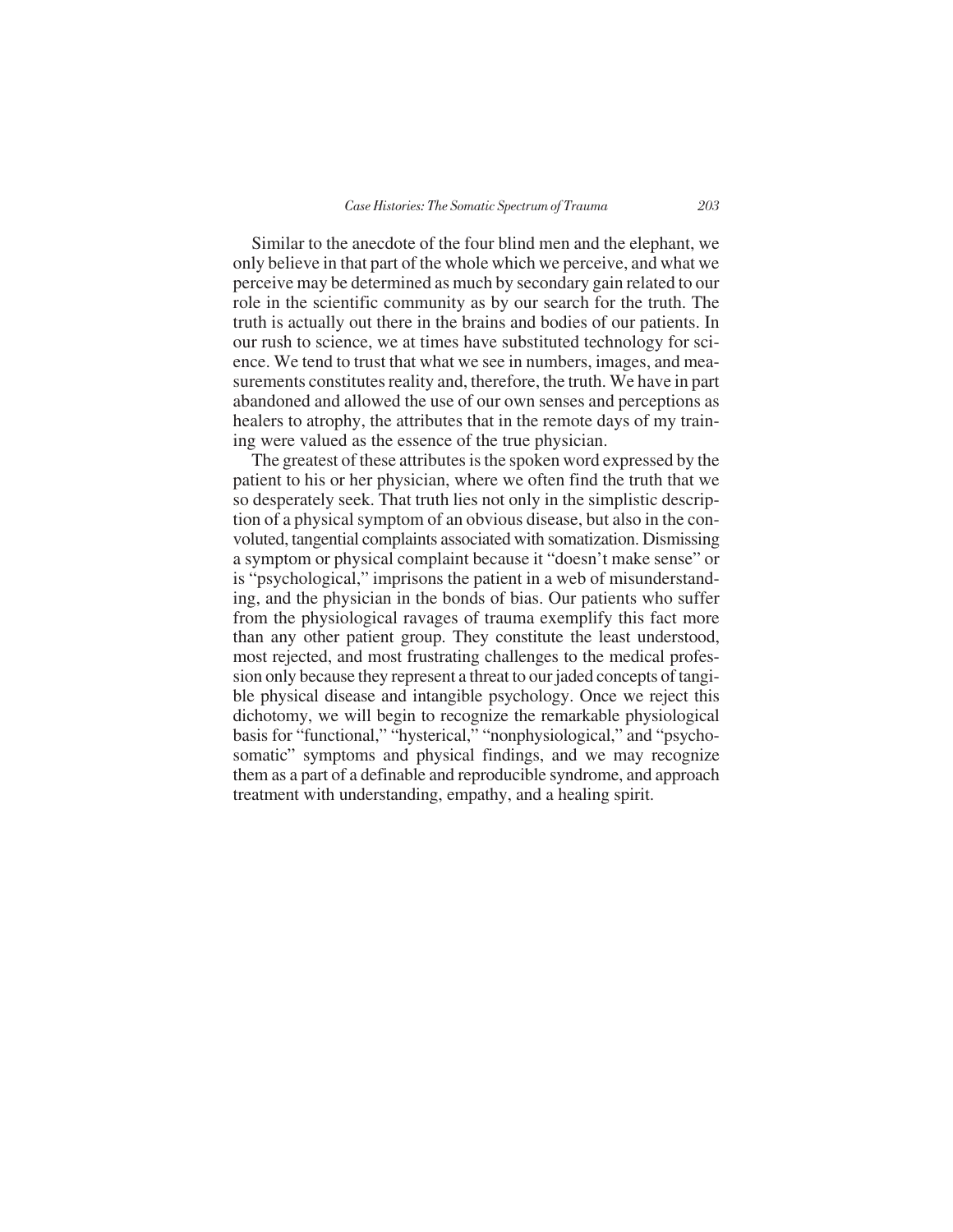Similar to the anecdote of the four blind men and the elephant, we only believe in that part of the whole which we perceive, and what we perceive may be determined as much by secondary gain related to our role in the scientific community as by our search for the truth. The truth is actually out there in the brains and bodies of our patients. In our rush to science, we at times have substituted technology for science. We tend to trust that what we see in numbers, images, and measurements constitutes reality and, therefore, the truth. We have in part abandoned and allowed the use of our own senses and perceptions as healers to atrophy, the attributes that in the remote days of my training were valued as the essence of the true physician.

The greatest of these attributes is the spoken word expressed by the patient to his or her physician, where we often find the truth that we so desperately seek. That truth lies not only in the simplistic description of a physical symptom of an obvious disease, but also in the convoluted, tangential complaints associated with somatization. Dismissing a symptom or physical complaint because it "doesn't make sense" or is "psychological," imprisons the patient in a web of misunderstanding, and the physician in the bonds of bias. Our patients who suffer from the physiological ravages of trauma exemplify this fact more than any other patient group. They constitute the least understood, most rejected, and most frustrating challenges to the medical profession only because they represent a threat to our jaded concepts of tangible physical disease and intangible psychology. Once we reject this dichotomy, we will begin to recognize the remarkable physiological basis for "functional," "hysterical," "nonphysiological," and "psychosomatic" symptoms and physical findings, and we may recognize them as a part of a definable and reproducible syndrome, and approach treatment with understanding, empathy, and a healing spirit.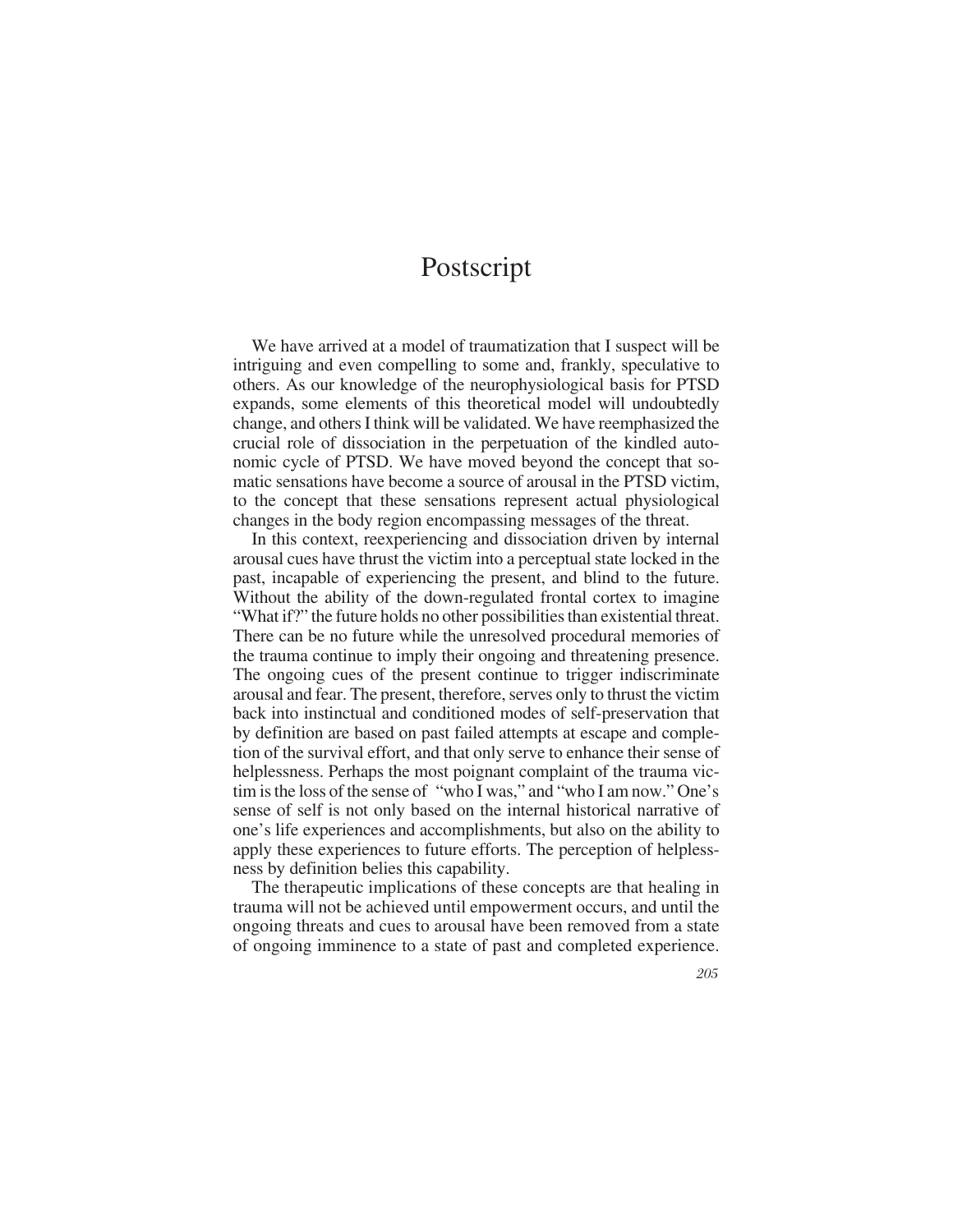# Postscript

We have arrived at a model of traumatization that I suspect will be intriguing and even compelling to some and, frankly, speculative to others. As our knowledge of the neurophysiological basis for PTSD expands, some elements of this theoretical model will undoubtedly change, and others I think will be validated. We have reemphasized the crucial role of dissociation in the perpetuation of the kindled autonomic cycle of PTSD. We have moved beyond the concept that somatic sensations have become a source of arousal in the PTSD victim, to the concept that these sensations represent actual physiological changes in the body region encompassing messages of the threat.

In this context, reexperiencing and dissociation driven by internal arousal cues have thrust the victim into a perceptual state locked in the past, incapable of experiencing the present, and blind to the future. Without the ability of the down-regulated frontal cortex to imagine "What if?" the future holds no other possibilities than existential threat. There can be no future while the unresolved procedural memories of the trauma continue to imply their ongoing and threatening presence. The ongoing cues of the present continue to trigger indiscriminate arousal and fear. The present, therefore, serves only to thrust the victim back into instinctual and conditioned modes of self-preservation that by definition are based on past failed attempts at escape and completion of the survival effort, and that only serve to enhance their sense of helplessness. Perhaps the most poignant complaint of the trauma victim is the loss of the sense of "who I was," and "who I am now." One's sense of self is not only based on the internal historical narrative of one's life experiences and accomplishments, but also on the ability to apply these experiences to future efforts. The perception of helplessness by definition belies this capability.

The therapeutic implications of these concepts are that healing in trauma will not be achieved until empowerment occurs, and until the ongoing threats and cues to arousal have been removed from a state of ongoing imminence to a state of past and completed experience.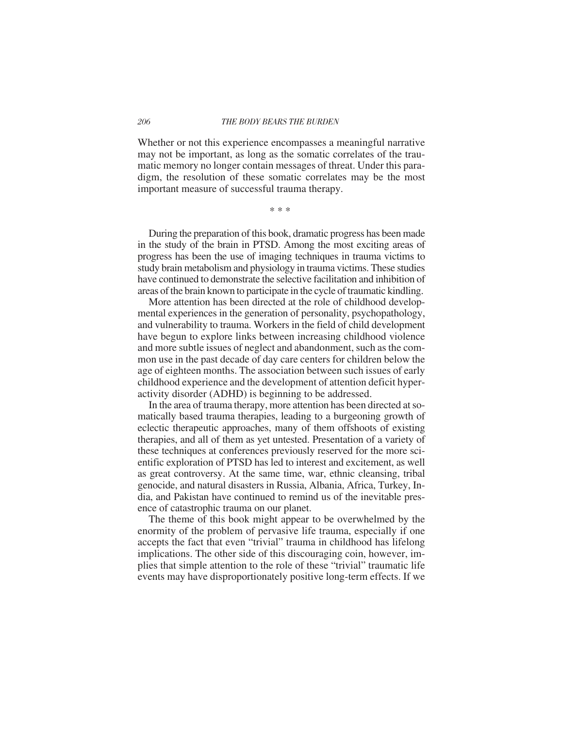Whether or not this experience encompasses a meaningful narrative may not be important, as long as the somatic correlates of the traumatic memory no longer contain messages of threat. Under this paradigm, the resolution of these somatic correlates may be the most important measure of successful trauma therapy.

\* \* \*

During the preparation of this book, dramatic progress has been made in the study of the brain in PTSD. Among the most exciting areas of progress has been the use of imaging techniques in trauma victims to study brain metabolism and physiology in trauma victims. These studies have continued to demonstrate the selective facilitation and inhibition of areas of the brain known to participate in the cycle of traumatic kindling.

More attention has been directed at the role of childhood developmental experiences in the generation of personality, psychopathology, and vulnerability to trauma. Workers in the field of child development have begun to explore links between increasing childhood violence and more subtle issues of neglect and abandonment, such as the common use in the past decade of day care centers for children below the age of eighteen months. The association between such issues of early childhood experience and the development of attention deficit hyperactivity disorder (ADHD) is beginning to be addressed.

In the area of trauma therapy, more attention has been directed at somatically based trauma therapies, leading to a burgeoning growth of eclectic therapeutic approaches, many of them offshoots of existing therapies, and all of them as yet untested. Presentation of a variety of these techniques at conferences previously reserved for the more scientific exploration of PTSD has led to interest and excitement, as well as great controversy. At the same time, war, ethnic cleansing, tribal genocide, and natural disasters in Russia, Albania, Africa, Turkey, India, and Pakistan have continued to remind us of the inevitable presence of catastrophic trauma on our planet.

The theme of this book might appear to be overwhelmed by the enormity of the problem of pervasive life trauma, especially if one accepts the fact that even "trivial" trauma in childhood has lifelong implications. The other side of this discouraging coin, however, implies that simple attention to the role of these "trivial" traumatic life events may have disproportionately positive long-term effects. If we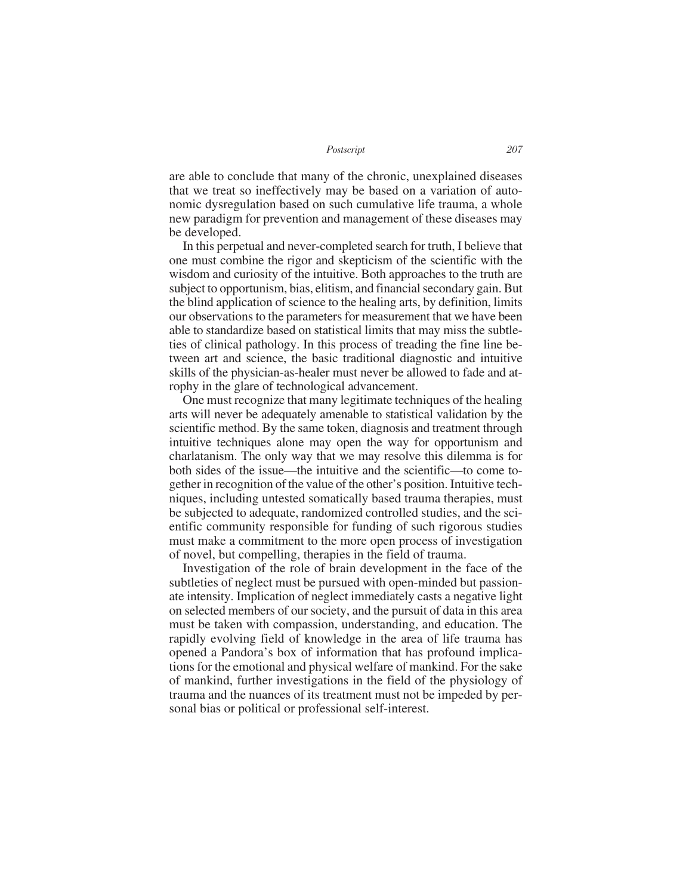are able to conclude that many of the chronic, unexplained diseases that we treat so ineffectively may be based on a variation of autonomic dysregulation based on such cumulative life trauma, a whole new paradigm for prevention and management of these diseases may be developed.

In this perpetual and never-completed search for truth, I believe that one must combine the rigor and skepticism of the scientific with the wisdom and curiosity of the intuitive. Both approaches to the truth are subject to opportunism, bias, elitism, and financial secondary gain. But the blind application of science to the healing arts, by definition, limits our observations to the parameters for measurement that we have been able to standardize based on statistical limits that may miss the subtleties of clinical pathology. In this process of treading the fine line between art and science, the basic traditional diagnostic and intuitive skills of the physician-as-healer must never be allowed to fade and atrophy in the glare of technological advancement.

One must recognize that many legitimate techniques of the healing arts will never be adequately amenable to statistical validation by the scientific method. By the same token, diagnosis and treatment through intuitive techniques alone may open the way for opportunism and charlatanism. The only way that we may resolve this dilemma is for both sides of the issue—the intuitive and the scientific—to come together in recognition of the value of the other's position. Intuitive techniques, including untested somatically based trauma therapies, must be subjected to adequate, randomized controlled studies, and the scientific community responsible for funding of such rigorous studies must make a commitment to the more open process of investigation of novel, but compelling, therapies in the field of trauma.

Investigation of the role of brain development in the face of the subtleties of neglect must be pursued with open-minded but passionate intensity. Implication of neglect immediately casts a negative light on selected members of our society, and the pursuit of data in this area must be taken with compassion, understanding, and education. The rapidly evolving field of knowledge in the area of life trauma has opened a Pandora's box of information that has profound implications for the emotional and physical welfare of mankind. For the sake of mankind, further investigations in the field of the physiology of trauma and the nuances of its treatment must not be impeded by personal bias or political or professional self-interest.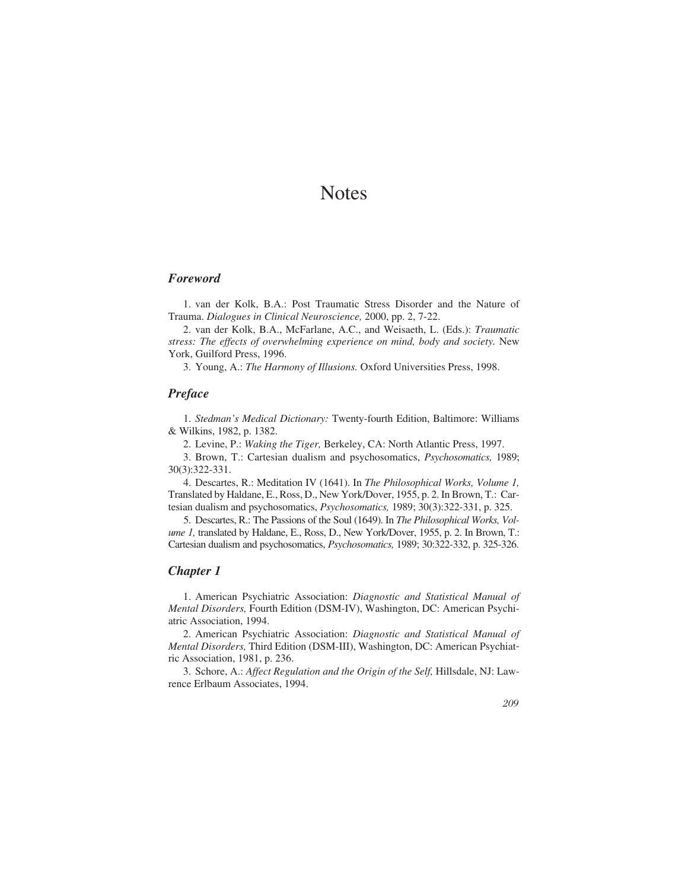# Notes

## *Foreword*

1. van der Kolk, B.A.: Post Traumatic Stress Disorder and the Nature of Trauma. *Dialogues in Clinical Neuroscience,* 2000, pp. 2, 7-22.

2. van der Kolk, B.A., McFarlane, A.C., and Weisaeth, L. (Eds.): *Traumatic stress: The effects of overwhelming experience on mind, body and society.* New York, Guilford Press, 1996.

3. Young, A.: *The Harmony of Illusions.* Oxford Universities Press, 1998.

## *Preface*

1. *Stedman's Medical Dictionary:* Twenty-fourth Edition, Baltimore: Williams & Wilkins, 1982, p. 1382.

2. Levine, P.: *Waking the Tiger,* Berkeley, CA: North Atlantic Press, 1997.

3. Brown, T.: Cartesian dualism and psychosomatics, *Psychosomatics,* 1989; 30(3):322-331.

4. Descartes, R.: Meditation IV (1641). In *The Philosophical Works, Volume 1,* Translated by Haldane, E., Ross, D., New York/Dover, 1955, p. 2. In Brown, T.: Cartesian dualism and psychosomatics, *Psychosomatics,* 1989; 30(3):322-331, p. 325.

5. Descartes, R.: The Passions of the Soul (1649). In *The Philosophical Works, Volume 1,* translated by Haldane, E., Ross, D., New York/Dover, 1955, p. 2. In Brown, T.: Cartesian dualism and psychosomatics, *Psychosomatics,* 1989; 30:322-332, p. 325-326.

## *Chapter 1*

1. American Psychiatric Association: *Diagnostic and Statistical Manual of Mental Disorders,* Fourth Edition (DSM-IV), Washington, DC: American Psychiatric Association, 1994.

2. American Psychiatric Association: *Diagnostic and Statistical Manual of Mental Disorders,* Third Edition (DSM-III), Washington, DC: American Psychiatric Association, 1981, p. 236.

3. Schore, A.: *Affect Regulation and the Origin of the Self,* Hillsdale, NJ: Lawrence Erlbaum Associates, 1994.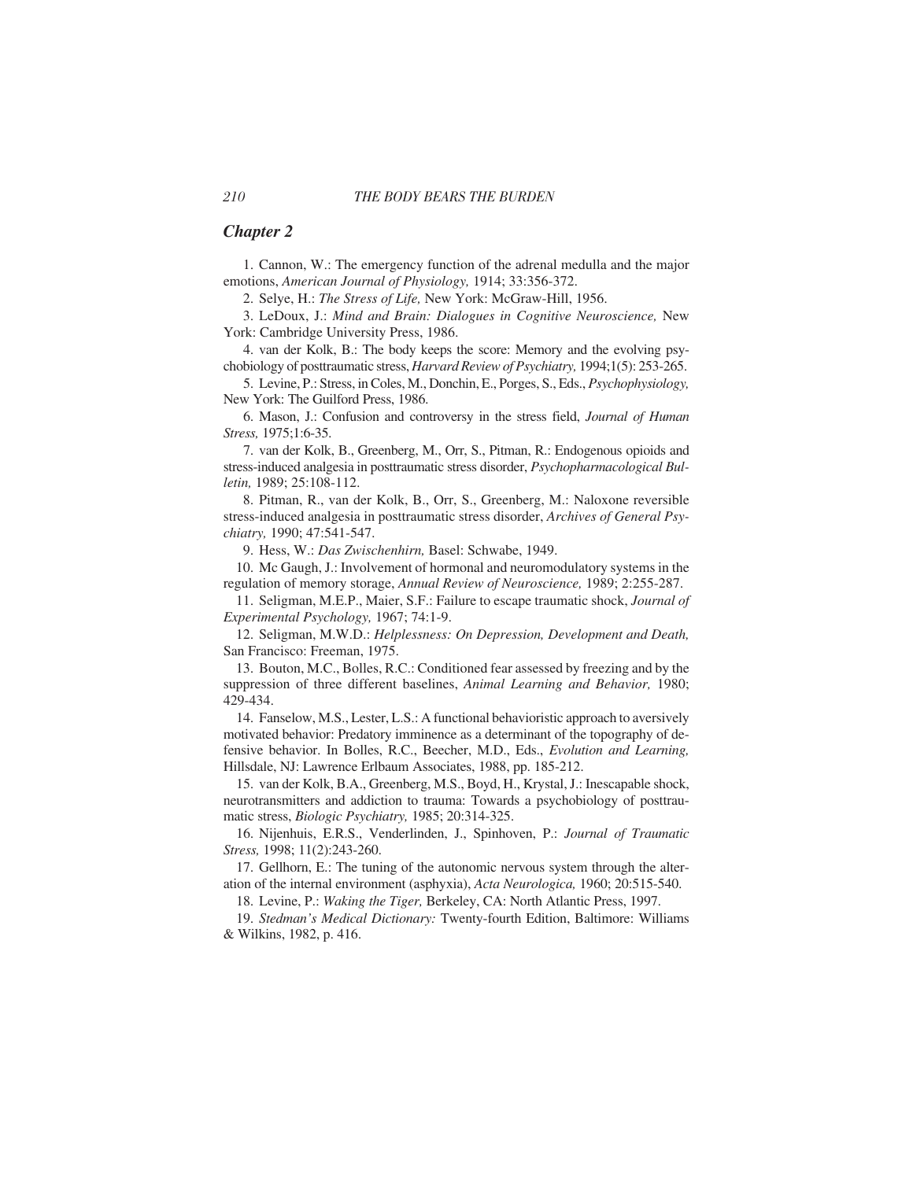## *Chapter 2*

1. Cannon, W.: The emergency function of the adrenal medulla and the major emotions, *American Journal of Physiology,* 1914; 33:356-372.

2. Selye, H.: *The Stress of Life,* New York: McGraw-Hill, 1956.

3. LeDoux, J.: *Mind and Brain: Dialogues in Cognitive Neuroscience,* New York: Cambridge University Press, 1986.

4. van der Kolk, B.: The body keeps the score: Memory and the evolving psychobiology of posttraumatic stress, *Harvard Review of Psychiatry,* 1994;1(5): 253-265.

5. Levine, P.: Stress, in Coles, M., Donchin, E., Porges, S., Eds., *Psychophysiology,* New York: The Guilford Press, 1986.

6. Mason, J.: Confusion and controversy in the stress field, *Journal of Human Stress,* 1975;1:6-35.

7. van der Kolk, B., Greenberg, M., Orr, S., Pitman, R.: Endogenous opioids and stress-induced analgesia in posttraumatic stress disorder, *Psychopharmacological Bulletin,* 1989; 25:108-112.

8. Pitman, R., van der Kolk, B., Orr, S., Greenberg, M.: Naloxone reversible stress-induced analgesia in posttraumatic stress disorder, *Archives of General Psychiatry,* 1990; 47:541-547.

9. Hess, W.: *Das Zwischenhirn,* Basel: Schwabe, 1949.

10. Mc Gaugh, J.: Involvement of hormonal and neuromodulatory systems in the regulation of memory storage, *Annual Review of Neuroscience,* 1989; 2:255-287.

11. Seligman, M.E.P., Maier, S.F.: Failure to escape traumatic shock, *Journal of Experimental Psychology,* 1967; 74:1-9.

12. Seligman, M.W.D.: *Helplessness: On Depression, Development and Death,* San Francisco: Freeman, 1975.

13. Bouton, M.C., Bolles, R.C.: Conditioned fear assessed by freezing and by the suppression of three different baselines, *Animal Learning and Behavior,* 1980; 429-434.

14. Fanselow, M.S., Lester, L.S.: A functional behavioristic approach to aversively motivated behavior: Predatory imminence as a determinant of the topography of defensive behavior. In Bolles, R.C., Beecher, M.D., Eds., *Evolution and Learning,* Hillsdale, NJ: Lawrence Erlbaum Associates, 1988, pp. 185-212.

15. van der Kolk, B.A., Greenberg, M.S., Boyd, H., Krystal, J.: Inescapable shock, neurotransmitters and addiction to trauma: Towards a psychobiology of posttraumatic stress, *Biologic Psychiatry,* 1985; 20:314-325.

16. Nijenhuis, E.R.S., Venderlinden, J., Spinhoven, P.: *Journal of Traumatic Stress,* 1998; 11(2):243-260.

17. Gellhorn, E.: The tuning of the autonomic nervous system through the alteration of the internal environment (asphyxia), *Acta Neurologica,* 1960; 20:515-540.

18. Levine, P.: *Waking the Tiger,* Berkeley, CA: North Atlantic Press, 1997.

19. *Stedman's Medical Dictionary:* Twenty-fourth Edition, Baltimore: Williams & Wilkins, 1982, p. 416.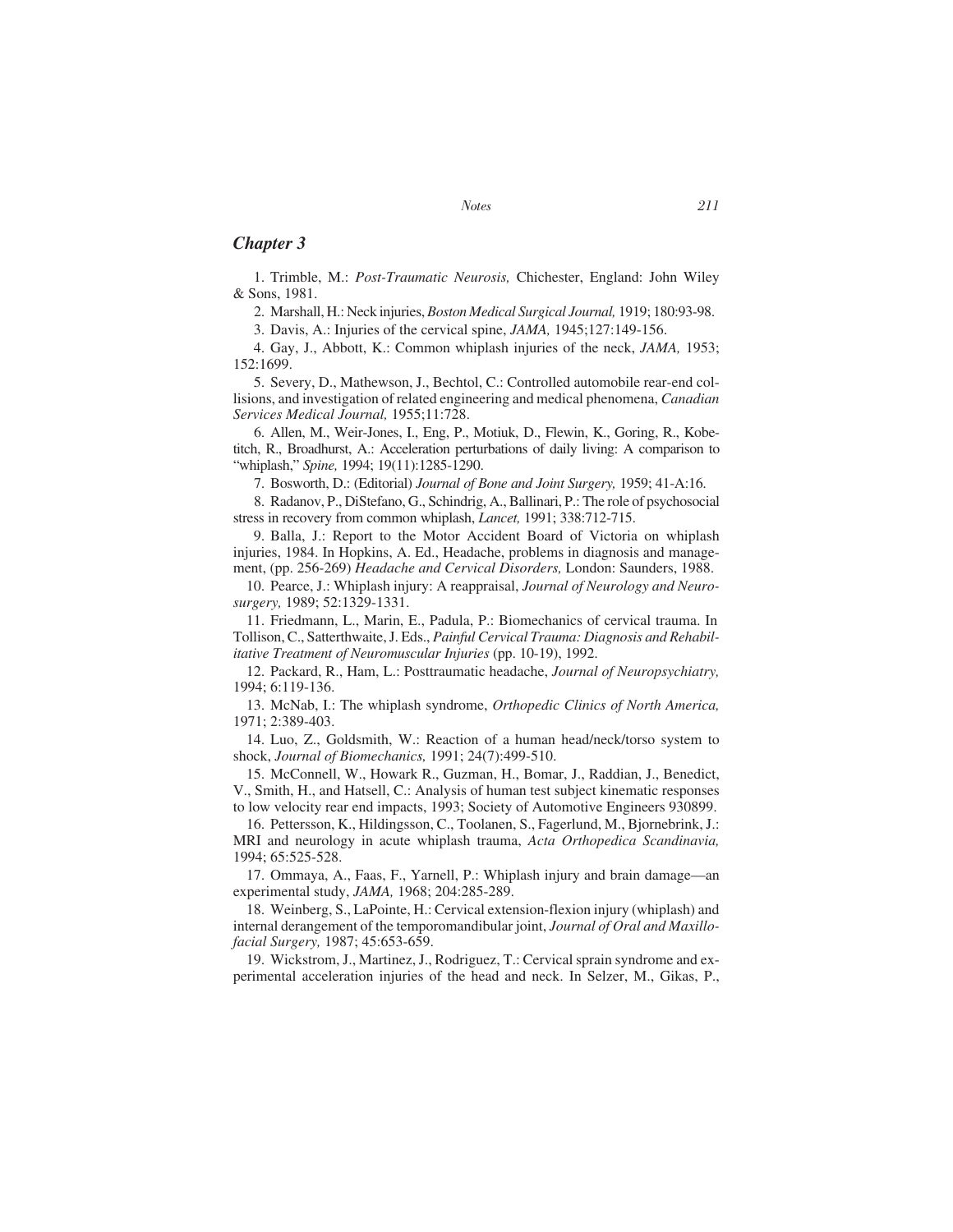## Chapter 3

1. Trimble, M.: *Post-Traumatic Neurosis,* Chichester, England: John Wiley & Sons, 1981.

2. Marshall, H.: Neck injuries, *Boston Medical Surgical Journal,* 1919; 180:93-98.

3. Davis, A.: Injuries of the cervical spine, *JAMA,* 1945;127:149-156.

4. Gay, J., Abbott, K.: Common whiplash injuries of the neck, *JAMA,* 1953; 152:1699.

5. Severy, D., Mathewson, J., Bechtol, C.: Controlled automobile rear-end collisions, and investigation of related engineering and medical phenomena, *Canadian Services Medical Journal,* 1955;11:728.

6. Allen, M., Weir-Jones, I., Eng, P., Motiuk, D., Flewin, K., Goring, R., Kobetitch, R., Broadhurst, A.: Acceleration perturbations of daily living: A comparison to "whiplash," *Spine,* 1994; 19(11):1285-1290.

7. Bosworth, D.: (Editorial) *Journal of Bone and Joint Surgery,* 1959; 41-A:16.

8. Radanov, P., DiStefano, G., Schindrig, A., Ballinari, P.: The role of psychosocial stress in recovery from common whiplash, *Lancet,* 1991; 338:712-715.

9. Balla, J.: Report to the Motor Accident Board of Victoria on whiplash injuries, 1984. In Hopkins, A. Ed., Headache, problems in diagnosis and management, (pp. 256-269) *Headache and Cervical Disorders,* London: Saunders, 1988.

10. Pearce, J.: Whiplash injury: A reappraisal, *Journal of Neurology and Neurosurgery,* 1989; 52:1329-1331.

11. Friedmann, L., Marin, E., Padula, P.: Biomechanics of cervical trauma. In Tollison, C., Satterthwaite, J. Eds., *Painful Cervical Trauma: Diagnosis and Rehabilitative Treatment of Neuromuscular Injuries* (pp. 10-19), 1992.

12. Packard, R., Ham, L.: Posttraumatic headache, *Journal of Neuropsychiatry,* 1994; 6:119-136.

13. McNab, I.: The whiplash syndrome, *Orthopedic Clinics of North America,* 1971; 2:389-403.

14. Luo, Z., Goldsmith, W.: Reaction of a human head/neck/torso system to shock, *Journal of Biomechanics,* 1991; 24(7):499-510.

15. McConnell, W., Howark R., Guzman, H., Bomar, J., Raddian, J., Benedict, V., Smith, H., and Hatsell, C.: Analysis of human test subject kinematic responses to low velocity rear end impacts, 1993; Society of Automotive Engineers 930899.

16. Pettersson, K., Hildingsson, C., Toolanen, S., Fagerlund, M., Bjornebrink, J.: MRI and neurology in acute whiplash trauma, *Acta Orthopedica Scandinavia,* 1994; 65:525-528.

17. Ommaya, A., Faas, F., Yarnell, P.: Whiplash injury and brain damage—an experimental study, *JAMA,* 1968; 204:285-289.

18. Weinberg, S., LaPointe, H.: Cervical extension-flexion injury (whiplash) and internal derangement of the temporomandibular joint, *Journal of Oral and Maxillofacial Surgery,* 1987; 45:653-659.

19. Wickstrom, J., Martinez, J., Rodriguez, T.: Cervical sprain syndrome and experimental acceleration injuries of the head and neck. In Selzer, M., Gikas, P.,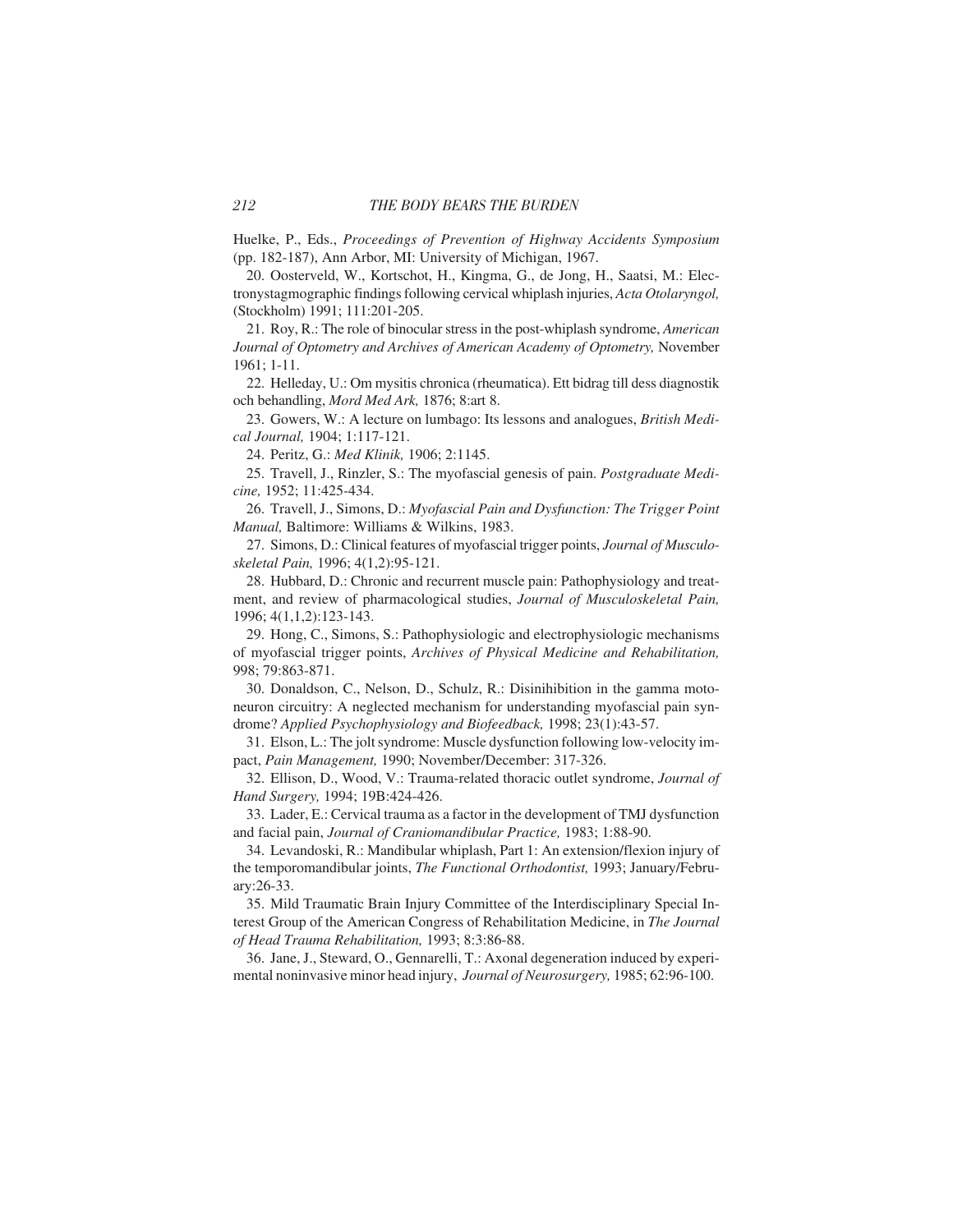Huelke, P., Eds., *Proceedings of Prevention of Highway Accidents Symposium* (pp. 182-187), Ann Arbor, MI: University of Michigan, 1967.

20. Oosterveld, W., Kortschot, H., Kingma, G., de Jong, H., Saatsi, M.: Electronystagmographic findings following cervical whiplash injuries, *Acta Otolaryngol,* (Stockholm) 1991; 111:201-205.

21. Roy, R.: The role of binocular stress in the post-whiplash syndrome, *American Journal of Optometry and Archives of American Academy of Optometry,* November 1961; 1-11.

22. Helleday, U.: Om mysitis chronica (rheumatica). Ett bidrag till dess diagnostik och behandling, *Mord Med Ark,* 1876; 8:art 8.

23. Gowers, W.: A lecture on lumbago: Its lessons and analogues, *British Medical Journal,* 1904; 1:117-121.

24. Peritz, G.: *Med Klinik,* 1906; 2:1145.

25. Travell, J., Rinzler, S.: The myofascial genesis of pain. *Postgraduate Medicine,* 1952; 11:425-434.

26. Travell, J., Simons, D.: *Myofascial Pain and Dysfunction: The Trigger Point Manual,* Baltimore: Williams & Wilkins, 1983.

27. Simons, D.: Clinical features of myofascial trigger points, *Journal of Musculoskeletal Pain,* 1996; 4(1,2):95-121.

28. Hubbard, D.: Chronic and recurrent muscle pain: Pathophysiology and treatment, and review of pharmacological studies, *Journal of Musculoskeletal Pain,* 1996; 4(1,1,2):123-143.

29. Hong, C., Simons, S.: Pathophysiologic and electrophysiologic mechanisms of myofascial trigger points, *Archives of Physical Medicine and Rehabilitation,* 998; 79:863-871.

30. Donaldson, C., Nelson, D., Schulz, R.: Disinihibition in the gamma motoneuron circuitry: A neglected mechanism for understanding myofascial pain syndrome? *Applied Psychophysiology and Biofeedback,* 1998; 23(1):43-57.

31. Elson, L.: The jolt syndrome: Muscle dysfunction following low-velocity impact, *Pain Management,* 1990; November/December: 317-326.

32. Ellison, D., Wood, V.: Trauma-related thoracic outlet syndrome, *Journal of Hand Surgery,* 1994; 19B:424-426.

33. Lader, E.: Cervical trauma as a factor in the development of TMJ dysfunction and facial pain, *Journal of Craniomandibular Practice,* 1983; 1:88-90.

34. Levandoski, R.: Mandibular whiplash, Part 1: An extension/flexion injury of the temporomandibular joints, *The Functional Orthodontist,* 1993; January/February:26-33.

35. Mild Traumatic Brain Injury Committee of the Interdisciplinary Special Interest Group of the American Congress of Rehabilitation Medicine, in *The Journal of Head Trauma Rehabilitation,* 1993; 8:3:86-88.

36. Jane, J., Steward, O., Gennarelli, T.: Axonal degeneration induced by experimental noninvasive minor head injury, *Journal of Neurosurgery,* 1985; 62:96-100.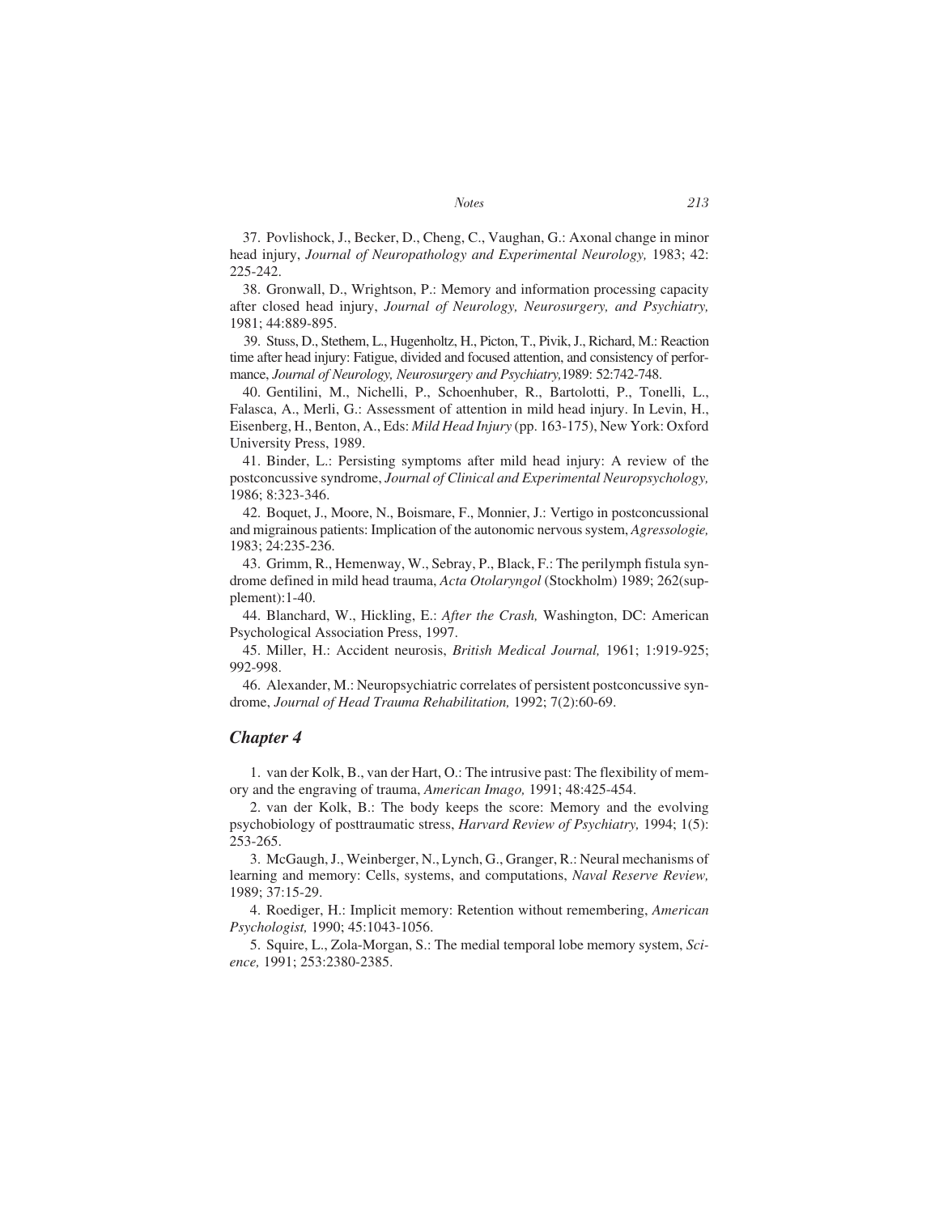37. Povlishock, J., Becker, D., Cheng, C., Vaughan, G.: Axonal change in minor head injury, *Journal of Neuropathology and Experimental Neurology,* 1983; 42: 225-242.

38. Gronwall, D., Wrightson, P.: Memory and information processing capacity after closed head injury, *Journal of Neurology, Neurosurgery, and Psychiatry,* 1981; 44:889-895.

39. Stuss, D., Stethem, L., Hugenholtz, H., Picton, T., Pivik, J., Richard, M.: Reaction time after head injury: Fatigue, divided and focused attention, and consistency of performance, *Journal of Neurology, Neurosurgery and Psychiatry,*1989: 52:742-748.

40. Gentilini, M., Nichelli, P., Schoenhuber, R., Bartolotti, P., Tonelli, L., Falasca, A., Merli, G.: Assessment of attention in mild head injury. In Levin, H., Eisenberg, H., Benton, A., Eds: *Mild Head Injury* (pp. 163-175), New York: Oxford University Press, 1989.

41. Binder, L.: Persisting symptoms after mild head injury: A review of the postconcussive syndrome, *Journal of Clinical and Experimental Neuropsychology,* 1986; 8:323-346.

42. Boquet, J., Moore, N., Boismare, F., Monnier, J.: Vertigo in postconcussional and migrainous patients: Implication of the autonomic nervous system, *Agressologie,* 1983; 24:235-236.

43. Grimm, R., Hemenway, W., Sebray, P., Black, F.: The perilymph fistula syndrome defined in mild head trauma, *Acta Otolaryngol* (Stockholm) 1989; 262(supplement):1-40.

44. Blanchard, W., Hickling, E.: *After the Crash,* Washington, DC: American Psychological Association Press, 1997.

45. Miller, H.: Accident neurosis, *British Medical Journal,* 1961; 1:919-925; 992-998.

46. Alexander, M.: Neuropsychiatric correlates of persistent postconcussive syndrome, *Journal of Head Trauma Rehabilitation,* 1992; 7(2):60-69.

## Chapter 4

1. van der Kolk, B., van der Hart, O.: The intrusive past: The flexibility of memory and the engraving of trauma, *American Imago,* 1991; 48:425-454.

2. van der Kolk, B.: The body keeps the score: Memory and the evolving psychobiology of posttraumatic stress, *Harvard Review of Psychiatry,* 1994; 1(5): 253-265.

3. McGaugh, J., Weinberger, N., Lynch, G., Granger, R.: Neural mechanisms of learning and memory: Cells, systems, and computations, *Naval Reserve Review,* 1989; 37:15-29.

4. Roediger, H.: Implicit memory: Retention without remembering, *American Psychologist,* 1990; 45:1043-1056.

5. Squire, L., Zola-Morgan, S.: The medial temporal lobe memory system, *Science,* 1991; 253:2380-2385.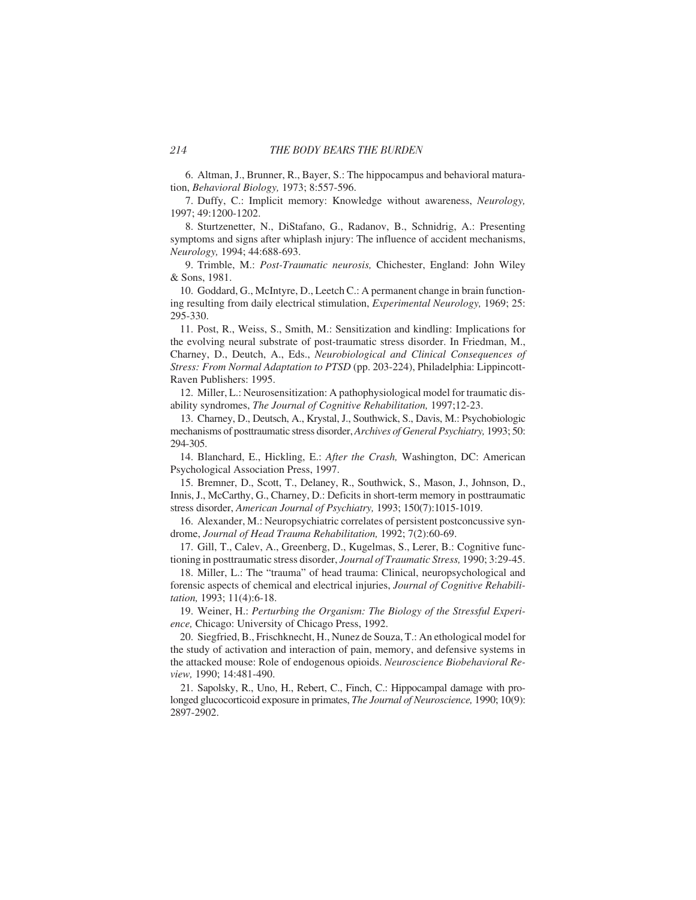6. Altman, J., Brunner, R., Bayer, S.: The hippocampus and behavioral maturation, *Behavioral Biology,* 1973; 8:557-596.

7. Duffy, C.: Implicit memory: Knowledge without awareness, *Neurology,* 1997; 49:1200-1202.

8. Sturtzenetter, N., DiStafano, G., Radanov, B., Schnidrig, A.: Presenting symptoms and signs after whiplash injury: The influence of accident mechanisms, *Neurology,* 1994; 44:688-693.

9. Trimble, M.: *Post-Traumatic neurosis,* Chichester, England: John Wiley & Sons, 1981.

10. Goddard, G., McIntyre, D., Leetch C.: A permanent change in brain functioning resulting from daily electrical stimulation, *Experimental Neurology,* 1969; 25: 295-330.

11. Post, R., Weiss, S., Smith, M.: Sensitization and kindling: Implications for the evolving neural substrate of post-traumatic stress disorder. In Friedman, M., Charney, D., Deutch, A., Eds., *Neurobiological and Clinical Consequences of Stress: From Normal Adaptation to PTSD* (pp. 203-224), Philadelphia: Lippincott-Raven Publishers: 1995.

12. Miller, L.: Neurosensitization: A pathophysiological model for traumatic disability syndromes, *The Journal of Cognitive Rehabilitation,* 1997;12-23.

13. Charney, D., Deutsch, A., Krystal, J., Southwick, S., Davis, M.: Psychobiologic mechanisms of posttraumatic stress disorder, *Archives of General Psychiatry,* 1993; 50: 294-305.

14. Blanchard, E., Hickling, E.: *After the Crash,* Washington, DC: American Psychological Association Press, 1997.

15. Bremner, D., Scott, T., Delaney, R., Southwick, S., Mason, J., Johnson, D., Innis, J., McCarthy, G., Charney, D.: Deficits in short-term memory in posttraumatic stress disorder, *American Journal of Psychiatry,* 1993; 150(7):1015-1019.

16. Alexander, M.: Neuropsychiatric correlates of persistent postconcussive syndrome, *Journal of Head Trauma Rehabilitation,* 1992; 7(2):60-69.

17. Gill, T., Calev, A., Greenberg, D., Kugelmas, S., Lerer, B.: Cognitive functioning in posttraumatic stress disorder, *Journal of Traumatic Stress,* 1990; 3:29-45.

18. Miller, L.: The "trauma" of head trauma: Clinical, neuropsychological and forensic aspects of chemical and electrical injuries, *Journal of Cognitive Rehabilitation,* 1993; 11(4):6-18.

19. Weiner, H.: *Perturbing the Organism: The Biology of the Stressful Experience,* Chicago: University of Chicago Press, 1992.

20. Siegfried, B., Frischknecht, H., Nunez de Souza, T.: An ethological model for the study of activation and interaction of pain, memory, and defensive systems in the attacked mouse: Role of endogenous opioids. *Neuroscience Biobehavioral Review,* 1990; 14:481-490.

21. Sapolsky, R., Uno, H., Rebert, C., Finch, C.: Hippocampal damage with prolonged glucocorticoid exposure in primates, *The Journal of Neuroscience,* 1990; 10(9): 2897-2902.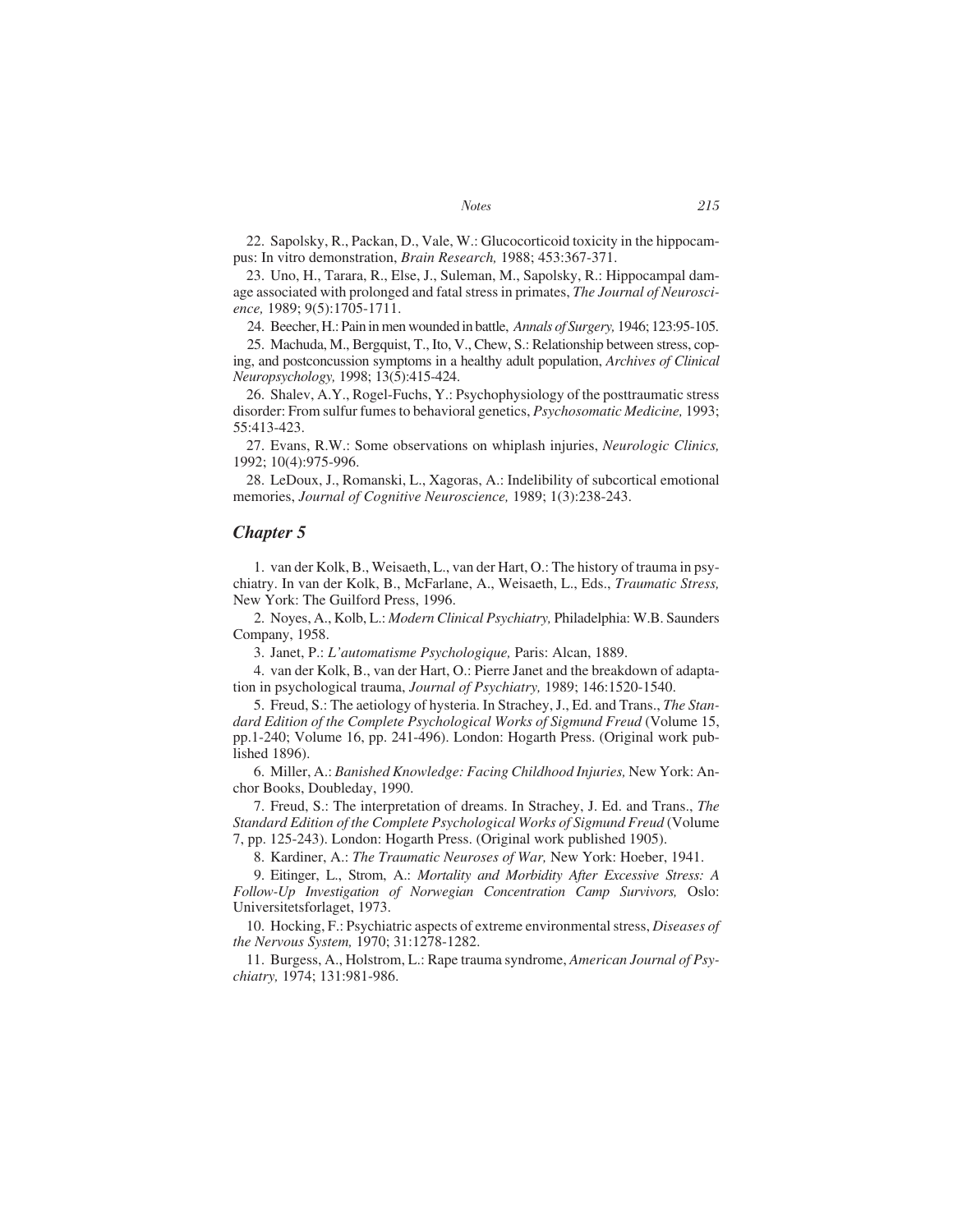22. Sapolsky, R., Packan, D., Vale, W.: Glucocorticoid toxicity in the hippocampus: In vitro demonstration, *Brain Research,* 1988; 453:367-371.

23. Uno, H., Tarara, R., Else, J., Suleman, M., Sapolsky, R.: Hippocampal damage associated with prolonged and fatal stress in primates, *The Journal of Neuroscience,* 1989; 9(5):1705-1711.

24. Beecher, H.: Pain in men wounded in battle, *Annals of Surgery,* 1946; 123:95-105.

25. Machuda, M., Bergquist, T., Ito, V., Chew, S.: Relationship between stress, coping, and postconcussion symptoms in a healthy adult population, *Archives of Clinical Neuropsychology,* 1998; 13(5):415-424.

26. Shalev, A.Y., Rogel-Fuchs, Y.: Psychophysiology of the posttraumatic stress disorder: From sulfur fumes to behavioral genetics, *Psychosomatic Medicine,* 1993; 55:413-423.

27. Evans, R.W.: Some observations on whiplash injuries, *Neurologic Clinics,* 1992; 10(4):975-996.

28. LeDoux, J., Romanski, L., Xagoras, A.: Indelibility of subcortical emotional memories, *Journal of Cognitive Neuroscience,* 1989; 1(3):238-243.

## *Chapter 5*

1. van der Kolk, B., Weisaeth, L., van der Hart, O.: The history of trauma in psychiatry. In van der Kolk, B., McFarlane, A., Weisaeth, L., Eds., *Traumatic Stress,* New York: The Guilford Press, 1996.

2. Noyes, A., Kolb, L.: *Modern Clinical Psychiatry,* Philadelphia: W.B. Saunders Company, 1958.

3. Janet, P.: *L'automatisme Psychologique,* Paris: Alcan, 1889.

4. van der Kolk, B., van der Hart, O.: Pierre Janet and the breakdown of adaptation in psychological trauma, *Journal of Psychiatry,* 1989; 146:1520-1540.

5. Freud, S.: The aetiology of hysteria. In Strachey, J., Ed. and Trans., *The Standard Edition of the Complete Psychological Works of Sigmund Freud* (Volume 15, pp.1-240; Volume 16, pp. 241-496). London: Hogarth Press. (Original work published 1896).

6. Miller, A.: *Banished Knowledge: Facing Childhood Injuries,* New York: Anchor Books, Doubleday, 1990.

7. Freud, S.: The interpretation of dreams. In Strachey, J. Ed. and Trans., *The Standard Edition of the Complete Psychological Works of Sigmund Freud* (Volume 7, pp. 125-243). London: Hogarth Press. (Original work published 1905).

8. Kardiner, A.: *The Traumatic Neuroses of War,* New York: Hoeber, 1941.

9. Eitinger, L., Strom, A.: *Mortality and Morbidity After Excessive Stress: A Follow-Up Investigation of Norwegian Concentration Camp Survivors,* Oslo: Universitetsforlaget, 1973.

10. Hocking, F.: Psychiatric aspects of extreme environmental stress, *Diseases of the Nervous System,* 1970; 31:1278-1282.

11. Burgess, A., Holstrom, L.: Rape trauma syndrome, *American Journal of Psychiatry,* 1974; 131:981-986.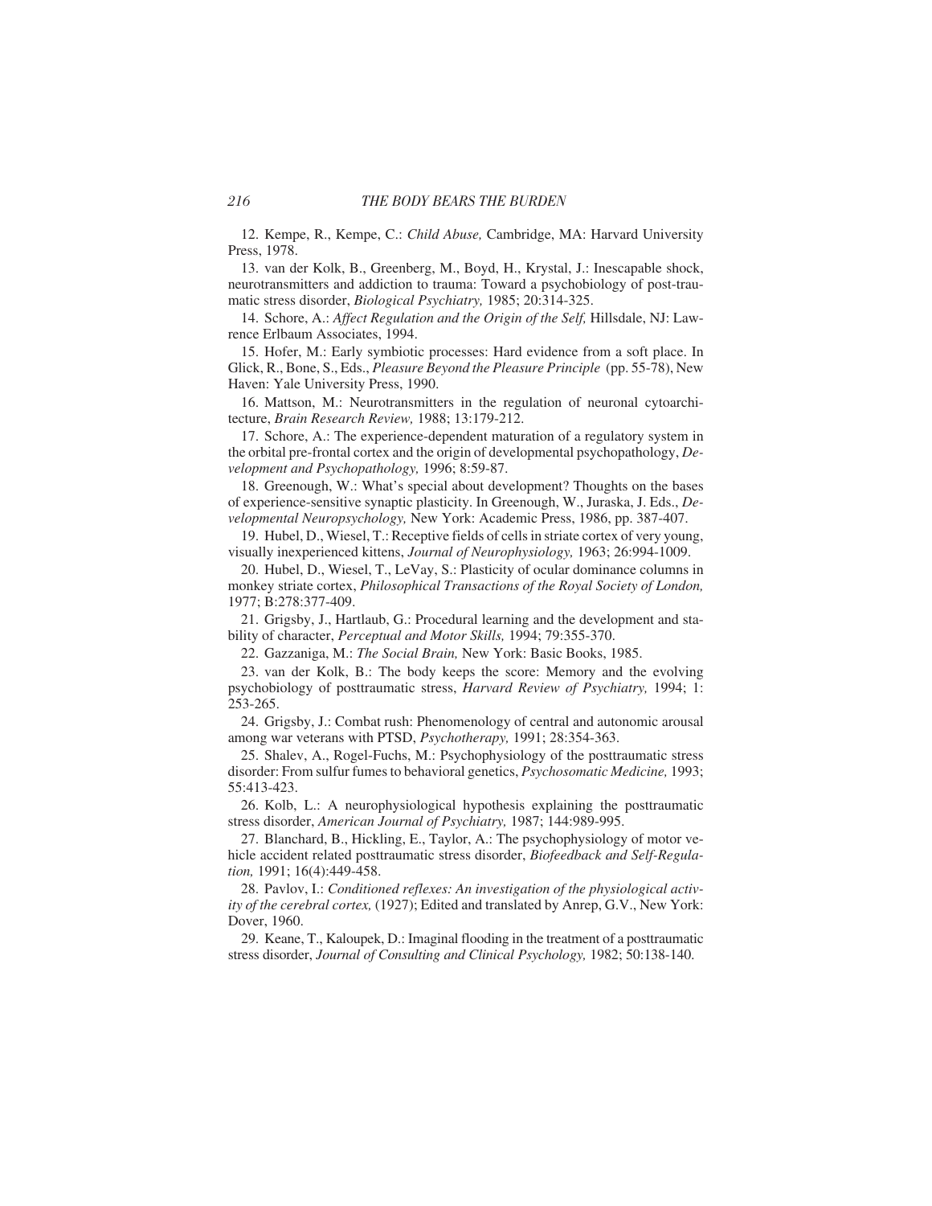12. Kempe, R., Kempe, C.: *Child Abuse,* Cambridge, MA: Harvard University Press, 1978.

13. van der Kolk, B., Greenberg, M., Boyd, H., Krystal, J.: Inescapable shock, neurotransmitters and addiction to trauma: Toward a psychobiology of post-traumatic stress disorder, *Biological Psychiatry,* 1985; 20:314-325.

14. Schore, A.: *Affect Regulation and the Origin of the Self,* Hillsdale, NJ: Lawrence Erlbaum Associates, 1994.

15. Hofer, M.: Early symbiotic processes: Hard evidence from a soft place. In Glick, R., Bone, S., Eds., *Pleasure Beyond the Pleasure Principle* (pp. 55-78), New Haven: Yale University Press, 1990.

16. Mattson, M.: Neurotransmitters in the regulation of neuronal cytoarchitecture, *Brain Research Review,* 1988; 13:179-212.

17. Schore, A.: The experience-dependent maturation of a regulatory system in the orbital pre-frontal cortex and the origin of developmental psychopathology, *Development and Psychopathology,* 1996; 8:59-87.

18. Greenough, W.: What's special about development? Thoughts on the bases of experience-sensitive synaptic plasticity. In Greenough, W., Juraska, J. Eds., *Developmental Neuropsychology,* New York: Academic Press, 1986, pp. 387-407.

19. Hubel, D., Wiesel, T.: Receptive fields of cells in striate cortex of very young, visually inexperienced kittens, *Journal of Neurophysiology,* 1963; 26:994-1009.

20. Hubel, D., Wiesel, T., LeVay, S.: Plasticity of ocular dominance columns in monkey striate cortex, *Philosophical Transactions of the Royal Society of London,* 1977; B:278:377-409.

21. Grigsby, J., Hartlaub, G.: Procedural learning and the development and stability of character, *Perceptual and Motor Skills,* 1994; 79:355-370.

22. Gazzaniga, M.: *The Social Brain,* New York: Basic Books, 1985.

23. van der Kolk, B.: The body keeps the score: Memory and the evolving psychobiology of posttraumatic stress, *Harvard Review of Psychiatry,* 1994; 1: 253-265.

24. Grigsby, J.: Combat rush: Phenomenology of central and autonomic arousal among war veterans with PTSD, *Psychotherapy,* 1991; 28:354-363.

25. Shalev, A., Rogel-Fuchs, M.: Psychophysiology of the posttraumatic stress disorder: From sulfur fumes to behavioral genetics, *Psychosomatic Medicine,* 1993; 55:413-423.

26. Kolb, L.: A neurophysiological hypothesis explaining the posttraumatic stress disorder, *American Journal of Psychiatry,* 1987; 144:989-995.

27. Blanchard, B., Hickling, E., Taylor, A.: The psychophysiology of motor vehicle accident related posttraumatic stress disorder, *Biofeedback and Self-Regulation,* 1991; 16(4):449-458.

28. Pavlov, I.: *Conditioned reflexes: An investigation of the physiological activity of the cerebral cortex,* (1927); Edited and translated by Anrep, G.V., New York: Dover, 1960.

29. Keane, T., Kaloupek, D.: Imaginal flooding in the treatment of a posttraumatic stress disorder, *Journal of Consulting and Clinical Psychology,* 1982; 50:138-140.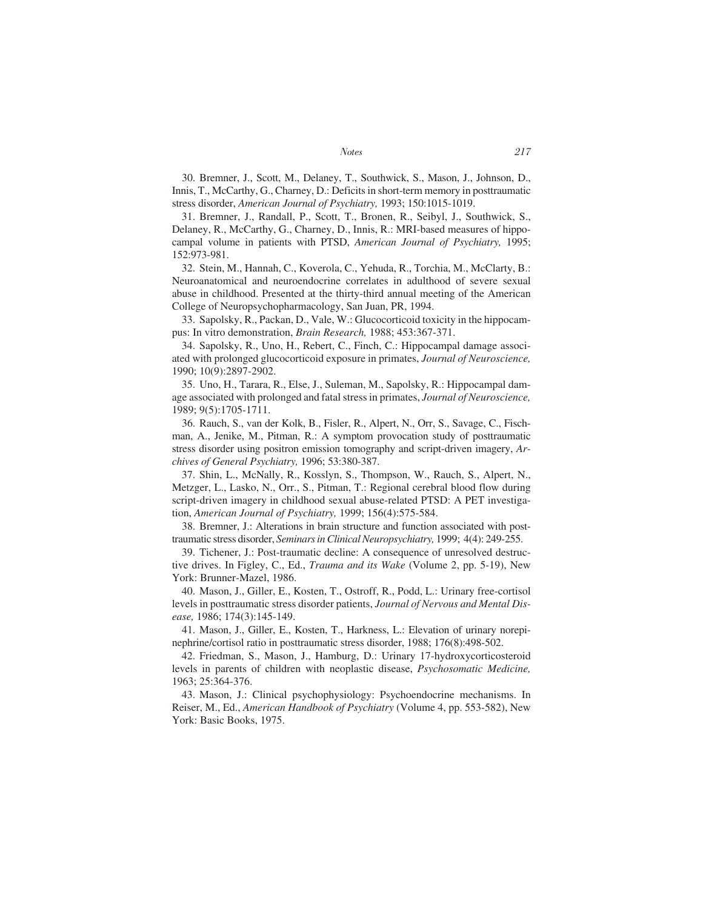30. Bremner, J., Scott, M., Delaney, T., Southwick, S., Mason, J., Johnson, D., Innis, T., McCarthy, G., Charney, D.: Deficits in short-term memory in posttraumatic stress disorder, *American Journal of Psychiatry,* 1993; 150:1015-1019.

31. Bremner, J., Randall, P., Scott, T., Bronen, R., Seibyl, J., Southwick, S., Delaney, R., McCarthy, G., Charney, D., Innis, R.: MRI-based measures of hippocampal volume in patients with PTSD, *American Journal of Psychiatry,* 1995; 152:973-981.

32. Stein, M., Hannah, C., Koverola, C., Yehuda, R., Torchia, M., McClarty, B.: Neuroanatomical and neuroendocrine correlates in adulthood of severe sexual abuse in childhood. Presented at the thirty-third annual meeting of the American College of Neuropsychopharmacology, San Juan, PR, 1994.

33. Sapolsky, R., Packan, D., Vale, W.: Glucocorticoid toxicity in the hippocampus: In vitro demonstration, *Brain Research,* 1988; 453:367-371.

34. Sapolsky, R., Uno, H., Rebert, C., Finch, C.: Hippocampal damage associated with prolonged glucocorticoid exposure in primates, *Journal of Neuroscience,* 1990; 10(9):2897-2902.

35. Uno, H., Tarara, R., Else, J., Suleman, M., Sapolsky, R.: Hippocampal damage associated with prolonged and fatal stress in primates, *Journal of Neuroscience,* 1989; 9(5):1705-1711.

36. Rauch, S., van der Kolk, B., Fisler, R., Alpert, N., Orr, S., Savage, C., Fischman, A., Jenike, M., Pitman, R.: A symptom provocation study of posttraumatic stress disorder using positron emission tomography and script-driven imagery, *Archives of General Psychiatry,* 1996; 53:380-387.

37. Shin, L., McNally, R., Kosslyn, S., Thompson, W., Rauch, S., Alpert, N., Metzger, L., Lasko, N., Orr., S., Pitman, T.: Regional cerebral blood flow during script-driven imagery in childhood sexual abuse-related PTSD: A PET investigation, *American Journal of Psychiatry,* 1999; 156(4):575-584.

38. Bremner, J.: Alterations in brain structure and function associated with posttraumatic stress disorder, *Seminars in Clinical Neuropsychiatry,* 1999; 4(4): 249-255.

39. Tichener, J.: Post-traumatic decline: A consequence of unresolved destructive drives. In Figley, C., Ed., *Trauma and its Wake* (Volume 2, pp. 5-19), New York: Brunner-Mazel, 1986.

40. Mason, J., Giller, E., Kosten, T., Ostroff, R., Podd, L.: Urinary free-cortisol levels in posttraumatic stress disorder patients, *Journal of Nervous and Mental Disease,* 1986; 174(3):145-149.

41. Mason, J., Giller, E., Kosten, T., Harkness, L.: Elevation of urinary norepinephrine/cortisol ratio in posttraumatic stress disorder, 1988; 176(8):498-502.

42. Friedman, S., Mason, J., Hamburg, D.: Urinary 17-hydroxycorticosteroid levels in parents of children with neoplastic disease, *Psychosomatic Medicine,* 1963; 25:364-376.

43. Mason, J.: Clinical psychophysiology: Psychoendocrine mechanisms. In Reiser, M., Ed., *American Handbook of Psychiatry* (Volume 4, pp. 553-582), New York: Basic Books, 1975.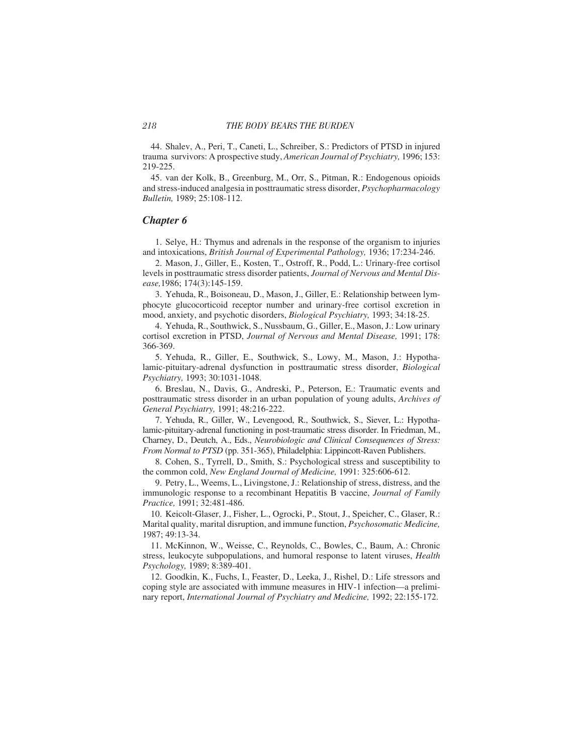44. Shalev, A., Peri, T., Caneti, L., Schreiber, S.: Predictors of PTSD in injured trauma survivors: A prospective study, *American Journal of Psychiatry,* 1996; 153: 219-225.

45. van der Kolk, B., Greenburg, M., Orr, S., Pitman, R.: Endogenous opioids and stress-induced analgesia in posttraumatic stress disorder, *Psychopharmacology Bulletin,* 1989; 25:108-112.

## *Chapter 6*

1. Selye, H.: Thymus and adrenals in the response of the organism to injuries and intoxications, *British Journal of Experimental Pathology,* 1936; 17:234-246.

2. Mason, J., Giller, E., Kosten, T., Ostroff, R., Podd, L.: Urinary-free cortisol levels in posttraumatic stress disorder patients, *Journal of Nervous and Mental Disease,*1986; 174(3):145-159.

3. Yehuda, R., Boisoneau, D., Mason, J., Giller, E.: Relationship between lymphocyte glucocorticoid receptor number and urinary-free cortisol excretion in mood, anxiety, and psychotic disorders, *Biological Psychiatry,* 1993; 34:18-25.

4. Yehuda, R., Southwick, S., Nussbaum, G., Giller, E., Mason, J.: Low urinary cortisol excretion in PTSD, *Journal of Nervous and Mental Disease,* 1991; 178: 366-369.

5. Yehuda, R., Giller, E., Southwick, S., Lowy, M., Mason, J.: Hypothalamic-pituitary-adrenal dysfunction in posttraumatic stress disorder, *Biological Psychiatry,* 1993; 30:1031-1048.

6. Breslau, N., Davis, G., Andreski, P., Peterson, E.: Traumatic events and posttraumatic stress disorder in an urban population of young adults, *Archives of General Psychiatry,* 1991; 48:216-222.

7. Yehuda, R., Giller, W., Levengood, R., Southwick, S., Siever, L.: Hypothalamic-pituitary-adrenal functioning in post-traumatic stress disorder. In Friedman, M., Charney, D., Deutch, A., Eds., *Neurobiologic and Clinical Consequences of Stress: From Normal to PTSD* (pp. 351-365), Philadelphia: Lippincott-Raven Publishers.

8. Cohen, S., Tyrrell, D., Smith, S.: Psychological stress and susceptibility to the common cold, *New England Journal of Medicine,* 1991: 325:606-612.

9. Petry, L., Weems, L., Livingstone, J.: Relationship of stress, distress, and the immunologic response to a recombinant Hepatitis B vaccine, *Journal of Family Practice,* 1991; 32:481-486.

10. Keicolt-Glaser, J., Fisher, L., Ogrocki, P., Stout, J., Speicher, C., Glaser, R.: Marital quality, marital disruption, and immune function, *Psychosomatic Medicine,* 1987; 49:13-34.

11. McKinnon, W., Weisse, C., Reynolds, C., Bowles, C., Baum, A.: Chronic stress, leukocyte subpopulations, and humoral response to latent viruses, *Health Psychology,* 1989; 8:389-401.

12. Goodkin, K., Fuchs, I., Feaster, D., Leeka, J., Rishel, D.: Life stressors and coping style are associated with immune measures in HIV-1 infection—a preliminary report, *International Journal of Psychiatry and Medicine,* 1992; 22:155-172.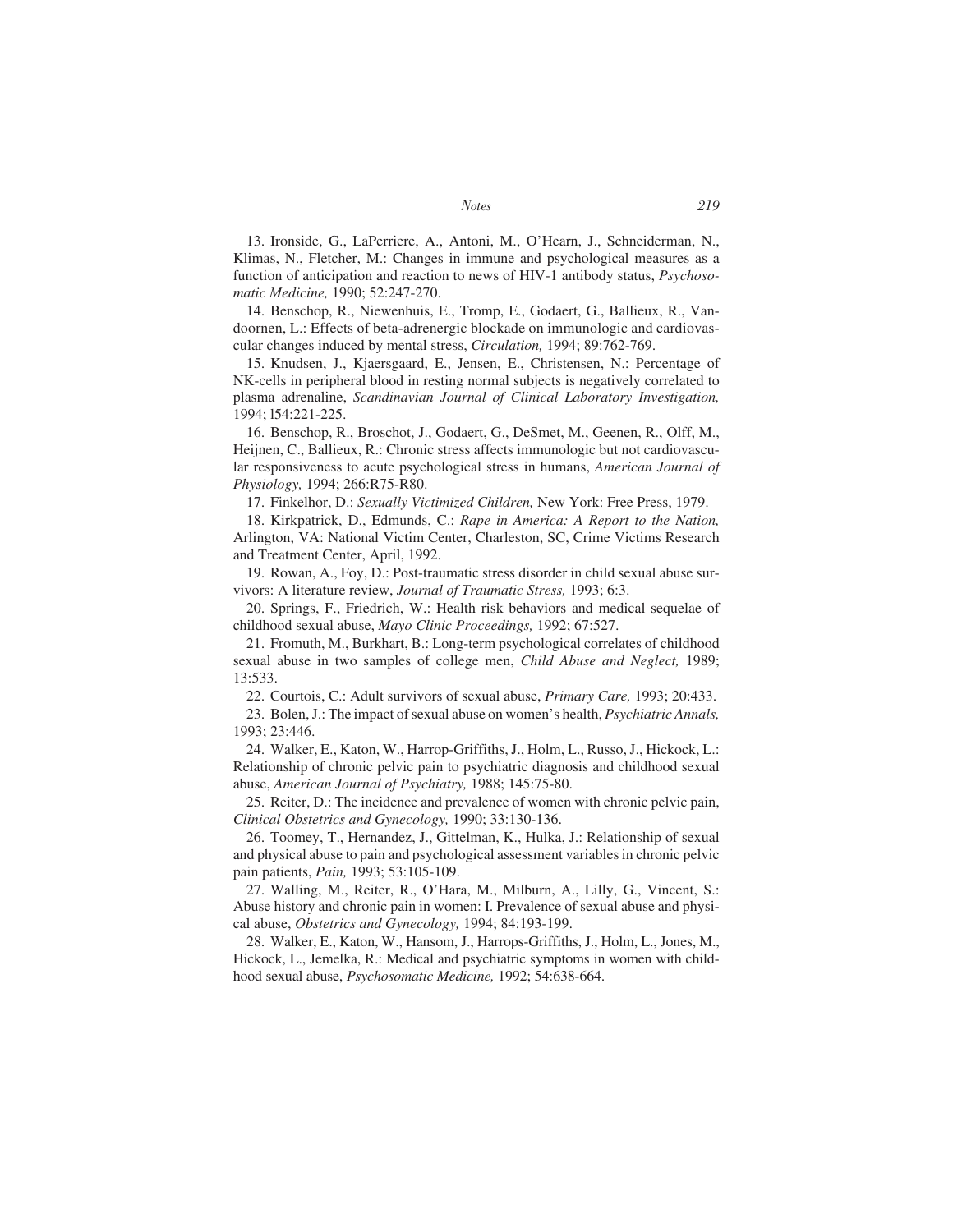13. Ironside, G., LaPerriere, A., Antoni, M., O'Hearn, J., Schneiderman, N., Klimas, N., Fletcher, M.: Changes in immune and psychological measures as a function of anticipation and reaction to news of HIV-1 antibody status, *Psychosomatic Medicine,* 1990; 52:247-270.

14. Benschop, R., Niewenhuis, E., Tromp, E., Godaert, G., Ballieux, R., Vandoornen, L.: Effects of beta-adrenergic blockade on immunologic and cardiovascular changes induced by mental stress, *Circulation,* 1994; 89:762-769.

15. Knudsen, J., Kjaersgaard, E., Jensen, E., Christensen, N.: Percentage of NK-cells in peripheral blood in resting normal subjects is negatively correlated to plasma adrenaline, *Scandinavian Journal of Clinical Laboratory Investigation,* 1994; l54:221-225.

16. Benschop, R., Broschot, J., Godaert, G., DeSmet, M., Geenen, R., Olff, M., Heijnen, C., Ballieux, R.: Chronic stress affects immunologic but not cardiovascular responsiveness to acute psychological stress in humans, *American Journal of Physiology,* 1994; 266:R75-R80.

17. Finkelhor, D.: *Sexually Victimized Children,* New York: Free Press, 1979.

18. Kirkpatrick, D., Edmunds, C.: *Rape in America: A Report to the Nation,* Arlington, VA: National Victim Center, Charleston, SC, Crime Victims Research and Treatment Center, April, 1992.

19. Rowan, A., Foy, D.: Post-traumatic stress disorder in child sexual abuse survivors: A literature review, *Journal of Traumatic Stress,* 1993; 6:3.

20. Springs, F., Friedrich, W.: Health risk behaviors and medical sequelae of childhood sexual abuse, *Mayo Clinic Proceedings,* 1992; 67:527.

21. Fromuth, M., Burkhart, B.: Long-term psychological correlates of childhood sexual abuse in two samples of college men, *Child Abuse and Neglect,* 1989; 13:533.

22. Courtois, C.: Adult survivors of sexual abuse, *Primary Care,* 1993; 20:433.

23. Bolen, J.: The impact of sexual abuse on women's health, *Psychiatric Annals,* 1993; 23:446.

24. Walker, E., Katon, W., Harrop-Griffiths, J., Holm, L., Russo, J., Hickock, L.: Relationship of chronic pelvic pain to psychiatric diagnosis and childhood sexual abuse, *American Journal of Psychiatry,* 1988; 145:75-80.

25. Reiter, D.: The incidence and prevalence of women with chronic pelvic pain, *Clinical Obstetrics and Gynecology,* 1990; 33:130-136.

26. Toomey, T., Hernandez, J., Gittelman, K., Hulka, J.: Relationship of sexual and physical abuse to pain and psychological assessment variables in chronic pelvic pain patients, *Pain,* 1993; 53:105-109.

27. Walling, M., Reiter, R., O'Hara, M., Milburn, A., Lilly, G., Vincent, S.: Abuse history and chronic pain in women: I. Prevalence of sexual abuse and physical abuse, *Obstetrics and Gynecology,* 1994; 84:193-199.

28. Walker, E., Katon, W., Hansom, J., Harrops-Griffiths, J., Holm, L., Jones, M., Hickock, L., Jemelka, R.: Medical and psychiatric symptoms in women with childhood sexual abuse, *Psychosomatic Medicine,* 1992; 54:638-664.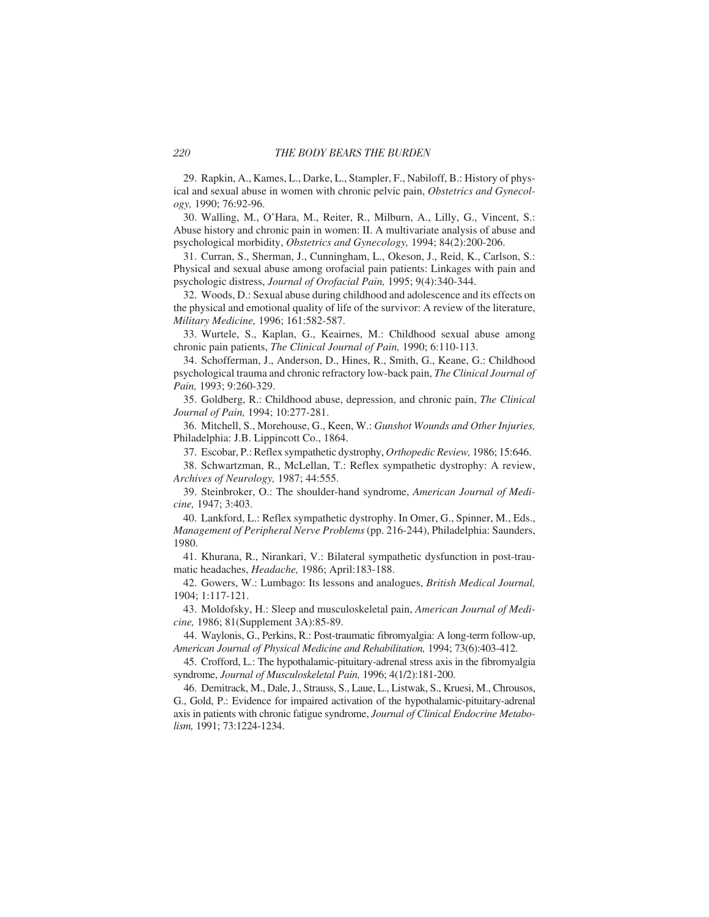29. Rapkin, A., Kames, L., Darke, L., Stampler, F., Nabiloff, B.: History of physical and sexual abuse in women with chronic pelvic pain, *Obstetrics and Gynecology,* 1990; 76:92-96.

30. Walling, M., O'Hara, M., Reiter, R., Milburn, A., Lilly, G., Vincent, S.: Abuse history and chronic pain in women: II. A multivariate analysis of abuse and psychological morbidity, *Obstetrics and Gynecology,* 1994; 84(2):200-206.

31. Curran, S., Sherman, J., Cunningham, L., Okeson, J., Reid, K., Carlson, S.: Physical and sexual abuse among orofacial pain patients: Linkages with pain and psychologic distress, *Journal of Orofacial Pain,* 1995; 9(4):340-344.

32. Woods, D.: Sexual abuse during childhood and adolescence and its effects on the physical and emotional quality of life of the survivor: A review of the literature, *Military Medicine,* 1996; 161:582-587.

33. Wurtele, S., Kaplan, G., Keairnes, M.: Childhood sexual abuse among chronic pain patients, *The Clinical Journal of Pain,* 1990; 6:110-113.

34. Schofferman, J., Anderson, D., Hines, R., Smith, G., Keane, G.: Childhood psychological trauma and chronic refractory low-back pain, *The Clinical Journal of Pain,* 1993; 9:260-329.

35. Goldberg, R.: Childhood abuse, depression, and chronic pain, *The Clinical Journal of Pain,* 1994; 10:277-281.

36. Mitchell, S., Morehouse, G., Keen, W.: *Gunshot Wounds and Other Injuries,* Philadelphia: J.B. Lippincott Co., 1864.

37. Escobar, P.: Reflex sympathetic dystrophy, *Orthopedic Review,* 1986; 15:646.

38. Schwartzman, R., McLellan, T.: Reflex sympathetic dystrophy: A review, *Archives of Neurology,* 1987; 44:555.

39. Steinbroker, O.: The shoulder-hand syndrome, *American Journal of Medicine,* 1947; 3:403.

40. Lankford, L.: Reflex sympathetic dystrophy. In Omer, G., Spinner, M., Eds., *Management of Peripheral Nerve Problems* (pp. 216-244), Philadelphia: Saunders, 1980.

41. Khurana, R., Nirankari, V.: Bilateral sympathetic dysfunction in post-traumatic headaches, *Headache,* 1986; April:183-188.

42. Gowers, W.: Lumbago: Its lessons and analogues, *British Medical Journal,* 1904; 1:117-121.

43. Moldofsky, H.: Sleep and musculoskeletal pain, *American Journal of Medicine,* 1986; 81(Supplement 3A):85-89.

44. Waylonis, G., Perkins, R.: Post-traumatic fibromyalgia: A long-term follow-up, *American Journal of Physical Medicine and Rehabilitation,* 1994; 73(6):403-412.

45. Crofford, L.: The hypothalamic-pituitary-adrenal stress axis in the fibromyalgia syndrome, *Journal of Musculoskeletal Pain,* 1996; 4(1/2):181-200.

46. Demitrack, M., Dale, J., Strauss, S., Laue, L., Listwak, S., Kruesi, M., Chrousos, G., Gold, P.: Evidence for impaired activation of the hypothalamic-pituitary-adrenal axis in patients with chronic fatigue syndrome, *Journal of Clinical Endocrine Metabolism,* 1991; 73:1224-1234.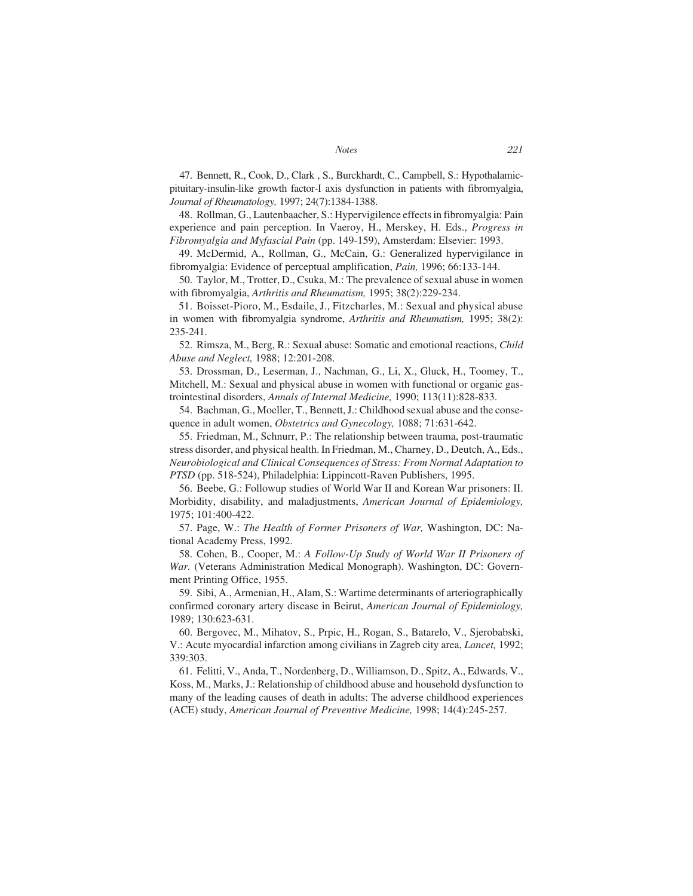47. Bennett, R., Cook, D., Clark , S., Burckhardt, C., Campbell, S.: Hypothalamic-pituitary-insulin-like growth factor-I axis dysfunction in patients with fibromyalgia, *Journal of Rheumatology,* 1997; 24(7):1384-1388.

48. Rollman, G., Lautenbaacher, S.: Hypervigilence effects in fibromyalgia: Pain experience and pain perception. In Vaeroy, H., Merskey, H. Eds., *Progress in Fibromyalgia and Myfascial Pain* (pp. 149-159), Amsterdam: Elsevier: 1993.

49. McDermid, A., Rollman, G., McCain, G.: Generalized hypervigilance in fibromyalgia: Evidence of perceptual amplification, *Pain,* 1996; 66:133-144.

50. Taylor, M., Trotter, D., Csuka, M.: The prevalence of sexual abuse in women with fibromyalgia, *Arthritis and Rheumatism,* 1995; 38(2):229-234.

51. Boisset-Pioro, M., Esdaile, J., Fitzcharles, M.: Sexual and physical abuse in women with fibromyalgia syndrome, *Arthritis and Rheumatism,* 1995; 38(2): 235-241.

52. Rimsza, M., Berg, R.: Sexual abuse: Somatic and emotional reactions, *Child Abuse and Neglect,* 1988; 12:201-208.

53. Drossman, D., Leserman, J., Nachman, G., Li, X., Gluck, H., Toomey, T., Mitchell, M.: Sexual and physical abuse in women with functional or organic gastrointestinal disorders, *Annals of Internal Medicine,* 1990; 113(11):828-833.

54. Bachman, G., Moeller, T., Bennett, J.: Childhood sexual abuse and the consequence in adult women, *Obstetrics and Gynecology,* 1088; 71:631-642.

55. Friedman, M., Schnurr, P.: The relationship between trauma, post-traumatic stress disorder, and physical health. In Friedman, M., Charney, D., Deutch, A., Eds., *Neurobiological and Clinical Consequences of Stress: From Normal Adaptation to PTSD* (pp. 518-524), Philadelphia: Lippincott-Raven Publishers, 1995.

56. Beebe, G.: Followup studies of World War II and Korean War prisoners: II. Morbidity, disability, and maladjustments, *American Journal of Epidemiology,* 1975; 101:400-422.

57. Page, W.: *The Health of Former Prisoners of War,* Washington, DC: National Academy Press, 1992.

58. Cohen, B., Cooper, M.: *A Follow-Up Study of World War II Prisoners of War.* (Veterans Administration Medical Monograph). Washington, DC: Government Printing Office, 1955.

59. Sibi, A., Armenian, H., Alam, S.: Wartime determinants of arteriographically confirmed coronary artery disease in Beirut, *American Journal of Epidemiology,* 1989; 130:623-631.

60. Bergovec, M., Mihatov, S., Prpic, H., Rogan, S., Batarelo, V., Sjerobabski, V.: Acute myocardial infarction among civilians in Zagreb city area, *Lancet,* 1992; 339:303.

61. Felitti, V., Anda, T., Nordenberg, D., Williamson, D., Spitz, A., Edwards, V., Koss, M., Marks, J.: Relationship of childhood abuse and household dysfunction to many of the leading causes of death in adults: The adverse childhood experiences (ACE) study, *American Journal of Preventive Medicine,* 1998; 14(4):245-257.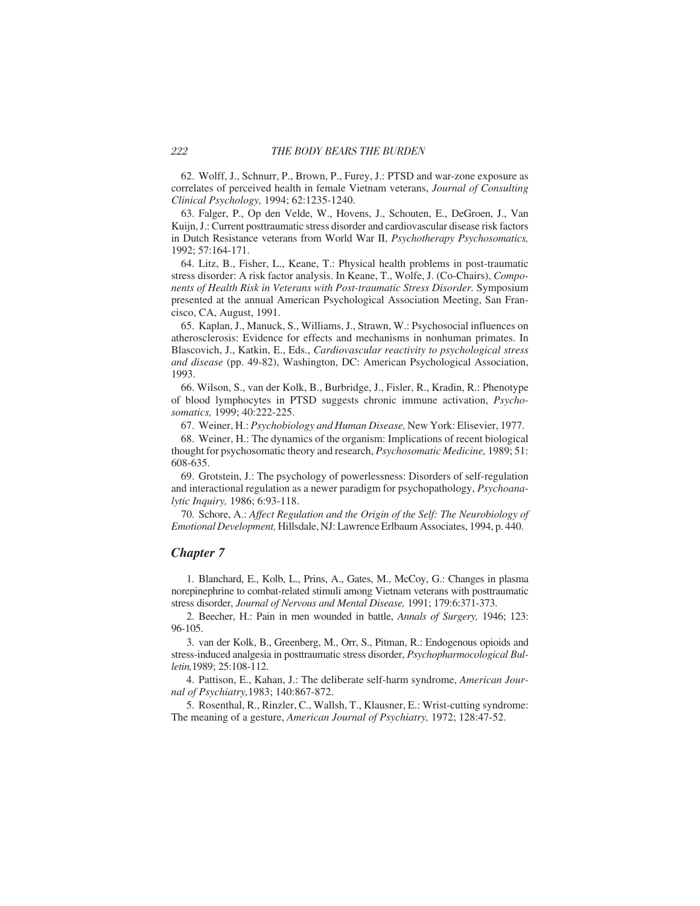62. Wolff, J., Schnurr, P., Brown, P., Furey, J.: PTSD and war-zone exposure as correlates of perceived health in female Vietnam veterans, *Journal of Consulting Clinical Psychology,* 1994; 62:1235-1240.

63. Falger, P., Op den Velde, W., Hovens, J., Schouten, E., DeGroen, J., Van Kuijn, J.: Current posttraumatic stress disorder and cardiovascular disease risk factors in Dutch Resistance veterans from World War II, *Psychotherapy Psychosomatics,* 1992; 57:164-171.

64. Litz, B., Fisher, L., Keane, T.: Physical health problems in post-traumatic stress disorder: A risk factor analysis. In Keane, T., Wolfe, J. (Co-Chairs), *Components of Health Risk in Veterans with Post-traumatic Stress Disorder.* Symposium presented at the annual American Psychological Association Meeting, San Francisco, CA, August, 1991.

65. Kaplan, J., Manuck, S., Williams, J., Strawn, W.: Psychosocial influences on atherosclerosis: Evidence for effects and mechanisms in nonhuman primates. In Blascovich, J., Katkin, E., Eds., *Cardiovascular reactivity to psychological stress and disease* (pp. 49-82), Washington, DC: American Psychological Association, 1993.

66. Wilson, S., van der Kolk, B., Burbridge, J., Fisler, R., Kradin, R.: Phenotype of blood lymphocytes in PTSD suggests chronic immune activation, *Psychosomatics,* 1999; 40:222-225.

67. Weiner, H.: *Psychobiology and Human Disease,* New York: Elisevier, 1977.

68. Weiner, H.: The dynamics of the organism: Implications of recent biological thought for psychosomatic theory and research, *Psychosomatic Medicine,* 1989; 51: 608-635.

69. Grotstein, J.: The psychology of powerlessness: Disorders of self-regulation and interactional regulation as a newer paradigm for psychopathology, *Psychoanalytic Inquiry,* 1986; 6:93-118.

70. Schore, A.: *Affect Regulation and the Origin of the Self: The Neurobiology of Emotional Development,* Hillsdale, NJ: Lawrence Erlbaum Associates, 1994, p. 440.

## *Chapter 7*

1. Blanchard, E., Kolb, L., Prins, A., Gates, M., McCoy, G.: Changes in plasma norepinephrine to combat-related stimuli among Vietnam veterans with posttraumatic stress disorder, *Journal of Nervous and Mental Disease,* 1991; 179:6:371-373.

2. Beecher, H.: Pain in men wounded in battle, *Annals of Surgery,* 1946; 123: 96-105.

3. van der Kolk, B., Greenberg, M., Orr, S., Pitman, R.: Endogenous opioids and stress-induced analgesia in posttraumatic stress disorder, *Psychopharmocological Bulletin,*1989; 25:108-112.

4. Pattison, E., Kahan, J.: The deliberate self-harm syndrome, *American Journal of Psychiatry,*1983; 140:867-872.

5. Rosenthal, R., Rinzler, C., Wallsh, T., Klausner, E.: Wrist-cutting syndrome: The meaning of a gesture, *American Journal of Psychiatry,* 1972; 128:47-52.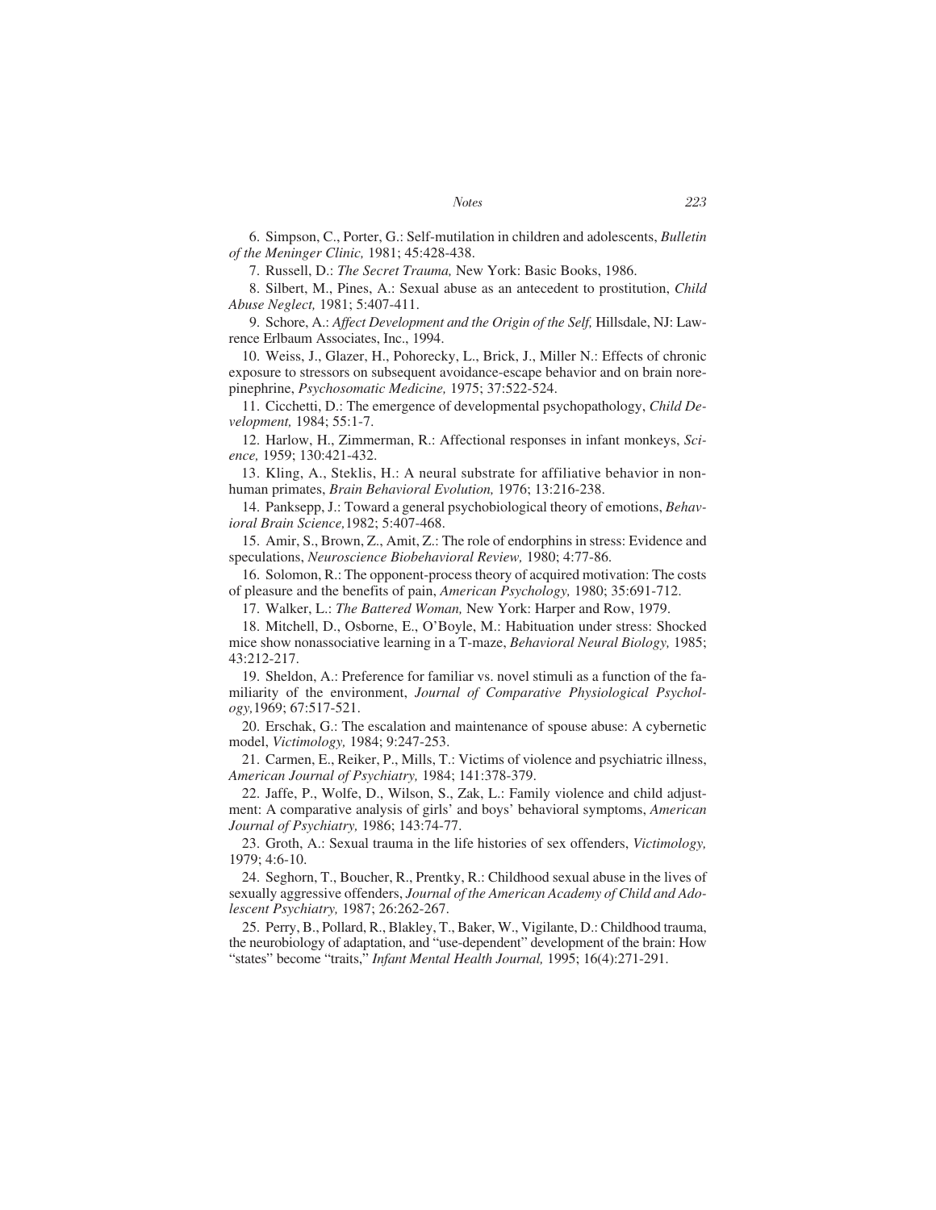6. Simpson, C., Porter, G.: Self-mutilation in children and adolescents, *Bulletin of the Meninger Clinic,* 1981; 45:428-438.

7. Russell, D.: *The Secret Trauma,* New York: Basic Books, 1986.

8. Silbert, M., Pines, A.: Sexual abuse as an antecedent to prostitution, *Child Abuse Neglect,* 1981; 5:407-411.

9. Schore, A.: *Affect Development and the Origin of the Self,* Hillsdale, NJ: Lawrence Erlbaum Associates, Inc., 1994.

10. Weiss, J., Glazer, H., Pohorecky, L., Brick, J., Miller N.: Effects of chronic exposure to stressors on subsequent avoidance-escape behavior and on brain norepinephrine, *Psychosomatic Medicine,* 1975; 37:522-524.

11. Cicchetti, D.: The emergence of developmental psychopathology, *Child Development,* 1984; 55:1-7.

12. Harlow, H., Zimmerman, R.: Affectional responses in infant monkeys, *Science,* 1959; 130:421-432.

13. Kling, A., Steklis, H.: A neural substrate for affiliative behavior in nonhuman primates, *Brain Behavioral Evolution,* 1976; 13:216-238.

14. Panksepp, J.: Toward a general psychobiological theory of emotions, *Behavioral Brain Science,*1982; 5:407-468.

15. Amir, S., Brown, Z., Amit, Z.: The role of endorphins in stress: Evidence and speculations, *Neuroscience Biobehavioral Review,* 1980; 4:77-86.

16. Solomon, R.: The opponent-process theory of acquired motivation: The costs of pleasure and the benefits of pain, *American Psychology,* 1980; 35:691-712.

17. Walker, L.: *The Battered Woman,* New York: Harper and Row, 1979.

18. Mitchell, D., Osborne, E., O'Boyle, M.: Habituation under stress: Shocked mice show nonassociative learning in a T-maze, *Behavioral Neural Biology,* 1985; 43:212-217.

19. Sheldon, A.: Preference for familiar vs. novel stimuli as a function of the familiarity of the environment, *Journal of Comparative Physiological Psychology,*1969; 67:517-521.

20. Erschak, G.: The escalation and maintenance of spouse abuse: A cybernetic model, *Victimology,* 1984; 9:247-253.

21. Carmen, E., Reiker, P., Mills, T.: Victims of violence and psychiatric illness, *American Journal of Psychiatry,* 1984; 141:378-379.

22. Jaffe, P., Wolfe, D., Wilson, S., Zak, L.: Family violence and child adjustment: A comparative analysis of girls' and boys' behavioral symptoms, *American Journal of Psychiatry,* 1986; 143:74-77.

23. Groth, A.: Sexual trauma in the life histories of sex offenders, *Victimology,* 1979; 4:6-10.

24. Seghorn, T., Boucher, R., Prentky, R.: Childhood sexual abuse in the lives of sexually aggressive offenders, *Journal of the American Academy of Child and Adolescent Psychiatry,* 1987; 26:262-267.

25. Perry, B., Pollard, R., Blakley, T., Baker, W., Vigilante, D.: Childhood trauma, the neurobiology of adaptation, and "use-dependent" development of the brain: How "states" become "traits," *Infant Mental Health Journal,* 1995; 16(4):271-291.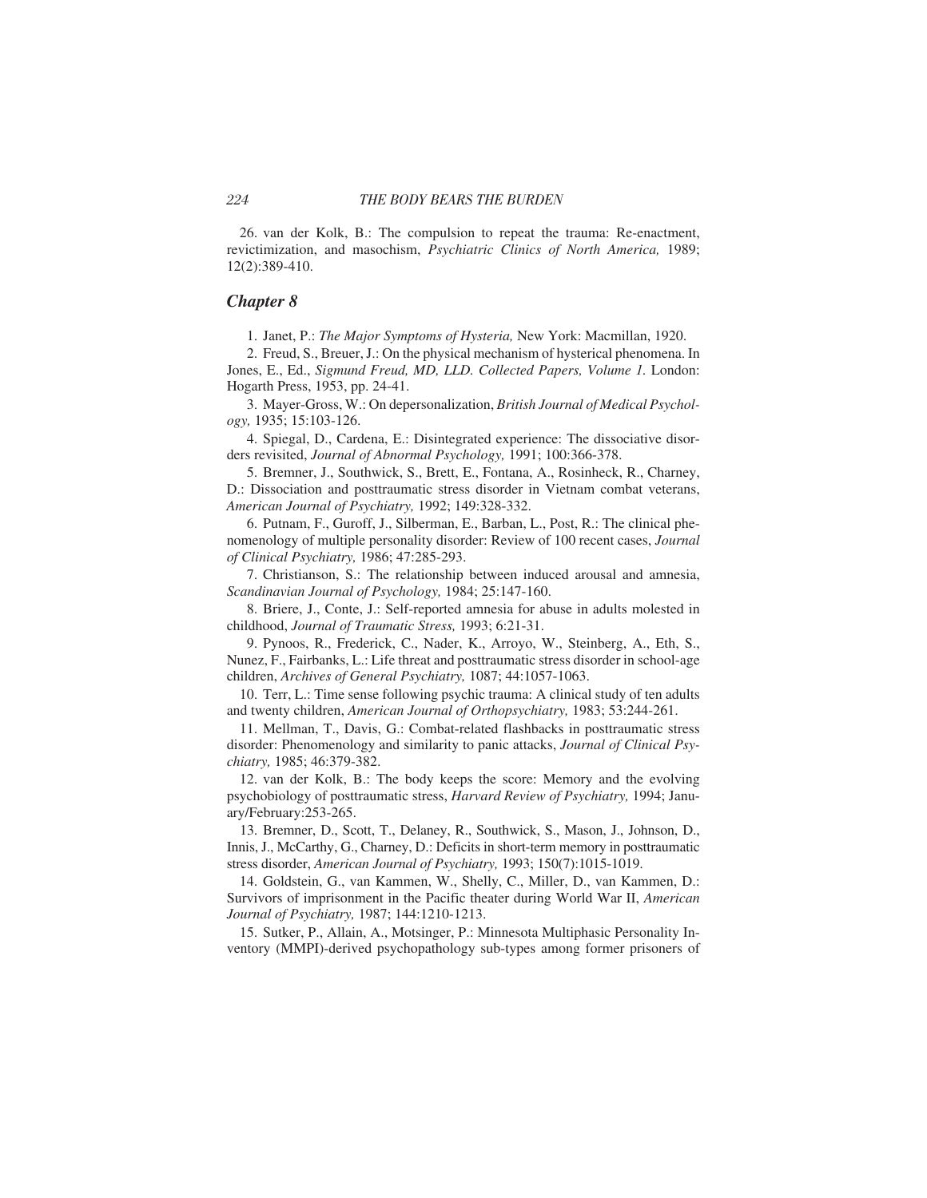26. van der Kolk, B.: The compulsion to repeat the trauma: Re-enactment, revictimization, and masochism, *Psychiatric Clinics of North America,* 1989; 12(2):389-410.

## *Chapter 8*

1. Janet, P.: *The Major Symptoms of Hysteria,* New York: Macmillan, 1920.

2. Freud, S., Breuer, J.: On the physical mechanism of hysterical phenomena. In Jones, E., Ed., *Sigmund Freud, MD, LLD. Collected Papers, Volume 1.* London: Hogarth Press, 1953, pp. 24-41.

3. Mayer-Gross, W.: On depersonalization, *British Journal of Medical Psychology,* 1935; 15:103-126.

4. Spiegal, D., Cardena, E.: Disintegrated experience: The dissociative disorders revisited, *Journal of Abnormal Psychology,* 1991; 100:366-378.

5. Bremner, J., Southwick, S., Brett, E., Fontana, A., Rosinheck, R., Charney, D.: Dissociation and posttraumatic stress disorder in Vietnam combat veterans, *American Journal of Psychiatry,* 1992; 149:328-332.

6. Putnam, F., Guroff, J., Silberman, E., Barban, L., Post, R.: The clinical phenomenology of multiple personality disorder: Review of 100 recent cases, *Journal of Clinical Psychiatry,* 1986; 47:285-293.

7. Christianson, S.: The relationship between induced arousal and amnesia, *Scandinavian Journal of Psychology,* 1984; 25:147-160.

8. Briere, J., Conte, J.: Self-reported amnesia for abuse in adults molested in childhood, *Journal of Traumatic Stress,* 1993; 6:21-31.

9. Pynoos, R., Frederick, C., Nader, K., Arroyo, W., Steinberg, A., Eth, S., Nunez, F., Fairbanks, L.: Life threat and posttraumatic stress disorder in school-age children, *Archives of General Psychiatry,* 1087; 44:1057-1063.

10. Terr, L.: Time sense following psychic trauma: A clinical study of ten adults and twenty children, *American Journal of Orthopsychiatry,* 1983; 53:244-261.

11. Mellman, T., Davis, G.: Combat-related flashbacks in posttraumatic stress disorder: Phenomenology and similarity to panic attacks, *Journal of Clinical Psychiatry,* 1985; 46:379-382.

12. van der Kolk, B.: The body keeps the score: Memory and the evolving psychobiology of posttraumatic stress, *Harvard Review of Psychiatry,* 1994; January/February:253-265.

13. Bremner, D., Scott, T., Delaney, R., Southwick, S., Mason, J., Johnson, D., Innis, J., McCarthy, G., Charney, D.: Deficits in short-term memory in posttraumatic stress disorder, *American Journal of Psychiatry,* 1993; 150(7):1015-1019.

14. Goldstein, G., van Kammen, W., Shelly, C., Miller, D., van Kammen, D.: Survivors of imprisonment in the Pacific theater during World War II, *American Journal of Psychiatry,* 1987; 144:1210-1213.

15. Sutker, P., Allain, A., Motsinger, P.: Minnesota Multiphasic Personality Inventory (MMPI)-derived psychopathology sub-types among former prisoners of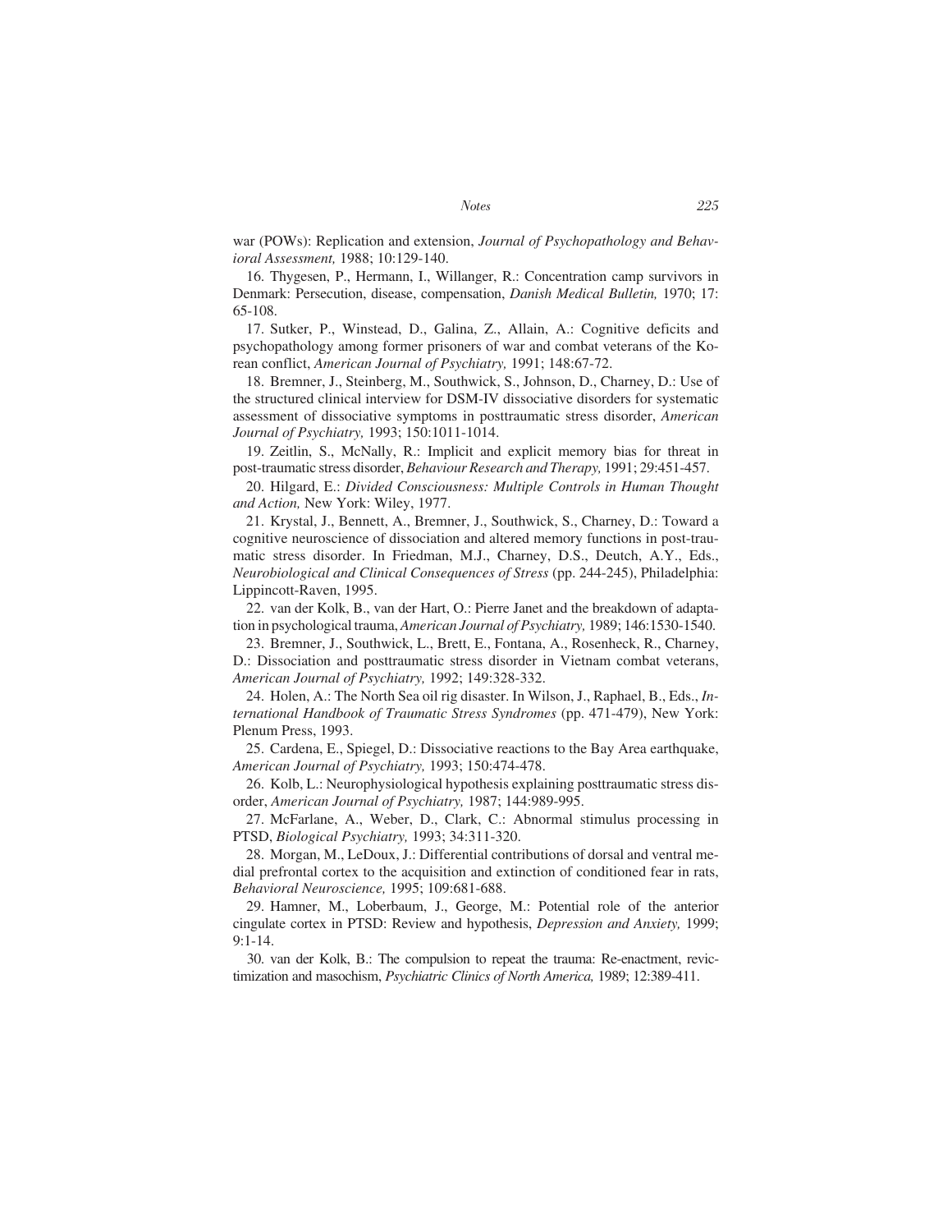war (POWs): Replication and extension, *Journal of Psychopathology and Behavioral Assessment,* 1988; 10:129-140.

16. Thygesen, P., Hermann, I., Willanger, R.: Concentration camp survivors in Denmark: Persecution, disease, compensation, *Danish Medical Bulletin,* 1970; 17: 65-108.

17. Sutker, P., Winstead, D., Galina, Z., Allain, A.: Cognitive deficits and psychopathology among former prisoners of war and combat veterans of the Korean conflict, *American Journal of Psychiatry,* 1991; 148:67-72.

18. Bremner, J., Steinberg, M., Southwick, S., Johnson, D., Charney, D.: Use of the structured clinical interview for DSM-IV dissociative disorders for systematic assessment of dissociative symptoms in posttraumatic stress disorder, *American Journal of Psychiatry,* 1993; 150:1011-1014.

19. Zeitlin, S., McNally, R.: Implicit and explicit memory bias for threat in post-traumatic stress disorder, *Behaviour Research and Therapy,* 1991; 29:451-457.

20. Hilgard, E.: *Divided Consciousness: Multiple Controls in Human Thought and Action,* New York: Wiley, 1977.

21. Krystal, J., Bennett, A., Bremner, J., Southwick, S., Charney, D.: Toward a cognitive neuroscience of dissociation and altered memory functions in post-traumatic stress disorder. In Friedman, M.J., Charney, D.S., Deutch, A.Y., Eds., *Neurobiological and Clinical Consequences of Stress* (pp. 244-245), Philadelphia: Lippincott-Raven, 1995.

22. van der Kolk, B., van der Hart, O.: Pierre Janet and the breakdown of adaptation in psychological trauma, *American Journal of Psychiatry,* 1989; 146:1530-1540.

23. Bremner, J., Southwick, L., Brett, E., Fontana, A., Rosenheck, R., Charney, D.: Dissociation and posttraumatic stress disorder in Vietnam combat veterans, *American Journal of Psychiatry,* 1992; 149:328-332.

24. Holen, A.: The North Sea oil rig disaster. In Wilson, J., Raphael, B., Eds., *International Handbook of Traumatic Stress Syndromes* (pp. 471-479), New York: Plenum Press, 1993.

25. Cardena, E., Spiegel, D.: Dissociative reactions to the Bay Area earthquake, *American Journal of Psychiatry,* 1993; 150:474-478.

26. Kolb, L.: Neurophysiological hypothesis explaining posttraumatic stress disorder, *American Journal of Psychiatry,* 1987; 144:989-995.

27. McFarlane, A., Weber, D., Clark, C.: Abnormal stimulus processing in PTSD, *Biological Psychiatry,* 1993; 34:311-320.

28. Morgan, M., LeDoux, J.: Differential contributions of dorsal and ventral medial prefrontal cortex to the acquisition and extinction of conditioned fear in rats, *Behavioral Neuroscience,* 1995; 109:681-688.

29. Hamner, M., Loberbaum, J., George, M.: Potential role of the anterior cingulate cortex in PTSD: Review and hypothesis, *Depression and Anxiety,* 1999; 9:1-14.

30. van der Kolk, B.: The compulsion to repeat the trauma: Re-enactment, revictimization and masochism, *Psychiatric Clinics of North America,* 1989; 12:389-411.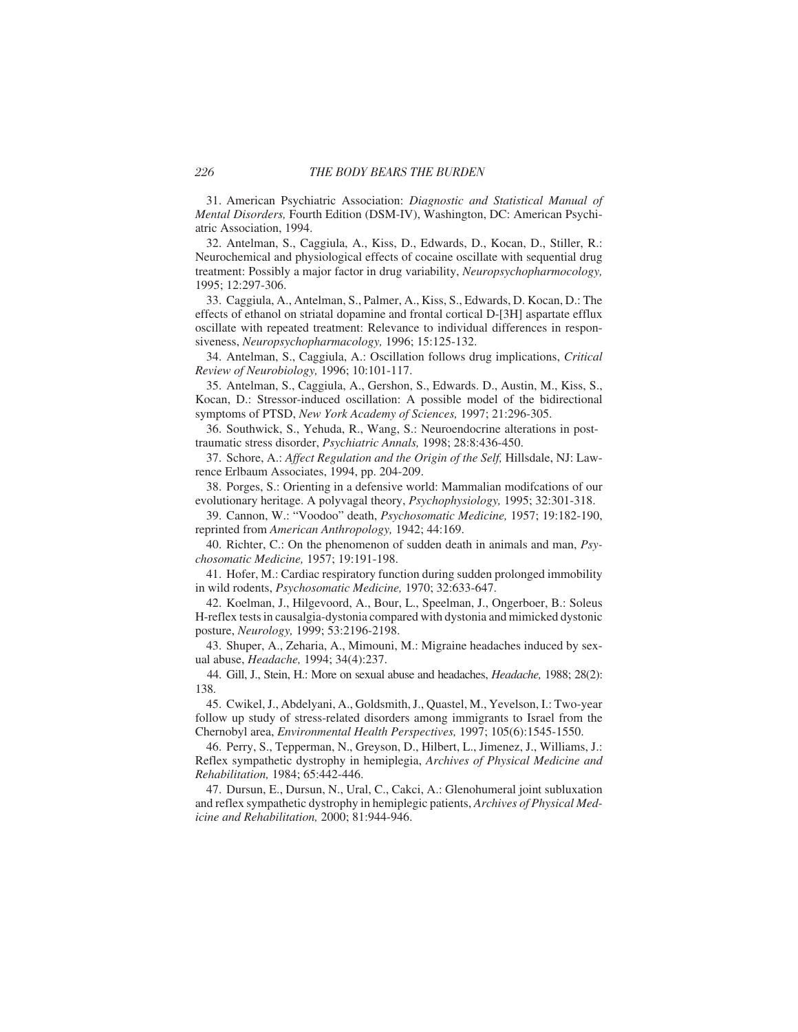31. American Psychiatric Association: *Diagnostic and Statistical Manual of Mental Disorders,* Fourth Edition (DSM-IV), Washington, DC: American Psychiatric Association, 1994.

32. Antelman, S., Caggiula, A., Kiss, D., Edwards, D., Kocan, D., Stiller, R.: Neurochemical and physiological effects of cocaine oscillate with sequential drug treatment: Possibly a major factor in drug variability, *Neuropsychopharmocology,* 1995; 12:297-306.

33. Caggiula, A., Antelman, S., Palmer, A., Kiss, S., Edwards, D. Kocan, D.: The effects of ethanol on striatal dopamine and frontal cortical D-[3H] aspartate efflux oscillate with repeated treatment: Relevance to individual differences in responsiveness, *Neuropsychopharmacology,* 1996; 15:125-132.

34. Antelman, S., Caggiula, A.: Oscillation follows drug implications, *Critical Review of Neurobiology,* 1996; 10:101-117.

35. Antelman, S., Caggiula, A., Gershon, S., Edwards. D., Austin, M., Kiss, S., Kocan, D.: Stressor-induced oscillation: A possible model of the bidirectional symptoms of PTSD, *New York Academy of Sciences,* 1997; 21:296-305.

36. Southwick, S., Yehuda, R., Wang, S.: Neuroendocrine alterations in post-traumatic stress disorder, *Psychiatric Annals,* 1998; 28:8:436-450.

37. Schore, A.: *Affect Regulation and the Origin of the Self,* Hillsdale, NJ: Lawrence Erlbaum Associates, 1994, pp. 204-209.

38. Porges, S.: Orienting in a defensive world: Mammalian modifcations of our evolutionary heritage. A polyvagal theory, *Psychophysiology,* 1995; 32:301-318.

39. Cannon, W.: "Voodoo" death, *Psychosomatic Medicine,* 1957; 19:182-190, reprinted from *American Anthropology,* 1942; 44:169.

40. Richter, C.: On the phenomenon of sudden death in animals and man, *Psychosomatic Medicine,* 1957; 19:191-198.

41. Hofer, M.: Cardiac respiratory function during sudden prolonged immobility in wild rodents, *Psychosomatic Medicine,* 1970; 32:633-647.

42. Koelman, J., Hilgevoord, A., Bour, L., Speelman, J., Ongerboer, B.: Soleus H-reflex tests in causalgia-dystonia compared with dystonia and mimicked dystonic posture, *Neurology,* 1999; 53:2196-2198.

43. Shuper, A., Zeharia, A., Mimouni, M.: Migraine headaches induced by sexual abuse, *Headache,* 1994; 34(4):237.

44. Gill, J., Stein, H.: More on sexual abuse and headaches, *Headache,* 1988; 28(2): 138.

45. Cwikel, J., Abdelyani, A., Goldsmith, J., Quastel, M., Yevelson, I.: Two-year follow up study of stress-related disorders among immigrants to Israel from the Chernobyl area, *Environmental Health Perspectives,* 1997; 105(6):1545-1550.

46. Perry, S., Tepperman, N., Greyson, D., Hilbert, L., Jimenez, J., Williams, J.: Reflex sympathetic dystrophy in hemiplegia, *Archives of Physical Medicine and Rehabilitation,* 1984; 65:442-446.

47. Dursun, E., Dursun, N., Ural, C., Cakci, A.: Glenohumeral joint subluxation and reflex sympathetic dystrophy in hemiplegic patients, *Archives of Physical Medicine and Rehabilitation,* 2000; 81:944-946.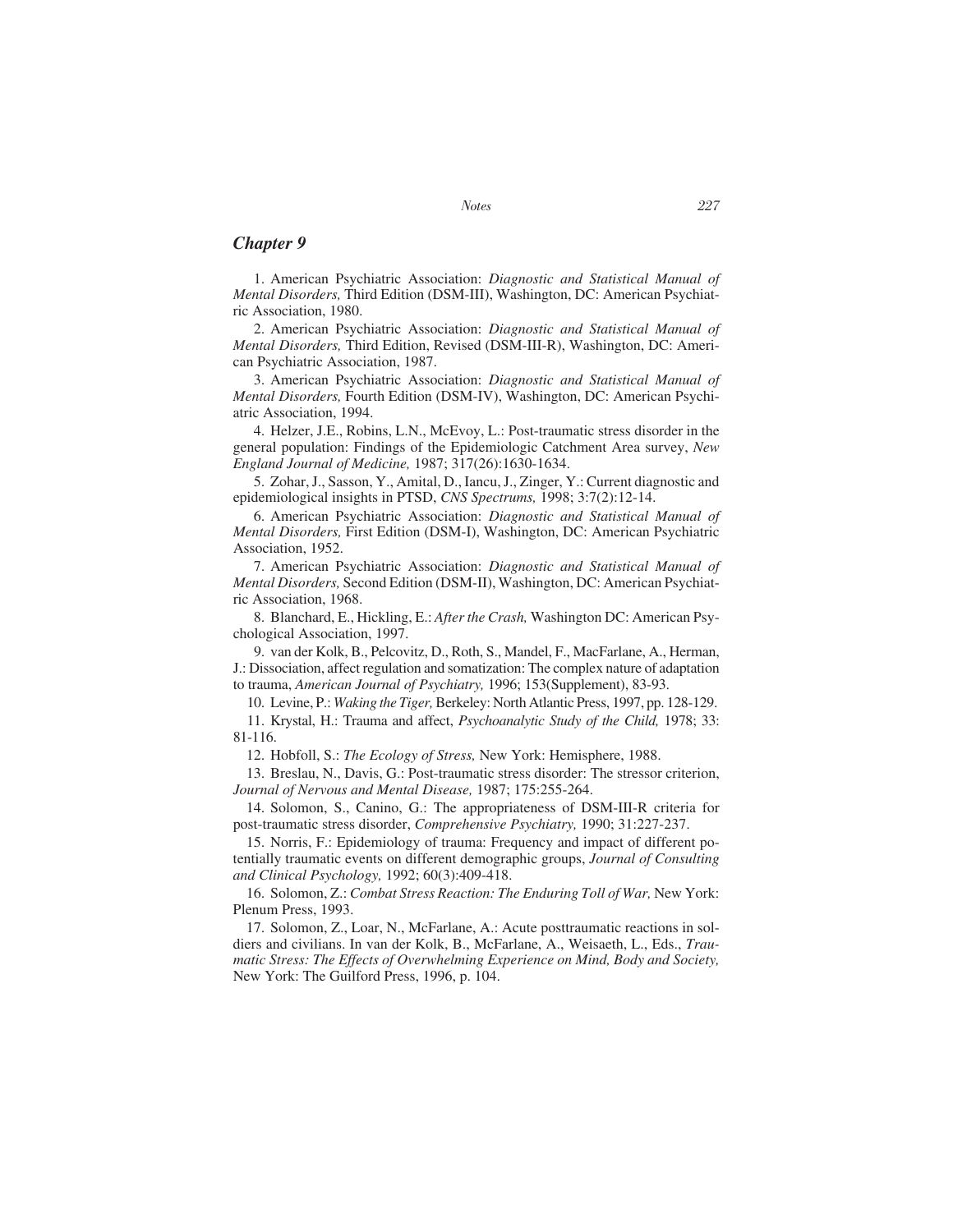## Chapter 9

1. American Psychiatric Association: *Diagnostic and Statistical Manual of Mental Disorders,* Third Edition (DSM-III), Washington, DC: American Psychiatric Association, 1980.

2. American Psychiatric Association: *Diagnostic and Statistical Manual of Mental Disorders,* Third Edition, Revised (DSM-III-R), Washington, DC: American Psychiatric Association, 1987.

3. American Psychiatric Association: *Diagnostic and Statistical Manual of Mental Disorders,* Fourth Edition (DSM-IV), Washington, DC: American Psychiatric Association, 1994.

4. Helzer, J.E., Robins, L.N., McEvoy, L.: Post-traumatic stress disorder in the general population: Findings of the Epidemiologic Catchment Area survey, *New England Journal of Medicine,* 1987; 317(26):1630-1634.

5. Zohar, J., Sasson, Y., Amital, D., Iancu, J., Zinger, Y.: Current diagnostic and epidemiological insights in PTSD, *CNS Spectrums,* 1998; 3:7(2):12-14.

6. American Psychiatric Association: *Diagnostic and Statistical Manual of Mental Disorders,* First Edition (DSM-I), Washington, DC: American Psychiatric Association, 1952.

7. American Psychiatric Association: *Diagnostic and Statistical Manual of Mental Disorders,* Second Edition (DSM-II), Washington, DC: American Psychiatric Association, 1968.

8. Blanchard, E., Hickling, E.: *After the Crash,* Washington DC: American Psychological Association, 1997.

9. van der Kolk, B., Pelcovitz, D., Roth, S., Mandel, F., MacFarlane, A., Herman, J.: Dissociation, affect regulation and somatization: The complex nature of adaptation to trauma, *American Journal of Psychiatry,* 1996; 153(Supplement), 83-93.

10. Levine, P.: *Waking the Tiger,* Berkeley: North Atlantic Press, 1997, pp. 128-129.

11. Krystal, H.: Trauma and affect, *Psychoanalytic Study of the Child,* 1978; 33: 81-116.

12. Hobfoll, S.: *The Ecology of Stress,* New York: Hemisphere, 1988.

13. Breslau, N., Davis, G.: Post-traumatic stress disorder: The stressor criterion, *Journal of Nervous and Mental Disease,* 1987; 175:255-264.

14. Solomon, S., Canino, G.: The appropriateness of DSM-III-R criteria for post-traumatic stress disorder, *Comprehensive Psychiatry,* 1990; 31:227-237.

15. Norris, F.: Epidemiology of trauma: Frequency and impact of different potentially traumatic events on different demographic groups, *Journal of Consulting and Clinical Psychology,* 1992; 60(3):409-418.

16. Solomon, Z.: *Combat Stress Reaction: The Enduring Toll of War,* New York: Plenum Press, 1993.

17. Solomon, Z., Loar, N., McFarlane, A.: Acute posttraumatic reactions in soldiers and civilians. In van der Kolk, B., McFarlane, A., Weisaeth, L., Eds., *Traumatic Stress: The Effects of Overwhelming Experience on Mind, Body and Society,* New York: The Guilford Press, 1996, p. 104.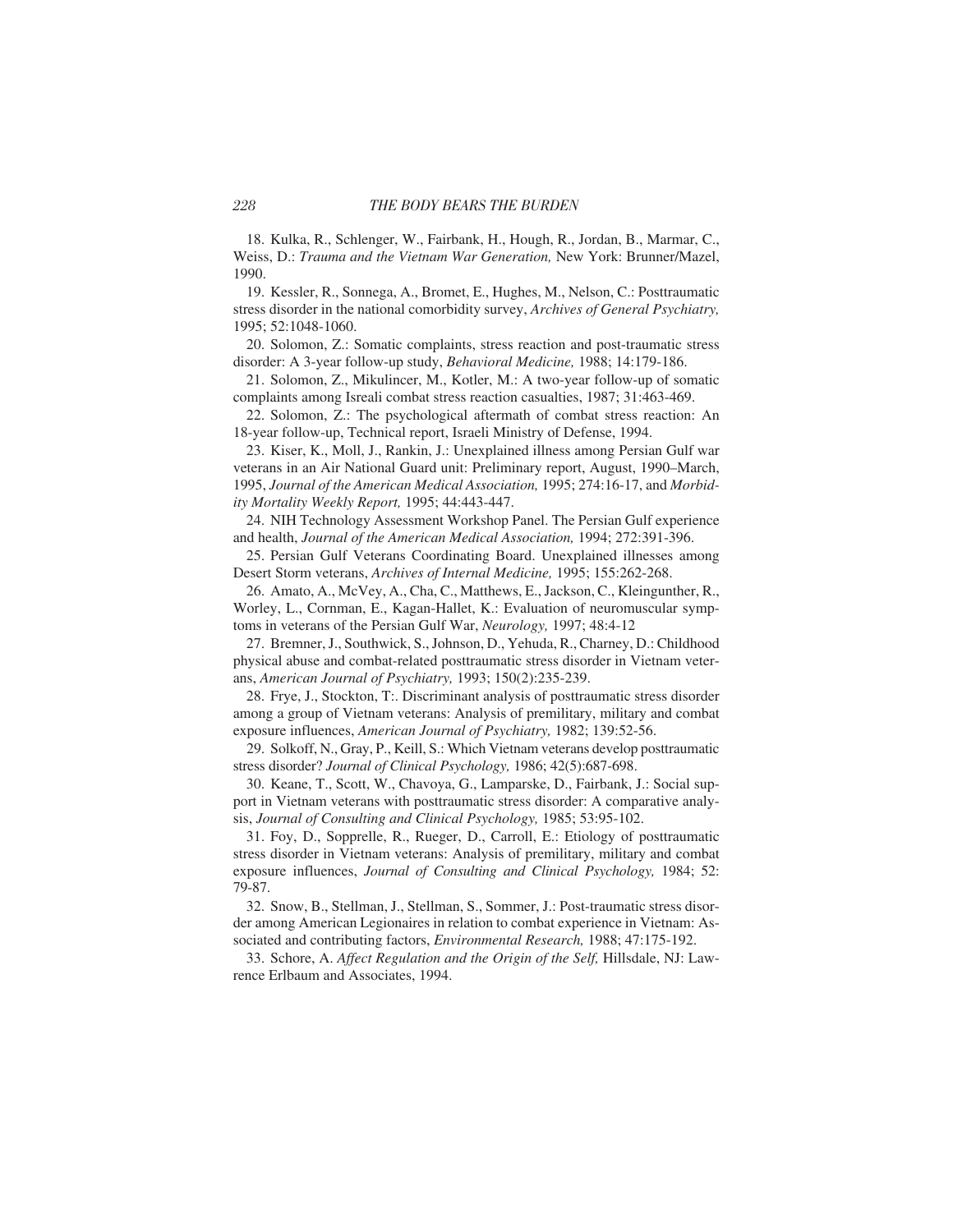18. Kulka, R., Schlenger, W., Fairbank, H., Hough, R., Jordan, B., Marmar, C., Weiss, D.: *Trauma and the Vietnam War Generation,* New York: Brunner/Mazel, 1990.

19. Kessler, R., Sonnega, A., Bromet, E., Hughes, M., Nelson, C.: Posttraumatic stress disorder in the national comorbidity survey, *Archives of General Psychiatry,* 1995; 52:1048-1060.

20. Solomon, Z.: Somatic complaints, stress reaction and post-traumatic stress disorder: A 3-year follow-up study, *Behavioral Medicine,* 1988; 14:179-186.

21. Solomon, Z., Mikulincer, M., Kotler, M.: A two-year follow-up of somatic complaints among Isreali combat stress reaction casualties, 1987; 31:463-469.

22. Solomon, Z.: The psychological aftermath of combat stress reaction: An 18-year follow-up, Technical report, Israeli Ministry of Defense, 1994.

23. Kiser, K., Moll, J., Rankin, J.: Unexplained illness among Persian Gulf war veterans in an Air National Guard unit: Preliminary report, August, 1990–March, 1995, *Journal of the American Medical Association,* 1995; 274:16-17, and *Morbidity Mortality Weekly Report,* 1995; 44:443-447.

24. NIH Technology Assessment Workshop Panel. The Persian Gulf experience and health, *Journal of the American Medical Association,* 1994; 272:391-396.

25. Persian Gulf Veterans Coordinating Board. Unexplained illnesses among Desert Storm veterans, *Archives of Internal Medicine,* 1995; 155:262-268.

26. Amato, A., McVey, A., Cha, C., Matthews, E., Jackson, C., Kleingunther, R., Worley, L., Cornman, E., Kagan-Hallet, K.: Evaluation of neuromuscular symptoms in veterans of the Persian Gulf War, *Neurology,* 1997; 48:4-12

27. Bremner, J., Southwick, S., Johnson, D., Yehuda, R., Charney, D.: Childhood physical abuse and combat-related posttraumatic stress disorder in Vietnam veterans, *American Journal of Psychiatry,* 1993; 150(2):235-239.

28. Frye, J., Stockton, T:. Discriminant analysis of posttraumatic stress disorder among a group of Vietnam veterans: Analysis of premilitary, military and combat exposure influences, *American Journal of Psychiatry,* 1982; 139:52-56.

29. Solkoff, N., Gray, P., Keill, S.: Which Vietnam veterans develop posttraumatic stress disorder? *Journal of Clinical Psychology,* 1986; 42(5):687-698.

30. Keane, T., Scott, W., Chavoya, G., Lamparske, D., Fairbank, J.: Social support in Vietnam veterans with posttraumatic stress disorder: A comparative analysis, *Journal of Consulting and Clinical Psychology,* 1985; 53:95-102.

31. Foy, D., Sopprelle, R., Rueger, D., Carroll, E.: Etiology of posttraumatic stress disorder in Vietnam veterans: Analysis of premilitary, military and combat exposure influences, *Journal of Consulting and Clinical Psychology,* 1984; 52: 79-87.

32. Snow, B., Stellman, J., Stellman, S., Sommer, J.: Post-traumatic stress disorder among American Legionaires in relation to combat experience in Vietnam: Associated and contributing factors, *Environmental Research,* 1988; 47:175-192.

33. Schore, A. *Affect Regulation and the Origin of the Self,* Hillsdale, NJ: Lawrence Erlbaum and Associates, 1994.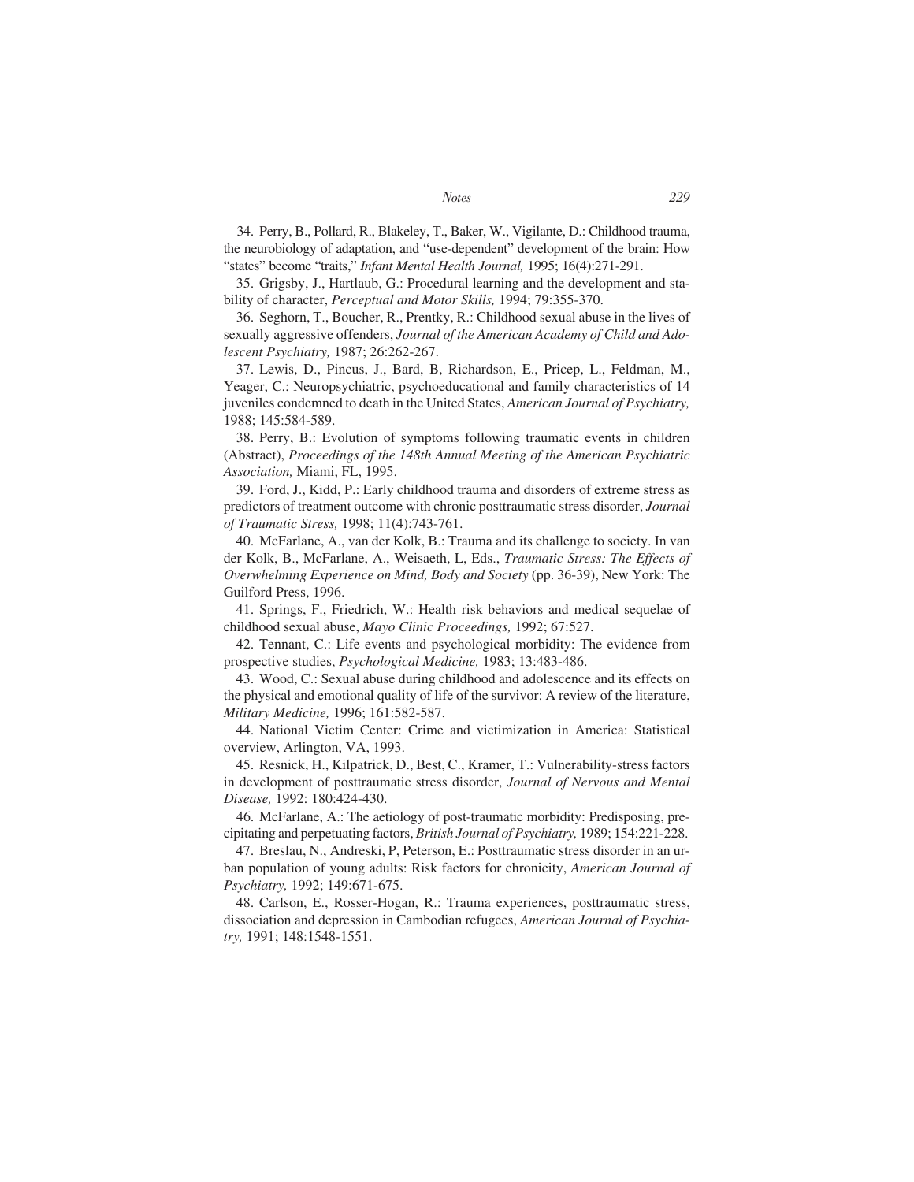34. Perry, B., Pollard, R., Blakeley, T., Baker, W., Vigilante, D.: Childhood trauma, the neurobiology of adaptation, and "use-dependent" development of the brain: How "states" become "traits," *Infant Mental Health Journal,* 1995; 16(4):271-291.

35. Grigsby, J., Hartlaub, G.: Procedural learning and the development and stability of character, *Perceptual and Motor Skills,* 1994; 79:355-370.

36. Seghorn, T., Boucher, R., Prentky, R.: Childhood sexual abuse in the lives of sexually aggressive offenders, *Journal of the American Academy of Child and Adolescent Psychiatry,* 1987; 26:262-267.

37. Lewis, D., Pincus, J., Bard, B, Richardson, E., Pricep, L., Feldman, M., Yeager, C.: Neuropsychiatric, psychoeducational and family characteristics of 14 juveniles condemned to death in the United States, *American Journal of Psychiatry,* 1988; 145:584-589.

38. Perry, B.: Evolution of symptoms following traumatic events in children (Abstract), *Proceedings of the 148th Annual Meeting of the American Psychiatric Association,* Miami, FL, 1995.

39. Ford, J., Kidd, P.: Early childhood trauma and disorders of extreme stress as predictors of treatment outcome with chronic posttraumatic stress disorder, *Journal of Traumatic Stress,* 1998; 11(4):743-761.

40. McFarlane, A., van der Kolk, B.: Trauma and its challenge to society. In van der Kolk, B., McFarlane, A., Weisaeth, L, Eds., *Traumatic Stress: The Effects of Overwhelming Experience on Mind, Body and Society* (pp. 36-39), New York: The Guilford Press, 1996.

41. Springs, F., Friedrich, W.: Health risk behaviors and medical sequelae of childhood sexual abuse, *Mayo Clinic Proceedings,* 1992; 67:527.

42. Tennant, C.: Life events and psychological morbidity: The evidence from prospective studies, *Psychological Medicine,* 1983; 13:483-486.

43. Wood, C.: Sexual abuse during childhood and adolescence and its effects on the physical and emotional quality of life of the survivor: A review of the literature, *Military Medicine,* 1996; 161:582-587.

44. National Victim Center: Crime and victimization in America: Statistical overview, Arlington, VA, 1993.

45. Resnick, H., Kilpatrick, D., Best, C., Kramer, T.: Vulnerability-stress factors in development of posttraumatic stress disorder, *Journal of Nervous and Mental Disease,* 1992: 180:424-430.

46. McFarlane, A.: The aetiology of post-traumatic morbidity: Predisposing, precipitating and perpetuating factors, *British Journal of Psychiatry,* 1989; 154:221-228.

47. Breslau, N., Andreski, P, Peterson, E.: Posttraumatic stress disorder in an urban population of young adults: Risk factors for chronicity, *American Journal of Psychiatry,* 1992; 149:671-675.

48. Carlson, E., Rosser-Hogan, R.: Trauma experiences, posttraumatic stress, dissociation and depression in Cambodian refugees, *American Journal of Psychiatry,* 1991; 148:1548-1551.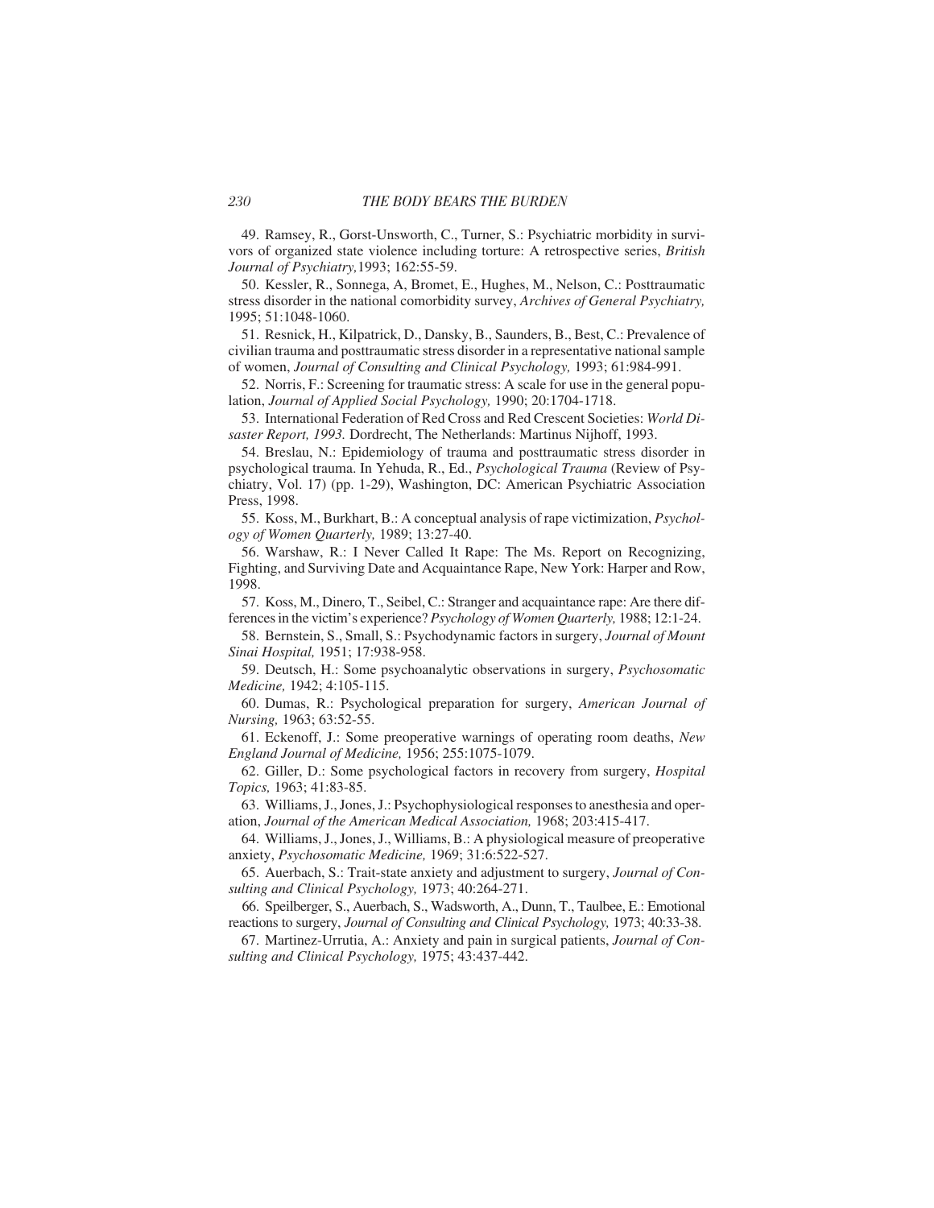49. Ramsey, R., Gorst-Unsworth, C., Turner, S.: Psychiatric morbidity in survivors of organized state violence including torture: A retrospective series, *British Journal of Psychiatry,*1993; 162:55-59.

50. Kessler, R., Sonnega, A, Bromet, E., Hughes, M., Nelson, C.: Posttraumatic stress disorder in the national comorbidity survey, *Archives of General Psychiatry,* 1995; 51:1048-1060.

51. Resnick, H., Kilpatrick, D., Dansky, B., Saunders, B., Best, C.: Prevalence of civilian trauma and posttraumatic stress disorder in a representative national sample of women, *Journal of Consulting and Clinical Psychology,* 1993; 61:984-991.

52. Norris, F.: Screening for traumatic stress: A scale for use in the general population, *Journal of Applied Social Psychology,* 1990; 20:1704-1718.

53. International Federation of Red Cross and Red Crescent Societies: *World Disaster Report, 1993.* Dordrecht, The Netherlands: Martinus Nijhoff, 1993.

54. Breslau, N.: Epidemiology of trauma and posttraumatic stress disorder in psychological trauma. In Yehuda, R., Ed., *Psychological Trauma* (Review of Psychiatry, Vol. 17) (pp. 1-29), Washington, DC: American Psychiatric Association Press, 1998.

55. Koss, M., Burkhart, B.: A conceptual analysis of rape victimization, *Psychology of Women Quarterly,* 1989; 13:27-40.

56. Warshaw, R.: I Never Called It Rape: The Ms. Report on Recognizing, Fighting, and Surviving Date and Acquaintance Rape, New York: Harper and Row, 1998.

57. Koss, M., Dinero, T., Seibel, C.: Stranger and acquaintance rape: Are there differences in the victim's experience? *Psychology of Women Quarterly,* 1988; 12:1-24.

58. Bernstein, S., Small, S.: Psychodynamic factors in surgery, *Journal of Mount Sinai Hospital,* 1951; 17:938-958.

59. Deutsch, H.: Some psychoanalytic observations in surgery, *Psychosomatic Medicine,* 1942; 4:105-115.

60. Dumas, R.: Psychological preparation for surgery, *American Journal of Nursing,* 1963; 63:52-55.

61. Eckenoff, J.: Some preoperative warnings of operating room deaths, *New England Journal of Medicine,* 1956; 255:1075-1079.

62. Giller, D.: Some psychological factors in recovery from surgery, *Hospital Topics,* 1963; 41:83-85.

63. Williams, J., Jones, J.: Psychophysiological responses to anesthesia and operation, *Journal of the American Medical Association,* 1968; 203:415-417.

64. Williams, J., Jones, J., Williams, B.: A physiological measure of preoperative anxiety, *Psychosomatic Medicine,* 1969; 31:6:522-527.

65. Auerbach, S.: Trait-state anxiety and adjustment to surgery, *Journal of Consulting and Clinical Psychology,* 1973; 40:264-271.

66. Speilberger, S., Auerbach, S., Wadsworth, A., Dunn, T., Taulbee, E.: Emotional reactions to surgery, *Journal of Consulting and Clinical Psychology,* 1973; 40:33-38.

67. Martinez-Urrutia, A.: Anxiety and pain in surgical patients, *Journal of Consulting and Clinical Psychology,* 1975; 43:437-442.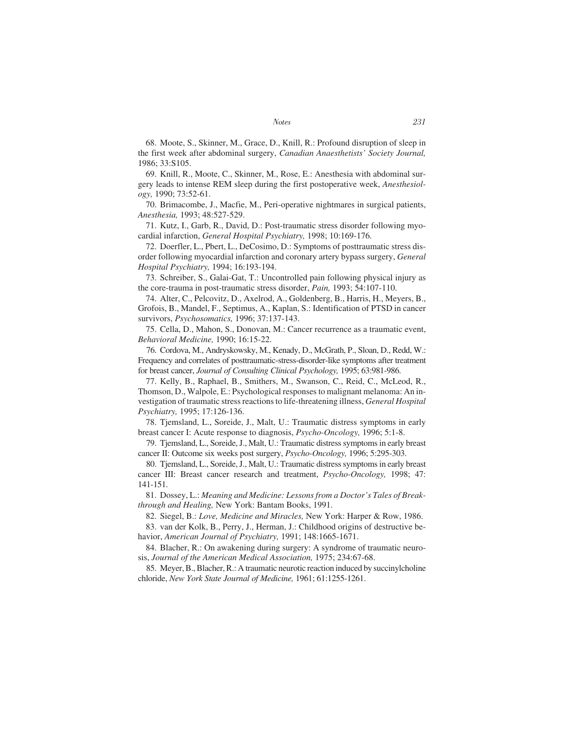68. Moote, S., Skinner, M., Grace, D., Knill, R.: Profound disruption of sleep in the first week after abdominal surgery, *Canadian Anaesthetists' Society Journal,* 1986; 33:S105.

69. Knill, R., Moote, C., Skinner, M., Rose, E.: Anesthesia with abdominal surgery leads to intense REM sleep during the first postoperative week, *Anesthesiology,* 1990; 73:52-61.

70. Brimacombe, J., Macfie, M., Peri-operative nightmares in surgical patients, *Anesthesia,* 1993; 48:527-529.

71. Kutz, I., Garb, R., David, D.: Post-traumatic stress disorder following myocardial infarction, *General Hospital Psychiatry,* 1998; 10:169-176.

72. Doerfler, L., Pbert, L., DeCosimo, D.: Symptoms of posttraumatic stress disorder following myocardial infarction and coronary artery bypass surgery, *General Hospital Psychiatry,* 1994; 16:193-194.

73. Schreiber, S., Galai-Gat, T.: Uncontrolled pain following physical injury as the core-trauma in post-traumatic stress disorder, *Pain,* 1993; 54:107-110.

74. Alter, C., Pelcovitz, D., Axelrod, A., Goldenberg, B., Harris, H., Meyers, B., Grofois, B., Mandel, F., Septimus, A., Kaplan, S.: Identification of PTSD in cancer survivors, *Psychosomatics,* 1996; 37:137-143.

75. Cella, D., Mahon, S., Donovan, M.: Cancer recurrence as a traumatic event, *Behavioral Medicine,* 1990; 16:15-22.

76. Cordova, M., Andryskowsky, M., Kenady, D., McGrath, P., Sloan, D., Redd, W.: Frequency and correlates of posttraumatic-stress-disorder-like symptoms after treatment for breast cancer, *Journal of Consulting Clinical Psychology,* 1995; 63:981-986.

77. Kelly, B., Raphael, B., Smithers, M., Swanson, C., Reid, C., McLeod, R., Thomson, D., Walpole, E.: Psychological responses to malignant melanoma: An investigation of traumatic stress reactions to life-threatening illness, *General Hospital Psychiatry,* 1995; 17:126-136.

78. Tjemsland, L., Soreide, J., Malt, U.: Traumatic distress symptoms in early breast cancer I: Acute response to diagnosis, *Psycho-Oncology,* 1996; 5:1-8.

79. Tjemsland, L., Soreide, J., Malt, U.: Traumatic distress symptoms in early breast cancer II: Outcome six weeks post surgery, *Psycho-Oncology,* 1996; 5:295-303.

80. Tjemsland, L., Soreide, J., Malt, U.: Traumatic distress symptoms in early breast cancer III: Breast cancer research and treatment, *Psycho-Oncology,* 1998; 47: 141-151.

81. Dossey, L.: *Meaning and Medicine: Lessons from a Doctor's Tales of Breakthrough and Healing,* New York: Bantam Books, 1991.

82. Siegel, B.: *Love, Medicine and Miracles,* New York: Harper & Row, 1986.

83. van der Kolk, B., Perry, J., Herman, J.: Childhood origins of destructive behavior, *American Journal of Psychiatry,* 1991; 148:1665-1671.

84. Blacher, R.: On awakening during surgery: A syndrome of traumatic neurosis, *Journal of the American Medical Association,* 1975; 234:67-68.

85. Meyer, B., Blacher, R.: A traumatic neurotic reaction induced by succinylcholine chloride, *New York State Journal of Medicine,* 1961; 61:1255-1261.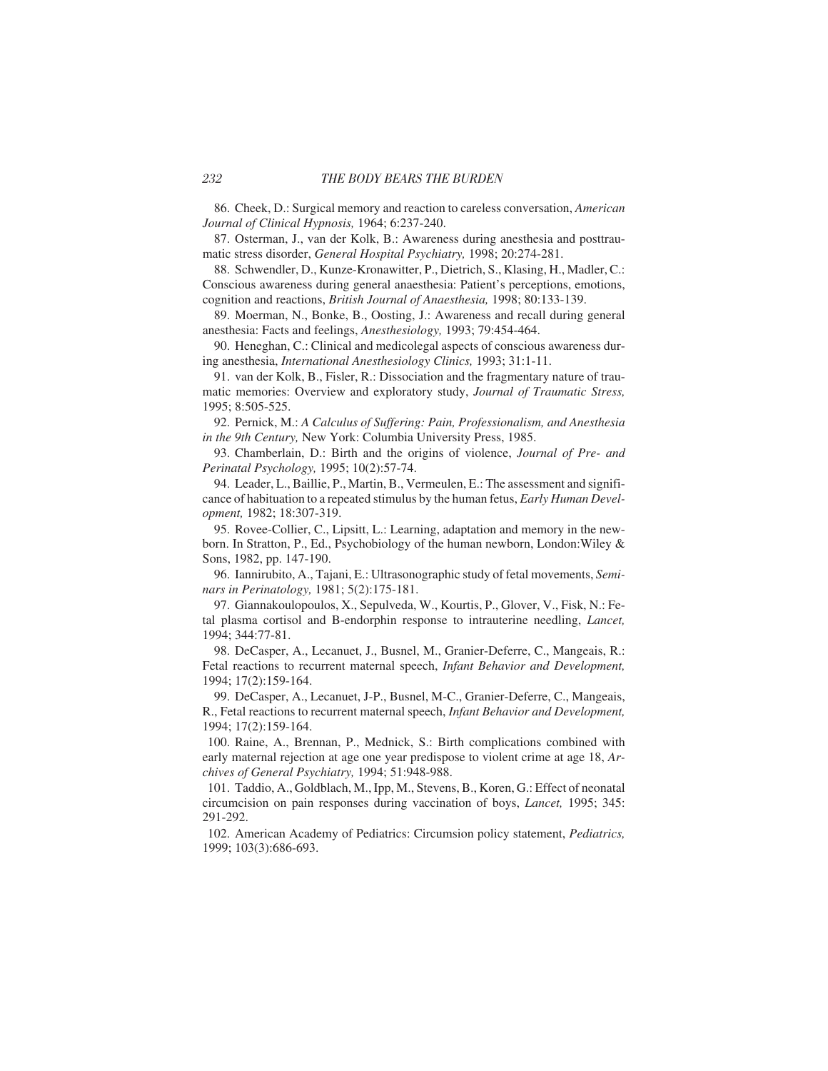86. Cheek, D.: Surgical memory and reaction to careless conversation, *American Journal of Clinical Hypnosis,* 1964; 6:237-240.

87. Osterman, J., van der Kolk, B.: Awareness during anesthesia and posttraumatic stress disorder, *General Hospital Psychiatry,* 1998; 20:274-281.

88. Schwendler, D., Kunze-Kronawitter, P., Dietrich, S., Klasing, H., Madler, C.: Conscious awareness during general anaesthesia: Patient's perceptions, emotions, cognition and reactions, *British Journal of Anaesthesia,* 1998; 80:133-139.

89. Moerman, N., Bonke, B., Oosting, J.: Awareness and recall during general anesthesia: Facts and feelings, *Anesthesiology,* 1993; 79:454-464.

90. Heneghan, C.: Clinical and medicolegal aspects of conscious awareness during anesthesia, *International Anesthesiology Clinics,* 1993; 31:1-11.

91. van der Kolk, B., Fisler, R.: Dissociation and the fragmentary nature of traumatic memories: Overview and exploratory study, *Journal of Traumatic Stress,* 1995; 8:505-525.

92. Pernick, M.: *A Calculus of Suffering: Pain, Professionalism, and Anesthesia in the 9th Century,* New York: Columbia University Press, 1985.

93. Chamberlain, D.: Birth and the origins of violence, *Journal of Pre- and Perinatal Psychology,* 1995; 10(2):57-74.

94. Leader, L., Baillie, P., Martin, B., Vermeulen, E.: The assessment and significance of habituation to a repeated stimulus by the human fetus, *Early Human Development,* 1982; 18:307-319.

95. Rovee-Collier, C., Lipsitt, L.: Learning, adaptation and memory in the newborn. In Stratton, P., Ed., Psychobiology of the human newborn, London:Wiley & Sons, 1982, pp. 147-190.

96. Iannirubito, A., Tajani, E.: Ultrasonographic study of fetal movements, *Seminars in Perinatology,* 1981; 5(2):175-181.

97. Giannakoulopoulos, X., Sepulveda, W., Kourtis, P., Glover, V., Fisk, N.: Fetal plasma cortisol and B-endorphin response to intrauterine needling, *Lancet,* 1994; 344:77-81.

98. DeCasper, A., Lecanuet, J., Busnel, M., Granier-Deferre, C., Mangeais, R.: Fetal reactions to recurrent maternal speech, *Infant Behavior and Development,* 1994; 17(2):159-164.

99. DeCasper, A., Lecanuet, J-P., Busnel, M-C., Granier-Deferre, C., Mangeais, R., Fetal reactions to recurrent maternal speech, *Infant Behavior and Development,* 1994; 17(2):159-164.

100. Raine, A., Brennan, P., Mednick, S.: Birth complications combined with early maternal rejection at age one year predispose to violent crime at age 18, *Archives of General Psychiatry,* 1994; 51:948-988.

101. Taddio, A., Goldblach, M., Ipp, M., Stevens, B., Koren, G.: Effect of neonatal circumcision on pain responses during vaccination of boys, *Lancet,* 1995; 345: 291-292.

102. American Academy of Pediatrics: Circumsion policy statement, *Pediatrics,* 1999; 103(3):686-693.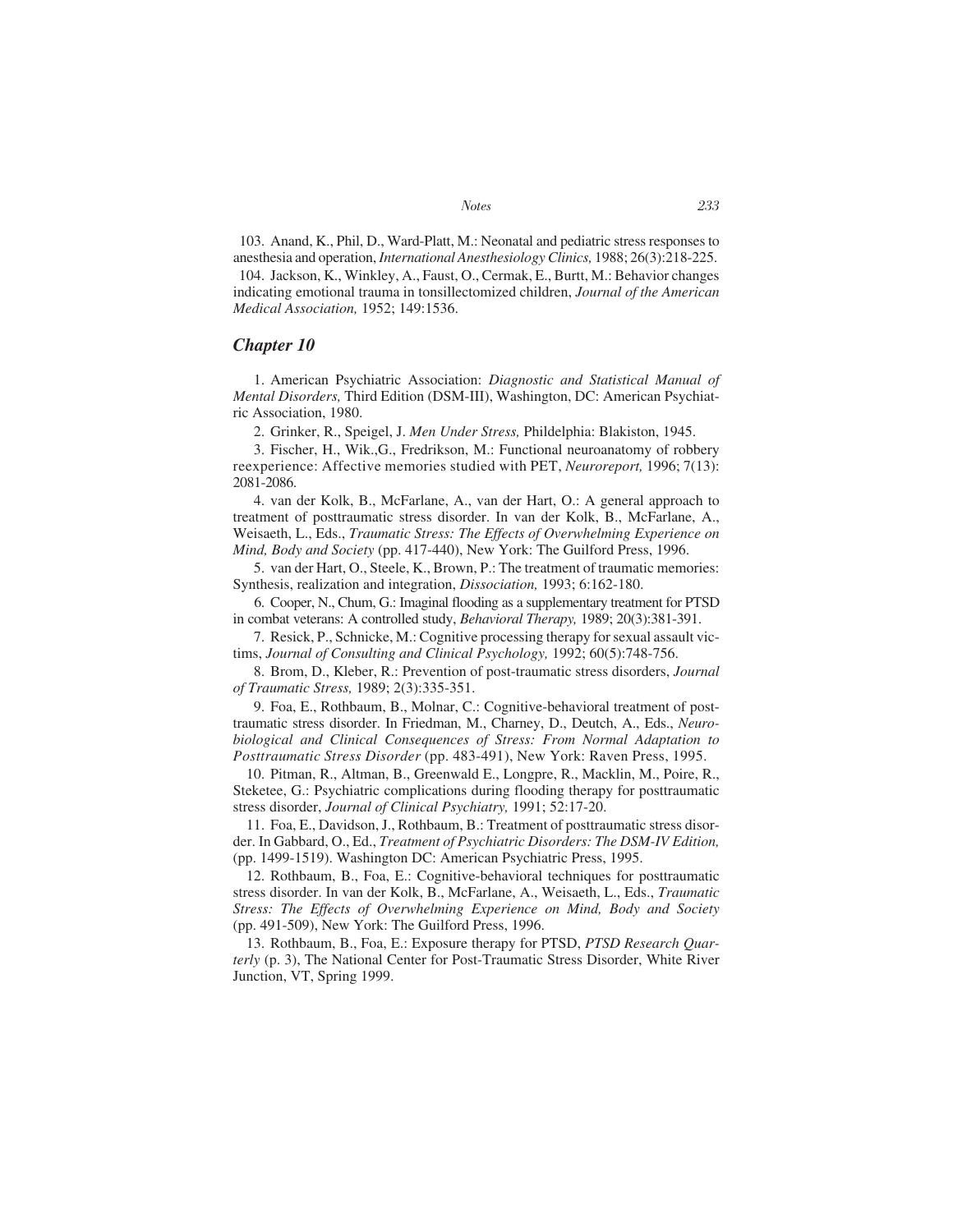103. Anand, K., Phil, D., Ward-Platt, M.: Neonatal and pediatric stress responses to anesthesia and operation, *International Anesthesiology Clinics,* 1988; 26(3):218-225.

104. Jackson, K., Winkley, A., Faust, O., Cermak, E., Burtt, M.: Behavior changes indicating emotional trauma in tonsillectomized children, *Journal of the American Medical Association,* 1952; 149:1536.

## *Chapter 10*

1. American Psychiatric Association: *Diagnostic and Statistical Manual of Mental Disorders,* Third Edition (DSM-III), Washington, DC: American Psychiatric Association, 1980.

2. Grinker, R., Speigel, J. *Men Under Stress,* Phildelphia: Blakiston, 1945.

3. Fischer, H., Wik.,G., Fredrikson, M.: Functional neuroanatomy of robbery reexperience: Affective memories studied with PET, *Neuroreport,* 1996; 7(13): 2081-2086.

4. van der Kolk, B., McFarlane, A., van der Hart, O.: A general approach to treatment of posttraumatic stress disorder. In van der Kolk, B., McFarlane, A., Weisaeth, L., Eds., *Traumatic Stress: The Effects of Overwhelming Experience on Mind, Body and Society* (pp. 417-440), New York: The Guilford Press, 1996.

5. van der Hart, O., Steele, K., Brown, P.: The treatment of traumatic memories: Synthesis, realization and integration, *Dissociation,* 1993; 6:162-180.

6. Cooper, N., Chum, G.: Imaginal flooding as a supplementary treatment for PTSD in combat veterans: A controlled study, *Behavioral Therapy,* 1989; 20(3):381-391.

7. Resick, P., Schnicke, M.: Cognitive processing therapy for sexual assault victims, *Journal of Consulting and Clinical Psychology,* 1992; 60(5):748-756.

8. Brom, D., Kleber, R.: Prevention of post-traumatic stress disorders, *Journal of Traumatic Stress,* 1989; 2(3):335-351.

9. Foa, E., Rothbaum, B., Molnar, C.: Cognitive-behavioral treatment of posttraumatic stress disorder. In Friedman, M., Charney, D., Deutch, A., Eds., *Neurobiological and Clinical Consequences of Stress: From Normal Adaptation to Posttraumatic Stress Disorder* (pp. 483-491), New York: Raven Press, 1995.

10. Pitman, R., Altman, B., Greenwald E., Longpre, R., Macklin, M., Poire, R., Steketee, G.: Psychiatric complications during flooding therapy for posttraumatic stress disorder, *Journal of Clinical Psychiatry,* 1991; 52:17-20.

11. Foa, E., Davidson, J., Rothbaum, B.: Treatment of posttraumatic stress disorder. In Gabbard, O., Ed., *Treatment of Psychiatric Disorders: The DSM-IV Edition,* (pp. 1499-1519). Washington DC: American Psychiatric Press, 1995.

12. Rothbaum, B., Foa, E.: Cognitive-behavioral techniques for posttraumatic stress disorder. In van der Kolk, B., McFarlane, A., Weisaeth, L., Eds., *Traumatic Stress: The Effects of Overwhelming Experience on Mind, Body and Society* (pp. 491-509), New York: The Guilford Press, 1996.

13. Rothbaum, B., Foa, E.: Exposure therapy for PTSD, *PTSD Research Quarterly* (p. 3), The National Center for Post-Traumatic Stress Disorder, White River Junction, VT, Spring 1999.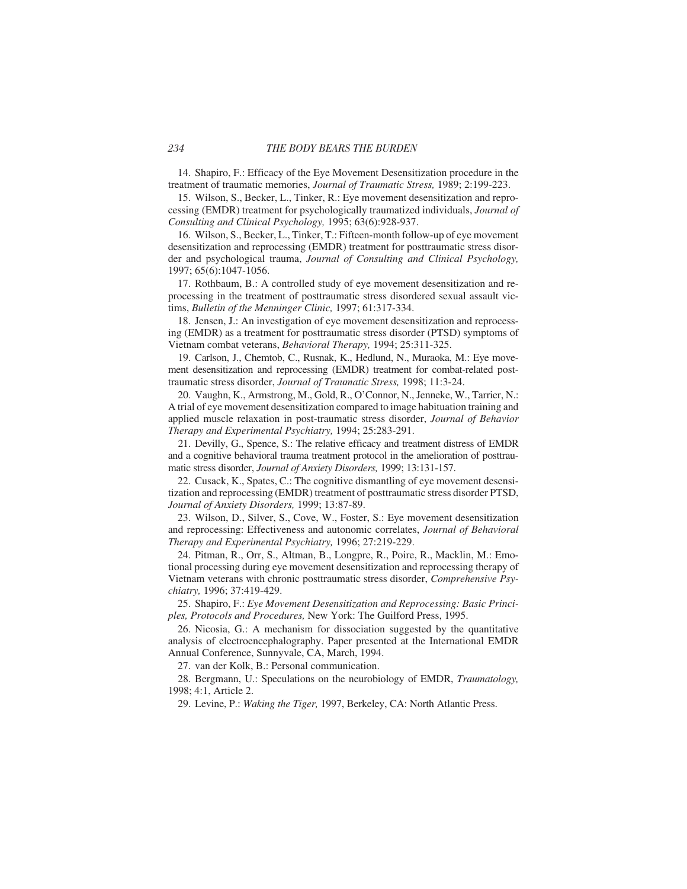14. Shapiro, F.: Efficacy of the Eye Movement Desensitization procedure in the treatment of traumatic memories, *Journal of Traumatic Stress,* 1989; 2:199-223.

15. Wilson, S., Becker, L., Tinker, R.: Eye movement desensitization and reprocessing (EMDR) treatment for psychologically traumatized individuals, *Journal of Consulting and Clinical Psychology,* 1995; 63(6):928-937.

16. Wilson, S., Becker, L., Tinker, T.: Fifteen-month follow-up of eye movement desensitization and reprocessing (EMDR) treatment for posttraumatic stress disorder and psychological trauma, *Journal of Consulting and Clinical Psychology,* 1997; 65(6):1047-1056.

17. Rothbaum, B.: A controlled study of eye movement desensitization and reprocessing in the treatment of posttraumatic stress disordered sexual assault victims, *Bulletin of the Menninger Clinic,* 1997; 61:317-334.

18. Jensen, J.: An investigation of eye movement desensitization and reprocessing (EMDR) as a treatment for posttraumatic stress disorder (PTSD) symptoms of Vietnam combat veterans, *Behavioral Therapy,* 1994; 25:311-325.

19. Carlson, J., Chemtob, C., Rusnak, K., Hedlund, N., Muraoka, M.: Eye movement desensitization and reprocessing (EMDR) treatment for combat-related posttraumatic stress disorder, *Journal of Traumatic Stress,* 1998; 11:3-24.

20. Vaughn, K., Armstrong, M., Gold, R., O'Connor, N., Jenneke, W., Tarrier, N.: A trial of eye movement desensitization compared to image habituation training and applied muscle relaxation in post-traumatic stress disorder, *Journal of Behavior Therapy and Experimental Psychiatry,* 1994; 25:283-291.

21. Devilly, G., Spence, S.: The relative efficacy and treatment distress of EMDR and a cognitive behavioral trauma treatment protocol in the amelioration of posttraumatic stress disorder, *Journal of Anxiety Disorders,* 1999; 13:131-157.

22. Cusack, K., Spates, C.: The cognitive dismantling of eye movement desensitization and reprocessing (EMDR) treatment of posttraumatic stress disorder PTSD, *Journal of Anxiety Disorders,* 1999; 13:87-89.

23. Wilson, D., Silver, S., Cove, W., Foster, S.: Eye movement desensitization and reprocessing: Effectiveness and autonomic correlates, *Journal of Behavioral Therapy and Experimental Psychiatry,* 1996; 27:219-229.

24. Pitman, R., Orr, S., Altman, B., Longpre, R., Poire, R., Macklin, M.: Emotional processing during eye movement desensitization and reprocessing therapy of Vietnam veterans with chronic posttraumatic stress disorder, *Comprehensive Psychiatry,* 1996; 37:419-429.

25. Shapiro, F.: *Eye Movement Desensitization and Reprocessing: Basic Principles, Protocols and Procedures,* New York: The Guilford Press, 1995.

26. Nicosia, G.: A mechanism for dissociation suggested by the quantitative analysis of electroencephalography. Paper presented at the International EMDR Annual Conference, Sunnyvale, CA, March, 1994.

27. van der Kolk, B.: Personal communication.

28. Bergmann, U.: Speculations on the neurobiology of EMDR, *Traumatology,* 1998; 4:1, Article 2.

29. Levine, P.: *Waking the Tiger,* 1997, Berkeley, CA: North Atlantic Press.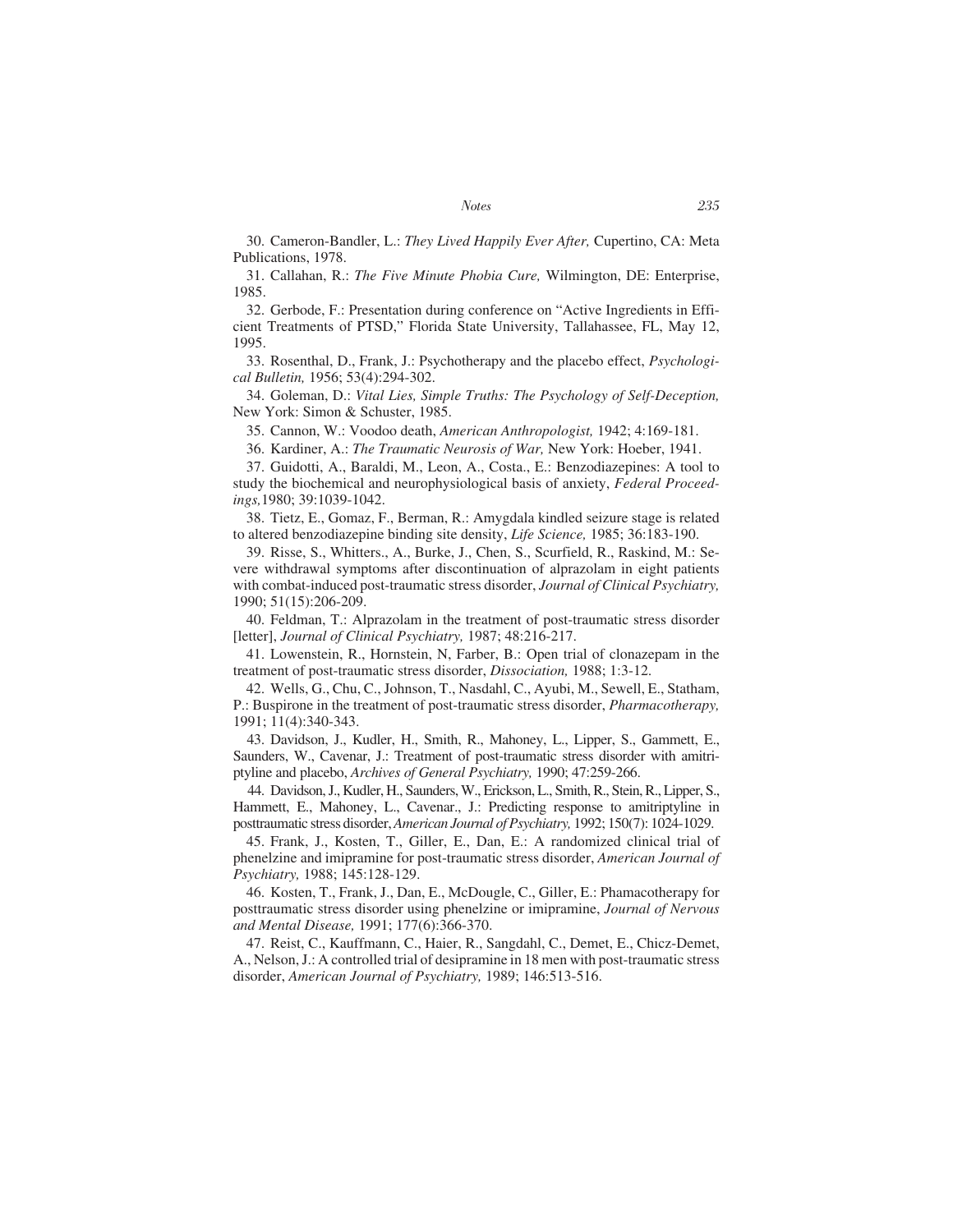30. Cameron-Bandler, L.: *They Lived Happily Ever After,* Cupertino, CA: Meta Publications, 1978.

31. Callahan, R.: *The Five Minute Phobia Cure,* Wilmington, DE: Enterprise, 1985.

32. Gerbode, F.: Presentation during conference on "Active Ingredients in Efficient Treatments of PTSD," Florida State University, Tallahassee, FL, May 12, 1995.

33. Rosenthal, D., Frank, J.: Psychotherapy and the placebo effect, *Psychological Bulletin,* 1956; 53(4):294-302.

34. Goleman, D.: *Vital Lies, Simple Truths: The Psychology of Self-Deception,* New York: Simon & Schuster, 1985.

35. Cannon, W.: Voodoo death, *American Anthropologist,* 1942; 4:169-181.

36. Kardiner, A.: *The Traumatic Neurosis of War,* New York: Hoeber, 1941.

37. Guidotti, A., Baraldi, M., Leon, A., Costa., E.: Benzodiazepines: A tool to study the biochemical and neurophysiological basis of anxiety, *Federal Proceedings,*1980; 39:1039-1042.

38. Tietz, E., Gomaz, F., Berman, R.: Amygdala kindled seizure stage is related to altered benzodiazepine binding site density, *Life Science,* 1985; 36:183-190.

39. Risse, S., Whitters., A., Burke, J., Chen, S., Scurfield, R., Raskind, M.: Severe withdrawal symptoms after discontinuation of alprazolam in eight patients with combat-induced post-traumatic stress disorder, *Journal of Clinical Psychiatry,* 1990; 51(15):206-209.

40. Feldman, T.: Alprazolam in the treatment of post-traumatic stress disorder [letter], *Journal of Clinical Psychiatry,* 1987; 48:216-217.

41. Lowenstein, R., Hornstein, N, Farber, B.: Open trial of clonazepam in the treatment of post-traumatic stress disorder, *Dissociation,* 1988; 1:3-12.

42. Wells, G., Chu, C., Johnson, T., Nasdahl, C., Ayubi, M., Sewell, E., Statham, P.: Buspirone in the treatment of post-traumatic stress disorder, *Pharmacotherapy,* 1991; 11(4):340-343.

43. Davidson, J., Kudler, H., Smith, R., Mahoney, L., Lipper, S., Gammett, E., Saunders, W., Cavenar, J.: Treatment of post-traumatic stress disorder with amitriptyline and placebo, *Archives of General Psychiatry,* 1990; 47:259-266.

44. Davidson, J., Kudler, H., Saunders, W., Erickson, L., Smith, R., Stein, R., Lipper, S., Hammett, E., Mahoney, L., Cavenar., J.: Predicting response to amitriptyline in posttraumatic stress disorder, *American Journal of Psychiatry,* 1992; 150(7): 1024-1029.

45. Frank, J., Kosten, T., Giller, E., Dan, E.: A randomized clinical trial of phenelzine and imipramine for post-traumatic stress disorder, *American Journal of Psychiatry,* 1988; 145:128-129.

46. Kosten, T., Frank, J., Dan, E., McDougle, C., Giller, E.: Phamacotherapy for posttraumatic stress disorder using phenelzine or imipramine, *Journal of Nervous and Mental Disease,* 1991; 177(6):366-370.

47. Reist, C., Kauffmann, C., Haier, R., Sangdahl, C., Demet, E., Chicz-Demet, A., Nelson, J.: A controlled trial of desipramine in 18 men with post-traumatic stress disorder, *American Journal of Psychiatry,* 1989; 146:513-516.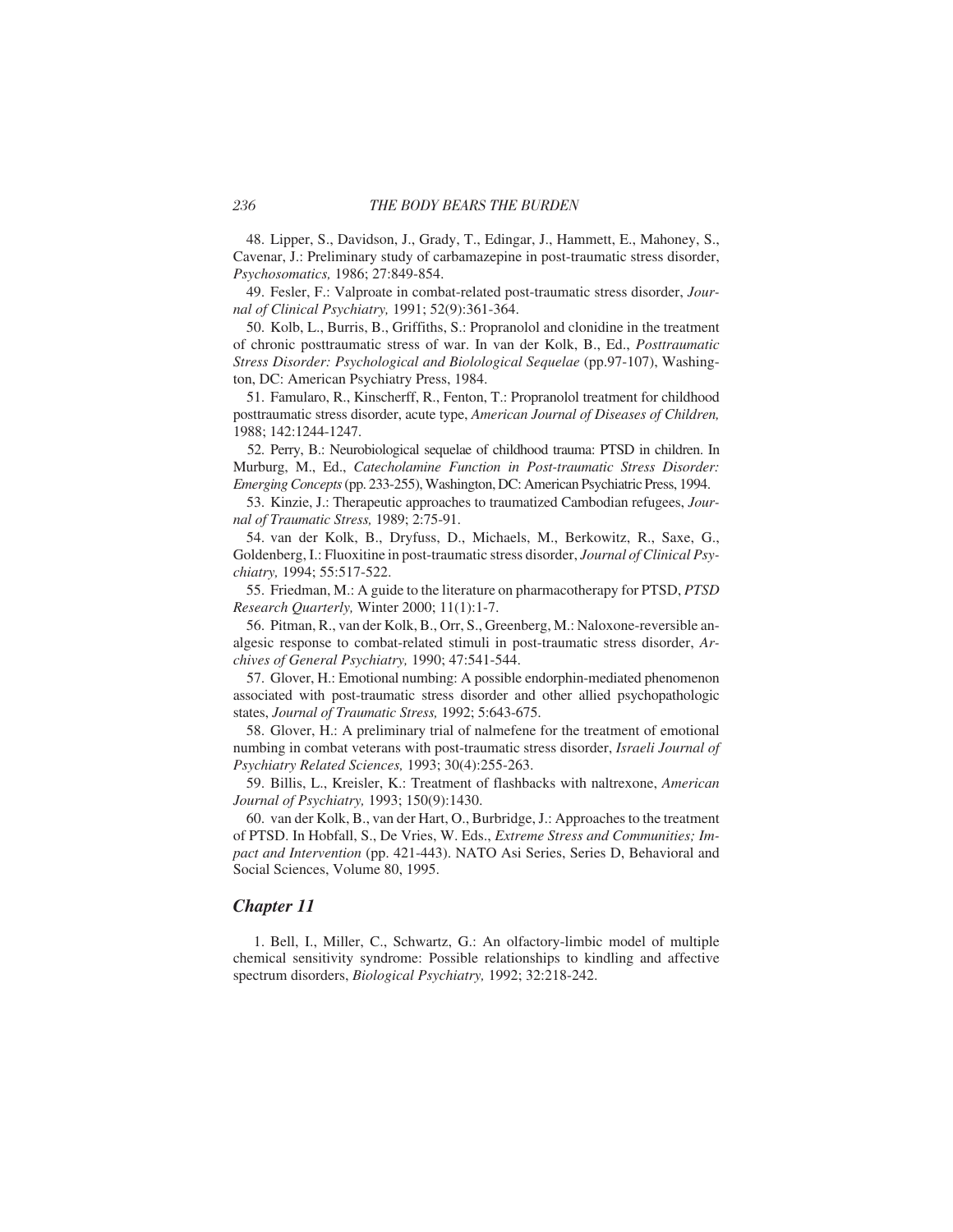48. Lipper, S., Davidson, J., Grady, T., Edingar, J., Hammett, E., Mahoney, S., Cavenar, J.: Preliminary study of carbamazepine in post-traumatic stress disorder, *Psychosomatics,* 1986; 27:849-854.

49. Fesler, F.: Valproate in combat-related post-traumatic stress disorder, *Journal of Clinical Psychiatry,* 1991; 52(9):361-364.

50. Kolb, L., Burris, B., Griffiths, S.: Propranolol and clonidine in the treatment of chronic posttraumatic stress of war. In van der Kolk, B., Ed., *Posttraumatic Stress Disorder: Psychological and Biolological Sequelae* (pp.97-107), Washington, DC: American Psychiatry Press, 1984.

51. Famularo, R., Kinscherff, R., Fenton, T.: Propranolol treatment for childhood posttraumatic stress disorder, acute type, *American Journal of Diseases of Children,* 1988; 142:1244-1247.

52. Perry, B.: Neurobiological sequelae of childhood trauma: PTSD in children. In Murburg, M., Ed., *Catecholamine Function in Post-traumatic Stress Disorder: Emerging Concepts* (pp. 233-255), Washington, DC: American Psychiatric Press, 1994.

53. Kinzie, J.: Therapeutic approaches to traumatized Cambodian refugees, *Journal of Traumatic Stress,* 1989; 2:75-91.

54. van der Kolk, B., Dryfuss, D., Michaels, M., Berkowitz, R., Saxe, G., Goldenberg, I.: Fluoxitine in post-traumatic stress disorder, *Journal of Clinical Psychiatry,* 1994; 55:517-522.

55. Friedman, M.: A guide to the literature on pharmacotherapy for PTSD, *PTSD Research Quarterly,* Winter 2000; 11(1):1-7.

56. Pitman, R., van der Kolk, B., Orr, S., Greenberg, M.: Naloxone-reversible analgesic response to combat-related stimuli in post-traumatic stress disorder, *Archives of General Psychiatry,* 1990; 47:541-544.

57. Glover, H.: Emotional numbing: A possible endorphin-mediated phenomenon associated with post-traumatic stress disorder and other allied psychopathologic states, *Journal of Traumatic Stress,* 1992; 5:643-675.

58. Glover, H.: A preliminary trial of nalmefene for the treatment of emotional numbing in combat veterans with post-traumatic stress disorder, *Israeli Journal of Psychiatry Related Sciences,* 1993; 30(4):255-263.

59. Billis, L., Kreisler, K.: Treatment of flashbacks with naltrexone, *American Journal of Psychiatry,* 1993; 150(9):1430.

60. van der Kolk, B., van der Hart, O., Burbridge, J.: Approaches to the treatment of PTSD. In Hobfall, S., De Vries, W. Eds., *Extreme Stress and Communities; Impact and Intervention* (pp. 421-443). NATO Asi Series, Series D, Behavioral and Social Sciences, Volume 80, 1995.

## *Chapter 11*

1. Bell, I., Miller, C., Schwartz, G.: An olfactory-limbic model of multiple chemical sensitivity syndrome: Possible relationships to kindling and affective spectrum disorders, *Biological Psychiatry,* 1992; 32:218-242.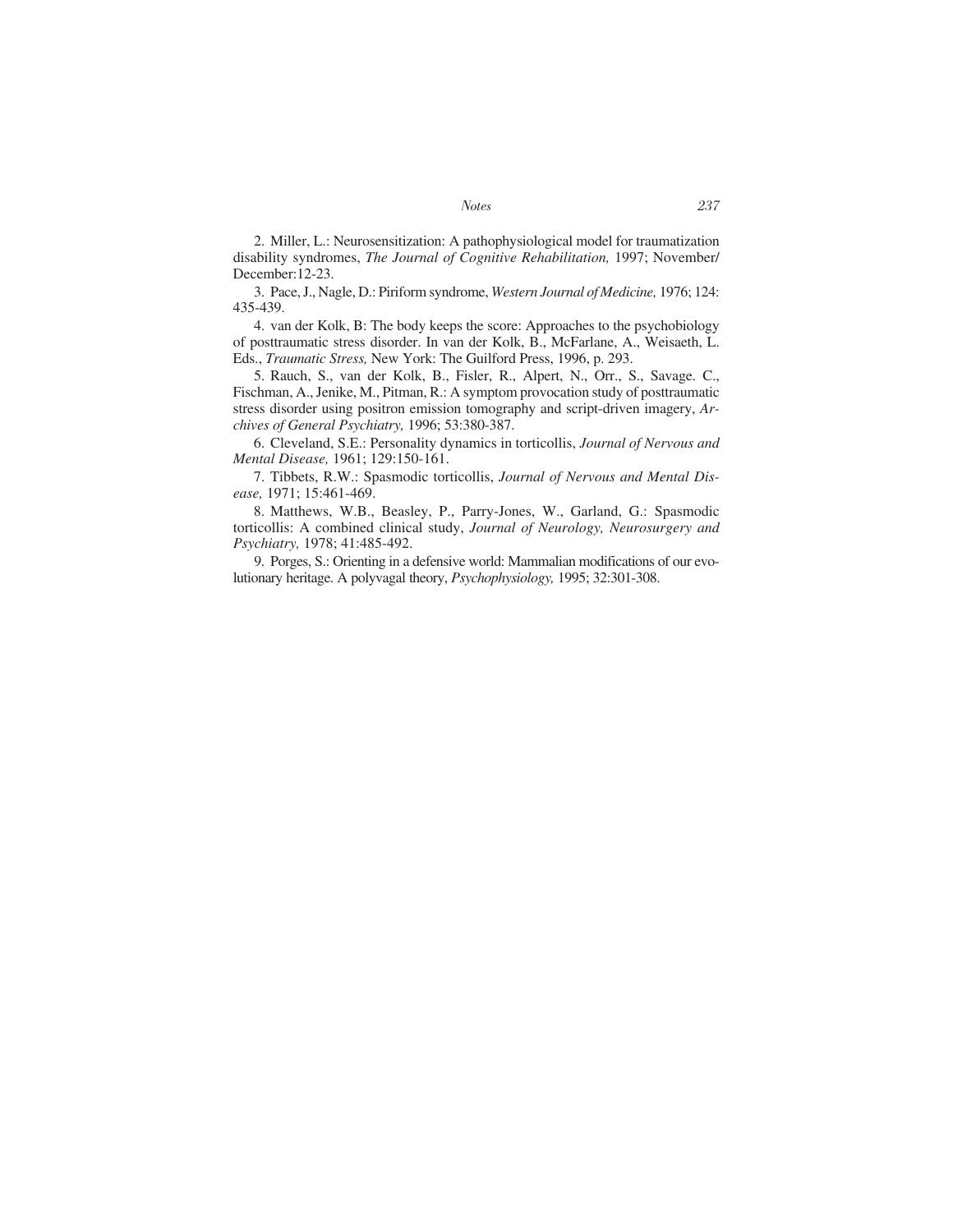2. Miller, L.: Neurosensitization: A pathophysiological model for traumatization disability syndromes, *The Journal of Cognitive Rehabilitation,* 1997; November/December:12-23.

3. Pace, J., Nagle, D.: Piriform syndrome, *Western Journal of Medicine,* 1976; 124: 435-439.

4. van der Kolk, B: The body keeps the score: Approaches to the psychobiology of posttraumatic stress disorder. In van der Kolk, B., McFarlane, A., Weisaeth, L. Eds., *Traumatic Stress,* New York: The Guilford Press, 1996, p. 293.

5. Rauch, S., van der Kolk, B., Fisler, R., Alpert, N., Orr., S., Savage. C., Fischman, A., Jenike, M., Pitman, R.: A symptom provocation study of posttraumatic stress disorder using positron emission tomography and script-driven imagery, *Archives of General Psychiatry,* 1996; 53:380-387.

6. Cleveland, S.E.: Personality dynamics in torticollis, *Journal of Nervous and Mental Disease,* 1961; 129:150-161.

7. Tibbets, R.W.: Spasmodic torticollis, *Journal of Nervous and Mental Disease,* 1971; 15:461-469.

8. Matthews, W.B., Beasley, P., Parry-Jones, W., Garland, G.: Spasmodic torticollis: A combined clinical study, *Journal of Neurology, Neurosurgery and Psychiatry,* 1978; 41:485-492.

9. Porges, S.: Orienting in a defensive world: Mammalian modifications of our evolutionary heritage. A polyvagal theory, *Psychophysiology,* 1995; 32:301-308.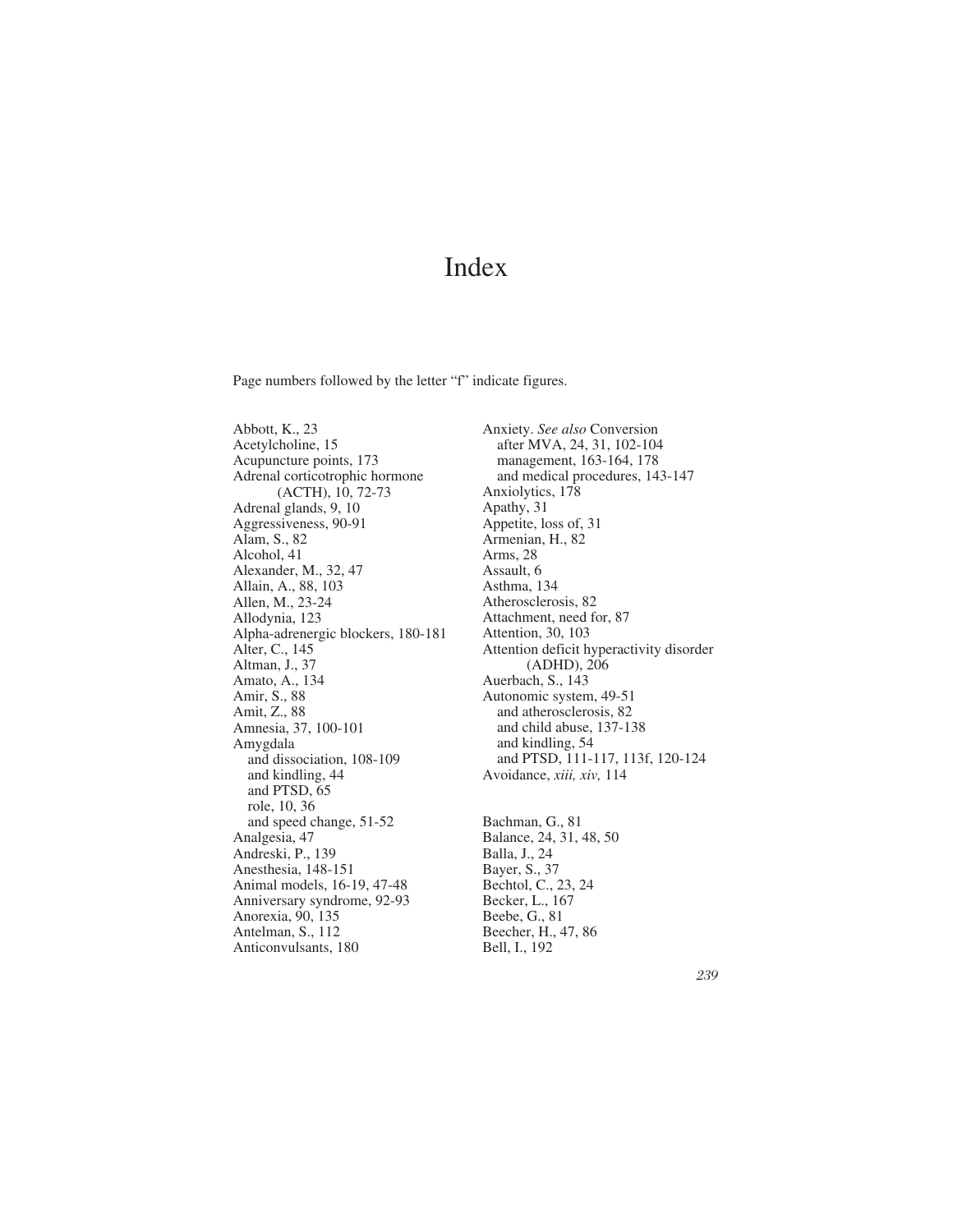# Index

Page numbers followed by the letter "f" indicate figures.

Abbott, K., 23
Acetylcholine, 15
Acupuncture points, 173
Adrenal corticotrophic hormone (ACTH), 10, 72-73
Adrenal glands, 9, 10
Aggressiveness, 90-91
Alam, S., 82
Alcohol, 41
Alexander, M., 32, 47
Allain, A., 88, 103
Allen, M., 23-24
Allodynia, 123
Alpha-adrenergic blockers, 180-181
Alter, C., 145
Altman, J., 37
Amato, A., 134
Amir, S., 88
Amit, Z., 88
Amnesia, 37, 100-101
Amygdala
  and dissociation, 108-109
  and kindling, 44
  and PTSD, 65
  role, 10, 36
  and speed change, 51-52
Analgesia, 47
Andreski, P., 139
Anesthesia, 148-151
Animal models, 16-19, 47-48
Anniversary syndrome, 92-93
Anorexia, 90, 135
Antelman, S., 112
Anticonvulsants, 180
Anxiety. *See also* Conversion
  after MVA, 24, 31, 102-104
  management, 163-164, 178
  and medical procedures, 143-147
Anxiolytics, 178
Apathy, 31
Appetite, loss of, 31
Armenian, H., 82
Arms, 28
Assault, 6
Asthma, 134
Atherosclerosis, 82
Attachment, need for, 87
Attention, 30, 103
Attention deficit hyperactivity disorder (ADHD), 206
Auerbach, S., 143
Autonomic system, 49-51
  and atherosclerosis, 82
  and child abuse, 137-138
  and kindling, 54
  and PTSD, 111-117, 113f, 120-124
Avoidance, *xiii, xiv,* 114

Bachman, G., 81
Balance, 24, 31, 48, 50
Balla, J., 24
Bayer, S., 37
Bechtol, C., 23, 24
Becker, L., 167
Beebe, G., 81
Beecher, H., 47, 86
Bell, I., 192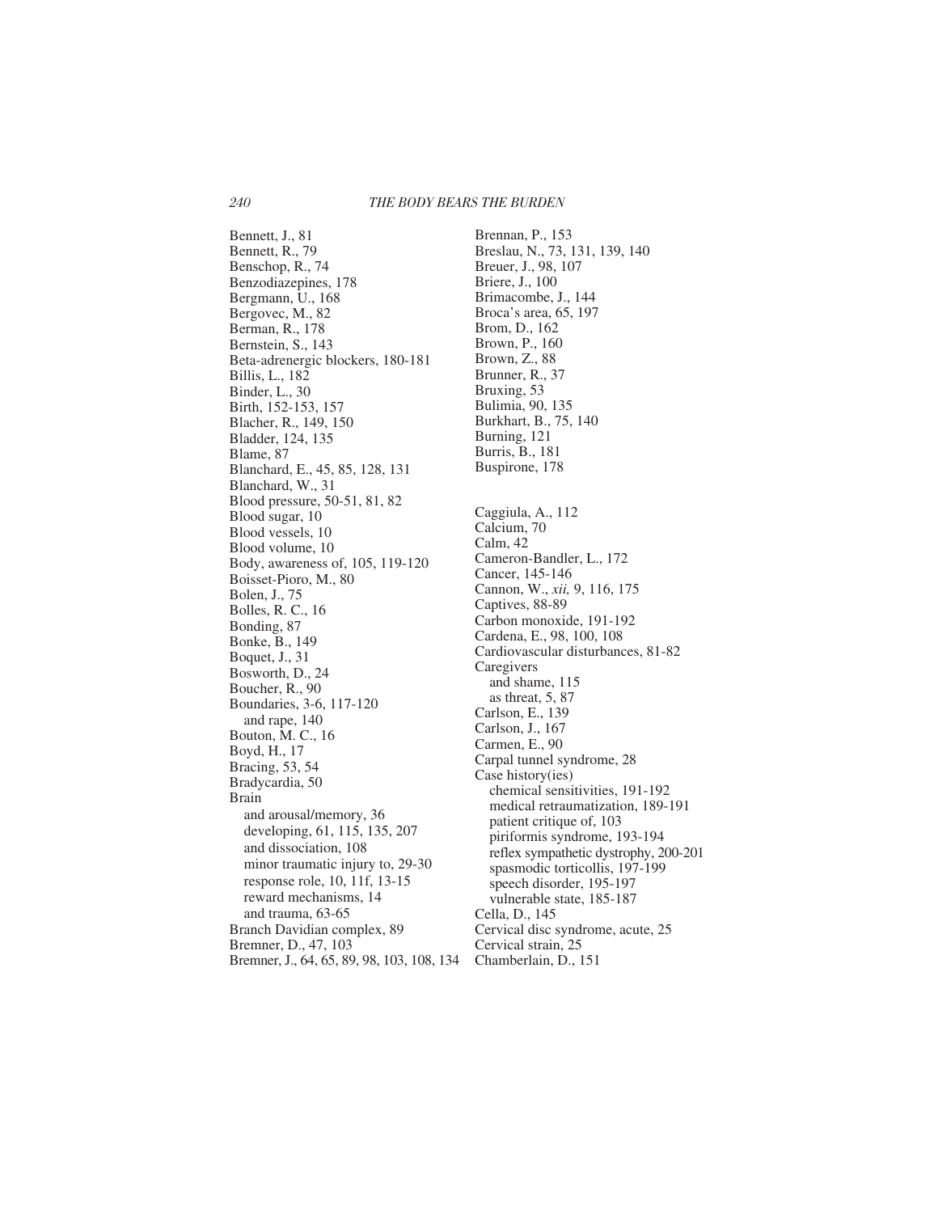Bennett, J., 81
Bennett, R., 79
Benschop, R., 74
Benzodiazepines, 178
Bergmann, U., 168
Bergovec, M., 82
Berman, R., 178
Bernstein, S., 143
Beta-adrenergic blockers, 180-181
Billis, L., 182
Binder, L., 30
Birth, 152-153, 157
Blacher, R., 149, 150
Bladder, 124, 135
Blame, 87
Blanchard, E., 45, 85, 128, 131
Blanchard, W., 31
Blood pressure, 50-51, 81, 82
Blood sugar, 10
Blood vessels, 10
Blood volume, 10
Body, awareness of, 105, 119-120
Boisset-Pioro, M., 80
Bolen, J., 75
Bolles, R. C., 16
Bonding, 87
Bonke, B., 149
Boquet, J., 31
Bosworth, D., 24
Boucher, R., 90
Boundaries, 3-6, 117-120
  and rape, 140
Bouton, M. C., 16
Boyd, H., 17
Bracing, 53, 54
Bradycardia, 50
Brain
  and arousal/memory, 36
  developing, 61, 115, 135, 207
  and dissociation, 108
  minor traumatic injury to, 29-30
  response role, 10, 11f, 13-15
  reward mechanisms, 14
  and trauma, 63-65
Branch Davidian complex, 89
Bremner, D., 47, 103
Bremner, J., 64, 65, 89, 98, 103, 108, 134
Brennan, P., 153
Breslau, N., 73, 131, 139, 140
Breuer, J., 98, 107
Briere, J., 100
Brimacombe, J., 144
Broca's area, 65, 197
Brom, D., 162
Brown, P., 160
Brown, Z., 88
Brunner, R., 37
Bruxing, 53
Bulimia, 90, 135
Burkhart, B., 75, 140
Burning, 121
Burris, B., 181
Buspirone, 178

Caggiula, A., 112
Calcium, 70
Calm, 42
Cameron-Bandler, L., 172
Cancer, 145-146
Cannon, W., *xii,* 9, 116, 175
Captives, 88-89
Carbon monoxide, 191-192
Cardena, E., 98, 100, 108
Cardiovascular disturbances, 81-82
Caregivers
  and shame, 115
  as threat, 5, 87
Carlson, E., 139
Carlson, J., 167
Carmen, E., 90
Carpal tunnel syndrome, 28
Case history(ies)
  chemical sensitivities, 191-192
  medical retraumatization, 189-191
  patient critique of, 103
  piriformis syndrome, 193-194
  reflex sympathetic dystrophy, 200-201
  spasmodic torticollis, 197-199
  speech disorder, 195-197
  vulnerable state, 185-187
Cella, D., 145
Cervical disc syndrome, acute, 25
Cervical strain, 25
Chamberlain, D., 151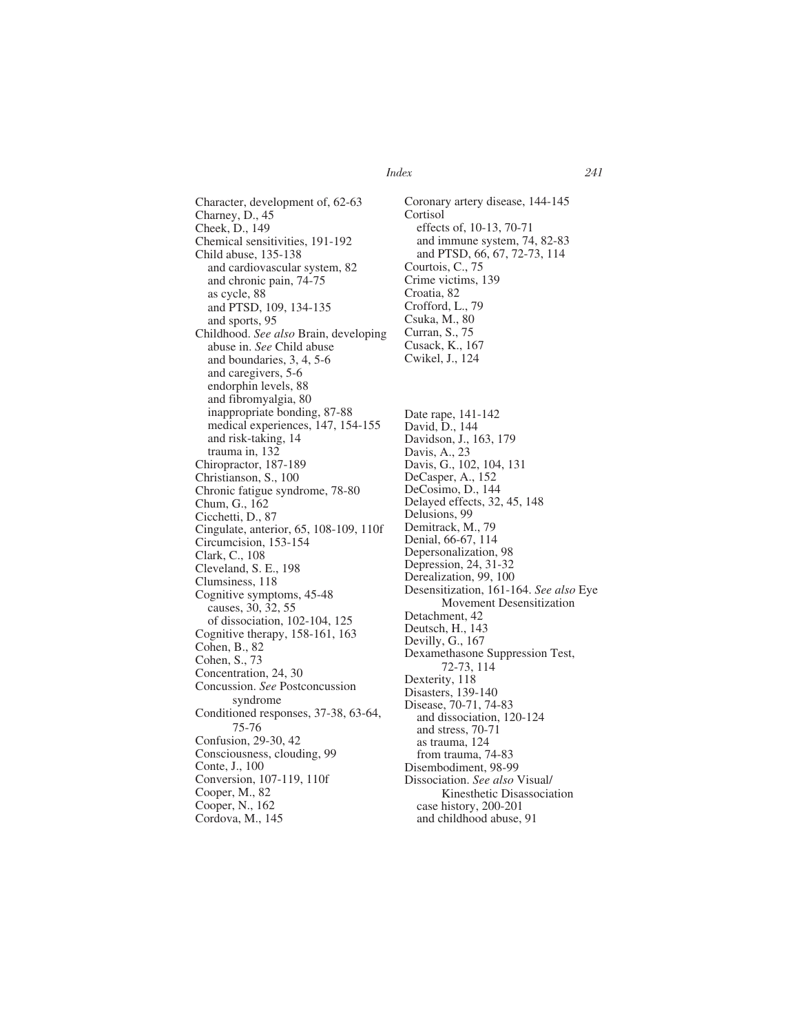Character, development of, 62-63
Charney, D., 45
Cheek, D., 149
Chemical sensitivities, 191-192
Child abuse, 135-138
  and cardiovascular system, 82
  and chronic pain, 74-75
  as cycle, 88
  and PTSD, 109, 134-135
  and sports, 95
Childhood. *See also* Brain, developing
  abuse in. *See* Child abuse
  and boundaries, 3, 4, 5-6
  and caregivers, 5-6
  endorphin levels, 88
  and fibromyalgia, 80
  inappropriate bonding, 87-88
  medical experiences, 147, 154-155
  and risk-taking, 14
  trauma in, 132
Chiropractor, 187-189
Christianson, S., 100
Chronic fatigue syndrome, 78-80
Chum, G., 162
Cicchetti, D., 87
Cingulate, anterior, 65, 108-109, 110f
Circumcision, 153-154
Clark, C., 108
Cleveland, S. E., 198
Clumsiness, 118
Cognitive symptoms, 45-48
  causes, 30, 32, 55
  of dissociation, 102-104, 125
Cognitive therapy, 158-161, 163
Cohen, B., 82
Cohen, S., 73
Concentration, 24, 30
Concussion. *See* Postconcussion syndrome
Conditioned responses, 37-38, 63-64, 75-76
Confusion, 29-30, 42
Consciousness, clouding, 99
Conte, J., 100
Conversion, 107-119, 110f
Cooper, M., 82
Cooper, N., 162
Cordova, M., 145
Coronary artery disease, 144-145
Cortisol
  effects of, 10-13, 70-71
  and immune system, 74, 82-83
  and PTSD, 66, 67, 72-73, 114
Courtois, C., 75
Crime victims, 139
Croatia, 82
Crofford, L., 79
Csuka, M., 80
Curran, S., 75
Cusack, K., 167
Cwikel, J., 124

Date rape, 141-142
David, D., 144
Davidson, J., 163, 179
Davis, A., 23
Davis, G., 102, 104, 131
DeCasper, A., 152
DeCosimo, D., 144
Delayed effects, 32, 45, 148
Delusions, 99
Demitrack, M., 79
Denial, 66-67, 114
Depersonalization, 98
Depression, 24, 31-32
Derealization, 99, 100
Desensitization, 161-164. *See also* Eye Movement Desensitization
Detachment, 42
Deutsch, H., 143
Devilly, G., 167
Dexamethasone Suppression Test, 72-73, 114
Dexterity, 118
Disasters, 139-140
Disease, 70-71, 74-83
  and dissociation, 120-124
  and stress, 70-71
  as trauma, 124
  from trauma, 74-83
Disembodiment, 98-99
Dissociation. *See also* Visual/Kinesthetic Disassociation
  case history, 200-201
  and childhood abuse, 91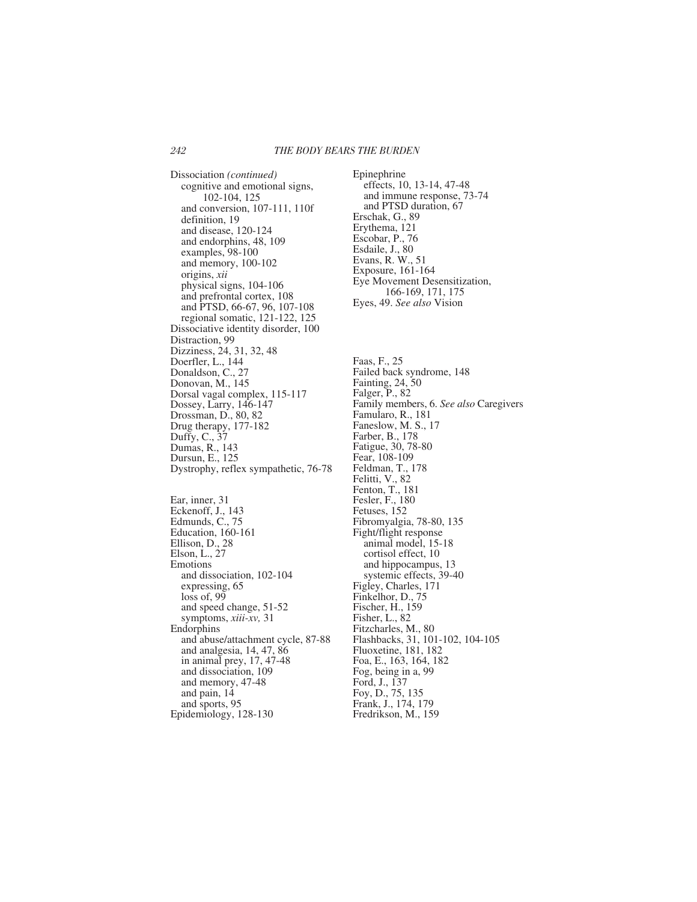Dissociation *(continued)*
  cognitive and emotional signs, 102-104, 125
  and conversion, 107-111, 110f
  definition, 19
  and disease, 120-124
  and endorphins, 48, 109
  examples, 98-100
  and memory, 100-102
  origins, *xii*
  physical signs, 104-106
  and prefrontal cortex, 108
  and PTSD, 66-67, 96, 107-108
  regional somatic, 121-122, 125
Dissociative identity disorder, 100
Distraction, 99
Dizziness, 24, 31, 32, 48
Doerfler, L., 144
Donaldson, C., 27
Donovan, M., 145
Dorsal vagal complex, 115-117
Dossey, Larry, 146-147
Drossman, D., 80, 82
Drug therapy, 177-182
Duffy, C., 37
Dumas, R., 143
Dursun, E., 125
Dystrophy, reflex sympathetic, 76-78

Ear, inner, 31
Eckenoff, J., 143
Edmunds, C., 75
Education, 160-161
Ellison, D., 28
Elson, L., 27
Emotions
  and dissociation, 102-104
  expressing, 65
  loss of, 99
  and speed change, 51-52
  symptoms, *xiii-xv,* 31
Endorphins
  and abuse/attachment cycle, 87-88
  and analgesia, 14, 47, 86
  in animal prey, 17, 47-48
  and dissociation, 109
  and memory, 47-48
  and pain, 14
  and sports, 95
Epidemiology, 128-130
Epinephrine
  effects, 10, 13-14, 47-48
  and immune response, 73-74
  and PTSD duration, 67
Erschak, G., 89
Erythema, 121
Escobar, P., 76
Esdaile, J., 80
Evans, R. W., 51
Exposure, 161-164
Eye Movement Desensitization, 166-169, 171, 175
Eyes, 49. *See also* Vision

Faas, F., 25
Failed back syndrome, 148
Fainting, 24, 50
Falger, P., 82
Family members, 6. *See also* Caregivers
Famularo, R., 181
Faneslow, M. S., 17
Farber, B., 178
Fatigue, 30, 78-80
Fear, 108-109
Feldman, T., 178
Felitti, V., 82
Fenton, T., 181
Fesler, F., 180
Fetuses, 152
Fibromyalgia, 78-80, 135
Fight/flight response
  animal model, 15-18
  cortisol effect, 10
  and hippocampus, 13
  systemic effects, 39-40
Figley, Charles, 171
Finkelhor, D., 75
Fischer, H., 159
Fisher, L., 82
Fitzcharles, M., 80
Flashbacks, 31, 101-102, 104-105
Fluoxetine, 181, 182
Foa, E., 163, 164, 182
Fog, being in a, 99
Ford, J., 137
Foy, D., 75, 135
Frank, J., 174, 179
Fredrikson, M., 159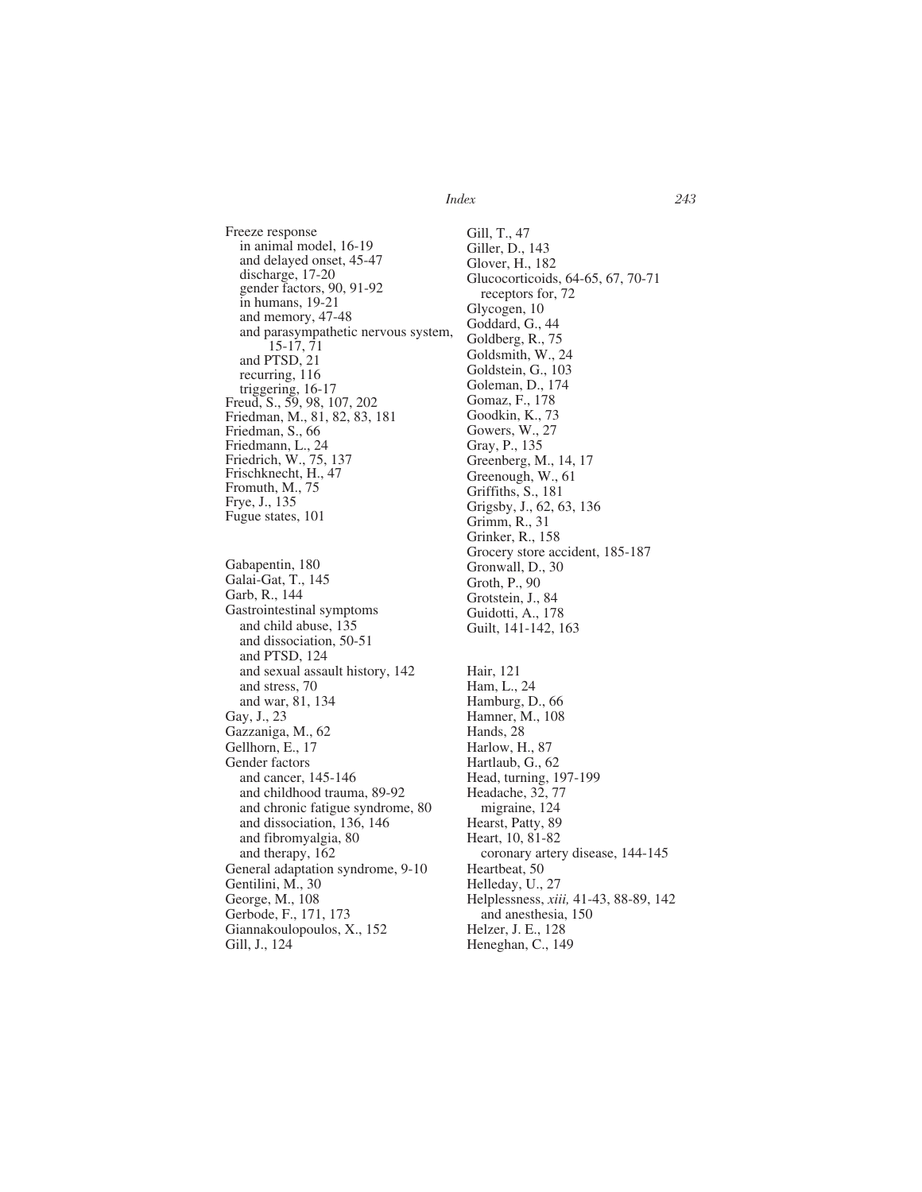Freeze response
  in animal model, 16-19
  and delayed onset, 45-47
  discharge, 17-20
  gender factors, 90, 91-92
  in humans, 19-21
  and memory, 47-48
  and parasympathetic nervous system, 15-17, 71
  and PTSD, 21
  recurring, 116
  triggering, 16-17
Freud, S., 59, 98, 107, 202
Friedman, M., 81, 82, 83, 181
Friedman, S., 66
Friedmann, L., 24
Friedrich, W., 75, 137
Frischknecht, H., 47
Fromuth, M., 75
Frye, J., 135
Fugue states, 101

Gabapentin, 180
Galai-Gat, T., 145
Garb, R., 144
Gastrointestinal symptoms
  and child abuse, 135
  and dissociation, 50-51
  and PTSD, 124
  and sexual assault history, 142
  and stress, 70
  and war, 81, 134
Gay, J., 23
Gazzaniga, M., 62
Gellhorn, E., 17
Gender factors
  and cancer, 145-146
  and childhood trauma, 89-92
  and chronic fatigue syndrome, 80
  and dissociation, 136, 146
  and fibromyalgia, 80
  and therapy, 162
General adaptation syndrome, 9-10
Gentilini, M., 30
George, M., 108
Gerbode, F., 171, 173
Giannakoulopoulos, X., 152
Gill, J., 124
Gill, T., 47
Giller, D., 143
Glover, H., 182
Glucocorticoids, 64-65, 67, 70-71
  receptors for, 72
Glycogen, 10
Goddard, G., 44
Goldberg, R., 75
Goldsmith, W., 24
Goldstein, G., 103
Goleman, D., 174
Gomaz, F., 178
Goodkin, K., 73
Gowers, W., 27
Gray, P., 135
Greenberg, M., 14, 17
Greenough, W., 61
Griffiths, S., 181
Grigsby, J., 62, 63, 136
Grimm, R., 31
Grinker, R., 158
Grocery store accident, 185-187
Gronwall, D., 30
Groth, P., 90
Grotstein, J., 84
Guidotti, A., 178
Guilt, 141-142, 163

Hair, 121
Ham, L., 24
Hamburg, D., 66
Hamner, M., 108
Hands, 28
Harlow, H., 87
Hartlaub, G., 62
Head, turning, 197-199
Headache, 32, 77
  migraine, 124
Hearst, Patty, 89
Heart, 10, 81-82
  coronary artery disease, 144-145
Heartbeat, 50
Helleday, U., 27
Helplessness, *xiii,* 41-43, 88-89, 142
  and anesthesia, 150
Helzer, J. E., 128
Heneghan, C., 149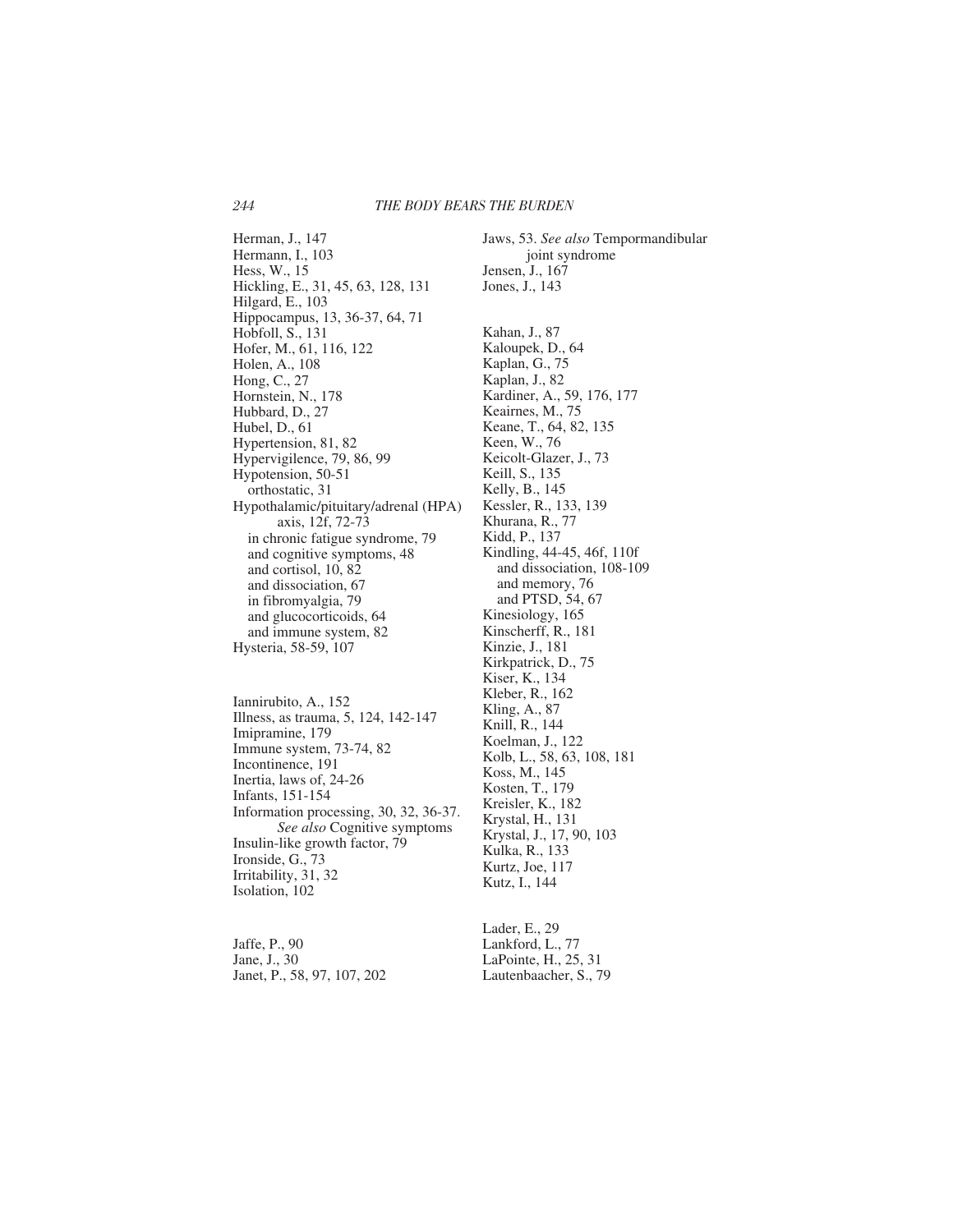Herman, J., 147
Hermann, I., 103
Hess, W., 15
Hickling, E., 31, 45, 63, 128, 131
Hilgard, E., 103
Hippocampus, 13, 36-37, 64, 71
Hobfoll, S., 131
Hofer, M., 61, 116, 122
Holen, A., 108
Hong, C., 27
Hornstein, N., 178
Hubbard, D., 27
Hubel, D., 61
Hypertension, 81, 82
Hypervigilence, 79, 86, 99
Hypotension, 50-51
  orthostatic, 31
Hypothalamic/pituitary/adrenal (HPA) axis, 12f, 72-73
  in chronic fatigue syndrome, 79
  and cognitive symptoms, 48
  and cortisol, 10, 82
  and dissociation, 67
  in fibromyalgia, 79
  and glucocorticoids, 64
  and immune system, 82
Hysteria, 58-59, 107

Iannirubito, A., 152
Illness, as trauma, 5, 124, 142-147
Imipramine, 179
Immune system, 73-74, 82
Incontinence, 191
Inertia, laws of, 24-26
Infants, 151-154
Information processing, 30, 32, 36-37. *See also* Cognitive symptoms
Insulin-like growth factor, 79
Ironside, G., 73
Irritability, 31, 32
Isolation, 102

Jaffe, P., 90
Jane, J., 30
Janet, P., 58, 97, 107, 202
Jaws, 53. *See also* Tempormandibular joint syndrome
Jensen, J., 167
Jones, J., 143

Kahan, J., 87
Kaloupek, D., 64
Kaplan, G., 75
Kaplan, J., 82
Kardiner, A., 59, 176, 177
Keairnes, M., 75
Keane, T., 64, 82, 135
Keen, W., 76
Keicolt-Glazer, J., 73
Keill, S., 135
Kelly, B., 145
Kessler, R., 133, 139
Khurana, R., 77
Kidd, P., 137
Kindling, 44-45, 46f, 110f
  and dissociation, 108-109
  and memory, 76
  and PTSD, 54, 67
Kinesiology, 165
Kinscherff, R., 181
Kinzie, J., 181
Kirkpatrick, D., 75
Kiser, K., 134
Kleber, R., 162
Kling, A., 87
Knill, R., 144
Koelman, J., 122
Kolb, L., 58, 63, 108, 181
Koss, M., 145
Kosten, T., 179
Kreisler, K., 182
Krystal, H., 131
Krystal, J., 17, 90, 103
Kulka, R., 133
Kurtz, Joe, 117
Kutz, I., 144

Lader, E., 29
Lankford, L., 77
LaPointe, H., 25, 31
Lautenbaacher, S., 79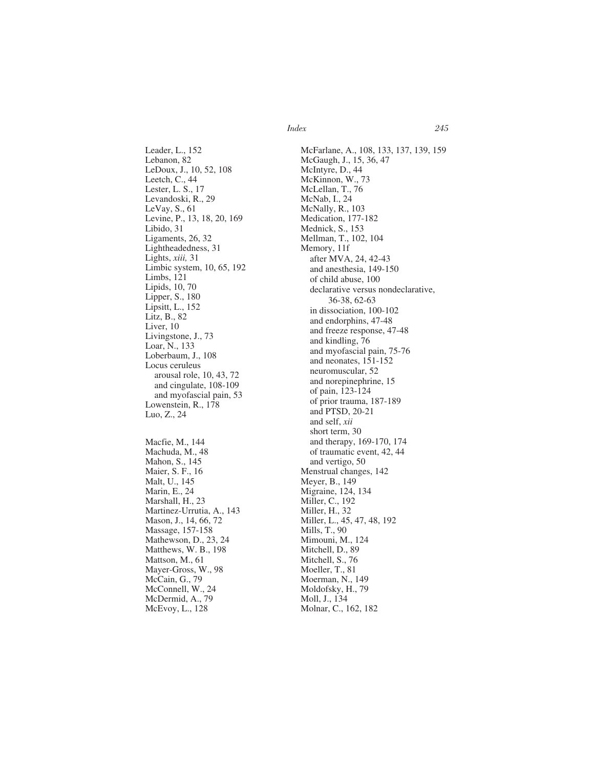Leader, L., 152
Lebanon, 82
LeDoux, J., 10, 52, 108
Leetch, C., 44
Lester, L. S., 17
Levandoski, R., 29
LeVay, S., 61
Levine, P., 13, 18, 20, 169
Libido, 31
Ligaments, 26, 32
Lightheadedness, 31
Lights, *xiii,* 31
Limbic system, 10, 65, 192
Limbs, 121
Lipids, 10, 70
Lipper, S., 180
Lipsitt, L., 152
Litz, B., 82
Liver, 10
Livingstone, J., 73
Loar, N., 133
Loberbaum, J., 108
Locus ceruleus
  arousal role, 10, 43, 72
  and cingulate, 108-109
  and myofascial pain, 53
Lowenstein, R., 178
Luo, Z., 24

Macfie, M., 144
Machuda, M., 48
Mahon, S., 145
Maier, S. F., 16
Malt, U., 145
Marin, E., 24
Marshall, H., 23
Martinez-Urrutia, A., 143
Mason, J., 14, 66, 72
Massage, 157-158
Mathewson, D., 23, 24
Matthews, W. B., 198
Mattson, M., 61
Mayer-Gross, W., 98
McCain, G., 79
McConnell, W., 24
McDermid, A., 79
McEvoy, L., 128
McFarlane, A., 108, 133, 137, 139, 159
McGaugh, J., 15, 36, 47
McIntyre, D., 44
McKinnon, W., 73
McLellan, T., 76
McNab, I., 24
McNally, R., 103
Medication, 177-182
Mednick, S., 153
Mellman, T., 102, 104
Memory, 11f
  after MVA, 24, 42-43
  and anesthesia, 149-150
  of child abuse, 100
  declarative versus nondeclarative, 36-38, 62-63
  in dissociation, 100-102
  and endorphins, 47-48
  and freeze response, 47-48
  and kindling, 76
  and myofascial pain, 75-76
  and neonates, 151-152
  neuromuscular, 52
  and norepinephrine, 15
  of pain, 123-124
  of prior trauma, 187-189
  and PTSD, 20-21
  and self, *xii*
  short term, 30
  and therapy, 169-170, 174
  of traumatic event, 42, 44
  and vertigo, 50
Menstrual changes, 142
Meyer, B., 149
Migraine, 124, 134
Miller, C., 192
Miller, H., 32
Miller, L., 45, 47, 48, 192
Mills, T., 90
Mimouni, M., 124
Mitchell, D., 89
Mitchell, S., 76
Moeller, T., 81
Moerman, N., 149
Moldofsky, H., 79
Moll, J., 134
Molnar, C., 162, 182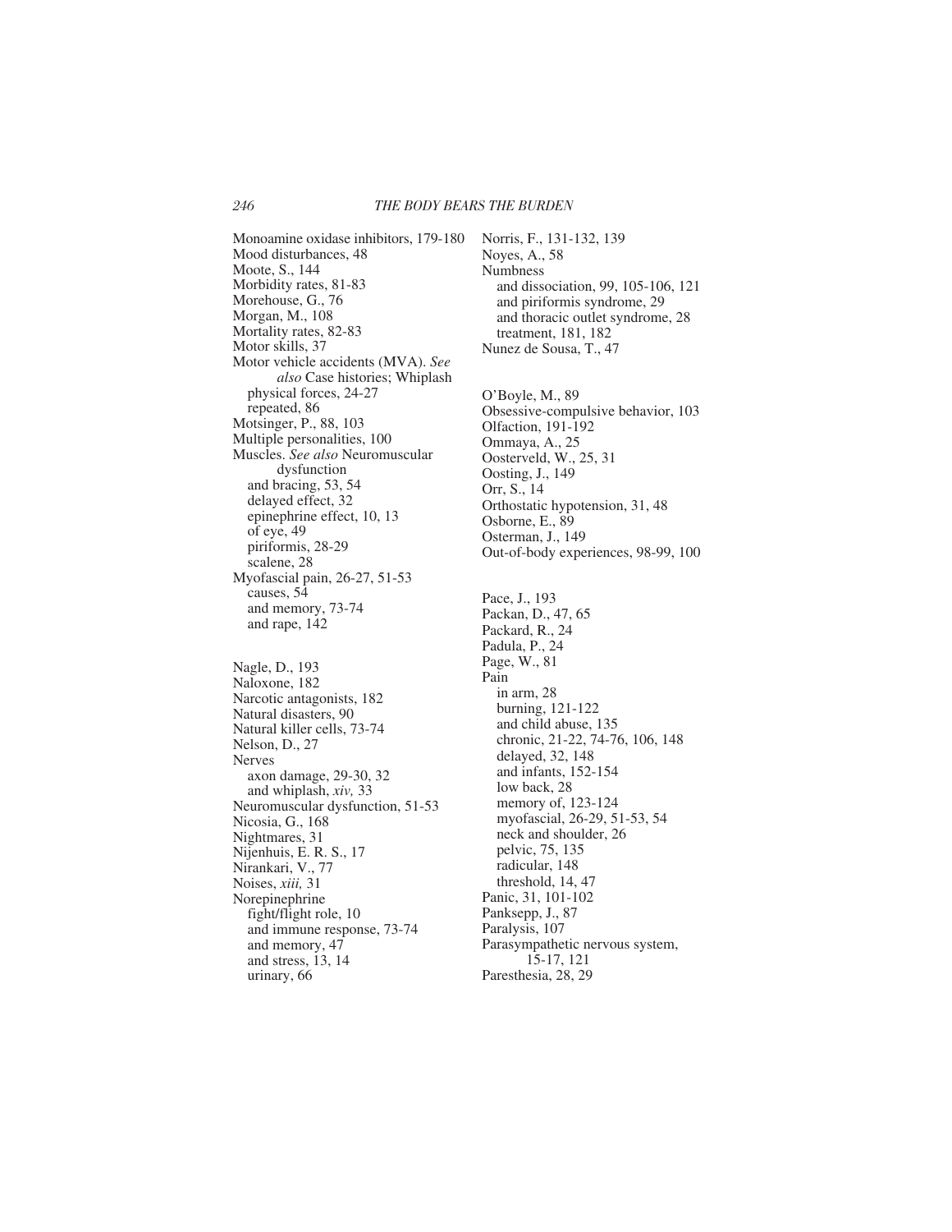Monoamine oxidase inhibitors, 179-180
Mood disturbances, 48
Moote, S., 144
Morbidity rates, 81-83
Morehouse, G., 76
Morgan, M., 108
Mortality rates, 82-83
Motor skills, 37
Motor vehicle accidents (MVA). *See also* Case histories; Whiplash
  physical forces, 24-27
  repeated, 86
Motsinger, P., 88, 103
Multiple personalities, 100
Muscles. *See also* Neuromuscular dysfunction
  and bracing, 53, 54
  delayed effect, 32
  epinephrine effect, 10, 13
  of eye, 49
  piriformis, 28-29
  scalene, 28
Myofascial pain, 26-27, 51-53
  causes, 54
  and memory, 73-74
  and rape, 142

Nagle, D., 193
Naloxone, 182
Narcotic antagonists, 182
Natural disasters, 90
Natural killer cells, 73-74
Nelson, D., 27
Nerves
  axon damage, 29-30, 32
  and whiplash, *xiv,* 33
Neuromuscular dysfunction, 51-53
Nicosia, G., 168
Nightmares, 31
Nijenhuis, E. R. S., 17
Nirankari, V., 77
Noises, *xiii,* 31
Norepinephrine
  fight/flight role, 10
  and immune response, 73-74
  and memory, 47
  and stress, 13, 14
  urinary, 66

Norris, F., 131-132, 139
Noyes, A., 58
Numbness
  and dissociation, 99, 105-106, 121
  and piriformis syndrome, 29
  and thoracic outlet syndrome, 28
  treatment, 181, 182
Nunez de Sousa, T., 47

O'Boyle, M., 89
Obsessive-compulsive behavior, 103
Olfaction, 191-192
Ommaya, A., 25
Oosterveld, W., 25, 31
Oosting, J., 149
Orr, S., 14
Orthostatic hypotension, 31, 48
Osborne, E., 89
Osterman, J., 149
Out-of-body experiences, 98-99, 100

Pace, J., 193
Packan, D., 47, 65
Packard, R., 24
Padula, P., 24
Page, W., 81
Pain
  in arm, 28
  burning, 121-122
  and child abuse, 135
  chronic, 21-22, 74-76, 106, 148
  delayed, 32, 148
  and infants, 152-154
  low back, 28
  memory of, 123-124
  myofascial, 26-29, 51-53, 54
  neck and shoulder, 26
  pelvic, 75, 135
  radicular, 148
  threshold, 14, 47
Panic, 31, 101-102
Panksepp, J., 87
Paralysis, 107
Parasympathetic nervous system, 15-17, 121
Paresthesia, 28, 29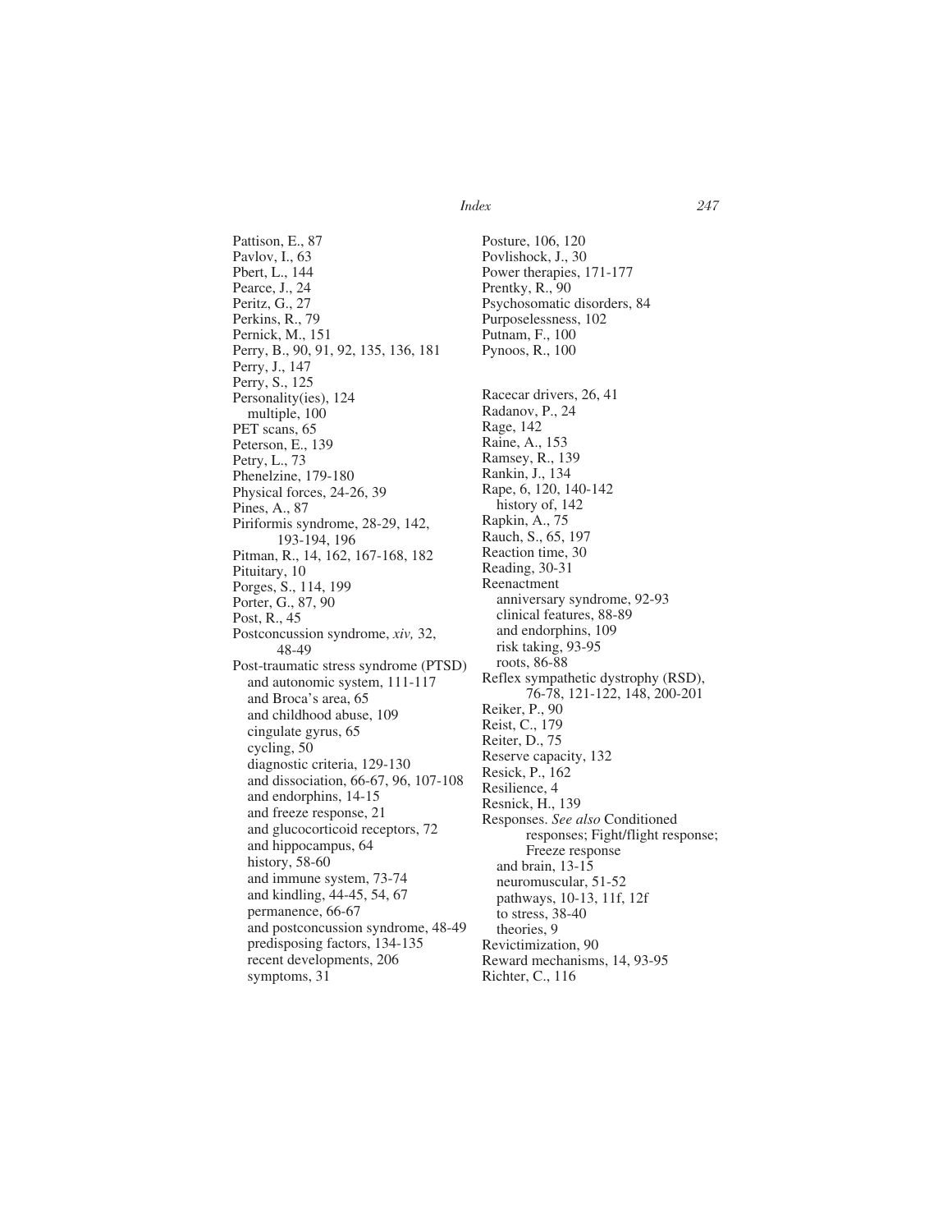Pattison, E., 87
Pavlov, I., 63
Pbert, L., 144
Pearce, J., 24
Peritz, G., 27
Perkins, R., 79
Pernick, M., 151
Perry, B., 90, 91, 92, 135, 136, 181
Perry, J., 147
Perry, S., 125
Personality(ies), 124
  multiple, 100
PET scans, 65
Peterson, E., 139
Petry, L., 73
Phenelzine, 179-180
Physical forces, 24-26, 39
Pines, A., 87
Piriformis syndrome, 28-29, 142, 193-194, 196
Pitman, R., 14, 162, 167-168, 182
Pituitary, 10
Porges, S., 114, 199
Porter, G., 87, 90
Post, R., 45
Postconcussion syndrome, *xiv,* 32, 48-49
Post-traumatic stress syndrome (PTSD)
  and autonomic system, 111-117
  and Broca's area, 65
  and childhood abuse, 109
  cingulate gyrus, 65
  cycling, 50
  diagnostic criteria, 129-130
  and dissociation, 66-67, 96, 107-108
  and endorphins, 14-15
  and freeze response, 21
  and glucocorticoid receptors, 72
  and hippocampus, 64
  history, 58-60
  and immune system, 73-74
  and kindling, 44-45, 54, 67
  permanence, 66-67
  and postconcussion syndrome, 48-49
  predisposing factors, 134-135
  recent developments, 206
  symptoms, 31

Posture, 106, 120
Povlishock, J., 30
Power therapies, 171-177
Prentky, R., 90
Psychosomatic disorders, 84
Purposelessness, 102
Putnam, F., 100
Pynoos, R., 100

Racecar drivers, 26, 41
Radanov, P., 24
Rage, 142
Raine, A., 153
Ramsey, R., 139
Rankin, J., 134
Rape, 6, 120, 140-142
  history of, 142
Rapkin, A., 75
Rauch, S., 65, 197
Reaction time, 30
Reading, 30-31
Reenactment
  anniversary syndrome, 92-93
  clinical features, 88-89
  and endorphins, 109
  risk taking, 93-95
  roots, 86-88
Reflex sympathetic dystrophy (RSD), 76-78, 121-122, 148, 200-201
Reiker, P., 90
Reist, C., 179
Reiter, D., 75
Reserve capacity, 132
Resick, P., 162
Resilience, 4
Resnick, H., 139
Responses. *See also* Conditioned responses; Fight/flight response; Freeze response
  and brain, 13-15
  neuromuscular, 51-52
  pathways, 10-13, 11f, 12f
  to stress, 38-40
  theories, 9
Revictimization, 90
Reward mechanisms, 14, 93-95
Richter, C., 116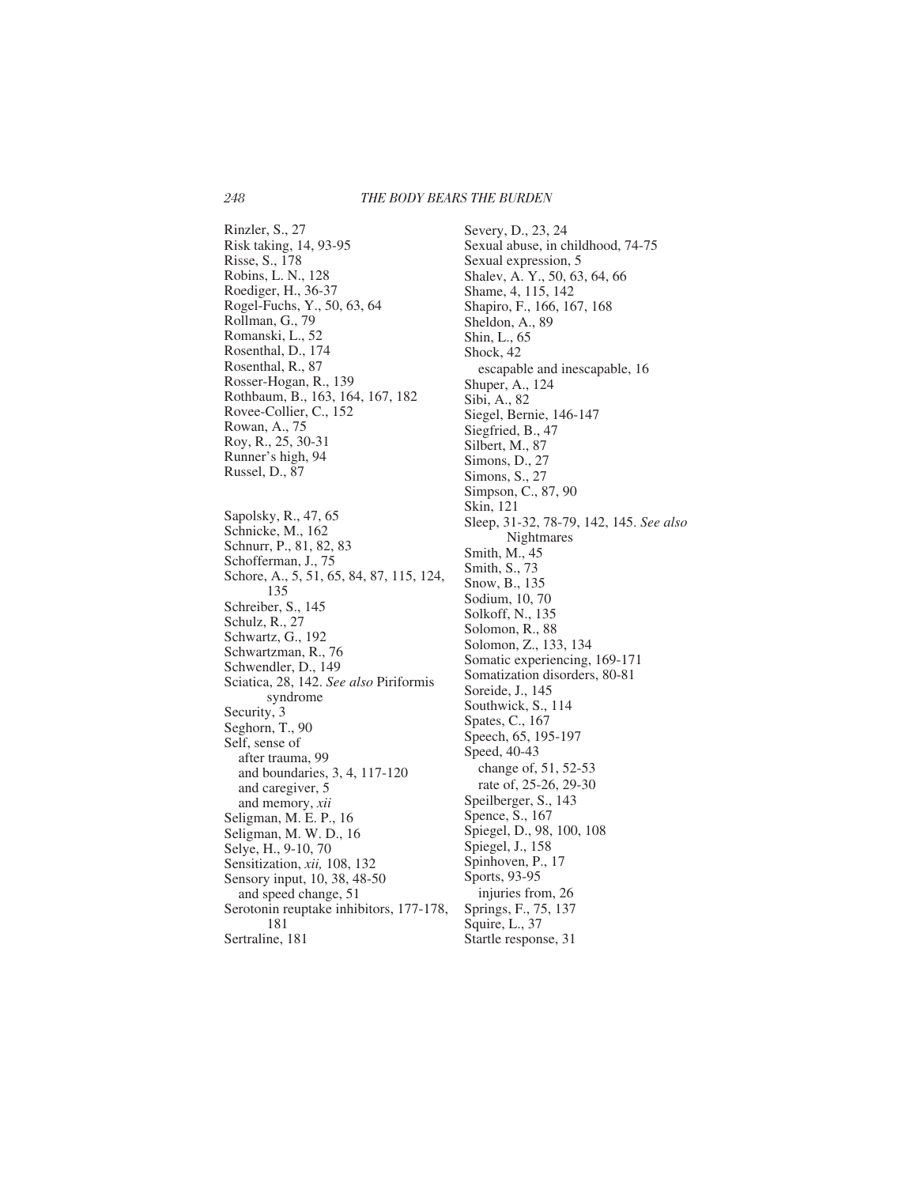Rinzler, S., 27
Risk taking, 14, 93-95
Risse, S., 178
Robins, L. N., 128
Roediger, H., 36-37
Rogel-Fuchs, Y., 50, 63, 64
Rollman, G., 79
Romanski, L., 52
Rosenthal, D., 174
Rosenthal, R., 87
Rosser-Hogan, R., 139
Rothbaum, B., 163, 164, 167, 182
Rovee-Collier, C., 152
Rowan, A., 75
Roy, R., 25, 30-31
Runner's high, 94
Russel, D., 87

Sapolsky, R., 47, 65
Schnicke, M., 162
Schnurr, P., 81, 82, 83
Schofferman, J., 75
Schore, A., 5, 51, 65, 84, 87, 115, 124, 135
Schreiber, S., 145
Schulz, R., 27
Schwartz, G., 192
Schwartzman, R., 76
Schwendler, D., 149
Sciatica, 28, 142. *See also* Piriformis syndrome
Security, 3
Seghorn, T., 90
Self, sense of
  after trauma, 99
  and boundaries, 3, 4, 117-120
  and caregiver, 5
  and memory, *xii*
Seligman, M. E. P., 16
Seligman, M. W. D., 16
Selye, H., 9-10, 70
Sensitization, *xii,* 108, 132
Sensory input, 10, 38, 48-50
  and speed change, 51
Serotonin reuptake inhibitors, 177-178, 181
Sertraline, 181
Severy, D., 23, 24
Sexual abuse, in childhood, 74-75
Sexual expression, 5
Shalev, A. Y., 50, 63, 64, 66
Shame, 4, 115, 142
Shapiro, F., 166, 167, 168
Sheldon, A., 89
Shin, L., 65
Shock, 42
  escapable and inescapable, 16
Shuper, A., 124
Sibi, A., 82
Siegel, Bernie, 146-147
Siegfried, B., 47
Silbert, M., 87
Simons, D., 27
Simons, S., 27
Simpson, C., 87, 90
Skin, 121
Sleep, 31-32, 78-79, 142, 145. *See also* Nightmares
Smith, M., 45
Smith, S., 73
Snow, B., 135
Sodium, 10, 70
Solkoff, N., 135
Solomon, R., 88
Solomon, Z., 133, 134
Somatic experiencing, 169-171
Somatization disorders, 80-81
Soreide, J., 145
Southwick, S., 114
Spates, C., 167
Speech, 65, 195-197
Speed, 40-43
  change of, 51, 52-53
  rate of, 25-26, 29-30
Speilberger, S., 143
Spence, S., 167
Spiegel, D., 98, 100, 108
Spiegel, J., 158
Spinhoven, P., 17
Sports, 93-95
  injuries from, 26
Springs, F., 75, 137
Squire, L., 37
Startle response, 31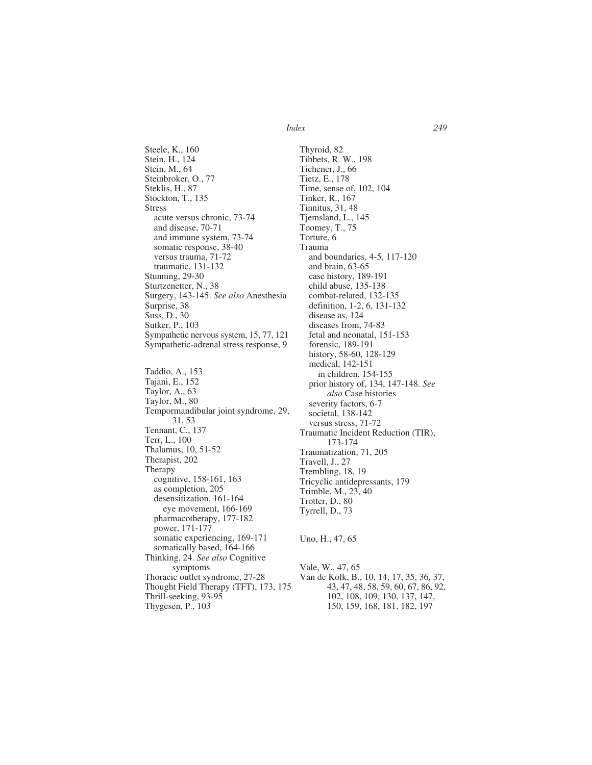Steele, K., 160
Stein, H., 124
Stein, M., 64
Steinbroker, O., 77
Steklis, H., 87
Stockton, T., 135
Stress
  acute versus chronic, 73-74
  and disease, 70-71
  and immune system, 73-74
  somatic response, 38-40
  versus trauma, 71-72
  traumatic, 131-132
Stunning, 29-30
Sturtzenetter, N., 38
Surgery, 143-145. *See also* Anesthesia
Surprise, 38
Suss, D., 30
Sutker, P., 103
Sympathetic nervous system, 15, 77, 121
Sympathetic-adrenal stress response, 9

Taddio, A., 153
Tajani, E., 152
Taylor, A., 63
Taylor, M., 80
Tempormandibular joint syndrome, 29, 31, 53
Tennant, C., 137
Terr, L., 100
Thalamus, 10, 51-52
Therapist, 202
Therapy
  cognitive, 158-161, 163
  as completion, 205
  desensitization, 161-164
    eye movement, 166-169
  pharmacotherapy, 177-182
  power, 171-177
  somatic experiencing, 169-171
  somatically based, 164-166
Thinking, 24. *See also* Cognitive symptoms
Thoracic outlet syndrome, 27-28
Thought Field Therapy (TFT), 173, 175
Thrill-seeking, 93-95
Thygesen, P., 103
Thyroid, 82
Tibbets, R. W., 198
Tichener, J., 66
Tietz, E., 178
Time, sense of, 102, 104
Tinker, R., 167
Tinnitus, 31, 48
Tjemsland, L., 145
Toomey, T., 75
Torture, 6
Trauma
  and boundaries, 4-5, 117-120
  and brain, 63-65
  case history, 189-191
  child abuse, 135-138
  combat-related, 132-135
  definition, 1-2, 6, 131-132
  disease as, 124
  diseases from, 74-83
  fetal and neonatal, 151-153
  forensic, 189-191
  history, 58-60, 128-129
  medical, 142-151
    in children, 154-155
  prior history of, 134, 147-148. *See also* Case histories
  severity factors, 6-7
  societal, 138-142
  versus stress, 71-72
Traumatic Incident Reduction (TIR), 173-174
Traumatization, 71, 205
Travell, J., 27
Trembling, 18, 19
Tricyclic antidepressants, 179
Trimble, M., 23, 40
Trotter, D., 80
Tyrrell, D., 73

Uno, H., 47, 65

Vale, W., 47, 65
Van de Kolk, B., 10, 14, 17, 35, 36, 37, 43, 47, 48, 58, 59, 60, 67, 86, 92, 102, 108, 109, 130, 137, 147, 150, 159, 168, 181, 182, 197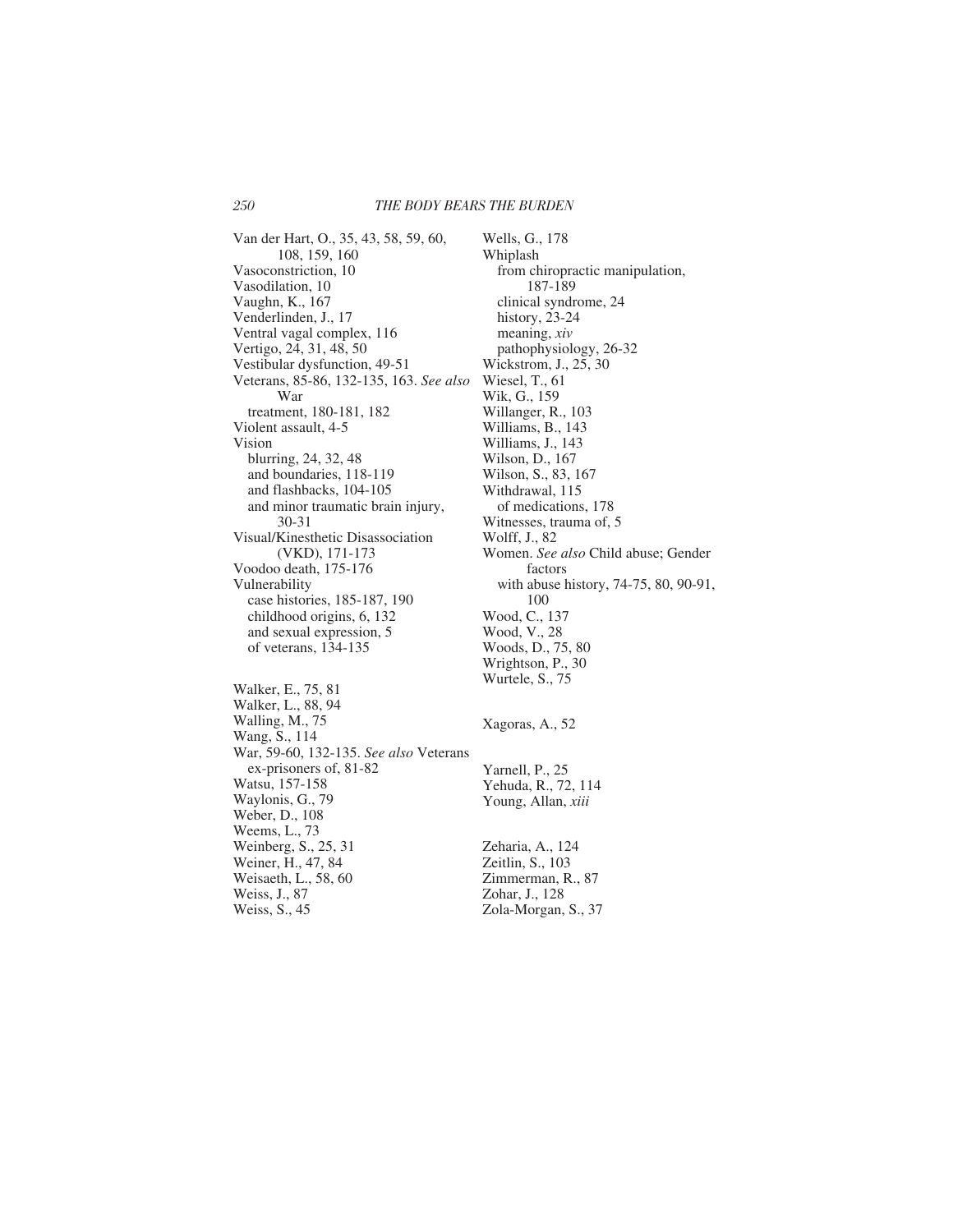Van der Hart, O., 35, 43, 58, 59, 60, 108, 159, 160
Vasoconstriction, 10
Vasodilation, 10
Vaughn, K., 167
Venderlinden, J., 17
Ventral vagal complex, 116
Vertigo, 24, 31, 48, 50
Vestibular dysfunction, 49-51
Veterans, 85-86, 132-135, 163. *See also* War
  treatment, 180-181, 182
Violent assault, 4-5
Vision
  blurring, 24, 32, 48
  and boundaries, 118-119
  and flashbacks, 104-105
  and minor traumatic brain injury, 30-31
Visual/Kinesthetic Disassociation (VKD), 171-173
Voodoo death, 175-176
Vulnerability
  case histories, 185-187, 190
  childhood origins, 6, 132
  and sexual expression, 5
  of veterans, 134-135

Walker, E., 75, 81
Walker, L., 88, 94
Walling, M., 75
Wang, S., 114
War, 59-60, 132-135. *See also* Veterans
  ex-prisoners of, 81-82
Watsu, 157-158
Waylonis, G., 79
Weber, D., 108
Weems, L., 73
Weinberg, S., 25, 31
Weiner, H., 47, 84
Weisaeth, L., 58, 60
Weiss, J., 87
Weiss, S., 45
Wells, G., 178
Whiplash
  from chiropractic manipulation, 187-189
  clinical syndrome, 24
  history, 23-24
  meaning, *xiv*
  pathophysiology, 26-32
Wickstrom, J., 25, 30
Wiesel, T., 61
Wik, G., 159
Willanger, R., 103
Williams, B., 143
Williams, J., 143
Wilson, D., 167
Wilson, S., 83, 167
Withdrawal, 115
  of medications, 178
Witnesses, trauma of, 5
Wolff, J., 82
Women. *See also* Child abuse; Gender factors
  with abuse history, 74-75, 80, 90-91, 100
Wood, C., 137
Wood, V., 28
Woods, D., 75, 80
Wrightson, P., 30
Wurtele, S., 75

Xagoras, A., 52

Yarnell, P., 25
Yehuda, R., 72, 114
Young, Allan, *xiii*

Zeharia, A., 124
Zeitlin, S., 103
Zimmerman, R., 87
Zohar, J., 128
Zola-Morgan, S., 37